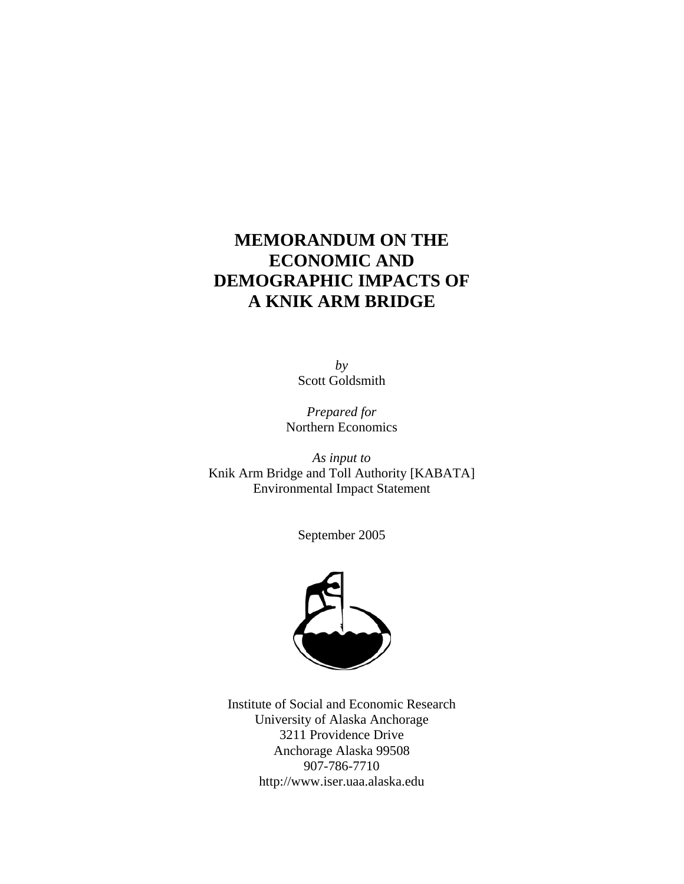# MEMORANDUM ON THE ECONOMIC AND DEMOGRAPHIC IMPACTS OF A KNIK ARM BRIDGE

*by*
Scott Goldsmith

*Prepared for*
Northern Economics

*As input to*
Knik Arm Bridge and Toll Authority [KABATA]
Environmental Impact Statement

September 2005

Institute of Social and Economic Research
University of Alaska Anchorage
3211 Providence Drive
Anchorage Alaska 99508
907-786-7710
http://www.iser.uaa.alaska.edu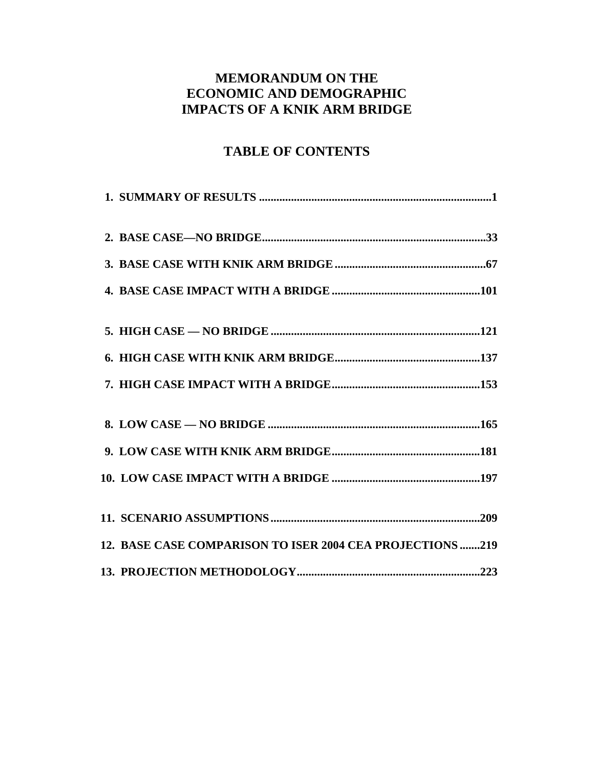# MEMORANDUM ON THE ECONOMIC AND DEMOGRAPHIC IMPACTS OF A KNIK ARM BRIDGE

## TABLE OF CONTENTS

1. SUMMARY OF RESULTS ............................................................ 1

2. BASE CASE—NO BRIDGE............................................................ 33
3. BASE CASE WITH KNIK ARM BRIDGE ........................................... 67
4. BASE CASE IMPACT WITH A BRIDGE ........................................... 101

5. HIGH CASE — NO BRIDGE ........................................................ 121
6. HIGH CASE WITH KNIK ARM BRIDGE........................................... 137
7. HIGH CASE IMPACT WITH A BRIDGE........................................... 153

8. LOW CASE — NO BRIDGE ......................................................... 165
9. LOW CASE WITH KNIK ARM BRIDGE........................................... 181
10. LOW CASE IMPACT WITH A BRIDGE ........................................... 197

11. SCENARIO ASSUMPTIONS......................................................... 209
12. BASE CASE COMPARISON TO ISER 2004 CEA PROJECTIONS ....... 219
13. PROJECTION METHODOLOGY................................................... 223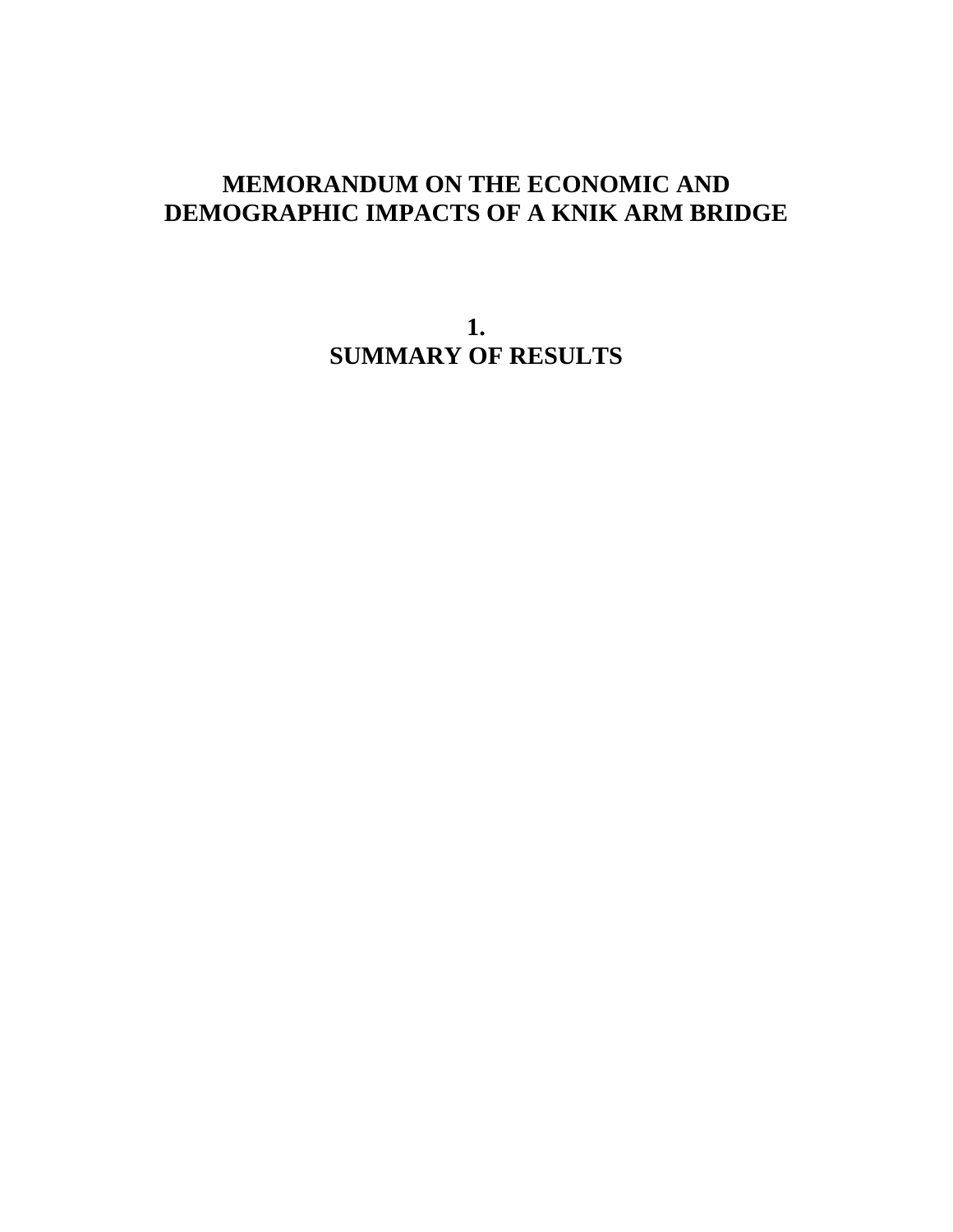# MEMORANDUM ON THE ECONOMIC AND DEMOGRAPHIC IMPACTS OF A KNIK ARM BRIDGE

## 1. SUMMARY OF RESULTS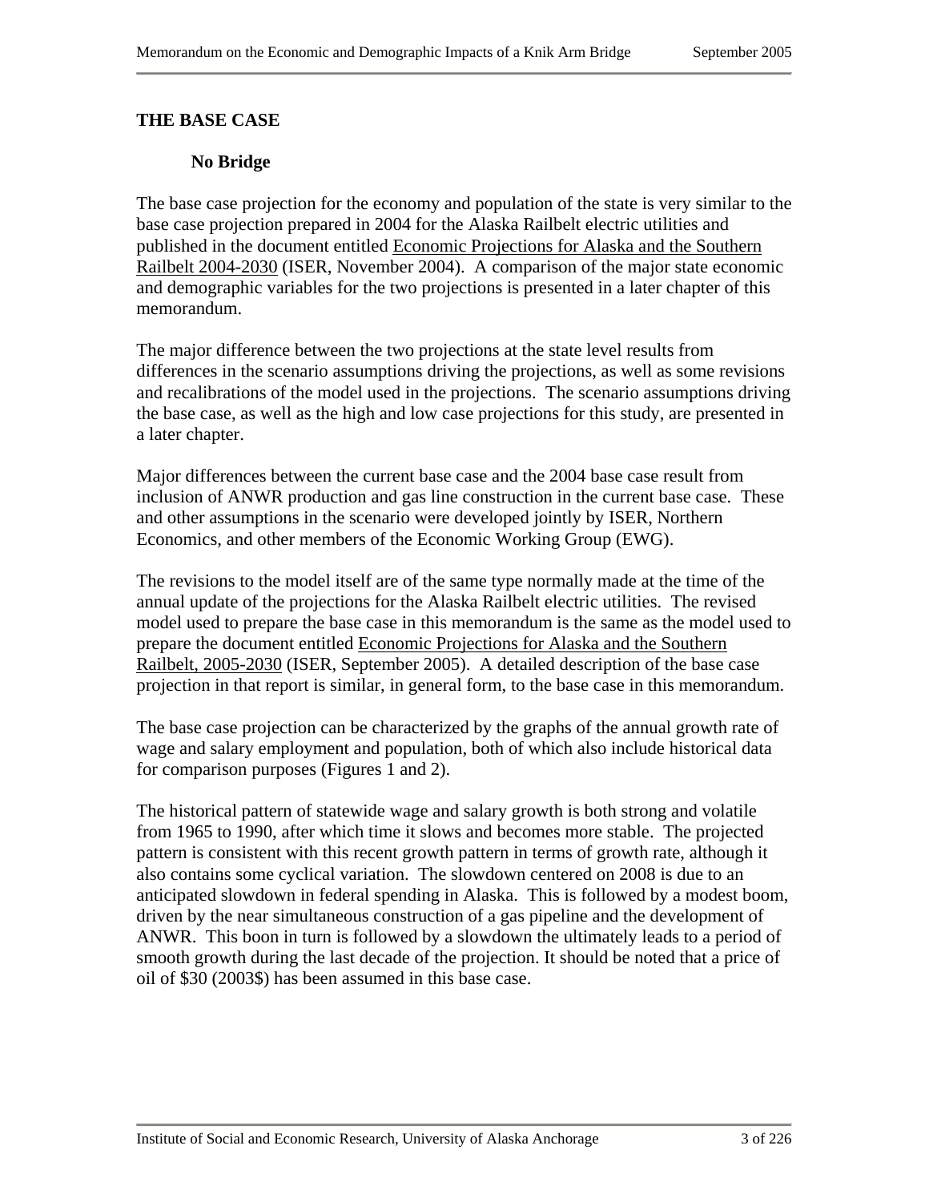## THE BASE CASE

### No Bridge

The base case projection for the economy and population of the state is very similar to the base case projection prepared in 2004 for the Alaska Railbelt electric utilities and published in the document entitled Economic Projections for Alaska and the Southern Railbelt 2004-2030 (ISER, November 2004). A comparison of the major state economic and demographic variables for the two projections is presented in a later chapter of this memorandum.

The major difference between the two projections at the state level results from differences in the scenario assumptions driving the projections, as well as some revisions and recalibrations of the model used in the projections. The scenario assumptions driving the base case, as well as the high and low case projections for this study, are presented in a later chapter.

Major differences between the current base case and the 2004 base case result from inclusion of ANWR production and gas line construction in the current base case. These and other assumptions in the scenario were developed jointly by ISER, Northern Economics, and other members of the Economic Working Group (EWG).

The revisions to the model itself are of the same type normally made at the time of the annual update of the projections for the Alaska Railbelt electric utilities. The revised model used to prepare the base case in this memorandum is the same as the model used to prepare the document entitled Economic Projections for Alaska and the Southern Railbelt, 2005-2030 (ISER, September 2005). A detailed description of the base case projection in that report is similar, in general form, to the base case in this memorandum.

The base case projection can be characterized by the graphs of the annual growth rate of wage and salary employment and population, both of which also include historical data for comparison purposes (Figures 1 and 2).

The historical pattern of statewide wage and salary growth is both strong and volatile from 1965 to 1990, after which time it slows and becomes more stable. The projected pattern is consistent with this recent growth pattern in terms of growth rate, although it also contains some cyclical variation. The slowdown centered on 2008 is due to an anticipated slowdown in federal spending in Alaska. This is followed by a modest boom, driven by the near simultaneous construction of a gas pipeline and the development of ANWR. This boon in turn is followed by a slowdown the ultimately leads to a period of smooth growth during the last decade of the projection. It should be noted that a price of oil of $30 (2003$) has been assumed in this base case.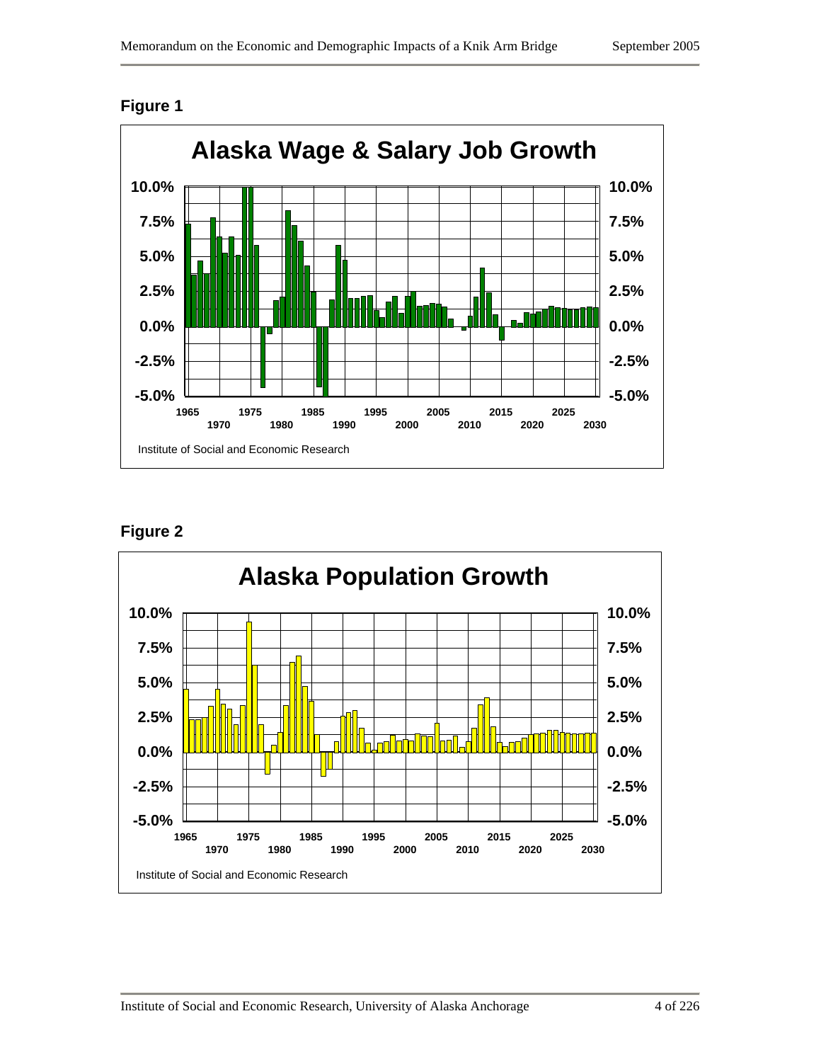**Figure 1**

**Alaska Wage & Salary Job Growth**

Institute of Social and Economic Research

**Figure 2**

**Alaska Population Growth**

Institute of Social and Economic Research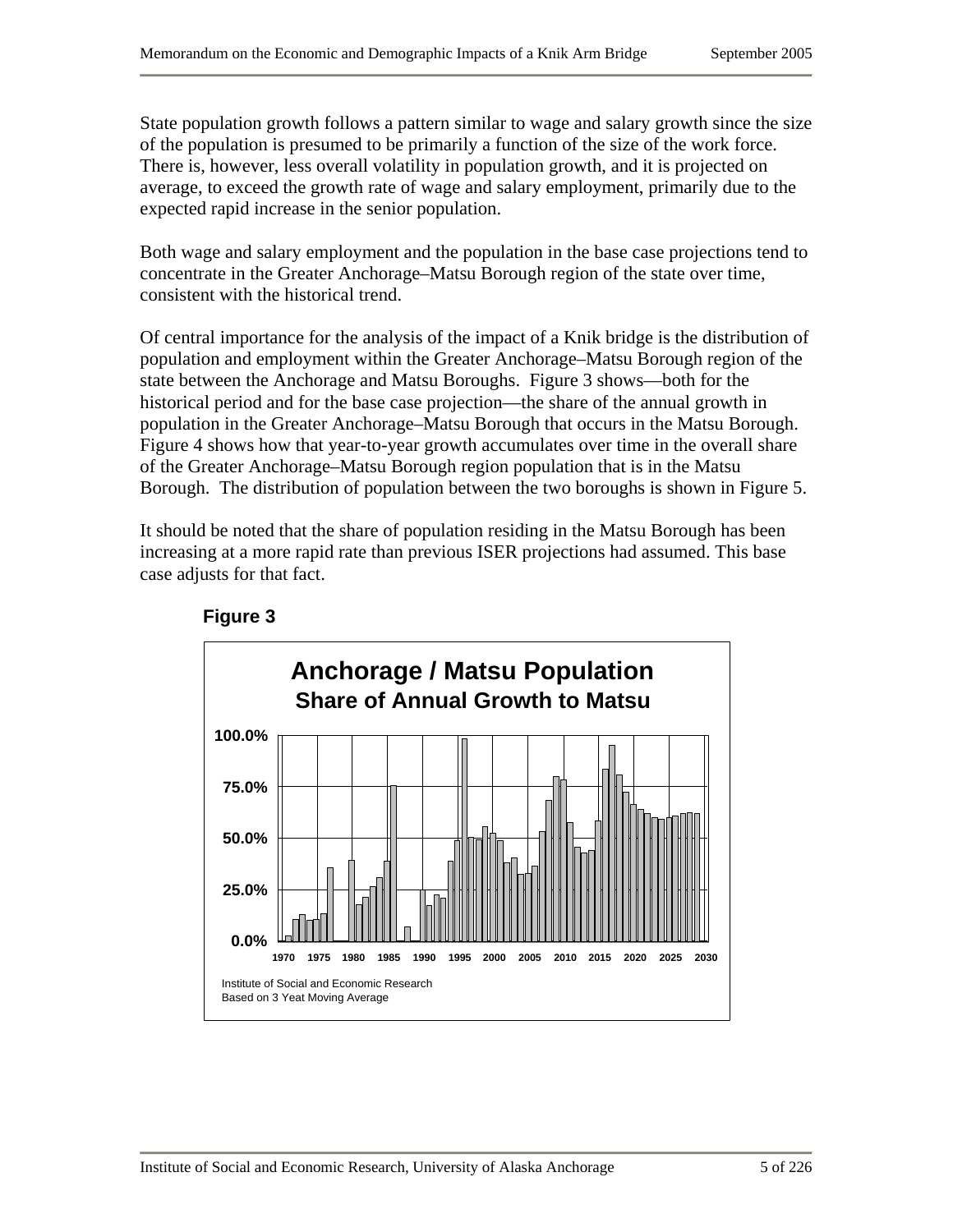State population growth follows a pattern similar to wage and salary growth since the size of the population is presumed to be primarily a function of the size of the work force. There is, however, less overall volatility in population growth, and it is projected on average, to exceed the growth rate of wage and salary employment, primarily due to the expected rapid increase in the senior population.

Both wage and salary employment and the population in the base case projections tend to concentrate in the Greater Anchorage–Matsu Borough region of the state over time, consistent with the historical trend.

Of central importance for the analysis of the impact of a Knik bridge is the distribution of population and employment within the Greater Anchorage–Matsu Borough region of the state between the Anchorage and Matsu Boroughs. Figure 3 shows—both for the historical period and for the base case projection—the share of the annual growth in population in the Greater Anchorage–Matsu Borough that occurs in the Matsu Borough. Figure 4 shows how that year-to-year growth accumulates over time in the overall share of the Greater Anchorage–Matsu Borough region population that is in the Matsu Borough. The distribution of population between the two boroughs is shown in Figure 5.

It should be noted that the share of population residing in the Matsu Borough has been increasing at a more rapid rate than previous ISER projections had assumed. This base case adjusts for that fact.

**Figure 3**

**Anchorage / Matsu Population**
**Share of Annual Growth to Matsu**

Institute of Social and Economic Research
Based on 3 Yeat Moving Average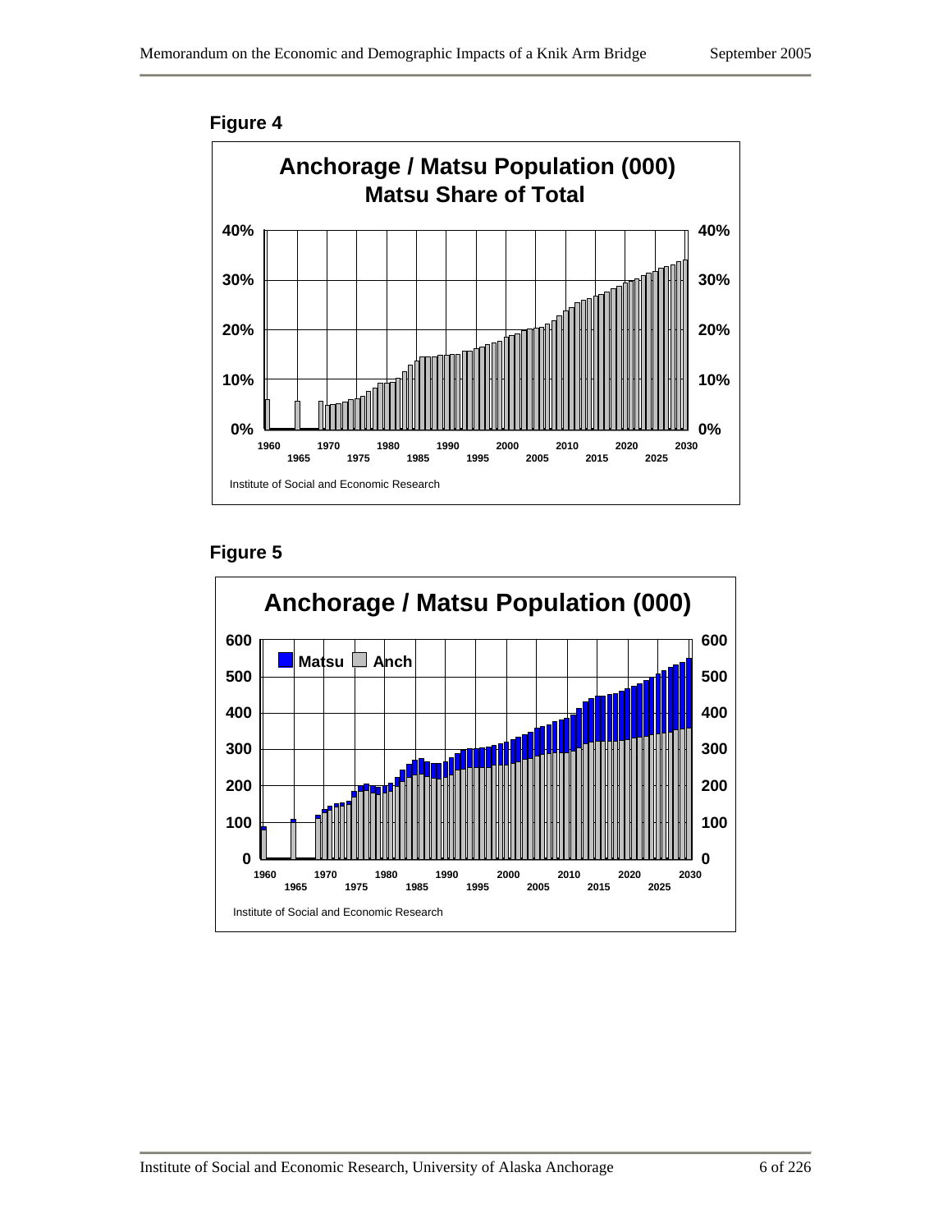**Figure 4**

**Anchorage / Matsu Population (000)**
**Matsu Share of Total**

Institute of Social and Economic Research

**Figure 5**

**Anchorage / Matsu Population (000)**

Institute of Social and Economic Research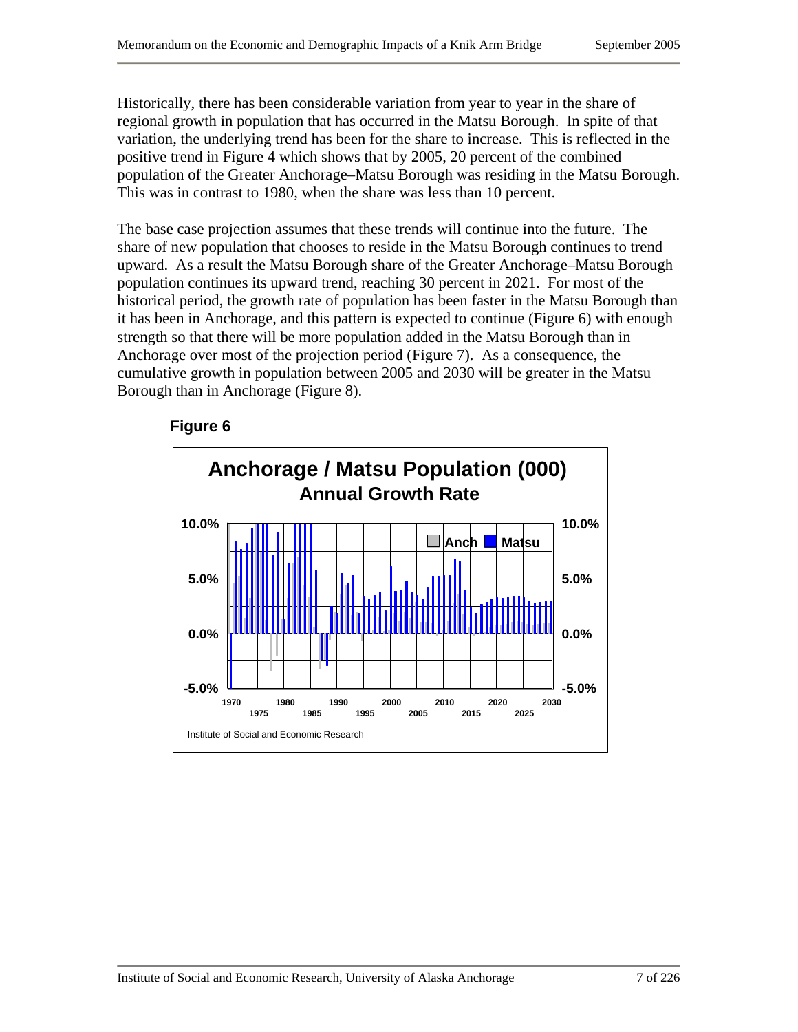Historically, there has been considerable variation from year to year in the share of regional growth in population that has occurred in the Matsu Borough. In spite of that variation, the underlying trend has been for the share to increase. This is reflected in the positive trend in Figure 4 which shows that by 2005, 20 percent of the combined population of the Greater Anchorage–Matsu Borough was residing in the Matsu Borough. This was in contrast to 1980, when the share was less than 10 percent.

The base case projection assumes that these trends will continue into the future. The share of new population that chooses to reside in the Matsu Borough continues to trend upward. As a result the Matsu Borough share of the Greater Anchorage–Matsu Borough population continues its upward trend, reaching 30 percent in 2021. For most of the historical period, the growth rate of population has been faster in the Matsu Borough than it has been in Anchorage, and this pattern is expected to continue (Figure 6) with enough strength so that there will be more population added in the Matsu Borough than in Anchorage over most of the projection period (Figure 7). As a consequence, the cumulative growth in population between 2005 and 2030 will be greater in the Matsu Borough than in Anchorage (Figure 8).

**Figure 6**

**Anchorage / Matsu Population (000)**
**Annual Growth Rate**

Institute of Social and Economic Research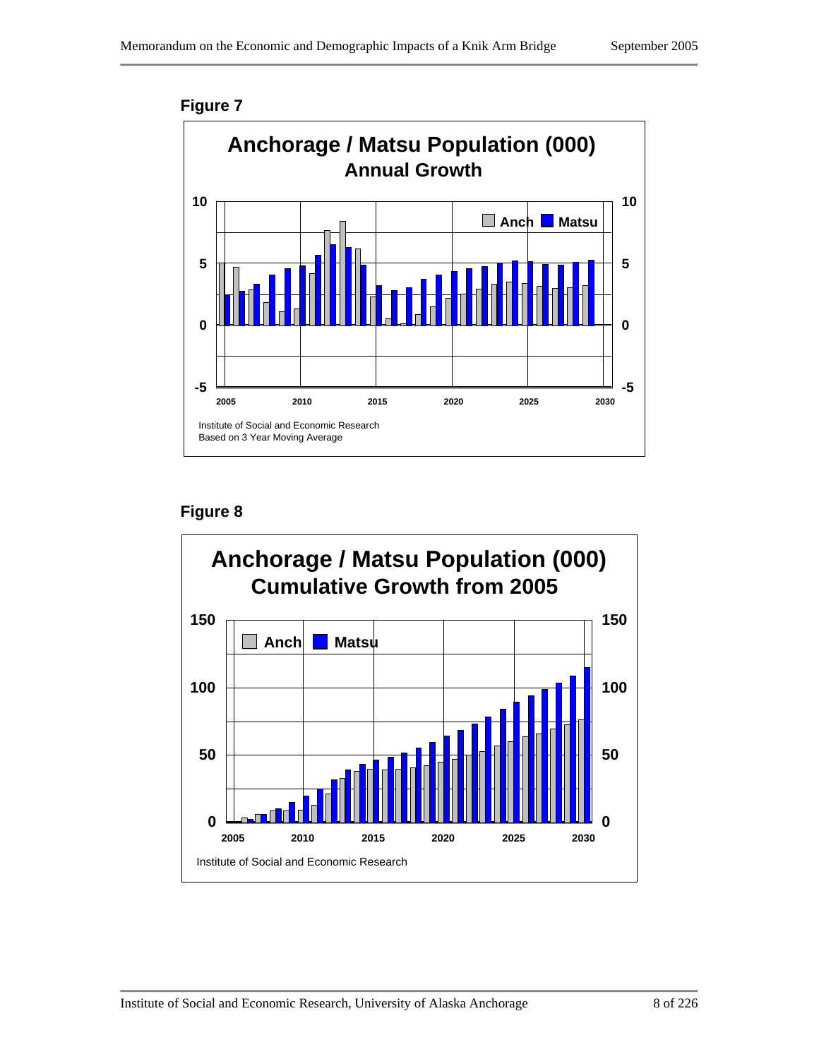**Figure 7**

**Anchorage / Matsu Population (000)**
**Annual Growth**

Anch | Matsu

Institute of Social and Economic Research
Based on 3 Year Moving Average

**Figure 8**

**Anchorage / Matsu Population (000)**
**Cumulative Growth from 2005**

Anch | Matsu

Institute of Social and Economic Research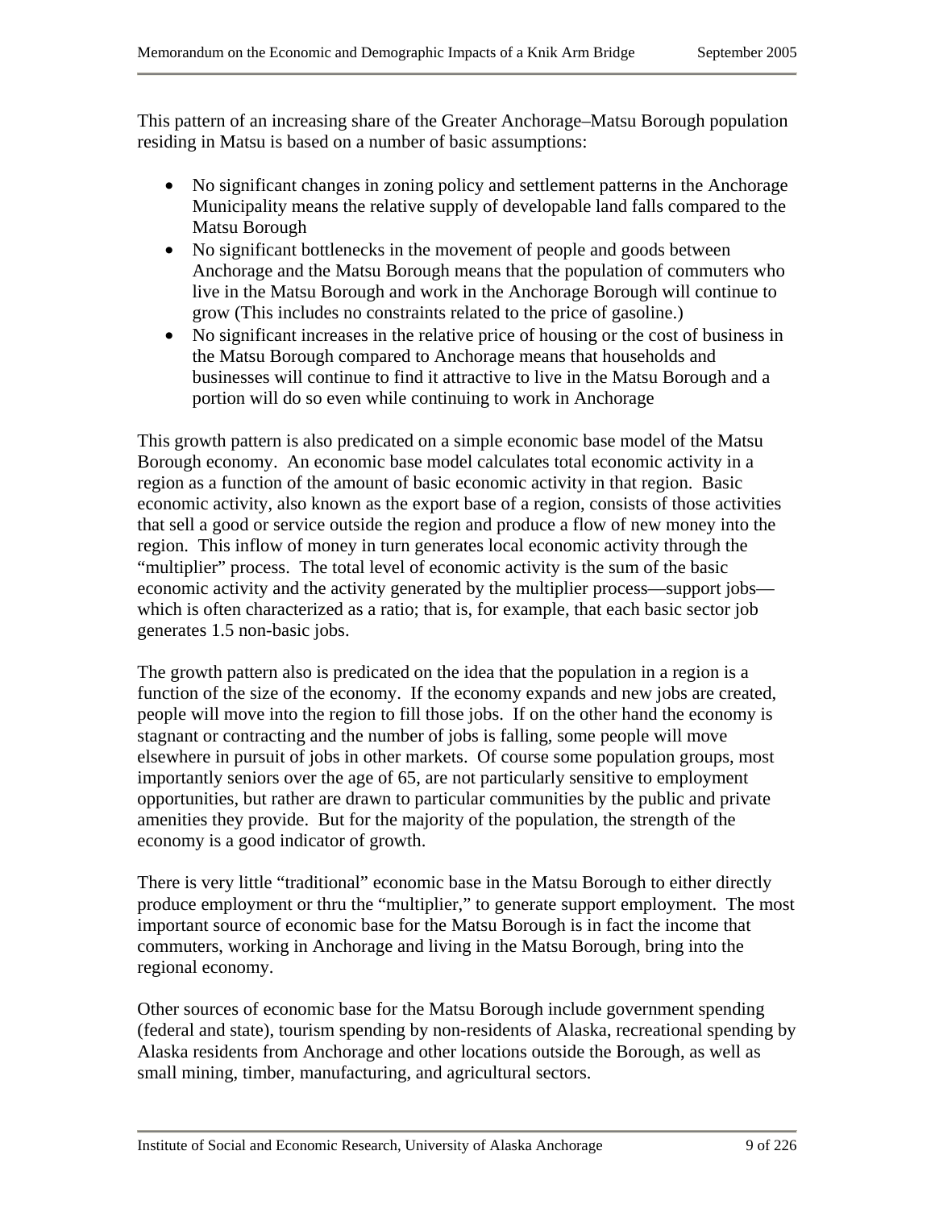This pattern of an increasing share of the Greater Anchorage–Matsu Borough population residing in Matsu is based on a number of basic assumptions:

- No significant changes in zoning policy and settlement patterns in the Anchorage Municipality means the relative supply of developable land falls compared to the Matsu Borough
- No significant bottlenecks in the movement of people and goods between Anchorage and the Matsu Borough means that the population of commuters who live in the Matsu Borough and work in the Anchorage Borough will continue to grow (This includes no constraints related to the price of gasoline.)
- No significant increases in the relative price of housing or the cost of business in the Matsu Borough compared to Anchorage means that households and businesses will continue to find it attractive to live in the Matsu Borough and a portion will do so even while continuing to work in Anchorage

This growth pattern is also predicated on a simple economic base model of the Matsu Borough economy. An economic base model calculates total economic activity in a region as a function of the amount of basic economic activity in that region. Basic economic activity, also known as the export base of a region, consists of those activities that sell a good or service outside the region and produce a flow of new money into the region. This inflow of money in turn generates local economic activity through the "multiplier" process. The total level of economic activity is the sum of the basic economic activity and the activity generated by the multiplier process—support jobs—which is often characterized as a ratio; that is, for example, that each basic sector job generates 1.5 non-basic jobs.

The growth pattern also is predicated on the idea that the population in a region is a function of the size of the economy. If the economy expands and new jobs are created, people will move into the region to fill those jobs. If on the other hand the economy is stagnant or contracting and the number of jobs is falling, some people will move elsewhere in pursuit of jobs in other markets. Of course some population groups, most importantly seniors over the age of 65, are not particularly sensitive to employment opportunities, but rather are drawn to particular communities by the public and private amenities they provide. But for the majority of the population, the strength of the economy is a good indicator of growth.

There is very little "traditional" economic base in the Matsu Borough to either directly produce employment or thru the "multiplier," to generate support employment. The most important source of economic base for the Matsu Borough is in fact the income that commuters, working in Anchorage and living in the Matsu Borough, bring into the regional economy.

Other sources of economic base for the Matsu Borough include government spending (federal and state), tourism spending by non-residents of Alaska, recreational spending by Alaska residents from Anchorage and other locations outside the Borough, as well as small mining, timber, manufacturing, and agricultural sectors.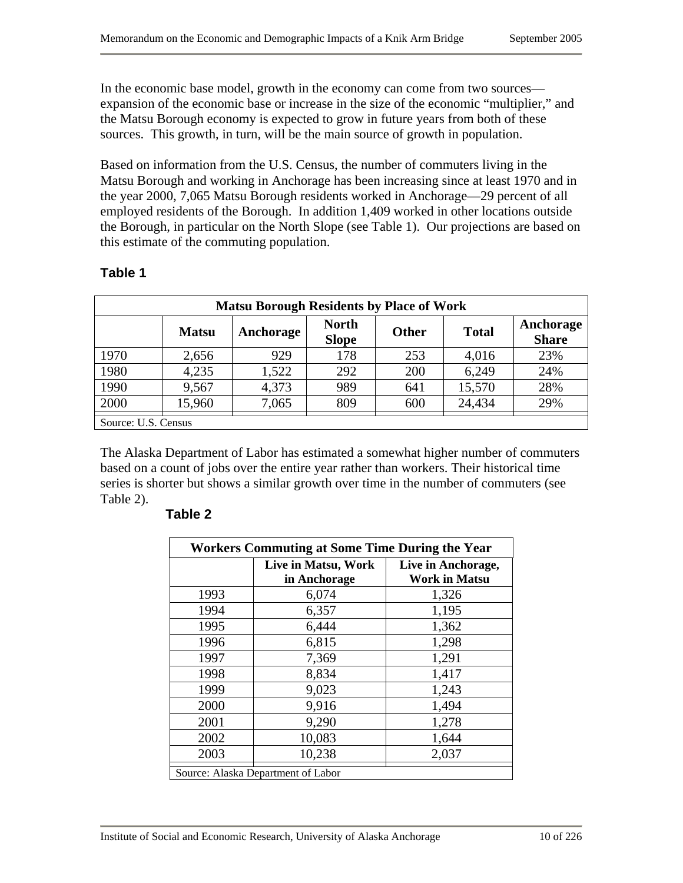In the economic base model, growth in the economy can come from two sources—expansion of the economic base or increase in the size of the economic “multiplier,” and the Matsu Borough economy is expected to grow in future years from both of these sources. This growth, in turn, will be the main source of growth in population.

Based on information from the U.S. Census, the number of commuters living in the Matsu Borough and working in Anchorage has been increasing since at least 1970 and in the year 2000, 7,065 Matsu Borough residents worked in Anchorage—29 percent of all employed residents of the Borough. In addition 1,409 worked in other locations outside the Borough, in particular on the North Slope (see Table 1). Our projections are based on this estimate of the commuting population.

**Table 1**

**Matsu Borough Residents by Place of Work**

| | Matsu | Anchorage | North Slope | Other | Total | Anchorage Share |
|---|---|---|---|---|---|---|
| 1970 | 2,656 | 929 | 178 | 253 | 4,016 | 23% |
| 1980 | 4,235 | 1,522 | 292 | 200 | 6,249 | 24% |
| 1990 | 9,567 | 4,373 | 989 | 641 | 15,570 | 28% |
| 2000 | 15,960 | 7,065 | 809 | 600 | 24,434 | 29% |

Source: U.S. Census

The Alaska Department of Labor has estimated a somewhat higher number of commuters based on a count of jobs over the entire year rather than workers. Their historical time series is shorter but shows a similar growth over time in the number of commuters (see Table 2).

**Table 2**

**Workers Commuting at Some Time During the Year**

| | Live in Matsu, Work in Anchorage | Live in Anchorage, Work in Matsu |
|---|---|---|
| 1993 | 6,074 | 1,326 |
| 1994 | 6,357 | 1,195 |
| 1995 | 6,444 | 1,362 |
| 1996 | 6,815 | 1,298 |
| 1997 | 7,369 | 1,291 |
| 1998 | 8,834 | 1,417 |
| 1999 | 9,023 | 1,243 |
| 2000 | 9,916 | 1,494 |
| 2001 | 9,290 | 1,278 |
| 2002 | 10,083 | 1,644 |
| 2003 | 10,238 | 2,037 |

Source: Alaska Department of Labor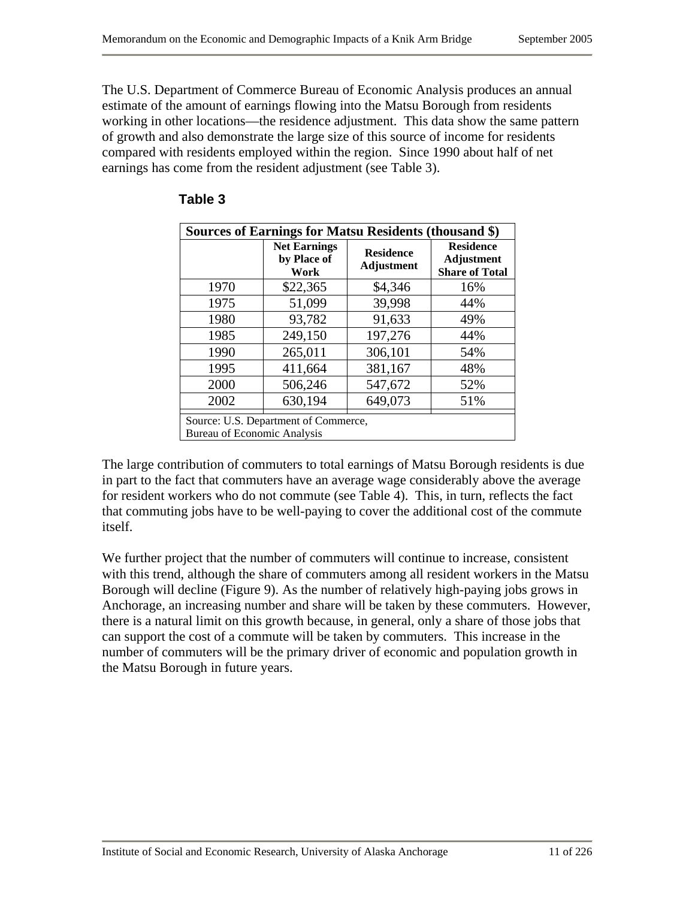The U.S. Department of Commerce Bureau of Economic Analysis produces an annual estimate of the amount of earnings flowing into the Matsu Borough from residents working in other locations—the residence adjustment. This data show the same pattern of growth and also demonstrate the large size of this source of income for residents compared with residents employed within the region. Since 1990 about half of net earnings has come from the resident adjustment (see Table 3).

**Table 3**

| Sources of Earnings for Matsu Residents (thousand $) | | | |
|---|---|---|---|
| | Net Earnings by Place of Work | Residence Adjustment | Residence Adjustment Share of Total |
| 1970 | $22,365 | $4,346 | 16% |
| 1975 | 51,099 | 39,998 | 44% |
| 1980 | 93,782 | 91,633 | 49% |
| 1985 | 249,150 | 197,276 | 44% |
| 1990 | 265,011 | 306,101 | 54% |
| 1995 | 411,664 | 381,167 | 48% |
| 2000 | 506,246 | 547,672 | 52% |
| 2002 | 630,194 | 649,073 | 51% |

Source: U.S. Department of Commerce, Bureau of Economic Analysis

The large contribution of commuters to total earnings of Matsu Borough residents is due in part to the fact that commuters have an average wage considerably above the average for resident workers who do not commute (see Table 4). This, in turn, reflects the fact that commuting jobs have to be well-paying to cover the additional cost of the commute itself.

We further project that the number of commuters will continue to increase, consistent with this trend, although the share of commuters among all resident workers in the Matsu Borough will decline (Figure 9). As the number of relatively high-paying jobs grows in Anchorage, an increasing number and share will be taken by these commuters. However, there is a natural limit on this growth because, in general, only a share of those jobs that can support the cost of a commute will be taken by commuters. This increase in the number of commuters will be the primary driver of economic and population growth in the Matsu Borough in future years.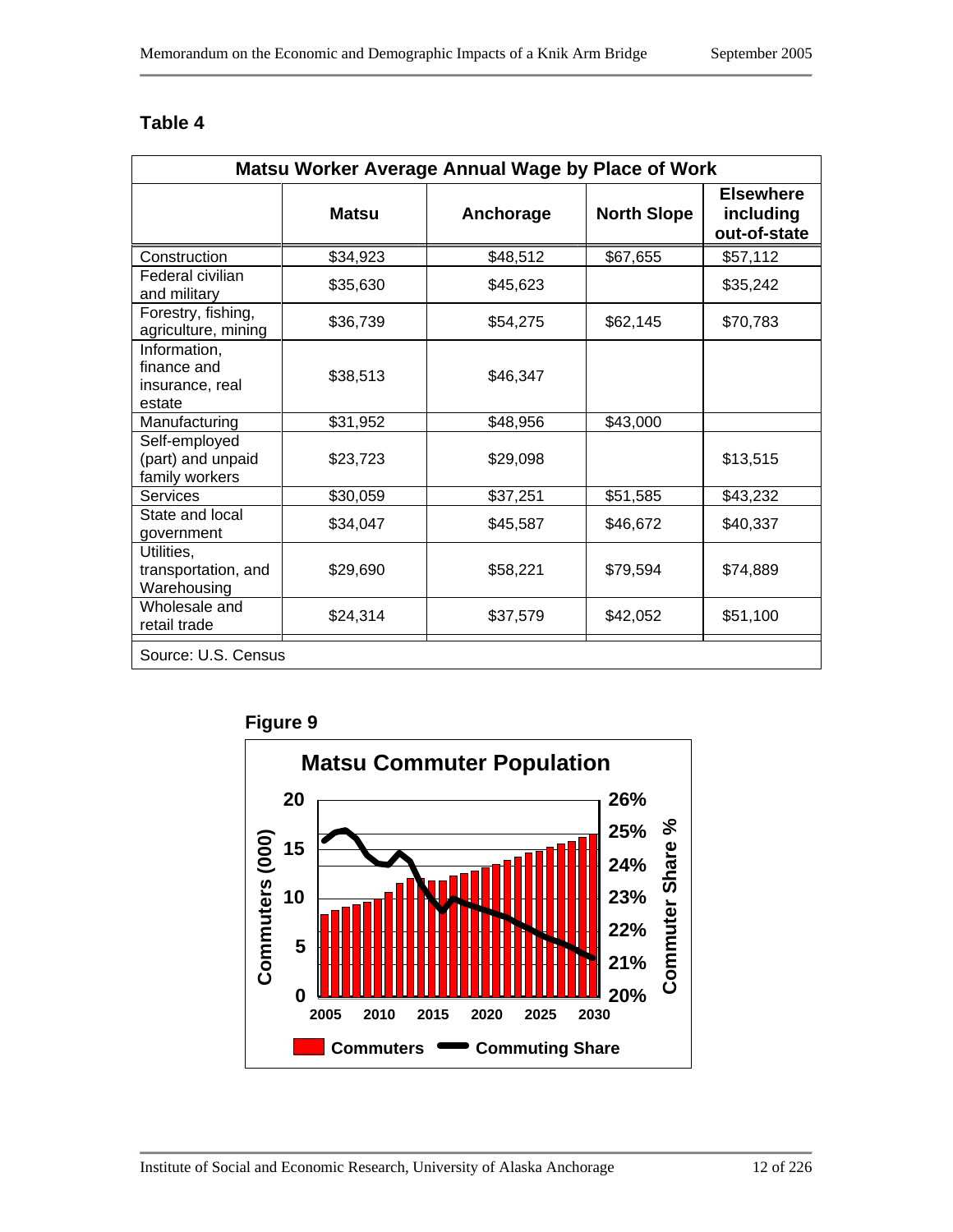**Table 4**

| Matsu Worker Average Annual Wage by Place of Work | | | | |
|---|---|---|---|---|
| | **Matsu** | **Anchorage** | **North Slope** | **Elsewhere including out-of-state** |
| Construction | $34,923 | $48,512 | $67,655 | $57,112 |
| Federal civilian and military | $35,630 | $45,623 | | $35,242 |
| Forestry, fishing, agriculture, mining | $36,739 | $54,275 | $62,145 | $70,783 |
| Information, finance and insurance, real estate | $38,513 | $46,347 | | |
| Manufacturing | $31,952 | $48,956 | $43,000 | |
| Self-employed (part) and unpaid family workers | $23,723 | $29,098 | | $13,515 |
| Services | $30,059 | $37,251 | $51,585 | $43,232 |
| State and local government | $34,047 | $45,587 | $46,672 | $40,337 |
| Utilities, transportation, and Warehousing | $29,690 | $58,221 | $79,594 | $74,889 |
| Wholesale and retail trade | $24,314 | $37,579 | $42,052 | $51,100 |

Source: U.S. Census

**Figure 9**

Matsu Commuter Population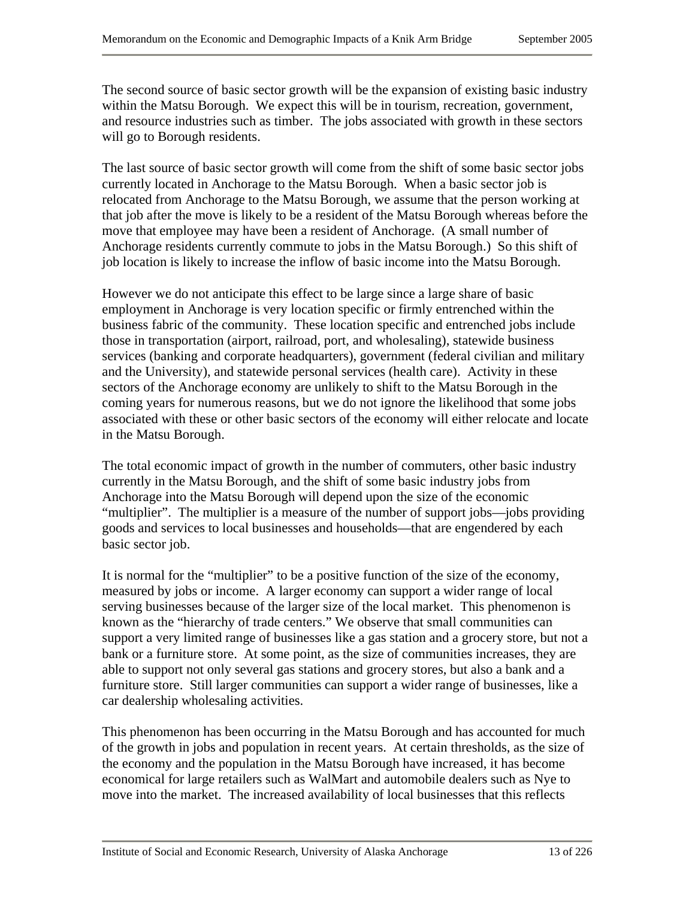The second source of basic sector growth will be the expansion of existing basic industry within the Matsu Borough. We expect this will be in tourism, recreation, government, and resource industries such as timber. The jobs associated with growth in these sectors will go to Borough residents.

The last source of basic sector growth will come from the shift of some basic sector jobs currently located in Anchorage to the Matsu Borough. When a basic sector job is relocated from Anchorage to the Matsu Borough, we assume that the person working at that job after the move is likely to be a resident of the Matsu Borough whereas before the move that employee may have been a resident of Anchorage. (A small number of Anchorage residents currently commute to jobs in the Matsu Borough.) So this shift of job location is likely to increase the inflow of basic income into the Matsu Borough.

However we do not anticipate this effect to be large since a large share of basic employment in Anchorage is very location specific or firmly entrenched within the business fabric of the community. These location specific and entrenched jobs include those in transportation (airport, railroad, port, and wholesaling), statewide business services (banking and corporate headquarters), government (federal civilian and military and the University), and statewide personal services (health care). Activity in these sectors of the Anchorage economy are unlikely to shift to the Matsu Borough in the coming years for numerous reasons, but we do not ignore the likelihood that some jobs associated with these or other basic sectors of the economy will either relocate and locate in the Matsu Borough.

The total economic impact of growth in the number of commuters, other basic industry currently in the Matsu Borough, and the shift of some basic industry jobs from Anchorage into the Matsu Borough will depend upon the size of the economic "multiplier". The multiplier is a measure of the number of support jobs—jobs providing goods and services to local businesses and households—that are engendered by each basic sector job.

It is normal for the "multiplier" to be a positive function of the size of the economy, measured by jobs or income. A larger economy can support a wider range of local serving businesses because of the larger size of the local market. This phenomenon is known as the "hierarchy of trade centers." We observe that small communities can support a very limited range of businesses like a gas station and a grocery store, but not a bank or a furniture store. At some point, as the size of communities increases, they are able to support not only several gas stations and grocery stores, but also a bank and a furniture store. Still larger communities can support a wider range of businesses, like a car dealership wholesaling activities.

This phenomenon has been occurring in the Matsu Borough and has accounted for much of the growth in jobs and population in recent years. At certain thresholds, as the size of the economy and the population in the Matsu Borough have increased, it has become economical for large retailers such as WalMart and automobile dealers such as Nye to move into the market. The increased availability of local businesses that this reflects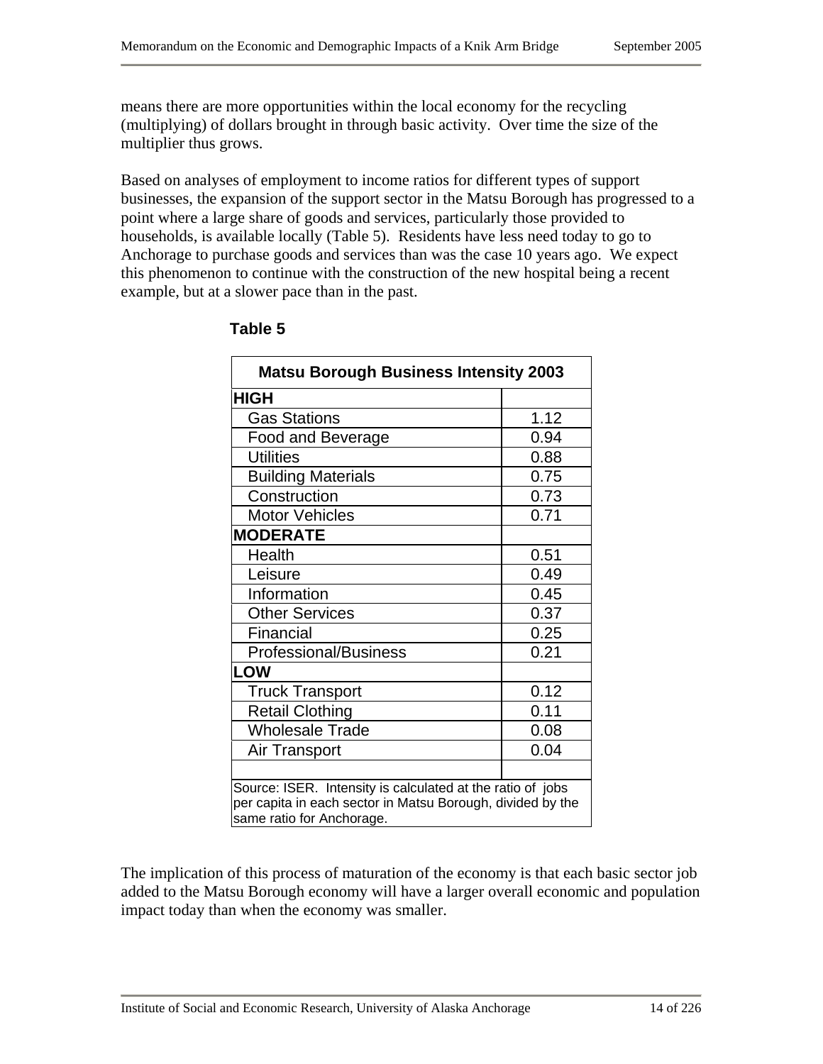means there are more opportunities within the local economy for the recycling (multiplying) of dollars brought in through basic activity. Over time the size of the multiplier thus grows.

Based on analyses of employment to income ratios for different types of support businesses, the expansion of the support sector in the Matsu Borough has progressed to a point where a large share of goods and services, particularly those provided to households, is available locally (Table 5). Residents have less need today to go to Anchorage to purchase goods and services than was the case 10 years ago. We expect this phenomenon to continue with the construction of the new hospital being a recent example, but at a slower pace than in the past.

**Table 5**

| Matsu Borough Business Intensity 2003 | |
|---|---|
| **HIGH** | |
| Gas Stations | 1.12 |
| Food and Beverage | 0.94 |
| Utilities | 0.88 |
| Building Materials | 0.75 |
| Construction | 0.73 |
| Motor Vehicles | 0.71 |
| **MODERATE** | |
| Health | 0.51 |
| Leisure | 0.49 |
| Information | 0.45 |
| Other Services | 0.37 |
| Financial | 0.25 |
| Professional/Business | 0.21 |
| **LOW** | |
| Truck Transport | 0.12 |
| Retail Clothing | 0.11 |
| Wholesale Trade | 0.08 |
| Air Transport | 0.04 |

Source: ISER. Intensity is calculated at the ratio of jobs per capita in each sector in Matsu Borough, divided by the same ratio for Anchorage.

The implication of this process of maturation of the economy is that each basic sector job added to the Matsu Borough economy will have a larger overall economic and population impact today than when the economy was smaller.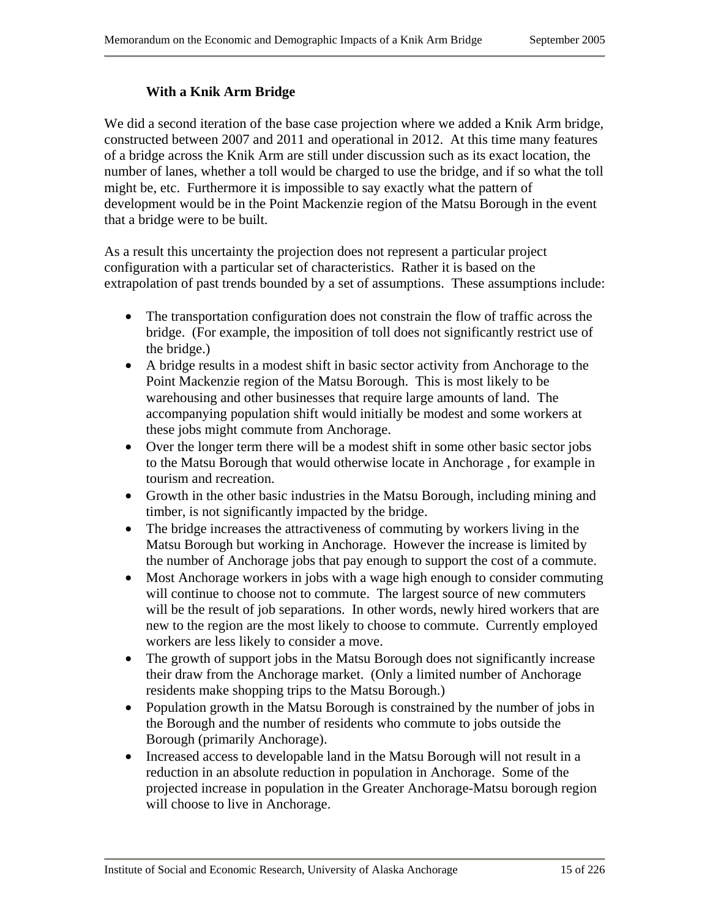### With a Knik Arm Bridge

We did a second iteration of the base case projection where we added a Knik Arm bridge, constructed between 2007 and 2011 and operational in 2012. At this time many features of a bridge across the Knik Arm are still under discussion such as its exact location, the number of lanes, whether a toll would be charged to use the bridge, and if so what the toll might be, etc. Furthermore it is impossible to say exactly what the pattern of development would be in the Point Mackenzie region of the Matsu Borough in the event that a bridge were to be built.

As a result this uncertainty the projection does not represent a particular project configuration with a particular set of characteristics. Rather it is based on the extrapolation of past trends bounded by a set of assumptions. These assumptions include:

- The transportation configuration does not constrain the flow of traffic across the bridge. (For example, the imposition of toll does not significantly restrict use of the bridge.)
- A bridge results in a modest shift in basic sector activity from Anchorage to the Point Mackenzie region of the Matsu Borough. This is most likely to be warehousing and other businesses that require large amounts of land. The accompanying population shift would initially be modest and some workers at these jobs might commute from Anchorage.
- Over the longer term there will be a modest shift in some other basic sector jobs to the Matsu Borough that would otherwise locate in Anchorage , for example in tourism and recreation.
- Growth in the other basic industries in the Matsu Borough, including mining and timber, is not significantly impacted by the bridge.
- The bridge increases the attractiveness of commuting by workers living in the Matsu Borough but working in Anchorage. However the increase is limited by the number of Anchorage jobs that pay enough to support the cost of a commute.
- Most Anchorage workers in jobs with a wage high enough to consider commuting will continue to choose not to commute. The largest source of new commuters will be the result of job separations. In other words, newly hired workers that are new to the region are the most likely to choose to commute. Currently employed workers are less likely to consider a move.
- The growth of support jobs in the Matsu Borough does not significantly increase their draw from the Anchorage market. (Only a limited number of Anchorage residents make shopping trips to the Matsu Borough.)
- Population growth in the Matsu Borough is constrained by the number of jobs in the Borough and the number of residents who commute to jobs outside the Borough (primarily Anchorage).
- Increased access to developable land in the Matsu Borough will not result in a reduction in an absolute reduction in population in Anchorage. Some of the projected increase in population in the Greater Anchorage-Matsu borough region will choose to live in Anchorage.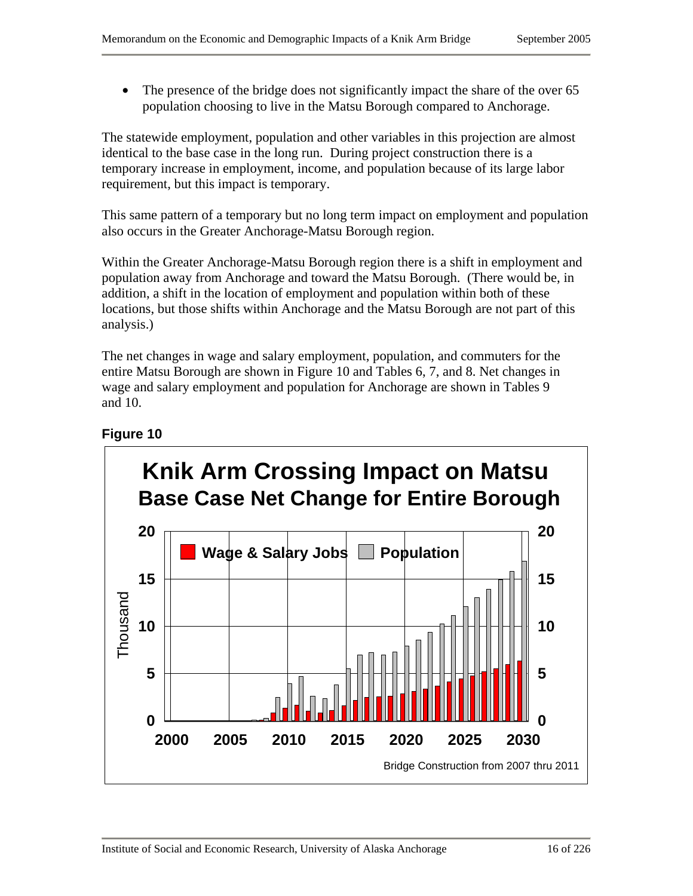- The presence of the bridge does not significantly impact the share of the over 65 population choosing to live in the Matsu Borough compared to Anchorage.

The statewide employment, population and other variables in this projection are almost identical to the base case in the long run. During project construction there is a temporary increase in employment, income, and population because of its large labor requirement, but this impact is temporary.

This same pattern of a temporary but no long term impact on employment and population also occurs in the Greater Anchorage-Matsu Borough region.

Within the Greater Anchorage-Matsu Borough region there is a shift in employment and population away from Anchorage and toward the Matsu Borough. (There would be, in addition, a shift in the location of employment and population within both of these locations, but those shifts within Anchorage and the Matsu Borough are not part of this analysis.)

The net changes in wage and salary employment, population, and commuters for the entire Matsu Borough are shown in Figure 10 and Tables 6, 7, and 8. Net changes in wage and salary employment and population for Anchorage are shown in Tables 9 and 10.

**Figure 10**

**Knik Arm Crossing Impact on Matsu**
**Base Case Net Change for Entire Borough**

(Bar chart: Wage & Salary Jobs and Population, in Thousand, 2000–2030)

Bridge Construction from 2007 thru 2011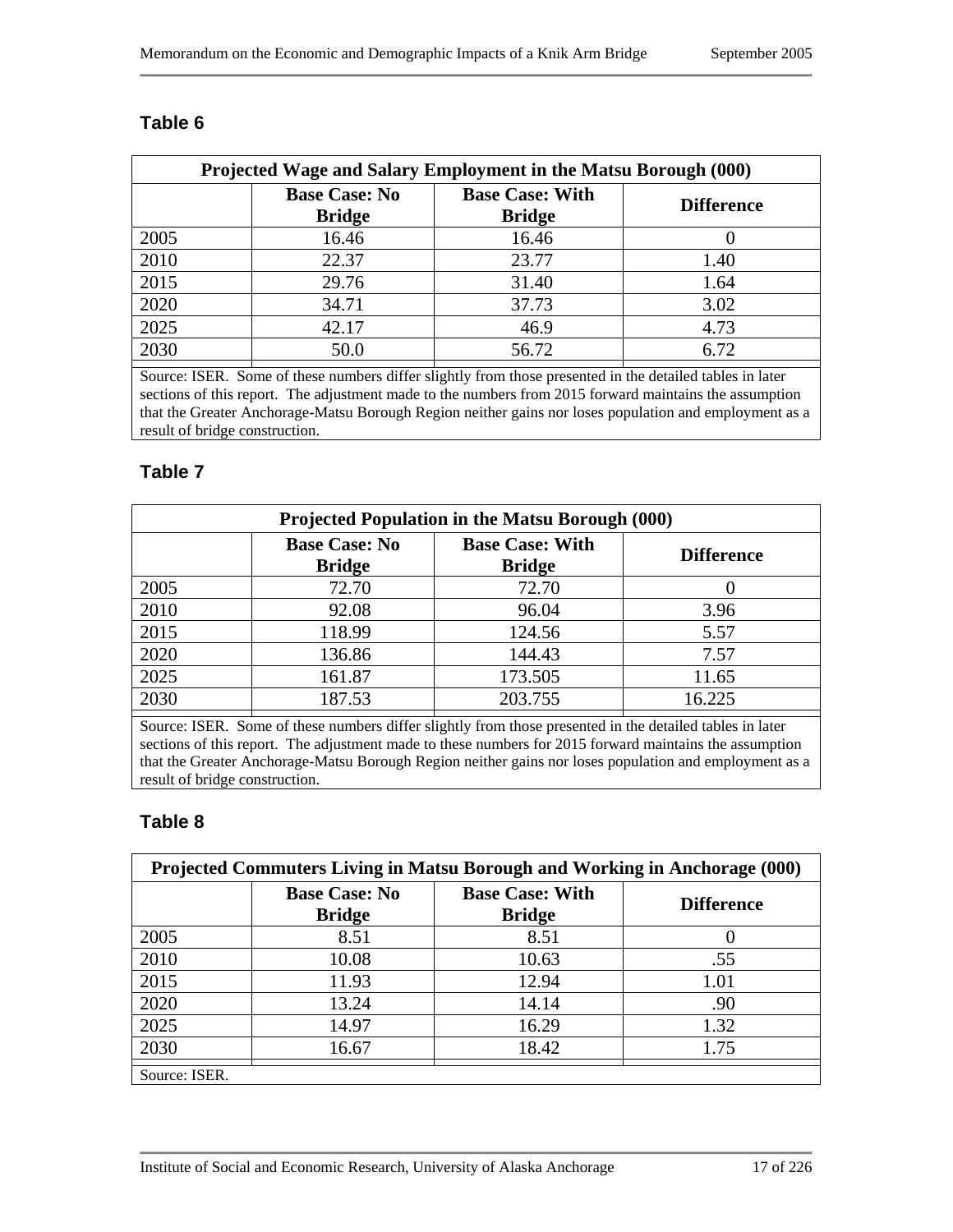### Table 6

| Projected Wage and Salary Employment in the Matsu Borough (000) | | | |
|---|---|---|---|
| | **Base Case: No Bridge** | **Base Case: With Bridge** | **Difference** |
| 2005 | 16.46 | 16.46 | 0 |
| 2010 | 22.37 | 23.77 | 1.40 |
| 2015 | 29.76 | 31.40 | 1.64 |
| 2020 | 34.71 | 37.73 | 3.02 |
| 2025 | 42.17 | 46.9 | 4.73 |
| 2030 | 50.0 | 56.72 | 6.72 |

Source: ISER. Some of these numbers differ slightly from those presented in the detailed tables in later sections of this report. The adjustment made to the numbers from 2015 forward maintains the assumption that the Greater Anchorage-Matsu Borough Region neither gains nor loses population and employment as a result of bridge construction.

### Table 7

| Projected Population in the Matsu Borough (000) | | | |
|---|---|---|---|
| | **Base Case: No Bridge** | **Base Case: With Bridge** | **Difference** |
| 2005 | 72.70 | 72.70 | 0 |
| 2010 | 92.08 | 96.04 | 3.96 |
| 2015 | 118.99 | 124.56 | 5.57 |
| 2020 | 136.86 | 144.43 | 7.57 |
| 2025 | 161.87 | 173.505 | 11.65 |
| 2030 | 187.53 | 203.755 | 16.225 |

Source: ISER. Some of these numbers differ slightly from those presented in the detailed tables in later sections of this report. The adjustment made to these numbers for 2015 forward maintains the assumption that the Greater Anchorage-Matsu Borough Region neither gains nor loses population and employment as a result of bridge construction.

### Table 8

| Projected Commuters Living in Matsu Borough and Working in Anchorage (000) | | | |
|---|---|---|---|
| | **Base Case: No Bridge** | **Base Case: With Bridge** | **Difference** |
| 2005 | 8.51 | 8.51 | 0 |
| 2010 | 10.08 | 10.63 | .55 |
| 2015 | 11.93 | 12.94 | 1.01 |
| 2020 | 13.24 | 14.14 | .90 |
| 2025 | 14.97 | 16.29 | 1.32 |
| 2030 | 16.67 | 18.42 | 1.75 |

Source: ISER.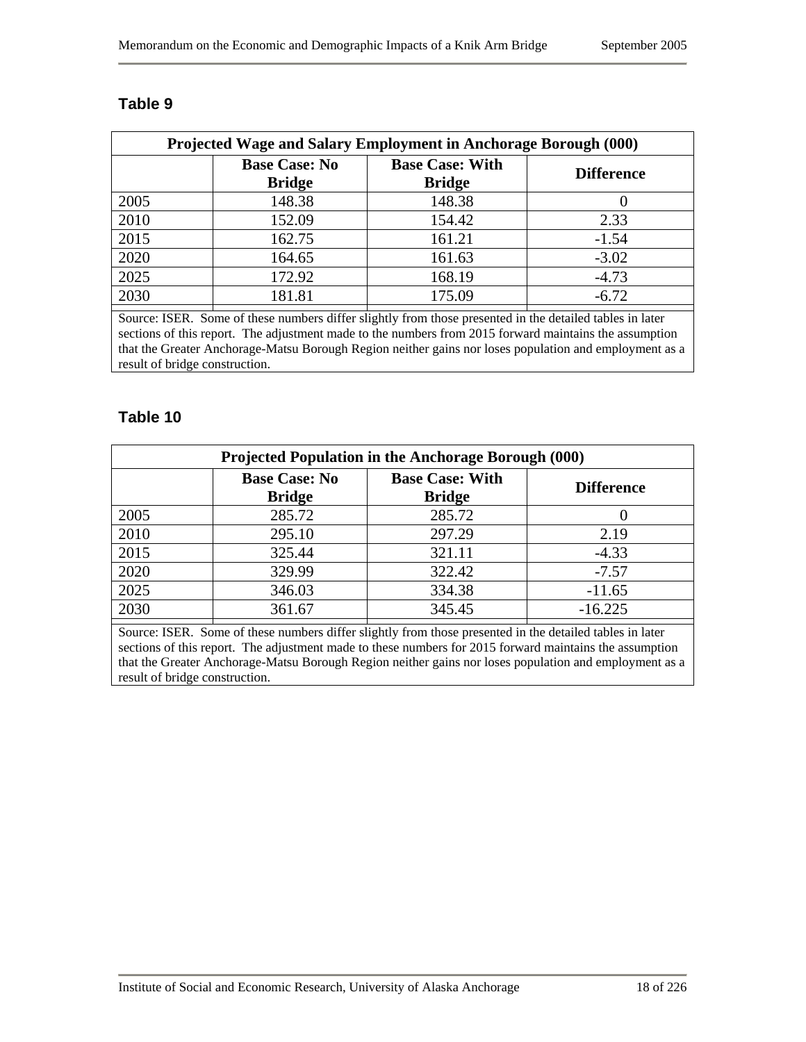## Table 9

| Projected Wage and Salary Employment in Anchorage Borough (000) | | | |
|---|---|---|---|
| | Base Case: No Bridge | Base Case: With Bridge | Difference |
| 2005 | 148.38 | 148.38 | 0 |
| 2010 | 152.09 | 154.42 | 2.33 |
| 2015 | 162.75 | 161.21 | -1.54 |
| 2020 | 164.65 | 161.63 | -3.02 |
| 2025 | 172.92 | 168.19 | -4.73 |
| 2030 | 181.81 | 175.09 | -6.72 |

Source: ISER. Some of these numbers differ slightly from those presented in the detailed tables in later sections of this report. The adjustment made to the numbers from 2015 forward maintains the assumption that the Greater Anchorage-Matsu Borough Region neither gains nor loses population and employment as a result of bridge construction.

## Table 10

| Projected Population in the Anchorage Borough (000) | | | |
|---|---|---|---|
| | Base Case: No Bridge | Base Case: With Bridge | Difference |
| 2005 | 285.72 | 285.72 | 0 |
| 2010 | 295.10 | 297.29 | 2.19 |
| 2015 | 325.44 | 321.11 | -4.33 |
| 2020 | 329.99 | 322.42 | -7.57 |
| 2025 | 346.03 | 334.38 | -11.65 |
| 2030 | 361.67 | 345.45 | -16.225 |

Source: ISER. Some of these numbers differ slightly from those presented in the detailed tables in later sections of this report. The adjustment made to these numbers for 2015 forward maintains the assumption that the Greater Anchorage-Matsu Borough Region neither gains nor loses population and employment as a result of bridge construction.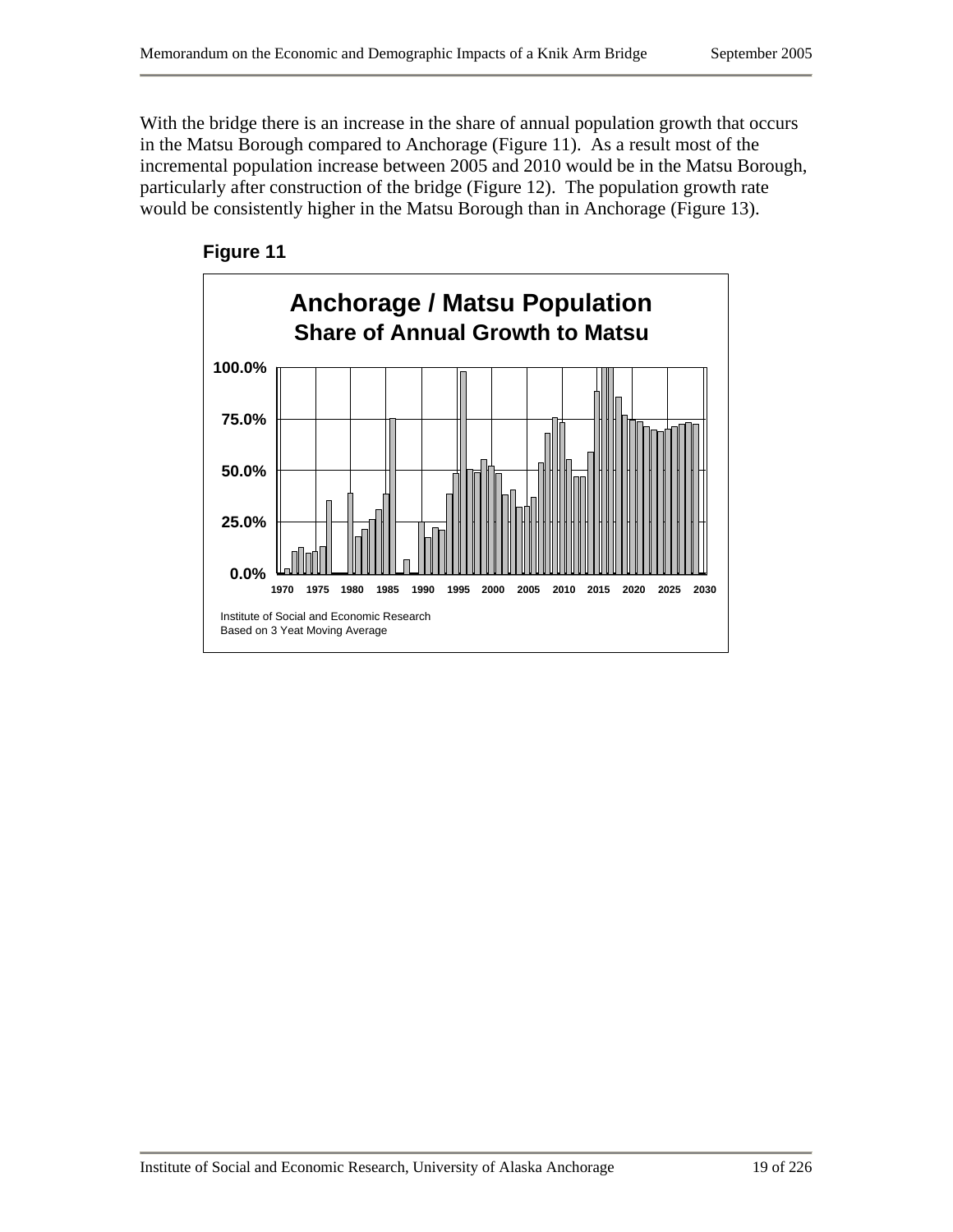With the bridge there is an increase in the share of annual population growth that occurs in the Matsu Borough compared to Anchorage (Figure 11). As a result most of the incremental population increase between 2005 and 2010 would be in the Matsu Borough, particularly after construction of the bridge (Figure 12). The population growth rate would be consistently higher in the Matsu Borough than in Anchorage (Figure 13).

**Figure 11**

**Anchorage / Matsu Population**
**Share of Annual Growth to Matsu**

Institute of Social and Economic Research
Based on 3 Yeat Moving Average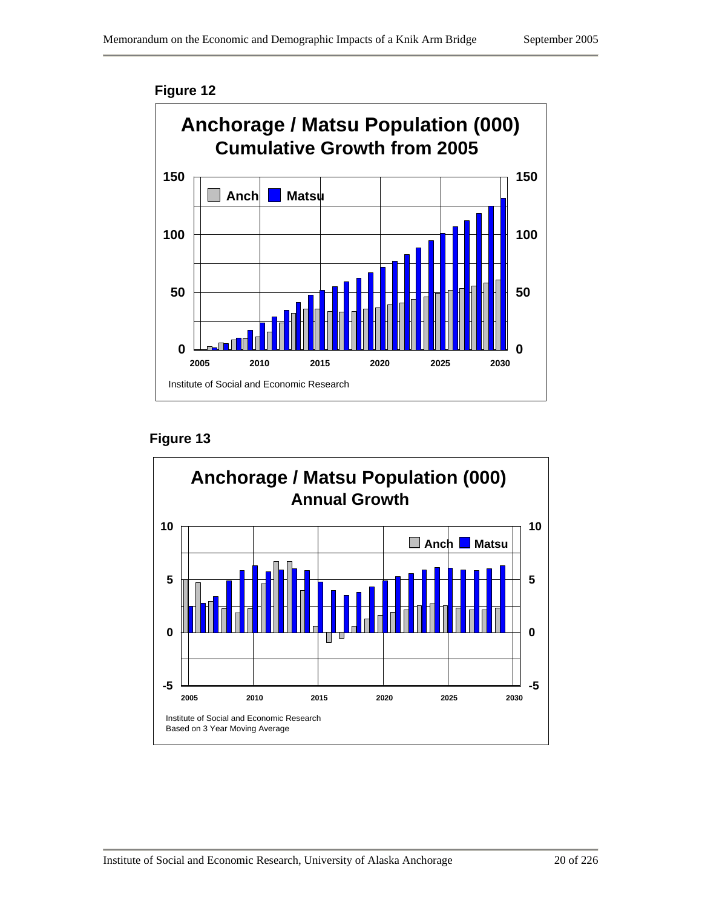**Figure 12**

**Anchorage / Matsu Population (000)**
**Cumulative Growth from 2005**

Anch Matsu

Institute of Social and Economic Research

**Figure 13**

**Anchorage / Matsu Population (000)**
**Annual Growth**

Anch Matsu

Institute of Social and Economic Research
Based on 3 Year Moving Average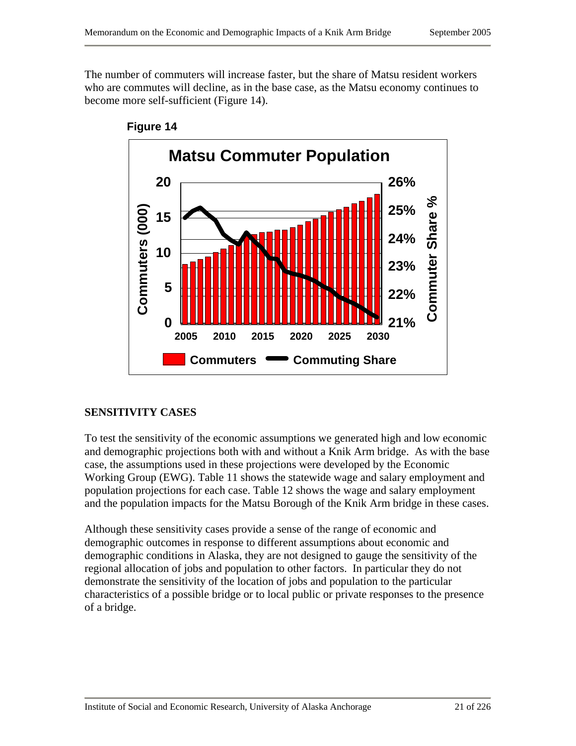The number of commuters will increase faster, but the share of Matsu resident workers who are commutes will decline, as in the base case, as the Matsu economy continues to become more self-sufficient (Figure 14).

**Figure 14**

## SENSITIVITY CASES

To test the sensitivity of the economic assumptions we generated high and low economic and demographic projections both with and without a Knik Arm bridge. As with the base case, the assumptions used in these projections were developed by the Economic Working Group (EWG). Table 11 shows the statewide wage and salary employment and population projections for each case. Table 12 shows the wage and salary employment and the population impacts for the Matsu Borough of the Knik Arm bridge in these cases.

Although these sensitivity cases provide a sense of the range of economic and demographic outcomes in response to different assumptions about economic and demographic conditions in Alaska, they are not designed to gauge the sensitivity of the regional allocation of jobs and population to other factors. In particular they do not demonstrate the sensitivity of the location of jobs and population to the particular characteristics of a possible bridge or to local public or private responses to the presence of a bridge.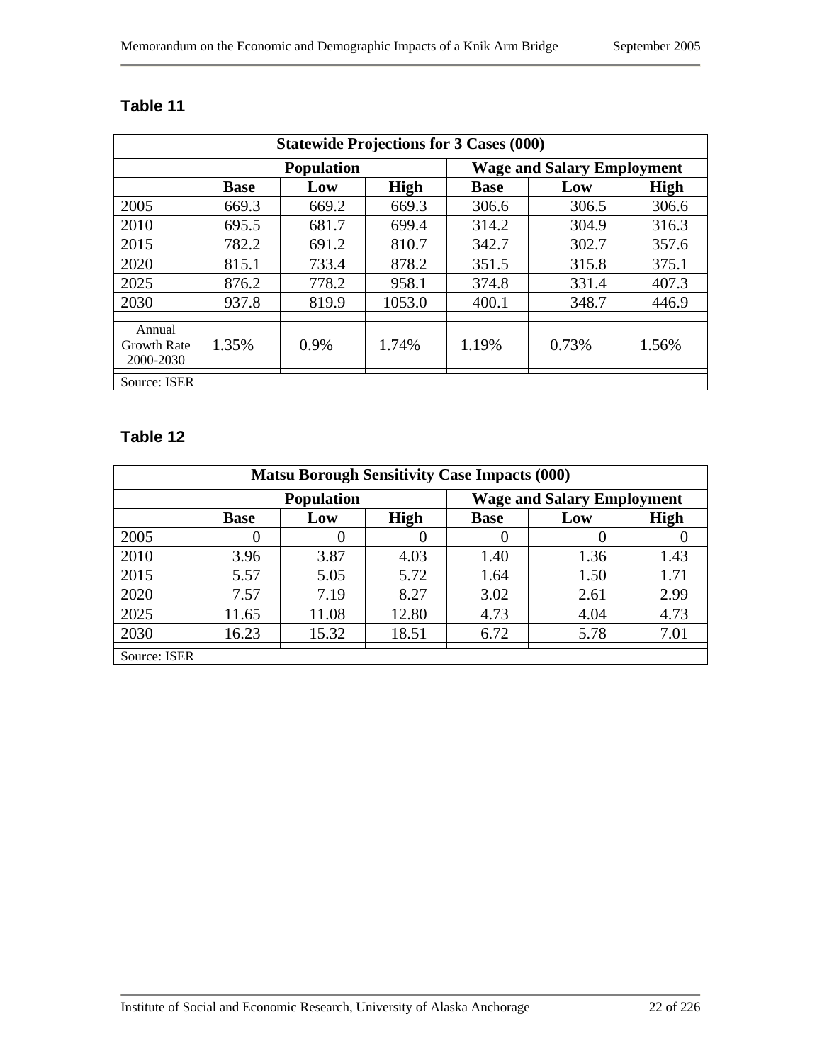### Table 11

| Statewide Projections for 3 Cases (000) | | | | | | |
|---|---|---|---|---|---|---|
| | Population | | | Wage and Salary Employment | | |
| | **Base** | **Low** | **High** | **Base** | **Low** | **High** |
| 2005 | 669.3 | 669.2 | 669.3 | 306.6 | 306.5 | 306.6 |
| 2010 | 695.5 | 681.7 | 699.4 | 314.2 | 304.9 | 316.3 |
| 2015 | 782.2 | 691.2 | 810.7 | 342.7 | 302.7 | 357.6 |
| 2020 | 815.1 | 733.4 | 878.2 | 351.5 | 315.8 | 375.1 |
| 2025 | 876.2 | 778.2 | 958.1 | 374.8 | 331.4 | 407.3 |
| 2030 | 937.8 | 819.9 | 1053.0 | 400.1 | 348.7 | 446.9 |
| | | | | | | |
| Annual Growth Rate 2000-2030 | 1.35% | 0.9% | 1.74% | 1.19% | 0.73% | 1.56% |
| | | | | | | |
| Source: ISER | | | | | | |

### Table 12

| Matsu Borough Sensitivity Case Impacts (000) | | | | | | |
|---|---|---|---|---|---|---|
| | Population | | | Wage and Salary Employment | | |
| | **Base** | **Low** | **High** | **Base** | **Low** | **High** |
| 2005 | 0 | 0 | 0 | 0 | 0 | 0 |
| 2010 | 3.96 | 3.87 | 4.03 | 1.40 | 1.36 | 1.43 |
| 2015 | 5.57 | 5.05 | 5.72 | 1.64 | 1.50 | 1.71 |
| 2020 | 7.57 | 7.19 | 8.27 | 3.02 | 2.61 | 2.99 |
| 2025 | 11.65 | 11.08 | 12.80 | 4.73 | 4.04 | 4.73 |
| 2030 | 16.23 | 15.32 | 18.51 | 6.72 | 5.78 | 7.01 |
| | | | | | | |
| Source: ISER | | | | | | |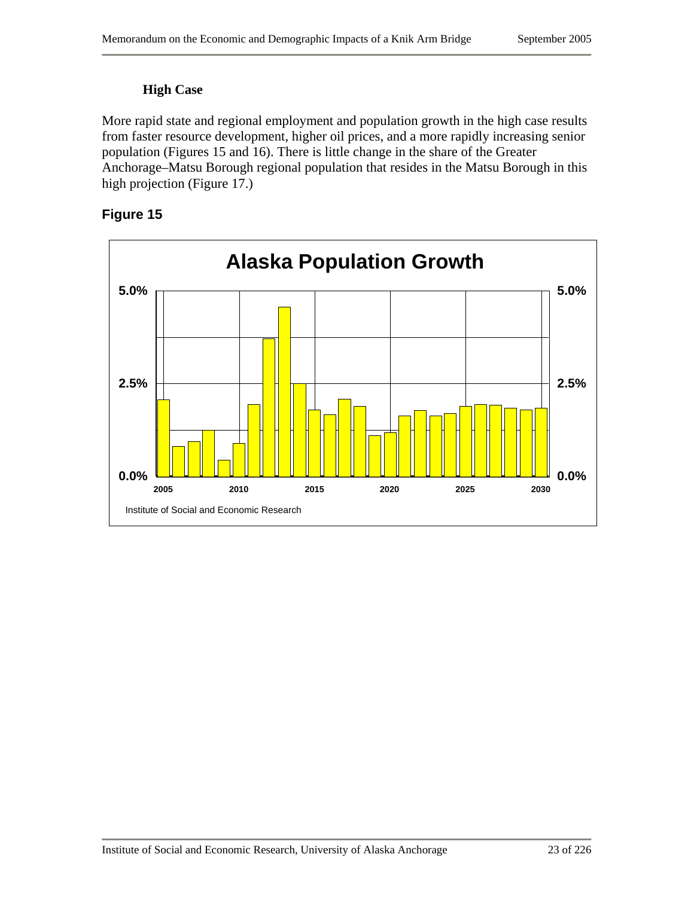### High Case

More rapid state and regional employment and population growth in the high case results from faster resource development, higher oil prices, and a more rapidly increasing senior population (Figures 15 and 16). There is little change in the share of the Greater Anchorage–Matsu Borough regional population that resides in the Matsu Borough in this high projection (Figure 17.)

**Figure 15**

Alaska Population Growth

Institute of Social and Economic Research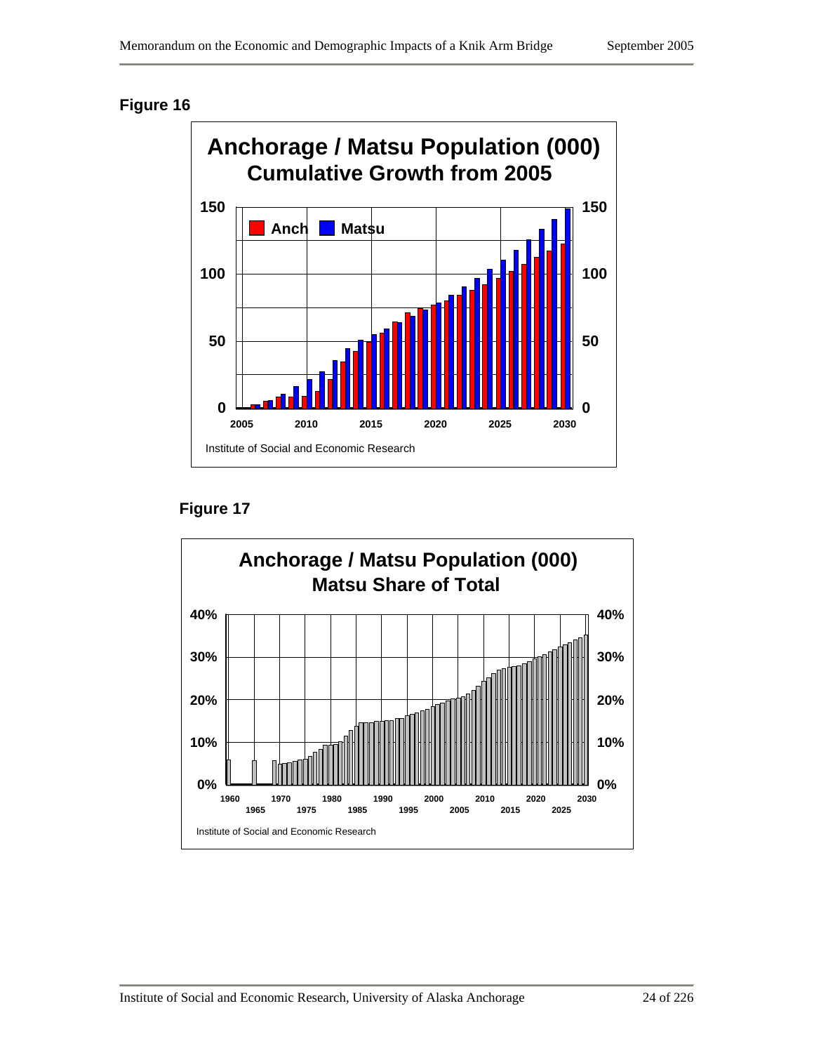**Figure 16**

Anchorage / Matsu Population (000)
Cumulative Growth from 2005

Institute of Social and Economic Research

**Figure 17**

Anchorage / Matsu Population (000)
Matsu Share of Total

Institute of Social and Economic Research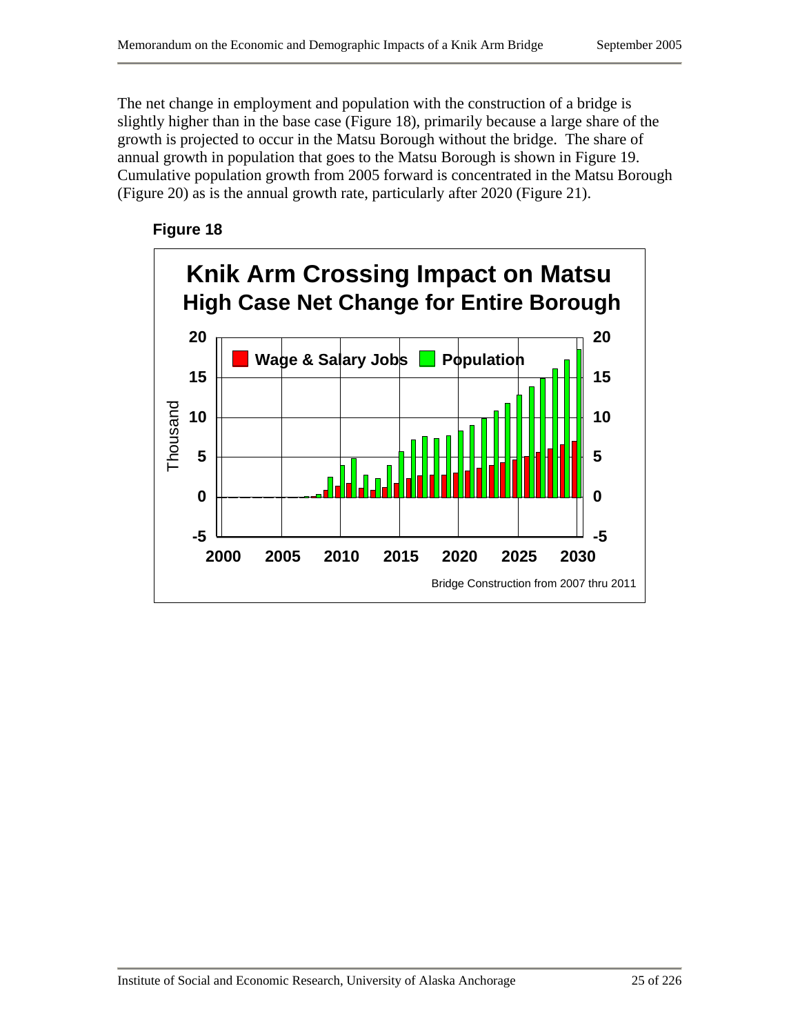The net change in employment and population with the construction of a bridge is slightly higher than in the base case (Figure 18), primarily because a large share of the growth is projected to occur in the Matsu Borough without the bridge. The share of annual growth in population that goes to the Matsu Borough is shown in Figure 19. Cumulative population growth from 2005 forward is concentrated in the Matsu Borough (Figure 20) as is the annual growth rate, particularly after 2020 (Figure 21).

**Figure 18**

**Knik Arm Crossing Impact on Matsu**
**High Case Net Change for Entire Borough**

Bridge Construction from 2007 thru 2011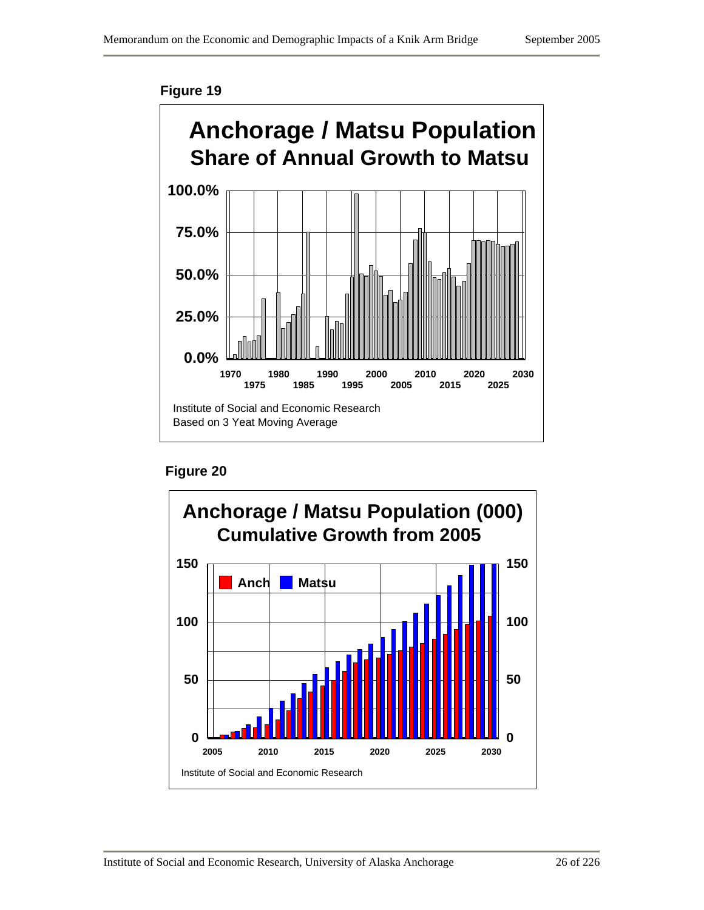**Figure 19**

**Anchorage / Matsu Population**
**Share of Annual Growth to Matsu**

Institute of Social and Economic Research
Based on 3 Yeat Moving Average

**Figure 20**

**Anchorage / Matsu Population (000)**
**Cumulative Growth from 2005**

Institute of Social and Economic Research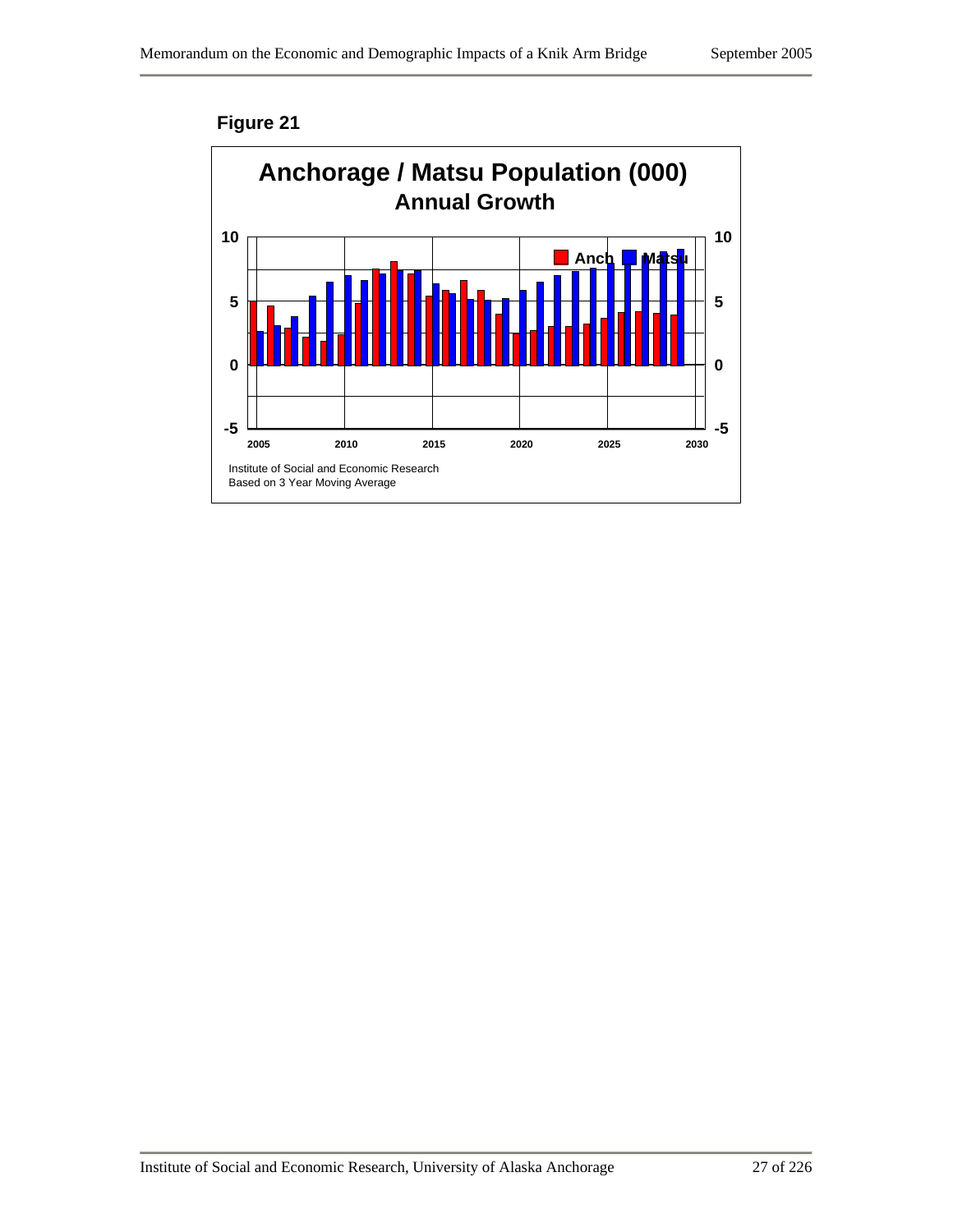**Figure 21**

**Anchorage / Matsu Population (000)**
**Annual Growth**

Institute of Social and Economic Research
Based on 3 Year Moving Average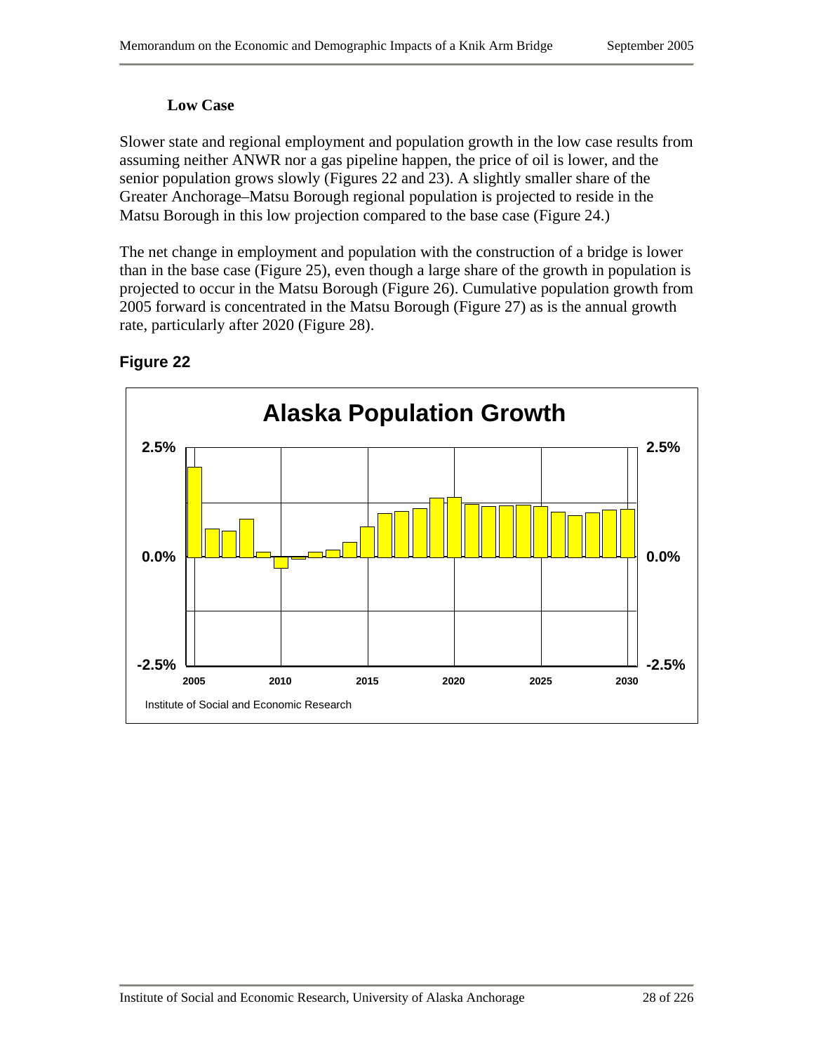**Low Case**

Slower state and regional employment and population growth in the low case results from assuming neither ANWR nor a gas pipeline happen, the price of oil is lower, and the senior population grows slowly (Figures 22 and 23). A slightly smaller share of the Greater Anchorage–Matsu Borough regional population is projected to reside in the Matsu Borough in this low projection compared to the base case (Figure 24.)

The net change in employment and population with the construction of a bridge is lower than in the base case (Figure 25), even though a large share of the growth in population is projected to occur in the Matsu Borough (Figure 26). Cumulative population growth from 2005 forward is concentrated in the Matsu Borough (Figure 27) as is the annual growth rate, particularly after 2020 (Figure 28).

**Figure 22**

**Alaska Population Growth**

Institute of Social and Economic Research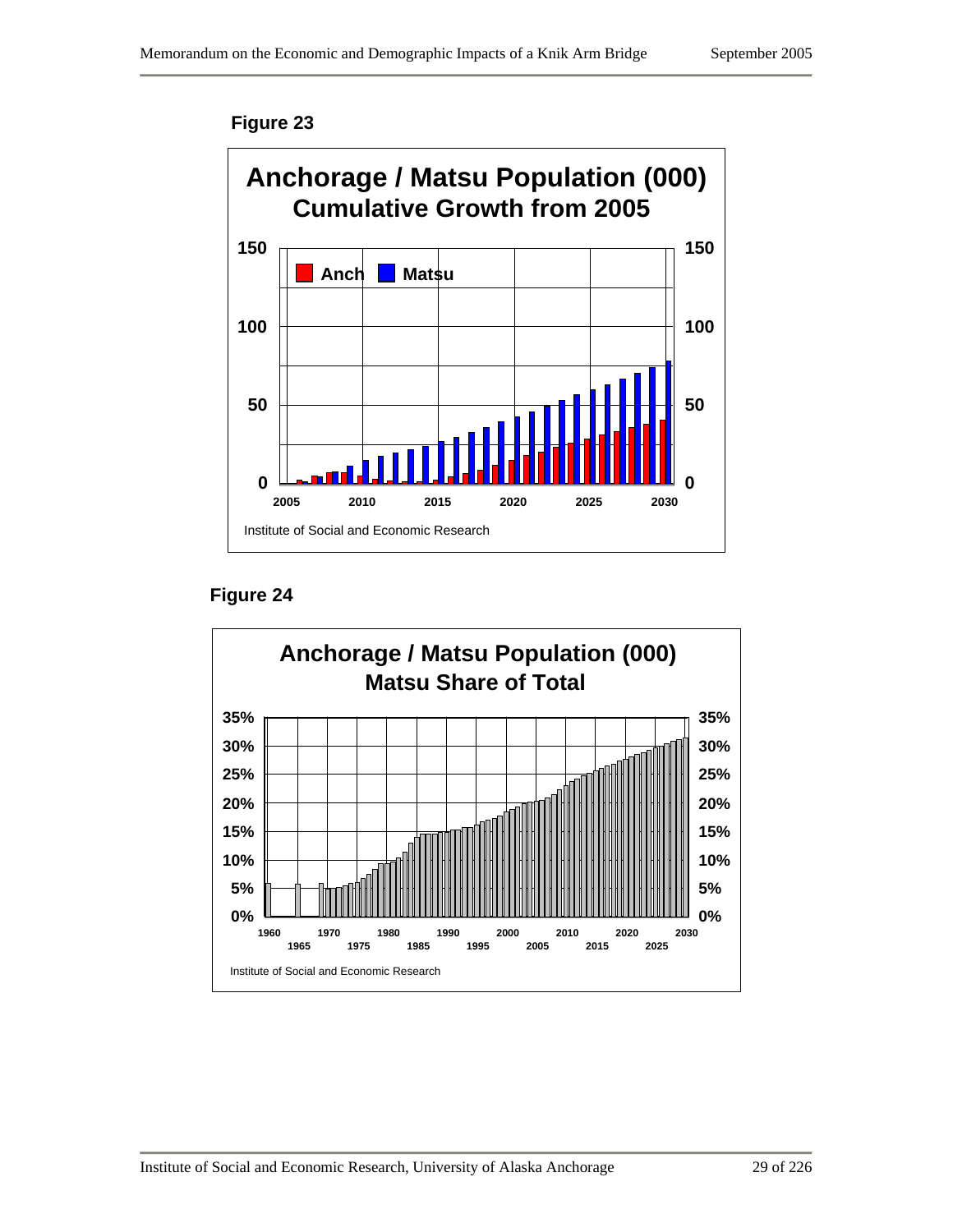**Figure 23**

**Anchorage / Matsu Population (000)**
**Cumulative Growth from 2005**

Institute of Social and Economic Research

**Figure 24**

**Anchorage / Matsu Population (000)**
**Matsu Share of Total**

Institute of Social and Economic Research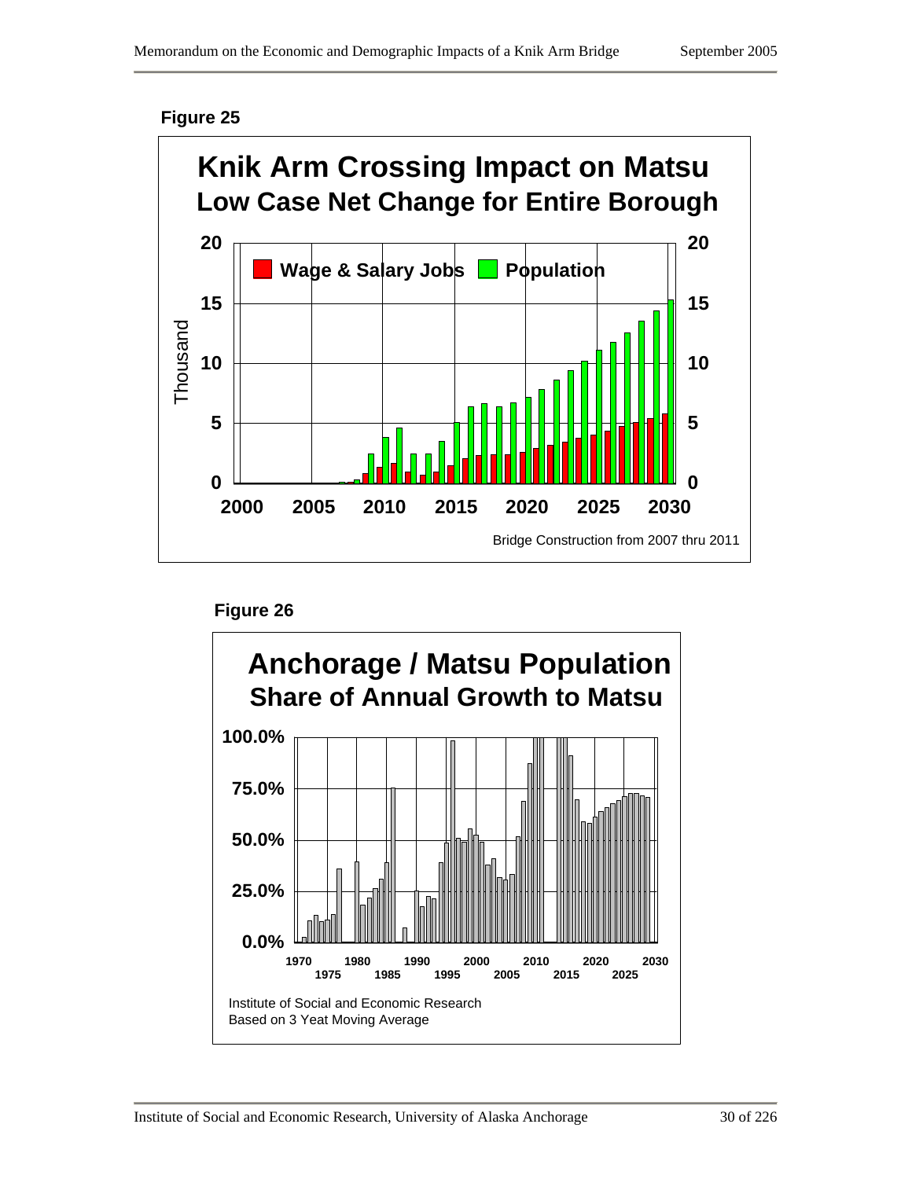**Figure 25**

**Knik Arm Crossing Impact on Matsu**
**Low Case Net Change for Entire Borough**

Bridge Construction from 2007 thru 2011

**Figure 26**

**Anchorage / Matsu Population**
**Share of Annual Growth to Matsu**

Institute of Social and Economic Research
Based on 3 Yeat Moving Average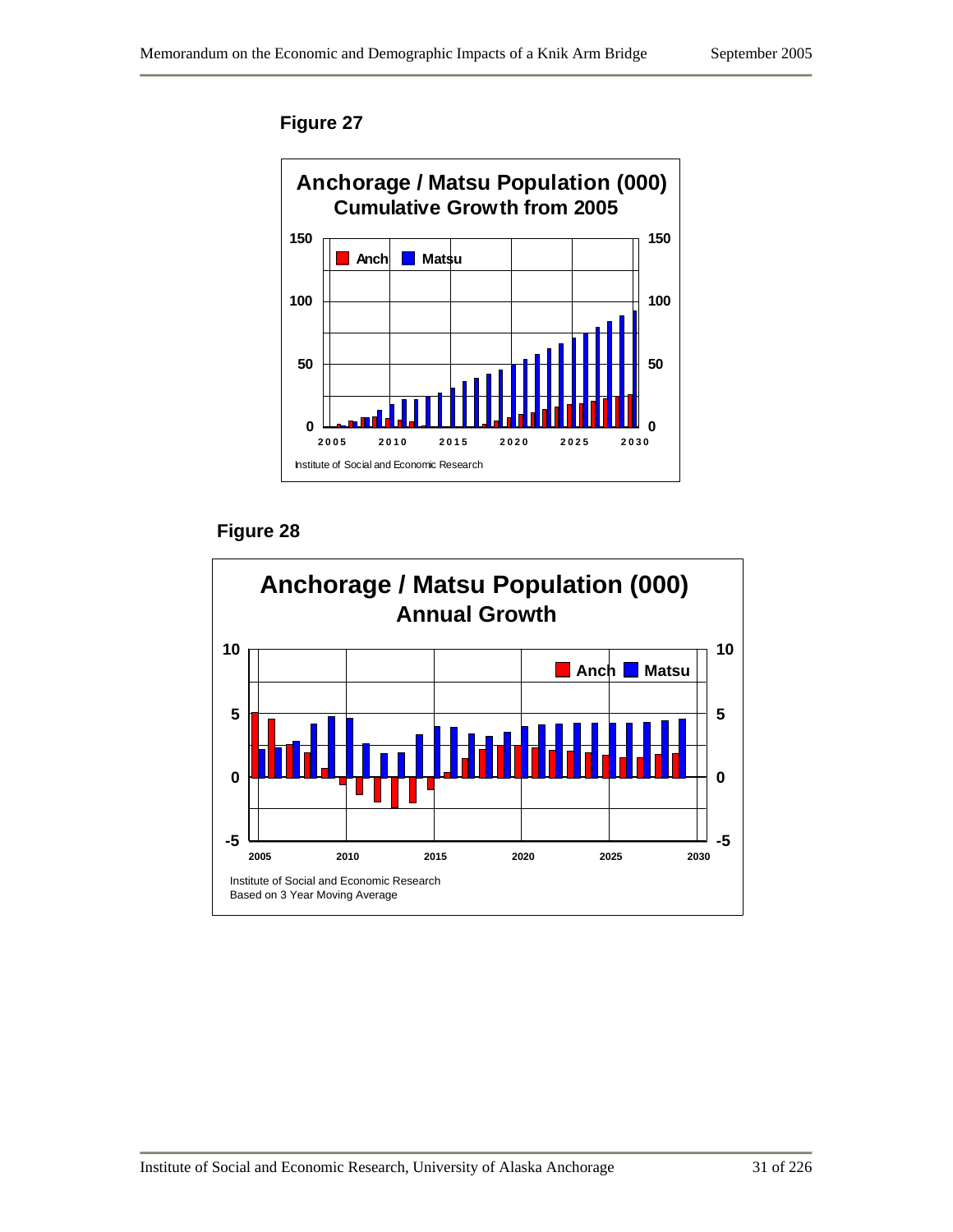**Figure 27**

**Anchorage / Matsu Population (000)**
**Cumulative Growth from 2005**

Institute of Social and Economic Research

**Figure 28**

**Anchorage / Matsu Population (000)**
**Annual Growth**

Institute of Social and Economic Research
Based on 3 Year Moving Average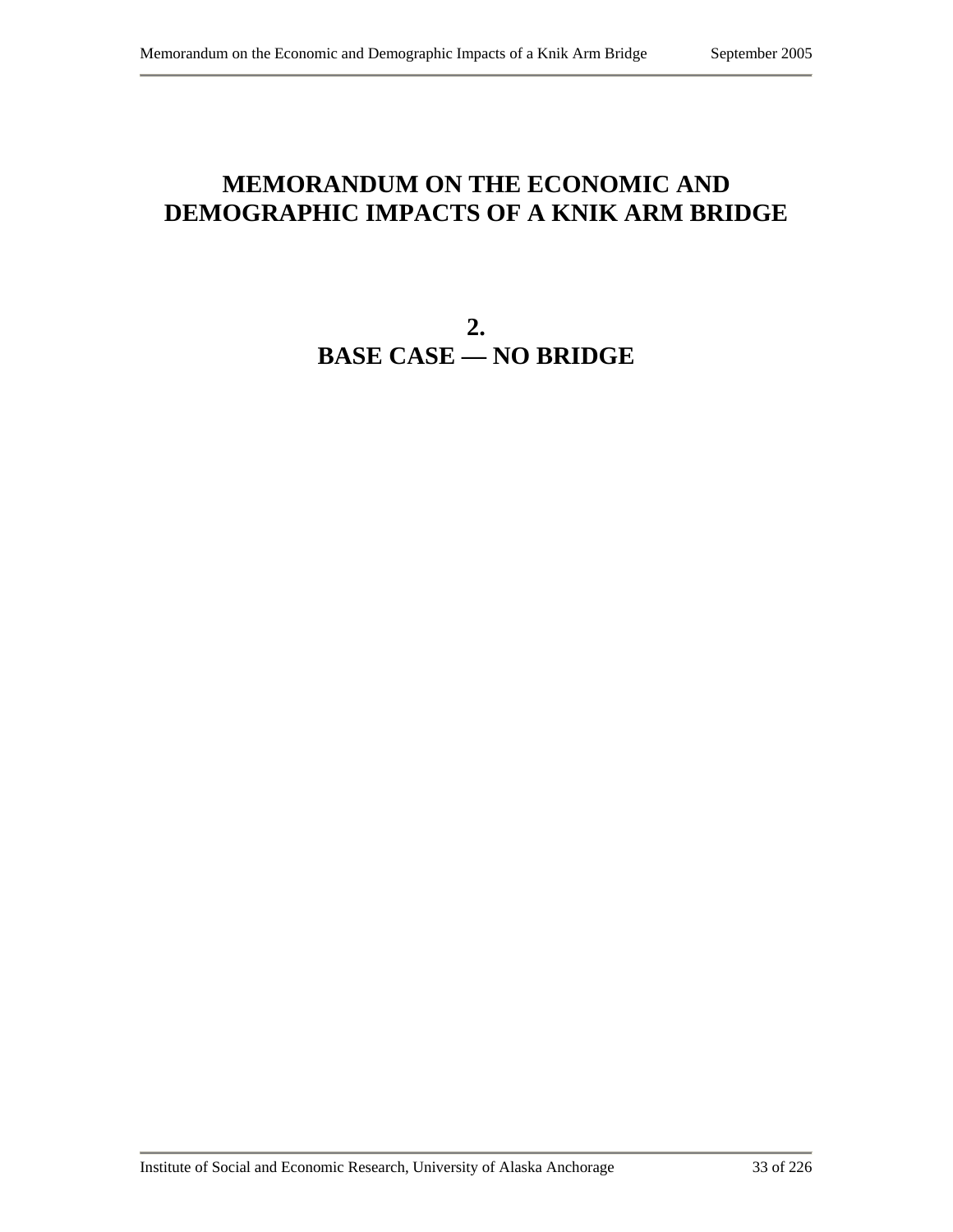# MEMORANDUM ON THE ECONOMIC AND DEMOGRAPHIC IMPACTS OF A KNIK ARM BRIDGE

## 2.
## BASE CASE — NO BRIDGE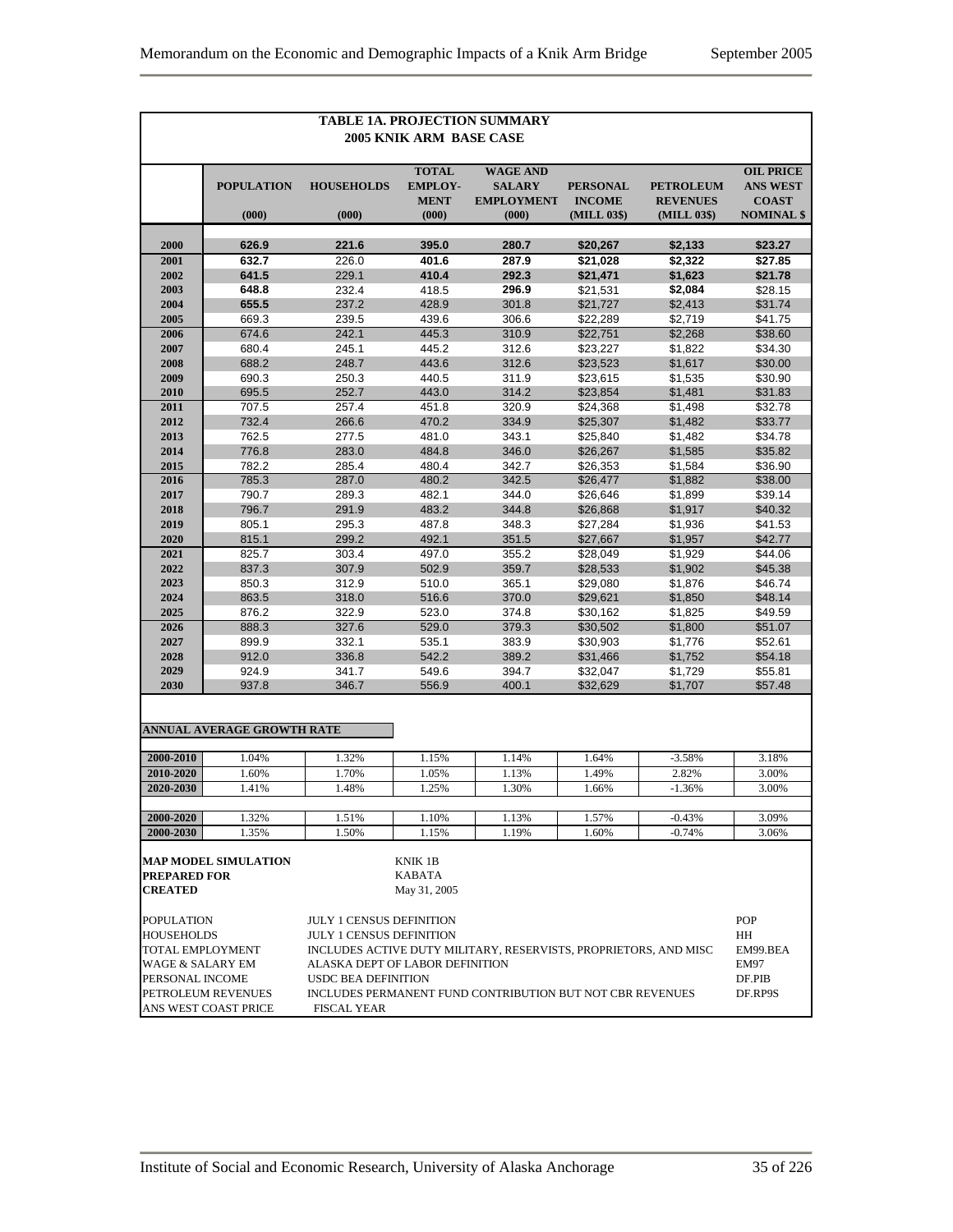**TABLE 1A. PROJECTION SUMMARY**
**2005 KNIK ARM BASE CASE**

| | POPULATION (000) | HOUSEHOLDS (000) | TOTAL EMPLOY-MENT (000) | WAGE AND SALARY EMPLOYMENT (000) | PERSONAL INCOME (MILL 03$) | PETROLEUM REVENUES (MILL 03$) | OIL PRICE ANS WEST COAST NOMINAL $ |
|---|---|---|---|---|---|---|---|
| 2000 | 626.9 | 221.6 | 395.0 | 280.7 | $20,267 | $2,133 | $23.27 |
| 2001 | 632.7 | 226.0 | 401.6 | 287.9 | $21,028 | $2,322 | $27.85 |
| 2002 | 641.5 | 229.1 | 410.4 | 292.3 | $21,471 | $1,623 | $21.78 |
| 2003 | 648.8 | 232.4 | 418.5 | 296.9 | $21,531 | $2,084 | $28.15 |
| 2004 | 655.5 | 237.2 | 428.9 | 301.8 | $21,727 | $2,413 | $31.74 |
| 2005 | 669.3 | 239.5 | 439.6 | 306.6 | $22,289 | $2,719 | $41.75 |
| 2006 | 674.6 | 242.1 | 445.3 | 310.9 | $22,751 | $2,268 | $38.60 |
| 2007 | 680.4 | 245.1 | 445.2 | 312.6 | $23,227 | $1,822 | $34.30 |
| 2008 | 688.2 | 248.7 | 443.6 | 312.6 | $23,523 | $1,617 | $30.00 |
| 2009 | 690.3 | 250.3 | 440.5 | 311.9 | $23,615 | $1,535 | $30.90 |
| 2010 | 695.5 | 252.7 | 443.0 | 314.2 | $23,854 | $1,481 | $31.83 |
| 2011 | 707.5 | 257.4 | 451.8 | 320.9 | $24,368 | $1,498 | $32.78 |
| 2012 | 732.4 | 266.6 | 470.2 | 334.9 | $25,307 | $1,482 | $33.77 |
| 2013 | 762.5 | 277.5 | 481.0 | 343.1 | $25,840 | $1,482 | $34.78 |
| 2014 | 776.8 | 283.0 | 484.8 | 346.0 | $26,267 | $1,585 | $35.82 |
| 2015 | 782.2 | 285.4 | 480.4 | 342.7 | $26,353 | $1,584 | $36.90 |
| 2016 | 785.3 | 287.0 | 480.2 | 342.5 | $26,477 | $1,882 | $38.00 |
| 2017 | 790.7 | 289.3 | 482.1 | 344.0 | $26,646 | $1,899 | $39.14 |
| 2018 | 796.7 | 291.9 | 483.2 | 344.8 | $26,868 | $1,917 | $40.32 |
| 2019 | 805.1 | 295.3 | 487.8 | 348.3 | $27,284 | $1,936 | $41.53 |
| 2020 | 815.1 | 299.2 | 492.1 | 351.5 | $27,667 | $1,957 | $42.77 |
| 2021 | 825.7 | 303.4 | 497.0 | 355.2 | $28,049 | $1,929 | $44.06 |
| 2022 | 837.3 | 307.9 | 502.9 | 359.7 | $28,533 | $1,902 | $45.38 |
| 2023 | 850.3 | 312.9 | 510.0 | 365.1 | $29,080 | $1,876 | $46.74 |
| 2024 | 863.5 | 318.0 | 516.6 | 370.0 | $29,621 | $1,850 | $48.14 |
| 2025 | 876.2 | 322.9 | 523.0 | 374.8 | $30,162 | $1,825 | $49.59 |
| 2026 | 888.3 | 327.6 | 529.0 | 379.3 | $30,502 | $1,800 | $51.07 |
| 2027 | 899.9 | 332.1 | 535.1 | 383.9 | $30,903 | $1,776 | $52.61 |
| 2028 | 912.0 | 336.8 | 542.2 | 389.2 | $31,466 | $1,752 | $54.18 |
| 2029 | 924.9 | 341.7 | 549.6 | 394.7 | $32,047 | $1,729 | $55.81 |
| 2030 | 937.8 | 346.7 | 556.9 | 400.1 | $32,629 | $1,707 | $57.48 |

**ANNUAL AVERAGE GROWTH RATE**

| | | | | | | | |
|---|---|---|---|---|---|---|---|
| 2000-2010 | 1.04% | 1.32% | 1.15% | 1.14% | 1.64% | -3.58% | 3.18% |
| 2010-2020 | 1.60% | 1.70% | 1.05% | 1.13% | 1.49% | 2.82% | 3.00% |
| 2020-2030 | 1.41% | 1.48% | 1.25% | 1.30% | 1.66% | -1.36% | 3.00% |
| 2000-2020 | 1.32% | 1.51% | 1.10% | 1.13% | 1.57% | -0.43% | 3.09% |
| 2000-2030 | 1.35% | 1.50% | 1.15% | 1.19% | 1.60% | -0.74% | 3.06% |

**MAP MODEL SIMULATION** KNIK 1B
**PREPARED FOR** KABATA
**CREATED** May 31, 2005

| | | |
|---|---|---|
| POPULATION | JULY 1 CENSUS DEFINITION | POP |
| HOUSEHOLDS | JULY 1 CENSUS DEFINITION | HH |
| TOTAL EMPLOYMENT | INCLUDES ACTIVE DUTY MILITARY, RESERVISTS, PROPRIETORS, AND MISC | EM99.BEA |
| WAGE & SALARY EM | ALASKA DEPT OF LABOR DEFINITION | EM97 |
| PERSONAL INCOME | USDC BEA DEFINITION | DF.PIB |
| PETROLEUM REVENUES | INCLUDES PERMANENT FUND CONTRIBUTION BUT NOT CBR REVENUES | DF.RP9S |
| ANS WEST COAST PRICE | FISCAL YEAR | |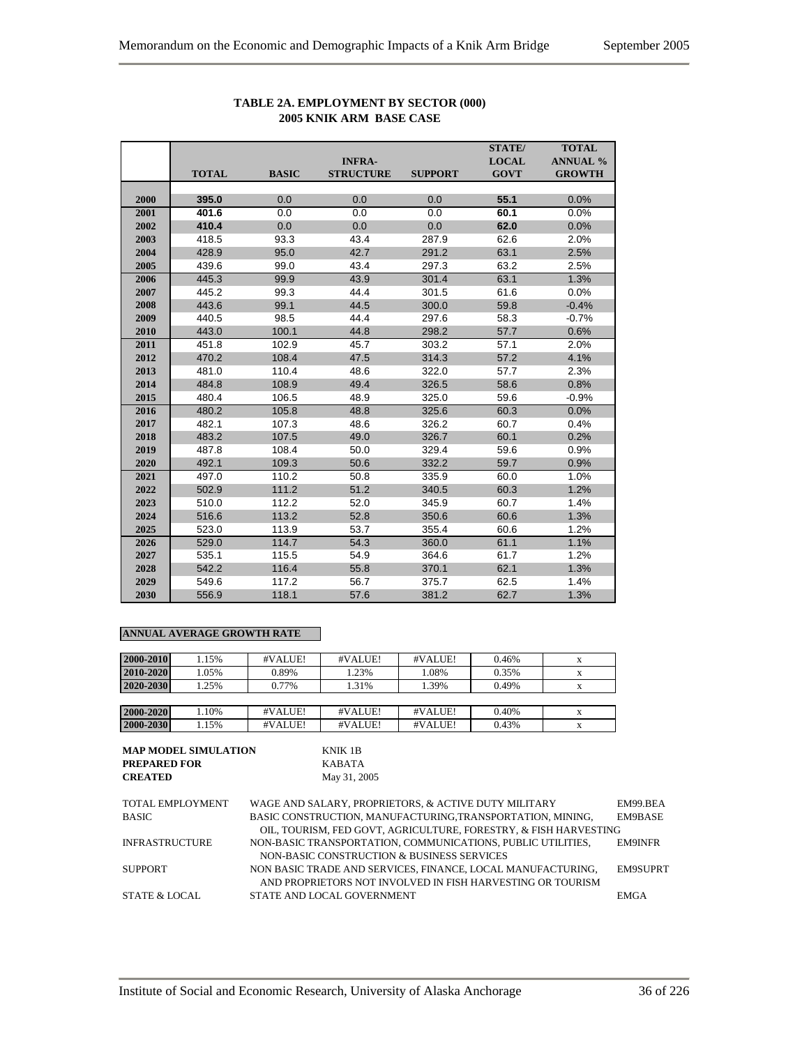**TABLE 2A. EMPLOYMENT BY SECTOR (000)**
**2005 KNIK ARM BASE CASE**

| | TOTAL | BASIC | INFRA-STRUCTURE | SUPPORT | STATE/ LOCAL GOVT | TOTAL ANNUAL % GROWTH |
|---|---|---|---|---|---|---|
| 2000 | **395.0** | 0.0 | 0.0 | 0.0 | **55.1** | 0.0% |
| 2001 | **401.6** | 0.0 | 0.0 | 0.0 | **60.1** | 0.0% |
| 2002 | **410.4** | 0.0 | 0.0 | 0.0 | **62.0** | 0.0% |
| 2003 | 418.5 | 93.3 | 43.4 | 287.9 | 62.6 | 2.0% |
| 2004 | 428.9 | 95.0 | 42.7 | 291.2 | 63.1 | 2.5% |
| 2005 | 439.6 | 99.0 | 43.4 | 297.3 | 63.2 | 2.5% |
| 2006 | 445.3 | 99.9 | 43.9 | 301.4 | 63.1 | 1.3% |
| 2007 | 445.2 | 99.3 | 44.4 | 301.5 | 61.6 | 0.0% |
| 2008 | 443.6 | 99.1 | 44.5 | 300.0 | 59.8 | -0.4% |
| 2009 | 440.5 | 98.5 | 44.4 | 297.6 | 58.3 | -0.7% |
| 2010 | 443.0 | 100.1 | 44.8 | 298.2 | 57.7 | 0.6% |
| 2011 | 451.8 | 102.9 | 45.7 | 303.2 | 57.1 | 2.0% |
| 2012 | 470.2 | 108.4 | 47.5 | 314.3 | 57.2 | 4.1% |
| 2013 | 481.0 | 110.4 | 48.6 | 322.0 | 57.7 | 2.3% |
| 2014 | 484.8 | 108.9 | 49.4 | 326.5 | 58.6 | 0.8% |
| 2015 | 480.4 | 106.5 | 48.9 | 325.0 | 59.6 | -0.9% |
| 2016 | 480.2 | 105.8 | 48.8 | 325.6 | 60.3 | 0.0% |
| 2017 | 482.1 | 107.3 | 48.6 | 326.2 | 60.7 | 0.4% |
| 2018 | 483.2 | 107.5 | 49.0 | 326.7 | 60.1 | 0.2% |
| 2019 | 487.8 | 108.4 | 50.0 | 329.4 | 59.6 | 0.9% |
| 2020 | 492.1 | 109.3 | 50.6 | 332.2 | 59.7 | 0.9% |
| 2021 | 497.0 | 110.2 | 50.8 | 335.9 | 60.0 | 1.0% |
| 2022 | 502.9 | 111.2 | 51.2 | 340.5 | 60.3 | 1.2% |
| 2023 | 510.0 | 112.2 | 52.0 | 345.9 | 60.7 | 1.4% |
| 2024 | 516.6 | 113.2 | 52.8 | 350.6 | 60.6 | 1.3% |
| 2025 | 523.0 | 113.9 | 53.7 | 355.4 | 60.6 | 1.2% |
| 2026 | 529.0 | 114.7 | 54.3 | 360.0 | 61.1 | 1.1% |
| 2027 | 535.1 | 115.5 | 54.9 | 364.6 | 61.7 | 1.2% |
| 2028 | 542.2 | 116.4 | 55.8 | 370.1 | 62.1 | 1.3% |
| 2029 | 549.6 | 117.2 | 56.7 | 375.7 | 62.5 | 1.4% |
| 2030 | 556.9 | 118.1 | 57.6 | 381.2 | 62.7 | 1.3% |

**ANNUAL AVERAGE GROWTH RATE**

| | | | | | | |
|---|---|---|---|---|---|---|
| 2000-2010 | 1.15% | #VALUE! | #VALUE! | #VALUE! | 0.46% | x |
| 2010-2020 | 1.05% | 0.89% | 1.23% | 1.08% | 0.35% | x |
| 2020-2030 | 1.25% | 0.77% | 1.31% | 1.39% | 0.49% | x |
| | | | | | | |
| 2000-2020 | 1.10% | #VALUE! | #VALUE! | #VALUE! | 0.40% | x |
| 2000-2030 | 1.15% | #VALUE! | #VALUE! | #VALUE! | 0.43% | x |

**MAP MODEL SIMULATION** KNIK 1B
**PREPARED FOR** KABATA
**CREATED** May 31, 2005

| | | |
|---|---|---|
| TOTAL EMPLOYMENT | WAGE AND SALARY, PROPRIETORS, & ACTIVE DUTY MILITARY | EM99.BEA |
| BASIC | BASIC CONSTRUCTION, MANUFACTURING,TRANSPORTATION, MINING, OIL, TOURISM, FED GOVT, AGRICULTURE, FORESTRY, & FISH HARVESTING | EM9BASE |
| INFRASTRUCTURE | NON-BASIC TRANSPORTATION, COMMUNICATIONS, PUBLIC UTILITIES, NON-BASIC CONSTRUCTION & BUSINESS SERVICES | EM9INFR |
| SUPPORT | NON BASIC TRADE AND SERVICES, FINANCE, LOCAL MANUFACTURING, AND PROPRIETORS NOT INVOLVED IN FISH HARVESTING OR TOURISM | EM9SUPRT |
| STATE & LOCAL | STATE AND LOCAL GOVERNMENT | EMGA |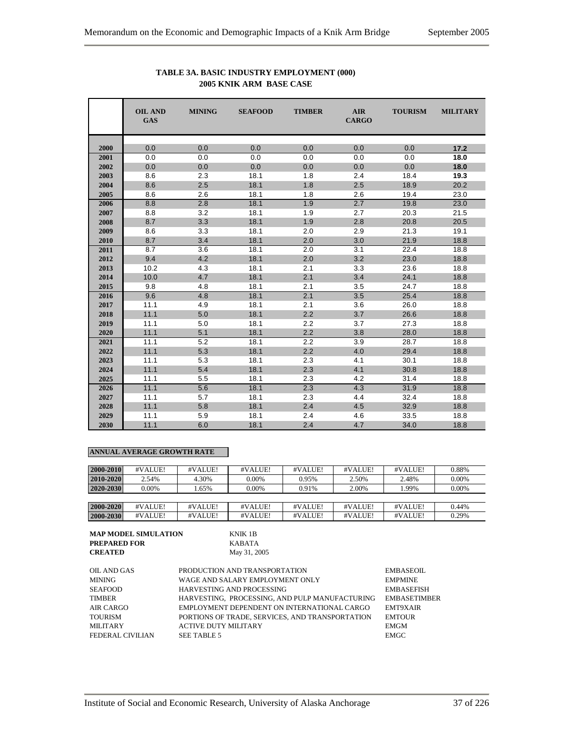**TABLE 3A. BASIC INDUSTRY EMPLOYMENT (000)**
**2005 KNIK ARM BASE CASE**

| | OIL AND GAS | MINING | SEAFOOD | TIMBER | AIR CARGO | TOURISM | MILITARY |
|---|---|---|---|---|---|---|---|
| 2000 | 0.0 | 0.0 | 0.0 | 0.0 | 0.0 | 0.0 | **17.2** |
| 2001 | 0.0 | 0.0 | 0.0 | 0.0 | 0.0 | 0.0 | **18.0** |
| 2002 | 0.0 | 0.0 | 0.0 | 0.0 | 0.0 | 0.0 | **18.0** |
| 2003 | 8.6 | 2.3 | 18.1 | 1.8 | 2.4 | 18.4 | **19.3** |
| 2004 | 8.6 | 2.5 | 18.1 | 1.8 | 2.5 | 18.9 | 20.2 |
| 2005 | 8.6 | 2.6 | 18.1 | 1.8 | 2.6 | 19.4 | 23.0 |
| 2006 | 8.8 | 2.8 | 18.1 | 1.9 | 2.7 | 19.8 | 23.0 |
| 2007 | 8.8 | 3.2 | 18.1 | 1.9 | 2.7 | 20.3 | 21.5 |
| 2008 | 8.7 | 3.3 | 18.1 | 1.9 | 2.8 | 20.8 | 20.5 |
| 2009 | 8.6 | 3.3 | 18.1 | 2.0 | 2.9 | 21.3 | 19.1 |
| 2010 | 8.7 | 3.4 | 18.1 | 2.0 | 3.0 | 21.9 | 18.8 |
| 2011 | 8.7 | 3.6 | 18.1 | 2.0 | 3.1 | 22.4 | 18.8 |
| 2012 | 9.4 | 4.2 | 18.1 | 2.0 | 3.2 | 23.0 | 18.8 |
| 2013 | 10.2 | 4.3 | 18.1 | 2.1 | 3.3 | 23.6 | 18.8 |
| 2014 | 10.0 | 4.7 | 18.1 | 2.1 | 3.4 | 24.1 | 18.8 |
| 2015 | 9.8 | 4.8 | 18.1 | 2.1 | 3.5 | 24.7 | 18.8 |
| 2016 | 9.6 | 4.8 | 18.1 | 2.1 | 3.5 | 25.4 | 18.8 |
| 2017 | 11.1 | 4.9 | 18.1 | 2.1 | 3.6 | 26.0 | 18.8 |
| 2018 | 11.1 | 5.0 | 18.1 | 2.2 | 3.7 | 26.6 | 18.8 |
| 2019 | 11.1 | 5.0 | 18.1 | 2.2 | 3.7 | 27.3 | 18.8 |
| 2020 | 11.1 | 5.1 | 18.1 | 2.2 | 3.8 | 28.0 | 18.8 |
| 2021 | 11.1 | 5.2 | 18.1 | 2.2 | 3.9 | 28.7 | 18.8 |
| 2022 | 11.1 | 5.3 | 18.1 | 2.2 | 4.0 | 29.4 | 18.8 |
| 2023 | 11.1 | 5.3 | 18.1 | 2.3 | 4.1 | 30.1 | 18.8 |
| 2024 | 11.1 | 5.4 | 18.1 | 2.3 | 4.1 | 30.8 | 18.8 |
| 2025 | 11.1 | 5.5 | 18.1 | 2.3 | 4.2 | 31.4 | 18.8 |
| 2026 | 11.1 | 5.6 | 18.1 | 2.3 | 4.3 | 31.9 | 18.8 |
| 2027 | 11.1 | 5.7 | 18.1 | 2.3 | 4.4 | 32.4 | 18.8 |
| 2028 | 11.1 | 5.8 | 18.1 | 2.4 | 4.5 | 32.9 | 18.8 |
| 2029 | 11.1 | 5.9 | 18.1 | 2.4 | 4.6 | 33.5 | 18.8 |
| 2030 | 11.1 | 6.0 | 18.1 | 2.4 | 4.7 | 34.0 | 18.8 |

**ANNUAL AVERAGE GROWTH RATE**

| | OIL AND GAS | MINING | SEAFOOD | TIMBER | AIR CARGO | TOURISM | MILITARY |
|---|---|---|---|---|---|---|---|
| 2000-2010 | #VALUE! | #VALUE! | #VALUE! | #VALUE! | #VALUE! | #VALUE! | 0.88% |
| 2010-2020 | 2.54% | 4.30% | 0.00% | 0.95% | 2.50% | 2.48% | 0.00% |
| 2020-2030 | 0.00% | 1.65% | 0.00% | 0.91% | 2.00% | 1.99% | 0.00% |
| | | | | | | | |
| 2000-2020 | #VALUE! | #VALUE! | #VALUE! | #VALUE! | #VALUE! | #VALUE! | 0.44% |
| 2000-2030 | #VALUE! | #VALUE! | #VALUE! | #VALUE! | #VALUE! | #VALUE! | 0.29% |

**MAP MODEL SIMULATION** KNIK 1B
**PREPARED FOR** KABATA
**CREATED** May 31, 2005

| | | |
|---|---|---|
| OIL AND GAS | PRODUCTION AND TRANSPORTATION | EMBASEOIL |
| MINING | WAGE AND SALARY EMPLOYMENT ONLY | EMPMINE |
| SEAFOOD | HARVESTING AND PROCESSING | EMBASEFISH |
| TIMBER | HARVESTING, PROCESSING, AND PULP MANUFACTURING | EMBASETIMBER |
| AIR CARGO | EMPLOYMENT DEPENDENT ON INTERNATIONAL CARGO | EMT9XAIR |
| TOURISM | PORTIONS OF TRADE, SERVICES, AND TRANSPORTATION | EMTOUR |
| MILITARY | ACTIVE DUTY MILITARY | EMGM |
| FEDERAL CIVILIAN | SEE TABLE 5 | EMGC |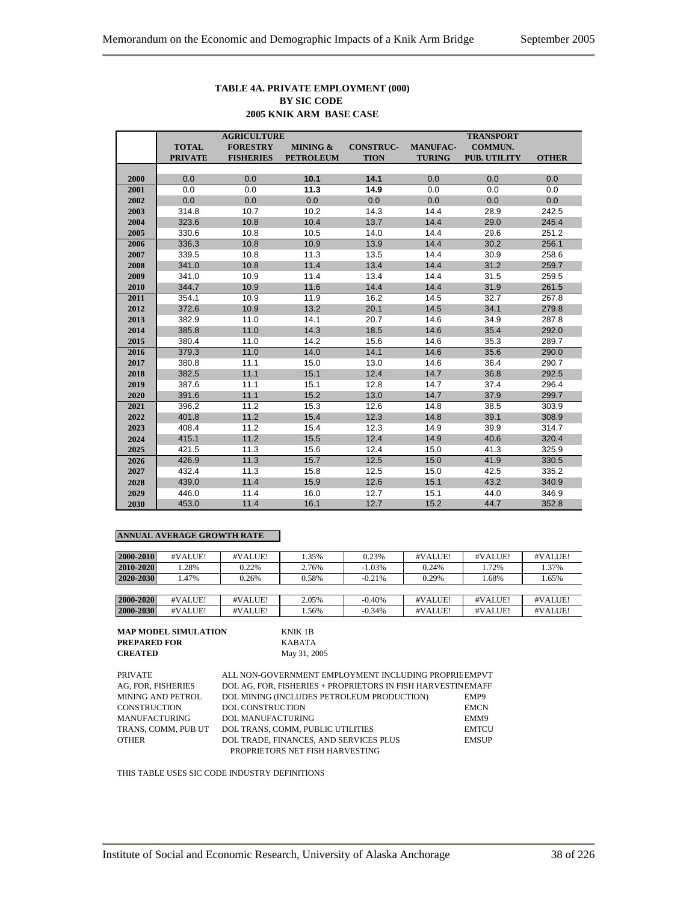**TABLE 4A. PRIVATE EMPLOYMENT (000)**
**BY SIC CODE**
**2005 KNIK ARM BASE CASE**

| | TOTAL PRIVATE | AGRICULTURE FORESTRY FISHERIES | MINING & PETROLEUM | CONSTRUC-TION | MANUFAC-TURING | TRANSPORT COMMUN. PUB. UTILITY | OTHER |
|---|---|---|---|---|---|---|---|
| 2000 | 0.0 | 0.0 | **10.1** | **14.1** | 0.0 | 0.0 | 0.0 |
| 2001 | 0.0 | 0.0 | **11.3** | **14.9** | 0.0 | 0.0 | 0.0 |
| 2002 | 0.0 | 0.0 | 0.0 | 0.0 | 0.0 | 0.0 | 0.0 |
| 2003 | 314.8 | 10.7 | 10.2 | 14.3 | 14.4 | 28.9 | 242.5 |
| 2004 | 323.6 | 10.8 | 10.4 | 13.7 | 14.4 | 29.0 | 245.4 |
| 2005 | 330.6 | 10.8 | 10.5 | 14.0 | 14.4 | 29.6 | 251.2 |
| 2006 | 336.3 | 10.8 | 10.9 | 13.9 | 14.4 | 30.2 | 256.1 |
| 2007 | 339.5 | 10.8 | 11.3 | 13.5 | 14.4 | 30.9 | 258.6 |
| 2008 | 341.0 | 10.8 | 11.4 | 13.4 | 14.4 | 31.2 | 259.7 |
| 2009 | 341.0 | 10.9 | 11.4 | 13.4 | 14.4 | 31.5 | 259.5 |
| 2010 | 344.7 | 10.9 | 11.6 | 14.4 | 14.4 | 31.9 | 261.5 |
| 2011 | 354.1 | 10.9 | 11.9 | 16.2 | 14.5 | 32.7 | 267.8 |
| 2012 | 372.6 | 10.9 | 13.2 | 20.1 | 14.5 | 34.1 | 279.8 |
| 2013 | 382.9 | 11.0 | 14.1 | 20.7 | 14.6 | 34.9 | 287.8 |
| 2014 | 385.8 | 11.0 | 14.3 | 18.5 | 14.6 | 35.4 | 292.0 |
| 2015 | 380.4 | 11.0 | 14.2 | 15.6 | 14.6 | 35.3 | 289.7 |
| 2016 | 379.3 | 11.0 | 14.0 | 14.1 | 14.6 | 35.6 | 290.0 |
| 2017 | 380.8 | 11.1 | 15.0 | 13.0 | 14.6 | 36.4 | 290.7 |
| 2018 | 382.5 | 11.1 | 15.1 | 12.4 | 14.7 | 36.8 | 292.5 |
| 2019 | 387.6 | 11.1 | 15.1 | 12.8 | 14.7 | 37.4 | 296.4 |
| 2020 | 391.6 | 11.1 | 15.2 | 13.0 | 14.7 | 37.9 | 299.7 |
| 2021 | 396.2 | 11.2 | 15.3 | 12.6 | 14.8 | 38.5 | 303.9 |
| 2022 | 401.8 | 11.2 | 15.4 | 12.3 | 14.8 | 39.1 | 308.9 |
| 2023 | 408.4 | 11.2 | 15.4 | 12.3 | 14.9 | 39.9 | 314.7 |
| 2024 | 415.1 | 11.2 | 15.5 | 12.4 | 14.9 | 40.6 | 320.4 |
| 2025 | 421.5 | 11.3 | 15.6 | 12.4 | 15.0 | 41.3 | 325.9 |
| 2026 | 426.9 | 11.3 | 15.7 | 12.5 | 15.0 | 41.9 | 330.5 |
| 2027 | 432.4 | 11.3 | 15.8 | 12.5 | 15.0 | 42.5 | 335.2 |
| 2028 | 439.0 | 11.4 | 15.9 | 12.6 | 15.1 | 43.2 | 340.9 |
| 2029 | 446.0 | 11.4 | 16.0 | 12.7 | 15.1 | 44.0 | 346.9 |
| 2030 | 453.0 | 11.4 | 16.1 | 12.7 | 15.2 | 44.7 | 352.8 |

**ANNUAL AVERAGE GROWTH RATE**

| | | | | | | | |
|---|---|---|---|---|---|---|---|
| 2000-2010 | #VALUE! | #VALUE! | 1.35% | 0.23% | #VALUE! | #VALUE! | #VALUE! |
| 2010-2020 | 1.28% | 0.22% | 2.76% | -1.03% | 0.24% | 1.72% | 1.37% |
| 2020-2030 | 1.47% | 0.26% | 0.58% | -0.21% | 0.29% | 1.68% | 1.65% |
| | | | | | | | |
| 2000-2020 | #VALUE! | #VALUE! | 2.05% | -0.40% | #VALUE! | #VALUE! | #VALUE! |
| 2000-2030 | #VALUE! | #VALUE! | 1.56% | -0.34% | #VALUE! | #VALUE! | #VALUE! |

**MAP MODEL SIMULATION** KNIK 1B
**PREPARED FOR** KABATA
**CREATED** May 31, 2005

| | | |
|---|---|---|
| PRIVATE | ALL NON-GOVERNMENT EMPLOYMENT INCLUDING PROPRIE | EMPVT |
| AG, FOR, FISHERIES | DOL AG, FOR, FISHERIES + PROPRIETORS IN FISH HARVESTIN | EMAFF |
| MINING AND PETROL | DOL MINING (INCLUDES PETROLEUM PRODUCTION) | EMP9 |
| CONSTRUCTION | DOL CONSTRUCTION | EMCN |
| MANUFACTURING | DOL MANUFACTURING | EMM9 |
| TRANS, COMM, PUB UT | DOL TRANS, COMM, PUBLIC UTILITIES | EMTCU |
| OTHER | DOL TRADE, FINANCES, AND SERVICES PLUS PROPRIETORS NET FISH HARVESTING | EMSUP |

THIS TABLE USES SIC CODE INDUSTRY DEFINITIONS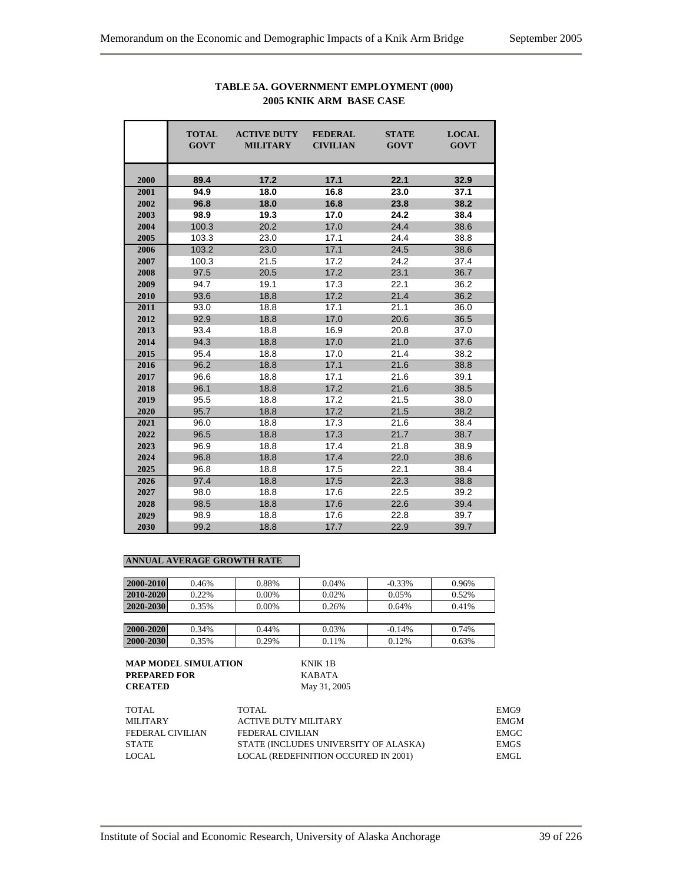**TABLE 5A. GOVERNMENT EMPLOYMENT (000)**
**2005 KNIK ARM BASE CASE**

| | TOTAL GOVT | ACTIVE DUTY MILITARY | FEDERAL CIVILIAN | STATE GOVT | LOCAL GOVT |
|---|---|---|---|---|---|
| 2000 | **89.4** | **17.2** | **17.1** | **22.1** | **32.9** |
| 2001 | **94.9** | **18.0** | **16.8** | **23.0** | **37.1** |
| 2002 | **96.8** | **18.0** | **16.8** | **23.8** | **38.2** |
| 2003 | **98.9** | **19.3** | **17.0** | **24.2** | **38.4** |
| 2004 | 100.3 | 20.2 | 17.0 | 24.4 | 38.6 |
| 2005 | 103.3 | 23.0 | 17.1 | 24.4 | 38.8 |
| 2006 | 103.2 | 23.0 | 17.1 | 24.5 | 38.6 |
| 2007 | 100.3 | 21.5 | 17.2 | 24.2 | 37.4 |
| 2008 | 97.5 | 20.5 | 17.2 | 23.1 | 36.7 |
| 2009 | 94.7 | 19.1 | 17.3 | 22.1 | 36.2 |
| 2010 | 93.6 | 18.8 | 17.2 | 21.4 | 36.2 |
| 2011 | 93.0 | 18.8 | 17.1 | 21.1 | 36.0 |
| 2012 | 92.9 | 18.8 | 17.0 | 20.6 | 36.5 |
| 2013 | 93.4 | 18.8 | 16.9 | 20.8 | 37.0 |
| 2014 | 94.3 | 18.8 | 17.0 | 21.0 | 37.6 |
| 2015 | 95.4 | 18.8 | 17.0 | 21.4 | 38.2 |
| 2016 | 96.2 | 18.8 | 17.1 | 21.6 | 38.8 |
| 2017 | 96.6 | 18.8 | 17.1 | 21.6 | 39.1 |
| 2018 | 96.1 | 18.8 | 17.2 | 21.6 | 38.5 |
| 2019 | 95.5 | 18.8 | 17.2 | 21.5 | 38.0 |
| 2020 | 95.7 | 18.8 | 17.2 | 21.5 | 38.2 |
| 2021 | 96.0 | 18.8 | 17.3 | 21.6 | 38.4 |
| 2022 | 96.5 | 18.8 | 17.3 | 21.7 | 38.7 |
| 2023 | 96.9 | 18.8 | 17.4 | 21.8 | 38.9 |
| 2024 | 96.8 | 18.8 | 17.4 | 22.0 | 38.6 |
| 2025 | 96.8 | 18.8 | 17.5 | 22.1 | 38.4 |
| 2026 | 97.4 | 18.8 | 17.5 | 22.3 | 38.8 |
| 2027 | 98.0 | 18.8 | 17.6 | 22.5 | 39.2 |
| 2028 | 98.5 | 18.8 | 17.6 | 22.6 | 39.4 |
| 2029 | 98.9 | 18.8 | 17.6 | 22.8 | 39.7 |
| 2030 | 99.2 | 18.8 | 17.7 | 22.9 | 39.7 |

**ANNUAL AVERAGE GROWTH RATE**

| | | | | | |
|---|---|---|---|---|---|
| **2000-2010** | 0.46% | 0.88% | 0.04% | -0.33% | 0.96% |
| **2010-2020** | 0.22% | 0.00% | 0.02% | 0.05% | 0.52% |
| **2020-2030** | 0.35% | 0.00% | 0.26% | 0.64% | 0.41% |
| **2000-2020** | 0.34% | 0.44% | 0.03% | -0.14% | 0.74% |
| **2000-2030** | 0.35% | 0.29% | 0.11% | 0.12% | 0.63% |

**MAP MODEL SIMULATION** KNIK 1B
**PREPARED FOR** KABATA
**CREATED** May 31, 2005

| | | |
|---|---|---|
| TOTAL | TOTAL | EMG9 |
| MILITARY | ACTIVE DUTY MILITARY | EMGM |
| FEDERAL CIVILIAN | FEDERAL CIVILIAN | EMGC |
| STATE | STATE (INCLUDES UNIVERSITY OF ALASKA) | EMGS |
| LOCAL | LOCAL (REDEFINITION OCCURED IN 2001) | EMGL |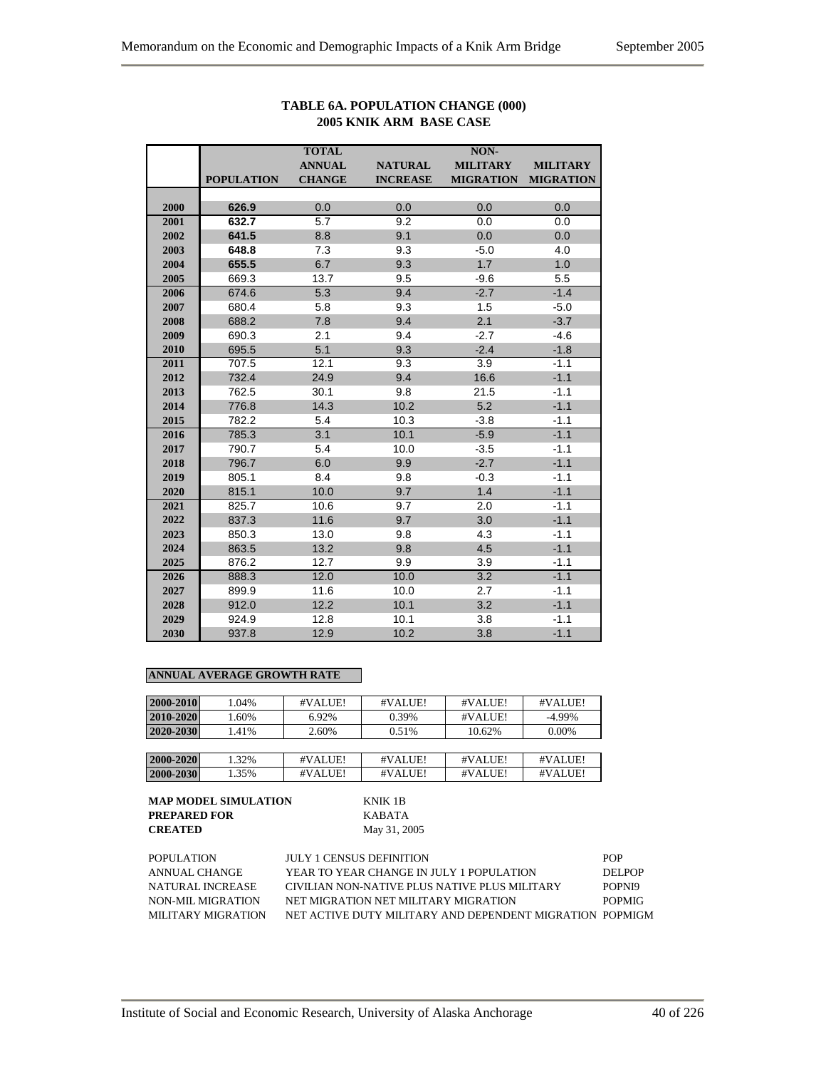**TABLE 6A. POPULATION CHANGE (000)**
**2005 KNIK ARM BASE CASE**

| | POPULATION | TOTAL ANNUAL CHANGE | NATURAL INCREASE | NON-MILITARY MIGRATION | MILITARY MIGRATION |
|---|---|---|---|---|---|
| **2000** | **626.9** | 0.0 | 0.0 | 0.0 | 0.0 |
| **2001** | **632.7** | 5.7 | 9.2 | 0.0 | 0.0 |
| **2002** | **641.5** | 8.8 | 9.1 | 0.0 | 0.0 |
| **2003** | **648.8** | 7.3 | 9.3 | -5.0 | 4.0 |
| **2004** | **655.5** | 6.7 | 9.3 | 1.7 | 1.0 |
| **2005** | 669.3 | 13.7 | 9.5 | -9.6 | 5.5 |
| **2006** | 674.6 | 5.3 | 9.4 | -2.7 | -1.4 |
| **2007** | 680.4 | 5.8 | 9.3 | 1.5 | -5.0 |
| **2008** | 688.2 | 7.8 | 9.4 | 2.1 | -3.7 |
| **2009** | 690.3 | 2.1 | 9.4 | -2.7 | -4.6 |
| **2010** | 695.5 | 5.1 | 9.3 | -2.4 | -1.8 |
| **2011** | 707.5 | 12.1 | 9.3 | 3.9 | -1.1 |
| **2012** | 732.4 | 24.9 | 9.4 | 16.6 | -1.1 |
| **2013** | 762.5 | 30.1 | 9.8 | 21.5 | -1.1 |
| **2014** | 776.8 | 14.3 | 10.2 | 5.2 | -1.1 |
| **2015** | 782.2 | 5.4 | 10.3 | -3.8 | -1.1 |
| **2016** | 785.3 | 3.1 | 10.1 | -5.9 | -1.1 |
| **2017** | 790.7 | 5.4 | 10.0 | -3.5 | -1.1 |
| **2018** | 796.7 | 6.0 | 9.9 | -2.7 | -1.1 |
| **2019** | 805.1 | 8.4 | 9.8 | -0.3 | -1.1 |
| **2020** | 815.1 | 10.0 | 9.7 | 1.4 | -1.1 |
| **2021** | 825.7 | 10.6 | 9.7 | 2.0 | -1.1 |
| **2022** | 837.3 | 11.6 | 9.7 | 3.0 | -1.1 |
| **2023** | 850.3 | 13.0 | 9.8 | 4.3 | -1.1 |
| **2024** | 863.5 | 13.2 | 9.8 | 4.5 | -1.1 |
| **2025** | 876.2 | 12.7 | 9.9 | 3.9 | -1.1 |
| **2026** | 888.3 | 12.0 | 10.0 | 3.2 | -1.1 |
| **2027** | 899.9 | 11.6 | 10.0 | 2.7 | -1.1 |
| **2028** | 912.0 | 12.2 | 10.1 | 3.2 | -1.1 |
| **2029** | 924.9 | 12.8 | 10.1 | 3.8 | -1.1 |
| **2030** | 937.8 | 12.9 | 10.2 | 3.8 | -1.1 |

**ANNUAL AVERAGE GROWTH RATE**

| | | | | | |
|---|---|---|---|---|---|
| **2000-2010** | 1.04% | #VALUE! | #VALUE! | #VALUE! | #VALUE! |
| **2010-2020** | 1.60% | 6.92% | 0.39% | #VALUE! | -4.99% |
| **2020-2030** | 1.41% | 2.60% | 0.51% | 10.62% | 0.00% |
| | | | | | |
| **2000-2020** | 1.32% | #VALUE! | #VALUE! | #VALUE! | #VALUE! |
| **2000-2030** | 1.35% | #VALUE! | #VALUE! | #VALUE! | #VALUE! |

**MAP MODEL SIMULATION** KNIK 1B
**PREPARED FOR** KABATA
**CREATED** May 31, 2005

| | | |
|---|---|---|
| POPULATION | JULY 1 CENSUS DEFINITION | POP |
| ANNUAL CHANGE | YEAR TO YEAR CHANGE IN JULY 1 POPULATION | DELPOP |
| NATURAL INCREASE | CIVILIAN NON-NATIVE PLUS NATIVE PLUS MILITARY | POPNI9 |
| NON-MIL MIGRATION | NET MIGRATION NET MILITARY MIGRATION | POPMIG |
| MILITARY MIGRATION | NET ACTIVE DUTY MILITARY AND DEPENDENT MIGRATION | POPMIGM |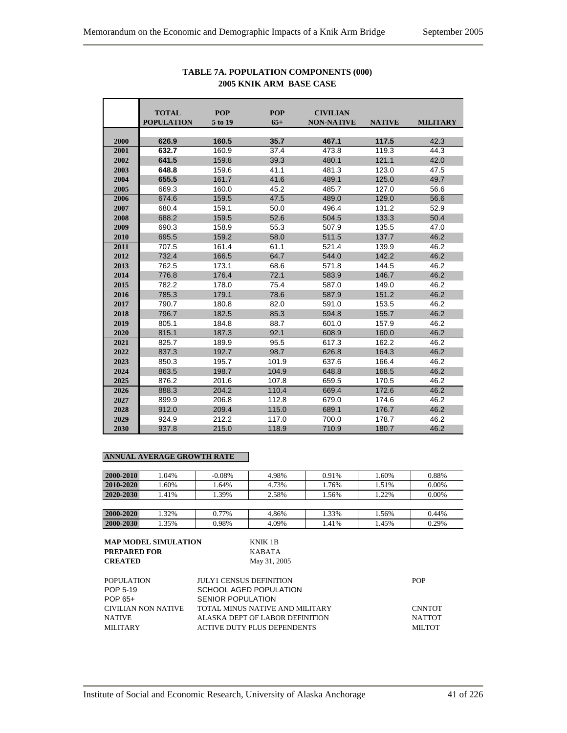**TABLE 7A. POPULATION COMPONENTS (000)**
**2005 KNIK ARM BASE CASE**

| | TOTAL POPULATION | POP 5 to 19 | POP 65+ | CIVILIAN NON-NATIVE | NATIVE | MILITARY |
|---|---|---|---|---|---|---|
| 2000 | 626.9 | 160.5 | 35.7 | 467.1 | 117.5 | 42.3 |
| 2001 | 632.7 | 160.9 | 37.4 | 473.8 | 119.3 | 44.3 |
| 2002 | 641.5 | 159.8 | 39.3 | 480.1 | 121.1 | 42.0 |
| 2003 | 648.8 | 159.6 | 41.1 | 481.3 | 123.0 | 47.5 |
| 2004 | 655.5 | 161.7 | 41.6 | 489.1 | 125.0 | 49.7 |
| 2005 | 669.3 | 160.0 | 45.2 | 485.7 | 127.0 | 56.6 |
| 2006 | 674.6 | 159.5 | 47.5 | 489.0 | 129.0 | 56.6 |
| 2007 | 680.4 | 159.1 | 50.0 | 496.4 | 131.2 | 52.9 |
| 2008 | 688.2 | 159.5 | 52.6 | 504.5 | 133.3 | 50.4 |
| 2009 | 690.3 | 158.9 | 55.3 | 507.9 | 135.5 | 47.0 |
| 2010 | 695.5 | 159.2 | 58.0 | 511.5 | 137.7 | 46.2 |
| 2011 | 707.5 | 161.4 | 61.1 | 521.4 | 139.9 | 46.2 |
| 2012 | 732.4 | 166.5 | 64.7 | 544.0 | 142.2 | 46.2 |
| 2013 | 762.5 | 173.1 | 68.6 | 571.8 | 144.5 | 46.2 |
| 2014 | 776.8 | 176.4 | 72.1 | 583.9 | 146.7 | 46.2 |
| 2015 | 782.2 | 178.0 | 75.4 | 587.0 | 149.0 | 46.2 |
| 2016 | 785.3 | 179.1 | 78.6 | 587.9 | 151.2 | 46.2 |
| 2017 | 790.7 | 180.8 | 82.0 | 591.0 | 153.5 | 46.2 |
| 2018 | 796.7 | 182.5 | 85.3 | 594.8 | 155.7 | 46.2 |
| 2019 | 805.1 | 184.8 | 88.7 | 601.0 | 157.9 | 46.2 |
| 2020 | 815.1 | 187.3 | 92.1 | 608.9 | 160.0 | 46.2 |
| 2021 | 825.7 | 189.9 | 95.5 | 617.3 | 162.2 | 46.2 |
| 2022 | 837.3 | 192.7 | 98.7 | 626.8 | 164.3 | 46.2 |
| 2023 | 850.3 | 195.7 | 101.9 | 637.6 | 166.4 | 46.2 |
| 2024 | 863.5 | 198.7 | 104.9 | 648.8 | 168.5 | 46.2 |
| 2025 | 876.2 | 201.6 | 107.8 | 659.5 | 170.5 | 46.2 |
| 2026 | 888.3 | 204.2 | 110.4 | 669.4 | 172.6 | 46.2 |
| 2027 | 899.9 | 206.8 | 112.8 | 679.0 | 174.6 | 46.2 |
| 2028 | 912.0 | 209.4 | 115.0 | 689.1 | 176.7 | 46.2 |
| 2029 | 924.9 | 212.2 | 117.0 | 700.0 | 178.7 | 46.2 |
| 2030 | 937.8 | 215.0 | 118.9 | 710.9 | 180.7 | 46.2 |

**ANNUAL AVERAGE GROWTH RATE**

| | TOTAL POPULATION | POP 5 to 19 | POP 65+ | CIVILIAN NON-NATIVE | NATIVE | MILITARY |
|---|---|---|---|---|---|---|
| 2000-2010 | 1.04% | -0.08% | 4.98% | 0.91% | 1.60% | 0.88% |
| 2010-2020 | 1.60% | 1.64% | 4.73% | 1.76% | 1.51% | 0.00% |
| 2020-2030 | 1.41% | 1.39% | 2.58% | 1.56% | 1.22% | 0.00% |
| 2000-2020 | 1.32% | 0.77% | 4.86% | 1.33% | 1.56% | 0.44% |
| 2000-2030 | 1.35% | 0.98% | 4.09% | 1.41% | 1.45% | 0.29% |

| | |
|---|---|
| **MAP MODEL SIMULATION** | KNIK 1B |
| **PREPARED FOR** | KABATA |
| **CREATED** | May 31, 2005 |

| | | |
|---|---|---|
| POPULATION | JULY1 CENSUS DEFINITION | POP |
| POP 5-19 | SCHOOL AGED POPULATION | |
| POP 65+ | SENIOR POPULATION | |
| CIVILIAN NON NATIVE | TOTAL MINUS NATIVE AND MILITARY | CNNTOT |
| NATIVE | ALASKA DEPT OF LABOR DEFINITION | NATTOT |
| MILITARY | ACTIVE DUTY PLUS DEPENDENTS | MILTOT |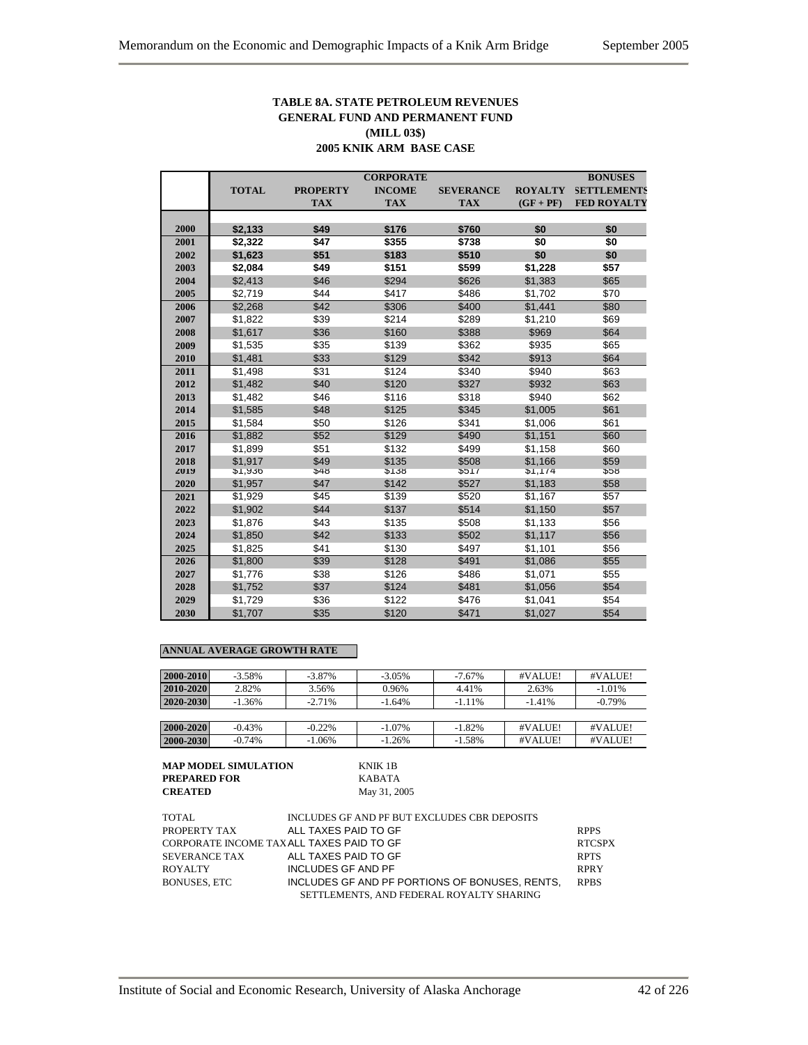# TABLE 8A. STATE PETROLEUM REVENUES
## GENERAL FUND AND PERMANENT FUND
## (MILL 03$)
## 2005 KNIK ARM BASE CASE

| | TOTAL | PROPERTY TAX | CORPORATE INCOME TAX | SEVERANCE TAX | ROYALTY (GF + PF) | BONUSES SETTLEMENTS FED ROYALTY |
|---|---|---|---|---|---|---|
| 2000 | **$2,133** | **$49** | **$176** | **$760** | **$0** | **$0** |
| 2001 | **$2,322** | **$47** | **$355** | **$738** | **$0** | **$0** |
| 2002 | **$1,623** | **$51** | **$183** | **$510** | **$0** | **$0** |
| 2003 | **$2,084** | **$49** | **$151** | **$599** | **$1,228** | **$57** |
| 2004 | $2,413 | $46 | $294 | $626 | $1,383 | $65 |
| 2005 | $2,719 | $44 | $417 | $486 | $1,702 | $70 |
| 2006 | $2,268 | $42 | $306 | $400 | $1,441 | $80 |
| 2007 | $1,822 | $39 | $214 | $289 | $1,210 | $69 |
| 2008 | $1,617 | $36 | $160 | $388 | $969 | $64 |
| 2009 | $1,535 | $35 | $139 | $362 | $935 | $65 |
| 2010 | $1,481 | $33 | $129 | $342 | $913 | $64 |
| 2011 | $1,498 | $31 | $124 | $340 | $940 | $63 |
| 2012 | $1,482 | $40 | $120 | $327 | $932 | $63 |
| 2013 | $1,482 | $46 | $116 | $318 | $940 | $62 |
| 2014 | $1,585 | $48 | $125 | $345 | $1,005 | $61 |
| 2015 | $1,584 | $50 | $126 | $341 | $1,006 | $61 |
| 2016 | $1,882 | $52 | $129 | $490 | $1,151 | $60 |
| 2017 | $1,899 | $51 | $132 | $499 | $1,158 | $60 |
| 2018 | $1,917 | $49 | $135 | $508 | $1,166 | $59 |
| 2019 | $1,936 | $48 | $138 | $517 | $1,174 | $58 |
| 2020 | $1,957 | $47 | $142 | $527 | $1,183 | $58 |
| 2021 | $1,929 | $45 | $139 | $520 | $1,167 | $57 |
| 2022 | $1,902 | $44 | $137 | $514 | $1,150 | $57 |
| 2023 | $1,876 | $43 | $135 | $508 | $1,133 | $56 |
| 2024 | $1,850 | $42 | $133 | $502 | $1,117 | $56 |
| 2025 | $1,825 | $41 | $130 | $497 | $1,101 | $56 |
| 2026 | $1,800 | $39 | $128 | $491 | $1,086 | $55 |
| 2027 | $1,776 | $38 | $126 | $486 | $1,071 | $55 |
| 2028 | $1,752 | $37 | $124 | $481 | $1,056 | $54 |
| 2029 | $1,729 | $36 | $122 | $476 | $1,041 | $54 |
| 2030 | $1,707 | $35 | $120 | $471 | $1,027 | $54 |

**ANNUAL AVERAGE GROWTH RATE**

| | | | | | | |
|---|---|---|---|---|---|---|
| 2000-2010 | -3.58% | -3.87% | -3.05% | -7.67% | #VALUE! | #VALUE! |
| 2010-2020 | 2.82% | 3.56% | 0.96% | 4.41% | 2.63% | -1.01% |
| 2020-2030 | -1.36% | -2.71% | -1.64% | -1.11% | -1.41% | -0.79% |
| | | | | | | |
| 2000-2020 | -0.43% | -0.22% | -1.07% | -1.82% | #VALUE! | #VALUE! |
| 2000-2030 | -0.74% | -1.06% | -1.26% | -1.58% | #VALUE! | #VALUE! |

**MAP MODEL SIMULATION** KNIK 1B
**PREPARED FOR** KABATA
**CREATED** May 31, 2005

| | | |
|---|---|---|
| TOTAL | INCLUDES GF AND PF BUT EXCLUDES CBR DEPOSITS | |
| PROPERTY TAX | ALL TAXES PAID TO GF | RPPS |
| CORPORATE INCOME TAX | ALL TAXES PAID TO GF | RTCSPX |
| SEVERANCE TAX | ALL TAXES PAID TO GF | RPTS |
| ROYALTY | INCLUDES GF AND PF | RPRY |
| BONUSES, ETC | INCLUDES GF AND PF PORTIONS OF BONUSES, RENTS, SETTLEMENTS, AND FEDERAL ROYALTY SHARING | RPBS |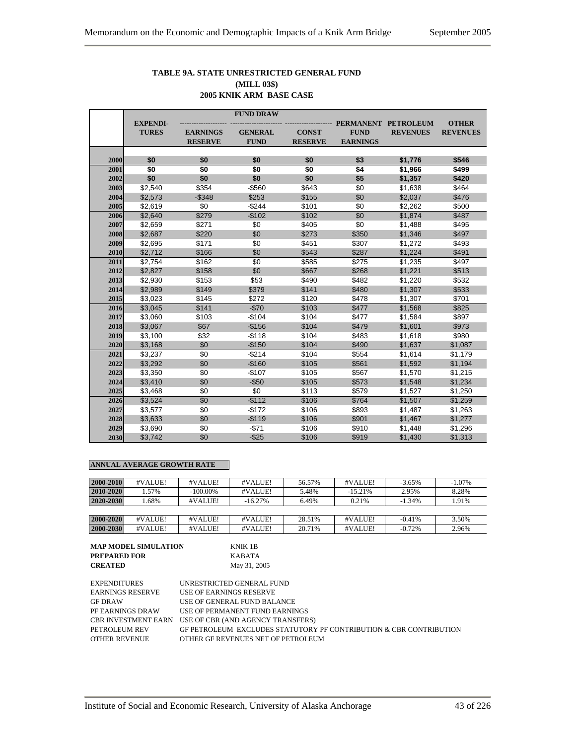**TABLE 9A. STATE UNRESTRICTED GENERAL FUND**
**(MILL 03$)**
**2005 KNIK ARM BASE CASE**

| | EXPENDI-TURES | FUND DRAW EARNINGS RESERVE | GENERAL FUND | CONST RESERVE | PERMANENT FUND EARNINGS | PETROLEUM REVENUES | OTHER REVENUES |
|---|---|---|---|---|---|---|---|
| 2000 | $0 | $0 | $0 | $0 | $3 | $1,776 | $546 |
| 2001 | $0 | $0 | $0 | $0 | $4 | $1,966 | $499 |
| 2002 | $0 | $0 | $0 | $0 | $5 | $1,357 | $420 |
| 2003 | $2,540 | $354 | -$560 | $643 | $0 | $1,638 | $464 |
| 2004 | $2,573 | -$348 | $253 | $155 | $0 | $2,037 | $476 |
| 2005 | $2,619 | $0 | -$244 | $101 | $0 | $2,262 | $500 |
| 2006 | $2,640 | $279 | -$102 | $102 | $0 | $1,874 | $487 |
| 2007 | $2,659 | $271 | $0 | $405 | $0 | $1,488 | $495 |
| 2008 | $2,687 | $220 | $0 | $273 | $350 | $1,346 | $497 |
| 2009 | $2,695 | $171 | $0 | $451 | $307 | $1,272 | $493 |
| 2010 | $2,712 | $166 | $0 | $543 | $287 | $1,224 | $491 |
| 2011 | $2,754 | $162 | $0 | $585 | $275 | $1,235 | $497 |
| 2012 | $2,827 | $158 | $0 | $667 | $268 | $1,221 | $513 |
| 2013 | $2,930 | $153 | $53 | $490 | $482 | $1,220 | $532 |
| 2014 | $2,989 | $149 | $379 | $141 | $480 | $1,307 | $533 |
| 2015 | $3,023 | $145 | $272 | $120 | $478 | $1,307 | $701 |
| 2016 | $3,045 | $141 | -$70 | $103 | $477 | $1,568 | $825 |
| 2017 | $3,060 | $103 | -$104 | $104 | $477 | $1,584 | $897 |
| 2018 | $3,067 | $67 | -$156 | $104 | $479 | $1,601 | $973 |
| 2019 | $3,100 | $32 | -$118 | $104 | $483 | $1,618 | $980 |
| 2020 | $3,168 | $0 | -$150 | $104 | $490 | $1,637 | $1,087 |
| 2021 | $3,237 | $0 | -$214 | $104 | $554 | $1,614 | $1,179 |
| 2022 | $3,292 | $0 | -$160 | $105 | $561 | $1,592 | $1,194 |
| 2023 | $3,350 | $0 | -$107 | $105 | $567 | $1,570 | $1,215 |
| 2024 | $3,410 | $0 | -$50 | $105 | $573 | $1,548 | $1,234 |
| 2025 | $3,468 | $0 | $0 | $113 | $579 | $1,527 | $1,250 |
| 2026 | $3,524 | $0 | -$112 | $106 | $764 | $1,507 | $1,259 |
| 2027 | $3,577 | $0 | -$172 | $106 | $893 | $1,487 | $1,263 |
| 2028 | $3,633 | $0 | -$119 | $106 | $901 | $1,467 | $1,277 |
| 2029 | $3,690 | $0 | -$71 | $106 | $910 | $1,448 | $1,296 |
| 2030 | $3,742 | $0 | -$25 | $106 | $919 | $1,430 | $1,313 |

**ANNUAL AVERAGE GROWTH RATE**

| | | | | | | | |
|---|---|---|---|---|---|---|---|
| 2000-2010 | #VALUE! | #VALUE! | #VALUE! | 56.57% | #VALUE! | -3.65% | -1.07% |
| 2010-2020 | 1.57% | -100.00% | #VALUE! | 5.48% | -15.21% | 2.95% | 8.28% |
| 2020-2030 | 1.68% | #VALUE! | -16.27% | 6.49% | 0.21% | -1.34% | 1.91% |
| 2000-2020 | #VALUE! | #VALUE! | #VALUE! | 28.51% | #VALUE! | -0.41% | 3.50% |
| 2000-2030 | #VALUE! | #VALUE! | #VALUE! | 20.71% | #VALUE! | -0.72% | 2.96% |

**MAP MODEL SIMULATION** KNIK 1B
**PREPARED FOR** KABATA
**CREATED** May 31, 2005

EXPENDITURES UNRESTRICTED GENERAL FUND
EARNINGS RESERVE USE OF EARNINGS RESERVE
GF DRAW USE OF GENERAL FUND BALANCE
PF EARNINGS DRAW USE OF PERMANENT FUND EARNINGS
CBR INVESTMENT EARN USE OF CBR (AND AGENCY TRANSFERS)
PETROLEUM REV GF PETROLEUM EXCLUDES STATUTORY PF CONTRIBUTION & CBR CONTRIBUTION
OTHER REVENUE OTHER GF REVENUES NET OF PETROLEUM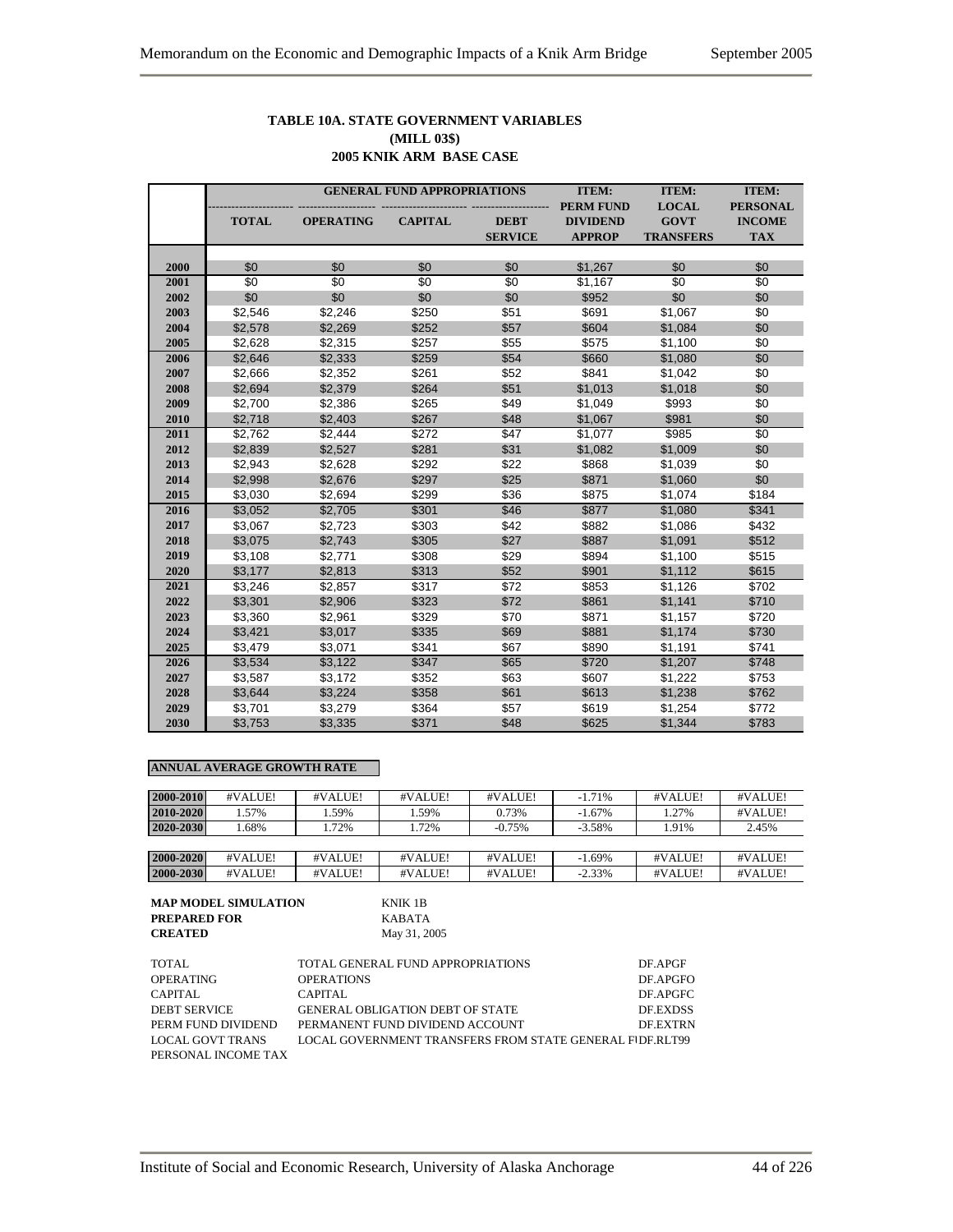**TABLE 10A. STATE GOVERNMENT VARIABLES**
**(MILL 03$)**
**2005 KNIK ARM BASE CASE**

| | GENERAL FUND APPROPRIATIONS | | | | ITEM: PERM FUND DIVIDEND APPROP | ITEM: LOCAL GOVT TRANSFERS | ITEM: PERSONAL INCOME TAX |
|---|---|---|---|---|---|---|---|
| | TOTAL | OPERATING | CAPITAL | DEBT SERVICE | | | |
| 2000 | $0 | $0 | $0 | $0 | $1,267 | $0 | $0 |
| 2001 | $0 | $0 | $0 | $0 | $1,167 | $0 | $0 |
| 2002 | $0 | $0 | $0 | $0 | $952 | $0 | $0 |
| 2003 | $2,546 | $2,246 | $250 | $51 | $691 | $1,067 | $0 |
| 2004 | $2,578 | $2,269 | $252 | $57 | $604 | $1,084 | $0 |
| 2005 | $2,628 | $2,315 | $257 | $55 | $575 | $1,100 | $0 |
| 2006 | $2,646 | $2,333 | $259 | $54 | $660 | $1,080 | $0 |
| 2007 | $2,666 | $2,352 | $261 | $52 | $841 | $1,042 | $0 |
| 2008 | $2,694 | $2,379 | $264 | $51 | $1,013 | $1,018 | $0 |
| 2009 | $2,700 | $2,386 | $265 | $49 | $1,049 | $993 | $0 |
| 2010 | $2,718 | $2,403 | $267 | $48 | $1,067 | $981 | $0 |
| 2011 | $2,762 | $2,444 | $272 | $47 | $1,077 | $985 | $0 |
| 2012 | $2,839 | $2,527 | $281 | $31 | $1,082 | $1,009 | $0 |
| 2013 | $2,943 | $2,628 | $292 | $22 | $868 | $1,039 | $0 |
| 2014 | $2,998 | $2,676 | $297 | $25 | $871 | $1,060 | $0 |
| 2015 | $3,030 | $2,694 | $299 | $36 | $875 | $1,074 | $184 |
| 2016 | $3,052 | $2,705 | $301 | $46 | $877 | $1,080 | $341 |
| 2017 | $3,067 | $2,723 | $303 | $42 | $882 | $1,086 | $432 |
| 2018 | $3,075 | $2,743 | $305 | $27 | $887 | $1,091 | $512 |
| 2019 | $3,108 | $2,771 | $308 | $29 | $894 | $1,100 | $515 |
| 2020 | $3,177 | $2,813 | $313 | $52 | $901 | $1,112 | $615 |
| 2021 | $3,246 | $2,857 | $317 | $72 | $853 | $1,126 | $702 |
| 2022 | $3,301 | $2,906 | $323 | $72 | $861 | $1,141 | $710 |
| 2023 | $3,360 | $2,961 | $329 | $70 | $871 | $1,157 | $720 |
| 2024 | $3,421 | $3,017 | $335 | $69 | $881 | $1,174 | $730 |
| 2025 | $3,479 | $3,071 | $341 | $67 | $890 | $1,191 | $741 |
| 2026 | $3,534 | $3,122 | $347 | $65 | $720 | $1,207 | $748 |
| 2027 | $3,587 | $3,172 | $352 | $63 | $607 | $1,222 | $753 |
| 2028 | $3,644 | $3,224 | $358 | $61 | $613 | $1,238 | $762 |
| 2029 | $3,701 | $3,279 | $364 | $57 | $619 | $1,254 | $772 |
| 2030 | $3,753 | $3,335 | $371 | $48 | $625 | $1,344 | $783 |

**ANNUAL AVERAGE GROWTH RATE**

| | | | | | | | |
|---|---|---|---|---|---|---|---|
| 2000-2010 | #VALUE! | #VALUE! | #VALUE! | #VALUE! | -1.71% | #VALUE! | #VALUE! |
| 2010-2020 | 1.57% | 1.59% | 1.59% | 0.73% | -1.67% | 1.27% | #VALUE! |
| 2020-2030 | 1.68% | 1.72% | 1.72% | -0.75% | -3.58% | 1.91% | 2.45% |
| | | | | | | | |
| 2000-2020 | #VALUE! | #VALUE! | #VALUE! | #VALUE! | -1.69% | #VALUE! | #VALUE! |
| 2000-2030 | #VALUE! | #VALUE! | #VALUE! | #VALUE! | -2.33% | #VALUE! | #VALUE! |

**MAP MODEL SIMULATION** KNIK 1B
**PREPARED FOR** KABATA
**CREATED** May 31, 2005

| | | |
|---|---|---|
| TOTAL | TOTAL GENERAL FUND APPROPRIATIONS | DF.APGF |
| OPERATING | OPERATIONS | DF.APGFO |
| CAPITAL | CAPITAL | DF.APGFC |
| DEBT SERVICE | GENERAL OBLIGATION DEBT OF STATE | DF.EXDSS |
| PERM FUND DIVIDEND | PERMANENT FUND DIVIDEND ACCOUNT | DF.EXTRN |
| LOCAL GOVT TRANS | LOCAL GOVERNMENT TRANSFERS FROM STATE GENERAL FI | DF.RLT99 |
| PERSONAL INCOME TAX | | |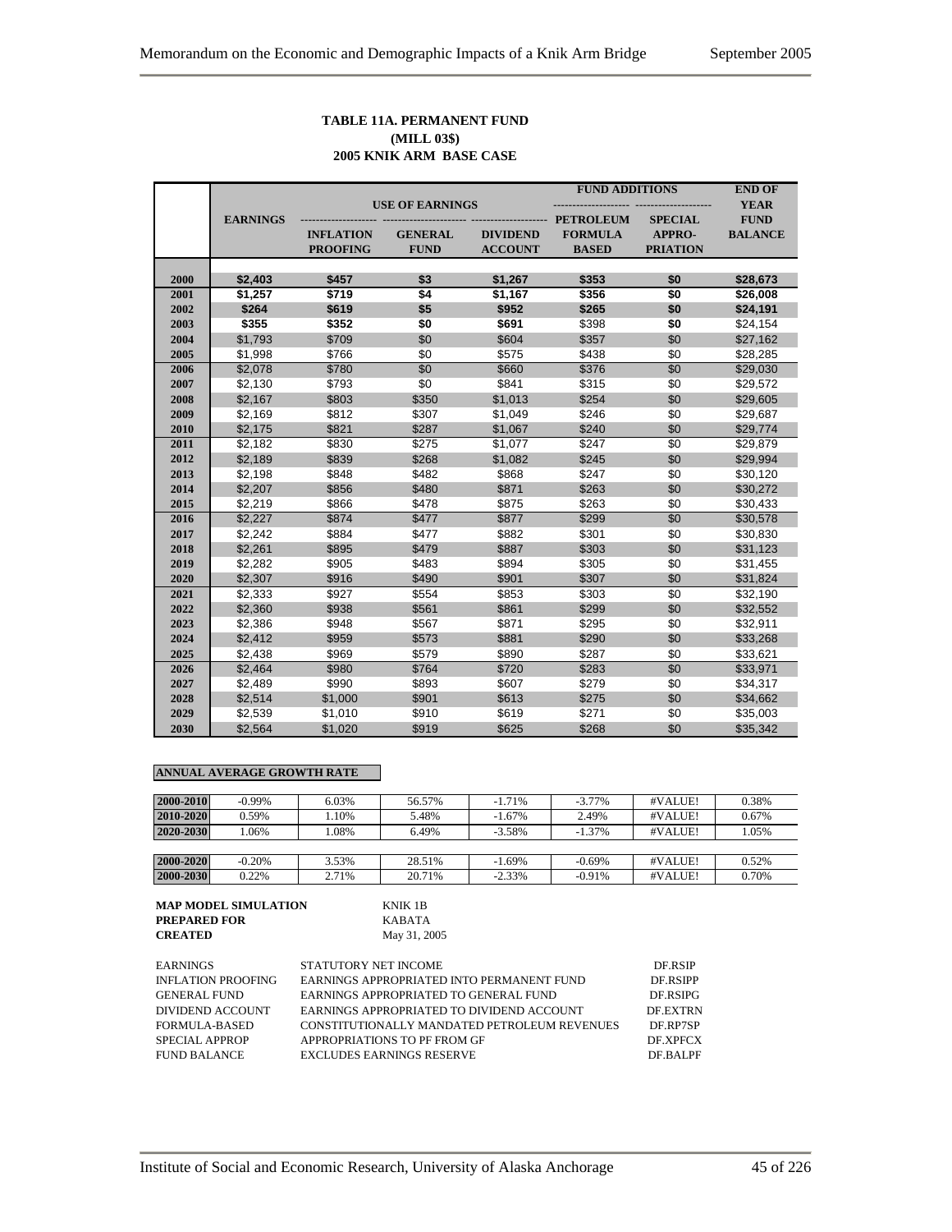**TABLE 11A. PERMANENT FUND**
**(MILL 03$)**
**2005 KNIK ARM BASE CASE**

| | EARNINGS | USE OF EARNINGS | | | FUND ADDITIONS | | END OF YEAR FUND BALANCE |
|---|---|---|---|---|---|---|---|
| | | INFLATION PROOFING | GENERAL FUND | DIVIDEND ACCOUNT | PETROLEUM FORMULA BASED | SPECIAL APPRO-PRIATION | |
| 2000 | $2,403 | $457 | $3 | $1,267 | $353 | $0 | $28,673 |
| 2001 | $1,257 | $719 | $4 | $1,167 | $356 | $0 | $26,008 |
| 2002 | $264 | $619 | $5 | $952 | $265 | $0 | $24,191 |
| 2003 | $355 | $352 | $0 | $691 | $398 | $0 | $24,154 |
| 2004 | $1,793 | $709 | $0 | $604 | $357 | $0 | $27,162 |
| 2005 | $1,998 | $766 | $0 | $575 | $438 | $0 | $28,285 |
| 2006 | $2,078 | $780 | $0 | $660 | $376 | $0 | $29,030 |
| 2007 | $2,130 | $793 | $0 | $841 | $315 | $0 | $29,572 |
| 2008 | $2,167 | $803 | $350 | $1,013 | $254 | $0 | $29,605 |
| 2009 | $2,169 | $812 | $307 | $1,049 | $246 | $0 | $29,687 |
| 2010 | $2,175 | $821 | $287 | $1,067 | $240 | $0 | $29,774 |
| 2011 | $2,182 | $830 | $275 | $1,077 | $247 | $0 | $29,879 |
| 2012 | $2,189 | $839 | $268 | $1,082 | $245 | $0 | $29,994 |
| 2013 | $2,198 | $848 | $482 | $868 | $247 | $0 | $30,120 |
| 2014 | $2,207 | $856 | $480 | $871 | $263 | $0 | $30,272 |
| 2015 | $2,219 | $866 | $478 | $875 | $263 | $0 | $30,433 |
| 2016 | $2,227 | $874 | $477 | $877 | $299 | $0 | $30,578 |
| 2017 | $2,242 | $884 | $477 | $882 | $301 | $0 | $30,830 |
| 2018 | $2,261 | $895 | $479 | $887 | $303 | $0 | $31,123 |
| 2019 | $2,282 | $905 | $483 | $894 | $305 | $0 | $31,455 |
| 2020 | $2,307 | $916 | $490 | $901 | $307 | $0 | $31,824 |
| 2021 | $2,333 | $927 | $554 | $853 | $303 | $0 | $32,190 |
| 2022 | $2,360 | $938 | $561 | $861 | $299 | $0 | $32,552 |
| 2023 | $2,386 | $948 | $567 | $871 | $295 | $0 | $32,911 |
| 2024 | $2,412 | $959 | $573 | $881 | $290 | $0 | $33,268 |
| 2025 | $2,438 | $969 | $579 | $890 | $287 | $0 | $33,621 |
| 2026 | $2,464 | $980 | $764 | $720 | $283 | $0 | $33,971 |
| 2027 | $2,489 | $990 | $893 | $607 | $279 | $0 | $34,317 |
| 2028 | $2,514 | $1,000 | $901 | $613 | $275 | $0 | $34,662 |
| 2029 | $2,539 | $1,010 | $910 | $619 | $271 | $0 | $35,003 |
| 2030 | $2,564 | $1,020 | $919 | $625 | $268 | $0 | $35,342 |

**ANNUAL AVERAGE GROWTH RATE**

| | | | | | | | |
|---|---|---|---|---|---|---|---|
| 2000-2010 | -0.99% | 6.03% | 56.57% | -1.71% | -3.77% | #VALUE! | 0.38% |
| 2010-2020 | 0.59% | 1.10% | 5.48% | -1.67% | 2.49% | #VALUE! | 0.67% |
| 2020-2030 | 1.06% | 1.08% | 6.49% | -3.58% | -1.37% | #VALUE! | 1.05% |
| | | | | | | | |
| 2000-2020 | -0.20% | 3.53% | 28.51% | -1.69% | -0.69% | #VALUE! | 0.52% |
| 2000-2030 | 0.22% | 2.71% | 20.71% | -2.33% | -0.91% | #VALUE! | 0.70% |

**MAP MODEL SIMULATION** KNIK 1B
**PREPARED FOR** KABATA
**CREATED** May 31, 2005

| | | |
|---|---|---|
| EARNINGS | STATUTORY NET INCOME | DF.RSIP |
| INFLATION PROOFING | EARNINGS APPROPRIATED INTO PERMANENT FUND | DF.RSIPP |
| GENERAL FUND | EARNINGS APPROPRIATED TO GENERAL FUND | DF.RSIPG |
| DIVIDEND ACCOUNT | EARNINGS APPROPRIATED TO DIVIDEND ACCOUNT | DF.EXTRN |
| FORMULA-BASED | CONSTITUTIONALLY MANDATED PETROLEUM REVENUES | DF.RP7SP |
| SPECIAL APPROP | APPROPRIATIONS TO PF FROM GF | DF.XPFCX |
| FUND BALANCE | EXCLUDES EARNINGS RESERVE | DF.BALPF |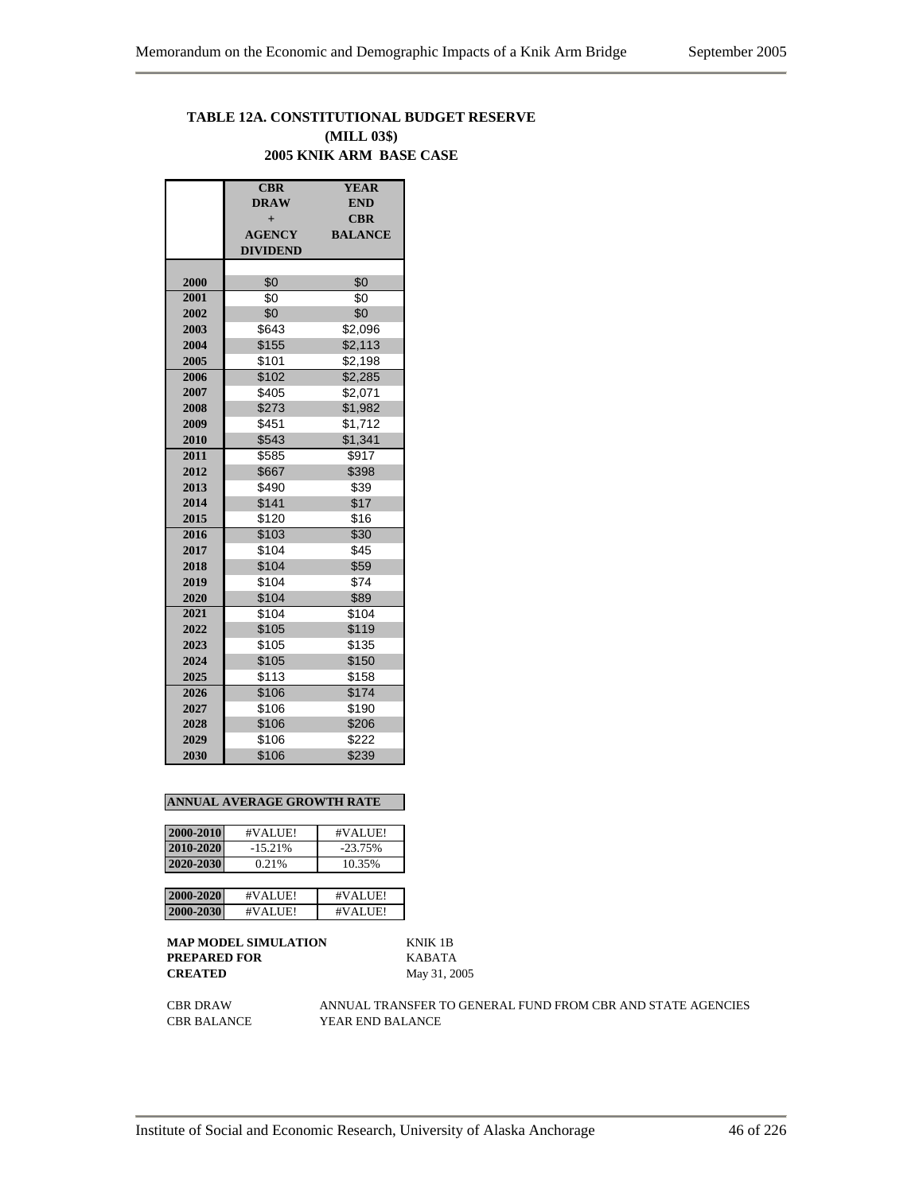**TABLE 12A. CONSTITUTIONAL BUDGET RESERVE**
**(MILL 03$)**
**2005 KNIK ARM BASE CASE**

| | CBR DRAW + AGENCY DIVIDEND | YEAR END CBR BALANCE |
|---|---|---|
| 2000 | $0 | $0 |
| 2001 | $0 | $0 |
| 2002 | $0 | $0 |
| 2003 | $643 | $2,096 |
| 2004 | $155 | $2,113 |
| 2005 | $101 | $2,198 |
| 2006 | $102 | $2,285 |
| 2007 | $405 | $2,071 |
| 2008 | $273 | $1,982 |
| 2009 | $451 | $1,712 |
| 2010 | $543 | $1,341 |
| 2011 | $585 | $917 |
| 2012 | $667 | $398 |
| 2013 | $490 | $39 |
| 2014 | $141 | $17 |
| 2015 | $120 | $16 |
| 2016 | $103 | $30 |
| 2017 | $104 | $45 |
| 2018 | $104 | $59 |
| 2019 | $104 | $74 |
| 2020 | $104 | $89 |
| 2021 | $104 | $104 |
| 2022 | $105 | $119 |
| 2023 | $105 | $135 |
| 2024 | $105 | $150 |
| 2025 | $113 | $158 |
| 2026 | $106 | $174 |
| 2027 | $106 | $190 |
| 2028 | $106 | $206 |
| 2029 | $106 | $222 |
| 2030 | $106 | $239 |

**ANNUAL AVERAGE GROWTH RATE**

| | | |
|---|---|---|
| 2000-2010 | #VALUE! | #VALUE! |
| 2010-2020 | -15.21% | -23.75% |
| 2020-2030 | 0.21% | 10.35% |
| 2000-2020 | #VALUE! | #VALUE! |
| 2000-2030 | #VALUE! | #VALUE! |

**MAP MODEL SIMULATION** KNIK 1B
**PREPARED FOR** KABATA
**CREATED** May 31, 2005

CBR DRAW ANNUAL TRANSFER TO GENERAL FUND FROM CBR AND STATE AGENCIES
CBR BALANCE YEAR END BALANCE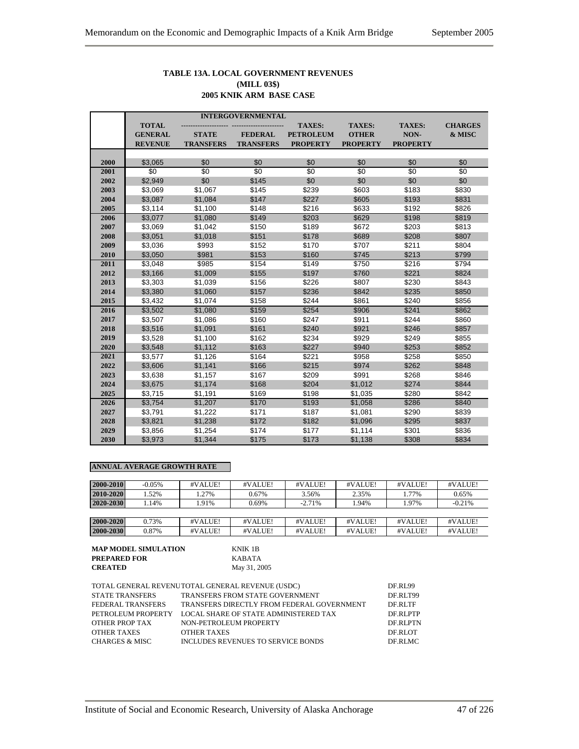**TABLE 13A. LOCAL GOVERNMENT REVENUES**
**(MILL 03$)**
**2005 KNIK ARM BASE CASE**

| | TOTAL GENERAL REVENUE | INTERGOVERNMENTAL STATE TRANSFERS | FEDERAL TRANSFERS | TAXES: PETROLEUM PROPERTY | TAXES: OTHER PROPERTY | TAXES: NON-PROPERTY | CHARGES & MISC |
|---|---|---|---|---|---|---|---|
| 2000 | $3,065 | $0 | $0 | $0 | $0 | $0 | $0 |
| 2001 | $0 | $0 | $0 | $0 | $0 | $0 | $0 |
| 2002 | $2,949 | $0 | $145 | $0 | $0 | $0 | $0 |
| 2003 | $3,069 | $1,067 | $145 | $239 | $603 | $183 | $830 |
| 2004 | $3,087 | $1,084 | $147 | $227 | $605 | $193 | $831 |
| 2005 | $3,114 | $1,100 | $148 | $216 | $633 | $192 | $826 |
| 2006 | $3,077 | $1,080 | $149 | $203 | $629 | $198 | $819 |
| 2007 | $3,069 | $1,042 | $150 | $189 | $672 | $203 | $813 |
| 2008 | $3,051 | $1,018 | $151 | $178 | $689 | $208 | $807 |
| 2009 | $3,036 | $993 | $152 | $170 | $707 | $211 | $804 |
| 2010 | $3,050 | $981 | $153 | $160 | $745 | $213 | $799 |
| 2011 | $3,048 | $985 | $154 | $149 | $750 | $216 | $794 |
| 2012 | $3,166 | $1,009 | $155 | $197 | $760 | $221 | $824 |
| 2013 | $3,303 | $1,039 | $156 | $226 | $807 | $230 | $843 |
| 2014 | $3,380 | $1,060 | $157 | $236 | $842 | $235 | $850 |
| 2015 | $3,432 | $1,074 | $158 | $244 | $861 | $240 | $856 |
| 2016 | $3,502 | $1,080 | $159 | $254 | $906 | $241 | $862 |
| 2017 | $3,507 | $1,086 | $160 | $247 | $911 | $244 | $860 |
| 2018 | $3,516 | $1,091 | $161 | $240 | $921 | $246 | $857 |
| 2019 | $3,528 | $1,100 | $162 | $234 | $929 | $249 | $855 |
| 2020 | $3,548 | $1,112 | $163 | $227 | $940 | $253 | $852 |
| 2021 | $3,577 | $1,126 | $164 | $221 | $958 | $258 | $850 |
| 2022 | $3,606 | $1,141 | $166 | $215 | $974 | $262 | $848 |
| 2023 | $3,638 | $1,157 | $167 | $209 | $991 | $268 | $846 |
| 2024 | $3,675 | $1,174 | $168 | $204 | $1,012 | $274 | $844 |
| 2025 | $3,715 | $1,191 | $169 | $198 | $1,035 | $280 | $842 |
| 2026 | $3,754 | $1,207 | $170 | $193 | $1,058 | $286 | $840 |
| 2027 | $3,791 | $1,222 | $171 | $187 | $1,081 | $290 | $839 |
| 2028 | $3,821 | $1,238 | $172 | $182 | $1,096 | $295 | $837 |
| 2029 | $3,856 | $1,254 | $174 | $177 | $1,114 | $301 | $836 |
| 2030 | $3,973 | $1,344 | $175 | $173 | $1,138 | $308 | $834 |

**ANNUAL AVERAGE GROWTH RATE**

| | | | | | | | |
|---|---|---|---|---|---|---|---|
| 2000-2010 | -0.05% | #VALUE! | #VALUE! | #VALUE! | #VALUE! | #VALUE! | #VALUE! |
| 2010-2020 | 1.52% | 1.27% | 0.67% | 3.56% | 2.35% | 1.77% | 0.65% |
| 2020-2030 | 1.14% | 1.91% | 0.69% | -2.71% | 1.94% | 1.97% | -0.21% |
| | | | | | | | |
| 2000-2020 | 0.73% | #VALUE! | #VALUE! | #VALUE! | #VALUE! | #VALUE! | #VALUE! |
| 2000-2030 | 0.87% | #VALUE! | #VALUE! | #VALUE! | #VALUE! | #VALUE! | #VALUE! |

| | |
|---|---|
| **MAP MODEL SIMULATION** | KNIK 1B |
| **PREPARED FOR** | KABATA |
| **CREATED** | May 31, 2005 |

| | | |
|---|---|---|
| TOTAL GENERAL REVENU | TOTAL GENERAL REVENUE (USDC) | DF.RL99 |
| STATE TRANSFERS | TRANSFERS FROM STATE GOVERNMENT | DF.RLT99 |
| FEDERAL TRANSFERS | TRANSFERS DIRECTLY FROM FEDERAL GOVERNMENT | DF.RLTF |
| PETROLEUM PROPERTY | LOCAL SHARE OF STATE ADMINISTERED TAX | DF.RLPTP |
| OTHER PROP TAX | NON-PETROLEUM PROPERTY | DF.RLPTN |
| OTHER TAXES | OTHER TAXES | DF.RLOT |
| CHARGES & MISC | INCLUDES REVENUES TO SERVICE BONDS | DF.RLMC |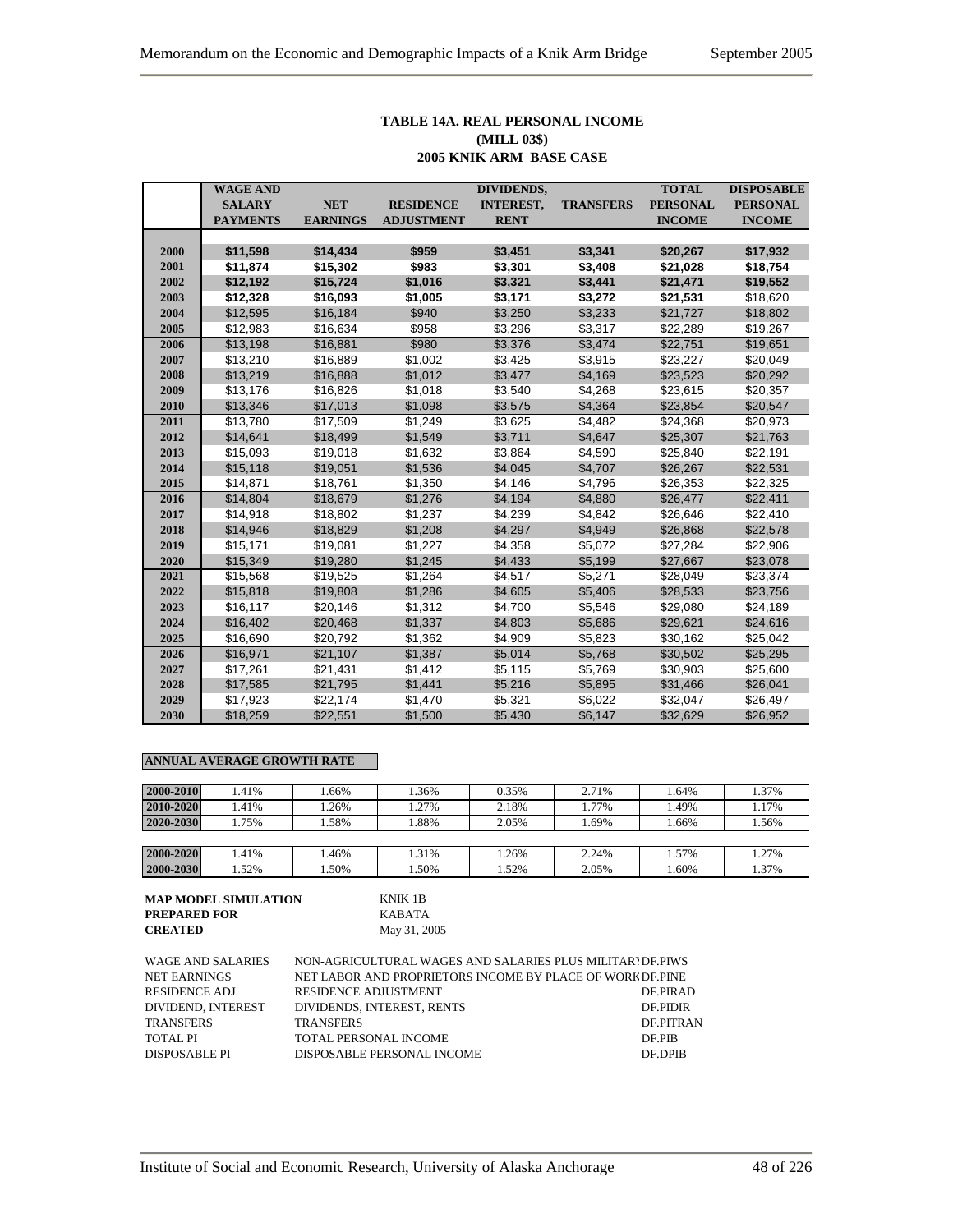**TABLE 14A. REAL PERSONAL INCOME**
**(MILL 03$)**
**2005 KNIK ARM BASE CASE**

| | WAGE AND SALARY PAYMENTS | NET EARNINGS | RESIDENCE ADJUSTMENT | DIVIDENDS, INTEREST, RENT | TRANSFERS | TOTAL PERSONAL INCOME | DISPOSABLE PERSONAL INCOME |
|---|---|---|---|---|---|---|---|
| 2000 | $11,598 | $14,434 | $959 | $3,451 | $3,341 | $20,267 | $17,932 |
| 2001 | $11,874 | $15,302 | $983 | $3,301 | $3,408 | $21,028 | $18,754 |
| 2002 | $12,192 | $15,724 | $1,016 | $3,321 | $3,441 | $21,471 | $19,552 |
| 2003 | $12,328 | $16,093 | $1,005 | $3,171 | $3,272 | $21,531 | $18,620 |
| 2004 | $12,595 | $16,184 | $940 | $3,250 | $3,233 | $21,727 | $18,802 |
| 2005 | $12,983 | $16,634 | $958 | $3,296 | $3,317 | $22,289 | $19,267 |
| 2006 | $13,198 | $16,881 | $980 | $3,376 | $3,474 | $22,751 | $19,651 |
| 2007 | $13,210 | $16,889 | $1,002 | $3,425 | $3,915 | $23,227 | $20,049 |
| 2008 | $13,219 | $16,888 | $1,012 | $3,477 | $4,169 | $23,523 | $20,292 |
| 2009 | $13,176 | $16,826 | $1,018 | $3,540 | $4,268 | $23,615 | $20,357 |
| 2010 | $13,346 | $17,013 | $1,098 | $3,575 | $4,364 | $23,854 | $20,547 |
| 2011 | $13,780 | $17,509 | $1,249 | $3,625 | $4,482 | $24,368 | $20,973 |
| 2012 | $14,641 | $18,499 | $1,549 | $3,711 | $4,647 | $25,307 | $21,763 |
| 2013 | $15,093 | $19,018 | $1,632 | $3,864 | $4,590 | $25,840 | $22,191 |
| 2014 | $15,118 | $19,051 | $1,536 | $4,045 | $4,707 | $26,267 | $22,531 |
| 2015 | $14,871 | $18,761 | $1,350 | $4,146 | $4,796 | $26,353 | $22,325 |
| 2016 | $14,804 | $18,679 | $1,276 | $4,194 | $4,880 | $26,477 | $22,411 |
| 2017 | $14,918 | $18,802 | $1,237 | $4,239 | $4,842 | $26,646 | $22,410 |
| 2018 | $14,946 | $18,829 | $1,208 | $4,297 | $4,949 | $26,868 | $22,578 |
| 2019 | $15,171 | $19,081 | $1,227 | $4,358 | $5,072 | $27,284 | $22,906 |
| 2020 | $15,349 | $19,280 | $1,245 | $4,433 | $5,199 | $27,667 | $23,078 |
| 2021 | $15,568 | $19,525 | $1,264 | $4,517 | $5,271 | $28,049 | $23,374 |
| 2022 | $15,818 | $19,808 | $1,286 | $4,605 | $5,406 | $28,533 | $23,756 |
| 2023 | $16,117 | $20,146 | $1,312 | $4,700 | $5,546 | $29,080 | $24,189 |
| 2024 | $16,402 | $20,468 | $1,337 | $4,803 | $5,686 | $29,621 | $24,616 |
| 2025 | $16,690 | $20,792 | $1,362 | $4,909 | $5,823 | $30,162 | $25,042 |
| 2026 | $16,971 | $21,107 | $1,387 | $5,014 | $5,768 | $30,502 | $25,295 |
| 2027 | $17,261 | $21,431 | $1,412 | $5,115 | $5,769 | $30,903 | $25,600 |
| 2028 | $17,585 | $21,795 | $1,441 | $5,216 | $5,895 | $31,466 | $26,041 |
| 2029 | $17,923 | $22,174 | $1,470 | $5,321 | $6,022 | $32,047 | $26,497 |
| 2030 | $18,259 | $22,551 | $1,500 | $5,430 | $6,147 | $32,629 | $26,952 |

**ANNUAL AVERAGE GROWTH RATE**

| | | | | | | | |
|---|---|---|---|---|---|---|---|
| 2000-2010 | 1.41% | 1.66% | 1.36% | 0.35% | 2.71% | 1.64% | 1.37% |
| 2010-2020 | 1.41% | 1.26% | 1.27% | 2.18% | 1.77% | 1.49% | 1.17% |
| 2020-2030 | 1.75% | 1.58% | 1.88% | 2.05% | 1.69% | 1.66% | 1.56% |
| | | | | | | | |
| 2000-2020 | 1.41% | 1.46% | 1.31% | 1.26% | 2.24% | 1.57% | 1.27% |
| 2000-2030 | 1.52% | 1.50% | 1.50% | 1.52% | 2.05% | 1.60% | 1.37% |

**MAP MODEL SIMULATION** KNIK 1B
**PREPARED FOR** KABATA
**CREATED** May 31, 2005

| | | |
|---|---|---|
| WAGE AND SALARIES | NON-AGRICULTURAL WAGES AND SALARIES PLUS MILITARY | DF.PIWS |
| NET EARNINGS | NET LABOR AND PROPRIETORS INCOME BY PLACE OF WORK | DF.PINE |
| RESIDENCE ADJ | RESIDENCE ADJUSTMENT | DF.PIRAD |
| DIVIDEND, INTEREST | DIVIDENDS, INTEREST, RENTS | DF.PIDIR |
| TRANSFERS | TRANSFERS | DF.PITRAN |
| TOTAL PI | TOTAL PERSONAL INCOME | DF.PIB |
| DISPOSABLE PI | DISPOSABLE PERSONAL INCOME | DF.DPIB |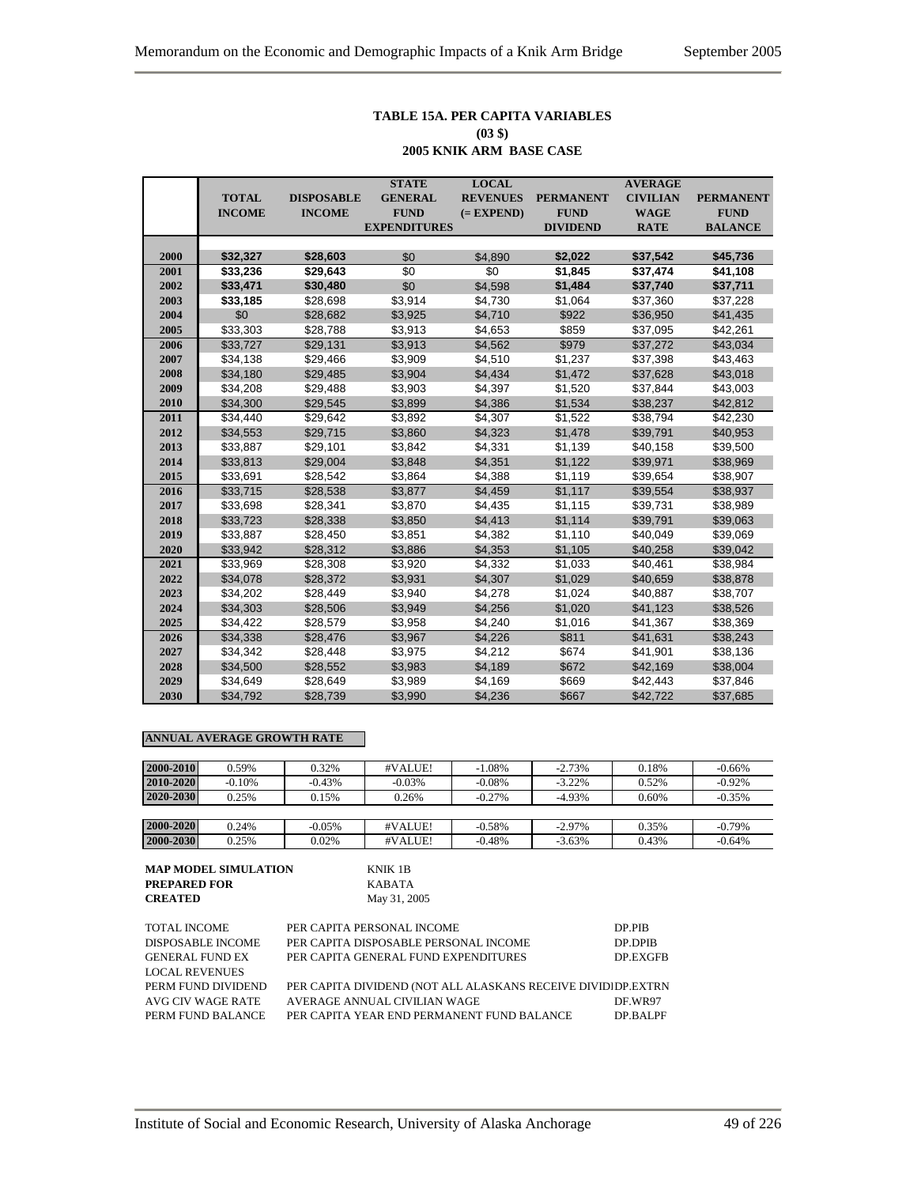**TABLE 15A. PER CAPITA VARIABLES**
**(03 $)**
**2005 KNIK ARM BASE CASE**

| | TOTAL INCOME | DISPOSABLE INCOME | STATE GENERAL FUND EXPENDITURES | LOCAL REVENUES (= EXPEND) | PERMANENT FUND DIVIDEND | AVERAGE CIVILIAN WAGE RATE | PERMANENT FUND BALANCE |
|---|---|---|---|---|---|---|---|
| 2000 | **$32,327** | **$28,603** | $0 | $4,890 | **$2,022** | **$37,542** | **$45,736** |
| 2001 | **$33,236** | **$29,643** | $0 | $0 | **$1,845** | **$37,474** | **$41,108** |
| 2002 | **$33,471** | **$30,480** | $0 | $4,598 | **$1,484** | **$37,740** | **$37,711** |
| 2003 | **$33,185** | $28,698 | $3,914 | $4,730 | $1,064 | $37,360 | $37,228 |
| 2004 | $0 | $28,682 | $3,925 | $4,710 | $922 | $36,950 | $41,435 |
| 2005 | $33,303 | $28,788 | $3,913 | $4,653 | $859 | $37,095 | $42,261 |
| 2006 | $33,727 | $29,131 | $3,913 | $4,562 | $979 | $37,272 | $43,034 |
| 2007 | $34,138 | $29,466 | $3,909 | $4,510 | $1,237 | $37,398 | $43,463 |
| 2008 | $34,180 | $29,485 | $3,904 | $4,434 | $1,472 | $37,628 | $43,018 |
| 2009 | $34,208 | $29,488 | $3,903 | $4,397 | $1,520 | $37,844 | $43,003 |
| 2010 | $34,300 | $29,545 | $3,899 | $4,386 | $1,534 | $38,237 | $42,812 |
| 2011 | $34,440 | $29,642 | $3,892 | $4,307 | $1,522 | $38,794 | $42,230 |
| 2012 | $34,553 | $29,715 | $3,860 | $4,323 | $1,478 | $39,791 | $40,953 |
| 2013 | $33,887 | $29,101 | $3,842 | $4,331 | $1,139 | $40,158 | $39,500 |
| 2014 | $33,813 | $29,004 | $3,848 | $4,351 | $1,122 | $39,971 | $38,969 |
| 2015 | $33,691 | $28,542 | $3,864 | $4,388 | $1,119 | $39,654 | $38,907 |
| 2016 | $33,715 | $28,538 | $3,877 | $4,459 | $1,117 | $39,554 | $38,937 |
| 2017 | $33,698 | $28,341 | $3,870 | $4,435 | $1,115 | $39,731 | $38,989 |
| 2018 | $33,723 | $28,338 | $3,850 | $4,413 | $1,114 | $39,791 | $39,063 |
| 2019 | $33,887 | $28,450 | $3,851 | $4,382 | $1,110 | $40,049 | $39,069 |
| 2020 | $33,942 | $28,312 | $3,886 | $4,353 | $1,105 | $40,258 | $39,042 |
| 2021 | $33,969 | $28,308 | $3,920 | $4,332 | $1,033 | $40,461 | $38,984 |
| 2022 | $34,078 | $28,372 | $3,931 | $4,307 | $1,029 | $40,659 | $38,878 |
| 2023 | $34,202 | $28,449 | $3,940 | $4,278 | $1,024 | $40,887 | $38,707 |
| 2024 | $34,303 | $28,506 | $3,949 | $4,256 | $1,020 | $41,123 | $38,526 |
| 2025 | $34,422 | $28,579 | $3,958 | $4,240 | $1,016 | $41,367 | $38,369 |
| 2026 | $34,338 | $28,476 | $3,967 | $4,226 | $811 | $41,631 | $38,243 |
| 2027 | $34,342 | $28,448 | $3,975 | $4,212 | $674 | $41,901 | $38,136 |
| 2028 | $34,500 | $28,552 | $3,983 | $4,189 | $672 | $42,169 | $38,004 |
| 2029 | $34,649 | $28,649 | $3,989 | $4,169 | $669 | $42,443 | $37,846 |
| 2030 | $34,792 | $28,739 | $3,990 | $4,236 | $667 | $42,722 | $37,685 |

**ANNUAL AVERAGE GROWTH RATE**

| | | | | | | | |
|---|---|---|---|---|---|---|---|
| 2000-2010 | 0.59% | 0.32% | #VALUE! | -1.08% | -2.73% | 0.18% | -0.66% |
| 2010-2020 | -0.10% | -0.43% | -0.03% | -0.08% | -3.22% | 0.52% | -0.92% |
| 2020-2030 | 0.25% | 0.15% | 0.26% | -0.27% | -4.93% | 0.60% | -0.35% |
| | | | | | | | |
| 2000-2020 | 0.24% | -0.05% | #VALUE! | -0.58% | -2.97% | 0.35% | -0.79% |
| 2000-2030 | 0.25% | 0.02% | #VALUE! | -0.48% | -3.63% | 0.43% | -0.64% |

**MAP MODEL SIMULATION** KNIK 1B
**PREPARED FOR** KABATA
**CREATED** May 31, 2005

| | | |
|---|---|---|
| TOTAL INCOME | PER CAPITA PERSONAL INCOME | DP.PIB |
| DISPOSABLE INCOME | PER CAPITA DISPOSABLE PERSONAL INCOME | DP.DPIB |
| GENERAL FUND EX | PER CAPITA GENERAL FUND EXPENDITURES | DP.EXGFB |
| LOCAL REVENUES | | |
| PERM FUND DIVIDEND | PER CAPITA DIVIDEND (NOT ALL ALASKANS RECEIVE DIVID | DP.EXTRN |
| AVG CIV WAGE RATE | AVERAGE ANNUAL CIVILIAN WAGE | DF.WR97 |
| PERM FUND BALANCE | PER CAPITA YEAR END PERMANENT FUND BALANCE | DP.BALPF |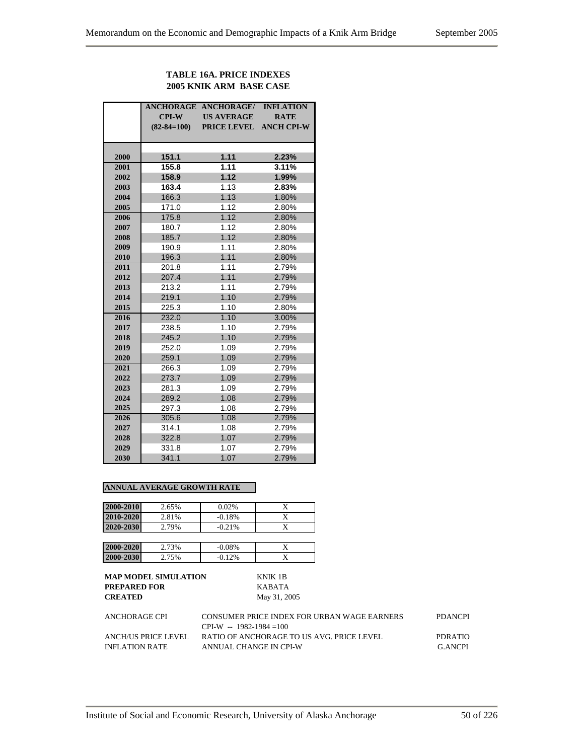**TABLE 16A. PRICE INDEXES**
**2005 KNIK ARM BASE CASE**

| | ANCHORAGE CPI-W (82-84=100) | ANCHORAGE/ US AVERAGE PRICE LEVEL | INFLATION RATE ANCH CPI-W |
|---|---|---|---|
| 2000 | **151.1** | **1.11** | **2.23%** |
| 2001 | **155.8** | **1.11** | **3.11%** |
| 2002 | **158.9** | **1.12** | **1.99%** |
| 2003 | **163.4** | 1.13 | **2.83%** |
| 2004 | 166.3 | 1.13 | 1.80% |
| 2005 | 171.0 | 1.12 | 2.80% |
| 2006 | 175.8 | 1.12 | 2.80% |
| 2007 | 180.7 | 1.12 | 2.80% |
| 2008 | 185.7 | 1.12 | 2.80% |
| 2009 | 190.9 | 1.11 | 2.80% |
| 2010 | 196.3 | 1.11 | 2.80% |
| 2011 | 201.8 | 1.11 | 2.79% |
| 2012 | 207.4 | 1.11 | 2.79% |
| 2013 | 213.2 | 1.11 | 2.79% |
| 2014 | 219.1 | 1.10 | 2.79% |
| 2015 | 225.3 | 1.10 | 2.80% |
| 2016 | 232.0 | 1.10 | 3.00% |
| 2017 | 238.5 | 1.10 | 2.79% |
| 2018 | 245.2 | 1.10 | 2.79% |
| 2019 | 252.0 | 1.09 | 2.79% |
| 2020 | 259.1 | 1.09 | 2.79% |
| 2021 | 266.3 | 1.09 | 2.79% |
| 2022 | 273.7 | 1.09 | 2.79% |
| 2023 | 281.3 | 1.09 | 2.79% |
| 2024 | 289.2 | 1.08 | 2.79% |
| 2025 | 297.3 | 1.08 | 2.79% |
| 2026 | 305.6 | 1.08 | 2.79% |
| 2027 | 314.1 | 1.08 | 2.79% |
| 2028 | 322.8 | 1.07 | 2.79% |
| 2029 | 331.8 | 1.07 | 2.79% |
| 2030 | 341.1 | 1.07 | 2.79% |

**ANNUAL AVERAGE GROWTH RATE**

| | | | |
|---|---|---|---|
| 2000-2010 | 2.65% | 0.02% | X |
| 2010-2020 | 2.81% | -0.18% | X |
| 2020-2030 | 2.79% | -0.21% | X |
| | | | |
| 2000-2020 | 2.73% | -0.08% | X |
| 2000-2030 | 2.75% | -0.12% | X |

**MAP MODEL SIMULATION** KNIK 1B
**PREPARED FOR** KABATA
**CREATED** May 31, 2005

| | | |
|---|---|---|
| ANCHORAGE CPI | CONSUMER PRICE INDEX FOR URBAN WAGE EARNERS CPI-W -- 1982-1984 =100 | PDANCPI |
| ANCH/US PRICE LEVEL | RATIO OF ANCHORAGE TO US AVG. PRICE LEVEL | PDRATIO |
| INFLATION RATE | ANNUAL CHANGE IN CPI-W | G.ANCPI |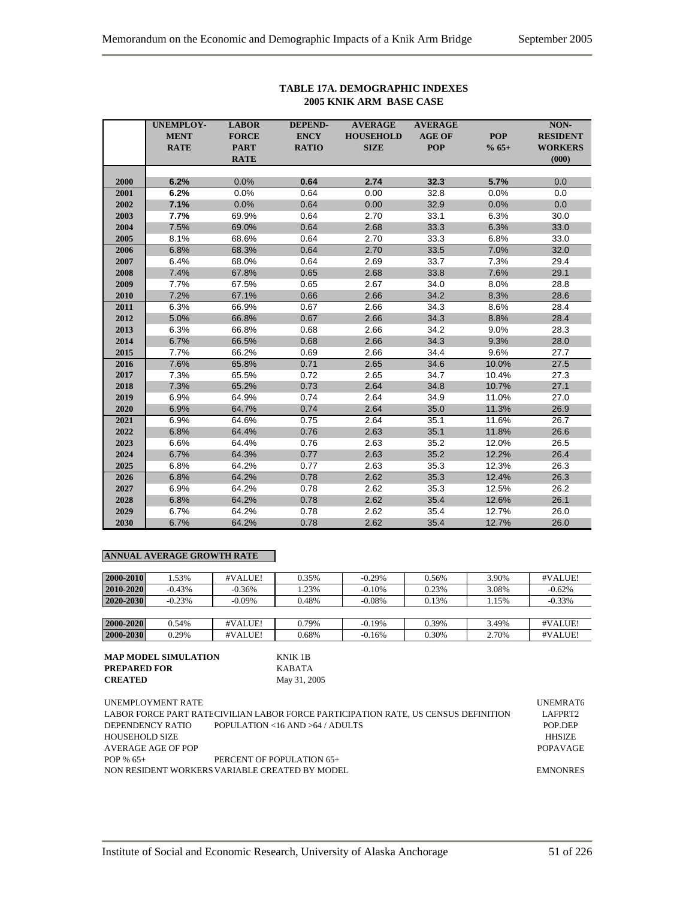## TABLE 17A. DEMOGRAPHIC INDEXES
## 2005 KNIK ARM BASE CASE

| | UNEMPLOY-MENT RATE | LABOR FORCE PART RATE | DEPEND-ENCY RATIO | AVERAGE HOUSEHOLD SIZE | AVERAGE AGE OF POP | POP % 65+ | NON-RESIDENT WORKERS (000) |
|---|---|---|---|---|---|---|---|
| 2000 | **6.2%** | 0.0% | **0.64** | **2.74** | **32.3** | **5.7%** | 0.0 |
| 2001 | **6.2%** | 0.0% | 0.64 | 0.00 | 32.8 | 0.0% | 0.0 |
| 2002 | **7.1%** | 0.0% | 0.64 | 0.00 | 32.9 | 0.0% | 0.0 |
| 2003 | **7.7%** | 69.9% | 0.64 | 2.70 | 33.1 | 6.3% | 30.0 |
| 2004 | 7.5% | 69.0% | 0.64 | 2.68 | 33.3 | 6.3% | 33.0 |
| 2005 | 8.1% | 68.6% | 0.64 | 2.70 | 33.3 | 6.8% | 33.0 |
| 2006 | 6.8% | 68.3% | 0.64 | 2.70 | 33.5 | 7.0% | 32.0 |
| 2007 | 6.4% | 68.0% | 0.64 | 2.69 | 33.7 | 7.3% | 29.4 |
| 2008 | 7.4% | 67.8% | 0.65 | 2.68 | 33.8 | 7.6% | 29.1 |
| 2009 | 7.7% | 67.5% | 0.65 | 2.67 | 34.0 | 8.0% | 28.8 |
| 2010 | 7.2% | 67.1% | 0.66 | 2.66 | 34.2 | 8.3% | 28.6 |
| 2011 | 6.3% | 66.9% | 0.67 | 2.66 | 34.3 | 8.6% | 28.4 |
| 2012 | 5.0% | 66.8% | 0.67 | 2.66 | 34.3 | 8.8% | 28.4 |
| 2013 | 6.3% | 66.8% | 0.68 | 2.66 | 34.2 | 9.0% | 28.3 |
| 2014 | 6.7% | 66.5% | 0.68 | 2.66 | 34.3 | 9.3% | 28.0 |
| 2015 | 7.7% | 66.2% | 0.69 | 2.66 | 34.4 | 9.6% | 27.7 |
| 2016 | 7.6% | 65.8% | 0.71 | 2.65 | 34.6 | 10.0% | 27.5 |
| 2017 | 7.3% | 65.5% | 0.72 | 2.65 | 34.7 | 10.4% | 27.3 |
| 2018 | 7.3% | 65.2% | 0.73 | 2.64 | 34.8 | 10.7% | 27.1 |
| 2019 | 6.9% | 64.9% | 0.74 | 2.64 | 34.9 | 11.0% | 27.0 |
| 2020 | 6.9% | 64.7% | 0.74 | 2.64 | 35.0 | 11.3% | 26.9 |
| 2021 | 6.9% | 64.6% | 0.75 | 2.64 | 35.1 | 11.6% | 26.7 |
| 2022 | 6.8% | 64.4% | 0.76 | 2.63 | 35.1 | 11.8% | 26.6 |
| 2023 | 6.6% | 64.4% | 0.76 | 2.63 | 35.2 | 12.0% | 26.5 |
| 2024 | 6.7% | 64.3% | 0.77 | 2.63 | 35.2 | 12.2% | 26.4 |
| 2025 | 6.8% | 64.2% | 0.77 | 2.63 | 35.3 | 12.3% | 26.3 |
| 2026 | 6.8% | 64.2% | 0.78 | 2.62 | 35.3 | 12.4% | 26.3 |
| 2027 | 6.9% | 64.2% | 0.78 | 2.62 | 35.3 | 12.5% | 26.2 |
| 2028 | 6.8% | 64.2% | 0.78 | 2.62 | 35.4 | 12.6% | 26.1 |
| 2029 | 6.7% | 64.2% | 0.78 | 2.62 | 35.4 | 12.7% | 26.0 |
| 2030 | 6.7% | 64.2% | 0.78 | 2.62 | 35.4 | 12.7% | 26.0 |

**ANNUAL AVERAGE GROWTH RATE**

| | | | | | | | |
|---|---|---|---|---|---|---|---|
| 2000-2010 | 1.53% | #VALUE! | 0.35% | -0.29% | 0.56% | 3.90% | #VALUE! |
| 2010-2020 | -0.43% | -0.36% | 1.23% | -0.10% | 0.23% | 3.08% | -0.62% |
| 2020-2030 | -0.23% | -0.09% | 0.48% | -0.08% | 0.13% | 1.15% | -0.33% |
| | | | | | | | |
| 2000-2020 | 0.54% | #VALUE! | 0.79% | -0.19% | 0.39% | 3.49% | #VALUE! |
| 2000-2030 | 0.29% | #VALUE! | 0.68% | -0.16% | 0.30% | 2.70% | #VALUE! |

**MAP MODEL SIMULATION** KNIK 1B
**PREPARED FOR** KABATA
**CREATED** May 31, 2005

| | | |
|---|---|---|
| UNEMPLOYMENT RATE | | UNEMRAT6 |
| LABOR FORCE PART RATE | CIVILIAN LABOR FORCE PARTICIPATION RATE, US CENSUS DEFINITION | LAFPRT2 |
| DEPENDENCY RATIO | POPULATION <16 AND >64 / ADULTS | POP.DEP |
| HOUSEHOLD SIZE | | HHSIZE |
| AVERAGE AGE OF POP | | POPAVAGE |
| POP % 65+ | PERCENT OF POPULATION 65+ | |
| NON RESIDENT WORKERS | VARIABLE CREATED BY MODEL | EMNONRES |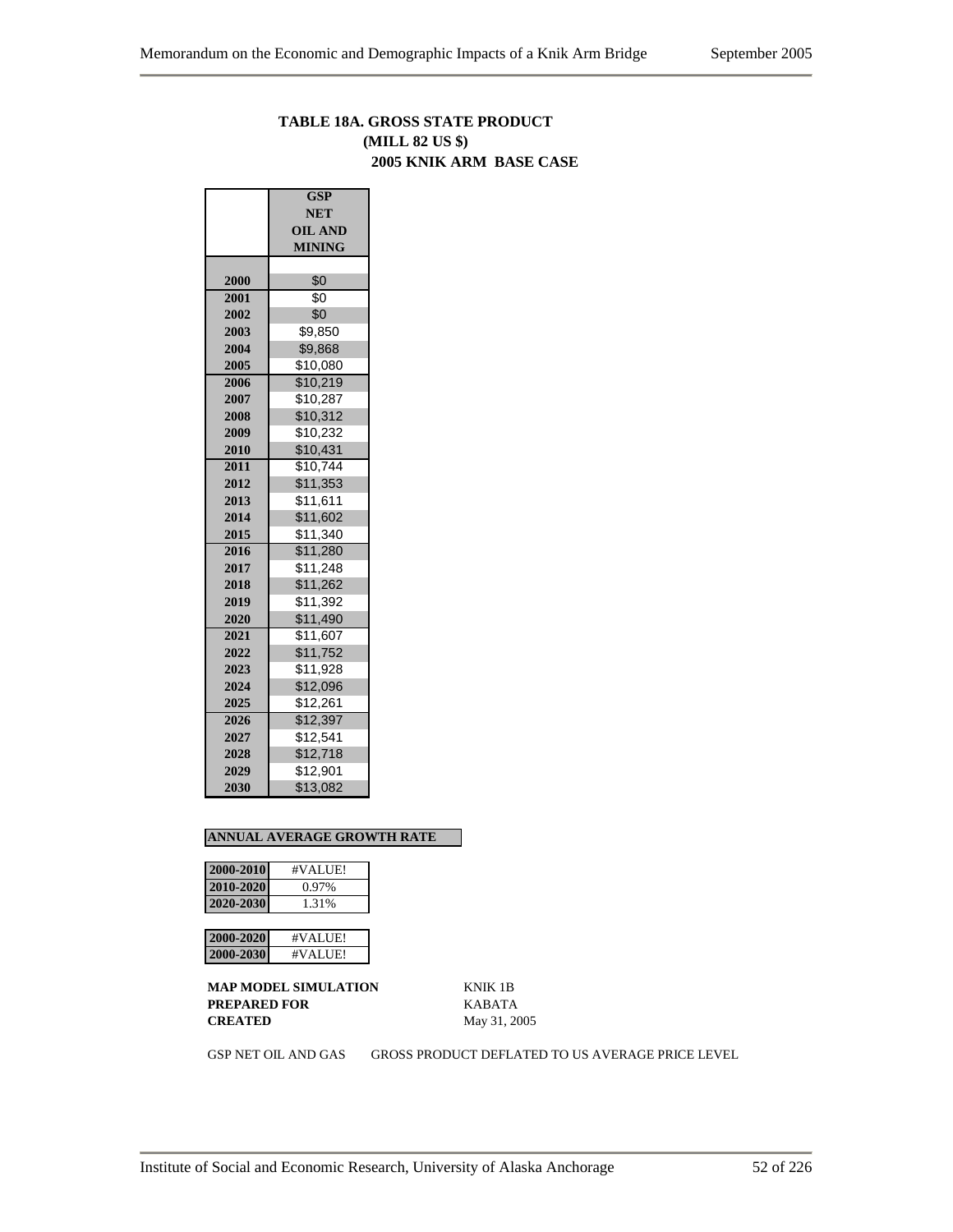**TABLE 18A. GROSS STATE PRODUCT (MILL 82 US $)**
**2005 KNIK ARM BASE CASE**

| | GSP NET OIL AND MINING |
|---|---|
| 2000 | $0 |
| 2001 | $0 |
| 2002 | $0 |
| 2003 | $9,850 |
| 2004 | $9,868 |
| 2005 | $10,080 |
| 2006 | $10,219 |
| 2007 | $10,287 |
| 2008 | $10,312 |
| 2009 | $10,232 |
| 2010 | $10,431 |
| 2011 | $10,744 |
| 2012 | $11,353 |
| 2013 | $11,611 |
| 2014 | $11,602 |
| 2015 | $11,340 |
| 2016 | $11,280 |
| 2017 | $11,248 |
| 2018 | $11,262 |
| 2019 | $11,392 |
| 2020 | $11,490 |
| 2021 | $11,607 |
| 2022 | $11,752 |
| 2023 | $11,928 |
| 2024 | $12,096 |
| 2025 | $12,261 |
| 2026 | $12,397 |
| 2027 | $12,541 |
| 2028 | $12,718 |
| 2029 | $12,901 |
| 2030 | $13,082 |

**ANNUAL AVERAGE GROWTH RATE**

| | |
|---|---|
| 2000-2010 | #VALUE! |
| 2010-2020 | 0.97% |
| 2020-2030 | 1.31% |

| | |
|---|---|
| 2000-2020 | #VALUE! |
| 2000-2030 | #VALUE! |

**MAP MODEL SIMULATION** KNIK 1B
**PREPARED FOR** KABATA
**CREATED** May 31, 2005

GSP NET OIL AND GAS GROSS PRODUCT DEFLATED TO US AVERAGE PRICE LEVEL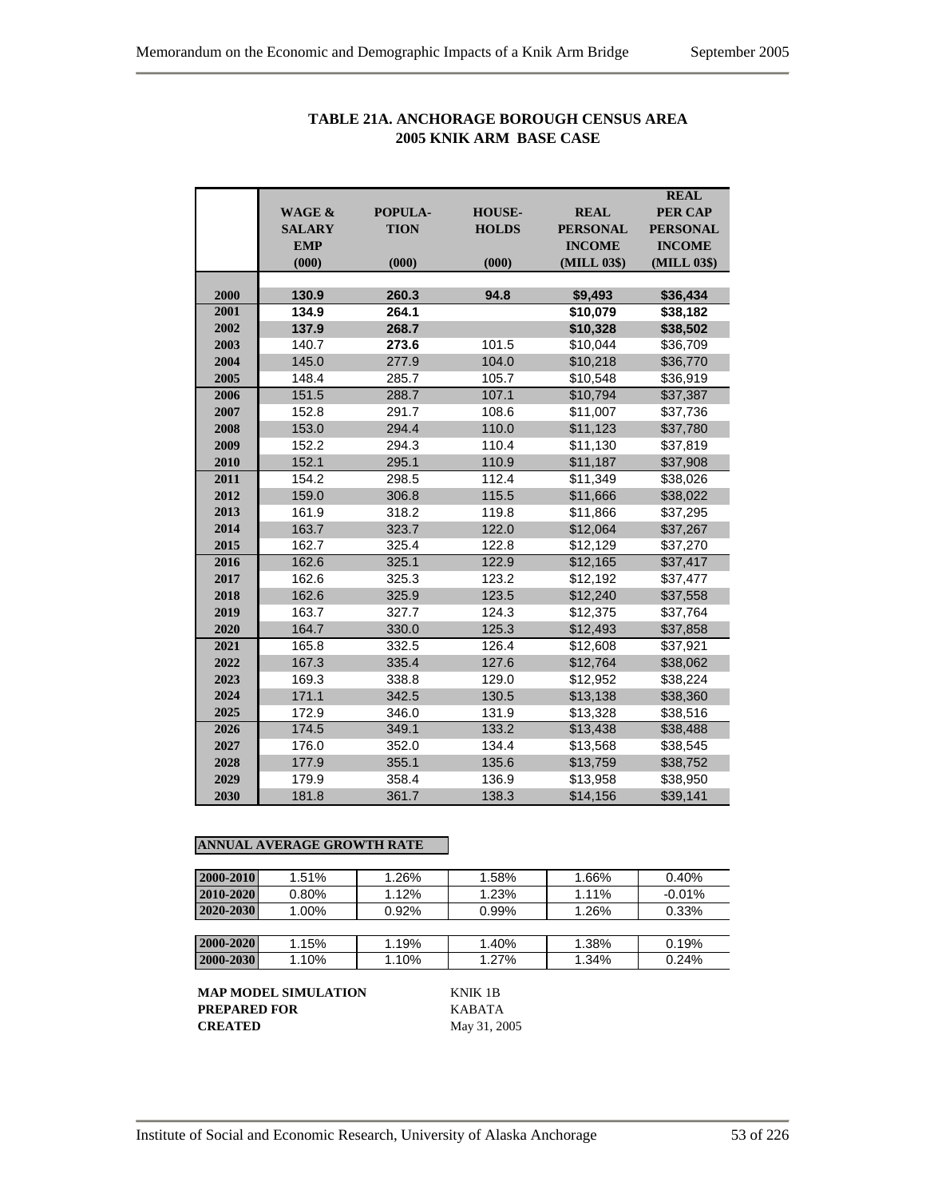# TABLE 21A. ANCHORAGE BOROUGH CENSUS AREA 2005 KNIK ARM BASE CASE

| | WAGE & SALARY EMP (000) | POPULA-TION (000) | HOUSE-HOLDS (000) | REAL PERSONAL INCOME (MILL 03$) | REAL PER CAP PERSONAL INCOME (MILL 03$) |
|---|---|---|---|---|---|
| 2000 | **130.9** | **260.3** | **94.8** | **$9,493** | **$36,434** |
| 2001 | **134.9** | **264.1** | | **$10,079** | **$38,182** |
| 2002 | **137.9** | **268.7** | | **$10,328** | **$38,502** |
| 2003 | 140.7 | **273.6** | 101.5 | $10,044 | $36,709 |
| 2004 | 145.0 | 277.9 | 104.0 | $10,218 | $36,770 |
| 2005 | 148.4 | 285.7 | 105.7 | $10,548 | $36,919 |
| 2006 | 151.5 | 288.7 | 107.1 | $10,794 | $37,387 |
| 2007 | 152.8 | 291.7 | 108.6 | $11,007 | $37,736 |
| 2008 | 153.0 | 294.4 | 110.0 | $11,123 | $37,780 |
| 2009 | 152.2 | 294.3 | 110.4 | $11,130 | $37,819 |
| 2010 | 152.1 | 295.1 | 110.9 | $11,187 | $37,908 |
| 2011 | 154.2 | 298.5 | 112.4 | $11,349 | $38,026 |
| 2012 | 159.0 | 306.8 | 115.5 | $11,666 | $38,022 |
| 2013 | 161.9 | 318.2 | 119.8 | $11,866 | $37,295 |
| 2014 | 163.7 | 323.7 | 122.0 | $12,064 | $37,267 |
| 2015 | 162.7 | 325.4 | 122.8 | $12,129 | $37,270 |
| 2016 | 162.6 | 325.1 | 122.9 | $12,165 | $37,417 |
| 2017 | 162.6 | 325.3 | 123.2 | $12,192 | $37,477 |
| 2018 | 162.6 | 325.9 | 123.5 | $12,240 | $37,558 |
| 2019 | 163.7 | 327.7 | 124.3 | $12,375 | $37,764 |
| 2020 | 164.7 | 330.0 | 125.3 | $12,493 | $37,858 |
| 2021 | 165.8 | 332.5 | 126.4 | $12,608 | $37,921 |
| 2022 | 167.3 | 335.4 | 127.6 | $12,764 | $38,062 |
| 2023 | 169.3 | 338.8 | 129.0 | $12,952 | $38,224 |
| 2024 | 171.1 | 342.5 | 130.5 | $13,138 | $38,360 |
| 2025 | 172.9 | 346.0 | 131.9 | $13,328 | $38,516 |
| 2026 | 174.5 | 349.1 | 133.2 | $13,438 | $38,488 |
| 2027 | 176.0 | 352.0 | 134.4 | $13,568 | $38,545 |
| 2028 | 177.9 | 355.1 | 135.6 | $13,759 | $38,752 |
| 2029 | 179.9 | 358.4 | 136.9 | $13,958 | $38,950 |
| 2030 | 181.8 | 361.7 | 138.3 | $14,156 | $39,141 |

**ANNUAL AVERAGE GROWTH RATE**

| | | | | | |
|---|---|---|---|---|---|
| 2000-2010 | 1.51% | 1.26% | 1.58% | 1.66% | 0.40% |
| 2010-2020 | 0.80% | 1.12% | 1.23% | 1.11% | -0.01% |
| 2020-2030 | 1.00% | 0.92% | 0.99% | 1.26% | 0.33% |
| | | | | | |
| 2000-2020 | 1.15% | 1.19% | 1.40% | 1.38% | 0.19% |
| 2000-2030 | 1.10% | 1.10% | 1.27% | 1.34% | 0.24% |

**MAP MODEL SIMULATION** KNIK 1B
**PREPARED FOR** KABATA
**CREATED** May 31, 2005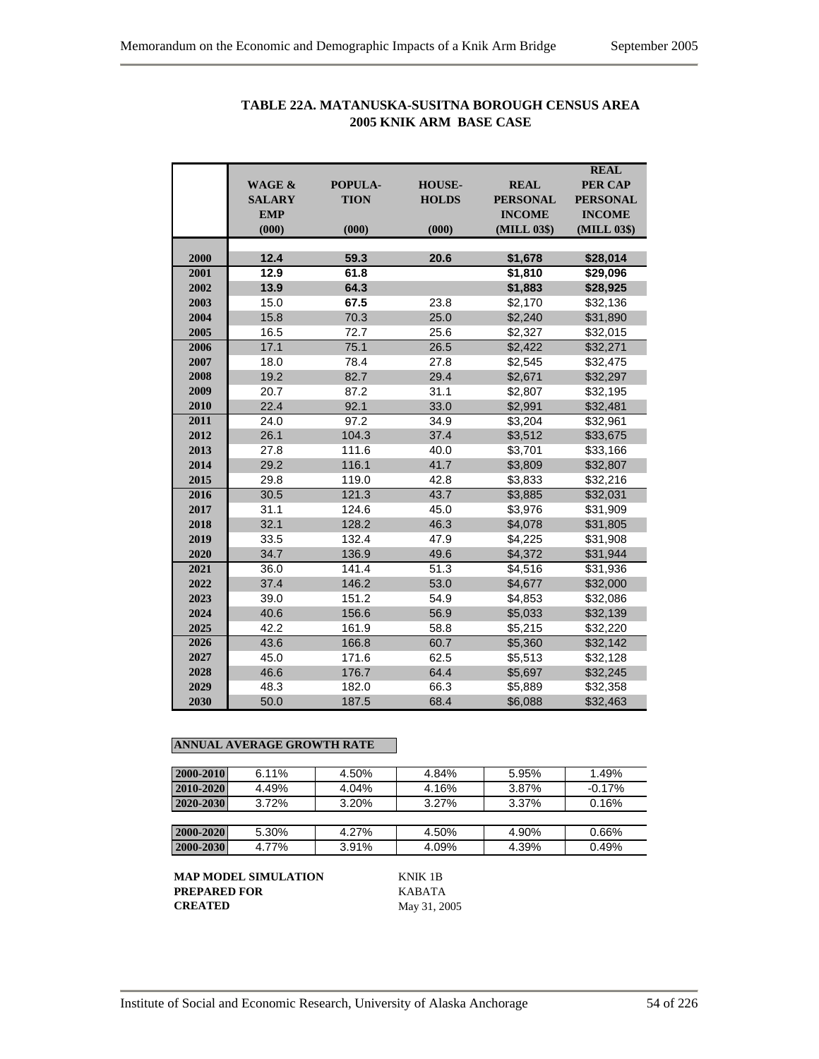**TABLE 22A. MATANUSKA-SUSITNA BOROUGH CENSUS AREA**
**2005 KNIK ARM BASE CASE**

| | WAGE & SALARY EMP (000) | POPULA-TION (000) | HOUSE-HOLDS (000) | REAL PERSONAL INCOME (MILL 03$) | REAL PER CAP PERSONAL INCOME (MILL 03$) |
|---|---|---|---|---|---|
| 2000 | **12.4** | **59.3** | **20.6** | **$1,678** | **$28,014** |
| 2001 | **12.9** | **61.8** | | **$1,810** | **$29,096** |
| 2002 | **13.9** | **64.3** | | **$1,883** | **$28,925** |
| 2003 | 15.0 | **67.5** | 23.8 | $2,170 | $32,136 |
| 2004 | 15.8 | 70.3 | 25.0 | $2,240 | $31,890 |
| 2005 | 16.5 | 72.7 | 25.6 | $2,327 | $32,015 |
| 2006 | 17.1 | 75.1 | 26.5 | $2,422 | $32,271 |
| 2007 | 18.0 | 78.4 | 27.8 | $2,545 | $32,475 |
| 2008 | 19.2 | 82.7 | 29.4 | $2,671 | $32,297 |
| 2009 | 20.7 | 87.2 | 31.1 | $2,807 | $32,195 |
| 2010 | 22.4 | 92.1 | 33.0 | $2,991 | $32,481 |
| 2011 | 24.0 | 97.2 | 34.9 | $3,204 | $32,961 |
| 2012 | 26.1 | 104.3 | 37.4 | $3,512 | $33,675 |
| 2013 | 27.8 | 111.6 | 40.0 | $3,701 | $33,166 |
| 2014 | 29.2 | 116.1 | 41.7 | $3,809 | $32,807 |
| 2015 | 29.8 | 119.0 | 42.8 | $3,833 | $32,216 |
| 2016 | 30.5 | 121.3 | 43.7 | $3,885 | $32,031 |
| 2017 | 31.1 | 124.6 | 45.0 | $3,976 | $31,909 |
| 2018 | 32.1 | 128.2 | 46.3 | $4,078 | $31,805 |
| 2019 | 33.5 | 132.4 | 47.9 | $4,225 | $31,908 |
| 2020 | 34.7 | 136.9 | 49.6 | $4,372 | $31,944 |
| 2021 | 36.0 | 141.4 | 51.3 | $4,516 | $31,936 |
| 2022 | 37.4 | 146.2 | 53.0 | $4,677 | $32,000 |
| 2023 | 39.0 | 151.2 | 54.9 | $4,853 | $32,086 |
| 2024 | 40.6 | 156.6 | 56.9 | $5,033 | $32,139 |
| 2025 | 42.2 | 161.9 | 58.8 | $5,215 | $32,220 |
| 2026 | 43.6 | 166.8 | 60.7 | $5,360 | $32,142 |
| 2027 | 45.0 | 171.6 | 62.5 | $5,513 | $32,128 |
| 2028 | 46.6 | 176.7 | 64.4 | $5,697 | $32,245 |
| 2029 | 48.3 | 182.0 | 66.3 | $5,889 | $32,358 |
| 2030 | 50.0 | 187.5 | 68.4 | $6,088 | $32,463 |

**ANNUAL AVERAGE GROWTH RATE**

| | | | | | |
|---|---|---|---|---|---|
| 2000-2010 | 6.11% | 4.50% | 4.84% | 5.95% | 1.49% |
| 2010-2020 | 4.49% | 4.04% | 4.16% | 3.87% | -0.17% |
| 2020-2030 | 3.72% | 3.20% | 3.27% | 3.37% | 0.16% |
| | | | | | |
| 2000-2020 | 5.30% | 4.27% | 4.50% | 4.90% | 0.66% |
| 2000-2030 | 4.77% | 3.91% | 4.09% | 4.39% | 0.49% |

**MAP MODEL SIMULATION** KNIK 1B
**PREPARED FOR** KABATA
**CREATED** May 31, 2005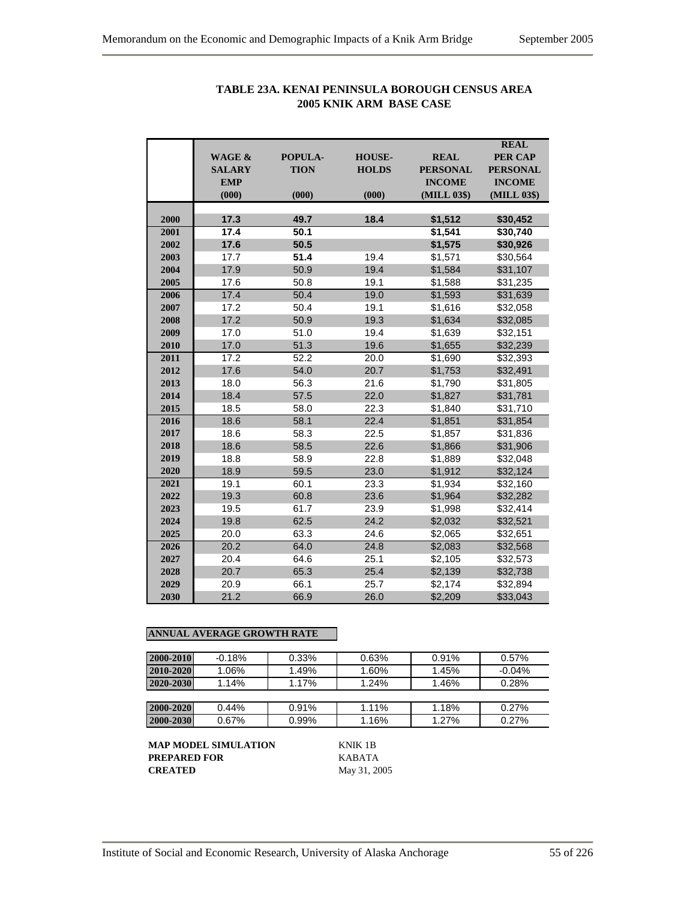**TABLE 23A. KENAI PENINSULA BOROUGH CENSUS AREA**
**2005 KNIK ARM BASE CASE**

| | WAGE & SALARY EMP (000) | POPULA-TION (000) | HOUSE-HOLDS (000) | REAL PERSONAL INCOME (MILL 03$) | REAL PER CAP PERSONAL INCOME (MILL 03$) |
|---|---|---|---|---|---|
| 2000 | **17.3** | **49.7** | **18.4** | **$1,512** | **$30,452** |
| 2001 | **17.4** | **50.1** | | **$1,541** | **$30,740** |
| 2002 | **17.6** | **50.5** | | **$1,575** | **$30,926** |
| 2003 | 17.7 | **51.4** | 19.4 | $1,571 | $30,564 |
| 2004 | 17.9 | 50.9 | 19.4 | $1,584 | $31,107 |
| 2005 | 17.6 | 50.8 | 19.1 | $1,588 | $31,235 |
| 2006 | 17.4 | 50.4 | 19.0 | $1,593 | $31,639 |
| 2007 | 17.2 | 50.4 | 19.1 | $1,616 | $32,058 |
| 2008 | 17.2 | 50.9 | 19.3 | $1,634 | $32,085 |
| 2009 | 17.0 | 51.0 | 19.4 | $1,639 | $32,151 |
| 2010 | 17.0 | 51.3 | 19.6 | $1,655 | $32,239 |
| 2011 | 17.2 | 52.2 | 20.0 | $1,690 | $32,393 |
| 2012 | 17.6 | 54.0 | 20.7 | $1,753 | $32,491 |
| 2013 | 18.0 | 56.3 | 21.6 | $1,790 | $31,805 |
| 2014 | 18.4 | 57.5 | 22.0 | $1,827 | $31,781 |
| 2015 | 18.5 | 58.0 | 22.3 | $1,840 | $31,710 |
| 2016 | 18.6 | 58.1 | 22.4 | $1,851 | $31,854 |
| 2017 | 18.6 | 58.3 | 22.5 | $1,857 | $31,836 |
| 2018 | 18.6 | 58.5 | 22.6 | $1,866 | $31,906 |
| 2019 | 18.8 | 58.9 | 22.8 | $1,889 | $32,048 |
| 2020 | 18.9 | 59.5 | 23.0 | $1,912 | $32,124 |
| 2021 | 19.1 | 60.1 | 23.3 | $1,934 | $32,160 |
| 2022 | 19.3 | 60.8 | 23.6 | $1,964 | $32,282 |
| 2023 | 19.5 | 61.7 | 23.9 | $1,998 | $32,414 |
| 2024 | 19.8 | 62.5 | 24.2 | $2,032 | $32,521 |
| 2025 | 20.0 | 63.3 | 24.6 | $2,065 | $32,651 |
| 2026 | 20.2 | 64.0 | 24.8 | $2,083 | $32,568 |
| 2027 | 20.4 | 64.6 | 25.1 | $2,105 | $32,573 |
| 2028 | 20.7 | 65.3 | 25.4 | $2,139 | $32,738 |
| 2029 | 20.9 | 66.1 | 25.7 | $2,174 | $32,894 |
| 2030 | 21.2 | 66.9 | 26.0 | $2,209 | $33,043 |

**ANNUAL AVERAGE GROWTH RATE**

| | | | | | |
|---|---|---|---|---|---|
| 2000-2010 | -0.18% | 0.33% | 0.63% | 0.91% | 0.57% |
| 2010-2020 | 1.06% | 1.49% | 1.60% | 1.45% | -0.04% |
| 2020-2030 | 1.14% | 1.17% | 1.24% | 1.46% | 0.28% |
| 2000-2020 | 0.44% | 0.91% | 1.11% | 1.18% | 0.27% |
| 2000-2030 | 0.67% | 0.99% | 1.16% | 1.27% | 0.27% |

**MAP MODEL SIMULATION** KNIK 1B
**PREPARED FOR** KABATA
**CREATED** May 31, 2005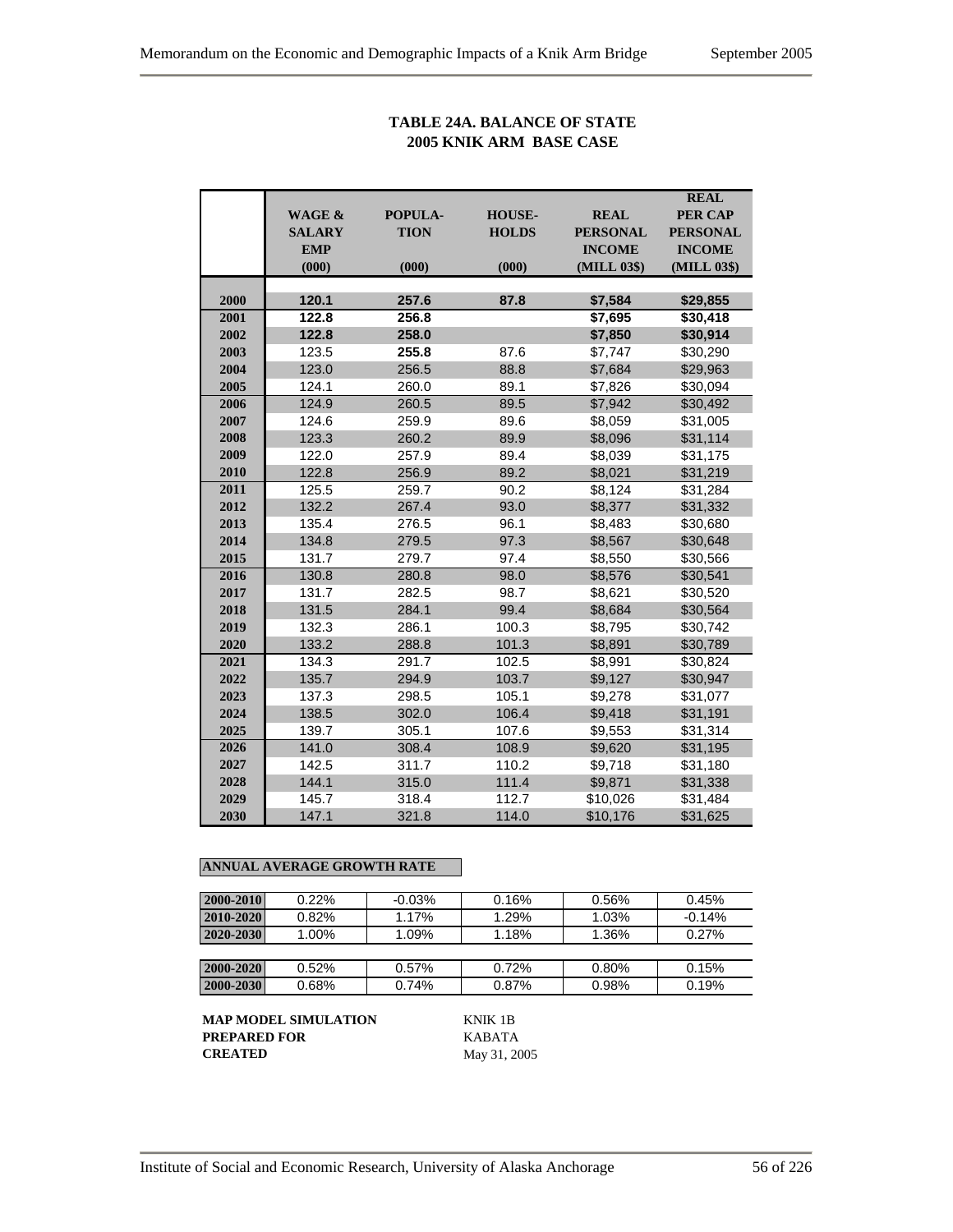**TABLE 24A. BALANCE OF STATE**
**2005 KNIK ARM BASE CASE**

| | WAGE & SALARY EMP (000) | POPULA-TION (000) | HOUSE-HOLDS (000) | REAL PERSONAL INCOME (MILL 03$) | REAL PER CAP PERSONAL INCOME (MILL 03$) |
|---|---|---|---|---|---|
| 2000 | **120.1** | **257.6** | **87.8** | **$7,584** | **$29,855** |
| 2001 | **122.8** | **256.8** | | **$7,695** | **$30,418** |
| 2002 | **122.8** | **258.0** | | **$7,850** | **$30,914** |
| 2003 | 123.5 | **255.8** | 87.6 | $7,747 | $30,290 |
| 2004 | 123.0 | 256.5 | 88.8 | $7,684 | $29,963 |
| 2005 | 124.1 | 260.0 | 89.1 | $7,826 | $30,094 |
| 2006 | 124.9 | 260.5 | 89.5 | $7,942 | $30,492 |
| 2007 | 124.6 | 259.9 | 89.6 | $8,059 | $31,005 |
| 2008 | 123.3 | 260.2 | 89.9 | $8,096 | $31,114 |
| 2009 | 122.0 | 257.9 | 89.4 | $8,039 | $31,175 |
| 2010 | 122.8 | 256.9 | 89.2 | $8,021 | $31,219 |
| 2011 | 125.5 | 259.7 | 90.2 | $8,124 | $31,284 |
| 2012 | 132.2 | 267.4 | 93.0 | $8,377 | $31,332 |
| 2013 | 135.4 | 276.5 | 96.1 | $8,483 | $30,680 |
| 2014 | 134.8 | 279.5 | 97.3 | $8,567 | $30,648 |
| 2015 | 131.7 | 279.7 | 97.4 | $8,550 | $30,566 |
| 2016 | 130.8 | 280.8 | 98.0 | $8,576 | $30,541 |
| 2017 | 131.7 | 282.5 | 98.7 | $8,621 | $30,520 |
| 2018 | 131.5 | 284.1 | 99.4 | $8,684 | $30,564 |
| 2019 | 132.3 | 286.1 | 100.3 | $8,795 | $30,742 |
| 2020 | 133.2 | 288.8 | 101.3 | $8,891 | $30,789 |
| 2021 | 134.3 | 291.7 | 102.5 | $8,991 | $30,824 |
| 2022 | 135.7 | 294.9 | 103.7 | $9,127 | $30,947 |
| 2023 | 137.3 | 298.5 | 105.1 | $9,278 | $31,077 |
| 2024 | 138.5 | 302.0 | 106.4 | $9,418 | $31,191 |
| 2025 | 139.7 | 305.1 | 107.6 | $9,553 | $31,314 |
| 2026 | 141.0 | 308.4 | 108.9 | $9,620 | $31,195 |
| 2027 | 142.5 | 311.7 | 110.2 | $9,718 | $31,180 |
| 2028 | 144.1 | 315.0 | 111.4 | $9,871 | $31,338 |
| 2029 | 145.7 | 318.4 | 112.7 | $10,026 | $31,484 |
| 2030 | 147.1 | 321.8 | 114.0 | $10,176 | $31,625 |

**ANNUAL AVERAGE GROWTH RATE**

| | | | | | |
|---|---|---|---|---|---|
| 2000-2010 | 0.22% | -0.03% | 0.16% | 0.56% | 0.45% |
| 2010-2020 | 0.82% | 1.17% | 1.29% | 1.03% | -0.14% |
| 2020-2030 | 1.00% | 1.09% | 1.18% | 1.36% | 0.27% |
| 2000-2020 | 0.52% | 0.57% | 0.72% | 0.80% | 0.15% |
| 2000-2030 | 0.68% | 0.74% | 0.87% | 0.98% | 0.19% |

**MAP MODEL SIMULATION** KNIK 1B
**PREPARED FOR** KABATA
**CREATED** May 31, 2005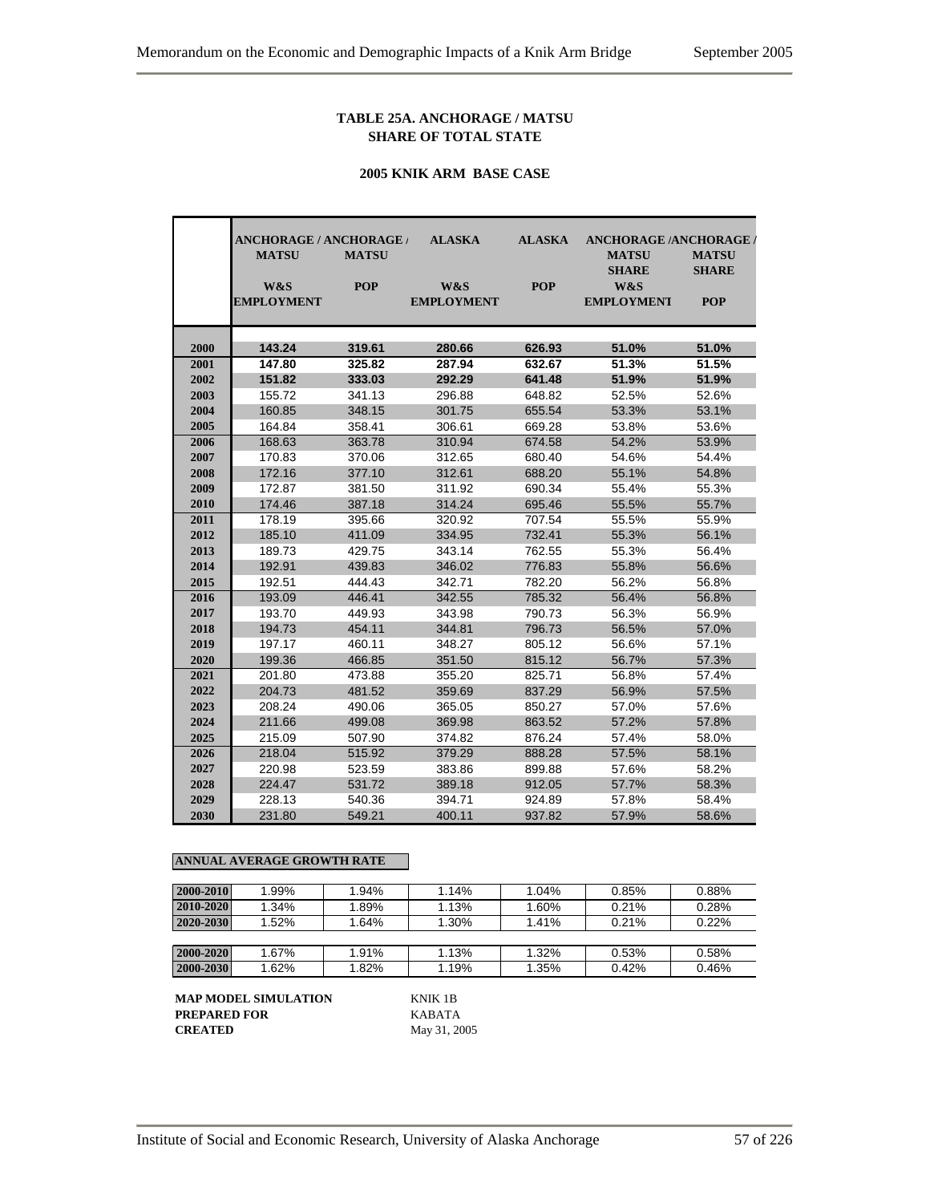**TABLE 25A. ANCHORAGE / MATSU SHARE OF TOTAL STATE**

**2005 KNIK ARM BASE CASE**

| | ANCHORAGE / MATSU W&S EMPLOYMENT | ANCHORAGE / MATSU POP | ALASKA W&S EMPLOYMENT | ALASKA POP | ANCHORAGE / MATSU SHARE W&S EMPLOYMENT | ANCHORAGE / MATSU SHARE POP |
|---|---|---|---|---|---|---|
| 2000 | **143.24** | **319.61** | **280.66** | **626.93** | **51.0%** | **51.0%** |
| 2001 | **147.80** | **325.82** | **287.94** | **632.67** | **51.3%** | **51.5%** |
| 2002 | **151.82** | **333.03** | **292.29** | **641.48** | **51.9%** | **51.9%** |
| 2003 | 155.72 | 341.13 | 296.88 | 648.82 | 52.5% | 52.6% |
| 2004 | 160.85 | 348.15 | 301.75 | 655.54 | 53.3% | 53.1% |
| 2005 | 164.84 | 358.41 | 306.61 | 669.28 | 53.8% | 53.6% |
| 2006 | 168.63 | 363.78 | 310.94 | 674.58 | 54.2% | 53.9% |
| 2007 | 170.83 | 370.06 | 312.65 | 680.40 | 54.6% | 54.4% |
| 2008 | 172.16 | 377.10 | 312.61 | 688.20 | 55.1% | 54.8% |
| 2009 | 172.87 | 381.50 | 311.92 | 690.34 | 55.4% | 55.3% |
| 2010 | 174.46 | 387.18 | 314.24 | 695.46 | 55.5% | 55.7% |
| 2011 | 178.19 | 395.66 | 320.92 | 707.54 | 55.5% | 55.9% |
| 2012 | 185.10 | 411.09 | 334.95 | 732.41 | 55.3% | 56.1% |
| 2013 | 189.73 | 429.75 | 343.14 | 762.55 | 55.3% | 56.4% |
| 2014 | 192.91 | 439.83 | 346.02 | 776.83 | 55.8% | 56.6% |
| 2015 | 192.51 | 444.43 | 342.71 | 782.20 | 56.2% | 56.8% |
| 2016 | 193.09 | 446.41 | 342.55 | 785.32 | 56.4% | 56.8% |
| 2017 | 193.70 | 449.93 | 343.98 | 790.73 | 56.3% | 56.9% |
| 2018 | 194.73 | 454.11 | 344.81 | 796.73 | 56.5% | 57.0% |
| 2019 | 197.17 | 460.11 | 348.27 | 805.12 | 56.6% | 57.1% |
| 2020 | 199.36 | 466.85 | 351.50 | 815.12 | 56.7% | 57.3% |
| 2021 | 201.80 | 473.88 | 355.20 | 825.71 | 56.8% | 57.4% |
| 2022 | 204.73 | 481.52 | 359.69 | 837.29 | 56.9% | 57.5% |
| 2023 | 208.24 | 490.06 | 365.05 | 850.27 | 57.0% | 57.6% |
| 2024 | 211.66 | 499.08 | 369.98 | 863.52 | 57.2% | 57.8% |
| 2025 | 215.09 | 507.90 | 374.82 | 876.24 | 57.4% | 58.0% |
| 2026 | 218.04 | 515.92 | 379.29 | 888.28 | 57.5% | 58.1% |
| 2027 | 220.98 | 523.59 | 383.86 | 899.88 | 57.6% | 58.2% |
| 2028 | 224.47 | 531.72 | 389.18 | 912.05 | 57.7% | 58.3% |
| 2029 | 228.13 | 540.36 | 394.71 | 924.89 | 57.8% | 58.4% |
| 2030 | 231.80 | 549.21 | 400.11 | 937.82 | 57.9% | 58.6% |

**ANNUAL AVERAGE GROWTH RATE**

| | | | | | | |
|---|---|---|---|---|---|---|
| 2000-2010 | 1.99% | 1.94% | 1.14% | 1.04% | 0.85% | 0.88% |
| 2010-2020 | 1.34% | 1.89% | 1.13% | 1.60% | 0.21% | 0.28% |
| 2020-2030 | 1.52% | 1.64% | 1.30% | 1.41% | 0.21% | 0.22% |
| 2000-2020 | 1.67% | 1.91% | 1.13% | 1.32% | 0.53% | 0.58% |
| 2000-2030 | 1.62% | 1.82% | 1.19% | 1.35% | 0.42% | 0.46% |

**MAP MODEL SIMULATION** KNIK 1B
**PREPARED FOR** KABATA
**CREATED** May 31, 2005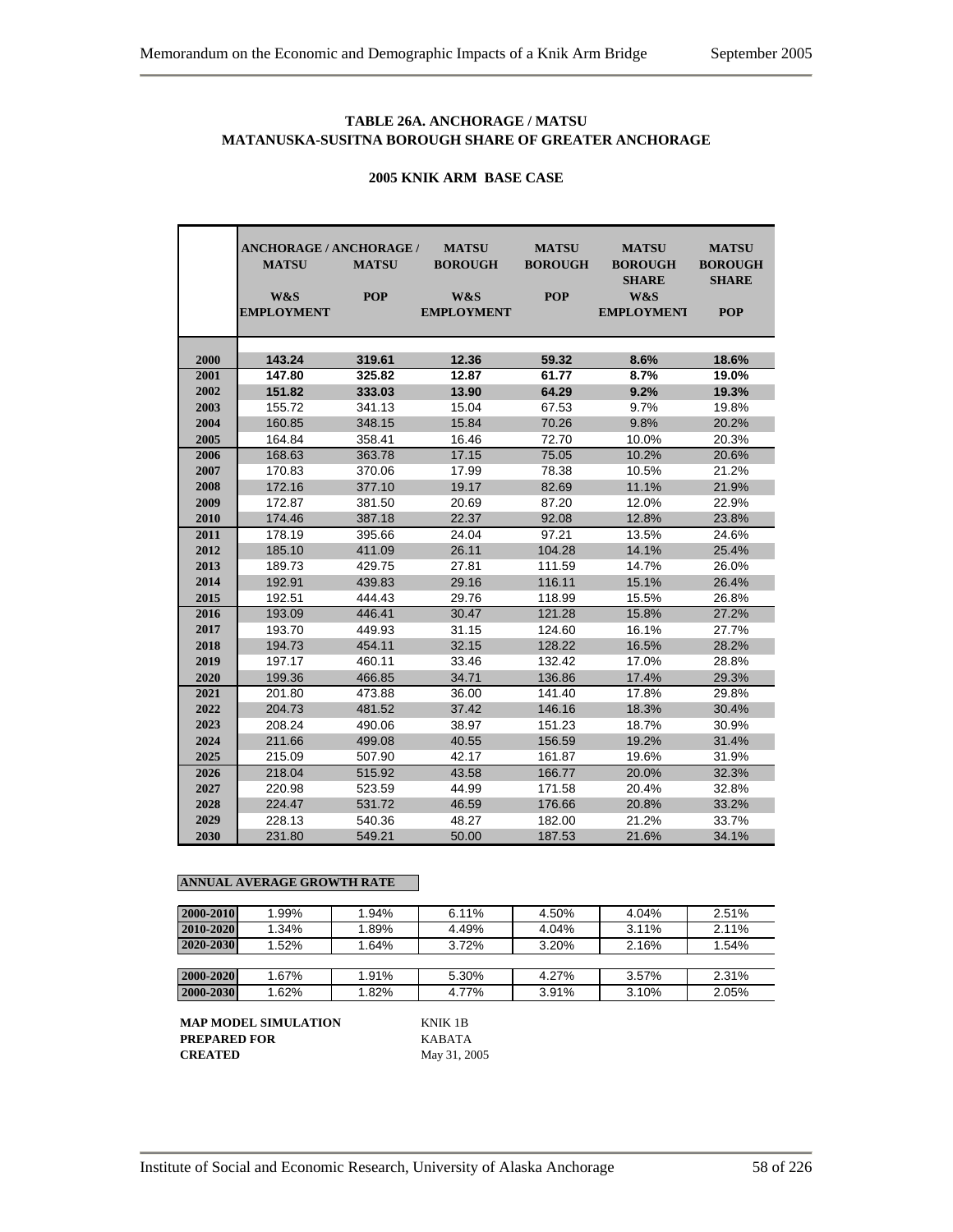### TABLE 26A. ANCHORAGE / MATSU
### MATANUSKA-SUSITNA BOROUGH SHARE OF GREATER ANCHORAGE

#### 2005 KNIK ARM BASE CASE

| | ANCHORAGE / MATSU W&S EMPLOYMENT | ANCHORAGE / MATSU POP | MATSU BOROUGH W&S EMPLOYMENT | MATSU BOROUGH POP | MATSU BOROUGH SHARE W&S EMPLOYMENT | MATSU BOROUGH SHARE POP |
|---|---|---|---|---|---|---|
| **2000** | **143.24** | **319.61** | **12.36** | **59.32** | **8.6%** | **18.6%** |
| **2001** | **147.80** | **325.82** | **12.87** | **61.77** | **8.7%** | **19.0%** |
| **2002** | **151.82** | **333.03** | **13.90** | **64.29** | **9.2%** | **19.3%** |
| 2003 | 155.72 | 341.13 | 15.04 | 67.53 | 9.7% | 19.8% |
| 2004 | 160.85 | 348.15 | 15.84 | 70.26 | 9.8% | 20.2% |
| 2005 | 164.84 | 358.41 | 16.46 | 72.70 | 10.0% | 20.3% |
| 2006 | 168.63 | 363.78 | 17.15 | 75.05 | 10.2% | 20.6% |
| 2007 | 170.83 | 370.06 | 17.99 | 78.38 | 10.5% | 21.2% |
| 2008 | 172.16 | 377.10 | 19.17 | 82.69 | 11.1% | 21.9% |
| 2009 | 172.87 | 381.50 | 20.69 | 87.20 | 12.0% | 22.9% |
| 2010 | 174.46 | 387.18 | 22.37 | 92.08 | 12.8% | 23.8% |
| 2011 | 178.19 | 395.66 | 24.04 | 97.21 | 13.5% | 24.6% |
| 2012 | 185.10 | 411.09 | 26.11 | 104.28 | 14.1% | 25.4% |
| 2013 | 189.73 | 429.75 | 27.81 | 111.59 | 14.7% | 26.0% |
| 2014 | 192.91 | 439.83 | 29.16 | 116.11 | 15.1% | 26.4% |
| 2015 | 192.51 | 444.43 | 29.76 | 118.99 | 15.5% | 26.8% |
| 2016 | 193.09 | 446.41 | 30.47 | 121.28 | 15.8% | 27.2% |
| 2017 | 193.70 | 449.93 | 31.15 | 124.60 | 16.1% | 27.7% |
| 2018 | 194.73 | 454.11 | 32.15 | 128.22 | 16.5% | 28.2% |
| 2019 | 197.17 | 460.11 | 33.46 | 132.42 | 17.0% | 28.8% |
| 2020 | 199.36 | 466.85 | 34.71 | 136.86 | 17.4% | 29.3% |
| 2021 | 201.80 | 473.88 | 36.00 | 141.40 | 17.8% | 29.8% |
| 2022 | 204.73 | 481.52 | 37.42 | 146.16 | 18.3% | 30.4% |
| 2023 | 208.24 | 490.06 | 38.97 | 151.23 | 18.7% | 30.9% |
| 2024 | 211.66 | 499.08 | 40.55 | 156.59 | 19.2% | 31.4% |
| 2025 | 215.09 | 507.90 | 42.17 | 161.87 | 19.6% | 31.9% |
| 2026 | 218.04 | 515.92 | 43.58 | 166.77 | 20.0% | 32.3% |
| 2027 | 220.98 | 523.59 | 44.99 | 171.58 | 20.4% | 32.8% |
| 2028 | 224.47 | 531.72 | 46.59 | 176.66 | 20.8% | 33.2% |
| 2029 | 228.13 | 540.36 | 48.27 | 182.00 | 21.2% | 33.7% |
| 2030 | 231.80 | 549.21 | 50.00 | 187.53 | 21.6% | 34.1% |

**ANNUAL AVERAGE GROWTH RATE**

| | | | | | | |
|---|---|---|---|---|---|---|
| **2000-2010** | 1.99% | 1.94% | 6.11% | 4.50% | 4.04% | 2.51% |
| **2010-2020** | 1.34% | 1.89% | 4.49% | 4.04% | 3.11% | 2.11% |
| **2020-2030** | 1.52% | 1.64% | 3.72% | 3.20% | 2.16% | 1.54% |
| | | | | | | |
| **2000-2020** | 1.67% | 1.91% | 5.30% | 4.27% | 3.57% | 2.31% |
| **2000-2030** | 1.62% | 1.82% | 4.77% | 3.91% | 3.10% | 2.05% |

**MAP MODEL SIMULATION** KNIK 1B
**PREPARED FOR** KABATA
**CREATED** May 31, 2005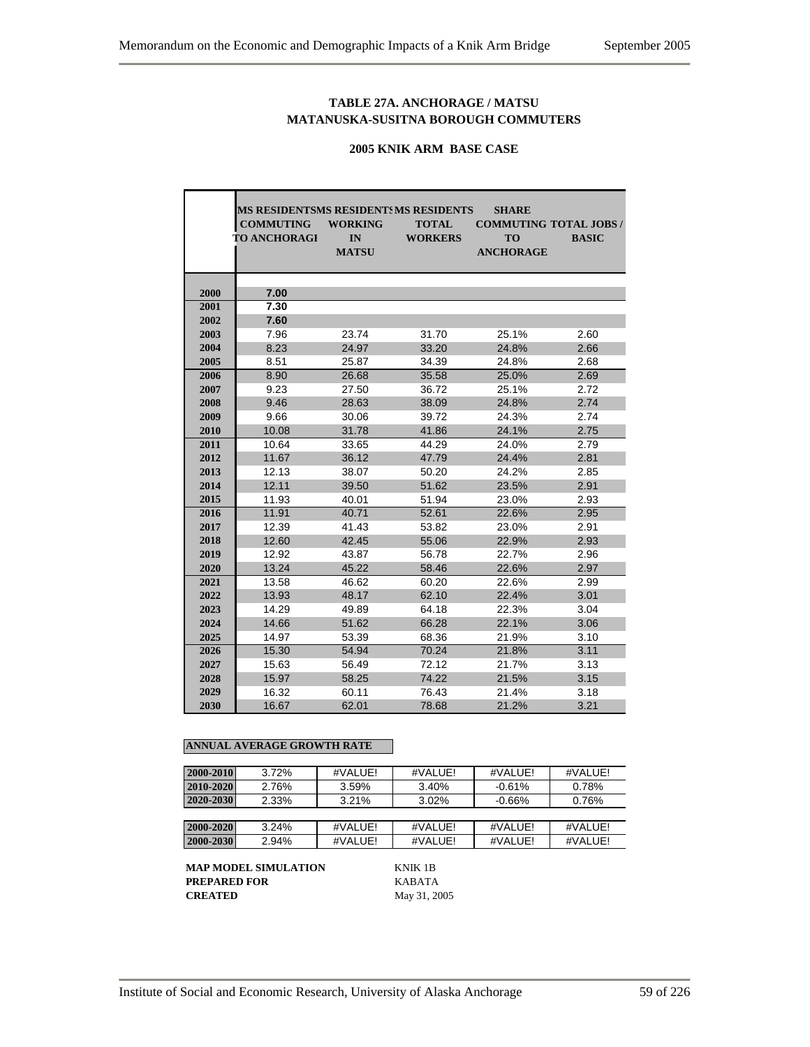**TABLE 27A. ANCHORAGE / MATSU**
**MATANUSKA-SUSITNA BOROUGH COMMUTERS**

**2005 KNIK ARM BASE CASE**

| | MS RESIDENTS COMMUTING TO ANCHORAGE | MS RESIDENTS WORKING IN MATSU | MS RESIDENTS TOTAL WORKERS | SHARE COMMUTING TO ANCHORAGE | TOTAL JOBS / BASIC |
|---|---|---|---|---|---|
| 2000 | 7.00 | | | | |
| 2001 | 7.30 | | | | |
| 2002 | 7.60 | | | | |
| 2003 | 7.96 | 23.74 | 31.70 | 25.1% | 2.60 |
| 2004 | 8.23 | 24.97 | 33.20 | 24.8% | 2.66 |
| 2005 | 8.51 | 25.87 | 34.39 | 24.8% | 2.68 |
| 2006 | 8.90 | 26.68 | 35.58 | 25.0% | 2.69 |
| 2007 | 9.23 | 27.50 | 36.72 | 25.1% | 2.72 |
| 2008 | 9.46 | 28.63 | 38.09 | 24.8% | 2.74 |
| 2009 | 9.66 | 30.06 | 39.72 | 24.3% | 2.74 |
| 2010 | 10.08 | 31.78 | 41.86 | 24.1% | 2.75 |
| 2011 | 10.64 | 33.65 | 44.29 | 24.0% | 2.79 |
| 2012 | 11.67 | 36.12 | 47.79 | 24.4% | 2.81 |
| 2013 | 12.13 | 38.07 | 50.20 | 24.2% | 2.85 |
| 2014 | 12.11 | 39.50 | 51.62 | 23.5% | 2.91 |
| 2015 | 11.93 | 40.01 | 51.94 | 23.0% | 2.93 |
| 2016 | 11.91 | 40.71 | 52.61 | 22.6% | 2.95 |
| 2017 | 12.39 | 41.43 | 53.82 | 23.0% | 2.91 |
| 2018 | 12.60 | 42.45 | 55.06 | 22.9% | 2.93 |
| 2019 | 12.92 | 43.87 | 56.78 | 22.7% | 2.96 |
| 2020 | 13.24 | 45.22 | 58.46 | 22.6% | 2.97 |
| 2021 | 13.58 | 46.62 | 60.20 | 22.6% | 2.99 |
| 2022 | 13.93 | 48.17 | 62.10 | 22.4% | 3.01 |
| 2023 | 14.29 | 49.89 | 64.18 | 22.3% | 3.04 |
| 2024 | 14.66 | 51.62 | 66.28 | 22.1% | 3.06 |
| 2025 | 14.97 | 53.39 | 68.36 | 21.9% | 3.10 |
| 2026 | 15.30 | 54.94 | 70.24 | 21.8% | 3.11 |
| 2027 | 15.63 | 56.49 | 72.12 | 21.7% | 3.13 |
| 2028 | 15.97 | 58.25 | 74.22 | 21.5% | 3.15 |
| 2029 | 16.32 | 60.11 | 76.43 | 21.4% | 3.18 |
| 2030 | 16.67 | 62.01 | 78.68 | 21.2% | 3.21 |

**ANNUAL AVERAGE GROWTH RATE**

| | | | | | |
|---|---|---|---|---|---|
| 2000-2010 | 3.72% | #VALUE! | #VALUE! | #VALUE! | #VALUE! |
| 2010-2020 | 2.76% | 3.59% | 3.40% | -0.61% | 0.78% |
| 2020-2030 | 2.33% | 3.21% | 3.02% | -0.66% | 0.76% |
| | | | | | |
| 2000-2020 | 3.24% | #VALUE! | #VALUE! | #VALUE! | #VALUE! |
| 2000-2030 | 2.94% | #VALUE! | #VALUE! | #VALUE! | #VALUE! |

**MAP MODEL SIMULATION** KNIK 1B
**PREPARED FOR** KABATA
**CREATED** May 31, 2005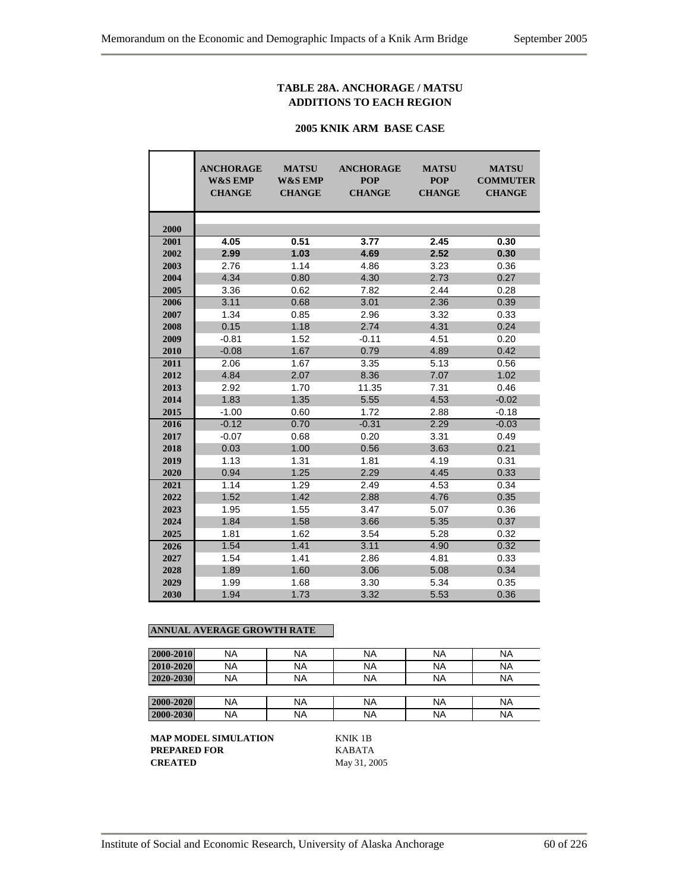## TABLE 28A. ANCHORAGE / MATSU ADDITIONS TO EACH REGION

### 2005 KNIK ARM BASE CASE

| | ANCHORAGE W&S EMP CHANGE | MATSU W&S EMP CHANGE | ANCHORAGE POP CHANGE | MATSU POP CHANGE | MATSU COMMUTER CHANGE |
|---|---|---|---|---|---|
| 2000 | | | | | |
| 2001 | **4.05** | **0.51** | **3.77** | **2.45** | **0.30** |
| 2002 | **2.99** | **1.03** | **4.69** | **2.52** | **0.30** |
| 2003 | 2.76 | 1.14 | 4.86 | 3.23 | 0.36 |
| 2004 | 4.34 | 0.80 | 4.30 | 2.73 | 0.27 |
| 2005 | 3.36 | 0.62 | 7.82 | 2.44 | 0.28 |
| 2006 | 3.11 | 0.68 | 3.01 | 2.36 | 0.39 |
| 2007 | 1.34 | 0.85 | 2.96 | 3.32 | 0.33 |
| 2008 | 0.15 | 1.18 | 2.74 | 4.31 | 0.24 |
| 2009 | -0.81 | 1.52 | -0.11 | 4.51 | 0.20 |
| 2010 | -0.08 | 1.67 | 0.79 | 4.89 | 0.42 |
| 2011 | 2.06 | 1.67 | 3.35 | 5.13 | 0.56 |
| 2012 | 4.84 | 2.07 | 8.36 | 7.07 | 1.02 |
| 2013 | 2.92 | 1.70 | 11.35 | 7.31 | 0.46 |
| 2014 | 1.83 | 1.35 | 5.55 | 4.53 | -0.02 |
| 2015 | -1.00 | 0.60 | 1.72 | 2.88 | -0.18 |
| 2016 | -0.12 | 0.70 | -0.31 | 2.29 | -0.03 |
| 2017 | -0.07 | 0.68 | 0.20 | 3.31 | 0.49 |
| 2018 | 0.03 | 1.00 | 0.56 | 3.63 | 0.21 |
| 2019 | 1.13 | 1.31 | 1.81 | 4.19 | 0.31 |
| 2020 | 0.94 | 1.25 | 2.29 | 4.45 | 0.33 |
| 2021 | 1.14 | 1.29 | 2.49 | 4.53 | 0.34 |
| 2022 | 1.52 | 1.42 | 2.88 | 4.76 | 0.35 |
| 2023 | 1.95 | 1.55 | 3.47 | 5.07 | 0.36 |
| 2024 | 1.84 | 1.58 | 3.66 | 5.35 | 0.37 |
| 2025 | 1.81 | 1.62 | 3.54 | 5.28 | 0.32 |
| 2026 | 1.54 | 1.41 | 3.11 | 4.90 | 0.32 |
| 2027 | 1.54 | 1.41 | 2.86 | 4.81 | 0.33 |
| 2028 | 1.89 | 1.60 | 3.06 | 5.08 | 0.34 |
| 2029 | 1.99 | 1.68 | 3.30 | 5.34 | 0.35 |
| 2030 | 1.94 | 1.73 | 3.32 | 5.53 | 0.36 |

**ANNUAL AVERAGE GROWTH RATE**

| | | | | | |
|---|---|---|---|---|---|
| 2000-2010 | NA | NA | NA | NA | NA |
| 2010-2020 | NA | NA | NA | NA | NA |
| 2020-2030 | NA | NA | NA | NA | NA |
| | | | | | |
| 2000-2020 | NA | NA | NA | NA | NA |
| 2000-2030 | NA | NA | NA | NA | NA |

**MAP MODEL SIMULATION** KNIK 1B
**PREPARED FOR** KABATA
**CREATED** May 31, 2005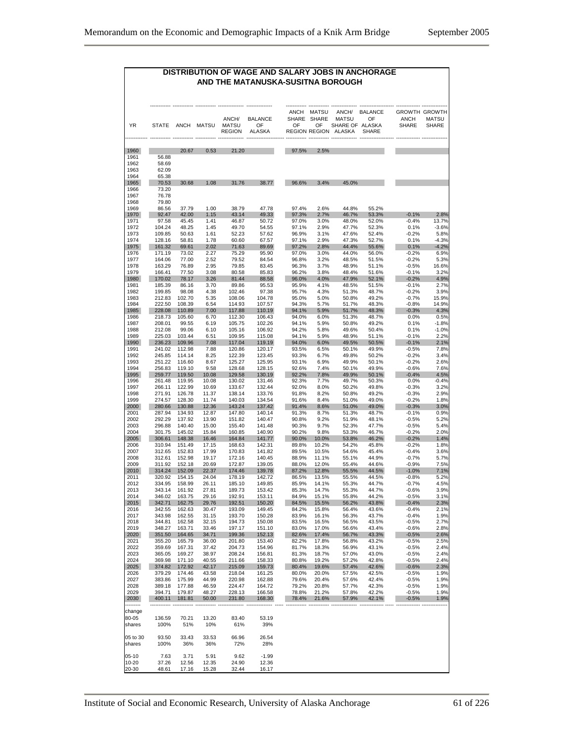## DISTRIBUTION OF WAGE AND SALARY JOBS IN ANCHORAGE AND THE MATANUSKA-SUSITNA BOROUGH

| YR | STATE | ANCH | MATSU | ANCH/ MATSU REGION | BALANCE OF ALASKA | ANCH SHARE OF REGION | MATSU SHARE OF REGION | ANCH/ MATSU SHARE OF ALASKA | BALANCE OF ALASKA SHARE | GROWTH ANCH SHARE | GROWTH MATSU SHARE |
|---|---|---|---|---|---|---|---|---|---|---|---|
| 1960 | | 20.67 | 0.53 | 21.20 | | 97.5% | 2.5% | | | | |
| 1961 | 56.88 | | | | | | | | | | |
| 1962 | 58.69 | | | | | | | | | | |
| 1963 | 62.09 | | | | | | | | | | |
| 1964 | 65.38 | | | | | | | | | | |
| 1965 | 70.53 | 30.68 | 1.08 | 31.76 | 38.77 | 96.6% | 3.4% | 45.0% | | | |
| 1966 | 73.20 | | | | | | | | | | |
| 1967 | 76.78 | | | | | | | | | | |
| 1968 | 79.80 | | | | | | | | | | |
| 1969 | 86.56 | 37.79 | 1.00 | 38.79 | 47.78 | 97.4% | 2.6% | 44.8% | 55.2% | | |
| 1970 | 92.47 | 42.00 | 1.15 | 43.14 | 49.33 | 97.3% | 2.7% | 46.7% | 53.3% | -0.1% | 2.8% |
| 1971 | 97.58 | 45.45 | 1.41 | 46.87 | 50.72 | 97.0% | 3.0% | 48.0% | 52.0% | -0.4% | 13.7% |
| 1972 | 104.24 | 48.25 | 1.45 | 49.70 | 54.55 | 97.1% | 2.9% | 47.7% | 52.3% | 0.1% | -3.6% |
| 1973 | 109.85 | 50.63 | 1.61 | 52.23 | 57.62 | 96.9% | 3.1% | 47.6% | 52.4% | -0.2% | 5.8% |
| 1974 | 128.16 | 58.81 | 1.78 | 60.60 | 67.57 | 97.1% | 2.9% | 47.3% | 52.7% | 0.1% | -4.3% |
| 1975 | 161.32 | 69.61 | 2.02 | 71.63 | 89.69 | 97.2% | 2.8% | 44.4% | 55.6% | 0.1% | -4.2% |
| 1976 | 171.19 | 73.02 | 2.27 | 75.29 | 95.90 | 97.0% | 3.0% | 44.0% | 56.0% | -0.2% | 6.9% |
| 1977 | 164.06 | 77.00 | 2.52 | 79.52 | 84.54 | 96.8% | 3.2% | 48.5% | 51.5% | -0.2% | 5.3% |
| 1978 | 163.29 | 76.89 | 2.95 | 79.85 | 83.45 | 96.3% | 3.7% | 48.9% | 51.1% | -0.5% | 16.6% |
| 1979 | 166.41 | 77.50 | 3.08 | 80.58 | 85.83 | 96.2% | 3.8% | 48.4% | 51.6% | -0.1% | 3.2% |
| 1980 | 170.02 | 78.17 | 3.26 | 81.44 | 88.58 | 96.0% | 4.0% | 47.9% | 52.1% | -0.2% | 4.9% |
| 1981 | 185.39 | 86.16 | 3.70 | 89.86 | 95.53 | 95.9% | 4.1% | 48.5% | 51.5% | -0.1% | 2.7% |
| 1982 | 199.85 | 98.08 | 4.38 | 102.46 | 97.38 | 95.7% | 4.3% | 51.3% | 48.7% | -0.2% | 3.9% |
| 1983 | 212.83 | 102.70 | 5.35 | 108.06 | 104.78 | 95.0% | 5.0% | 50.8% | 49.2% | -0.7% | 15.9% |
| 1984 | 222.50 | 108.39 | 6.54 | 114.93 | 107.57 | 94.3% | 5.7% | 51.7% | 48.3% | -0.8% | 14.9% |
| 1985 | 228.08 | 110.89 | 7.00 | 117.88 | 110.19 | 94.1% | 5.9% | 51.7% | 48.3% | -0.3% | 4.3% |
| 1986 | 218.73 | 105.60 | 6.70 | 112.30 | 106.43 | 94.0% | 6.0% | 51.3% | 48.7% | 0.0% | 0.5% |
| 1987 | 208.01 | 99.55 | 6.19 | 105.75 | 102.26 | 94.1% | 5.9% | 50.8% | 49.2% | 0.1% | -1.8% |
| 1988 | 212.08 | 99.06 | 6.10 | 105.16 | 106.92 | 94.2% | 5.8% | 49.6% | 50.4% | 0.1% | -1.0% |
| 1989 | 225.03 | 103.44 | 6.51 | 109.95 | 115.08 | 94.1% | 5.9% | 48.9% | 51.1% | -0.1% | 2.2% |
| 1990 | 236.23 | 109.96 | 7.08 | 117.04 | 119.19 | 94.0% | 6.0% | 49.5% | 50.5% | -0.1% | 2.1% |
| 1991 | 241.02 | 112.98 | 7.88 | 120.86 | 120.17 | 93.5% | 6.5% | 50.1% | 49.9% | -0.5% | 7.8% |
| 1992 | 245.85 | 114.14 | 8.25 | 122.39 | 123.45 | 93.3% | 6.7% | 49.8% | 50.2% | -0.2% | 3.4% |
| 1993 | 251.22 | 116.60 | 8.67 | 125.27 | 125.95 | 93.1% | 6.9% | 49.9% | 50.1% | -0.2% | 2.6% |
| 1994 | 256.83 | 119.10 | 9.58 | 128.68 | 128.15 | 92.6% | 7.4% | 50.1% | 49.9% | -0.6% | 7.6% |
| 1995 | 259.77 | 119.50 | 10.08 | 129.58 | 130.19 | 92.2% | 7.8% | 49.9% | 50.1% | -0.4% | 4.5% |
| 1996 | 261.48 | 119.95 | 10.08 | 130.02 | 131.46 | 92.3% | 7.7% | 49.7% | 50.3% | 0.0% | -0.4% |
| 1997 | 266.11 | 122.99 | 10.69 | 133.67 | 132.44 | 92.0% | 8.0% | 50.2% | 49.8% | -0.3% | 3.2% |
| 1998 | 271.91 | 126.78 | 11.37 | 138.14 | 133.76 | 91.8% | 8.2% | 50.8% | 49.2% | -0.3% | 2.9% |
| 1999 | 274.57 | 128.30 | 11.74 | 140.03 | 134.54 | 91.6% | 8.4% | 51.0% | 49.0% | -0.2% | 1.8% |
| 2000 | 280.66 | 130.88 | 12.36 | 143.24 | 137.42 | 91.4% | 8.6% | 51.0% | 49.0% | -0.3% | 3.0% |
| 2001 | 287.94 | 134.93 | 12.87 | 147.80 | 140.14 | 91.3% | 8.7% | 51.3% | 48.7% | -0.1% | 0.9% |
| 2002 | 292.29 | 137.92 | 13.90 | 151.82 | 140.47 | 90.8% | 9.2% | 51.9% | 48.1% | -0.5% | 5.2% |
| 2003 | 296.88 | 140.40 | 15.00 | 155.40 | 141.48 | 90.3% | 9.7% | 52.3% | 47.7% | -0.5% | 5.4% |
| 2004 | 301.75 | 145.02 | 15.84 | 160.85 | 140.90 | 90.2% | 9.8% | 53.3% | 46.7% | -0.2% | 2.0% |
| 2005 | 306.61 | 148.38 | 16.46 | 164.84 | 141.77 | 90.0% | 10.0% | 53.8% | 46.2% | -0.2% | 1.4% |
| 2006 | 310.94 | 151.49 | 17.15 | 168.63 | 142.31 | 89.8% | 10.2% | 54.2% | 45.8% | -0.2% | 1.8% |
| 2007 | 312.65 | 152.83 | 17.99 | 170.83 | 141.82 | 89.5% | 10.5% | 54.6% | 45.4% | -0.4% | 3.6% |
| 2008 | 312.61 | 152.98 | 19.17 | 172.16 | 140.45 | 88.9% | 11.1% | 55.1% | 44.9% | -0.7% | 5.7% |
| 2009 | 311.92 | 152.18 | 20.69 | 172.87 | 139.05 | 88.0% | 12.0% | 55.4% | 44.6% | -0.9% | 7.5% |
| 2010 | 314.24 | 152.09 | 22.37 | 174.46 | 139.78 | 87.2% | 12.8% | 55.5% | 44.5% | -1.0% | 7.1% |
| 2011 | 320.92 | 154.15 | 24.04 | 178.19 | 142.72 | 86.5% | 13.5% | 55.5% | 44.5% | -0.8% | 5.2% |
| 2012 | 334.95 | 158.99 | 26.11 | 185.10 | 149.85 | 85.9% | 14.1% | 55.3% | 44.7% | -0.7% | 4.5% |
| 2013 | 343.14 | 161.92 | 27.81 | 189.73 | 153.42 | 85.3% | 14.7% | 55.3% | 44.7% | -0.6% | 3.9% |
| 2014 | 346.02 | 163.75 | 29.16 | 192.91 | 153.11 | 84.9% | 15.1% | 55.8% | 44.2% | -0.5% | 3.1% |
| 2015 | 342.71 | 162.75 | 29.76 | 192.51 | 150.20 | 84.5% | 15.5% | 56.2% | 43.8% | -0.4% | 2.3% |
| 2016 | 342.55 | 162.63 | 30.47 | 193.09 | 149.45 | 84.2% | 15.8% | 56.4% | 43.6% | -0.4% | 2.1% |
| 2017 | 343.98 | 162.55 | 31.15 | 193.70 | 150.28 | 83.9% | 16.1% | 56.3% | 43.7% | -0.4% | 1.9% |
| 2018 | 344.81 | 162.58 | 32.15 | 194.73 | 150.08 | 83.5% | 16.5% | 56.5% | 43.5% | -0.5% | 2.7% |
| 2019 | 348.27 | 163.71 | 33.46 | 197.17 | 151.10 | 83.0% | 17.0% | 56.6% | 43.4% | -0.6% | 2.8% |
| 2020 | 351.50 | 164.65 | 34.71 | 199.36 | 152.13 | 82.6% | 17.4% | 56.7% | 43.3% | -0.5% | 2.6% |
| 2021 | 355.20 | 165.79 | 36.00 | 201.80 | 153.40 | 82.2% | 17.8% | 56.8% | 43.2% | -0.5% | 2.5% |
| 2022 | 359.69 | 167.31 | 37.42 | 204.73 | 154.96 | 81.7% | 18.3% | 56.9% | 43.1% | -0.5% | 2.4% |
| 2023 | 365.05 | 169.27 | 38.97 | 208.24 | 156.81 | 81.3% | 18.7% | 57.0% | 43.0% | -0.5% | 2.4% |
| 2024 | 369.98 | 171.10 | 40.55 | 211.66 | 158.33 | 80.8% | 19.2% | 57.2% | 42.8% | -0.5% | 2.4% |
| 2025 | 374.82 | 172.92 | 42.17 | 215.09 | 159.73 | 80.4% | 19.6% | 57.4% | 42.6% | -0.6% | 2.3% |
| 2026 | 379.29 | 174.46 | 43.58 | 218.04 | 161.25 | 80.0% | 20.0% | 57.5% | 42.5% | -0.5% | 1.9% |
| 2027 | 383.86 | 175.99 | 44.99 | 220.98 | 162.88 | 79.6% | 20.4% | 57.6% | 42.4% | -0.5% | 1.9% |
| 2028 | 389.18 | 177.88 | 46.59 | 224.47 | 164.72 | 79.2% | 20.8% | 57.7% | 42.3% | -0.5% | 1.9% |
| 2029 | 394.71 | 179.87 | 48.27 | 228.13 | 166.58 | 78.8% | 21.2% | 57.8% | 42.2% | -0.5% | 1.9% |
| 2030 | 400.11 | 181.81 | 50.00 | 231.80 | 168.30 | 78.4% | 21.6% | 57.9% | 42.1% | -0.5% | 1.9% |
| change 80-05 | 136.59 | 70.21 | 13.20 | 83.40 | 53.19 | | | | | | |
| shares | 100% | 51% | 10% | 61% | 39% | | | | | | |
| 05 to 30 | 93.50 | 33.43 | 33.53 | 66.96 | 26.54 | | | | | | |
| shares | 100% | 36% | 36% | 72% | 28% | | | | | | |
| 05-10 | 7.63 | 3.71 | 5.91 | 9.62 | -1.99 | | | | | | |
| 10-20 | 37.26 | 12.56 | 12.35 | 24.90 | 12.36 | | | | | | |
| 20-30 | 48.61 | 17.16 | 15.28 | 32.44 | 16.17 | | | | | | |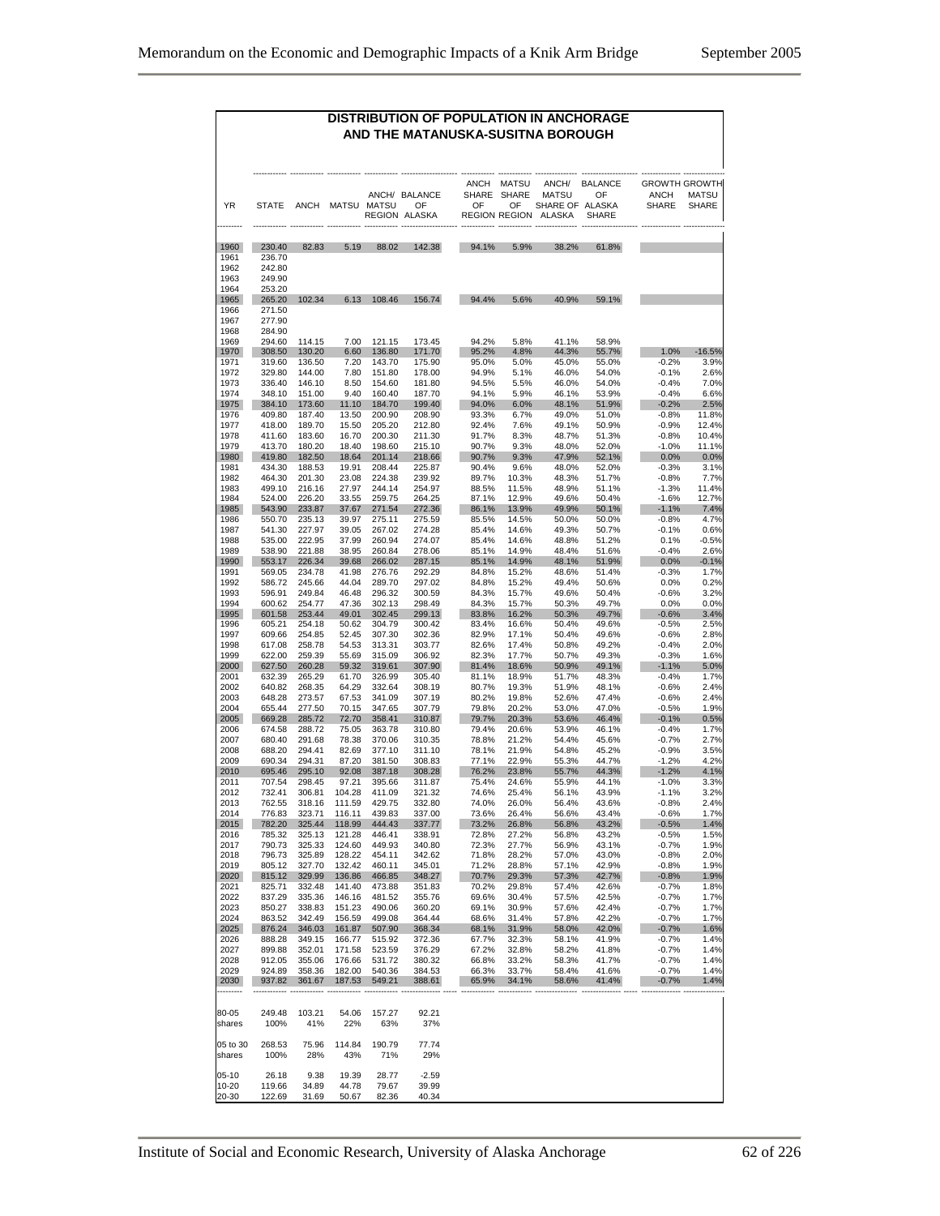# DISTRIBUTION OF POPULATION IN ANCHORAGE AND THE MATANUSKA-SUSITNA BOROUGH

| YR | STATE | ANCH | MATSU | ANCH/ MATSU REGION | BALANCE OF ALASKA | ANCH SHARE OF REGION | MATSU SHARE OF REGION | ANCH/ MATSU SHARE OF ALASKA | BALANCE OF ALASKA SHARE | GROWTH ANCH SHARE | GROWTH MATSU SHARE |
|---|---|---|---|---|---|---|---|---|---|---|---|
| 1960 | 230.40 | 82.83 | 5.19 | 88.02 | 142.38 | 94.1% | 5.9% | 38.2% | 61.8% | | |
| 1961 | 236.70 | | | | | | | | | | |
| 1962 | 242.80 | | | | | | | | | | |
| 1963 | 249.90 | | | | | | | | | | |
| 1964 | 253.20 | | | | | | | | | | |
| 1965 | 265.20 | 102.34 | 6.13 | 108.46 | 156.74 | 94.4% | 5.6% | 40.9% | 59.1% | | |
| 1966 | 271.50 | | | | | | | | | | |
| 1967 | 277.90 | | | | | | | | | | |
| 1968 | 284.90 | | | | | | | | | | |
| 1969 | 294.60 | 114.15 | 7.00 | 121.15 | 173.45 | 94.2% | 5.8% | 41.1% | 58.9% | | |
| 1970 | 308.50 | 130.20 | 6.60 | 136.80 | 171.70 | 95.2% | 4.8% | 44.3% | 55.7% | 1.0% | -16.5% |
| 1971 | 319.60 | 136.50 | 7.20 | 143.70 | 175.90 | 95.0% | 5.0% | 45.0% | 55.0% | -0.2% | 3.9% |
| 1972 | 329.80 | 144.00 | 7.80 | 151.80 | 178.00 | 94.9% | 5.1% | 46.0% | 54.0% | -0.1% | 2.6% |
| 1973 | 336.40 | 146.10 | 8.50 | 154.60 | 181.80 | 94.5% | 5.5% | 46.0% | 54.0% | -0.4% | 7.0% |
| 1974 | 348.10 | 151.00 | 9.40 | 160.40 | 187.70 | 94.1% | 5.9% | 46.1% | 53.9% | -0.4% | 6.6% |
| 1975 | 384.10 | 173.60 | 11.10 | 184.70 | 199.40 | 94.0% | 6.0% | 48.1% | 51.9% | -0.2% | 2.5% |
| 1976 | 409.80 | 187.40 | 13.50 | 200.90 | 208.90 | 93.3% | 6.7% | 49.0% | 51.0% | -0.8% | 11.8% |
| 1977 | 418.00 | 189.70 | 15.50 | 205.20 | 212.80 | 92.4% | 7.6% | 49.1% | 50.9% | -0.9% | 12.4% |
| 1978 | 411.60 | 183.60 | 16.70 | 200.30 | 211.30 | 91.7% | 8.3% | 48.7% | 51.3% | -0.8% | 10.4% |
| 1979 | 413.70 | 180.20 | 18.40 | 198.60 | 215.10 | 90.7% | 9.3% | 48.0% | 52.0% | -1.0% | 11.1% |
| 1980 | 419.80 | 182.50 | 18.64 | 201.14 | 218.66 | 90.7% | 9.3% | 47.9% | 52.1% | 0.0% | 0.0% |
| 1981 | 434.30 | 188.53 | 19.91 | 208.44 | 225.87 | 90.4% | 9.6% | 48.0% | 52.0% | -0.3% | 3.1% |
| 1982 | 464.30 | 201.30 | 23.08 | 224.38 | 239.92 | 89.7% | 10.3% | 48.3% | 51.7% | -0.8% | 7.7% |
| 1983 | 499.10 | 216.16 | 27.97 | 244.14 | 254.97 | 88.5% | 11.5% | 48.9% | 51.1% | -1.3% | 11.4% |
| 1984 | 524.00 | 226.20 | 33.55 | 259.75 | 264.25 | 87.1% | 12.9% | 49.6% | 50.4% | -1.6% | 12.7% |
| 1985 | 543.90 | 233.87 | 37.67 | 271.54 | 272.36 | 86.1% | 13.9% | 49.9% | 50.1% | -1.1% | 7.4% |
| 1986 | 550.70 | 235.13 | 39.97 | 275.11 | 275.59 | 85.5% | 14.5% | 50.0% | 50.0% | -0.8% | 4.7% |
| 1987 | 541.30 | 227.97 | 39.05 | 267.02 | 274.28 | 85.4% | 14.6% | 49.3% | 50.7% | -0.1% | 0.6% |
| 1988 | 535.00 | 222.95 | 37.99 | 260.94 | 274.07 | 85.4% | 14.6% | 48.8% | 51.2% | 0.1% | -0.5% |
| 1989 | 538.90 | 221.88 | 38.95 | 260.84 | 278.06 | 85.1% | 14.9% | 48.4% | 51.6% | -0.4% | 2.6% |
| 1990 | 553.17 | 226.34 | 39.68 | 266.02 | 287.15 | 85.1% | 14.9% | 48.1% | 51.9% | 0.0% | -0.1% |
| 1991 | 569.05 | 234.78 | 41.98 | 276.76 | 292.29 | 84.8% | 15.2% | 48.6% | 51.4% | -0.3% | 1.7% |
| 1992 | 586.72 | 245.66 | 44.04 | 289.70 | 297.02 | 84.8% | 15.2% | 49.4% | 50.6% | 0.0% | 0.2% |
| 1993 | 596.91 | 249.84 | 46.48 | 296.32 | 300.59 | 84.3% | 15.7% | 49.6% | 50.4% | -0.6% | 3.2% |
| 1994 | 600.62 | 254.77 | 47.36 | 302.13 | 298.49 | 84.3% | 15.7% | 50.3% | 49.7% | 0.0% | 0.0% |
| 1995 | 601.58 | 253.44 | 49.01 | 302.45 | 299.13 | 83.8% | 16.2% | 50.3% | 49.7% | -0.6% | 3.4% |
| 1996 | 605.21 | 254.18 | 50.62 | 304.79 | 300.42 | 83.4% | 16.6% | 50.4% | 49.6% | -0.5% | 2.5% |
| 1997 | 609.66 | 254.85 | 52.45 | 307.30 | 302.36 | 82.9% | 17.1% | 50.4% | 49.6% | -0.6% | 2.8% |
| 1998 | 617.08 | 258.78 | 54.53 | 313.31 | 303.77 | 82.6% | 17.4% | 50.8% | 49.2% | -0.4% | 2.0% |
| 1999 | 622.00 | 259.39 | 55.69 | 315.09 | 306.92 | 82.3% | 17.7% | 50.7% | 49.3% | -0.3% | 1.6% |
| 2000 | 627.50 | 260.28 | 59.32 | 319.61 | 307.90 | 81.4% | 18.6% | 50.9% | 49.1% | -1.1% | 5.0% |
| 2001 | 632.39 | 265.29 | 61.70 | 326.99 | 305.40 | 81.1% | 18.9% | 51.7% | 48.3% | -0.4% | 1.7% |
| 2002 | 640.82 | 268.35 | 64.29 | 332.64 | 308.19 | 80.7% | 19.3% | 51.9% | 48.1% | -0.6% | 2.4% |
| 2003 | 648.28 | 273.57 | 67.53 | 341.09 | 307.19 | 80.2% | 19.8% | 52.6% | 47.4% | -0.6% | 2.4% |
| 2004 | 655.44 | 277.50 | 70.15 | 347.65 | 307.79 | 79.8% | 20.2% | 53.0% | 47.0% | -0.5% | 1.9% |
| 2005 | 669.28 | 285.72 | 72.70 | 358.41 | 310.87 | 79.7% | 20.3% | 53.6% | 46.4% | -0.1% | 0.5% |
| 2006 | 674.58 | 288.72 | 75.05 | 363.78 | 310.80 | 79.4% | 20.6% | 53.9% | 46.1% | -0.4% | 1.7% |
| 2007 | 680.40 | 291.68 | 78.38 | 370.06 | 310.35 | 78.8% | 21.2% | 54.4% | 45.6% | -0.7% | 2.7% |
| 2008 | 688.20 | 294.41 | 82.69 | 377.10 | 311.10 | 78.1% | 21.9% | 54.8% | 45.2% | -0.9% | 3.5% |
| 2009 | 690.34 | 294.31 | 87.20 | 381.50 | 308.83 | 77.1% | 22.9% | 55.3% | 44.7% | -1.2% | 4.2% |
| 2010 | 695.46 | 295.10 | 92.08 | 387.18 | 308.28 | 76.2% | 23.8% | 55.7% | 44.3% | -1.2% | 4.1% |
| 2011 | 707.54 | 298.45 | 97.21 | 395.66 | 311.87 | 75.4% | 24.6% | 55.9% | 44.1% | -1.0% | 3.3% |
| 2012 | 732.41 | 306.81 | 104.28 | 411.09 | 321.32 | 74.6% | 25.4% | 56.1% | 43.9% | -1.1% | 3.2% |
| 2013 | 762.55 | 318.16 | 111.59 | 429.75 | 332.80 | 74.0% | 26.0% | 56.4% | 43.6% | -0.8% | 2.4% |
| 2014 | 776.83 | 323.71 | 116.11 | 439.83 | 337.00 | 73.6% | 26.4% | 56.6% | 43.4% | -0.6% | 1.7% |
| 2015 | 782.20 | 325.44 | 118.99 | 444.43 | 337.77 | 73.2% | 26.8% | 56.8% | 43.2% | -0.5% | 1.4% |
| 2016 | 785.32 | 325.13 | 121.28 | 446.41 | 338.91 | 72.8% | 27.2% | 56.8% | 43.2% | -0.5% | 1.5% |
| 2017 | 790.73 | 325.33 | 124.60 | 449.93 | 340.80 | 72.3% | 27.7% | 56.9% | 43.1% | -0.7% | 1.9% |
| 2018 | 796.73 | 325.89 | 128.22 | 454.11 | 342.62 | 71.8% | 28.2% | 57.0% | 43.0% | -0.8% | 2.0% |
| 2019 | 805.12 | 327.70 | 132.42 | 460.11 | 345.01 | 71.2% | 28.8% | 57.1% | 42.9% | -0.8% | 1.9% |
| 2020 | 815.12 | 329.99 | 136.86 | 466.85 | 348.27 | 70.7% | 29.3% | 57.3% | 42.7% | -0.8% | 1.9% |
| 2021 | 825.71 | 332.48 | 141.40 | 473.88 | 351.83 | 70.2% | 29.8% | 57.4% | 42.6% | -0.7% | 1.8% |
| 2022 | 837.29 | 335.36 | 146.16 | 481.52 | 355.76 | 69.6% | 30.4% | 57.5% | 42.5% | -0.7% | 1.7% |
| 2023 | 850.27 | 338.83 | 151.23 | 490.06 | 360.20 | 69.1% | 30.9% | 57.6% | 42.4% | -0.7% | 1.7% |
| 2024 | 863.52 | 342.49 | 156.59 | 499.08 | 364.44 | 68.6% | 31.4% | 57.8% | 42.2% | -0.7% | 1.7% |
| 2025 | 876.24 | 346.03 | 161.87 | 507.90 | 368.34 | 68.1% | 31.9% | 58.0% | 42.0% | -0.7% | 1.6% |
| 2026 | 888.28 | 349.15 | 166.77 | 515.92 | 372.36 | 67.7% | 32.3% | 58.1% | 41.9% | -0.7% | 1.4% |
| 2027 | 899.88 | 352.01 | 171.58 | 523.59 | 376.29 | 67.2% | 32.8% | 58.2% | 41.8% | -0.7% | 1.4% |
| 2028 | 912.05 | 355.06 | 176.66 | 531.72 | 380.32 | 66.8% | 33.2% | 58.3% | 41.7% | -0.7% | 1.4% |
| 2029 | 924.89 | 358.36 | 182.00 | 540.36 | 384.53 | 66.3% | 33.7% | 58.4% | 41.6% | -0.7% | 1.4% |
| 2030 | 937.82 | 361.67 | 187.53 | 549.21 | 388.61 | 65.9% | 34.1% | 58.6% | 41.4% | -0.7% | 1.4% |
| | | | | | | | | | | | |
| 80-05 | 249.48 | 103.21 | 54.06 | 157.27 | 92.21 | | | | | | |
| shares | 100% | 41% | 22% | 63% | 37% | | | | | | |
| | | | | | | | | | | | |
| 05 to 30 | 268.53 | 75.96 | 114.84 | 190.79 | 77.74 | | | | | | |
| shares | 100% | 28% | 43% | 71% | 29% | | | | | | |
| | | | | | | | | | | | |
| 05-10 | 26.18 | 9.38 | 19.39 | 28.77 | -2.59 | | | | | | |
| 10-20 | 119.66 | 34.89 | 44.78 | 79.67 | 39.99 | | | | | | |
| 20-30 | 122.69 | 31.69 | 50.67 | 82.36 | 40.34 | | | | | | |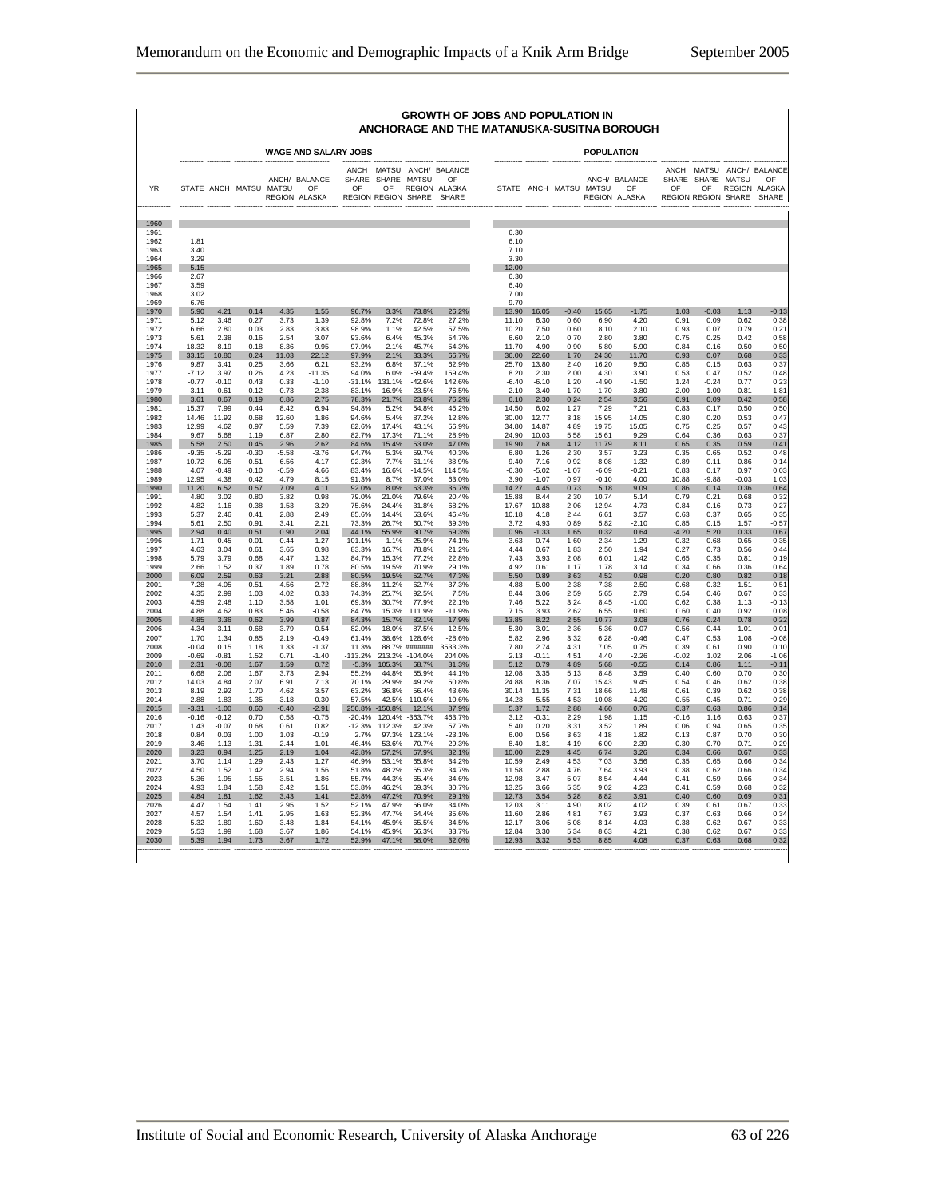## GROWTH OF JOBS AND POPULATION IN ANCHORAGE AND THE MATANUSKA-SUSITNA BOROUGH

| | WAGE AND SALARY JOBS | | | | | | | | | POPULATION | | | | | | | | |
|---|---|---|---|---|---|---|---|---|---|---|---|---|---|---|---|---|---|---|
| YR | STATE | ANCH | MATSU | ANCH/ MATSU REGION | BALANCE OF ALASKA | ANCH SHARE OF REGION | MATSU SHARE OF REGION | ANCH/ MATSU REGION SHARE | BALANCE OF ALASKA SHARE | STATE | ANCH | MATSU | ANCH/ MATSU REGION | BALANCE OF ALASKA | ANCH SHARE OF REGION | MATSU SHARE OF REGION | ANCH/ MATSU REGION SHARE | BALANCE OF ALASKA SHARE |
| 1960 | | | | | | | | | | | | | | | | | | |
| 1961 | | | | | | | | | | 6.30 | | | | | | | | |
| 1962 | 1.81 | | | | | | | | | 6.10 | | | | | | | | |
| 1963 | 3.40 | | | | | | | | | 7.10 | | | | | | | | |
| 1964 | 3.29 | | | | | | | | | 3.30 | | | | | | | | |
| 1965 | 5.15 | | | | | | | | | 12.00 | | | | | | | | |
| 1966 | 2.67 | | | | | | | | | 6.30 | | | | | | | | |
| 1967 | 3.59 | | | | | | | | | 6.40 | | | | | | | | |
| 1968 | 3.02 | | | | | | | | | 7.00 | | | | | | | | |
| 1969 | 6.76 | | | | | | | | | 9.70 | | | | | | | | |
| 1970 | 5.90 | 4.21 | 0.14 | 4.35 | 1.55 | 96.7% | 3.3% | 73.8% | 26.2% | 13.90 | 16.05 | -0.40 | 15.65 | -1.75 | 1.03 | -0.03 | 1.13 | -0.13 |
| 1971 | 5.12 | 3.46 | 0.27 | 3.73 | 1.39 | 92.8% | 7.2% | 72.8% | 27.2% | 11.10 | 6.30 | 0.60 | 6.90 | 4.20 | 0.91 | 0.09 | 0.62 | 0.38 |
| 1972 | 6.66 | 2.80 | 0.03 | 2.83 | 3.83 | 98.9% | 1.1% | 42.5% | 57.5% | 10.20 | 7.50 | 0.60 | 8.10 | 2.10 | 0.93 | 0.07 | 0.79 | 0.21 |
| 1973 | 5.61 | 2.38 | 0.16 | 2.54 | 3.07 | 93.6% | 6.4% | 45.3% | 54.7% | 6.60 | 2.10 | 0.70 | 2.80 | 3.80 | 0.75 | 0.25 | 0.42 | 0.58 |
| 1974 | 18.32 | 8.19 | 0.18 | 8.36 | 9.95 | 97.9% | 2.1% | 45.7% | 54.3% | 11.70 | 4.90 | 0.90 | 5.80 | 5.90 | 0.84 | 0.16 | 0.50 | 0.50 |
| 1975 | 33.15 | 10.80 | 0.24 | 11.03 | 22.12 | 97.9% | 2.1% | 33.3% | 66.7% | 36.00 | 22.60 | 1.70 | 24.30 | 11.70 | 0.93 | 0.07 | 0.68 | 0.33 |
| 1976 | 9.87 | 3.41 | 0.25 | 3.66 | 6.21 | 93.2% | 6.8% | 37.1% | 62.9% | 25.70 | 13.80 | 2.40 | 16.20 | 9.50 | 0.85 | 0.15 | 0.63 | 0.37 |
| 1977 | -7.12 | 3.97 | 0.26 | 4.23 | -11.35 | 94.0% | 6.0% | -59.4% | 159.4% | 8.20 | 2.30 | 2.00 | 4.30 | 3.90 | 0.53 | 0.47 | 0.52 | 0.48 |
| 1978 | -0.77 | -0.10 | 0.43 | 0.33 | -1.10 | -31.1% | 131.1% | -42.6% | 142.6% | -6.40 | -6.10 | 1.20 | -4.90 | -1.50 | 1.24 | -0.24 | 0.77 | 0.23 |
| 1979 | 3.11 | 0.61 | 0.12 | 0.73 | 2.38 | 83.1% | 16.9% | 23.5% | 76.5% | 2.10 | -3.40 | 1.70 | -1.70 | 3.80 | 2.00 | -1.00 | -0.81 | 1.81 |
| 1980 | 3.61 | 0.67 | 0.19 | 0.86 | 2.75 | 78.3% | 21.7% | 23.8% | 76.2% | 6.10 | 2.30 | 0.24 | 2.54 | 3.56 | 0.91 | 0.09 | 0.42 | 0.58 |
| 1981 | 15.37 | 7.99 | 0.44 | 8.42 | 6.94 | 94.8% | 5.2% | 54.8% | 45.2% | 14.50 | 6.02 | 1.27 | 7.29 | 7.21 | 0.83 | 0.17 | 0.50 | 0.50 |
| 1982 | 14.46 | 11.92 | 0.68 | 12.60 | 1.86 | 94.6% | 5.4% | 87.2% | 12.8% | 30.00 | 12.77 | 3.18 | 15.95 | 14.05 | 0.80 | 0.20 | 0.53 | 0.47 |
| 1983 | 12.99 | 4.62 | 0.97 | 5.59 | 7.39 | 82.6% | 17.4% | 43.1% | 56.9% | 34.80 | 14.87 | 4.89 | 19.75 | 15.05 | 0.75 | 0.25 | 0.57 | 0.43 |
| 1984 | 9.67 | 5.68 | 1.19 | 6.87 | 2.80 | 82.7% | 17.3% | 71.1% | 28.9% | 24.90 | 10.03 | 5.58 | 15.61 | 9.29 | 0.64 | 0.36 | 0.63 | 0.37 |
| 1985 | 5.58 | 2.50 | 0.45 | 2.96 | 2.62 | 84.6% | 15.4% | 53.0% | 47.0% | 19.90 | 7.68 | 4.12 | 11.79 | 8.11 | 0.65 | 0.35 | 0.59 | 0.41 |
| 1986 | -9.35 | -5.29 | -0.30 | -5.58 | -3.76 | 94.7% | 5.3% | 59.7% | 40.3% | 6.80 | 1.26 | 2.30 | 3.57 | 3.23 | 0.35 | 0.65 | 0.52 | 0.48 |
| 1987 | -10.72 | -6.05 | -0.51 | -6.56 | -4.17 | 92.3% | 7.7% | 61.1% | 38.9% | -9.40 | -7.16 | -0.92 | -8.08 | -1.32 | 0.89 | 0.11 | 0.86 | 0.14 |
| 1988 | 4.07 | -0.49 | -0.10 | -0.59 | 4.66 | 83.4% | 16.6% | -14.5% | 114.5% | -6.30 | -5.02 | -1.07 | -6.09 | -0.21 | 0.83 | 0.17 | 0.97 | 0.03 |
| 1989 | 12.95 | 4.38 | 0.42 | 4.79 | 8.15 | 91.3% | 8.7% | 37.0% | 63.0% | 3.90 | -1.07 | 0.97 | -0.10 | 4.00 | 10.88 | -9.88 | -0.03 | 1.03 |
| 1990 | 11.20 | 6.52 | 0.57 | 7.09 | 4.11 | 92.0% | 8.0% | 63.3% | 36.7% | 14.27 | 4.45 | 0.73 | 5.18 | 9.09 | 0.86 | 0.14 | 0.36 | 0.64 |
| 1991 | 4.80 | 3.02 | 0.80 | 3.82 | 0.98 | 79.0% | 21.0% | 79.6% | 20.4% | 15.88 | 8.44 | 2.30 | 10.74 | 5.14 | 0.79 | 0.21 | 0.68 | 0.32 |
| 1992 | 4.82 | 1.16 | 0.38 | 1.53 | 3.29 | 75.6% | 24.4% | 31.8% | 68.2% | 17.67 | 10.88 | 2.06 | 12.94 | 4.73 | 0.84 | 0.16 | 0.73 | 0.27 |
| 1993 | 5.37 | 2.46 | 0.41 | 2.88 | 2.49 | 85.6% | 14.4% | 53.6% | 46.4% | 10.18 | 4.18 | 2.44 | 6.61 | 3.57 | 0.63 | 0.37 | 0.65 | 0.35 |
| 1994 | 5.61 | 2.50 | 0.91 | 3.41 | 2.21 | 73.3% | 26.7% | 60.7% | 39.3% | 3.72 | 4.93 | 0.89 | 5.82 | -2.10 | 0.85 | 0.15 | 1.57 | -0.57 |
| 1995 | 2.94 | 0.40 | 0.51 | 0.90 | 2.04 | 44.1% | 55.9% | 30.7% | 69.3% | 0.96 | -1.33 | 1.65 | 0.32 | 0.64 | -4.20 | 5.20 | 0.33 | 0.67 |
| 1996 | 1.71 | 0.45 | -0.01 | 0.44 | 1.27 | 101.1% | -1.1% | 25.9% | 74.1% | 3.63 | 0.74 | 1.60 | 2.34 | 1.29 | 0.32 | 0.68 | 0.65 | 0.35 |
| 1997 | 4.63 | 3.04 | 0.61 | 3.65 | 0.98 | 83.3% | 16.7% | 78.8% | 21.2% | 4.44 | 0.67 | 1.83 | 2.50 | 1.94 | 0.27 | 0.73 | 0.56 | 0.44 |
| 1998 | 5.79 | 3.79 | 0.68 | 4.47 | 1.32 | 84.7% | 15.3% | 77.2% | 22.8% | 7.43 | 3.93 | 2.08 | 6.01 | 1.42 | 0.65 | 0.35 | 0.81 | 0.19 |
| 1999 | 2.66 | 1.52 | 0.37 | 1.89 | 0.78 | 80.5% | 19.5% | 70.9% | 29.1% | 4.92 | 0.61 | 1.17 | 1.78 | 3.14 | 0.34 | 0.66 | 0.36 | 0.64 |
| 2000 | 6.09 | 2.59 | 0.63 | 3.21 | 2.88 | 80.5% | 19.5% | 52.7% | 47.3% | 5.50 | 0.89 | 3.63 | 4.52 | 0.98 | 0.20 | 0.80 | 0.82 | 0.18 |
| 2001 | 7.28 | 4.05 | 0.51 | 4.56 | 2.72 | 88.8% | 11.2% | 62.7% | 37.3% | 4.88 | 5.00 | 2.38 | 7.38 | -2.50 | 0.68 | 0.32 | 1.51 | -0.51 |
| 2002 | 4.35 | 2.99 | 1.03 | 4.02 | 0.33 | 74.3% | 25.7% | 92.5% | 7.5% | 8.44 | 3.06 | 2.59 | 5.65 | 2.79 | 0.54 | 0.46 | 0.67 | 0.33 |
| 2003 | 4.59 | 2.48 | 1.10 | 3.58 | 1.01 | 69.3% | 30.7% | 77.9% | 22.1% | 7.46 | 5.22 | 3.24 | 8.45 | -1.00 | 0.62 | 0.38 | 1.13 | -0.13 |
| 2004 | 4.88 | 4.62 | 0.83 | 5.46 | -0.58 | 84.7% | 15.3% | 111.9% | -11.9% | 7.15 | 3.93 | 2.62 | 6.55 | 0.60 | 0.60 | 0.40 | 0.92 | 0.08 |
| 2005 | 4.85 | 3.36 | 0.62 | 3.99 | 0.87 | 84.3% | 15.7% | 82.1% | 17.9% | 13.85 | 8.22 | 2.55 | 10.77 | 3.08 | 0.76 | 0.24 | 0.78 | 0.22 |
| 2006 | 4.34 | 3.11 | 0.68 | 3.79 | 0.54 | 82.0% | 18.0% | 87.5% | 12.5% | 5.30 | 3.01 | 2.36 | 5.36 | -0.07 | 0.56 | 0.44 | 1.01 | -0.01 |
| 2007 | 1.70 | 1.34 | 0.85 | 2.19 | -0.49 | 61.4% | 38.6% | 128.6% | -28.6% | 5.82 | 2.96 | 3.32 | 6.28 | -0.46 | 0.47 | 0.53 | 1.08 | -0.08 |
| 2008 | -0.04 | 0.15 | 1.18 | 1.33 | -1.37 | 11.3% | 88.7% | ####### | 3533.3% | 7.80 | 2.74 | 4.31 | 7.05 | 0.75 | 0.39 | 0.61 | 0.90 | 0.10 |
| 2009 | -0.69 | -0.81 | 1.52 | 0.71 | -1.40 | -113.2% | 213.2% | -104.0% | 204.0% | 2.13 | -0.11 | 4.51 | 4.40 | -2.26 | -0.02 | 1.02 | 2.06 | -1.06 |
| 2010 | 2.31 | -0.08 | 1.67 | 1.59 | 0.72 | -5.3% | 105.3% | 68.7% | 31.3% | 5.12 | 0.79 | 4.89 | 5.68 | -0.55 | 0.14 | 0.86 | 1.11 | -0.11 |
| 2011 | 6.68 | 2.06 | 1.67 | 3.73 | 2.94 | 55.2% | 44.8% | 55.9% | 44.1% | 12.08 | 3.35 | 5.13 | 8.48 | 3.59 | 0.40 | 0.60 | 0.70 | 0.30 |
| 2012 | 14.03 | 4.84 | 2.07 | 6.91 | 7.13 | 70.1% | 29.9% | 49.2% | 50.8% | 24.88 | 8.36 | 7.07 | 15.43 | 9.45 | 0.54 | 0.46 | 0.62 | 0.38 |
| 2013 | 8.19 | 2.92 | 1.70 | 4.62 | 3.57 | 63.2% | 36.8% | 56.4% | 43.6% | 30.14 | 11.35 | 7.31 | 18.66 | 11.48 | 0.61 | 0.39 | 0.62 | 0.38 |
| 2014 | 2.88 | 1.83 | 1.35 | 3.18 | -0.30 | 57.5% | 42.5% | 110.6% | -10.6% | 14.28 | 5.55 | 4.53 | 10.08 | 4.20 | 0.55 | 0.45 | 0.71 | 0.29 |
| 2015 | -3.31 | -1.00 | 0.60 | -0.40 | -2.91 | 250.8% | -150.8% | 12.1% | 87.9% | 5.37 | 1.72 | 2.88 | 4.60 | 0.76 | 0.37 | 0.63 | 0.86 | 0.14 |
| 2016 | -0.16 | -0.12 | 0.70 | 0.58 | -0.75 | -20.4% | 120.4% | -363.7% | 463.7% | 3.12 | -0.31 | 2.29 | 1.98 | 1.15 | -0.16 | 1.16 | 0.63 | 0.37 |
| 2017 | 1.43 | -0.07 | 0.68 | 0.61 | 0.82 | -12.3% | 112.3% | 42.3% | 57.7% | 5.40 | 0.20 | 3.31 | 3.52 | 1.89 | 0.06 | 0.94 | 0.65 | 0.35 |
| 2018 | 0.84 | 0.03 | 1.00 | 1.03 | -0.19 | 2.7% | 97.3% | 123.1% | -23.1% | 6.00 | 0.56 | 3.63 | 4.18 | 1.82 | 0.13 | 0.87 | 0.70 | 0.30 |
| 2019 | 3.46 | 1.13 | 1.31 | 2.44 | 1.01 | 46.4% | 53.6% | 70.7% | 29.3% | 8.40 | 1.81 | 4.19 | 6.00 | 2.39 | 0.30 | 0.70 | 0.71 | 0.29 |
| 2020 | 3.23 | 0.94 | 1.25 | 2.19 | 1.04 | 42.8% | 57.2% | 67.9% | 32.1% | 10.00 | 2.29 | 4.45 | 6.74 | 3.26 | 0.34 | 0.66 | 0.67 | 0.33 |
| 2021 | 3.70 | 1.14 | 1.29 | 2.43 | 1.27 | 46.9% | 53.1% | 65.8% | 34.2% | 10.59 | 2.49 | 4.53 | 7.03 | 3.56 | 0.35 | 0.65 | 0.66 | 0.34 |
| 2022 | 4.50 | 1.52 | 1.42 | 2.94 | 1.56 | 51.8% | 48.2% | 65.3% | 34.7% | 11.58 | 2.88 | 4.76 | 7.64 | 3.93 | 0.38 | 0.62 | 0.66 | 0.34 |
| 2023 | 5.36 | 1.95 | 1.55 | 3.51 | 1.86 | 55.7% | 44.3% | 65.4% | 34.6% | 12.98 | 3.47 | 5.07 | 8.54 | 4.44 | 0.41 | 0.59 | 0.66 | 0.34 |
| 2024 | 4.93 | 1.84 | 1.58 | 3.42 | 1.51 | 53.8% | 46.2% | 69.3% | 30.7% | 13.25 | 3.66 | 5.35 | 9.02 | 4.23 | 0.41 | 0.59 | 0.68 | 0.32 |
| 2025 | 4.84 | 1.81 | 1.62 | 3.43 | 1.41 | 52.8% | 47.2% | 70.9% | 29.1% | 12.73 | 3.54 | 5.28 | 8.82 | 3.91 | 0.40 | 0.60 | 0.69 | 0.31 |
| 2026 | 4.47 | 1.54 | 1.41 | 2.95 | 1.52 | 52.1% | 47.9% | 66.0% | 34.0% | 12.03 | 3.11 | 4.90 | 8.02 | 4.02 | 0.39 | 0.61 | 0.67 | 0.33 |
| 2027 | 4.57 | 1.54 | 1.41 | 2.95 | 1.63 | 52.3% | 47.7% | 64.4% | 35.6% | 11.60 | 2.86 | 4.81 | 7.67 | 3.93 | 0.37 | 0.63 | 0.66 | 0.34 |
| 2028 | 5.32 | 1.89 | 1.60 | 3.48 | 1.84 | 54.1% | 45.9% | 65.5% | 34.5% | 12.17 | 3.06 | 5.08 | 8.14 | 4.03 | 0.38 | 0.62 | 0.67 | 0.33 |
| 2029 | 5.53 | 1.99 | 1.68 | 3.67 | 1.86 | 54.1% | 45.9% | 66.3% | 33.7% | 12.84 | 3.30 | 5.34 | 8.63 | 4.21 | 0.38 | 0.62 | 0.67 | 0.33 |
| 2030 | 5.39 | 1.94 | 1.73 | 3.67 | 1.72 | 52.9% | 47.1% | 68.0% | 32.0% | 12.93 | 3.32 | 5.53 | 8.85 | 4.08 | 0.37 | 0.63 | 0.68 | 0.32 |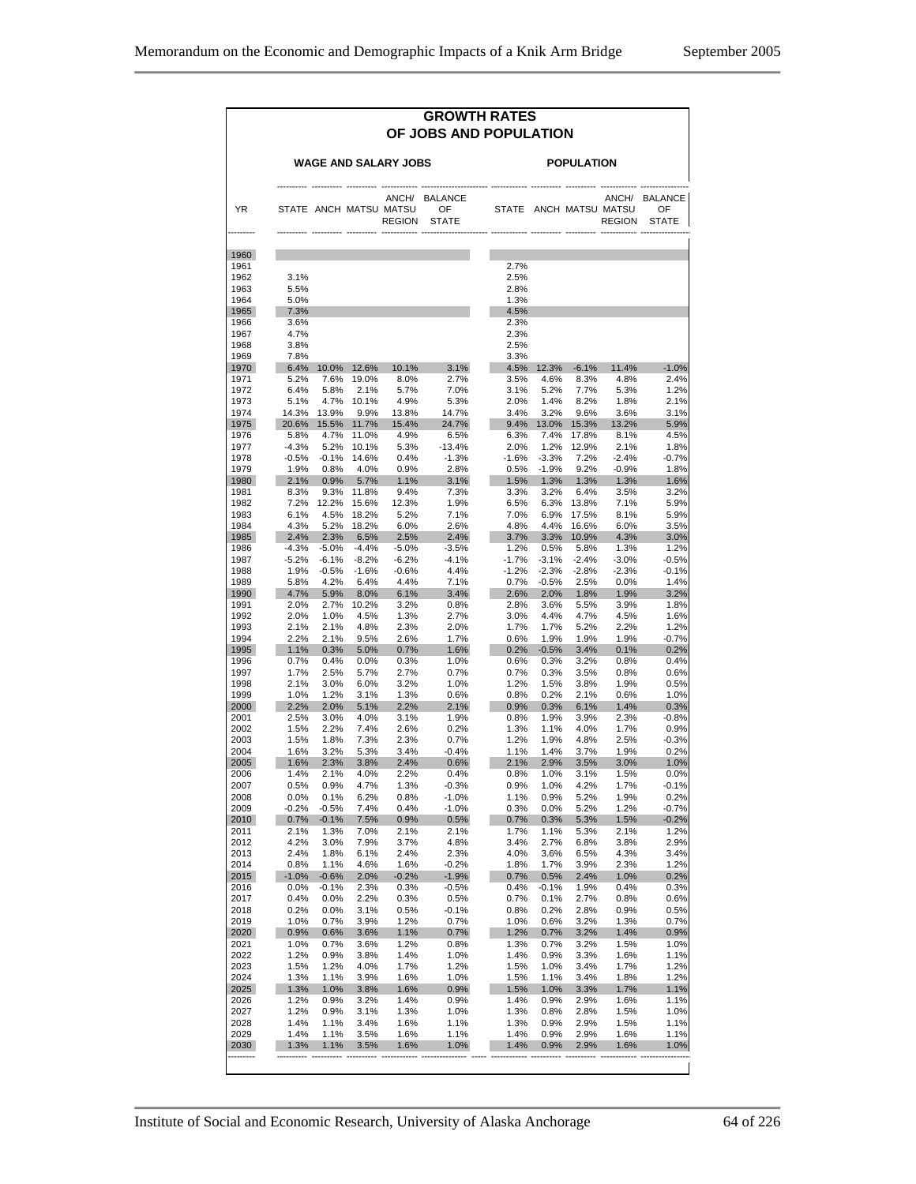## GROWTH RATES OF JOBS AND POPULATION

| YR | WAGE AND SALARY JOBS | | | | | POPULATION | | | | |
|---|---|---|---|---|---|---|---|---|---|---|
| | STATE | ANCH | MATSU | ANCH/ MATSU REGION | BALANCE OF STATE | STATE | ANCH | MATSU | ANCH/ MATSU REGION | BALANCE OF STATE |
| 1960 | | | | | | | | | | |
| 1961 | | | | | | 2.7% | | | | |
| 1962 | 3.1% | | | | | 2.5% | | | | |
| 1963 | 5.5% | | | | | 2.8% | | | | |
| 1964 | 5.0% | | | | | 1.3% | | | | |
| 1965 | 7.3% | | | | | 4.5% | | | | |
| 1966 | 3.6% | | | | | 2.3% | | | | |
| 1967 | 4.7% | | | | | 2.3% | | | | |
| 1968 | 3.8% | | | | | 2.5% | | | | |
| 1969 | 7.8% | | | | | 3.3% | | | | |
| 1970 | 6.4% | 10.0% | 12.6% | 10.1% | 3.1% | 4.5% | 12.3% | -6.1% | 11.4% | -1.0% |
| 1971 | 5.2% | 7.6% | 19.0% | 8.0% | 2.7% | 3.5% | 4.6% | 8.3% | 4.8% | 2.4% |
| 1972 | 6.4% | 5.8% | 2.1% | 5.7% | 7.0% | 3.1% | 5.2% | 7.7% | 5.3% | 1.2% |
| 1973 | 5.1% | 4.7% | 10.1% | 4.9% | 5.3% | 2.0% | 1.4% | 8.2% | 1.8% | 2.1% |
| 1974 | 14.3% | 13.9% | 9.9% | 13.8% | 14.7% | 3.4% | 3.2% | 9.6% | 3.6% | 3.1% |
| 1975 | 20.6% | 15.5% | 11.7% | 15.4% | 24.7% | 9.4% | 13.0% | 15.3% | 13.2% | 5.9% |
| 1976 | 5.8% | 4.7% | 11.0% | 4.9% | 6.5% | 6.3% | 7.4% | 17.8% | 8.1% | 4.5% |
| 1977 | -4.3% | 5.2% | 10.1% | 5.3% | -13.4% | 2.0% | 1.2% | 12.9% | 2.1% | 1.8% |
| 1978 | -0.5% | -0.1% | 14.6% | 0.4% | -1.3% | -1.6% | -3.3% | 7.2% | -2.4% | -0.7% |
| 1979 | 1.9% | 0.8% | 4.0% | 0.9% | 2.8% | 0.5% | -1.9% | 9.2% | -0.9% | 1.8% |
| 1980 | 2.1% | 0.9% | 5.7% | 1.1% | 3.1% | 1.5% | 1.3% | 1.3% | 1.3% | 1.6% |
| 1981 | 8.3% | 9.3% | 11.8% | 9.4% | 7.3% | 3.3% | 3.2% | 6.4% | 3.5% | 3.2% |
| 1982 | 7.2% | 12.2% | 15.6% | 12.3% | 1.9% | 6.5% | 6.3% | 13.8% | 7.1% | 5.9% |
| 1983 | 6.1% | 4.5% | 18.2% | 5.2% | 7.1% | 7.0% | 6.9% | 17.5% | 8.1% | 5.9% |
| 1984 | 4.3% | 5.2% | 18.2% | 6.0% | 2.6% | 4.8% | 4.4% | 16.6% | 6.0% | 3.5% |
| 1985 | 2.4% | 2.3% | 6.5% | 2.5% | 2.4% | 3.7% | 3.3% | 10.9% | 4.3% | 3.0% |
| 1986 | -4.3% | -5.0% | -4.4% | -5.0% | -3.5% | 1.2% | 0.5% | 5.8% | 1.3% | 1.2% |
| 1987 | -5.2% | -6.1% | -8.2% | -6.2% | -4.1% | -1.7% | -3.1% | -2.4% | -3.0% | -0.5% |
| 1988 | 1.9% | -0.5% | -1.6% | -0.6% | 4.4% | -1.2% | -2.3% | -2.8% | -2.3% | -0.1% |
| 1989 | 5.8% | 4.2% | 6.4% | 4.4% | 7.1% | 0.7% | -0.5% | 2.5% | 0.0% | 1.4% |
| 1990 | 4.7% | 5.9% | 8.0% | 6.1% | 3.4% | 2.6% | 2.0% | 1.8% | 1.9% | 3.2% |
| 1991 | 2.0% | 2.7% | 10.2% | 3.2% | 0.8% | 2.8% | 3.6% | 5.5% | 3.9% | 1.8% |
| 1992 | 2.0% | 1.0% | 4.5% | 1.3% | 2.7% | 3.0% | 4.4% | 4.7% | 4.5% | 1.6% |
| 1993 | 2.1% | 2.1% | 4.8% | 2.3% | 2.0% | 1.7% | 1.7% | 5.2% | 2.2% | 1.2% |
| 1994 | 2.2% | 2.1% | 9.5% | 2.6% | 1.7% | 0.6% | 1.9% | 1.9% | 1.9% | -0.7% |
| 1995 | 1.1% | 0.3% | 5.0% | 0.7% | 1.6% | 0.2% | -0.5% | 3.4% | 0.1% | 0.2% |
| 1996 | 0.7% | 0.4% | 0.0% | 0.3% | 1.0% | 0.6% | 0.3% | 3.2% | 0.8% | 0.4% |
| 1997 | 1.7% | 2.5% | 5.7% | 2.7% | 0.7% | 0.7% | 0.3% | 3.5% | 0.8% | 0.6% |
| 1998 | 2.1% | 3.0% | 6.0% | 3.2% | 1.0% | 1.2% | 1.5% | 3.8% | 1.9% | 0.5% |
| 1999 | 1.0% | 1.2% | 3.1% | 1.3% | 0.6% | 0.8% | 0.2% | 2.1% | 0.6% | 1.0% |
| 2000 | 2.2% | 2.0% | 5.1% | 2.2% | 2.1% | 0.9% | 0.3% | 6.1% | 1.4% | 0.3% |
| 2001 | 2.5% | 3.0% | 4.0% | 3.1% | 1.9% | 0.8% | 1.9% | 3.9% | 2.3% | -0.8% |
| 2002 | 1.5% | 2.2% | 7.4% | 2.6% | 0.2% | 1.3% | 1.1% | 4.0% | 1.7% | 0.9% |
| 2003 | 1.5% | 1.8% | 7.3% | 2.3% | 0.7% | 1.2% | 1.9% | 4.8% | 2.5% | -0.3% |
| 2004 | 1.6% | 3.2% | 5.3% | 3.4% | -0.4% | 1.1% | 1.4% | 3.7% | 1.9% | 0.2% |
| 2005 | 1.6% | 2.3% | 3.8% | 2.4% | 0.6% | 2.1% | 2.9% | 3.5% | 3.0% | 1.0% |
| 2006 | 1.4% | 2.1% | 4.0% | 2.2% | 0.4% | 0.8% | 1.0% | 3.1% | 1.5% | 0.0% |
| 2007 | 0.5% | 0.9% | 4.7% | 1.3% | -0.3% | 0.9% | 1.0% | 4.2% | 1.7% | -0.1% |
| 2008 | 0.0% | 0.1% | 6.2% | 0.8% | -1.0% | 1.1% | 0.9% | 5.2% | 1.9% | 0.2% |
| 2009 | -0.2% | -0.5% | 7.4% | 0.4% | -1.0% | 0.3% | 0.0% | 5.2% | 1.2% | -0.7% |
| 2010 | 0.7% | -0.1% | 7.5% | 0.9% | 0.5% | 0.7% | 0.3% | 5.3% | 1.5% | -0.2% |
| 2011 | 2.1% | 1.3% | 7.0% | 2.1% | 2.1% | 1.7% | 1.1% | 5.3% | 2.1% | 1.2% |
| 2012 | 4.2% | 3.0% | 7.9% | 3.7% | 4.8% | 3.4% | 2.7% | 6.8% | 3.8% | 2.9% |
| 2013 | 2.4% | 1.8% | 6.1% | 2.4% | 2.3% | 4.0% | 3.6% | 6.5% | 4.3% | 3.4% |
| 2014 | 0.8% | 1.1% | 4.6% | 1.6% | -0.2% | 1.8% | 1.7% | 3.9% | 2.3% | 1.2% |
| 2015 | -1.0% | -0.6% | 2.0% | -0.2% | -1.9% | 0.7% | 0.5% | 2.4% | 1.0% | 0.2% |
| 2016 | 0.0% | -0.1% | 2.3% | 0.3% | -0.5% | 0.4% | -0.1% | 1.9% | 0.4% | 0.3% |
| 2017 | 0.4% | 0.0% | 2.2% | 0.3% | 0.5% | 0.7% | 0.1% | 2.7% | 0.8% | 0.6% |
| 2018 | 0.2% | 0.0% | 3.1% | 0.5% | -0.1% | 0.8% | 0.2% | 2.8% | 0.9% | 0.5% |
| 2019 | 1.0% | 0.7% | 3.9% | 1.2% | 0.7% | 1.0% | 0.6% | 3.2% | 1.3% | 0.7% |
| 2020 | 0.9% | 0.6% | 3.6% | 1.1% | 0.7% | 1.2% | 0.7% | 3.2% | 1.4% | 0.9% |
| 2021 | 1.0% | 0.7% | 3.6% | 1.2% | 0.8% | 1.3% | 0.7% | 3.2% | 1.5% | 1.0% |
| 2022 | 1.2% | 0.9% | 3.8% | 1.4% | 1.0% | 1.4% | 0.9% | 3.3% | 1.6% | 1.1% |
| 2023 | 1.5% | 1.2% | 4.0% | 1.7% | 1.2% | 1.5% | 1.0% | 3.4% | 1.7% | 1.2% |
| 2024 | 1.3% | 1.1% | 3.9% | 1.6% | 1.0% | 1.5% | 1.1% | 3.4% | 1.8% | 1.2% |
| 2025 | 1.3% | 1.0% | 3.8% | 1.6% | 0.9% | 1.5% | 1.0% | 3.3% | 1.7% | 1.1% |
| 2026 | 1.2% | 0.9% | 3.2% | 1.4% | 0.9% | 1.4% | 0.9% | 2.9% | 1.6% | 1.1% |
| 2027 | 1.2% | 0.9% | 3.1% | 1.3% | 1.0% | 1.3% | 0.8% | 2.8% | 1.5% | 1.0% |
| 2028 | 1.4% | 1.1% | 3.4% | 1.6% | 1.1% | 1.3% | 0.9% | 2.9% | 1.5% | 1.1% |
| 2029 | 1.4% | 1.1% | 3.5% | 1.6% | 1.1% | 1.4% | 0.9% | 2.9% | 1.6% | 1.1% |
| 2030 | 1.3% | 1.1% | 3.5% | 1.6% | 1.0% | 1.4% | 0.9% | 2.9% | 1.6% | 1.0% |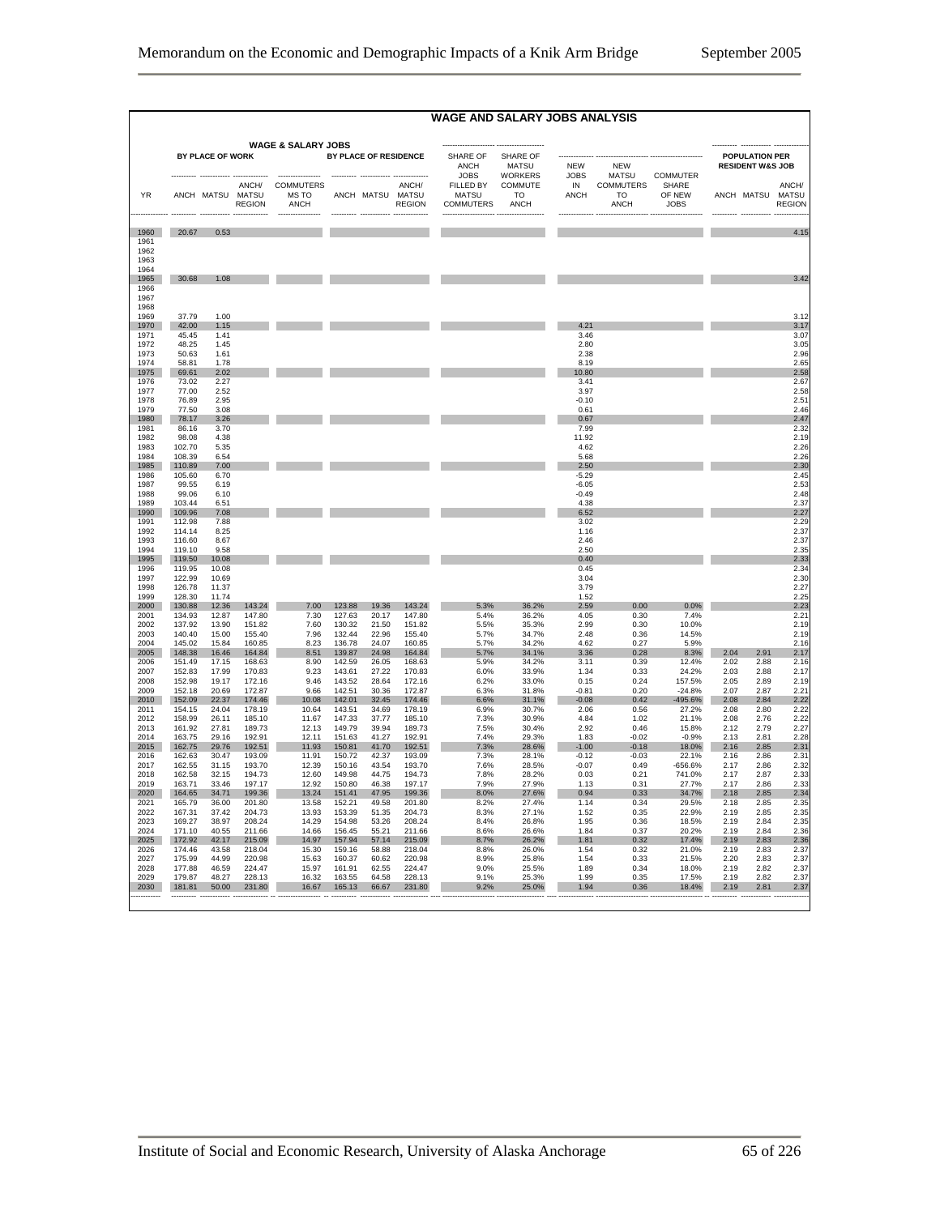## WAGE AND SALARY JOBS ANALYSIS

| | WAGE & SALARY JOBS | | | | | | | | | | | | | | | |
|---|---|---|---|---|---|---|---|---|---|---|---|---|---|---|---|---|
| | BY PLACE OF WORK | | | | BY PLACE OF RESIDENCE | | | | | | | | POPULATION PER RESIDENT W&S JOB | | |
| YR | ANCH | MATSU | ANCH/ MATSU REGION | COMMUTERS MS TO ANCH | ANCH | MATSU | ANCH/ MATSU REGION | SHARE OF ANCH JOBS FILLED BY MATSU COMMUTERS | SHARE OF MATSU WORKERS COMMUTE TO ANCH | NEW JOBS IN ANCH | NEW MATSU COMMUTERS TO ANCH | COMMUTER SHARE OF NEW JOBS | ANCH | MATSU | ANCH/ MATSU REGION |
| 1960 | 20.67 | 0.53 | | | | | | | | | | | | | 4.15 |
| 1961 | | | | | | | | | | | | | | | |
| 1962 | | | | | | | | | | | | | | | |
| 1963 | | | | | | | | | | | | | | | |
| 1964 | | | | | | | | | | | | | | | |
| 1965 | 30.68 | 1.08 | | | | | | | | | | | | | 3.42 |
| 1966 | | | | | | | | | | | | | | | |
| 1967 | | | | | | | | | | | | | | | |
| 1968 | | | | | | | | | | | | | | | |
| 1969 | 37.79 | 1.00 | | | | | | | | | | | | | 3.12 |
| 1970 | 42.00 | 1.15 | | | | | | | | 4.21 | | | | | 3.17 |
| 1971 | 45.45 | 1.41 | | | | | | | | 3.46 | | | | | 3.07 |
| 1972 | 48.25 | 1.45 | | | | | | | | 2.80 | | | | | 3.05 |
| 1973 | 50.63 | 1.61 | | | | | | | | 2.38 | | | | | 2.96 |
| 1974 | 58.81 | 1.78 | | | | | | | | 8.19 | | | | | 2.65 |
| 1975 | 69.61 | 2.02 | | | | | | | | 10.80 | | | | | 2.58 |
| 1976 | 73.02 | 2.27 | | | | | | | | 3.41 | | | | | 2.67 |
| 1977 | 77.00 | 2.52 | | | | | | | | 3.97 | | | | | 2.58 |
| 1978 | 76.89 | 2.95 | | | | | | | | -0.10 | | | | | 2.51 |
| 1979 | 77.50 | 3.08 | | | | | | | | 0.61 | | | | | 2.46 |
| 1980 | 78.17 | 3.26 | | | | | | | | 0.67 | | | | | 2.47 |
| 1981 | 86.16 | 3.70 | | | | | | | | 7.99 | | | | | 2.32 |
| 1982 | 98.08 | 4.38 | | | | | | | | 11.92 | | | | | 2.19 |
| 1983 | 102.70 | 5.35 | | | | | | | | 4.62 | | | | | 2.26 |
| 1984 | 108.39 | 6.54 | | | | | | | | 5.68 | | | | | 2.26 |
| 1985 | 110.89 | 7.00 | | | | | | | | 2.50 | | | | | 2.30 |
| 1986 | 105.60 | 6.70 | | | | | | | | -5.29 | | | | | 2.45 |
| 1987 | 99.55 | 6.19 | | | | | | | | -6.05 | | | | | 2.53 |
| 1988 | 99.06 | 6.10 | | | | | | | | -0.49 | | | | | 2.48 |
| 1989 | 103.44 | 6.51 | | | | | | | | 4.38 | | | | | 2.37 |
| 1990 | 109.96 | 7.08 | | | | | | | | 6.52 | | | | | 2.27 |
| 1991 | 112.98 | 7.88 | | | | | | | | 3.02 | | | | | 2.29 |
| 1992 | 114.14 | 8.25 | | | | | | | | 1.16 | | | | | 2.37 |
| 1993 | 116.60 | 8.67 | | | | | | | | 2.46 | | | | | 2.37 |
| 1994 | 119.10 | 9.58 | | | | | | | | 2.50 | | | | | 2.35 |
| 1995 | 119.50 | 10.08 | | | | | | | | 0.40 | | | | | 2.33 |
| 1996 | 119.95 | 10.08 | | | | | | | | 0.45 | | | | | 2.34 |
| 1997 | 122.99 | 10.69 | | | | | | | | 3.04 | | | | | 2.30 |
| 1998 | 126.78 | 11.37 | | | | | | | | 3.79 | | | | | 2.27 |
| 1999 | 128.30 | 11.74 | | | | | | | | 1.52 | | | | | 2.25 |
| 2000 | 130.88 | 12.36 | 143.24 | 7.00 | 123.88 | 19.36 | 143.24 | 5.3% | 36.2% | 2.59 | 0.00 | 0.0% | | | 2.23 |
| 2001 | 134.93 | 12.87 | 147.80 | 7.30 | 127.63 | 20.17 | 147.80 | 5.4% | 36.2% | 4.05 | 0.30 | 7.4% | | | 2.21 |
| 2002 | 137.92 | 13.90 | 151.82 | 7.60 | 130.32 | 21.50 | 151.82 | 5.5% | 35.3% | 2.99 | 0.30 | 10.0% | | | 2.19 |
| 2003 | 140.40 | 15.00 | 155.40 | 7.96 | 132.44 | 22.96 | 155.40 | 5.7% | 34.7% | 2.48 | 0.36 | 14.5% | | | 2.19 |
| 2004 | 145.02 | 15.84 | 160.85 | 8.23 | 136.78 | 24.07 | 160.85 | 5.7% | 34.2% | 4.62 | 0.27 | 5.9% | | | 2.16 |
| 2005 | 148.38 | 16.46 | 164.84 | 8.51 | 139.87 | 24.98 | 164.84 | 5.7% | 34.1% | 3.36 | 0.28 | 8.3% | 2.04 | 2.91 | 2.17 |
| 2006 | 151.49 | 17.15 | 168.63 | 8.90 | 142.59 | 26.05 | 168.63 | 5.9% | 34.2% | 3.11 | 0.39 | 12.4% | 2.02 | 2.88 | 2.16 |
| 2007 | 152.83 | 17.99 | 170.83 | 9.23 | 143.61 | 27.22 | 170.83 | 6.0% | 33.9% | 1.34 | 0.33 | 24.2% | 2.03 | 2.88 | 2.17 |
| 2008 | 152.98 | 19.17 | 172.16 | 9.46 | 143.52 | 28.64 | 172.16 | 6.2% | 33.0% | 0.15 | 0.24 | 157.5% | 2.05 | 2.89 | 2.19 |
| 2009 | 152.18 | 20.69 | 172.87 | 9.66 | 142.51 | 30.36 | 172.87 | 6.3% | 31.8% | -0.81 | 0.20 | -24.8% | 2.07 | 2.87 | 2.21 |
| 2010 | 152.09 | 22.37 | 174.46 | 10.08 | 142.01 | 32.45 | 174.46 | 6.6% | 31.1% | -0.08 | 0.42 | -495.6% | 2.08 | 2.84 | 2.22 |
| 2011 | 154.15 | 24.04 | 178.19 | 10.64 | 143.51 | 34.69 | 178.19 | 6.9% | 30.7% | 2.06 | 0.56 | 27.2% | 2.08 | 2.80 | 2.22 |
| 2012 | 158.99 | 26.11 | 185.10 | 11.67 | 147.33 | 37.77 | 185.10 | 7.3% | 30.9% | 4.84 | 1.02 | 21.1% | 2.08 | 2.76 | 2.22 |
| 2013 | 161.92 | 27.81 | 189.73 | 12.13 | 149.79 | 39.94 | 189.73 | 7.5% | 30.4% | 2.92 | 0.46 | 15.8% | 2.12 | 2.79 | 2.27 |
| 2014 | 163.75 | 29.16 | 192.91 | 12.11 | 151.63 | 41.27 | 192.91 | 7.4% | 29.3% | 1.83 | -0.02 | -0.9% | 2.13 | 2.81 | 2.28 |
| 2015 | 162.75 | 29.76 | 192.51 | 11.93 | 150.81 | 41.70 | 192.51 | 7.3% | 28.6% | -1.00 | -0.18 | 18.0% | 2.16 | 2.85 | 2.31 |
| 2016 | 162.63 | 30.47 | 193.09 | 11.91 | 150.72 | 42.37 | 193.09 | 7.3% | 28.1% | -0.12 | -0.03 | 22.1% | 2.16 | 2.86 | 2.31 |
| 2017 | 162.55 | 31.15 | 193.70 | 12.39 | 150.16 | 43.54 | 193.70 | 7.6% | 28.5% | -0.07 | 0.49 | -656.6% | 2.17 | 2.86 | 2.32 |
| 2018 | 162.58 | 32.15 | 194.73 | 12.60 | 149.98 | 44.75 | 194.73 | 7.8% | 28.2% | 0.03 | 0.21 | 741.0% | 2.17 | 2.87 | 2.33 |
| 2019 | 163.71 | 33.46 | 197.17 | 12.92 | 150.80 | 46.38 | 197.17 | 7.9% | 27.9% | 1.13 | 0.31 | 27.7% | 2.17 | 2.86 | 2.33 |
| 2020 | 164.65 | 34.71 | 199.36 | 13.24 | 151.41 | 47.95 | 199.36 | 8.0% | 27.6% | 0.94 | 0.33 | 34.7% | 2.18 | 2.85 | 2.34 |
| 2021 | 165.79 | 36.00 | 201.80 | 13.58 | 152.21 | 49.58 | 201.80 | 8.2% | 27.4% | 1.14 | 0.34 | 29.5% | 2.18 | 2.85 | 2.35 |
| 2022 | 167.31 | 37.42 | 204.73 | 13.93 | 153.39 | 51.35 | 204.73 | 8.3% | 27.1% | 1.52 | 0.35 | 22.9% | 2.19 | 2.85 | 2.35 |
| 2023 | 169.27 | 38.97 | 208.24 | 14.29 | 154.98 | 53.26 | 208.24 | 8.4% | 26.8% | 1.95 | 0.36 | 18.5% | 2.19 | 2.84 | 2.35 |
| 2024 | 171.10 | 40.55 | 211.66 | 14.66 | 156.45 | 55.21 | 211.66 | 8.6% | 26.6% | 1.84 | 0.37 | 20.2% | 2.19 | 2.84 | 2.36 |
| 2025 | 172.92 | 42.17 | 215.09 | 14.97 | 157.94 | 57.14 | 215.09 | 8.7% | 26.2% | 1.81 | 0.32 | 17.4% | 2.19 | 2.83 | 2.36 |
| 2026 | 174.46 | 43.58 | 218.04 | 15.30 | 159.16 | 58.88 | 218.04 | 8.8% | 26.0% | 1.54 | 0.32 | 21.0% | 2.19 | 2.83 | 2.37 |
| 2027 | 175.99 | 44.99 | 220.98 | 15.63 | 160.37 | 60.62 | 220.98 | 8.9% | 25.8% | 1.54 | 0.33 | 21.5% | 2.20 | 2.83 | 2.37 |
| 2028 | 177.88 | 46.59 | 224.47 | 15.97 | 161.91 | 62.55 | 224.47 | 9.0% | 25.5% | 1.89 | 0.34 | 18.0% | 2.19 | 2.82 | 2.37 |
| 2029 | 179.87 | 48.27 | 228.13 | 16.32 | 163.55 | 64.58 | 228.13 | 9.1% | 25.3% | 1.99 | 0.35 | 17.5% | 2.19 | 2.82 | 2.37 |
| 2030 | 181.81 | 50.00 | 231.80 | 16.67 | 165.13 | 66.67 | 231.80 | 9.2% | 25.0% | 1.94 | 0.36 | 18.4% | 2.19 | 2.81 | 2.37 |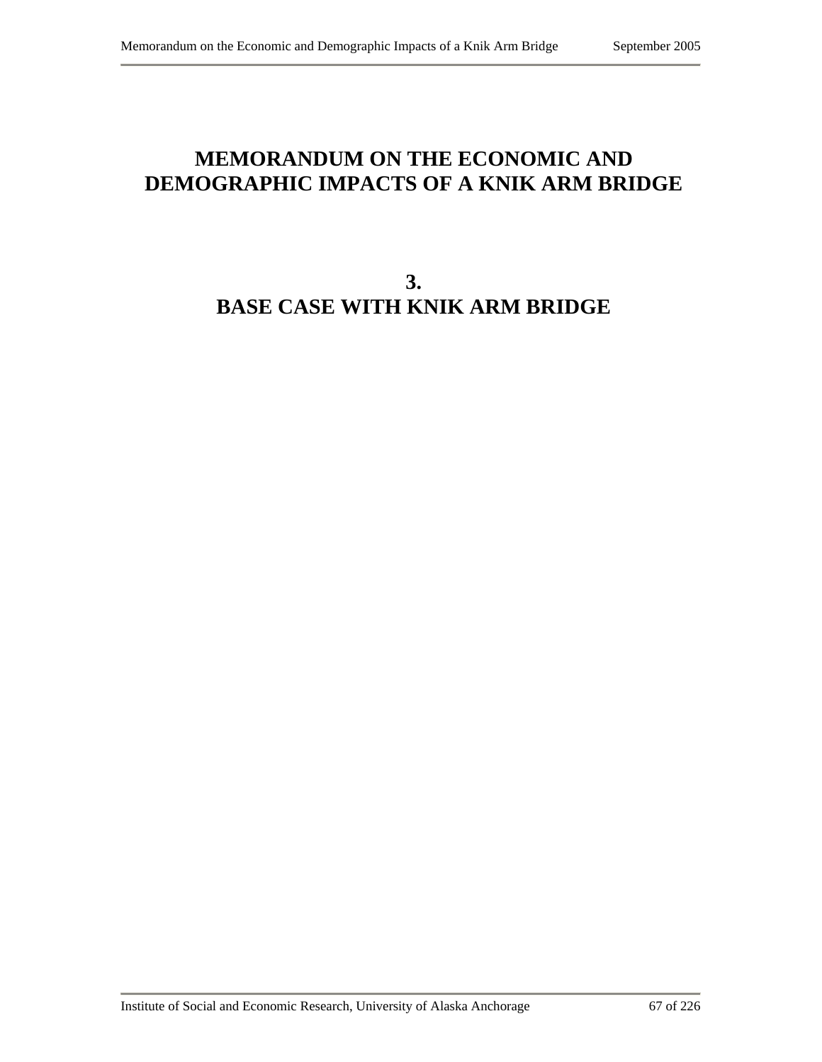# MEMORANDUM ON THE ECONOMIC AND DEMOGRAPHIC IMPACTS OF A KNIK ARM BRIDGE

## 3.
## BASE CASE WITH KNIK ARM BRIDGE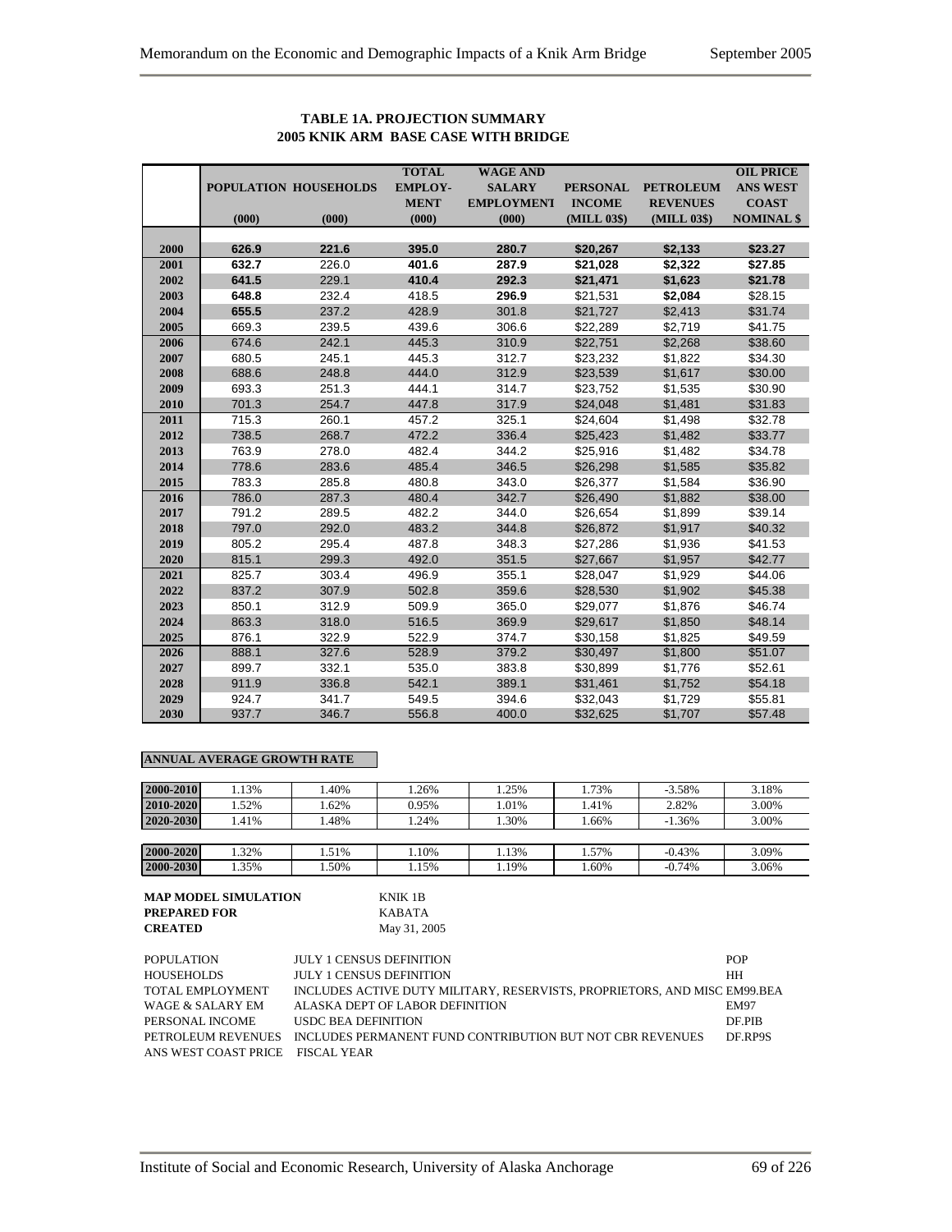### TABLE 1A. PROJECTION SUMMARY
### 2005 KNIK ARM BASE CASE WITH BRIDGE

| | POPULATION | HOUSEHOLDS | TOTAL EMPLOY-MENT | WAGE AND SALARY EMPLOYMENT | PERSONAL INCOME | PETROLEUM REVENUES | OIL PRICE ANS WEST COAST |
|---|---|---|---|---|---|---|---|
| | (000) | (000) | (000) | (000) | (MILL 03$) | (MILL 03$) | NOMINAL $ |
| 2000 | 626.9 | 221.6 | 395.0 | 280.7 | $20,267 | $2,133 | $23.27 |
| 2001 | 632.7 | 226.0 | 401.6 | 287.9 | $21,028 | $2,322 | $27.85 |
| 2002 | 641.5 | 229.1 | 410.4 | 292.3 | $21,471 | $1,623 | $21.78 |
| 2003 | 648.8 | 232.4 | 418.5 | 296.9 | $21,531 | $2,084 | $28.15 |
| 2004 | 655.5 | 237.2 | 428.9 | 301.8 | $21,727 | $2,413 | $31.74 |
| 2005 | 669.3 | 239.5 | 439.6 | 306.6 | $22,289 | $2,719 | $41.75 |
| 2006 | 674.6 | 242.1 | 445.3 | 310.9 | $22,751 | $2,268 | $38.60 |
| 2007 | 680.5 | 245.1 | 445.3 | 312.7 | $23,232 | $1,822 | $34.30 |
| 2008 | 688.6 | 248.8 | 444.0 | 312.9 | $23,539 | $1,617 | $30.00 |
| 2009 | 693.3 | 251.3 | 444.1 | 314.7 | $23,752 | $1,535 | $30.90 |
| 2010 | 701.3 | 254.7 | 447.8 | 317.9 | $24,048 | $1,481 | $31.83 |
| 2011 | 715.3 | 260.1 | 457.2 | 325.1 | $24,604 | $1,498 | $32.78 |
| 2012 | 738.5 | 268.7 | 472.2 | 336.4 | $25,423 | $1,482 | $33.77 |
| 2013 | 763.9 | 278.0 | 482.4 | 344.2 | $25,916 | $1,482 | $34.78 |
| 2014 | 778.6 | 283.6 | 485.4 | 346.5 | $26,298 | $1,585 | $35.82 |
| 2015 | 783.3 | 285.8 | 480.8 | 343.0 | $26,377 | $1,584 | $36.90 |
| 2016 | 786.0 | 287.3 | 480.4 | 342.7 | $26,490 | $1,882 | $38.00 |
| 2017 | 791.2 | 289.5 | 482.2 | 344.0 | $26,654 | $1,899 | $39.14 |
| 2018 | 797.0 | 292.0 | 483.2 | 344.8 | $26,872 | $1,917 | $40.32 |
| 2019 | 805.2 | 295.4 | 487.8 | 348.3 | $27,286 | $1,936 | $41.53 |
| 2020 | 815.1 | 299.3 | 492.0 | 351.5 | $27,667 | $1,957 | $42.77 |
| 2021 | 825.7 | 303.4 | 496.9 | 355.1 | $28,047 | $1,929 | $44.06 |
| 2022 | 837.2 | 307.9 | 502.8 | 359.6 | $28,530 | $1,902 | $45.38 |
| 2023 | 850.1 | 312.9 | 509.9 | 365.0 | $29,077 | $1,876 | $46.74 |
| 2024 | 863.3 | 318.0 | 516.5 | 369.9 | $29,617 | $1,850 | $48.14 |
| 2025 | 876.1 | 322.9 | 522.9 | 374.7 | $30,158 | $1,825 | $49.59 |
| 2026 | 888.1 | 327.6 | 528.9 | 379.2 | $30,497 | $1,800 | $51.07 |
| 2027 | 899.7 | 332.1 | 535.0 | 383.8 | $30,899 | $1,776 | $52.61 |
| 2028 | 911.9 | 336.8 | 542.1 | 389.1 | $31,461 | $1,752 | $54.18 |
| 2029 | 924.7 | 341.7 | 549.5 | 394.6 | $32,043 | $1,729 | $55.81 |
| 2030 | 937.7 | 346.7 | 556.8 | 400.0 | $32,625 | $1,707 | $57.48 |

**ANNUAL AVERAGE GROWTH RATE**

| | | | | | | | |
|---|---|---|---|---|---|---|---|
| 2000-2010 | 1.13% | 1.40% | 1.26% | 1.25% | 1.73% | -3.58% | 3.18% |
| 2010-2020 | 1.52% | 1.62% | 0.95% | 1.01% | 1.41% | 2.82% | 3.00% |
| 2020-2030 | 1.41% | 1.48% | 1.24% | 1.30% | 1.66% | -1.36% | 3.00% |
| 2000-2020 | 1.32% | 1.51% | 1.10% | 1.13% | 1.57% | -0.43% | 3.09% |
| 2000-2030 | 1.35% | 1.50% | 1.15% | 1.19% | 1.60% | -0.74% | 3.06% |

**MAP MODEL SIMULATION** KNIK 1B
**PREPARED FOR** KABATA
**CREATED** May 31, 2005

| | | |
|---|---|---|
| POPULATION | JULY 1 CENSUS DEFINITION | POP |
| HOUSEHOLDS | JULY 1 CENSUS DEFINITION | HH |
| TOTAL EMPLOYMENT | INCLUDES ACTIVE DUTY MILITARY, RESERVISTS, PROPRIETORS, AND MISC | EM99.BEA |
| WAGE & SALARY EM | ALASKA DEPT OF LABOR DEFINITION | EM97 |
| PERSONAL INCOME | USDC BEA DEFINITION | DF.PIB |
| PETROLEUM REVENUES | INCLUDES PERMANENT FUND CONTRIBUTION BUT NOT CBR REVENUES | DF.RP9S |
| ANS WEST COAST PRICE | FISCAL YEAR | |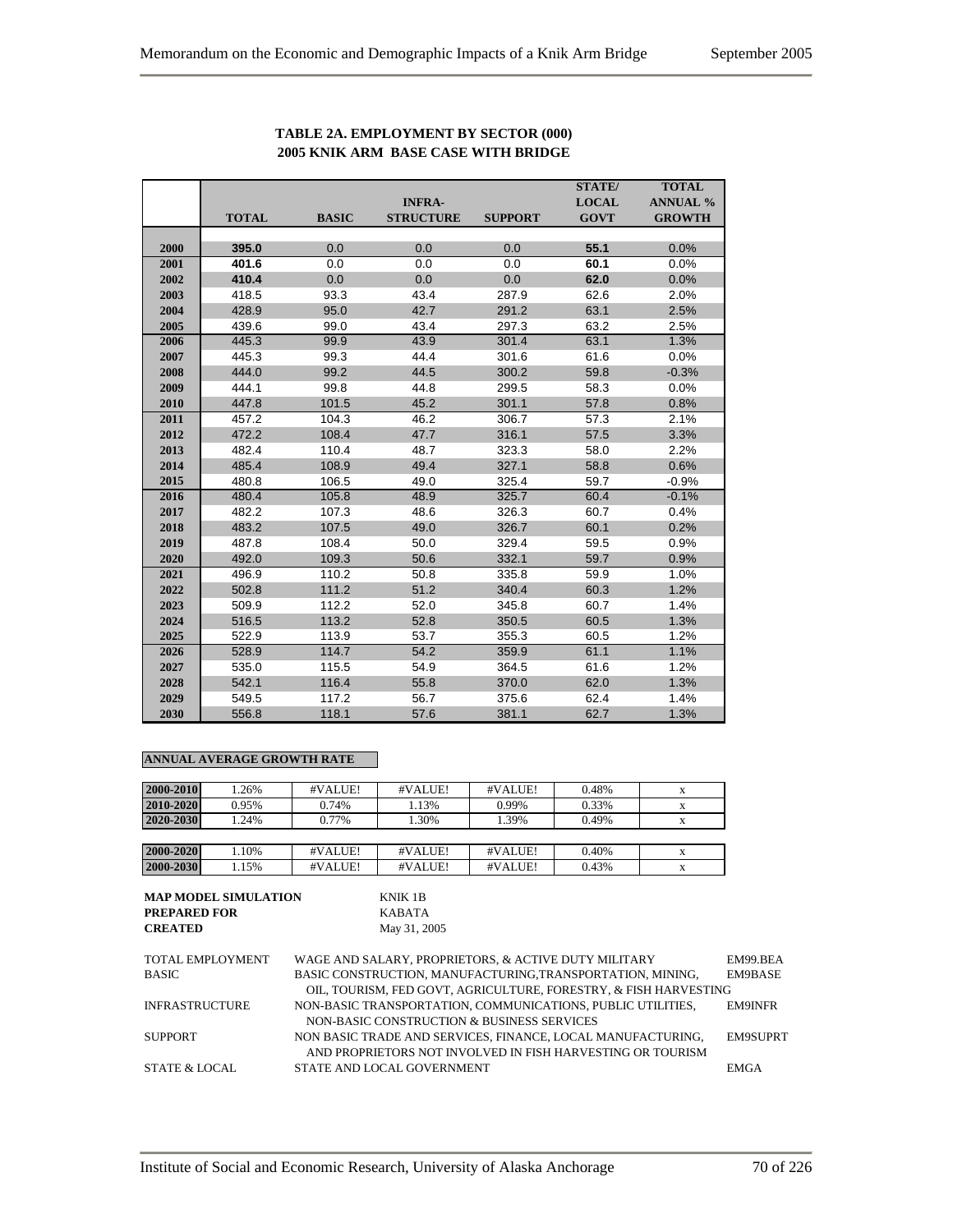**TABLE 2A. EMPLOYMENT BY SECTOR (000)**
**2005 KNIK ARM BASE CASE WITH BRIDGE**

| | TOTAL | BASIC | INFRA-STRUCTURE | SUPPORT | STATE/ LOCAL GOVT | TOTAL ANNUAL % GROWTH |
|---|---|---|---|---|---|---|
| 2000 | **395.0** | 0.0 | 0.0 | 0.0 | **55.1** | 0.0% |
| 2001 | **401.6** | 0.0 | 0.0 | 0.0 | **60.1** | 0.0% |
| 2002 | **410.4** | 0.0 | 0.0 | 0.0 | **62.0** | 0.0% |
| 2003 | 418.5 | 93.3 | 43.4 | 287.9 | 62.6 | 2.0% |
| 2004 | 428.9 | 95.0 | 42.7 | 291.2 | 63.1 | 2.5% |
| 2005 | 439.6 | 99.0 | 43.4 | 297.3 | 63.2 | 2.5% |
| 2006 | 445.3 | 99.9 | 43.9 | 301.4 | 63.1 | 1.3% |
| 2007 | 445.3 | 99.3 | 44.4 | 301.6 | 61.6 | 0.0% |
| 2008 | 444.0 | 99.2 | 44.5 | 300.2 | 59.8 | -0.3% |
| 2009 | 444.1 | 99.8 | 44.8 | 299.5 | 58.3 | 0.0% |
| 2010 | 447.8 | 101.5 | 45.2 | 301.1 | 57.8 | 0.8% |
| 2011 | 457.2 | 104.3 | 46.2 | 306.7 | 57.3 | 2.1% |
| 2012 | 472.2 | 108.4 | 47.7 | 316.1 | 57.5 | 3.3% |
| 2013 | 482.4 | 110.4 | 48.7 | 323.3 | 58.0 | 2.2% |
| 2014 | 485.4 | 108.9 | 49.4 | 327.1 | 58.8 | 0.6% |
| 2015 | 480.8 | 106.5 | 49.0 | 325.4 | 59.7 | -0.9% |
| 2016 | 480.4 | 105.8 | 48.9 | 325.7 | 60.4 | -0.1% |
| 2017 | 482.2 | 107.3 | 48.6 | 326.3 | 60.7 | 0.4% |
| 2018 | 483.2 | 107.5 | 49.0 | 326.7 | 60.1 | 0.2% |
| 2019 | 487.8 | 108.4 | 50.0 | 329.4 | 59.5 | 0.9% |
| 2020 | 492.0 | 109.3 | 50.6 | 332.1 | 59.7 | 0.9% |
| 2021 | 496.9 | 110.2 | 50.8 | 335.8 | 59.9 | 1.0% |
| 2022 | 502.8 | 111.2 | 51.2 | 340.4 | 60.3 | 1.2% |
| 2023 | 509.9 | 112.2 | 52.0 | 345.8 | 60.7 | 1.4% |
| 2024 | 516.5 | 113.2 | 52.8 | 350.5 | 60.5 | 1.3% |
| 2025 | 522.9 | 113.9 | 53.7 | 355.3 | 60.5 | 1.2% |
| 2026 | 528.9 | 114.7 | 54.2 | 359.9 | 61.1 | 1.1% |
| 2027 | 535.0 | 115.5 | 54.9 | 364.5 | 61.6 | 1.2% |
| 2028 | 542.1 | 116.4 | 55.8 | 370.0 | 62.0 | 1.3% |
| 2029 | 549.5 | 117.2 | 56.7 | 375.6 | 62.4 | 1.4% |
| 2030 | 556.8 | 118.1 | 57.6 | 381.1 | 62.7 | 1.3% |

**ANNUAL AVERAGE GROWTH RATE**

| | | | | | | |
|---|---|---|---|---|---|---|
| 2000-2010 | 1.26% | #VALUE! | #VALUE! | #VALUE! | 0.48% | x |
| 2010-2020 | 0.95% | 0.74% | 1.13% | 0.99% | 0.33% | x |
| 2020-2030 | 1.24% | 0.77% | 1.30% | 1.39% | 0.49% | x |
| | | | | | | |
| 2000-2020 | 1.10% | #VALUE! | #VALUE! | #VALUE! | 0.40% | x |
| 2000-2030 | 1.15% | #VALUE! | #VALUE! | #VALUE! | 0.43% | x |

**MAP MODEL SIMULATION** KNIK 1B
**PREPARED FOR** KABATA
**CREATED** May 31, 2005

| | | |
|---|---|---|
| TOTAL EMPLOYMENT | WAGE AND SALARY, PROPRIETORS, & ACTIVE DUTY MILITARY | EM99.BEA |
| BASIC | BASIC CONSTRUCTION, MANUFACTURING,TRANSPORTATION, MINING, OIL, TOURISM, FED GOVT, AGRICULTURE, FORESTRY, & FISH HARVESTING | EM9BASE |
| INFRASTRUCTURE | NON-BASIC TRANSPORTATION, COMMUNICATIONS, PUBLIC UTILITIES, NON-BASIC CONSTRUCTION & BUSINESS SERVICES | EM9INFR |
| SUPPORT | NON BASIC TRADE AND SERVICES, FINANCE, LOCAL MANUFACTURING, AND PROPRIETORS NOT INVOLVED IN FISH HARVESTING OR TOURISM | EM9SUPRT |
| STATE & LOCAL | STATE AND LOCAL GOVERNMENT | EMGA |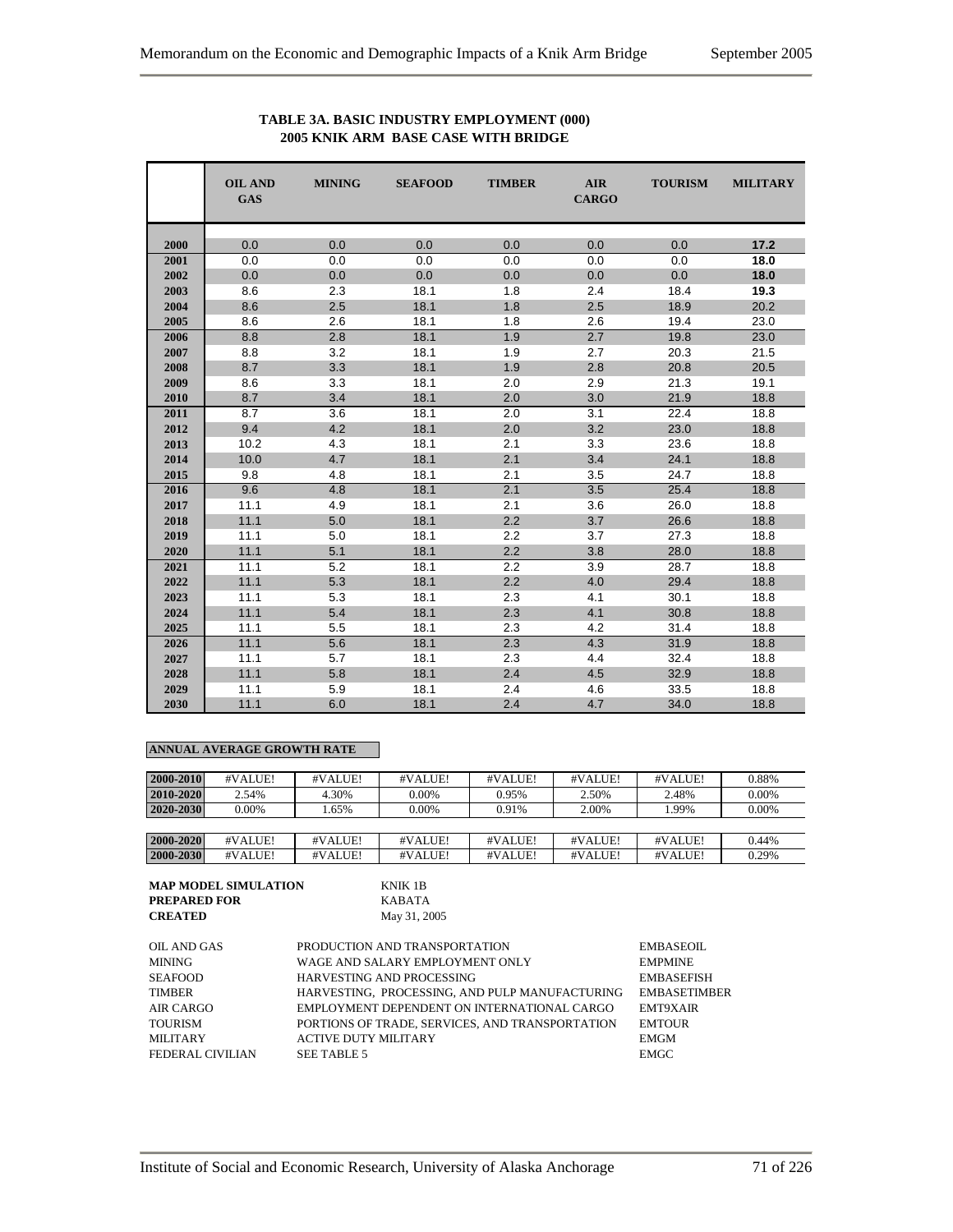**TABLE 3A. BASIC INDUSTRY EMPLOYMENT (000)**
**2005 KNIK ARM BASE CASE WITH BRIDGE**

| | OIL AND GAS | MINING | SEAFOOD | TIMBER | AIR CARGO | TOURISM | MILITARY |
|---|---|---|---|---|---|---|---|
| 2000 | 0.0 | 0.0 | 0.0 | 0.0 | 0.0 | 0.0 | **17.2** |
| 2001 | 0.0 | 0.0 | 0.0 | 0.0 | 0.0 | 0.0 | **18.0** |
| 2002 | 0.0 | 0.0 | 0.0 | 0.0 | 0.0 | 0.0 | **18.0** |
| 2003 | 8.6 | 2.3 | 18.1 | 1.8 | 2.4 | 18.4 | **19.3** |
| 2004 | 8.6 | 2.5 | 18.1 | 1.8 | 2.5 | 18.9 | 20.2 |
| 2005 | 8.6 | 2.6 | 18.1 | 1.8 | 2.6 | 19.4 | 23.0 |
| 2006 | 8.8 | 2.8 | 18.1 | 1.9 | 2.7 | 19.8 | 23.0 |
| 2007 | 8.8 | 3.2 | 18.1 | 1.9 | 2.7 | 20.3 | 21.5 |
| 2008 | 8.7 | 3.3 | 18.1 | 1.9 | 2.8 | 20.8 | 20.5 |
| 2009 | 8.6 | 3.3 | 18.1 | 2.0 | 2.9 | 21.3 | 19.1 |
| 2010 | 8.7 | 3.4 | 18.1 | 2.0 | 3.0 | 21.9 | 18.8 |
| 2011 | 8.7 | 3.6 | 18.1 | 2.0 | 3.1 | 22.4 | 18.8 |
| 2012 | 9.4 | 4.2 | 18.1 | 2.0 | 3.2 | 23.0 | 18.8 |
| 2013 | 10.2 | 4.3 | 18.1 | 2.1 | 3.3 | 23.6 | 18.8 |
| 2014 | 10.0 | 4.7 | 18.1 | 2.1 | 3.4 | 24.1 | 18.8 |
| 2015 | 9.8 | 4.8 | 18.1 | 2.1 | 3.5 | 24.7 | 18.8 |
| 2016 | 9.6 | 4.8 | 18.1 | 2.1 | 3.5 | 25.4 | 18.8 |
| 2017 | 11.1 | 4.9 | 18.1 | 2.1 | 3.6 | 26.0 | 18.8 |
| 2018 | 11.1 | 5.0 | 18.1 | 2.2 | 3.7 | 26.6 | 18.8 |
| 2019 | 11.1 | 5.0 | 18.1 | 2.2 | 3.7 | 27.3 | 18.8 |
| 2020 | 11.1 | 5.1 | 18.1 | 2.2 | 3.8 | 28.0 | 18.8 |
| 2021 | 11.1 | 5.2 | 18.1 | 2.2 | 3.9 | 28.7 | 18.8 |
| 2022 | 11.1 | 5.3 | 18.1 | 2.2 | 4.0 | 29.4 | 18.8 |
| 2023 | 11.1 | 5.3 | 18.1 | 2.3 | 4.1 | 30.1 | 18.8 |
| 2024 | 11.1 | 5.4 | 18.1 | 2.3 | 4.1 | 30.8 | 18.8 |
| 2025 | 11.1 | 5.5 | 18.1 | 2.3 | 4.2 | 31.4 | 18.8 |
| 2026 | 11.1 | 5.6 | 18.1 | 2.3 | 4.3 | 31.9 | 18.8 |
| 2027 | 11.1 | 5.7 | 18.1 | 2.3 | 4.4 | 32.4 | 18.8 |
| 2028 | 11.1 | 5.8 | 18.1 | 2.4 | 4.5 | 32.9 | 18.8 |
| 2029 | 11.1 | 5.9 | 18.1 | 2.4 | 4.6 | 33.5 | 18.8 |
| 2030 | 11.1 | 6.0 | 18.1 | 2.4 | 4.7 | 34.0 | 18.8 |

**ANNUAL AVERAGE GROWTH RATE**

| | OIL AND GAS | MINING | SEAFOOD | TIMBER | AIR CARGO | TOURISM | MILITARY |
|---|---|---|---|---|---|---|---|
| 2000-2010 | #VALUE! | #VALUE! | #VALUE! | #VALUE! | #VALUE! | #VALUE! | 0.88% |
| 2010-2020 | 2.54% | 4.30% | 0.00% | 0.95% | 2.50% | 2.48% | 0.00% |
| 2020-2030 | 0.00% | 1.65% | 0.00% | 0.91% | 2.00% | 1.99% | 0.00% |
| | | | | | | | |
| 2000-2020 | #VALUE! | #VALUE! | #VALUE! | #VALUE! | #VALUE! | #VALUE! | 0.44% |
| 2000-2030 | #VALUE! | #VALUE! | #VALUE! | #VALUE! | #VALUE! | #VALUE! | 0.29% |

**MAP MODEL SIMULATION** KNIK 1B
**PREPARED FOR** KABATA
**CREATED** May 31, 2005

| | | |
|---|---|---|
| OIL AND GAS | PRODUCTION AND TRANSPORTATION | EMBASEOIL |
| MINING | WAGE AND SALARY EMPLOYMENT ONLY | EMPMINE |
| SEAFOOD | HARVESTING AND PROCESSING | EMBASEFISH |
| TIMBER | HARVESTING, PROCESSING, AND PULP MANUFACTURING | EMBASETIMBER |
| AIR CARGO | EMPLOYMENT DEPENDENT ON INTERNATIONAL CARGO | EMT9XAIR |
| TOURISM | PORTIONS OF TRADE, SERVICES, AND TRANSPORTATION | EMTOUR |
| MILITARY | ACTIVE DUTY MILITARY | EMGM |
| FEDERAL CIVILIAN | SEE TABLE 5 | EMGC |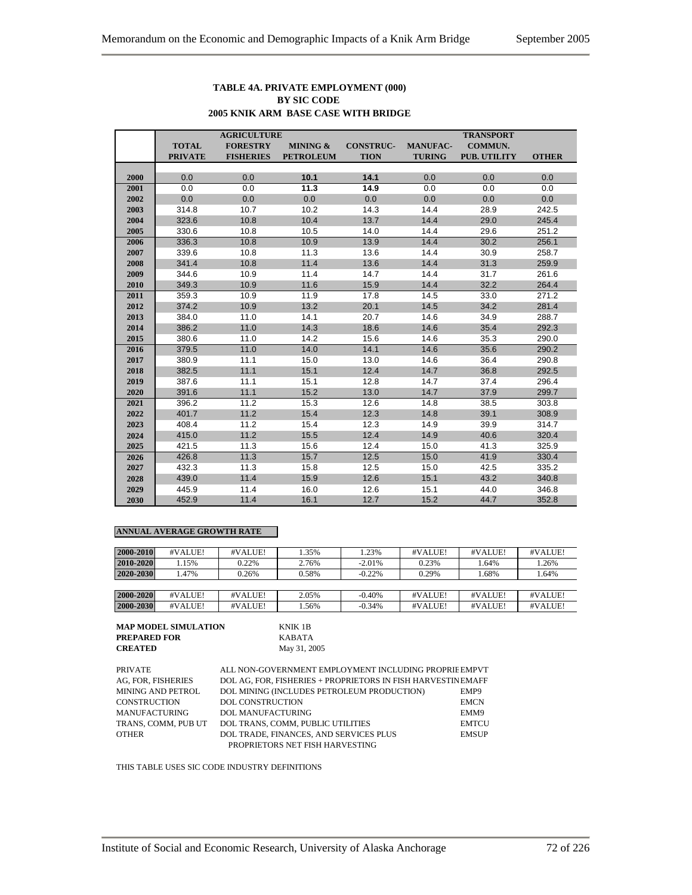**TABLE 4A. PRIVATE EMPLOYMENT (000)**
**BY SIC CODE**
**2005 KNIK ARM BASE CASE WITH BRIDGE**

| | TOTAL PRIVATE | AGRICULTURE FORESTRY FISHERIES | MINING & PETROLEUM | CONSTRUC-TION | MANUFAC-TURING | TRANSPORT COMMUN. PUB. UTILITY | OTHER |
|---|---|---|---|---|---|---|---|
| 2000 | 0.0 | 0.0 | **10.1** | **14.1** | 0.0 | 0.0 | 0.0 |
| 2001 | 0.0 | 0.0 | **11.3** | **14.9** | 0.0 | 0.0 | 0.0 |
| 2002 | 0.0 | 0.0 | 0.0 | 0.0 | 0.0 | 0.0 | 0.0 |
| 2003 | 314.8 | 10.7 | 10.2 | 14.3 | 14.4 | 28.9 | 242.5 |
| 2004 | 323.6 | 10.8 | 10.4 | 13.7 | 14.4 | 29.0 | 245.4 |
| 2005 | 330.6 | 10.8 | 10.5 | 14.0 | 14.4 | 29.6 | 251.2 |
| 2006 | 336.3 | 10.8 | 10.9 | 13.9 | 14.4 | 30.2 | 256.1 |
| 2007 | 339.6 | 10.8 | 11.3 | 13.6 | 14.4 | 30.9 | 258.7 |
| 2008 | 341.4 | 10.8 | 11.4 | 13.6 | 14.4 | 31.3 | 259.9 |
| 2009 | 344.6 | 10.9 | 11.4 | 14.7 | 14.4 | 31.7 | 261.6 |
| 2010 | 349.3 | 10.9 | 11.6 | 15.9 | 14.4 | 32.2 | 264.4 |
| 2011 | 359.3 | 10.9 | 11.9 | 17.8 | 14.5 | 33.0 | 271.2 |
| 2012 | 374.2 | 10.9 | 13.2 | 20.1 | 14.5 | 34.2 | 281.4 |
| 2013 | 384.0 | 11.0 | 14.1 | 20.7 | 14.6 | 34.9 | 288.7 |
| 2014 | 386.2 | 11.0 | 14.3 | 18.6 | 14.6 | 35.4 | 292.3 |
| 2015 | 380.6 | 11.0 | 14.2 | 15.6 | 14.6 | 35.3 | 290.0 |
| 2016 | 379.5 | 11.0 | 14.0 | 14.1 | 14.6 | 35.6 | 290.2 |
| 2017 | 380.9 | 11.1 | 15.0 | 13.0 | 14.6 | 36.4 | 290.8 |
| 2018 | 382.5 | 11.1 | 15.1 | 12.4 | 14.7 | 36.8 | 292.5 |
| 2019 | 387.6 | 11.1 | 15.1 | 12.8 | 14.7 | 37.4 | 296.4 |
| 2020 | 391.6 | 11.1 | 15.2 | 13.0 | 14.7 | 37.9 | 299.7 |
| 2021 | 396.2 | 11.2 | 15.3 | 12.6 | 14.8 | 38.5 | 303.8 |
| 2022 | 401.7 | 11.2 | 15.4 | 12.3 | 14.8 | 39.1 | 308.9 |
| 2023 | 408.4 | 11.2 | 15.4 | 12.3 | 14.9 | 39.9 | 314.7 |
| 2024 | 415.0 | 11.2 | 15.5 | 12.4 | 14.9 | 40.6 | 320.4 |
| 2025 | 421.5 | 11.3 | 15.6 | 12.4 | 15.0 | 41.3 | 325.9 |
| 2026 | 426.8 | 11.3 | 15.7 | 12.5 | 15.0 | 41.9 | 330.4 |
| 2027 | 432.3 | 11.3 | 15.8 | 12.5 | 15.0 | 42.5 | 335.2 |
| 2028 | 439.0 | 11.4 | 15.9 | 12.6 | 15.1 | 43.2 | 340.8 |
| 2029 | 445.9 | 11.4 | 16.0 | 12.6 | 15.1 | 44.0 | 346.8 |
| 2030 | 452.9 | 11.4 | 16.1 | 12.7 | 15.2 | 44.7 | 352.8 |

**ANNUAL AVERAGE GROWTH RATE**

| | | | | | | | |
|---|---|---|---|---|---|---|---|
| 2000-2010 | #VALUE! | #VALUE! | 1.35% | 1.23% | #VALUE! | #VALUE! | #VALUE! |
| 2010-2020 | 1.15% | 0.22% | 2.76% | -2.01% | 0.23% | 1.64% | 1.26% |
| 2020-2030 | 1.47% | 0.26% | 0.58% | -0.22% | 0.29% | 1.68% | 1.64% |
| | | | | | | | |
| 2000-2020 | #VALUE! | #VALUE! | 2.05% | -0.40% | #VALUE! | #VALUE! | #VALUE! |
| 2000-2030 | #VALUE! | #VALUE! | 1.56% | -0.34% | #VALUE! | #VALUE! | #VALUE! |

**MAP MODEL SIMULATION** KNIK 1B
**PREPARED FOR** KABATA
**CREATED** May 31, 2005

| | | |
|---|---|---|
| PRIVATE | ALL NON-GOVERNMENT EMPLOYMENT INCLUDING PROPRIE | EMPVT |
| AG, FOR, FISHERIES | DOL AG, FOR, FISHERIES + PROPRIETORS IN FISH HARVESTIN | EMAFF |
| MINING AND PETROL | DOL MINING (INCLUDES PETROLEUM PRODUCTION) | EMP9 |
| CONSTRUCTION | DOL CONSTRUCTION | EMCN |
| MANUFACTURING | DOL MANUFACTURING | EMM9 |
| TRANS, COMM, PUB UT | DOL TRANS, COMM, PUBLIC UTILITIES | EMTCU |
| OTHER | DOL TRADE, FINANCES, AND SERVICES PLUS PROPRIETORS NET FISH HARVESTING | EMSUP |

THIS TABLE USES SIC CODE INDUSTRY DEFINITIONS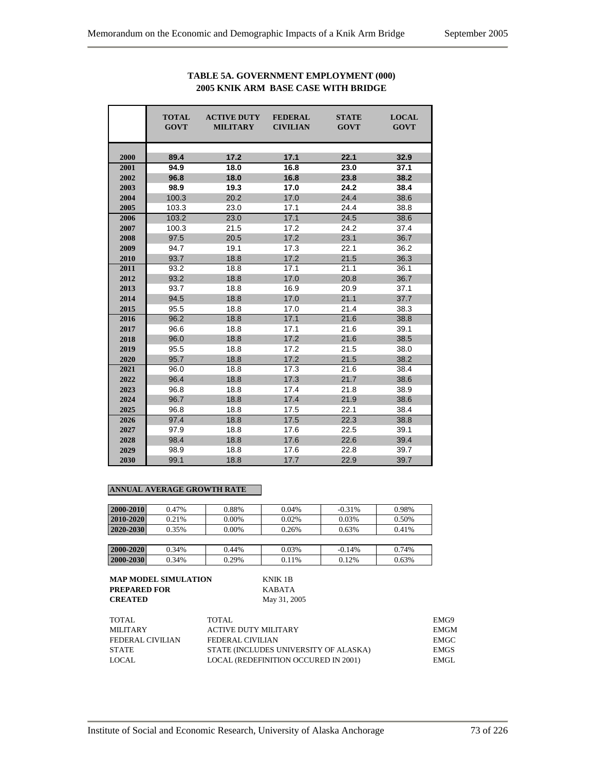**TABLE 5A. GOVERNMENT EMPLOYMENT (000)**
**2005 KNIK ARM BASE CASE WITH BRIDGE**

| | TOTAL GOVT | ACTIVE DUTY MILITARY | FEDERAL CIVILIAN | STATE GOVT | LOCAL GOVT |
|---|---|---|---|---|---|
| **2000** | **89.4** | **17.2** | **17.1** | **22.1** | **32.9** |
| **2001** | **94.9** | **18.0** | **16.8** | **23.0** | **37.1** |
| **2002** | **96.8** | **18.0** | **16.8** | **23.8** | **38.2** |
| **2003** | **98.9** | **19.3** | **17.0** | **24.2** | **38.4** |
| **2004** | 100.3 | 20.2 | 17.0 | 24.4 | 38.6 |
| **2005** | 103.3 | 23.0 | 17.1 | 24.4 | 38.8 |
| **2006** | 103.2 | 23.0 | 17.1 | 24.5 | 38.6 |
| **2007** | 100.3 | 21.5 | 17.2 | 24.2 | 37.4 |
| **2008** | 97.5 | 20.5 | 17.2 | 23.1 | 36.7 |
| **2009** | 94.7 | 19.1 | 17.3 | 22.1 | 36.2 |
| **2010** | 93.7 | 18.8 | 17.2 | 21.5 | 36.3 |
| **2011** | 93.2 | 18.8 | 17.1 | 21.1 | 36.1 |
| **2012** | 93.2 | 18.8 | 17.0 | 20.8 | 36.7 |
| **2013** | 93.7 | 18.8 | 16.9 | 20.9 | 37.1 |
| **2014** | 94.5 | 18.8 | 17.0 | 21.1 | 37.7 |
| **2015** | 95.5 | 18.8 | 17.0 | 21.4 | 38.3 |
| **2016** | 96.2 | 18.8 | 17.1 | 21.6 | 38.8 |
| **2017** | 96.6 | 18.8 | 17.1 | 21.6 | 39.1 |
| **2018** | 96.0 | 18.8 | 17.2 | 21.6 | 38.5 |
| **2019** | 95.5 | 18.8 | 17.2 | 21.5 | 38.0 |
| **2020** | 95.7 | 18.8 | 17.2 | 21.5 | 38.2 |
| **2021** | 96.0 | 18.8 | 17.3 | 21.6 | 38.4 |
| **2022** | 96.4 | 18.8 | 17.3 | 21.7 | 38.6 |
| **2023** | 96.8 | 18.8 | 17.4 | 21.8 | 38.9 |
| **2024** | 96.7 | 18.8 | 17.4 | 21.9 | 38.6 |
| **2025** | 96.8 | 18.8 | 17.5 | 22.1 | 38.4 |
| **2026** | 97.4 | 18.8 | 17.5 | 22.3 | 38.8 |
| **2027** | 97.9 | 18.8 | 17.6 | 22.5 | 39.1 |
| **2028** | 98.4 | 18.8 | 17.6 | 22.6 | 39.4 |
| **2029** | 98.9 | 18.8 | 17.6 | 22.8 | 39.7 |
| **2030** | 99.1 | 18.8 | 17.7 | 22.9 | 39.7 |

**ANNUAL AVERAGE GROWTH RATE**

| | | | | | |
|---|---|---|---|---|---|
| **2000-2010** | 0.47% | 0.88% | 0.04% | -0.31% | 0.98% |
| **2010-2020** | 0.21% | 0.00% | 0.02% | 0.03% | 0.50% |
| **2020-2030** | 0.35% | 0.00% | 0.26% | 0.63% | 0.41% |
| **2000-2020** | 0.34% | 0.44% | 0.03% | -0.14% | 0.74% |
| **2000-2030** | 0.34% | 0.29% | 0.11% | 0.12% | 0.63% |

**MAP MODEL SIMULATION** KNIK 1B
**PREPARED FOR** KABATA
**CREATED** May 31, 2005

| | | |
|---|---|---|
| TOTAL | TOTAL | EMG9 |
| MILITARY | ACTIVE DUTY MILITARY | EMGM |
| FEDERAL CIVILIAN | FEDERAL CIVILIAN | EMGC |
| STATE | STATE (INCLUDES UNIVERSITY OF ALASKA) | EMGS |
| LOCAL | LOCAL (REDEFINITION OCCURED IN 2001) | EMGL |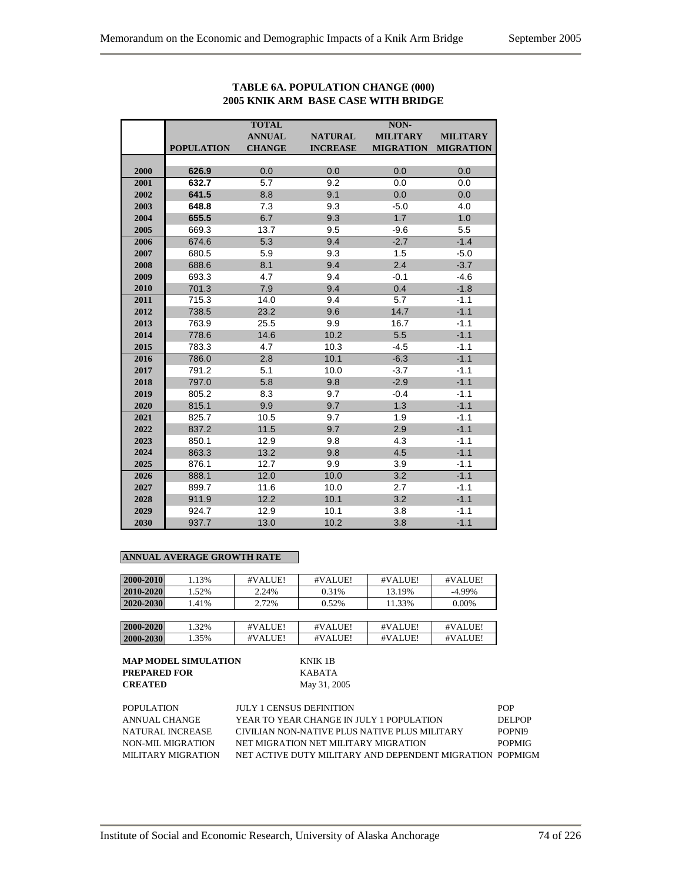**TABLE 6A. POPULATION CHANGE (000)**
**2005 KNIK ARM BASE CASE WITH BRIDGE**

| | POPULATION | TOTAL ANNUAL CHANGE | NATURAL INCREASE | NON-MILITARY MIGRATION | MILITARY MIGRATION |
|---|---|---|---|---|---|
| **2000** | **626.9** | 0.0 | 0.0 | 0.0 | 0.0 |
| **2001** | **632.7** | 5.7 | 9.2 | 0.0 | 0.0 |
| **2002** | **641.5** | 8.8 | 9.1 | 0.0 | 0.0 |
| **2003** | **648.8** | 7.3 | 9.3 | -5.0 | 4.0 |
| **2004** | **655.5** | 6.7 | 9.3 | 1.7 | 1.0 |
| **2005** | 669.3 | 13.7 | 9.5 | -9.6 | 5.5 |
| **2006** | 674.6 | 5.3 | 9.4 | -2.7 | -1.4 |
| **2007** | 680.5 | 5.9 | 9.3 | 1.5 | -5.0 |
| **2008** | 688.6 | 8.1 | 9.4 | 2.4 | -3.7 |
| **2009** | 693.3 | 4.7 | 9.4 | -0.1 | -4.6 |
| **2010** | 701.3 | 7.9 | 9.4 | 0.4 | -1.8 |
| **2011** | 715.3 | 14.0 | 9.4 | 5.7 | -1.1 |
| **2012** | 738.5 | 23.2 | 9.6 | 14.7 | -1.1 |
| **2013** | 763.9 | 25.5 | 9.9 | 16.7 | -1.1 |
| **2014** | 778.6 | 14.6 | 10.2 | 5.5 | -1.1 |
| **2015** | 783.3 | 4.7 | 10.3 | -4.5 | -1.1 |
| **2016** | 786.0 | 2.8 | 10.1 | -6.3 | -1.1 |
| **2017** | 791.2 | 5.1 | 10.0 | -3.7 | -1.1 |
| **2018** | 797.0 | 5.8 | 9.8 | -2.9 | -1.1 |
| **2019** | 805.2 | 8.3 | 9.7 | -0.4 | -1.1 |
| **2020** | 815.1 | 9.9 | 9.7 | 1.3 | -1.1 |
| **2021** | 825.7 | 10.5 | 9.7 | 1.9 | -1.1 |
| **2022** | 837.2 | 11.5 | 9.7 | 2.9 | -1.1 |
| **2023** | 850.1 | 12.9 | 9.8 | 4.3 | -1.1 |
| **2024** | 863.3 | 13.2 | 9.8 | 4.5 | -1.1 |
| **2025** | 876.1 | 12.7 | 9.9 | 3.9 | -1.1 |
| **2026** | 888.1 | 12.0 | 10.0 | 3.2 | -1.1 |
| **2027** | 899.7 | 11.6 | 10.0 | 2.7 | -1.1 |
| **2028** | 911.9 | 12.2 | 10.1 | 3.2 | -1.1 |
| **2029** | 924.7 | 12.9 | 10.1 | 3.8 | -1.1 |
| **2030** | 937.7 | 13.0 | 10.2 | 3.8 | -1.1 |

**ANNUAL AVERAGE GROWTH RATE**

| | | | | | |
|---|---|---|---|---|---|
| **2000-2010** | 1.13% | #VALUE! | #VALUE! | #VALUE! | #VALUE! |
| **2010-2020** | 1.52% | 2.24% | 0.31% | 13.19% | -4.99% |
| **2020-2030** | 1.41% | 2.72% | 0.52% | 11.33% | 0.00% |
| | | | | | |
| **2000-2020** | 1.32% | #VALUE! | #VALUE! | #VALUE! | #VALUE! |
| **2000-2030** | 1.35% | #VALUE! | #VALUE! | #VALUE! | #VALUE! |

**MAP MODEL SIMULATION** KNIK 1B
**PREPARED FOR** KABATA
**CREATED** May 31, 2005

| | | |
|---|---|---|
| POPULATION | JULY 1 CENSUS DEFINITION | POP |
| ANNUAL CHANGE | YEAR TO YEAR CHANGE IN JULY 1 POPULATION | DELPOP |
| NATURAL INCREASE | CIVILIAN NON-NATIVE PLUS NATIVE PLUS MILITARY | POPNI9 |
| NON-MIL MIGRATION | NET MIGRATION NET MILITARY MIGRATION | POPMIG |
| MILITARY MIGRATION | NET ACTIVE DUTY MILITARY AND DEPENDENT MIGRATION | POPMIGM |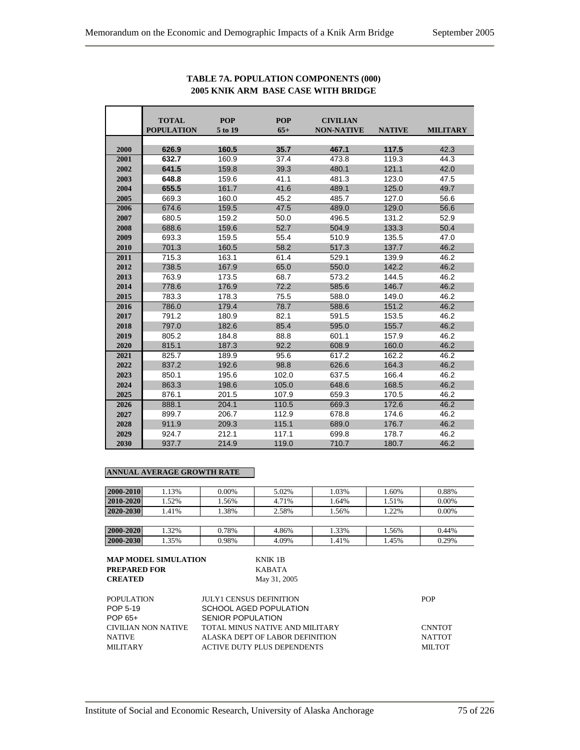**TABLE 7A. POPULATION COMPONENTS (000)**
**2005 KNIK ARM BASE CASE WITH BRIDGE**

| | TOTAL POPULATION | POP 5 to 19 | POP 65+ | CIVILIAN NON-NATIVE | NATIVE | MILITARY |
|---|---|---|---|---|---|---|
| 2000 | **626.9** | **160.5** | **35.7** | **467.1** | **117.5** | 42.3 |
| 2001 | **632.7** | 160.9 | 37.4 | 473.8 | 119.3 | 44.3 |
| 2002 | **641.5** | 159.8 | 39.3 | 480.1 | 121.1 | 42.0 |
| 2003 | **648.8** | 159.6 | 41.1 | 481.3 | 123.0 | 47.5 |
| 2004 | **655.5** | 161.7 | 41.6 | 489.1 | 125.0 | 49.7 |
| 2005 | 669.3 | 160.0 | 45.2 | 485.7 | 127.0 | 56.6 |
| 2006 | 674.6 | 159.5 | 47.5 | 489.0 | 129.0 | 56.6 |
| 2007 | 680.5 | 159.2 | 50.0 | 496.5 | 131.2 | 52.9 |
| 2008 | 688.6 | 159.6 | 52.7 | 504.9 | 133.3 | 50.4 |
| 2009 | 693.3 | 159.5 | 55.4 | 510.9 | 135.5 | 47.0 |
| 2010 | 701.3 | 160.5 | 58.2 | 517.3 | 137.7 | 46.2 |
| 2011 | 715.3 | 163.1 | 61.4 | 529.1 | 139.9 | 46.2 |
| 2012 | 738.5 | 167.9 | 65.0 | 550.0 | 142.2 | 46.2 |
| 2013 | 763.9 | 173.5 | 68.7 | 573.2 | 144.5 | 46.2 |
| 2014 | 778.6 | 176.9 | 72.2 | 585.6 | 146.7 | 46.2 |
| 2015 | 783.3 | 178.3 | 75.5 | 588.0 | 149.0 | 46.2 |
| 2016 | 786.0 | 179.4 | 78.7 | 588.6 | 151.2 | 46.2 |
| 2017 | 791.2 | 180.9 | 82.1 | 591.5 | 153.5 | 46.2 |
| 2018 | 797.0 | 182.6 | 85.4 | 595.0 | 155.7 | 46.2 |
| 2019 | 805.2 | 184.8 | 88.8 | 601.1 | 157.9 | 46.2 |
| 2020 | 815.1 | 187.3 | 92.2 | 608.9 | 160.0 | 46.2 |
| 2021 | 825.7 | 189.9 | 95.6 | 617.2 | 162.2 | 46.2 |
| 2022 | 837.2 | 192.6 | 98.8 | 626.6 | 164.3 | 46.2 |
| 2023 | 850.1 | 195.6 | 102.0 | 637.5 | 166.4 | 46.2 |
| 2024 | 863.3 | 198.6 | 105.0 | 648.6 | 168.5 | 46.2 |
| 2025 | 876.1 | 201.5 | 107.9 | 659.3 | 170.5 | 46.2 |
| 2026 | 888.1 | 204.1 | 110.5 | 669.3 | 172.6 | 46.2 |
| 2027 | 899.7 | 206.7 | 112.9 | 678.8 | 174.6 | 46.2 |
| 2028 | 911.9 | 209.3 | 115.1 | 689.0 | 176.7 | 46.2 |
| 2029 | 924.7 | 212.1 | 117.1 | 699.8 | 178.7 | 46.2 |
| 2030 | 937.7 | 214.9 | 119.0 | 710.7 | 180.7 | 46.2 |

**ANNUAL AVERAGE GROWTH RATE**

| | TOTAL POPULATION | POP 5 to 19 | POP 65+ | CIVILIAN NON-NATIVE | NATIVE | MILITARY |
|---|---|---|---|---|---|---|
| 2000-2010 | 1.13% | 0.00% | 5.02% | 1.03% | 1.60% | 0.88% |
| 2010-2020 | 1.52% | 1.56% | 4.71% | 1.64% | 1.51% | 0.00% |
| 2020-2030 | 1.41% | 1.38% | 2.58% | 1.56% | 1.22% | 0.00% |
| 2000-2020 | 1.32% | 0.78% | 4.86% | 1.33% | 1.56% | 0.44% |
| 2000-2030 | 1.35% | 0.98% | 4.09% | 1.41% | 1.45% | 0.29% |

**MAP MODEL SIMULATION** KNIK 1B
**PREPARED FOR** KABATA
**CREATED** May 31, 2005

| | | |
|---|---|---|
| POPULATION | JULY1 CENSUS DEFINITION | POP |
| POP 5-19 | SCHOOL AGED POPULATION | |
| POP 65+ | SENIOR POPULATION | |
| CIVILIAN NON NATIVE | TOTAL MINUS NATIVE AND MILITARY | CNNTOT |
| NATIVE | ALASKA DEPT OF LABOR DEFINITION | NATTOT |
| MILITARY | ACTIVE DUTY PLUS DEPENDENTS | MILTOT |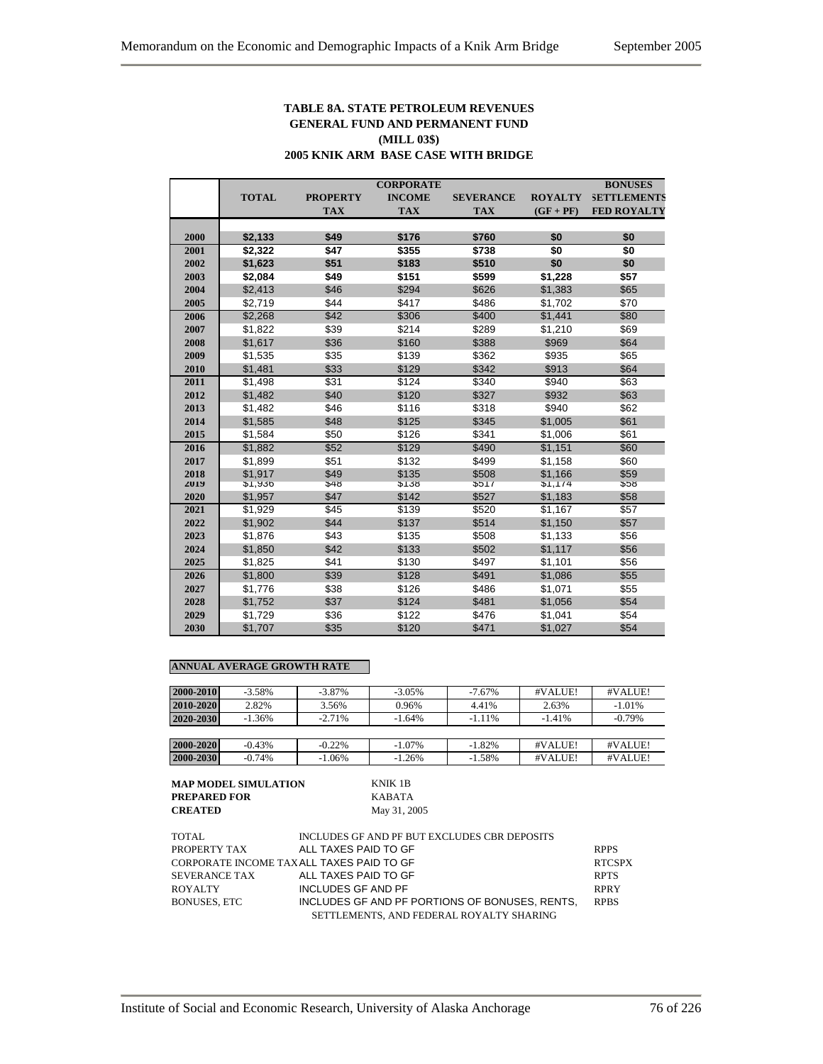**TABLE 8A. STATE PETROLEUM REVENUES**
**GENERAL FUND AND PERMANENT FUND**
**(MILL 03$)**
**2005 KNIK ARM BASE CASE WITH BRIDGE**

| | TOTAL | PROPERTY TAX | CORPORATE INCOME TAX | SEVERANCE TAX | ROYALTY (GF + PF) | BONUSES SETTLEMENTS FED ROYALTY |
|---|---|---|---|---|---|---|
| 2000 | $2,133 | $49 | $176 | $760 | $0 | $0 |
| 2001 | $2,322 | $47 | $355 | $738 | $0 | $0 |
| 2002 | $1,623 | $51 | $183 | $510 | $0 | $0 |
| 2003 | $2,084 | $49 | $151 | $599 | $1,228 | $57 |
| 2004 | $2,413 | $46 | $294 | $626 | $1,383 | $65 |
| 2005 | $2,719 | $44 | $417 | $486 | $1,702 | $70 |
| 2006 | $2,268 | $42 | $306 | $400 | $1,441 | $80 |
| 2007 | $1,822 | $39 | $214 | $289 | $1,210 | $69 |
| 2008 | $1,617 | $36 | $160 | $388 | $969 | $64 |
| 2009 | $1,535 | $35 | $139 | $362 | $935 | $65 |
| 2010 | $1,481 | $33 | $129 | $342 | $913 | $64 |
| 2011 | $1,498 | $31 | $124 | $340 | $940 | $63 |
| 2012 | $1,482 | $40 | $120 | $327 | $932 | $63 |
| 2013 | $1,482 | $46 | $116 | $318 | $940 | $62 |
| 2014 | $1,585 | $48 | $125 | $345 | $1,005 | $61 |
| 2015 | $1,584 | $50 | $126 | $341 | $1,006 | $61 |
| 2016 | $1,882 | $52 | $129 | $490 | $1,151 | $60 |
| 2017 | $1,899 | $51 | $132 | $499 | $1,158 | $60 |
| 2018 | $1,917 | $49 | $135 | $508 | $1,166 | $59 |
| 2019 | $1,936 | $48 | $138 | $517 | $1,174 | $58 |
| 2020 | $1,957 | $47 | $142 | $527 | $1,183 | $58 |
| 2021 | $1,929 | $45 | $139 | $520 | $1,167 | $57 |
| 2022 | $1,902 | $44 | $137 | $514 | $1,150 | $57 |
| 2023 | $1,876 | $43 | $135 | $508 | $1,133 | $56 |
| 2024 | $1,850 | $42 | $133 | $502 | $1,117 | $56 |
| 2025 | $1,825 | $41 | $130 | $497 | $1,101 | $56 |
| 2026 | $1,800 | $39 | $128 | $491 | $1,086 | $55 |
| 2027 | $1,776 | $38 | $126 | $486 | $1,071 | $55 |
| 2028 | $1,752 | $37 | $124 | $481 | $1,056 | $54 |
| 2029 | $1,729 | $36 | $122 | $476 | $1,041 | $54 |
| 2030 | $1,707 | $35 | $120 | $471 | $1,027 | $54 |

**ANNUAL AVERAGE GROWTH RATE**

| | | | | | | |
|---|---|---|---|---|---|---|
| 2000-2010 | -3.58% | -3.87% | -3.05% | -7.67% | #VALUE! | #VALUE! |
| 2010-2020 | 2.82% | 3.56% | 0.96% | 4.41% | 2.63% | -1.01% |
| 2020-2030 | -1.36% | -2.71% | -1.64% | -1.11% | -1.41% | -0.79% |
| | | | | | | |
| 2000-2020 | -0.43% | -0.22% | -1.07% | -1.82% | #VALUE! | #VALUE! |
| 2000-2030 | -0.74% | -1.06% | -1.26% | -1.58% | #VALUE! | #VALUE! |

**MAP MODEL SIMULATION** KNIK 1B
**PREPARED FOR** KABATA
**CREATED** May 31, 2005

| | | |
|---|---|---|
| TOTAL | INCLUDES GF AND PF BUT EXCLUDES CBR DEPOSITS | |
| PROPERTY TAX | ALL TAXES PAID TO GF | RPPS |
| CORPORATE INCOME TAX | ALL TAXES PAID TO GF | RTCSPX |
| SEVERANCE TAX | ALL TAXES PAID TO GF | RPTS |
| ROYALTY | INCLUDES GF AND PF | RPRY |
| BONUSES, ETC | INCLUDES GF AND PF PORTIONS OF BONUSES, RENTS, SETTLEMENTS, AND FEDERAL ROYALTY SHARING | RPBS |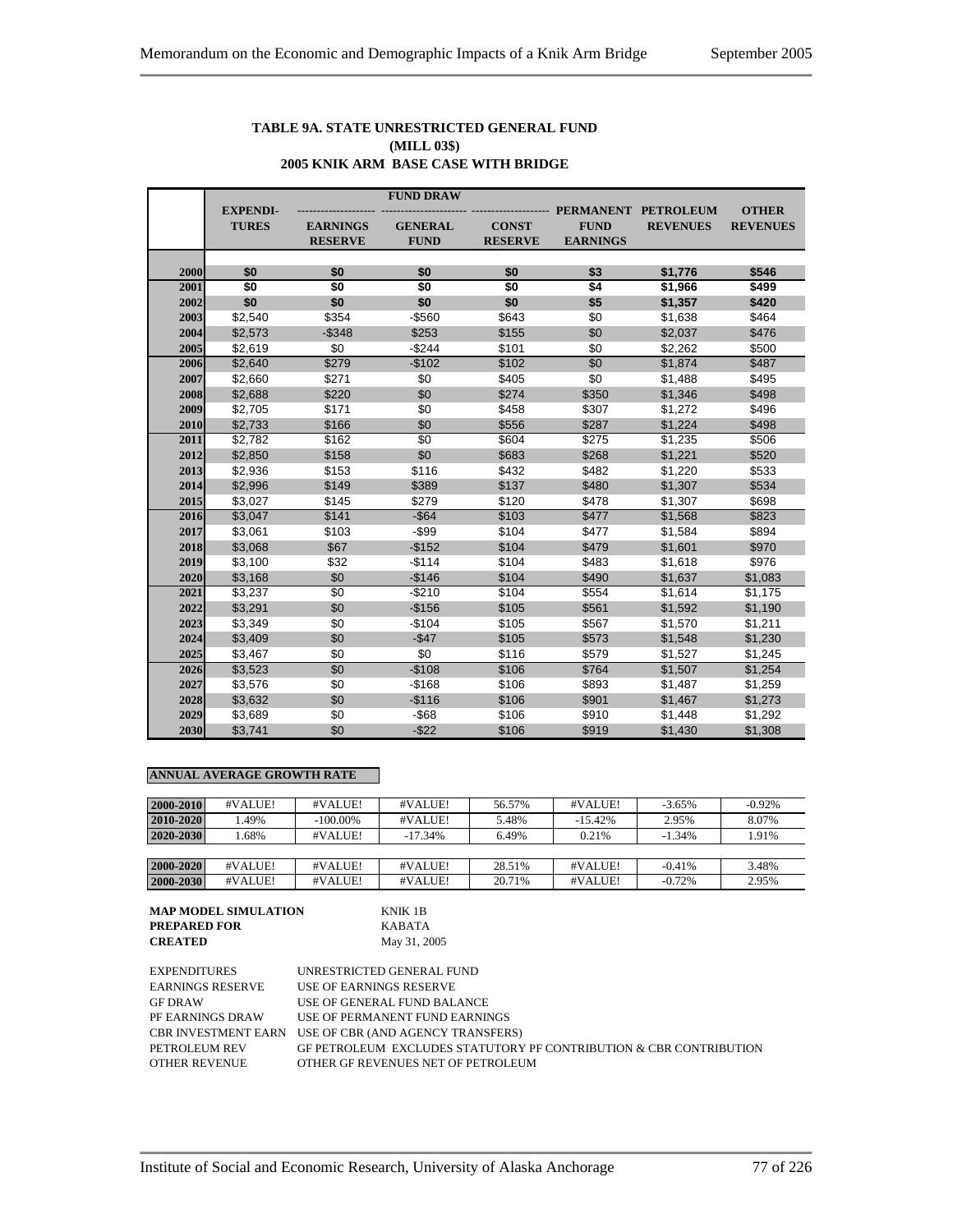**TABLE 9A. STATE UNRESTRICTED GENERAL FUND**
**(MILL 03$)**
**2005 KNIK ARM BASE CASE WITH BRIDGE**

| | EXPENDI-TURES | FUND DRAW EARNINGS RESERVE | GENERAL FUND | CONST RESERVE | PERMANENT FUND EARNINGS | PETROLEUM REVENUES | OTHER REVENUES |
|---|---|---|---|---|---|---|---|
| 2000 | $0 | $0 | $0 | $0 | $3 | $1,776 | $546 |
| 2001 | $0 | $0 | $0 | $0 | $4 | $1,966 | $499 |
| 2002 | $0 | $0 | $0 | $0 | $5 | $1,357 | $420 |
| 2003 | $2,540 | $354 | -$560 | $643 | $0 | $1,638 | $464 |
| 2004 | $2,573 | -$348 | $253 | $155 | $0 | $2,037 | $476 |
| 2005 | $2,619 | $0 | -$244 | $101 | $0 | $2,262 | $500 |
| 2006 | $2,640 | $279 | -$102 | $102 | $0 | $1,874 | $487 |
| 2007 | $2,660 | $271 | $0 | $405 | $0 | $1,488 | $495 |
| 2008 | $2,688 | $220 | $0 | $274 | $350 | $1,346 | $498 |
| 2009 | $2,705 | $171 | $0 | $458 | $307 | $1,272 | $496 |
| 2010 | $2,733 | $166 | $0 | $556 | $287 | $1,224 | $498 |
| 2011 | $2,782 | $162 | $0 | $604 | $275 | $1,235 | $506 |
| 2012 | $2,850 | $158 | $0 | $683 | $268 | $1,221 | $520 |
| 2013 | $2,936 | $153 | $116 | $432 | $482 | $1,220 | $533 |
| 2014 | $2,996 | $149 | $389 | $137 | $480 | $1,307 | $534 |
| 2015 | $3,027 | $145 | $279 | $120 | $478 | $1,307 | $698 |
| 2016 | $3,047 | $141 | -$64 | $103 | $477 | $1,568 | $823 |
| 2017 | $3,061 | $103 | -$99 | $104 | $477 | $1,584 | $894 |
| 2018 | $3,068 | $67 | -$152 | $104 | $479 | $1,601 | $970 |
| 2019 | $3,100 | $32 | -$114 | $104 | $483 | $1,618 | $976 |
| 2020 | $3,168 | $0 | -$146 | $104 | $490 | $1,637 | $1,083 |
| 2021 | $3,237 | $0 | -$210 | $104 | $554 | $1,614 | $1,175 |
| 2022 | $3,291 | $0 | -$156 | $105 | $561 | $1,592 | $1,190 |
| 2023 | $3,349 | $0 | -$104 | $105 | $567 | $1,570 | $1,211 |
| 2024 | $3,409 | $0 | -$47 | $105 | $573 | $1,548 | $1,230 |
| 2025 | $3,467 | $0 | $0 | $116 | $579 | $1,527 | $1,245 |
| 2026 | $3,523 | $0 | -$108 | $106 | $764 | $1,507 | $1,254 |
| 2027 | $3,576 | $0 | -$168 | $106 | $893 | $1,487 | $1,259 |
| 2028 | $3,632 | $0 | -$116 | $106 | $901 | $1,467 | $1,273 |
| 2029 | $3,689 | $0 | -$68 | $106 | $910 | $1,448 | $1,292 |
| 2030 | $3,741 | $0 | -$22 | $106 | $919 | $1,430 | $1,308 |

**ANNUAL AVERAGE GROWTH RATE**

| | | | | | | | |
|---|---|---|---|---|---|---|---|
| 2000-2010 | #VALUE! | #VALUE! | #VALUE! | 56.57% | #VALUE! | -3.65% | -0.92% |
| 2010-2020 | 1.49% | -100.00% | #VALUE! | 5.48% | -15.42% | 2.95% | 8.07% |
| 2020-2030 | 1.68% | #VALUE! | -17.34% | 6.49% | 0.21% | -1.34% | 1.91% |
| 2000-2020 | #VALUE! | #VALUE! | #VALUE! | 28.51% | #VALUE! | -0.41% | 3.48% |
| 2000-2030 | #VALUE! | #VALUE! | #VALUE! | 20.71% | #VALUE! | -0.72% | 2.95% |

**MAP MODEL SIMULATION** KNIK 1B
**PREPARED FOR** KABATA
**CREATED** May 31, 2005

| | |
|---|---|
| EXPENDITURES | UNRESTRICTED GENERAL FUND |
| EARNINGS RESERVE | USE OF EARNINGS RESERVE |
| GF DRAW | USE OF GENERAL FUND BALANCE |
| PF EARNINGS DRAW | USE OF PERMANENT FUND EARNINGS |
| CBR INVESTMENT EARN | USE OF CBR (AND AGENCY TRANSFERS) |
| PETROLEUM REV | GF PETROLEUM EXCLUDES STATUTORY PF CONTRIBUTION & CBR CONTRIBUTION |
| OTHER REVENUE | OTHER GF REVENUES NET OF PETROLEUM |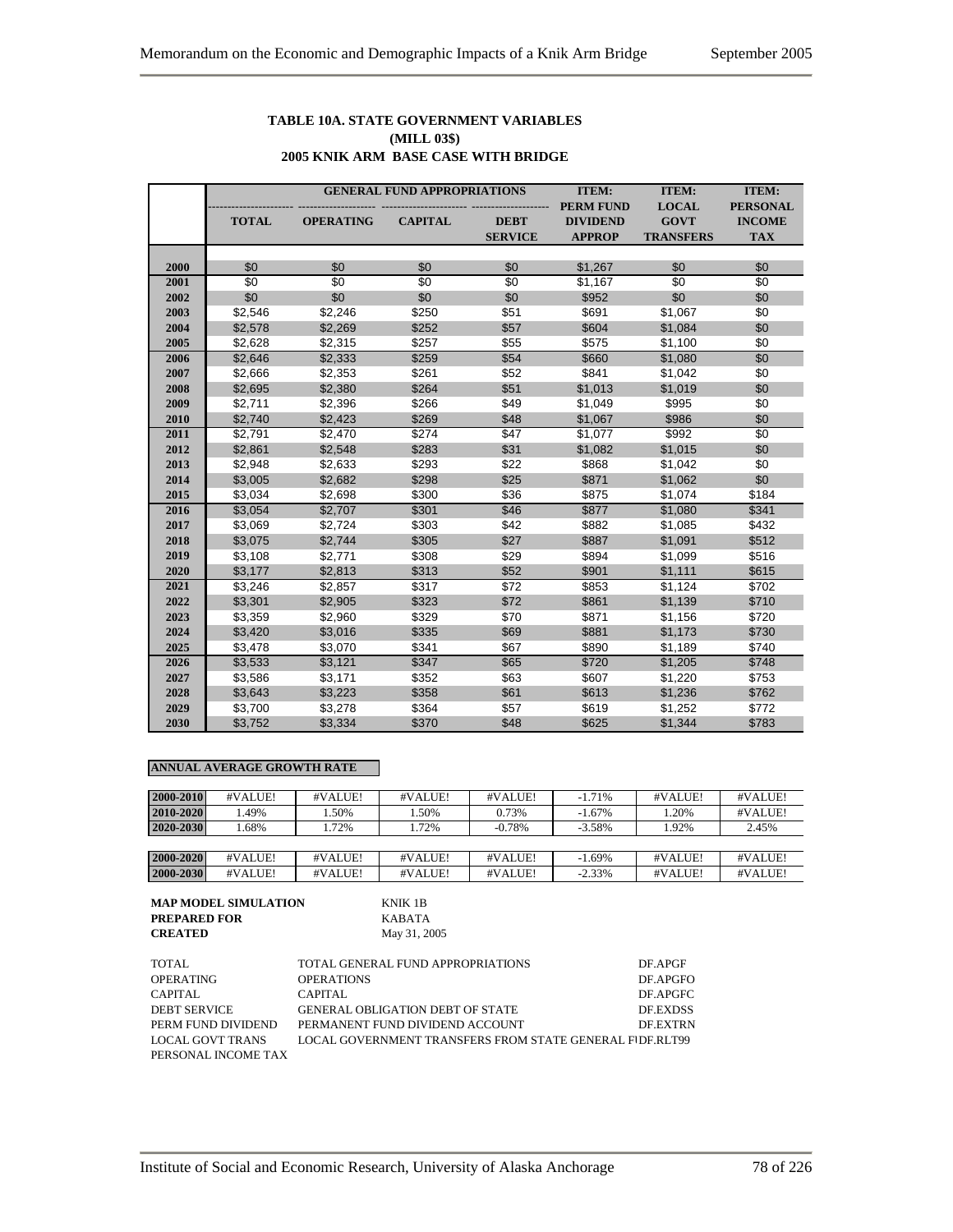**TABLE 10A. STATE GOVERNMENT VARIABLES**
**(MILL 03$)**
**2005 KNIK ARM BASE CASE WITH BRIDGE**

| | GENERAL FUND APPROPRIATIONS | | | | ITEM: | ITEM: | ITEM: |
|---|---|---|---|---|---|---|---|
| | TOTAL | OPERATING | CAPITAL | DEBT SERVICE | PERM FUND DIVIDEND APPROP | LOCAL GOVT TRANSFERS | PERSONAL INCOME TAX |
| 2000 | $0 | $0 | $0 | $0 | $1,267 | $0 | $0 |
| 2001 | $0 | $0 | $0 | $0 | $1,167 | $0 | $0 |
| 2002 | $0 | $0 | $0 | $0 | $952 | $0 | $0 |
| 2003 | $2,546 | $2,246 | $250 | $51 | $691 | $1,067 | $0 |
| 2004 | $2,578 | $2,269 | $252 | $57 | $604 | $1,084 | $0 |
| 2005 | $2,628 | $2,315 | $257 | $55 | $575 | $1,100 | $0 |
| 2006 | $2,646 | $2,333 | $259 | $54 | $660 | $1,080 | $0 |
| 2007 | $2,666 | $2,353 | $261 | $52 | $841 | $1,042 | $0 |
| 2008 | $2,695 | $2,380 | $264 | $51 | $1,013 | $1,019 | $0 |
| 2009 | $2,711 | $2,396 | $266 | $49 | $1,049 | $995 | $0 |
| 2010 | $2,740 | $2,423 | $269 | $48 | $1,067 | $986 | $0 |
| 2011 | $2,791 | $2,470 | $274 | $47 | $1,077 | $992 | $0 |
| 2012 | $2,861 | $2,548 | $283 | $31 | $1,082 | $1,015 | $0 |
| 2013 | $2,948 | $2,633 | $293 | $22 | $868 | $1,042 | $0 |
| 2014 | $3,005 | $2,682 | $298 | $25 | $871 | $1,062 | $0 |
| 2015 | $3,034 | $2,698 | $300 | $36 | $875 | $1,074 | $184 |
| 2016 | $3,054 | $2,707 | $301 | $46 | $877 | $1,080 | $341 |
| 2017 | $3,069 | $2,724 | $303 | $42 | $882 | $1,085 | $432 |
| 2018 | $3,075 | $2,744 | $305 | $27 | $887 | $1,091 | $512 |
| 2019 | $3,108 | $2,771 | $308 | $29 | $894 | $1,099 | $516 |
| 2020 | $3,177 | $2,813 | $313 | $52 | $901 | $1,111 | $615 |
| 2021 | $3,246 | $2,857 | $317 | $72 | $853 | $1,124 | $702 |
| 2022 | $3,301 | $2,905 | $323 | $72 | $861 | $1,139 | $710 |
| 2023 | $3,359 | $2,960 | $329 | $70 | $871 | $1,156 | $720 |
| 2024 | $3,420 | $3,016 | $335 | $69 | $881 | $1,173 | $730 |
| 2025 | $3,478 | $3,070 | $341 | $67 | $890 | $1,189 | $740 |
| 2026 | $3,533 | $3,121 | $347 | $65 | $720 | $1,205 | $748 |
| 2027 | $3,586 | $3,171 | $352 | $63 | $607 | $1,220 | $753 |
| 2028 | $3,643 | $3,223 | $358 | $61 | $613 | $1,236 | $762 |
| 2029 | $3,700 | $3,278 | $364 | $57 | $619 | $1,252 | $772 |
| 2030 | $3,752 | $3,334 | $370 | $48 | $625 | $1,344 | $783 |

**ANNUAL AVERAGE GROWTH RATE**

| | | | | | | | |
|---|---|---|---|---|---|---|---|
| 2000-2010 | #VALUE! | #VALUE! | #VALUE! | #VALUE! | -1.71% | #VALUE! | #VALUE! |
| 2010-2020 | 1.49% | 1.50% | 1.50% | 0.73% | -1.67% | 1.20% | #VALUE! |
| 2020-2030 | 1.68% | 1.72% | 1.72% | -0.78% | -3.58% | 1.92% | 2.45% |
| | | | | | | | |
| 2000-2020 | #VALUE! | #VALUE! | #VALUE! | #VALUE! | -1.69% | #VALUE! | #VALUE! |
| 2000-2030 | #VALUE! | #VALUE! | #VALUE! | #VALUE! | -2.33% | #VALUE! | #VALUE! |

**MAP MODEL SIMULATION** KNIK 1B
**PREPARED FOR** KABATA
**CREATED** May 31, 2005

| | | |
|---|---|---|
| TOTAL | TOTAL GENERAL FUND APPROPRIATIONS | DF.APGF |
| OPERATING | OPERATIONS | DF.APGFO |
| CAPITAL | CAPITAL | DF.APGFC |
| DEBT SERVICE | GENERAL OBLIGATION DEBT OF STATE | DF.EXDSS |
| PERM FUND DIVIDEND | PERMANENT FUND DIVIDEND ACCOUNT | DF.EXTRN |
| LOCAL GOVT TRANS | LOCAL GOVERNMENT TRANSFERS FROM STATE GENERAL FUND | DF.RLT99 |
| PERSONAL INCOME TAX | | |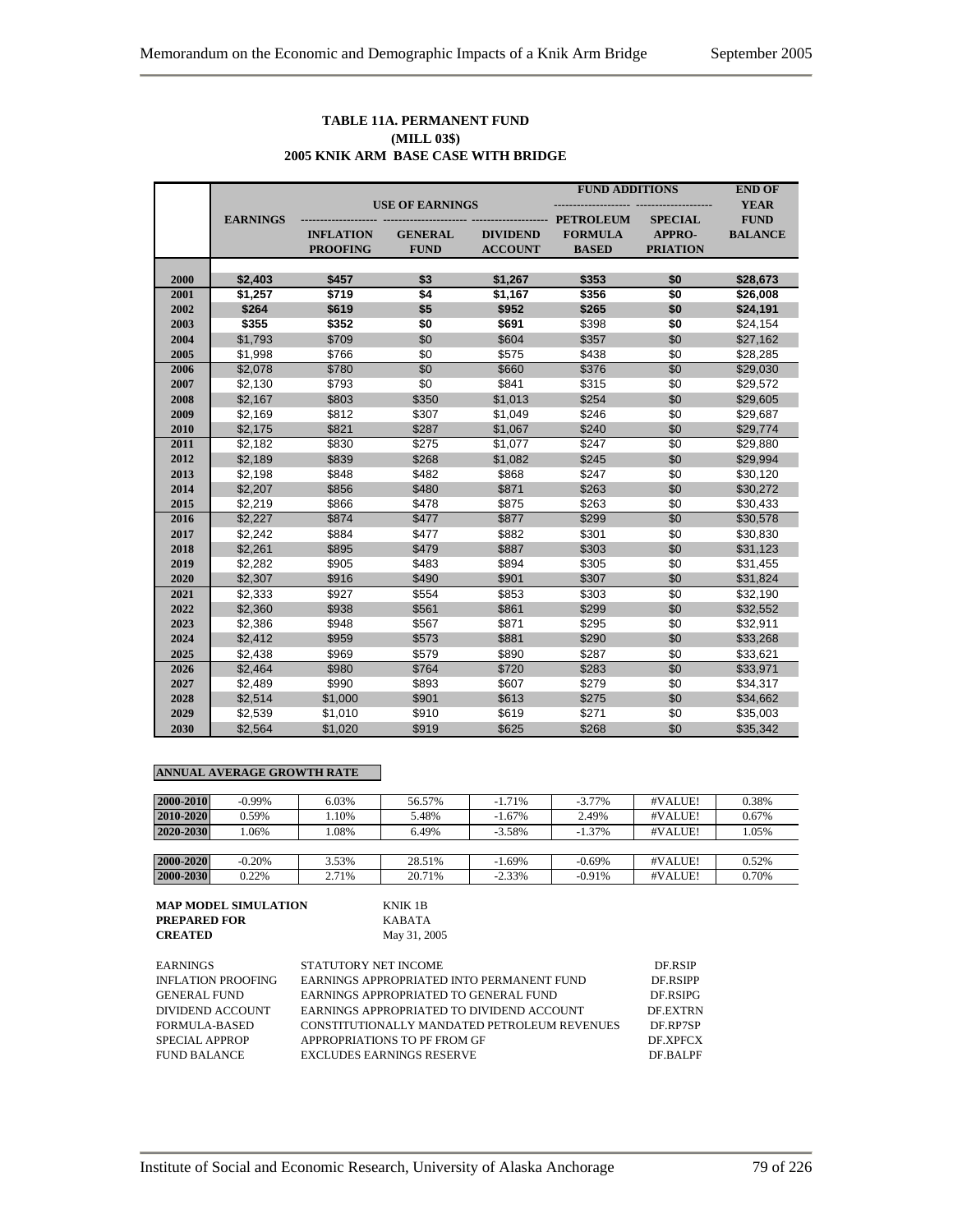**TABLE 11A. PERMANENT FUND**
**(MILL 03$)**
**2005 KNIK ARM BASE CASE WITH BRIDGE**

| | EARNINGS | USE OF EARNINGS | | | FUND ADDITIONS | | END OF YEAR FUND BALANCE |
|---|---|---|---|---|---|---|---|
| | | INFLATION PROOFING | GENERAL FUND | DIVIDEND ACCOUNT | PETROLEUM FORMULA BASED | SPECIAL APPRO-PRIATION | |
| 2000 | $2,403 | $457 | $3 | $1,267 | $353 | $0 | $28,673 |
| 2001 | $1,257 | $719 | $4 | $1,167 | $356 | $0 | $26,008 |
| 2002 | $264 | $619 | $5 | $952 | $265 | $0 | $24,191 |
| 2003 | $355 | $352 | $0 | $691 | $398 | $0 | $24,154 |
| 2004 | $1,793 | $709 | $0 | $604 | $357 | $0 | $27,162 |
| 2005 | $1,998 | $766 | $0 | $575 | $438 | $0 | $28,285 |
| 2006 | $2,078 | $780 | $0 | $660 | $376 | $0 | $29,030 |
| 2007 | $2,130 | $793 | $0 | $841 | $315 | $0 | $29,572 |
| 2008 | $2,167 | $803 | $350 | $1,013 | $254 | $0 | $29,605 |
| 2009 | $2,169 | $812 | $307 | $1,049 | $246 | $0 | $29,687 |
| 2010 | $2,175 | $821 | $287 | $1,067 | $240 | $0 | $29,774 |
| 2011 | $2,182 | $830 | $275 | $1,077 | $247 | $0 | $29,880 |
| 2012 | $2,189 | $839 | $268 | $1,082 | $245 | $0 | $29,994 |
| 2013 | $2,198 | $848 | $482 | $868 | $247 | $0 | $30,120 |
| 2014 | $2,207 | $856 | $480 | $871 | $263 | $0 | $30,272 |
| 2015 | $2,219 | $866 | $478 | $875 | $263 | $0 | $30,433 |
| 2016 | $2,227 | $874 | $477 | $877 | $299 | $0 | $30,578 |
| 2017 | $2,242 | $884 | $477 | $882 | $301 | $0 | $30,830 |
| 2018 | $2,261 | $895 | $479 | $887 | $303 | $0 | $31,123 |
| 2019 | $2,282 | $905 | $483 | $894 | $305 | $0 | $31,455 |
| 2020 | $2,307 | $916 | $490 | $901 | $307 | $0 | $31,824 |
| 2021 | $2,333 | $927 | $554 | $853 | $303 | $0 | $32,190 |
| 2022 | $2,360 | $938 | $561 | $861 | $299 | $0 | $32,552 |
| 2023 | $2,386 | $948 | $567 | $871 | $295 | $0 | $32,911 |
| 2024 | $2,412 | $959 | $573 | $881 | $290 | $0 | $33,268 |
| 2025 | $2,438 | $969 | $579 | $890 | $287 | $0 | $33,621 |
| 2026 | $2,464 | $980 | $764 | $720 | $283 | $0 | $33,971 |
| 2027 | $2,489 | $990 | $893 | $607 | $279 | $0 | $34,317 |
| 2028 | $2,514 | $1,000 | $901 | $613 | $275 | $0 | $34,662 |
| 2029 | $2,539 | $1,010 | $910 | $619 | $271 | $0 | $35,003 |
| 2030 | $2,564 | $1,020 | $919 | $625 | $268 | $0 | $35,342 |

**ANNUAL AVERAGE GROWTH RATE**

| | | | | | | | |
|---|---|---|---|---|---|---|---|
| 2000-2010 | -0.99% | 6.03% | 56.57% | -1.71% | -3.77% | #VALUE! | 0.38% |
| 2010-2020 | 0.59% | 1.10% | 5.48% | -1.67% | 2.49% | #VALUE! | 0.67% |
| 2020-2030 | 1.06% | 1.08% | 6.49% | -3.58% | -1.37% | #VALUE! | 1.05% |
| | | | | | | | |
| 2000-2020 | -0.20% | 3.53% | 28.51% | -1.69% | -0.69% | #VALUE! | 0.52% |
| 2000-2030 | 0.22% | 2.71% | 20.71% | -2.33% | -0.91% | #VALUE! | 0.70% |

**MAP MODEL SIMULATION** KNIK 1B
**PREPARED FOR** KABATA
**CREATED** May 31, 2005

| | | |
|---|---|---|
| EARNINGS | STATUTORY NET INCOME | DF.RSIP |
| INFLATION PROOFING | EARNINGS APPROPRIATED INTO PERMANENT FUND | DF.RSIPP |
| GENERAL FUND | EARNINGS APPROPRIATED TO GENERAL FUND | DF.RSIPG |
| DIVIDEND ACCOUNT | EARNINGS APPROPRIATED TO DIVIDEND ACCOUNT | DF.EXTRN |
| FORMULA-BASED | CONSTITUTIONALLY MANDATED PETROLEUM REVENUES | DF.RP7SP |
| SPECIAL APPROP | APPROPRIATIONS TO PF FROM GF | DF.XPFCX |
| FUND BALANCE | EXCLUDES EARNINGS RESERVE | DF.BALPF |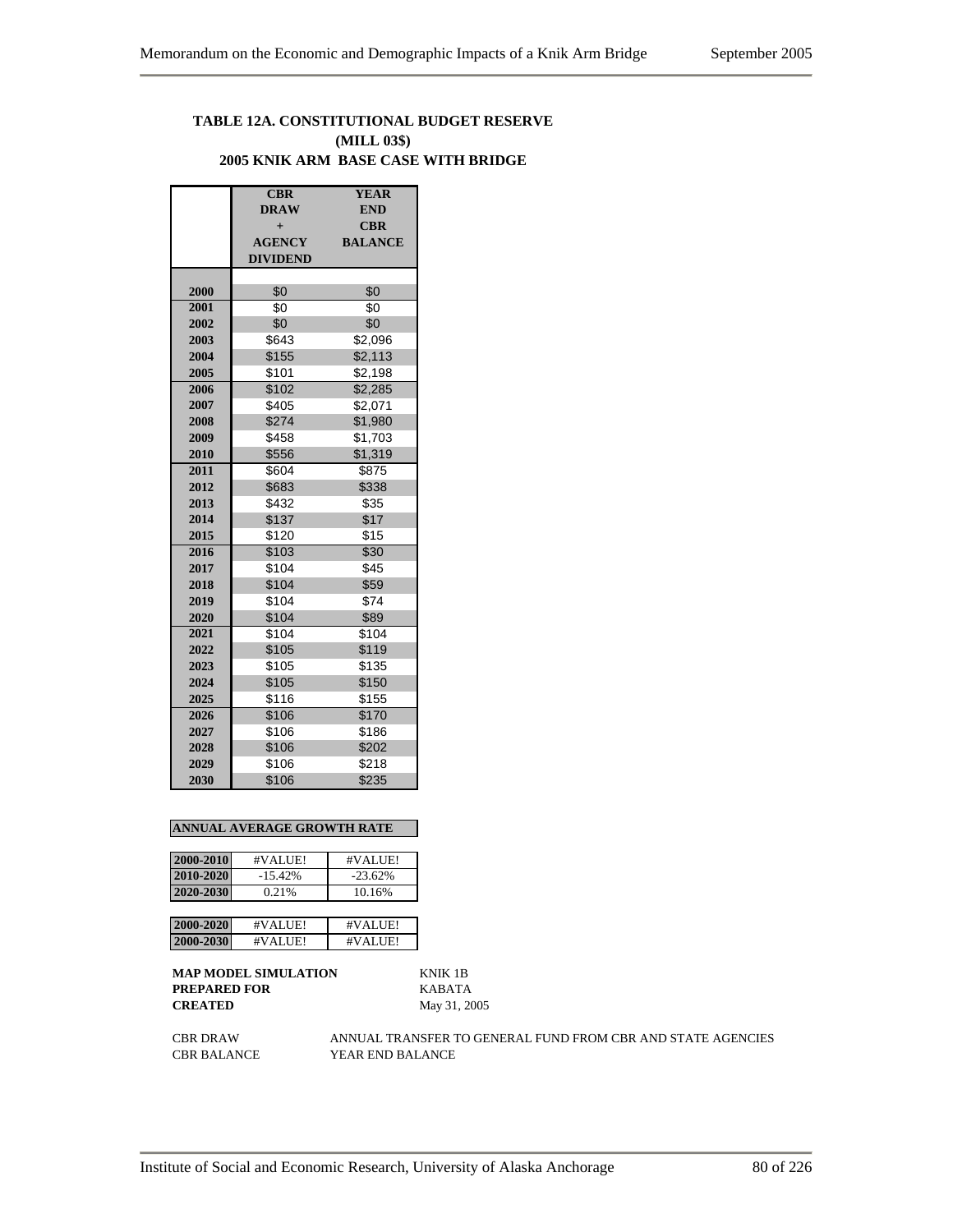## TABLE 12A. CONSTITUTIONAL BUDGET RESERVE
### (MILL 03$)
### 2005 KNIK ARM BASE CASE WITH BRIDGE

| | CBR DRAW + AGENCY DIVIDEND | YEAR END CBR BALANCE |
|---|---|---|
| 2000 | $0 | $0 |
| 2001 | $0 | $0 |
| 2002 | $0 | $0 |
| 2003 | $643 | $2,096 |
| 2004 | $155 | $2,113 |
| 2005 | $101 | $2,198 |
| 2006 | $102 | $2,285 |
| 2007 | $405 | $2,071 |
| 2008 | $274 | $1,980 |
| 2009 | $458 | $1,703 |
| 2010 | $556 | $1,319 |
| 2011 | $604 | $875 |
| 2012 | $683 | $338 |
| 2013 | $432 | $35 |
| 2014 | $137 | $17 |
| 2015 | $120 | $15 |
| 2016 | $103 | $30 |
| 2017 | $104 | $45 |
| 2018 | $104 | $59 |
| 2019 | $104 | $74 |
| 2020 | $104 | $89 |
| 2021 | $104 | $104 |
| 2022 | $105 | $119 |
| 2023 | $105 | $135 |
| 2024 | $105 | $150 |
| 2025 | $116 | $155 |
| 2026 | $106 | $170 |
| 2027 | $106 | $186 |
| 2028 | $106 | $202 |
| 2029 | $106 | $218 |
| 2030 | $106 | $235 |

**ANNUAL AVERAGE GROWTH RATE**

| | | |
|---|---|---|
| 2000-2010 | #VALUE! | #VALUE! |
| 2010-2020 | -15.42% | -23.62% |
| 2020-2030 | 0.21% | 10.16% |

| | | |
|---|---|---|
| 2000-2020 | #VALUE! | #VALUE! |
| 2000-2030 | #VALUE! | #VALUE! |

**MAP MODEL SIMULATION** KNIK 1B
**PREPARED FOR** KABATA
**CREATED** May 31, 2005

CBR DRAW ANNUAL TRANSFER TO GENERAL FUND FROM CBR AND STATE AGENCIES
CBR BALANCE YEAR END BALANCE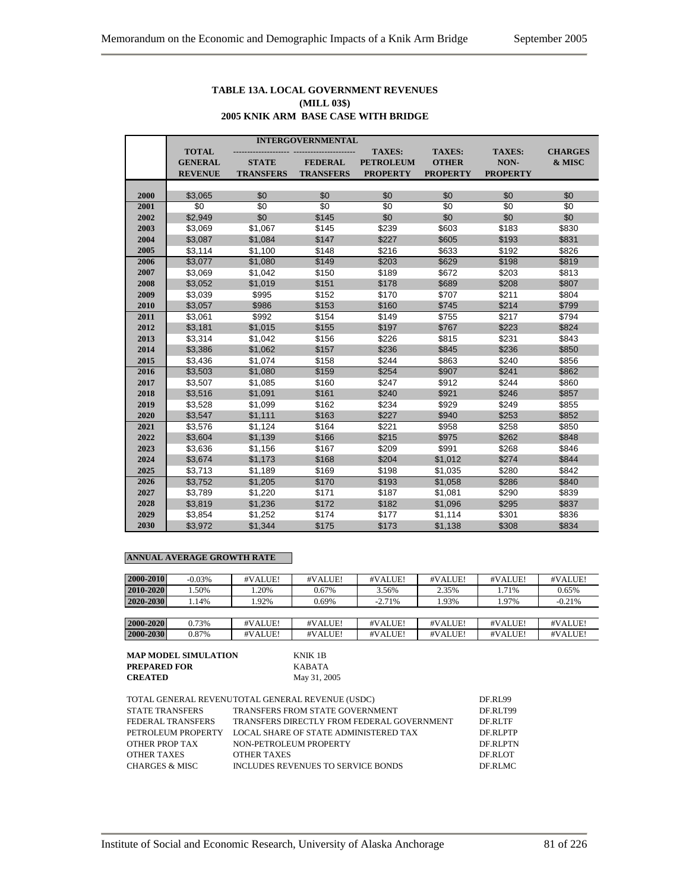**TABLE 13A. LOCAL GOVERNMENT REVENUES**
**(MILL 03$)**
**2005 KNIK ARM BASE CASE WITH BRIDGE**

| | TOTAL GENERAL REVENUE | INTERGOVERNMENTAL STATE TRANSFERS | FEDERAL TRANSFERS | TAXES: PETROLEUM PROPERTY | TAXES: OTHER PROPERTY | TAXES: NON-PROPERTY | CHARGES & MISC |
|---|---|---|---|---|---|---|---|
| 2000 | $3,065 | $0 | $0 | $0 | $0 | $0 | $0 |
| 2001 | $0 | $0 | $0 | $0 | $0 | $0 | $0 |
| 2002 | $2,949 | $0 | $145 | $0 | $0 | $0 | $0 |
| 2003 | $3,069 | $1,067 | $145 | $239 | $603 | $183 | $830 |
| 2004 | $3,087 | $1,084 | $147 | $227 | $605 | $193 | $831 |
| 2005 | $3,114 | $1,100 | $148 | $216 | $633 | $192 | $826 |
| 2006 | $3,077 | $1,080 | $149 | $203 | $629 | $198 | $819 |
| 2007 | $3,069 | $1,042 | $150 | $189 | $672 | $203 | $813 |
| 2008 | $3,052 | $1,019 | $151 | $178 | $689 | $208 | $807 |
| 2009 | $3,039 | $995 | $152 | $170 | $707 | $211 | $804 |
| 2010 | $3,057 | $986 | $153 | $160 | $745 | $214 | $799 |
| 2011 | $3,061 | $992 | $154 | $149 | $755 | $217 | $794 |
| 2012 | $3,181 | $1,015 | $155 | $197 | $767 | $223 | $824 |
| 2013 | $3,314 | $1,042 | $156 | $226 | $815 | $231 | $843 |
| 2014 | $3,386 | $1,062 | $157 | $236 | $845 | $236 | $850 |
| 2015 | $3,436 | $1,074 | $158 | $244 | $863 | $240 | $856 |
| 2016 | $3,503 | $1,080 | $159 | $254 | $907 | $241 | $862 |
| 2017 | $3,507 | $1,085 | $160 | $247 | $912 | $244 | $860 |
| 2018 | $3,516 | $1,091 | $161 | $240 | $921 | $246 | $857 |
| 2019 | $3,528 | $1,099 | $162 | $234 | $929 | $249 | $855 |
| 2020 | $3,547 | $1,111 | $163 | $227 | $940 | $253 | $852 |
| 2021 | $3,576 | $1,124 | $164 | $221 | $958 | $258 | $850 |
| 2022 | $3,604 | $1,139 | $166 | $215 | $975 | $262 | $848 |
| 2023 | $3,636 | $1,156 | $167 | $209 | $991 | $268 | $846 |
| 2024 | $3,674 | $1,173 | $168 | $204 | $1,012 | $274 | $844 |
| 2025 | $3,713 | $1,189 | $169 | $198 | $1,035 | $280 | $842 |
| 2026 | $3,752 | $1,205 | $170 | $193 | $1,058 | $286 | $840 |
| 2027 | $3,789 | $1,220 | $171 | $187 | $1,081 | $290 | $839 |
| 2028 | $3,819 | $1,236 | $172 | $182 | $1,096 | $295 | $837 |
| 2029 | $3,854 | $1,252 | $174 | $177 | $1,114 | $301 | $836 |
| 2030 | $3,972 | $1,344 | $175 | $173 | $1,138 | $308 | $834 |

**ANNUAL AVERAGE GROWTH RATE**

| | | | | | | | |
|---|---|---|---|---|---|---|---|
| 2000-2010 | -0.03% | #VALUE! | #VALUE! | #VALUE! | #VALUE! | #VALUE! | #VALUE! |
| 2010-2020 | 1.50% | 1.20% | 0.67% | 3.56% | 2.35% | 1.71% | 0.65% |
| 2020-2030 | 1.14% | 1.92% | 0.69% | -2.71% | 1.93% | 1.97% | -0.21% |
| 2000-2020 | 0.73% | #VALUE! | #VALUE! | #VALUE! | #VALUE! | #VALUE! | #VALUE! |
| 2000-2030 | 0.87% | #VALUE! | #VALUE! | #VALUE! | #VALUE! | #VALUE! | #VALUE! |

**MAP MODEL SIMULATION** KNIK 1B
**PREPARED FOR** KABATA
**CREATED** May 31, 2005

| | | |
|---|---|---|
| TOTAL GENERAL REVENU | TOTAL GENERAL REVENUE (USDC) | DF.RL99 |
| STATE TRANSFERS | TRANSFERS FROM STATE GOVERNMENT | DF.RLT99 |
| FEDERAL TRANSFERS | TRANSFERS DIRECTLY FROM FEDERAL GOVERNMENT | DF.RLTF |
| PETROLEUM PROPERTY | LOCAL SHARE OF STATE ADMINISTERED TAX | DF.RLPTP |
| OTHER PROP TAX | NON-PETROLEUM PROPERTY | DF.RLPTN |
| OTHER TAXES | OTHER TAXES | DF.RLOT |
| CHARGES & MISC | INCLUDES REVENUES TO SERVICE BONDS | DF.RLMC |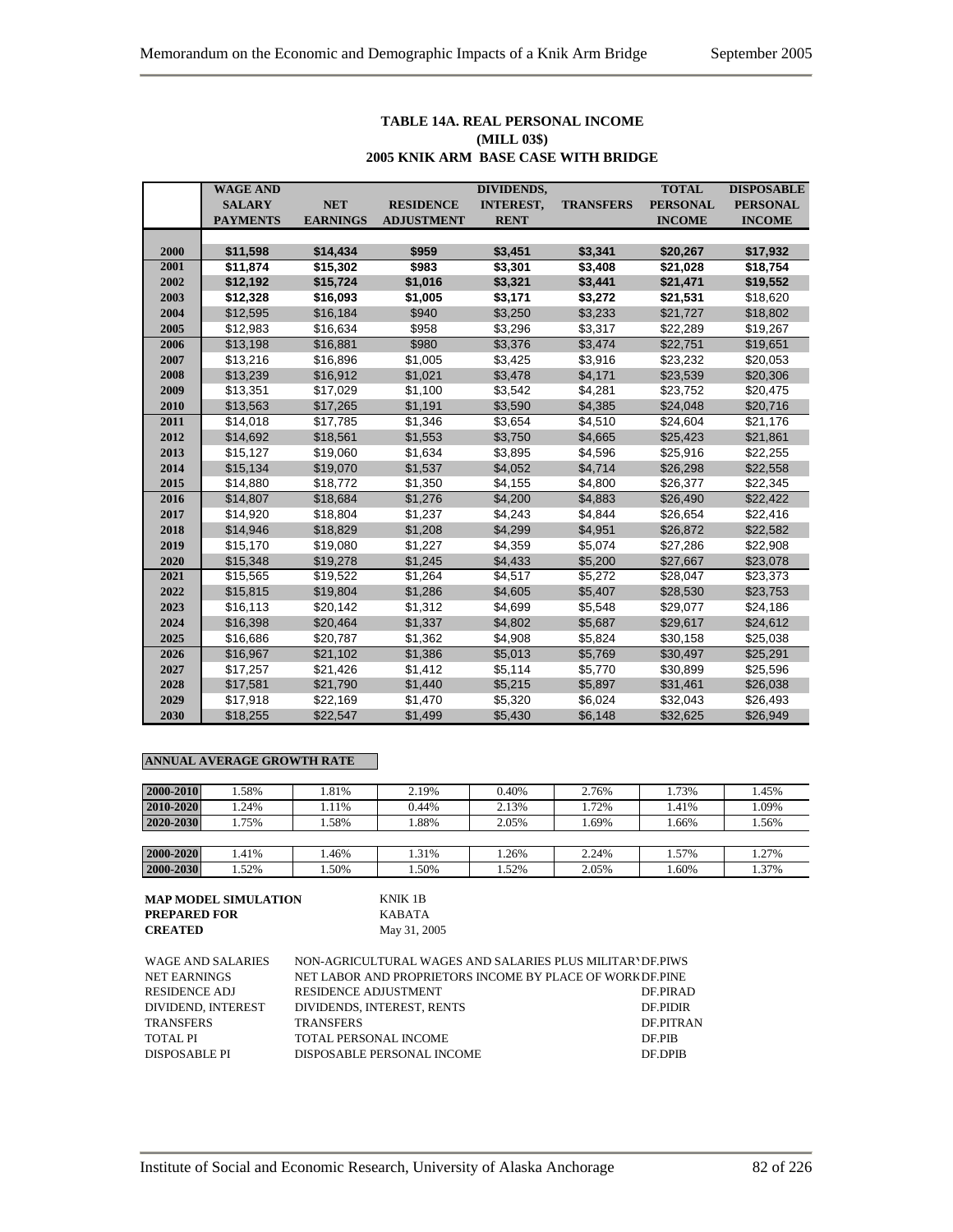**TABLE 14A. REAL PERSONAL INCOME**
**(MILL 03$)**
**2005 KNIK ARM BASE CASE WITH BRIDGE**

| | WAGE AND SALARY PAYMENTS | NET EARNINGS | RESIDENCE ADJUSTMENT | DIVIDENDS, INTEREST, RENT | TRANSFERS | TOTAL PERSONAL INCOME | DISPOSABLE PERSONAL INCOME |
|---|---|---|---|---|---|---|---|
| 2000 | $11,598 | $14,434 | $959 | $3,451 | $3,341 | $20,267 | $17,932 |
| 2001 | $11,874 | $15,302 | $983 | $3,301 | $3,408 | $21,028 | $18,754 |
| 2002 | $12,192 | $15,724 | $1,016 | $3,321 | $3,441 | $21,471 | $19,552 |
| 2003 | $12,328 | $16,093 | $1,005 | $3,171 | $3,272 | $21,531 | $18,620 |
| 2004 | $12,595 | $16,184 | $940 | $3,250 | $3,233 | $21,727 | $18,802 |
| 2005 | $12,983 | $16,634 | $958 | $3,296 | $3,317 | $22,289 | $19,267 |
| 2006 | $13,198 | $16,881 | $980 | $3,376 | $3,474 | $22,751 | $19,651 |
| 2007 | $13,216 | $16,896 | $1,005 | $3,425 | $3,916 | $23,232 | $20,053 |
| 2008 | $13,239 | $16,912 | $1,021 | $3,478 | $4,171 | $23,539 | $20,306 |
| 2009 | $13,351 | $17,029 | $1,100 | $3,542 | $4,281 | $23,752 | $20,475 |
| 2010 | $13,563 | $17,265 | $1,191 | $3,590 | $4,385 | $24,048 | $20,716 |
| 2011 | $14,018 | $17,785 | $1,346 | $3,654 | $4,510 | $24,604 | $21,176 |
| 2012 | $14,692 | $18,561 | $1,553 | $3,750 | $4,665 | $25,423 | $21,861 |
| 2013 | $15,127 | $19,060 | $1,634 | $3,895 | $4,596 | $25,916 | $22,255 |
| 2014 | $15,134 | $19,070 | $1,537 | $4,052 | $4,714 | $26,298 | $22,558 |
| 2015 | $14,880 | $18,772 | $1,350 | $4,155 | $4,800 | $26,377 | $22,345 |
| 2016 | $14,807 | $18,684 | $1,276 | $4,200 | $4,883 | $26,490 | $22,422 |
| 2017 | $14,920 | $18,804 | $1,237 | $4,243 | $4,844 | $26,654 | $22,416 |
| 2018 | $14,946 | $18,829 | $1,208 | $4,299 | $4,951 | $26,872 | $22,582 |
| 2019 | $15,170 | $19,080 | $1,227 | $4,359 | $5,074 | $27,286 | $22,908 |
| 2020 | $15,348 | $19,278 | $1,245 | $4,433 | $5,200 | $27,667 | $23,078 |
| 2021 | $15,565 | $19,522 | $1,264 | $4,517 | $5,272 | $28,047 | $23,373 |
| 2022 | $15,815 | $19,804 | $1,286 | $4,605 | $5,407 | $28,530 | $23,753 |
| 2023 | $16,113 | $20,142 | $1,312 | $4,699 | $5,548 | $29,077 | $24,186 |
| 2024 | $16,398 | $20,464 | $1,337 | $4,802 | $5,687 | $29,617 | $24,612 |
| 2025 | $16,686 | $20,787 | $1,362 | $4,908 | $5,824 | $30,158 | $25,038 |
| 2026 | $16,967 | $21,102 | $1,386 | $5,013 | $5,769 | $30,497 | $25,291 |
| 2027 | $17,257 | $21,426 | $1,412 | $5,114 | $5,770 | $30,899 | $25,596 |
| 2028 | $17,581 | $21,790 | $1,440 | $5,215 | $5,897 | $31,461 | $26,038 |
| 2029 | $17,918 | $22,169 | $1,470 | $5,320 | $6,024 | $32,043 | $26,493 |
| 2030 | $18,255 | $22,547 | $1,499 | $5,430 | $6,148 | $32,625 | $26,949 |

**ANNUAL AVERAGE GROWTH RATE**

| | | | | | | | |
|---|---|---|---|---|---|---|---|
| 2000-2010 | 1.58% | 1.81% | 2.19% | 0.40% | 2.76% | 1.73% | 1.45% |
| 2010-2020 | 1.24% | 1.11% | 0.44% | 2.13% | 1.72% | 1.41% | 1.09% |
| 2020-2030 | 1.75% | 1.58% | 1.88% | 2.05% | 1.69% | 1.66% | 1.56% |
| 2000-2020 | 1.41% | 1.46% | 1.31% | 1.26% | 2.24% | 1.57% | 1.27% |
| 2000-2030 | 1.52% | 1.50% | 1.50% | 1.52% | 2.05% | 1.60% | 1.37% |

**MAP MODEL SIMULATION** KNIK 1B
**PREPARED FOR** KABATA
**CREATED** May 31, 2005

| | | |
|---|---|---|
| WAGE AND SALARIES | NON-AGRICULTURAL WAGES AND SALARIES PLUS MILITARY | DF.PIWS |
| NET EARNINGS | NET LABOR AND PROPRIETORS INCOME BY PLACE OF WORK | DF.PINE |
| RESIDENCE ADJ | RESIDENCE ADJUSTMENT | DF.PIRAD |
| DIVIDEND, INTEREST | DIVIDENDS, INTEREST, RENTS | DF.PIDIR |
| TRANSFERS | TRANSFERS | DF.PITRAN |
| TOTAL PI | TOTAL PERSONAL INCOME | DF.PIB |
| DISPOSABLE PI | DISPOSABLE PERSONAL INCOME | DF.DPIB |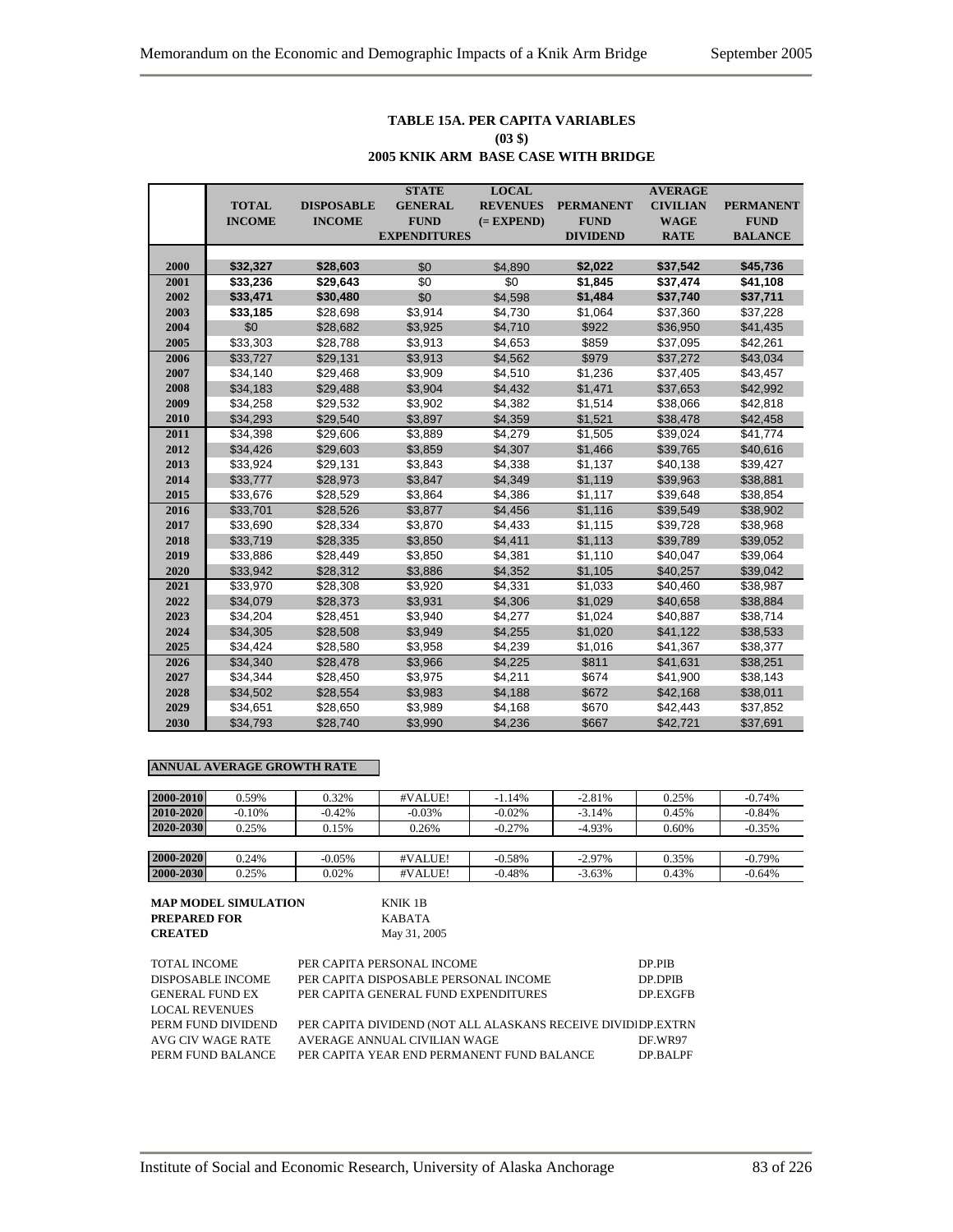**TABLE 15A. PER CAPITA VARIABLES**
**(03 $)**
**2005 KNIK ARM BASE CASE WITH BRIDGE**

| | TOTAL INCOME | DISPOSABLE INCOME | STATE GENERAL FUND EXPENDITURES | LOCAL REVENUES (= EXPEND) | PERMANENT FUND DIVIDEND | AVERAGE CIVILIAN WAGE RATE | PERMANENT FUND BALANCE |
|---|---|---|---|---|---|---|---|
| 2000 | **$32,327** | **$28,603** | $0 | $4,890 | **$2,022** | **$37,542** | **$45,736** |
| 2001 | **$33,236** | **$29,643** | $0 | $0 | **$1,845** | **$37,474** | **$41,108** |
| 2002 | **$33,471** | **$30,480** | $0 | $4,598 | **$1,484** | **$37,740** | **$37,711** |
| 2003 | **$33,185** | $28,698 | $3,914 | $4,730 | $1,064 | $37,360 | $37,228 |
| 2004 | $0 | $28,682 | $3,925 | $4,710 | $922 | $36,950 | $41,435 |
| 2005 | $33,303 | $28,788 | $3,913 | $4,653 | $859 | $37,095 | $42,261 |
| 2006 | $33,727 | $29,131 | $3,913 | $4,562 | $979 | $37,272 | $43,034 |
| 2007 | $34,140 | $29,468 | $3,909 | $4,510 | $1,236 | $37,405 | $43,457 |
| 2008 | $34,183 | $29,488 | $3,904 | $4,432 | $1,471 | $37,653 | $42,992 |
| 2009 | $34,258 | $29,532 | $3,902 | $4,382 | $1,514 | $38,066 | $42,818 |
| 2010 | $34,293 | $29,540 | $3,897 | $4,359 | $1,521 | $38,478 | $42,458 |
| 2011 | $34,398 | $29,606 | $3,889 | $4,279 | $1,505 | $39,024 | $41,774 |
| 2012 | $34,426 | $29,603 | $3,859 | $4,307 | $1,466 | $39,765 | $40,616 |
| 2013 | $33,924 | $29,131 | $3,843 | $4,338 | $1,137 | $40,138 | $39,427 |
| 2014 | $33,777 | $28,973 | $3,847 | $4,349 | $1,119 | $39,963 | $38,881 |
| 2015 | $33,676 | $28,529 | $3,864 | $4,386 | $1,117 | $39,648 | $38,854 |
| 2016 | $33,701 | $28,526 | $3,877 | $4,456 | $1,116 | $39,549 | $38,902 |
| 2017 | $33,690 | $28,334 | $3,870 | $4,433 | $1,115 | $39,728 | $38,968 |
| 2018 | $33,719 | $28,335 | $3,850 | $4,411 | $1,113 | $39,789 | $39,052 |
| 2019 | $33,886 | $28,449 | $3,850 | $4,381 | $1,110 | $40,047 | $39,064 |
| 2020 | $33,942 | $28,312 | $3,886 | $4,352 | $1,105 | $40,257 | $39,042 |
| 2021 | $33,970 | $28,308 | $3,920 | $4,331 | $1,033 | $40,460 | $38,987 |
| 2022 | $34,079 | $28,373 | $3,931 | $4,306 | $1,029 | $40,658 | $38,884 |
| 2023 | $34,204 | $28,451 | $3,940 | $4,277 | $1,024 | $40,887 | $38,714 |
| 2024 | $34,305 | $28,508 | $3,949 | $4,255 | $1,020 | $41,122 | $38,533 |
| 2025 | $34,424 | $28,580 | $3,958 | $4,239 | $1,016 | $41,367 | $38,377 |
| 2026 | $34,340 | $28,478 | $3,966 | $4,225 | $811 | $41,631 | $38,251 |
| 2027 | $34,344 | $28,450 | $3,975 | $4,211 | $674 | $41,900 | $38,143 |
| 2028 | $34,502 | $28,554 | $3,983 | $4,188 | $672 | $42,168 | $38,011 |
| 2029 | $34,651 | $28,650 | $3,989 | $4,168 | $670 | $42,443 | $37,852 |
| 2030 | $34,793 | $28,740 | $3,990 | $4,236 | $667 | $42,721 | $37,691 |

**ANNUAL AVERAGE GROWTH RATE**

| | | | | | | | |
|---|---|---|---|---|---|---|---|
| 2000-2010 | 0.59% | 0.32% | #VALUE! | -1.14% | -2.81% | 0.25% | -0.74% |
| 2010-2020 | -0.10% | -0.42% | -0.03% | -0.02% | -3.14% | 0.45% | -0.84% |
| 2020-2030 | 0.25% | 0.15% | 0.26% | -0.27% | -4.93% | 0.60% | -0.35% |
| 2000-2020 | 0.24% | -0.05% | #VALUE! | -0.58% | -2.97% | 0.35% | -0.79% |
| 2000-2030 | 0.25% | 0.02% | #VALUE! | -0.48% | -3.63% | 0.43% | -0.64% |

**MAP MODEL SIMULATION** KNIK 1B
**PREPARED FOR** KABATA
**CREATED** May 31, 2005

| | | |
|---|---|---|
| TOTAL INCOME | PER CAPITA PERSONAL INCOME | DP.PIB |
| DISPOSABLE INCOME | PER CAPITA DISPOSABLE PERSONAL INCOME | DP.DPIB |
| GENERAL FUND EX | PER CAPITA GENERAL FUND EXPENDITURES | DP.EXGFB |
| LOCAL REVENUES | | |
| PERM FUND DIVIDEND | PER CAPITA DIVIDEND (NOT ALL ALASKANS RECEIVE DIVID | DP.EXTRN |
| AVG CIV WAGE RATE | AVERAGE ANNUAL CIVILIAN WAGE | DF.WR97 |
| PERM FUND BALANCE | PER CAPITA YEAR END PERMANENT FUND BALANCE | DP.BALPF |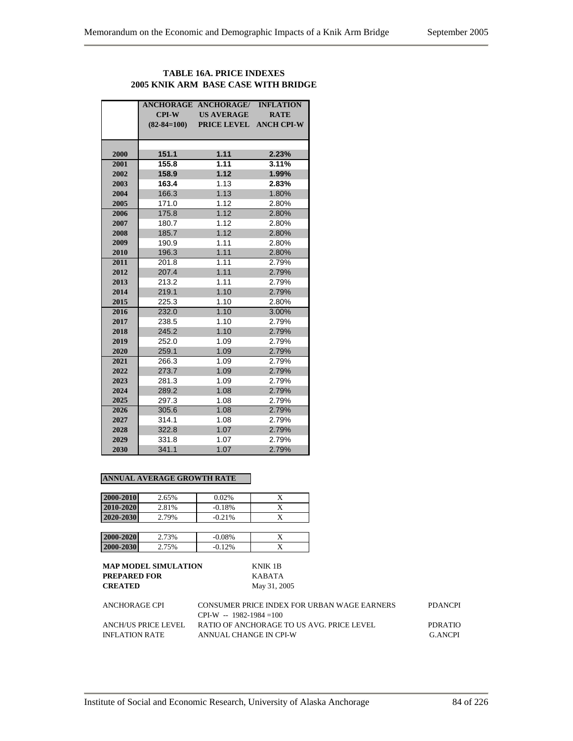**TABLE 16A. PRICE INDEXES**
**2005 KNIK ARM BASE CASE WITH BRIDGE**

| | ANCHORAGE CPI-W (82-84=100) | ANCHORAGE/ US AVERAGE PRICE LEVEL | INFLATION RATE ANCH CPI-W |
|---|---|---|---|
| 2000 | 151.1 | 1.11 | 2.23% |
| 2001 | 155.8 | 1.11 | 3.11% |
| 2002 | 158.9 | 1.12 | 1.99% |
| 2003 | 163.4 | 1.13 | 2.83% |
| 2004 | 166.3 | 1.13 | 1.80% |
| 2005 | 171.0 | 1.12 | 2.80% |
| 2006 | 175.8 | 1.12 | 2.80% |
| 2007 | 180.7 | 1.12 | 2.80% |
| 2008 | 185.7 | 1.12 | 2.80% |
| 2009 | 190.9 | 1.11 | 2.80% |
| 2010 | 196.3 | 1.11 | 2.80% |
| 2011 | 201.8 | 1.11 | 2.79% |
| 2012 | 207.4 | 1.11 | 2.79% |
| 2013 | 213.2 | 1.11 | 2.79% |
| 2014 | 219.1 | 1.10 | 2.79% |
| 2015 | 225.3 | 1.10 | 2.80% |
| 2016 | 232.0 | 1.10 | 3.00% |
| 2017 | 238.5 | 1.10 | 2.79% |
| 2018 | 245.2 | 1.10 | 2.79% |
| 2019 | 252.0 | 1.09 | 2.79% |
| 2020 | 259.1 | 1.09 | 2.79% |
| 2021 | 266.3 | 1.09 | 2.79% |
| 2022 | 273.7 | 1.09 | 2.79% |
| 2023 | 281.3 | 1.09 | 2.79% |
| 2024 | 289.2 | 1.08 | 2.79% |
| 2025 | 297.3 | 1.08 | 2.79% |
| 2026 | 305.6 | 1.08 | 2.79% |
| 2027 | 314.1 | 1.08 | 2.79% |
| 2028 | 322.8 | 1.07 | 2.79% |
| 2029 | 331.8 | 1.07 | 2.79% |
| 2030 | 341.1 | 1.07 | 2.79% |

**ANNUAL AVERAGE GROWTH RATE**

| | | | |
|---|---|---|---|
| 2000-2010 | 2.65% | 0.02% | X |
| 2010-2020 | 2.81% | -0.18% | X |
| 2020-2030 | 2.79% | -0.21% | X |
| | | | |
| 2000-2020 | 2.73% | -0.08% | X |
| 2000-2030 | 2.75% | -0.12% | X |

**MAP MODEL SIMULATION** KNIK 1B
**PREPARED FOR** KABATA
**CREATED** May 31, 2005

| | | |
|---|---|---|
| ANCHORAGE CPI | CONSUMER PRICE INDEX FOR URBAN WAGE EARNERS CPI-W -- 1982-1984 =100 | PDANCPI |
| ANCH/US PRICE LEVEL | RATIO OF ANCHORAGE TO US AVG. PRICE LEVEL | PDRATIO |
| INFLATION RATE | ANNUAL CHANGE IN CPI-W | G.ANCPI |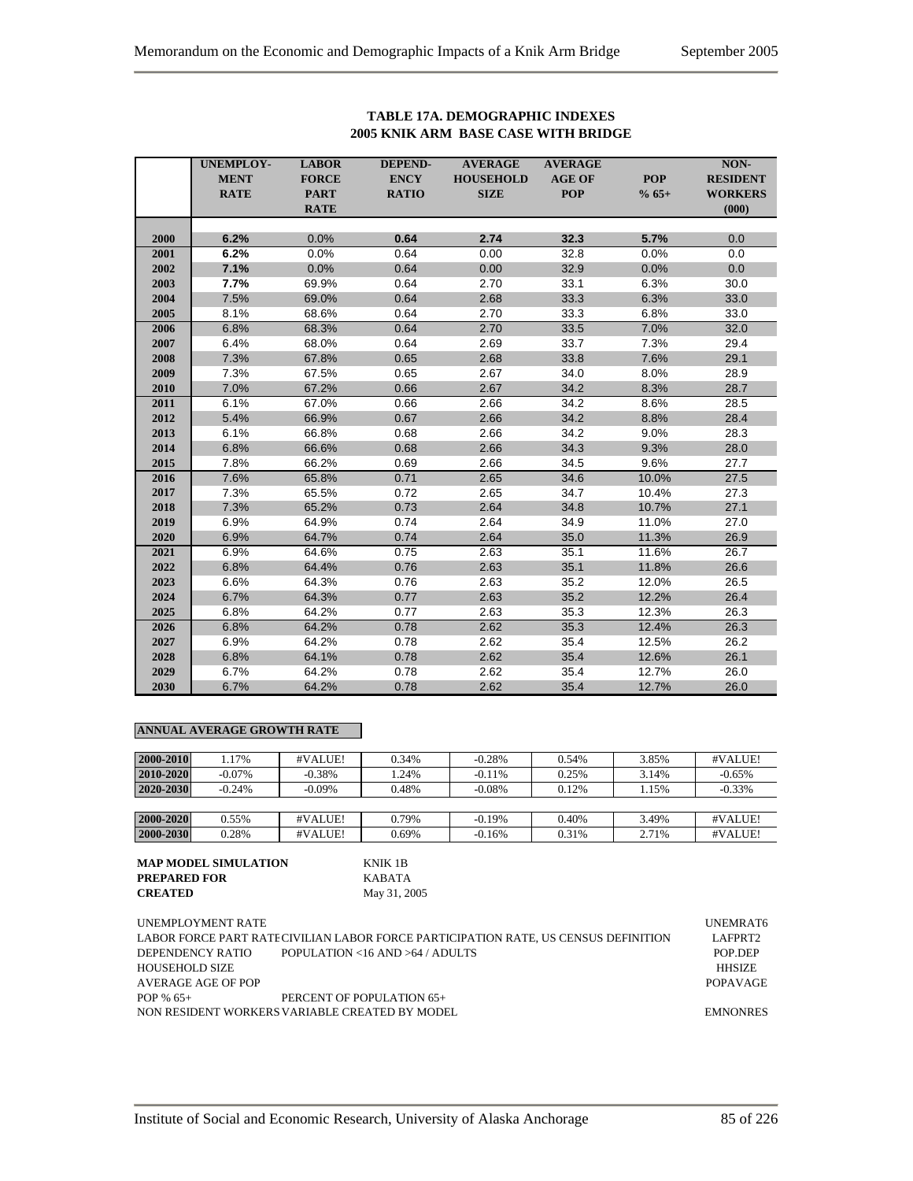**TABLE 17A. DEMOGRAPHIC INDEXES**
**2005 KNIK ARM BASE CASE WITH BRIDGE**

| | UNEMPLOY-MENT RATE | LABOR FORCE PART RATE | DEPEND-ENCY RATIO | AVERAGE HOUSEHOLD SIZE | AVERAGE AGE OF POP | POP % 65+ | NON-RESIDENT WORKERS (000) |
|---|---|---|---|---|---|---|---|
| 2000 | 6.2% | 0.0% | 0.64 | 2.74 | 32.3 | 5.7% | 0.0 |
| 2001 | 6.2% | 0.0% | 0.64 | 0.00 | 32.8 | 0.0% | 0.0 |
| 2002 | 7.1% | 0.0% | 0.64 | 0.00 | 32.9 | 0.0% | 0.0 |
| 2003 | 7.7% | 69.9% | 0.64 | 2.70 | 33.1 | 6.3% | 30.0 |
| 2004 | 7.5% | 69.0% | 0.64 | 2.68 | 33.3 | 6.3% | 33.0 |
| 2005 | 8.1% | 68.6% | 0.64 | 2.70 | 33.3 | 6.8% | 33.0 |
| 2006 | 6.8% | 68.3% | 0.64 | 2.70 | 33.5 | 7.0% | 32.0 |
| 2007 | 6.4% | 68.0% | 0.64 | 2.69 | 33.7 | 7.3% | 29.4 |
| 2008 | 7.3% | 67.8% | 0.65 | 2.68 | 33.8 | 7.6% | 29.1 |
| 2009 | 7.3% | 67.5% | 0.65 | 2.67 | 34.0 | 8.0% | 28.9 |
| 2010 | 7.0% | 67.2% | 0.66 | 2.67 | 34.2 | 8.3% | 28.7 |
| 2011 | 6.1% | 67.0% | 0.66 | 2.66 | 34.2 | 8.6% | 28.5 |
| 2012 | 5.4% | 66.9% | 0.67 | 2.66 | 34.2 | 8.8% | 28.4 |
| 2013 | 6.1% | 66.8% | 0.68 | 2.66 | 34.2 | 9.0% | 28.3 |
| 2014 | 6.8% | 66.6% | 0.68 | 2.66 | 34.3 | 9.3% | 28.0 |
| 2015 | 7.8% | 66.2% | 0.69 | 2.66 | 34.5 | 9.6% | 27.7 |
| 2016 | 7.6% | 65.8% | 0.71 | 2.65 | 34.6 | 10.0% | 27.5 |
| 2017 | 7.3% | 65.5% | 0.72 | 2.65 | 34.7 | 10.4% | 27.3 |
| 2018 | 7.3% | 65.2% | 0.73 | 2.64 | 34.8 | 10.7% | 27.1 |
| 2019 | 6.9% | 64.9% | 0.74 | 2.64 | 34.9 | 11.0% | 27.0 |
| 2020 | 6.9% | 64.7% | 0.74 | 2.64 | 35.0 | 11.3% | 26.9 |
| 2021 | 6.9% | 64.6% | 0.75 | 2.63 | 35.1 | 11.6% | 26.7 |
| 2022 | 6.8% | 64.4% | 0.76 | 2.63 | 35.1 | 11.8% | 26.6 |
| 2023 | 6.6% | 64.3% | 0.76 | 2.63 | 35.2 | 12.0% | 26.5 |
| 2024 | 6.7% | 64.3% | 0.77 | 2.63 | 35.2 | 12.2% | 26.4 |
| 2025 | 6.8% | 64.2% | 0.77 | 2.63 | 35.3 | 12.3% | 26.3 |
| 2026 | 6.8% | 64.2% | 0.78 | 2.62 | 35.3 | 12.4% | 26.3 |
| 2027 | 6.9% | 64.2% | 0.78 | 2.62 | 35.4 | 12.5% | 26.2 |
| 2028 | 6.8% | 64.1% | 0.78 | 2.62 | 35.4 | 12.6% | 26.1 |
| 2029 | 6.7% | 64.2% | 0.78 | 2.62 | 35.4 | 12.7% | 26.0 |
| 2030 | 6.7% | 64.2% | 0.78 | 2.62 | 35.4 | 12.7% | 26.0 |

**ANNUAL AVERAGE GROWTH RATE**

| | | | | | | | |
|---|---|---|---|---|---|---|---|
| 2000-2010 | 1.17% | #VALUE! | 0.34% | -0.28% | 0.54% | 3.85% | #VALUE! |
| 2010-2020 | -0.07% | -0.38% | 1.24% | -0.11% | 0.25% | 3.14% | -0.65% |
| 2020-2030 | -0.24% | -0.09% | 0.48% | -0.08% | 0.12% | 1.15% | -0.33% |
| 2000-2020 | 0.55% | #VALUE! | 0.79% | -0.19% | 0.40% | 3.49% | #VALUE! |
| 2000-2030 | 0.28% | #VALUE! | 0.69% | -0.16% | 0.31% | 2.71% | #VALUE! |

**MAP MODEL SIMULATION** KNIK 1B
**PREPARED FOR** KABATA
**CREATED** May 31, 2005

| | | |
|---|---|---|
| UNEMPLOYMENT RATE | | UNEMRAT6 |
| LABOR FORCE PART RATE | CIVILIAN LABOR FORCE PARTICIPATION RATE, US CENSUS DEFINITION | LAFPRT2 |
| DEPENDENCY RATIO | POPULATION <16 AND >64 / ADULTS | POP.DEP |
| HOUSEHOLD SIZE | | HHSIZE |
| AVERAGE AGE OF POP | | POPAVAGE |
| POP % 65+ | PERCENT OF POPULATION 65+ | |
| NON RESIDENT WORKERS | VARIABLE CREATED BY MODEL | EMNONRES |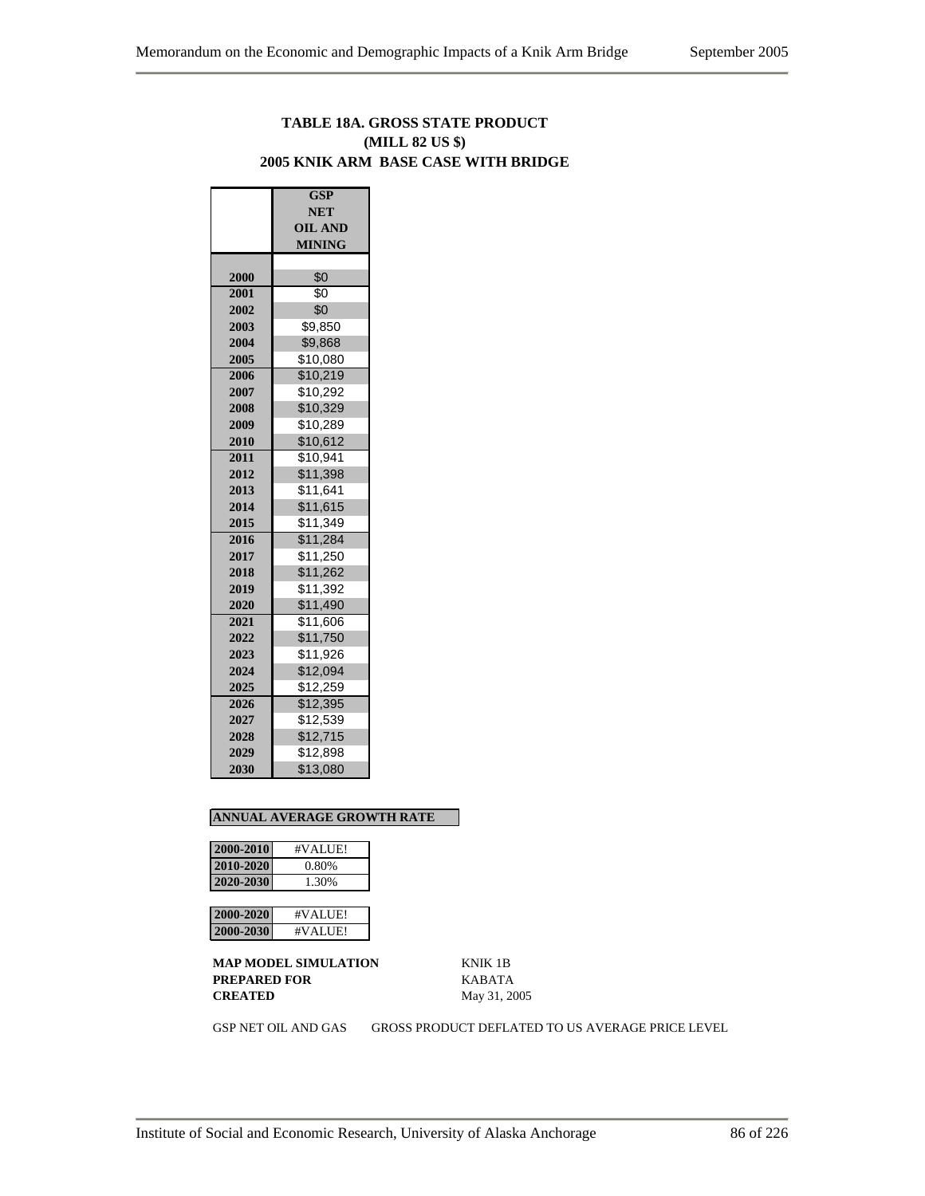# TABLE 18A. GROSS STATE PRODUCT (MILL 82 US $)
## 2005 KNIK ARM BASE CASE WITH BRIDGE

| | GSP NET OIL AND MINING |
|---|---|
| 2000 | $0 |
| 2001 | $0 |
| 2002 | $0 |
| 2003 | $9,850 |
| 2004 | $9,868 |
| 2005 | $10,080 |
| 2006 | $10,219 |
| 2007 | $10,292 |
| 2008 | $10,329 |
| 2009 | $10,289 |
| 2010 | $10,612 |
| 2011 | $10,941 |
| 2012 | $11,398 |
| 2013 | $11,641 |
| 2014 | $11,615 |
| 2015 | $11,349 |
| 2016 | $11,284 |
| 2017 | $11,250 |
| 2018 | $11,262 |
| 2019 | $11,392 |
| 2020 | $11,490 |
| 2021 | $11,606 |
| 2022 | $11,750 |
| 2023 | $11,926 |
| 2024 | $12,094 |
| 2025 | $12,259 |
| 2026 | $12,395 |
| 2027 | $12,539 |
| 2028 | $12,715 |
| 2029 | $12,898 |
| 2030 | $13,080 |

**ANNUAL AVERAGE GROWTH RATE**

| | |
|---|---|
| 2000-2010 | #VALUE! |
| 2010-2020 | 0.80% |
| 2020-2030 | 1.30% |

| | |
|---|---|
| 2000-2020 | #VALUE! |
| 2000-2030 | #VALUE! |

**MAP MODEL SIMULATION** KNIK 1B
**PREPARED FOR** KABATA
**CREATED** May 31, 2005

GSP NET OIL AND GAS GROSS PRODUCT DEFLATED TO US AVERAGE PRICE LEVEL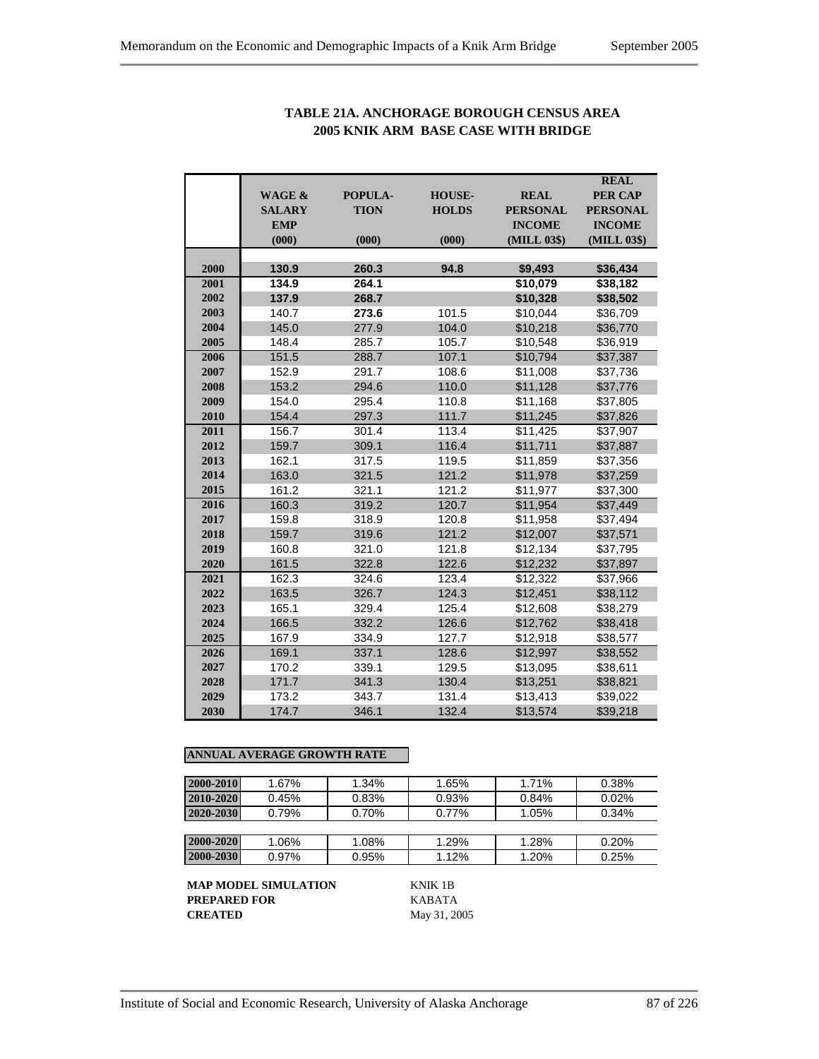**TABLE 21A. ANCHORAGE BOROUGH CENSUS AREA**
**2005 KNIK ARM BASE CASE WITH BRIDGE**

| | WAGE & SALARY EMP (000) | POPULA-TION (000) | HOUSE-HOLDS (000) | REAL PERSONAL INCOME (MILL 03$) | REAL PER CAP PERSONAL INCOME (MILL 03$) |
|---|---|---|---|---|---|
| 2000 | **130.9** | **260.3** | **94.8** | **$9,493** | **$36,434** |
| 2001 | **134.9** | **264.1** | | **$10,079** | **$38,182** |
| 2002 | **137.9** | **268.7** | | **$10,328** | **$38,502** |
| 2003 | 140.7 | **273.6** | 101.5 | $10,044 | $36,709 |
| 2004 | 145.0 | 277.9 | 104.0 | $10,218 | $36,770 |
| 2005 | 148.4 | 285.7 | 105.7 | $10,548 | $36,919 |
| 2006 | 151.5 | 288.7 | 107.1 | $10,794 | $37,387 |
| 2007 | 152.9 | 291.7 | 108.6 | $11,008 | $37,736 |
| 2008 | 153.2 | 294.6 | 110.0 | $11,128 | $37,776 |
| 2009 | 154.0 | 295.4 | 110.8 | $11,168 | $37,805 |
| 2010 | 154.4 | 297.3 | 111.7 | $11,245 | $37,826 |
| 2011 | 156.7 | 301.4 | 113.4 | $11,425 | $37,907 |
| 2012 | 159.7 | 309.1 | 116.4 | $11,711 | $37,887 |
| 2013 | 162.1 | 317.5 | 119.5 | $11,859 | $37,356 |
| 2014 | 163.0 | 321.5 | 121.2 | $11,978 | $37,259 |
| 2015 | 161.2 | 321.1 | 121.2 | $11,977 | $37,300 |
| 2016 | 160.3 | 319.2 | 120.7 | $11,954 | $37,449 |
| 2017 | 159.8 | 318.9 | 120.8 | $11,958 | $37,494 |
| 2018 | 159.7 | 319.6 | 121.2 | $12,007 | $37,571 |
| 2019 | 160.8 | 321.0 | 121.8 | $12,134 | $37,795 |
| 2020 | 161.5 | 322.8 | 122.6 | $12,232 | $37,897 |
| 2021 | 162.3 | 324.6 | 123.4 | $12,322 | $37,966 |
| 2022 | 163.5 | 326.7 | 124.3 | $12,451 | $38,112 |
| 2023 | 165.1 | 329.4 | 125.4 | $12,608 | $38,279 |
| 2024 | 166.5 | 332.2 | 126.6 | $12,762 | $38,418 |
| 2025 | 167.9 | 334.9 | 127.7 | $12,918 | $38,577 |
| 2026 | 169.1 | 337.1 | 128.6 | $12,997 | $38,552 |
| 2027 | 170.2 | 339.1 | 129.5 | $13,095 | $38,611 |
| 2028 | 171.7 | 341.3 | 130.4 | $13,251 | $38,821 |
| 2029 | 173.2 | 343.7 | 131.4 | $13,413 | $39,022 |
| 2030 | 174.7 | 346.1 | 132.4 | $13,574 | $39,218 |

**ANNUAL AVERAGE GROWTH RATE**

| | | | | | |
|---|---|---|---|---|---|
| 2000-2010 | 1.67% | 1.34% | 1.65% | 1.71% | 0.38% |
| 2010-2020 | 0.45% | 0.83% | 0.93% | 0.84% | 0.02% |
| 2020-2030 | 0.79% | 0.70% | 0.77% | 1.05% | 0.34% |
| | | | | | |
| 2000-2020 | 1.06% | 1.08% | 1.29% | 1.28% | 0.20% |
| 2000-2030 | 0.97% | 0.95% | 1.12% | 1.20% | 0.25% |

**MAP MODEL SIMULATION** KNIK 1B
**PREPARED FOR** KABATA
**CREATED** May 31, 2005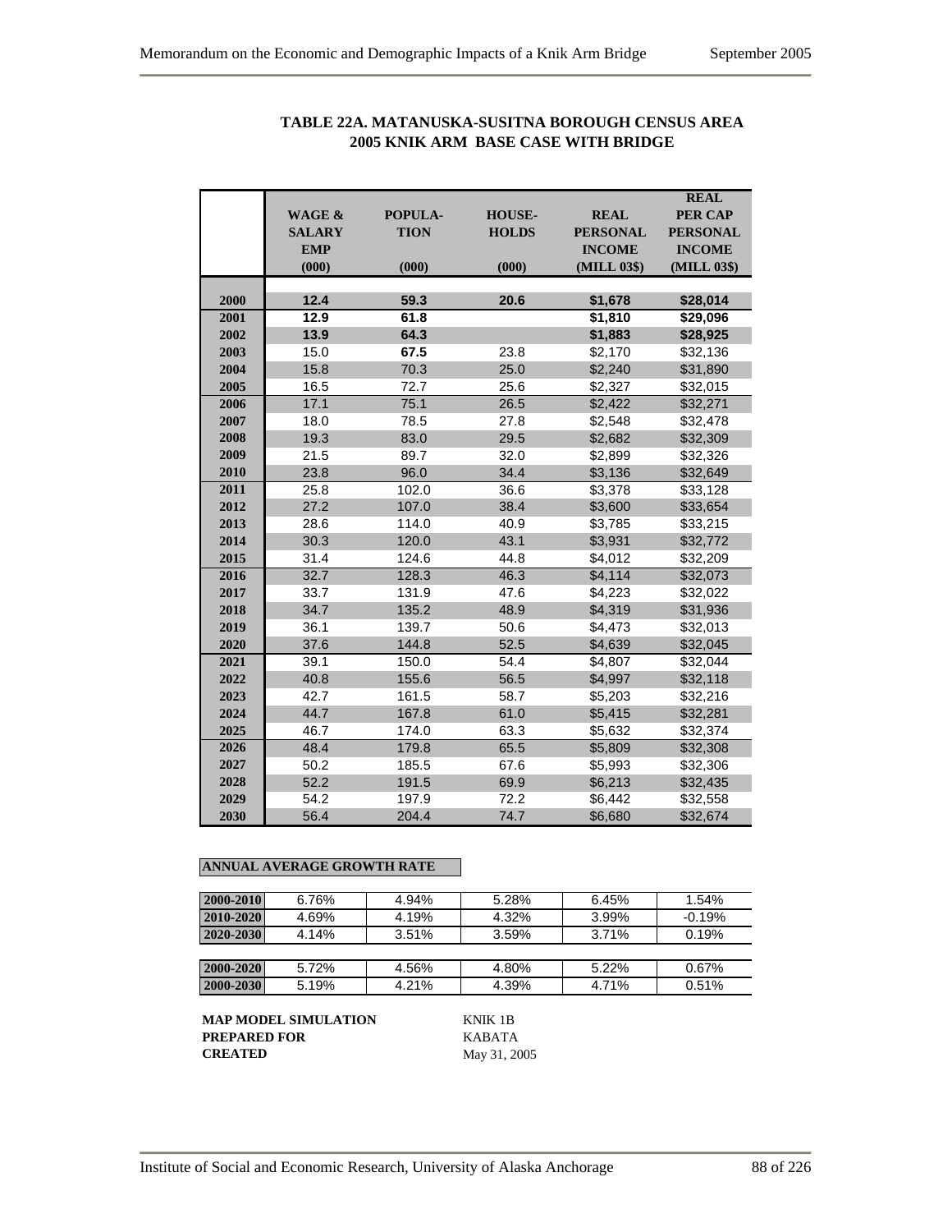**TABLE 22A. MATANUSKA-SUSITNA BOROUGH CENSUS AREA**
**2005 KNIK ARM BASE CASE WITH BRIDGE**

| | WAGE & SALARY EMP (000) | POPULA-TION (000) | HOUSE-HOLDS (000) | REAL PERSONAL INCOME (MILL 03$) | REAL PER CAP PERSONAL INCOME (MILL 03$) |
|---|---|---|---|---|---|
| 2000 | **12.4** | **59.3** | **20.6** | **$1,678** | **$28,014** |
| 2001 | **12.9** | **61.8** | | **$1,810** | **$29,096** |
| 2002 | **13.9** | **64.3** | | **$1,883** | **$28,925** |
| 2003 | 15.0 | **67.5** | 23.8 | $2,170 | $32,136 |
| 2004 | 15.8 | 70.3 | 25.0 | $2,240 | $31,890 |
| 2005 | 16.5 | 72.7 | 25.6 | $2,327 | $32,015 |
| 2006 | 17.1 | 75.1 | 26.5 | $2,422 | $32,271 |
| 2007 | 18.0 | 78.5 | 27.8 | $2,548 | $32,478 |
| 2008 | 19.3 | 83.0 | 29.5 | $2,682 | $32,309 |
| 2009 | 21.5 | 89.7 | 32.0 | $2,899 | $32,326 |
| 2010 | 23.8 | 96.0 | 34.4 | $3,136 | $32,649 |
| 2011 | 25.8 | 102.0 | 36.6 | $3,378 | $33,128 |
| 2012 | 27.2 | 107.0 | 38.4 | $3,600 | $33,654 |
| 2013 | 28.6 | 114.0 | 40.9 | $3,785 | $33,215 |
| 2014 | 30.3 | 120.0 | 43.1 | $3,931 | $32,772 |
| 2015 | 31.4 | 124.6 | 44.8 | $4,012 | $32,209 |
| 2016 | 32.7 | 128.3 | 46.3 | $4,114 | $32,073 |
| 2017 | 33.7 | 131.9 | 47.6 | $4,223 | $32,022 |
| 2018 | 34.7 | 135.2 | 48.9 | $4,319 | $31,936 |
| 2019 | 36.1 | 139.7 | 50.6 | $4,473 | $32,013 |
| 2020 | 37.6 | 144.8 | 52.5 | $4,639 | $32,045 |
| 2021 | 39.1 | 150.0 | 54.4 | $4,807 | $32,044 |
| 2022 | 40.8 | 155.6 | 56.5 | $4,997 | $32,118 |
| 2023 | 42.7 | 161.5 | 58.7 | $5,203 | $32,216 |
| 2024 | 44.7 | 167.8 | 61.0 | $5,415 | $32,281 |
| 2025 | 46.7 | 174.0 | 63.3 | $5,632 | $32,374 |
| 2026 | 48.4 | 179.8 | 65.5 | $5,809 | $32,308 |
| 2027 | 50.2 | 185.5 | 67.6 | $5,993 | $32,306 |
| 2028 | 52.2 | 191.5 | 69.9 | $6,213 | $32,435 |
| 2029 | 54.2 | 197.9 | 72.2 | $6,442 | $32,558 |
| 2030 | 56.4 | 204.4 | 74.7 | $6,680 | $32,674 |

**ANNUAL AVERAGE GROWTH RATE**

| | | | | | |
|---|---|---|---|---|---|
| 2000-2010 | 6.76% | 4.94% | 5.28% | 6.45% | 1.54% |
| 2010-2020 | 4.69% | 4.19% | 4.32% | 3.99% | -0.19% |
| 2020-2030 | 4.14% | 3.51% | 3.59% | 3.71% | 0.19% |
| 2000-2020 | 5.72% | 4.56% | 4.80% | 5.22% | 0.67% |
| 2000-2030 | 5.19% | 4.21% | 4.39% | 4.71% | 0.51% |

**MAP MODEL SIMULATION** KNIK 1B
**PREPARED FOR** KABATA
**CREATED** May 31, 2005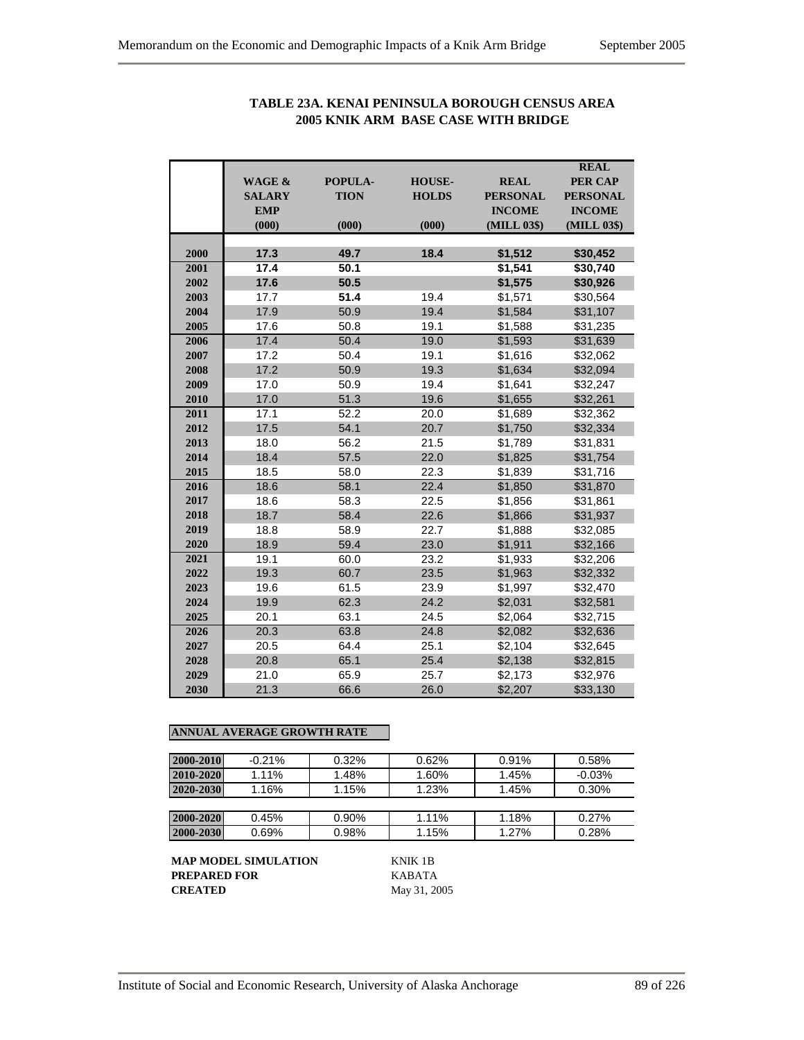# TABLE 23A. KENAI PENINSULA BOROUGH CENSUS AREA
## 2005 KNIK ARM BASE CASE WITH BRIDGE

| | WAGE & SALARY EMP (000) | POPULA-TION (000) | HOUSE-HOLDS (000) | REAL PERSONAL INCOME (MILL 03$) | REAL PER CAP PERSONAL INCOME (MILL 03$) |
|---|---|---|---|---|---|
| 2000 | **17.3** | **49.7** | **18.4** | **$1,512** | **$30,452** |
| 2001 | **17.4** | **50.1** | | **$1,541** | **$30,740** |
| 2002 | **17.6** | **50.5** | | **$1,575** | **$30,926** |
| 2003 | 17.7 | **51.4** | 19.4 | $1,571 | $30,564 |
| 2004 | 17.9 | 50.9 | 19.4 | $1,584 | $31,107 |
| 2005 | 17.6 | 50.8 | 19.1 | $1,588 | $31,235 |
| 2006 | 17.4 | 50.4 | 19.0 | $1,593 | $31,639 |
| 2007 | 17.2 | 50.4 | 19.1 | $1,616 | $32,062 |
| 2008 | 17.2 | 50.9 | 19.3 | $1,634 | $32,094 |
| 2009 | 17.0 | 50.9 | 19.4 | $1,641 | $32,247 |
| 2010 | 17.0 | 51.3 | 19.6 | $1,655 | $32,261 |
| 2011 | 17.1 | 52.2 | 20.0 | $1,689 | $32,362 |
| 2012 | 17.5 | 54.1 | 20.7 | $1,750 | $32,334 |
| 2013 | 18.0 | 56.2 | 21.5 | $1,789 | $31,831 |
| 2014 | 18.4 | 57.5 | 22.0 | $1,825 | $31,754 |
| 2015 | 18.5 | 58.0 | 22.3 | $1,839 | $31,716 |
| 2016 | 18.6 | 58.1 | 22.4 | $1,850 | $31,870 |
| 2017 | 18.6 | 58.3 | 22.5 | $1,856 | $31,861 |
| 2018 | 18.7 | 58.4 | 22.6 | $1,866 | $31,937 |
| 2019 | 18.8 | 58.9 | 22.7 | $1,888 | $32,085 |
| 2020 | 18.9 | 59.4 | 23.0 | $1,911 | $32,166 |
| 2021 | 19.1 | 60.0 | 23.2 | $1,933 | $32,206 |
| 2022 | 19.3 | 60.7 | 23.5 | $1,963 | $32,332 |
| 2023 | 19.6 | 61.5 | 23.9 | $1,997 | $32,470 |
| 2024 | 19.9 | 62.3 | 24.2 | $2,031 | $32,581 |
| 2025 | 20.1 | 63.1 | 24.5 | $2,064 | $32,715 |
| 2026 | 20.3 | 63.8 | 24.8 | $2,082 | $32,636 |
| 2027 | 20.5 | 64.4 | 25.1 | $2,104 | $32,645 |
| 2028 | 20.8 | 65.1 | 25.4 | $2,138 | $32,815 |
| 2029 | 21.0 | 65.9 | 25.7 | $2,173 | $32,976 |
| 2030 | 21.3 | 66.6 | 26.0 | $2,207 | $33,130 |

**ANNUAL AVERAGE GROWTH RATE**

| | | | | | |
|---|---|---|---|---|---|
| 2000-2010 | -0.21% | 0.32% | 0.62% | 0.91% | 0.58% |
| 2010-2020 | 1.11% | 1.48% | 1.60% | 1.45% | -0.03% |
| 2020-2030 | 1.16% | 1.15% | 1.23% | 1.45% | 0.30% |
| 2000-2020 | 0.45% | 0.90% | 1.11% | 1.18% | 0.27% |
| 2000-2030 | 0.69% | 0.98% | 1.15% | 1.27% | 0.28% |

**MAP MODEL SIMULATION** KNIK 1B
**PREPARED FOR** KABATA
**CREATED** May 31, 2005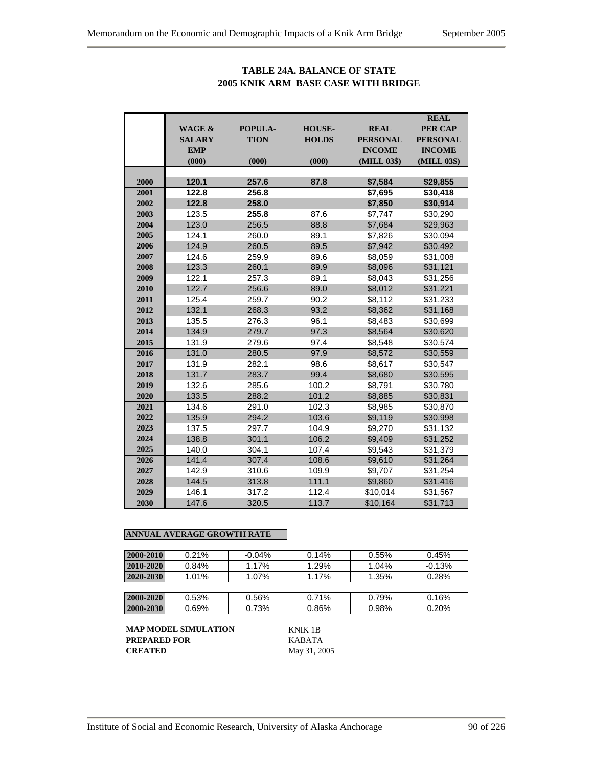**TABLE 24A. BALANCE OF STATE**
**2005 KNIK ARM BASE CASE WITH BRIDGE**

| | WAGE & SALARY EMP (000) | POPULA-TION (000) | HOUSE-HOLDS (000) | REAL PERSONAL INCOME (MILL 03$) | REAL PER CAP PERSONAL INCOME (MILL 03$) |
|---|---|---|---|---|---|
| 2000 | 120.1 | 257.6 | 87.8 | $7,584 | $29,855 |
| 2001 | 122.8 | 256.8 | | $7,695 | $30,418 |
| 2002 | 122.8 | 258.0 | | $7,850 | $30,914 |
| 2003 | 123.5 | 255.8 | 87.6 | $7,747 | $30,290 |
| 2004 | 123.0 | 256.5 | 88.8 | $7,684 | $29,963 |
| 2005 | 124.1 | 260.0 | 89.1 | $7,826 | $30,094 |
| 2006 | 124.9 | 260.5 | 89.5 | $7,942 | $30,492 |
| 2007 | 124.6 | 259.9 | 89.6 | $8,059 | $31,008 |
| 2008 | 123.3 | 260.1 | 89.9 | $8,096 | $31,121 |
| 2009 | 122.1 | 257.3 | 89.1 | $8,043 | $31,256 |
| 2010 | 122.7 | 256.6 | 89.0 | $8,012 | $31,221 |
| 2011 | 125.4 | 259.7 | 90.2 | $8,112 | $31,233 |
| 2012 | 132.1 | 268.3 | 93.2 | $8,362 | $31,168 |
| 2013 | 135.5 | 276.3 | 96.1 | $8,483 | $30,699 |
| 2014 | 134.9 | 279.7 | 97.3 | $8,564 | $30,620 |
| 2015 | 131.9 | 279.6 | 97.4 | $8,548 | $30,574 |
| 2016 | 131.0 | 280.5 | 97.9 | $8,572 | $30,559 |
| 2017 | 131.9 | 282.1 | 98.6 | $8,617 | $30,547 |
| 2018 | 131.7 | 283.7 | 99.4 | $8,680 | $30,595 |
| 2019 | 132.6 | 285.6 | 100.2 | $8,791 | $30,780 |
| 2020 | 133.5 | 288.2 | 101.2 | $8,885 | $30,831 |
| 2021 | 134.6 | 291.0 | 102.3 | $8,985 | $30,870 |
| 2022 | 135.9 | 294.2 | 103.6 | $9,119 | $30,998 |
| 2023 | 137.5 | 297.7 | 104.9 | $9,270 | $31,132 |
| 2024 | 138.8 | 301.1 | 106.2 | $9,409 | $31,252 |
| 2025 | 140.0 | 304.1 | 107.4 | $9,543 | $31,379 |
| 2026 | 141.4 | 307.4 | 108.6 | $9,610 | $31,264 |
| 2027 | 142.9 | 310.6 | 109.9 | $9,707 | $31,254 |
| 2028 | 144.5 | 313.8 | 111.1 | $9,860 | $31,416 |
| 2029 | 146.1 | 317.2 | 112.4 | $10,014 | $31,567 |
| 2030 | 147.6 | 320.5 | 113.7 | $10,164 | $31,713 |

**ANNUAL AVERAGE GROWTH RATE**

| | | | | | |
|---|---|---|---|---|---|
| 2000-2010 | 0.21% | -0.04% | 0.14% | 0.55% | 0.45% |
| 2010-2020 | 0.84% | 1.17% | 1.29% | 1.04% | -0.13% |
| 2020-2030 | 1.01% | 1.07% | 1.17% | 1.35% | 0.28% |
| 2000-2020 | 0.53% | 0.56% | 0.71% | 0.79% | 0.16% |
| 2000-2030 | 0.69% | 0.73% | 0.86% | 0.98% | 0.20% |

**MAP MODEL SIMULATION** KNIK 1B
**PREPARED FOR** KABATA
**CREATED** May 31, 2005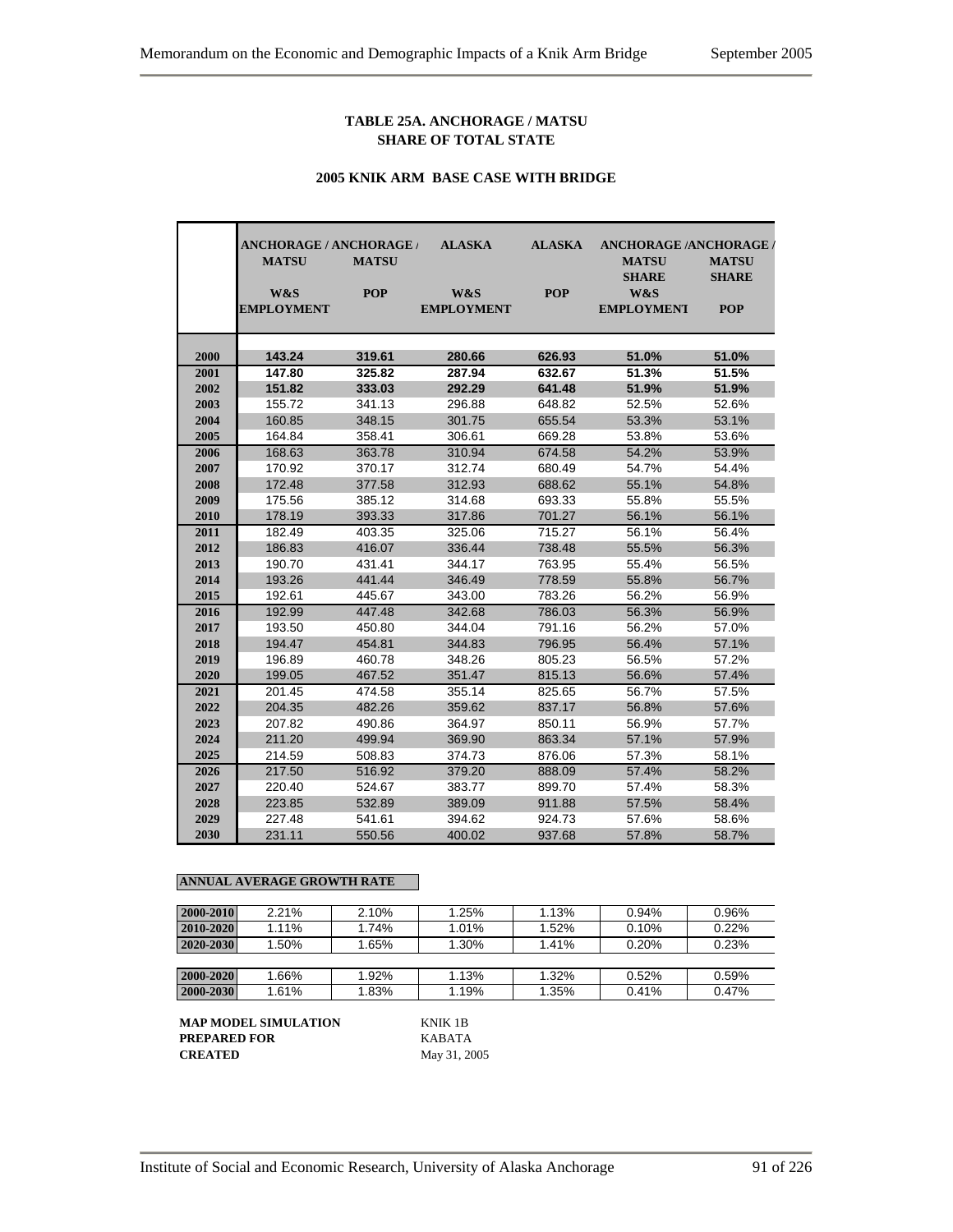**TABLE 25A. ANCHORAGE / MATSU SHARE OF TOTAL STATE**

**2005 KNIK ARM BASE CASE WITH BRIDGE**

| | ANCHORAGE / MATSU W&S EMPLOYMENT | ANCHORAGE / MATSU POP | ALASKA W&S EMPLOYMENT | ALASKA POP | ANCHORAGE / MATSU SHARE W&S EMPLOYMENT | ANCHORAGE / MATSU SHARE POP |
|---|---|---|---|---|---|---|
| 2000 | **143.24** | **319.61** | **280.66** | **626.93** | **51.0%** | **51.0%** |
| 2001 | **147.80** | **325.82** | **287.94** | **632.67** | **51.3%** | **51.5%** |
| 2002 | **151.82** | **333.03** | **292.29** | **641.48** | **51.9%** | **51.9%** |
| 2003 | 155.72 | 341.13 | 296.88 | 648.82 | 52.5% | 52.6% |
| 2004 | 160.85 | 348.15 | 301.75 | 655.54 | 53.3% | 53.1% |
| 2005 | 164.84 | 358.41 | 306.61 | 669.28 | 53.8% | 53.6% |
| 2006 | 168.63 | 363.78 | 310.94 | 674.58 | 54.2% | 53.9% |
| 2007 | 170.92 | 370.17 | 312.74 | 680.49 | 54.7% | 54.4% |
| 2008 | 172.48 | 377.58 | 312.93 | 688.62 | 55.1% | 54.8% |
| 2009 | 175.56 | 385.12 | 314.68 | 693.33 | 55.8% | 55.5% |
| 2010 | 178.19 | 393.33 | 317.86 | 701.27 | 56.1% | 56.1% |
| 2011 | 182.49 | 403.35 | 325.06 | 715.27 | 56.1% | 56.4% |
| 2012 | 186.83 | 416.07 | 336.44 | 738.48 | 55.5% | 56.3% |
| 2013 | 190.70 | 431.41 | 344.17 | 763.95 | 55.4% | 56.5% |
| 2014 | 193.26 | 441.44 | 346.49 | 778.59 | 55.8% | 56.7% |
| 2015 | 192.61 | 445.67 | 343.00 | 783.26 | 56.2% | 56.9% |
| 2016 | 192.99 | 447.48 | 342.68 | 786.03 | 56.3% | 56.9% |
| 2017 | 193.50 | 450.80 | 344.04 | 791.16 | 56.2% | 57.0% |
| 2018 | 194.47 | 454.81 | 344.83 | 796.95 | 56.4% | 57.1% |
| 2019 | 196.89 | 460.78 | 348.26 | 805.23 | 56.5% | 57.2% |
| 2020 | 199.05 | 467.52 | 351.47 | 815.13 | 56.6% | 57.4% |
| 2021 | 201.45 | 474.58 | 355.14 | 825.65 | 56.7% | 57.5% |
| 2022 | 204.35 | 482.26 | 359.62 | 837.17 | 56.8% | 57.6% |
| 2023 | 207.82 | 490.86 | 364.97 | 850.11 | 56.9% | 57.7% |
| 2024 | 211.20 | 499.94 | 369.90 | 863.34 | 57.1% | 57.9% |
| 2025 | 214.59 | 508.83 | 374.73 | 876.06 | 57.3% | 58.1% |
| 2026 | 217.50 | 516.92 | 379.20 | 888.09 | 57.4% | 58.2% |
| 2027 | 220.40 | 524.67 | 383.77 | 899.70 | 57.4% | 58.3% |
| 2028 | 223.85 | 532.89 | 389.09 | 911.88 | 57.5% | 58.4% |
| 2029 | 227.48 | 541.61 | 394.62 | 924.73 | 57.6% | 58.6% |
| 2030 | 231.11 | 550.56 | 400.02 | 937.68 | 57.8% | 58.7% |

**ANNUAL AVERAGE GROWTH RATE**

| | | | | | | |
|---|---|---|---|---|---|---|
| 2000-2010 | 2.21% | 2.10% | 1.25% | 1.13% | 0.94% | 0.96% |
| 2010-2020 | 1.11% | 1.74% | 1.01% | 1.52% | 0.10% | 0.22% |
| 2020-2030 | 1.50% | 1.65% | 1.30% | 1.41% | 0.20% | 0.23% |
| | | | | | | |
| 2000-2020 | 1.66% | 1.92% | 1.13% | 1.32% | 0.52% | 0.59% |
| 2000-2030 | 1.61% | 1.83% | 1.19% | 1.35% | 0.41% | 0.47% |

**MAP MODEL SIMULATION** KNIK 1B
**PREPARED FOR** KABATA
**CREATED** May 31, 2005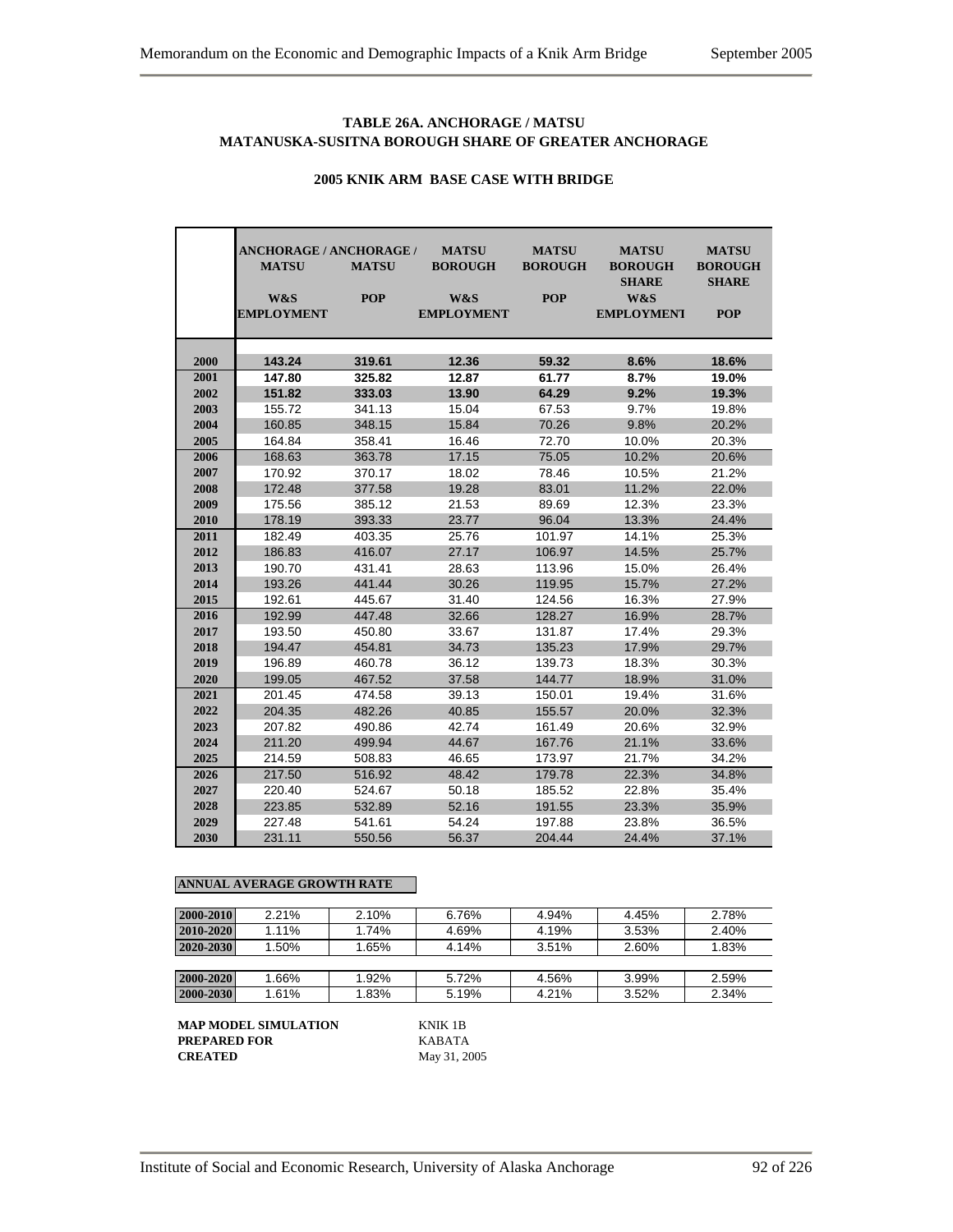**TABLE 26A. ANCHORAGE / MATSU**
**MATANUSKA-SUSITNA BOROUGH SHARE OF GREATER ANCHORAGE**

**2005 KNIK ARM BASE CASE WITH BRIDGE**

| | ANCHORAGE / MATSU W&S EMPLOYMENT | ANCHORAGE / MATSU POP | MATSU BOROUGH W&S EMPLOYMENT | MATSU BOROUGH POP | MATSU BOROUGH SHARE W&S EMPLOYMENT | MATSU BOROUGH SHARE POP |
|---|---|---|---|---|---|---|
| 2000 | **143.24** | **319.61** | **12.36** | **59.32** | **8.6%** | **18.6%** |
| 2001 | **147.80** | **325.82** | **12.87** | **61.77** | **8.7%** | **19.0%** |
| 2002 | **151.82** | **333.03** | **13.90** | **64.29** | **9.2%** | **19.3%** |
| 2003 | 155.72 | 341.13 | 15.04 | 67.53 | 9.7% | 19.8% |
| 2004 | 160.85 | 348.15 | 15.84 | 70.26 | 9.8% | 20.2% |
| 2005 | 164.84 | 358.41 | 16.46 | 72.70 | 10.0% | 20.3% |
| 2006 | 168.63 | 363.78 | 17.15 | 75.05 | 10.2% | 20.6% |
| 2007 | 170.92 | 370.17 | 18.02 | 78.46 | 10.5% | 21.2% |
| 2008 | 172.48 | 377.58 | 19.28 | 83.01 | 11.2% | 22.0% |
| 2009 | 175.56 | 385.12 | 21.53 | 89.69 | 12.3% | 23.3% |
| 2010 | 178.19 | 393.33 | 23.77 | 96.04 | 13.3% | 24.4% |
| 2011 | 182.49 | 403.35 | 25.76 | 101.97 | 14.1% | 25.3% |
| 2012 | 186.83 | 416.07 | 27.17 | 106.97 | 14.5% | 25.7% |
| 2013 | 190.70 | 431.41 | 28.63 | 113.96 | 15.0% | 26.4% |
| 2014 | 193.26 | 441.44 | 30.26 | 119.95 | 15.7% | 27.2% |
| 2015 | 192.61 | 445.67 | 31.40 | 124.56 | 16.3% | 27.9% |
| 2016 | 192.99 | 447.48 | 32.66 | 128.27 | 16.9% | 28.7% |
| 2017 | 193.50 | 450.80 | 33.67 | 131.87 | 17.4% | 29.3% |
| 2018 | 194.47 | 454.81 | 34.73 | 135.23 | 17.9% | 29.7% |
| 2019 | 196.89 | 460.78 | 36.12 | 139.73 | 18.3% | 30.3% |
| 2020 | 199.05 | 467.52 | 37.58 | 144.77 | 18.9% | 31.0% |
| 2021 | 201.45 | 474.58 | 39.13 | 150.01 | 19.4% | 31.6% |
| 2022 | 204.35 | 482.26 | 40.85 | 155.57 | 20.0% | 32.3% |
| 2023 | 207.82 | 490.86 | 42.74 | 161.49 | 20.6% | 32.9% |
| 2024 | 211.20 | 499.94 | 44.67 | 167.76 | 21.1% | 33.6% |
| 2025 | 214.59 | 508.83 | 46.65 | 173.97 | 21.7% | 34.2% |
| 2026 | 217.50 | 516.92 | 48.42 | 179.78 | 22.3% | 34.8% |
| 2027 | 220.40 | 524.67 | 50.18 | 185.52 | 22.8% | 35.4% |
| 2028 | 223.85 | 532.89 | 52.16 | 191.55 | 23.3% | 35.9% |
| 2029 | 227.48 | 541.61 | 54.24 | 197.88 | 23.8% | 36.5% |
| 2030 | 231.11 | 550.56 | 56.37 | 204.44 | 24.4% | 37.1% |

**ANNUAL AVERAGE GROWTH RATE**

| | | | | | | |
|---|---|---|---|---|---|---|
| 2000-2010 | 2.21% | 2.10% | 6.76% | 4.94% | 4.45% | 2.78% |
| 2010-2020 | 1.11% | 1.74% | 4.69% | 4.19% | 3.53% | 2.40% |
| 2020-2030 | 1.50% | 1.65% | 4.14% | 3.51% | 2.60% | 1.83% |
| | | | | | | |
| 2000-2020 | 1.66% | 1.92% | 5.72% | 4.56% | 3.99% | 2.59% |
| 2000-2030 | 1.61% | 1.83% | 5.19% | 4.21% | 3.52% | 2.34% |

**MAP MODEL SIMULATION** KNIK 1B
**PREPARED FOR** KABATA
**CREATED** May 31, 2005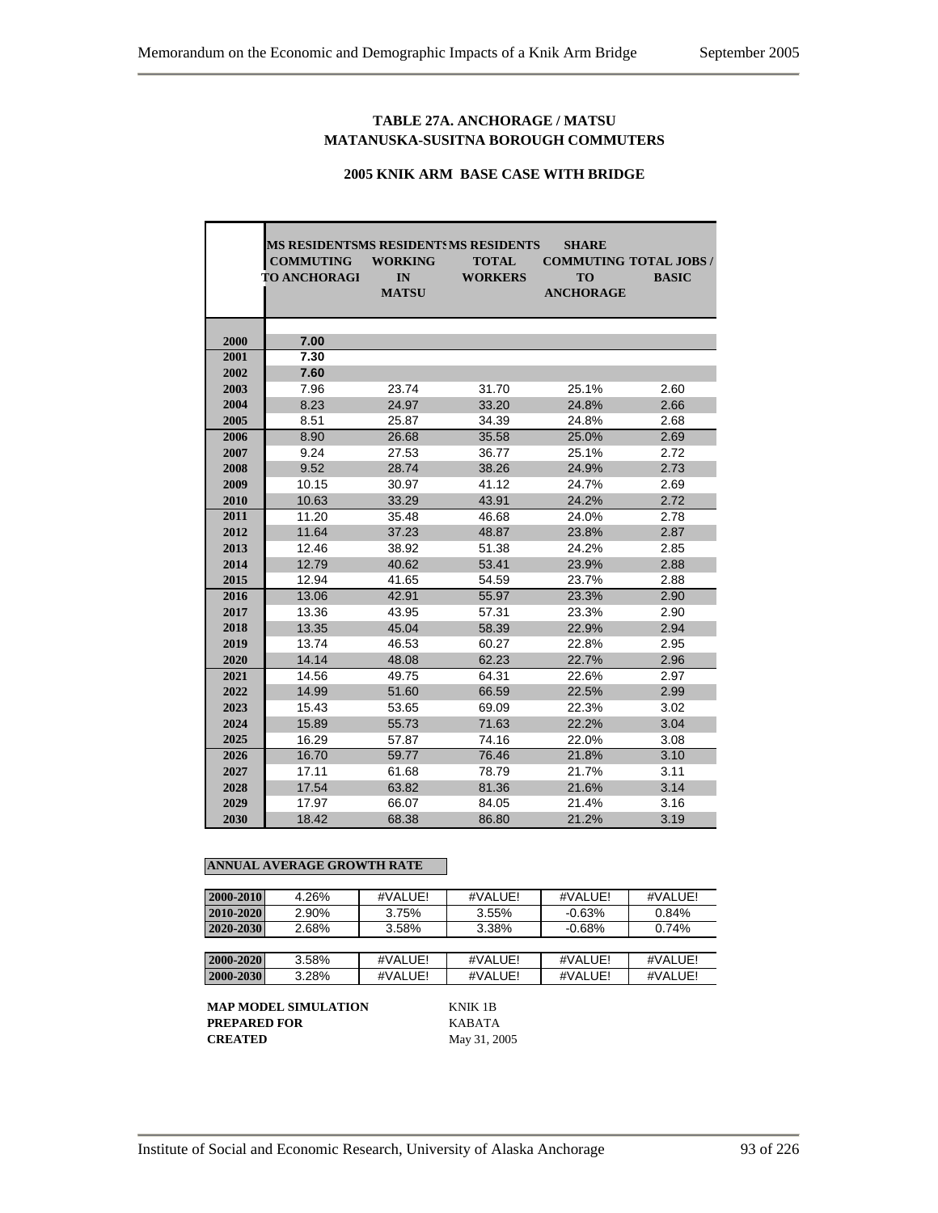**TABLE 27A. ANCHORAGE / MATSU**
**MATANUSKA-SUSITNA BOROUGH COMMUTERS**

**2005 KNIK ARM BASE CASE WITH BRIDGE**

| | MS RESIDENTS COMMUTING TO ANCHORAGE | MS RESIDENTS WORKING IN MATSU | MS RESIDENTS TOTAL WORKERS | SHARE COMMUTING TO ANCHORAGE | TOTAL JOBS / BASIC |
|---|---|---|---|---|---|
| 2000 | **7.00** | | | | |
| 2001 | **7.30** | | | | |
| 2002 | **7.60** | | | | |
| 2003 | 7.96 | 23.74 | 31.70 | 25.1% | 2.60 |
| 2004 | 8.23 | 24.97 | 33.20 | 24.8% | 2.66 |
| 2005 | 8.51 | 25.87 | 34.39 | 24.8% | 2.68 |
| 2006 | 8.90 | 26.68 | 35.58 | 25.0% | 2.69 |
| 2007 | 9.24 | 27.53 | 36.77 | 25.1% | 2.72 |
| 2008 | 9.52 | 28.74 | 38.26 | 24.9% | 2.73 |
| 2009 | 10.15 | 30.97 | 41.12 | 24.7% | 2.69 |
| 2010 | 10.63 | 33.29 | 43.91 | 24.2% | 2.72 |
| 2011 | 11.20 | 35.48 | 46.68 | 24.0% | 2.78 |
| 2012 | 11.64 | 37.23 | 48.87 | 23.8% | 2.87 |
| 2013 | 12.46 | 38.92 | 51.38 | 24.2% | 2.85 |
| 2014 | 12.79 | 40.62 | 53.41 | 23.9% | 2.88 |
| 2015 | 12.94 | 41.65 | 54.59 | 23.7% | 2.88 |
| 2016 | 13.06 | 42.91 | 55.97 | 23.3% | 2.90 |
| 2017 | 13.36 | 43.95 | 57.31 | 23.3% | 2.90 |
| 2018 | 13.35 | 45.04 | 58.39 | 22.9% | 2.94 |
| 2019 | 13.74 | 46.53 | 60.27 | 22.8% | 2.95 |
| 2020 | 14.14 | 48.08 | 62.23 | 22.7% | 2.96 |
| 2021 | 14.56 | 49.75 | 64.31 | 22.6% | 2.97 |
| 2022 | 14.99 | 51.60 | 66.59 | 22.5% | 2.99 |
| 2023 | 15.43 | 53.65 | 69.09 | 22.3% | 3.02 |
| 2024 | 15.89 | 55.73 | 71.63 | 22.2% | 3.04 |
| 2025 | 16.29 | 57.87 | 74.16 | 22.0% | 3.08 |
| 2026 | 16.70 | 59.77 | 76.46 | 21.8% | 3.10 |
| 2027 | 17.11 | 61.68 | 78.79 | 21.7% | 3.11 |
| 2028 | 17.54 | 63.82 | 81.36 | 21.6% | 3.14 |
| 2029 | 17.97 | 66.07 | 84.05 | 21.4% | 3.16 |
| 2030 | 18.42 | 68.38 | 86.80 | 21.2% | 3.19 |

**ANNUAL AVERAGE GROWTH RATE**

| | | | | | |
|---|---|---|---|---|---|
| 2000-2010 | 4.26% | #VALUE! | #VALUE! | #VALUE! | #VALUE! |
| 2010-2020 | 2.90% | 3.75% | 3.55% | -0.63% | 0.84% |
| 2020-2030 | 2.68% | 3.58% | 3.38% | -0.68% | 0.74% |
| | | | | | |
| 2000-2020 | 3.58% | #VALUE! | #VALUE! | #VALUE! | #VALUE! |
| 2000-2030 | 3.28% | #VALUE! | #VALUE! | #VALUE! | #VALUE! |

**MAP MODEL SIMULATION** KNIK 1B
**PREPARED FOR** KABATA
**CREATED** May 31, 2005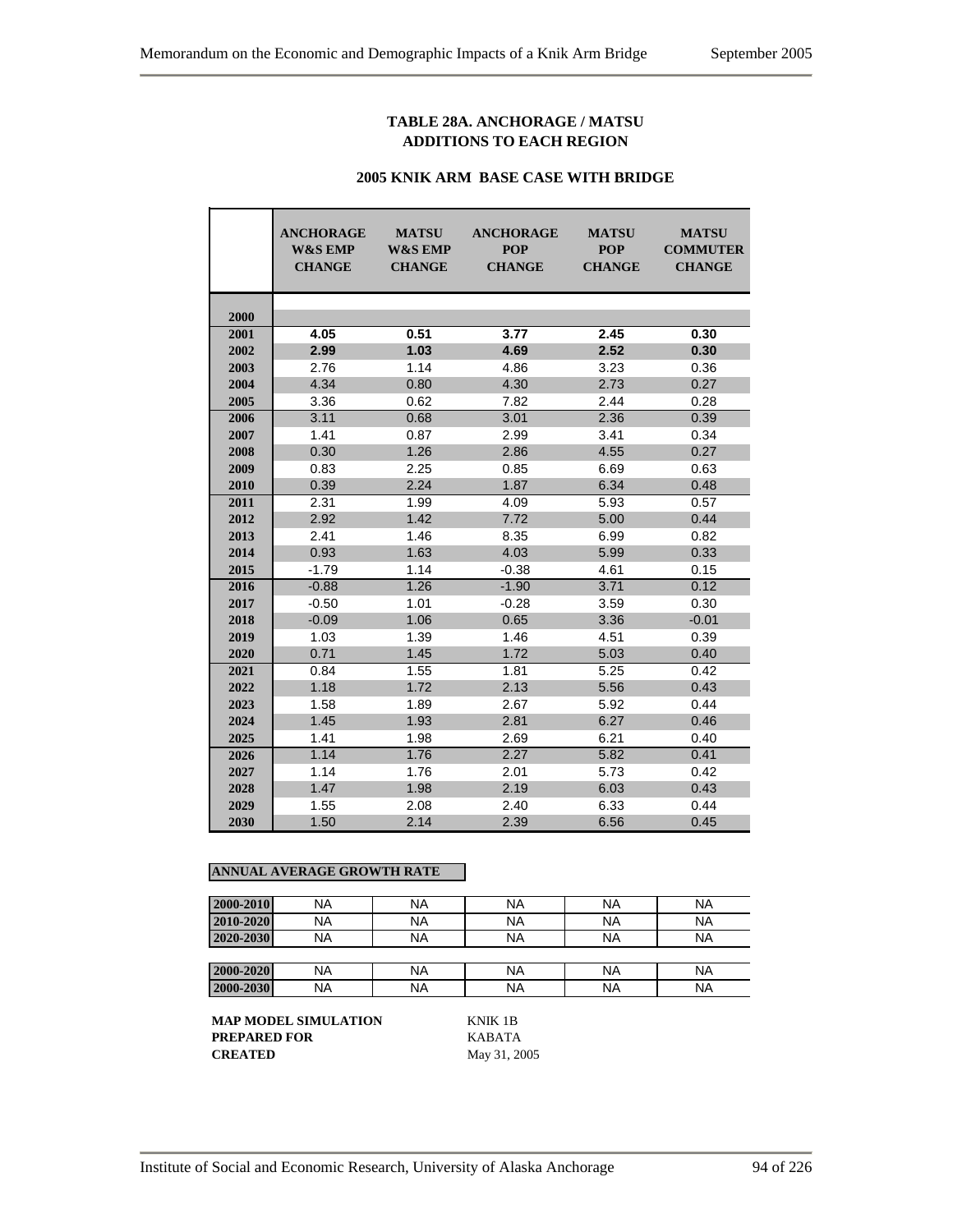**TABLE 28A. ANCHORAGE / MATSU ADDITIONS TO EACH REGION**

**2005 KNIK ARM BASE CASE WITH BRIDGE**

| | ANCHORAGE W&S EMP CHANGE | MATSU W&S EMP CHANGE | ANCHORAGE POP CHANGE | MATSU POP CHANGE | MATSU COMMUTER CHANGE |
|---|---|---|---|---|---|
| 2000 | | | | | |
| 2001 | **4.05** | **0.51** | **3.77** | **2.45** | **0.30** |
| 2002 | **2.99** | **1.03** | **4.69** | **2.52** | **0.30** |
| 2003 | 2.76 | 1.14 | 4.86 | 3.23 | 0.36 |
| 2004 | 4.34 | 0.80 | 4.30 | 2.73 | 0.27 |
| 2005 | 3.36 | 0.62 | 7.82 | 2.44 | 0.28 |
| 2006 | 3.11 | 0.68 | 3.01 | 2.36 | 0.39 |
| 2007 | 1.41 | 0.87 | 2.99 | 3.41 | 0.34 |
| 2008 | 0.30 | 1.26 | 2.86 | 4.55 | 0.27 |
| 2009 | 0.83 | 2.25 | 0.85 | 6.69 | 0.63 |
| 2010 | 0.39 | 2.24 | 1.87 | 6.34 | 0.48 |
| 2011 | 2.31 | 1.99 | 4.09 | 5.93 | 0.57 |
| 2012 | 2.92 | 1.42 | 7.72 | 5.00 | 0.44 |
| 2013 | 2.41 | 1.46 | 8.35 | 6.99 | 0.82 |
| 2014 | 0.93 | 1.63 | 4.03 | 5.99 | 0.33 |
| 2015 | -1.79 | 1.14 | -0.38 | 4.61 | 0.15 |
| 2016 | -0.88 | 1.26 | -1.90 | 3.71 | 0.12 |
| 2017 | -0.50 | 1.01 | -0.28 | 3.59 | 0.30 |
| 2018 | -0.09 | 1.06 | 0.65 | 3.36 | -0.01 |
| 2019 | 1.03 | 1.39 | 1.46 | 4.51 | 0.39 |
| 2020 | 0.71 | 1.45 | 1.72 | 5.03 | 0.40 |
| 2021 | 0.84 | 1.55 | 1.81 | 5.25 | 0.42 |
| 2022 | 1.18 | 1.72 | 2.13 | 5.56 | 0.43 |
| 2023 | 1.58 | 1.89 | 2.67 | 5.92 | 0.44 |
| 2024 | 1.45 | 1.93 | 2.81 | 6.27 | 0.46 |
| 2025 | 1.41 | 1.98 | 2.69 | 6.21 | 0.40 |
| 2026 | 1.14 | 1.76 | 2.27 | 5.82 | 0.41 |
| 2027 | 1.14 | 1.76 | 2.01 | 5.73 | 0.42 |
| 2028 | 1.47 | 1.98 | 2.19 | 6.03 | 0.43 |
| 2029 | 1.55 | 2.08 | 2.40 | 6.33 | 0.44 |
| 2030 | 1.50 | 2.14 | 2.39 | 6.56 | 0.45 |

**ANNUAL AVERAGE GROWTH RATE**

| | | | | | |
|---|---|---|---|---|---|
| 2000-2010 | NA | NA | NA | NA | NA |
| 2010-2020 | NA | NA | NA | NA | NA |
| 2020-2030 | NA | NA | NA | NA | NA |
| | | | | | |
| 2000-2020 | NA | NA | NA | NA | NA |
| 2000-2030 | NA | NA | NA | NA | NA |

**MAP MODEL SIMULATION** KNIK 1B
**PREPARED FOR** KABATA
**CREATED** May 31, 2005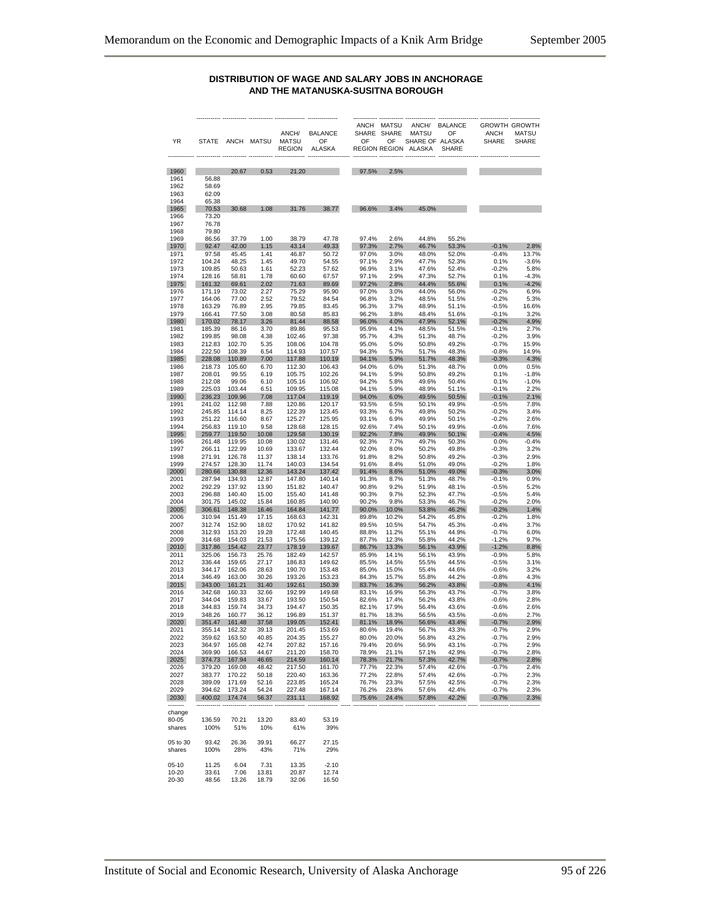**DISTRIBUTION OF WAGE AND SALARY JOBS IN ANCHORAGE AND THE MATANUSKA-SUSITNA BOROUGH**

| YR | STATE | ANCH | MATSU | ANCH/ MATSU REGION | BALANCE OF ALASKA | ANCH SHARE OF REGION | MATSU SHARE OF REGION | ANCH/ MATSU SHARE OF ALASKA | BALANCE OF ALASKA SHARE | GROWTH ANCH SHARE | GROWTH MATSU SHARE |
|---|---|---|---|---|---|---|---|---|---|---|---|
| 1960 | | 20.67 | 0.53 | 21.20 | | 97.5% | 2.5% | | | | |
| 1961 | 56.88 | | | | | | | | | | |
| 1962 | 58.69 | | | | | | | | | | |
| 1963 | 62.09 | | | | | | | | | | |
| 1964 | 65.38 | | | | | | | | | | |
| 1965 | 70.53 | 30.68 | 1.08 | 31.76 | 38.77 | 96.6% | 3.4% | 45.0% | | | |
| 1966 | 73.20 | | | | | | | | | | |
| 1967 | 76.78 | | | | | | | | | | |
| 1968 | 79.80 | | | | | | | | | | |
| 1969 | 86.56 | 37.79 | 1.00 | 38.79 | 47.78 | 97.4% | 2.6% | 44.8% | 55.2% | | |
| 1970 | 92.47 | 42.00 | 1.15 | 43.14 | 49.33 | 97.3% | 2.7% | 46.7% | 53.3% | -0.1% | 2.8% |
| 1971 | 97.58 | 45.45 | 1.41 | 46.87 | 50.72 | 97.0% | 3.0% | 48.0% | 52.0% | -0.4% | 13.7% |
| 1972 | 104.24 | 48.25 | 1.45 | 49.70 | 54.55 | 97.1% | 2.9% | 47.7% | 52.3% | 0.1% | -3.6% |
| 1973 | 109.85 | 50.63 | 1.61 | 52.23 | 57.62 | 96.9% | 3.1% | 47.6% | 52.4% | -0.2% | 5.8% |
| 1974 | 128.16 | 58.81 | 1.78 | 60.60 | 67.57 | 97.1% | 2.9% | 47.3% | 52.7% | 0.1% | -4.3% |
| 1975 | 161.32 | 69.61 | 2.02 | 71.63 | 89.69 | 97.2% | 2.8% | 44.4% | 55.6% | 0.1% | -4.2% |
| 1976 | 171.19 | 73.02 | 2.27 | 75.29 | 95.90 | 97.0% | 3.0% | 44.0% | 56.0% | -0.2% | 6.9% |
| 1977 | 164.06 | 77.00 | 2.52 | 79.52 | 84.54 | 96.8% | 3.2% | 48.5% | 51.5% | -0.2% | 5.3% |
| 1978 | 163.29 | 76.89 | 2.95 | 79.85 | 83.45 | 96.3% | 3.7% | 48.9% | 51.1% | -0.5% | 16.6% |
| 1979 | 166.41 | 77.50 | 3.08 | 80.58 | 85.83 | 96.2% | 3.8% | 48.4% | 51.6% | -0.1% | 3.2% |
| 1980 | 170.02 | 78.17 | 3.26 | 81.44 | 88.58 | 96.0% | 4.0% | 47.9% | 52.1% | -0.2% | 4.9% |
| 1981 | 185.39 | 86.16 | 3.70 | 89.86 | 95.53 | 95.9% | 4.1% | 48.5% | 51.5% | -0.1% | 2.7% |
| 1982 | 199.85 | 98.08 | 4.38 | 102.46 | 97.38 | 95.7% | 4.3% | 51.3% | 48.7% | -0.2% | 3.9% |
| 1983 | 212.83 | 102.70 | 5.35 | 108.06 | 104.78 | 95.0% | 5.0% | 50.8% | 49.2% | -0.7% | 15.9% |
| 1984 | 222.50 | 108.39 | 6.54 | 114.93 | 107.57 | 94.3% | 5.7% | 51.7% | 48.3% | -0.8% | 14.9% |
| 1985 | 228.08 | 110.89 | 7.00 | 117.88 | 110.19 | 94.1% | 5.9% | 51.7% | 48.3% | -0.3% | 4.3% |
| 1986 | 218.73 | 105.60 | 6.70 | 112.30 | 106.43 | 94.0% | 6.0% | 51.3% | 48.7% | 0.0% | 0.5% |
| 1987 | 208.01 | 99.55 | 6.19 | 105.75 | 102.26 | 94.1% | 5.9% | 50.8% | 49.2% | 0.1% | -1.8% |
| 1988 | 212.08 | 99.06 | 6.10 | 105.16 | 106.92 | 94.2% | 5.8% | 49.6% | 50.4% | 0.1% | -1.0% |
| 1989 | 225.03 | 103.44 | 6.51 | 109.95 | 115.08 | 94.1% | 5.9% | 48.9% | 51.1% | -0.1% | 2.2% |
| 1990 | 236.23 | 109.96 | 7.08 | 117.04 | 119.19 | 94.0% | 6.0% | 49.5% | 50.5% | -0.1% | 2.1% |
| 1991 | 241.02 | 112.98 | 7.88 | 120.86 | 120.17 | 93.5% | 6.5% | 50.1% | 49.9% | -0.5% | 7.8% |
| 1992 | 245.85 | 114.14 | 8.25 | 122.39 | 123.45 | 93.3% | 6.7% | 49.8% | 50.2% | -0.2% | 3.4% |
| 1993 | 251.22 | 116.60 | 8.67 | 125.27 | 125.95 | 93.1% | 6.9% | 49.9% | 50.1% | -0.2% | 2.6% |
| 1994 | 256.83 | 119.10 | 9.58 | 128.68 | 128.15 | 92.6% | 7.4% | 50.1% | 49.9% | -0.6% | 7.6% |
| 1995 | 259.77 | 119.50 | 10.08 | 129.58 | 130.19 | 92.2% | 7.8% | 49.9% | 50.1% | -0.4% | 4.5% |
| 1996 | 261.48 | 119.95 | 10.08 | 130.02 | 131.46 | 92.3% | 7.7% | 49.7% | 50.3% | 0.0% | -0.4% |
| 1997 | 266.11 | 122.99 | 10.69 | 133.67 | 132.44 | 92.0% | 8.0% | 50.2% | 49.8% | -0.3% | 3.2% |
| 1998 | 271.91 | 126.78 | 11.37 | 138.14 | 133.76 | 91.8% | 8.2% | 50.8% | 49.2% | -0.3% | 2.9% |
| 1999 | 274.57 | 128.30 | 11.74 | 140.03 | 134.54 | 91.6% | 8.4% | 51.0% | 49.0% | -0.2% | 1.8% |
| 2000 | 280.66 | 130.88 | 12.36 | 143.24 | 137.42 | 91.4% | 8.6% | 51.0% | 49.0% | -0.3% | 3.0% |
| 2001 | 287.94 | 134.93 | 12.87 | 147.80 | 140.14 | 91.3% | 8.7% | 51.3% | 48.7% | -0.1% | 0.9% |
| 2002 | 292.29 | 137.92 | 13.90 | 151.82 | 140.47 | 90.8% | 9.2% | 51.9% | 48.1% | -0.5% | 5.2% |
| 2003 | 296.88 | 140.40 | 15.00 | 155.40 | 141.48 | 90.3% | 9.7% | 52.3% | 47.7% | -0.5% | 5.4% |
| 2004 | 301.75 | 145.02 | 15.84 | 160.85 | 140.90 | 90.2% | 9.8% | 53.3% | 46.7% | -0.2% | 2.0% |
| 2005 | 306.61 | 148.38 | 16.46 | 164.84 | 141.77 | 90.0% | 10.0% | 53.8% | 46.2% | -0.2% | 1.4% |
| 2006 | 310.94 | 151.49 | 17.15 | 168.63 | 142.31 | 89.8% | 10.2% | 54.2% | 45.8% | -0.2% | 1.8% |
| 2007 | 312.74 | 152.90 | 18.02 | 170.92 | 141.82 | 89.5% | 10.5% | 54.7% | 45.3% | -0.4% | 3.7% |
| 2008 | 312.93 | 153.20 | 19.28 | 172.48 | 140.45 | 88.8% | 11.2% | 55.1% | 44.9% | -0.7% | 6.0% |
| 2009 | 314.68 | 154.03 | 21.53 | 175.56 | 139.12 | 87.7% | 12.3% | 55.8% | 44.2% | -1.2% | 9.7% |
| 2010 | 317.86 | 154.42 | 23.77 | 178.19 | 139.67 | 86.7% | 13.3% | 56.1% | 43.9% | -1.2% | 8.8% |
| 2011 | 325.06 | 156.73 | 25.76 | 182.49 | 142.57 | 85.9% | 14.1% | 56.1% | 43.9% | -0.9% | 5.8% |
| 2012 | 336.44 | 159.65 | 27.17 | 186.83 | 149.62 | 85.5% | 14.5% | 55.5% | 44.5% | -0.5% | 3.1% |
| 2013 | 344.17 | 162.06 | 28.63 | 190.70 | 153.48 | 85.0% | 15.0% | 55.4% | 44.6% | -0.6% | 3.2% |
| 2014 | 346.49 | 163.00 | 30.26 | 193.26 | 153.23 | 84.3% | 15.7% | 55.8% | 44.2% | -0.8% | 4.3% |
| 2015 | 343.00 | 161.21 | 31.40 | 192.61 | 150.39 | 83.7% | 16.3% | 56.2% | 43.8% | -0.8% | 4.1% |
| 2016 | 342.68 | 160.33 | 32.66 | 192.99 | 149.68 | 83.1% | 16.9% | 56.3% | 43.7% | -0.7% | 3.8% |
| 2017 | 344.04 | 159.83 | 33.67 | 193.50 | 150.54 | 82.6% | 17.4% | 56.2% | 43.8% | -0.6% | 2.8% |
| 2018 | 344.83 | 159.74 | 34.73 | 194.47 | 150.35 | 82.1% | 17.9% | 56.4% | 43.6% | -0.6% | 2.6% |
| 2019 | 348.26 | 160.77 | 36.12 | 196.89 | 151.37 | 81.7% | 18.3% | 56.5% | 43.5% | -0.6% | 2.7% |
| 2020 | 351.47 | 161.48 | 37.58 | 199.05 | 152.41 | 81.1% | 18.9% | 56.6% | 43.4% | -0.7% | 2.9% |
| 2021 | 355.14 | 162.32 | 39.13 | 201.45 | 153.69 | 80.6% | 19.4% | 56.7% | 43.3% | -0.7% | 2.9% |
| 2022 | 359.62 | 163.50 | 40.85 | 204.35 | 155.27 | 80.0% | 20.0% | 56.8% | 43.2% | -0.7% | 2.9% |
| 2023 | 364.97 | 165.08 | 42.74 | 207.82 | 157.16 | 79.4% | 20.6% | 56.9% | 43.1% | -0.7% | 2.9% |
| 2024 | 369.90 | 166.53 | 44.67 | 211.20 | 158.70 | 78.9% | 21.1% | 57.1% | 42.9% | -0.7% | 2.8% |
| 2025 | 374.73 | 167.94 | 46.65 | 214.59 | 160.14 | 78.3% | 21.7% | 57.3% | 42.7% | -0.7% | 2.8% |
| 2026 | 379.20 | 169.08 | 48.42 | 217.50 | 161.70 | 77.7% | 22.3% | 57.4% | 42.6% | -0.7% | 2.4% |
| 2027 | 383.77 | 170.22 | 50.18 | 220.40 | 163.36 | 77.2% | 22.8% | 57.4% | 42.6% | -0.7% | 2.3% |
| 2028 | 389.09 | 171.69 | 52.16 | 223.85 | 165.24 | 76.7% | 23.3% | 57.5% | 42.5% | -0.7% | 2.3% |
| 2029 | 394.62 | 173.24 | 54.24 | 227.48 | 167.14 | 76.2% | 23.8% | 57.6% | 42.4% | -0.7% | 2.3% |
| 2030 | 400.02 | 174.74 | 56.37 | 231.11 | 168.92 | 75.6% | 24.4% | 57.8% | 42.2% | -0.7% | 2.3% |
| change | | | | | | | | | | | |
| 80-05 | 136.59 | 70.21 | 13.20 | 83.40 | 53.19 | | | | | | |
| shares | 100% | 51% | 10% | 61% | 39% | | | | | | |
| 05 to 30 | 93.42 | 26.36 | 39.91 | 66.27 | 27.15 | | | | | | |
| shares | 100% | 28% | 43% | 71% | 29% | | | | | | |
| 05-10 | 11.25 | 6.04 | 7.31 | 13.35 | -2.10 | | | | | | |
| 10-20 | 33.61 | 7.06 | 13.81 | 20.87 | 12.74 | | | | | | |
| 20-30 | 48.56 | 13.26 | 18.79 | 32.06 | 16.50 | | | | | | |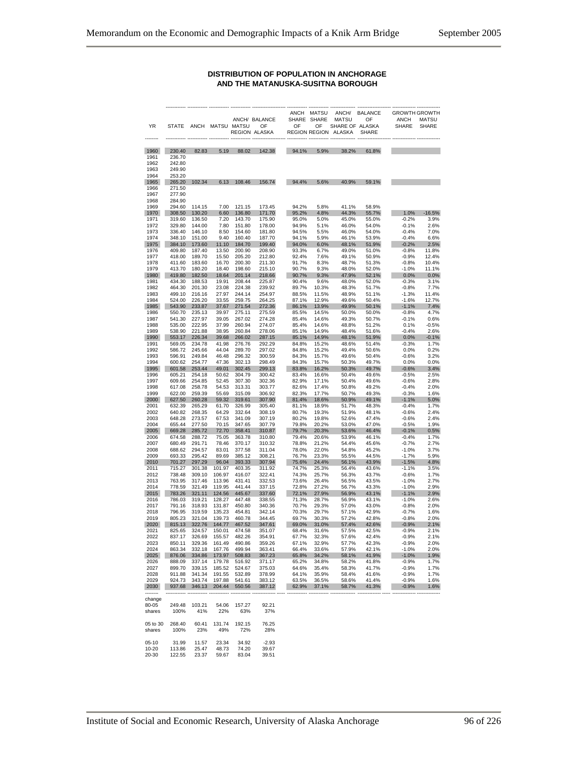## DISTRIBUTION OF POPULATION IN ANCHORAGE AND THE MATANUSKA-SUSITNA BOROUGH

| YR | STATE | ANCH | MATSU | ANCH/ MATSU REGION | BALANCE OF ALASKA | ANCH SHARE OF REGION | MATSU SHARE OF REGION | ANCH/ MATSU SHARE OF ALASKA | BALANCE OF ALASKA SHARE | GROWTH ANCH SHARE | GROWTH MATSU SHARE |
|---|---|---|---|---|---|---|---|---|---|---|---|
| 1960 | 230.40 | 82.83 | 5.19 | 88.02 | 142.38 | 94.1% | 5.9% | 38.2% | 61.8% | | |
| 1961 | 236.70 | | | | | | | | | | |
| 1962 | 242.80 | | | | | | | | | | |
| 1963 | 249.90 | | | | | | | | | | |
| 1964 | 253.20 | | | | | | | | | | |
| 1965 | 265.20 | 102.34 | 6.13 | 108.46 | 156.74 | 94.4% | 5.6% | 40.9% | 59.1% | | |
| 1966 | 271.50 | | | | | | | | | | |
| 1967 | 277.90 | | | | | | | | | | |
| 1968 | 284.90 | | | | | | | | | | |
| 1969 | 294.60 | 114.15 | 7.00 | 121.15 | 173.45 | 94.2% | 5.8% | 41.1% | 58.9% | | |
| 1970 | 308.50 | 130.20 | 6.60 | 136.80 | 171.70 | 95.2% | 4.8% | 44.3% | 55.7% | 1.0% | -16.5% |
| 1971 | 319.60 | 136.50 | 7.20 | 143.70 | 175.90 | 95.0% | 5.0% | 45.0% | 55.0% | -0.2% | 3.9% |
| 1972 | 329.80 | 144.00 | 7.80 | 151.80 | 178.00 | 94.9% | 5.1% | 46.0% | 54.0% | -0.1% | 2.6% |
| 1973 | 336.40 | 146.10 | 8.50 | 154.60 | 181.80 | 94.5% | 5.5% | 46.0% | 54.0% | -0.4% | 7.0% |
| 1974 | 348.10 | 151.00 | 9.40 | 160.40 | 187.70 | 94.1% | 5.9% | 46.1% | 53.9% | -0.4% | 6.6% |
| 1975 | 384.10 | 173.60 | 11.10 | 184.70 | 199.40 | 94.0% | 6.0% | 48.1% | 51.9% | -0.2% | 2.5% |
| 1976 | 409.80 | 187.40 | 13.50 | 200.90 | 208.90 | 93.3% | 6.7% | 49.0% | 51.0% | -0.8% | 11.8% |
| 1977 | 418.00 | 189.70 | 15.50 | 205.20 | 212.80 | 92.4% | 7.6% | 49.1% | 50.9% | -0.9% | 12.4% |
| 1978 | 411.60 | 183.60 | 16.70 | 200.30 | 211.30 | 91.7% | 8.3% | 48.7% | 51.3% | -0.8% | 10.4% |
| 1979 | 413.70 | 180.20 | 18.40 | 198.60 | 215.10 | 90.7% | 9.3% | 48.0% | 52.0% | -1.0% | 11.1% |
| 1980 | 419.80 | 182.50 | 18.64 | 201.14 | 218.66 | 90.7% | 9.3% | 47.9% | 52.1% | 0.0% | 0.0% |
| 1981 | 434.30 | 188.53 | 19.91 | 208.44 | 225.87 | 90.4% | 9.6% | 48.0% | 52.0% | -0.3% | 3.1% |
| 1982 | 464.30 | 201.30 | 23.08 | 224.38 | 239.92 | 89.7% | 10.3% | 48.3% | 51.7% | -0.8% | 7.7% |
| 1983 | 499.10 | 216.16 | 27.97 | 244.14 | 254.97 | 88.5% | 11.5% | 48.9% | 51.1% | -1.3% | 11.4% |
| 1984 | 524.00 | 226.20 | 33.55 | 259.75 | 264.25 | 87.1% | 12.9% | 49.6% | 50.4% | -1.6% | 12.7% |
| 1985 | 543.90 | 233.87 | 37.67 | 271.54 | 272.36 | 86.1% | 13.9% | 49.9% | 50.1% | -1.1% | 7.4% |
| 1986 | 550.70 | 235.13 | 39.97 | 275.11 | 275.59 | 85.5% | 14.5% | 50.0% | 50.0% | -0.8% | 4.7% |
| 1987 | 541.30 | 227.97 | 39.05 | 267.02 | 274.28 | 85.4% | 14.6% | 49.3% | 50.7% | -0.1% | 0.6% |
| 1988 | 535.00 | 222.95 | 37.99 | 260.94 | 274.07 | 85.4% | 14.6% | 48.8% | 51.2% | 0.1% | -0.5% |
| 1989 | 538.90 | 221.88 | 38.95 | 260.84 | 278.06 | 85.1% | 14.9% | 48.4% | 51.6% | -0.4% | 2.6% |
| 1990 | 553.17 | 226.34 | 39.68 | 266.02 | 287.15 | 85.1% | 14.9% | 48.1% | 51.9% | 0.0% | -0.1% |
| 1991 | 569.05 | 234.78 | 41.98 | 276.76 | 292.29 | 84.8% | 15.2% | 48.6% | 51.4% | -0.3% | 1.7% |
| 1992 | 586.72 | 245.66 | 44.04 | 289.70 | 297.02 | 84.8% | 15.2% | 49.4% | 50.6% | 0.0% | 0.2% |
| 1993 | 596.91 | 249.84 | 46.48 | 296.32 | 300.59 | 84.3% | 15.7% | 49.6% | 50.4% | -0.6% | 3.2% |
| 1994 | 600.62 | 254.77 | 47.36 | 302.13 | 298.49 | 84.3% | 15.7% | 50.3% | 49.7% | 0.0% | 0.0% |
| 1995 | 601.58 | 253.44 | 49.01 | 302.45 | 299.13 | 83.8% | 16.2% | 50.3% | 49.7% | -0.6% | 3.4% |
| 1996 | 605.21 | 254.18 | 50.62 | 304.79 | 300.42 | 83.4% | 16.6% | 50.4% | 49.6% | -0.5% | 2.5% |
| 1997 | 609.66 | 254.85 | 52.45 | 307.30 | 302.36 | 82.9% | 17.1% | 50.4% | 49.6% | -0.6% | 2.8% |
| 1998 | 617.08 | 258.78 | 54.53 | 313.31 | 303.77 | 82.6% | 17.4% | 50.8% | 49.2% | -0.4% | 2.0% |
| 1999 | 622.00 | 259.39 | 55.69 | 315.09 | 306.92 | 82.3% | 17.7% | 50.7% | 49.3% | -0.3% | 1.6% |
| 2000 | 627.50 | 260.28 | 59.32 | 319.61 | 307.90 | 81.4% | 18.6% | 50.9% | 49.1% | -1.1% | 5.0% |
| 2001 | 632.39 | 265.29 | 61.70 | 326.99 | 305.40 | 81.1% | 18.9% | 51.7% | 48.3% | -0.4% | 1.7% |
| 2002 | 640.82 | 268.35 | 64.29 | 332.64 | 308.19 | 80.7% | 19.3% | 51.9% | 48.1% | -0.6% | 2.4% |
| 2003 | 648.28 | 273.57 | 67.53 | 341.09 | 307.19 | 80.2% | 19.8% | 52.6% | 47.4% | -0.6% | 2.4% |
| 2004 | 655.44 | 277.50 | 70.15 | 347.65 | 307.79 | 79.8% | 20.2% | 53.0% | 47.0% | -0.5% | 1.9% |
| 2005 | 669.28 | 285.72 | 72.70 | 358.41 | 310.87 | 79.7% | 20.3% | 53.6% | 46.4% | -0.1% | 0.5% |
| 2006 | 674.58 | 288.72 | 75.05 | 363.78 | 310.80 | 79.4% | 20.6% | 53.9% | 46.1% | -0.4% | 1.7% |
| 2007 | 680.49 | 291.71 | 78.46 | 370.17 | 310.32 | 78.8% | 21.2% | 54.4% | 45.6% | -0.7% | 2.7% |
| 2008 | 688.62 | 294.57 | 83.01 | 377.58 | 311.04 | 78.0% | 22.0% | 54.8% | 45.2% | -1.0% | 3.7% |
| 2009 | 693.33 | 295.42 | 89.69 | 385.12 | 308.21 | 76.7% | 23.3% | 55.5% | 44.5% | -1.7% | 5.9% |
| 2010 | 701.27 | 297.29 | 96.04 | 393.33 | 307.94 | 75.6% | 24.4% | 56.1% | 43.9% | -1.5% | 4.8% |
| 2011 | 715.27 | 301.38 | 101.97 | 403.35 | 311.92 | 74.7% | 25.3% | 56.4% | 43.6% | -1.1% | 3.5% |
| 2012 | 738.48 | 309.10 | 106.97 | 416.07 | 322.41 | 74.3% | 25.7% | 56.3% | 43.7% | -0.6% | 1.7% |
| 2013 | 763.95 | 317.46 | 113.96 | 431.41 | 332.53 | 73.6% | 26.4% | 56.5% | 43.5% | -1.0% | 2.7% |
| 2014 | 778.59 | 321.49 | 119.95 | 441.44 | 337.15 | 72.8% | 27.2% | 56.7% | 43.3% | -1.0% | 2.9% |
| 2015 | 783.26 | 321.11 | 124.56 | 445.67 | 337.60 | 72.1% | 27.9% | 56.9% | 43.1% | -1.1% | 2.9% |
| 2016 | 786.03 | 319.21 | 128.27 | 447.48 | 338.55 | 71.3% | 28.7% | 56.9% | 43.1% | -1.0% | 2.6% |
| 2017 | 791.16 | 318.93 | 131.87 | 450.80 | 340.36 | 70.7% | 29.3% | 57.0% | 43.0% | -0.8% | 2.0% |
| 2018 | 796.95 | 319.59 | 135.23 | 454.81 | 342.14 | 70.3% | 29.7% | 57.1% | 42.9% | -0.7% | 1.6% |
| 2019 | 805.23 | 321.04 | 139.73 | 460.78 | 344.45 | 69.7% | 30.3% | 57.2% | 42.8% | -0.8% | 2.0% |
| 2020 | 815.13 | 322.76 | 144.77 | 467.52 | 347.61 | 69.0% | 31.0% | 57.4% | 42.6% | -0.9% | 2.1% |
| 2021 | 825.65 | 324.57 | 150.01 | 474.58 | 351.07 | 68.4% | 31.6% | 57.5% | 42.5% | -0.9% | 2.1% |
| 2022 | 837.17 | 326.69 | 155.57 | 482.26 | 354.91 | 67.7% | 32.3% | 57.6% | 42.4% | -0.9% | 2.1% |
| 2023 | 850.11 | 329.36 | 161.49 | 490.86 | 359.26 | 67.1% | 32.9% | 57.7% | 42.3% | -0.9% | 2.0% |
| 2024 | 863.34 | 332.18 | 167.76 | 499.94 | 363.41 | 66.4% | 33.6% | 57.9% | 42.1% | -1.0% | 2.0% |
| 2025 | 876.06 | 334.86 | 173.97 | 508.83 | 367.23 | 65.8% | 34.2% | 58.1% | 41.9% | -1.0% | 1.9% |
| 2026 | 888.09 | 337.14 | 179.78 | 516.92 | 371.17 | 65.2% | 34.8% | 58.2% | 41.8% | -0.9% | 1.7% |
| 2027 | 899.70 | 339.15 | 185.52 | 524.67 | 375.03 | 64.6% | 35.4% | 58.3% | 41.7% | -0.9% | 1.7% |
| 2028 | 911.88 | 341.34 | 191.55 | 532.89 | 378.99 | 64.1% | 35.9% | 58.4% | 41.6% | -0.9% | 1.7% |
| 2029 | 924.73 | 343.74 | 197.88 | 541.61 | 383.12 | 63.5% | 36.5% | 58.6% | 41.4% | -0.9% | 1.6% |
| 2030 | 937.68 | 346.13 | 204.44 | 550.56 | 387.12 | 62.9% | 37.1% | 58.7% | 41.3% | -0.9% | 1.6% |
| change 80-05 | 249.48 | 103.21 | 54.06 | 157.27 | 92.21 | | | | | | |
| shares | 100% | 41% | 22% | 63% | 37% | | | | | | |
| 05 to 30 | 268.40 | 60.41 | 131.74 | 192.15 | 76.25 | | | | | | |
| shares | 100% | 23% | 49% | 72% | 28% | | | | | | |
| 05-10 | 31.99 | 11.57 | 23.34 | 34.92 | -2.93 | | | | | | |
| 10-20 | 113.86 | 25.47 | 48.73 | 74.20 | 39.67 | | | | | | |
| 20-30 | 122.55 | 23.37 | 59.67 | 83.04 | 39.51 | | | | | | |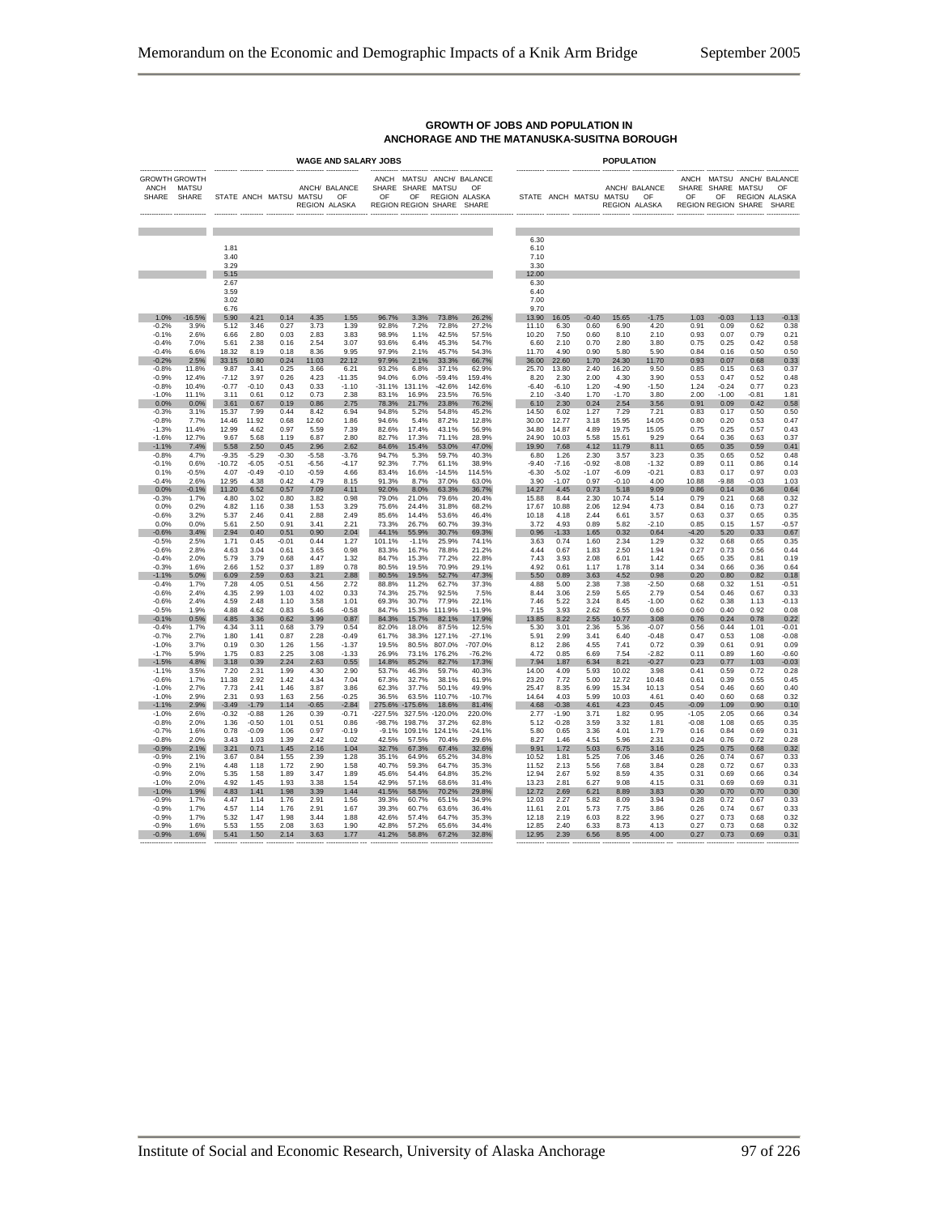## GROWTH OF JOBS AND POPULATION IN ANCHORAGE AND THE MATANUSKA-SUSITNA BOROUGH

| | | WAGE AND SALARY JOBS | | | | | | | | | POPULATION | | | | | | | | |
|---|---|---|---|---|---|---|---|---|---|---|---|---|---|---|---|---|---|---|---|
| GROWTH ANCH SHARE | GROWTH MATSU SHARE | STATE | ANCH | MATSU | ANCH/ MATSU REGION | BALANCE OF ALASKA | ANCH SHARE OF REGION | MATSU SHARE OF REGION | ANCH/ MATSU REGION SHARE | BALANCE OF ALASKA SHARE | STATE | ANCH | MATSU | ANCH/ MATSU REGION | BALANCE OF ALASKA | ANCH SHARE OF REGION | MATSU SHARE OF REGION | ANCH/ MATSU REGION SHARE | BALANCE OF ALASKA SHARE |
| | | | | | | | | | | | | | | | | | | | |
| | | | | | | | | | | | 6.30 | | | | | | | | |
| | | 1.81 | | | | | | | | | 6.10 | | | | | | | | |
| | | 3.40 | | | | | | | | | 7.10 | | | | | | | | |
| | | 3.29 | | | | | | | | | 3.30 | | | | | | | | |
| | | 5.15 | | | | | | | | | 12.00 | | | | | | | | |
| | | 2.67 | | | | | | | | | 6.30 | | | | | | | | |
| | | 3.59 | | | | | | | | | 6.40 | | | | | | | | |
| | | 3.02 | | | | | | | | | 7.00 | | | | | | | | |
| | | 6.76 | | | | | | | | | 9.70 | | | | | | | | |
| 1.0% | -16.5% | 5.90 | 4.21 | 0.14 | 4.35 | 1.55 | 96.7% | 3.3% | 73.8% | 26.2% | 13.90 | 16.05 | -0.40 | 15.65 | -1.75 | 1.03 | -0.03 | 1.13 | -0.13 |
| -0.2% | 3.9% | 5.12 | 3.46 | 0.27 | 3.73 | 1.39 | 92.8% | 7.2% | 72.8% | 27.2% | 11.10 | 6.30 | 0.60 | 6.90 | 4.20 | 0.91 | 0.09 | 0.62 | 0.38 |
| -0.1% | 2.6% | 6.66 | 2.80 | 0.03 | 2.83 | 3.83 | 98.9% | 1.1% | 42.5% | 57.5% | 10.20 | 7.50 | 0.60 | 8.10 | 2.10 | 0.93 | 0.07 | 0.79 | 0.21 |
| -0.4% | 7.0% | 5.61 | 2.38 | 0.16 | 2.54 | 3.07 | 93.6% | 6.4% | 45.3% | 54.7% | 6.60 | 2.10 | 0.70 | 2.80 | 3.80 | 0.75 | 0.25 | 0.42 | 0.58 |
| -0.4% | 6.6% | 18.32 | 8.19 | 0.18 | 8.36 | 9.95 | 97.9% | 2.1% | 45.7% | 54.3% | 11.70 | 4.90 | 0.90 | 5.80 | 5.90 | 0.84 | 0.16 | 0.50 | 0.50 |
| -0.2% | 2.5% | 33.15 | 10.80 | 0.24 | 11.03 | 22.12 | 97.9% | 2.1% | 33.3% | 66.7% | 36.00 | 22.60 | 1.70 | 24.30 | 11.70 | 0.93 | 0.07 | 0.68 | 0.33 |
| -0.8% | 11.8% | 9.87 | 3.41 | 0.25 | 3.66 | 6.21 | 93.2% | 6.8% | 37.1% | 62.9% | 25.70 | 13.80 | 2.40 | 16.20 | 9.50 | 0.85 | 0.15 | 0.63 | 0.37 |
| -0.9% | 12.4% | -7.12 | 3.97 | 0.26 | 4.23 | -11.35 | 94.0% | 6.0% | -59.4% | 159.4% | 8.20 | 2.30 | 2.00 | 4.30 | 3.90 | 0.53 | 0.47 | 0.52 | 0.48 |
| -0.8% | 10.4% | -0.77 | -0.10 | 0.43 | 0.33 | -1.10 | -31.1% | 131.1% | -42.6% | 142.6% | -6.40 | -6.10 | 1.20 | -4.90 | -1.50 | 1.24 | -0.24 | 0.77 | 0.23 |
| -1.0% | 11.1% | 3.11 | 0.61 | 0.12 | 0.73 | 2.38 | 83.1% | 16.9% | 23.5% | 76.5% | 2.10 | -3.40 | 1.70 | -1.70 | 3.80 | 2.00 | -1.00 | -0.81 | 1.81 |
| 0.0% | 0.0% | 3.61 | 0.67 | 0.19 | 0.86 | 2.75 | 78.3% | 21.7% | 23.8% | 76.2% | 6.10 | 2.30 | 0.24 | 2.54 | 3.56 | 0.91 | 0.09 | 0.42 | 0.58 |
| -0.3% | 3.1% | 15.37 | 7.99 | 0.44 | 8.42 | 6.94 | 94.8% | 5.2% | 54.8% | 45.2% | 14.50 | 6.02 | 1.27 | 7.29 | 7.21 | 0.83 | 0.17 | 0.50 | 0.50 |
| -0.8% | 7.7% | 14.46 | 11.92 | 0.68 | 12.60 | 1.86 | 94.6% | 5.4% | 87.2% | 12.8% | 30.00 | 12.77 | 3.18 | 15.95 | 14.05 | 0.80 | 0.20 | 0.53 | 0.47 |
| -1.3% | 11.4% | 12.99 | 4.62 | 0.97 | 5.59 | 7.39 | 82.6% | 17.4% | 43.1% | 56.9% | 34.80 | 14.87 | 4.89 | 19.75 | 15.05 | 0.75 | 0.25 | 0.57 | 0.43 |
| -1.6% | 12.7% | 9.67 | 5.68 | 1.19 | 6.87 | 2.80 | 82.7% | 17.3% | 71.1% | 28.9% | 24.90 | 10.03 | 5.58 | 15.61 | 9.29 | 0.64 | 0.36 | 0.63 | 0.37 |
| -1.1% | 7.4% | 5.58 | 2.50 | 0.45 | 2.96 | 2.62 | 84.6% | 15.4% | 53.0% | 47.0% | 19.90 | 7.68 | 4.12 | 11.79 | 8.11 | 0.65 | 0.35 | 0.59 | 0.41 |
| -0.8% | 4.7% | -9.35 | -5.29 | -0.30 | -5.58 | -3.76 | 94.7% | 5.3% | 59.7% | 40.3% | 6.80 | 1.26 | 2.30 | 3.57 | 3.23 | 0.35 | 0.65 | 0.52 | 0.48 |
| -0.1% | 0.6% | -10.72 | -6.05 | -0.51 | -6.56 | -4.17 | 92.3% | 7.7% | 61.1% | 38.9% | -9.40 | -7.16 | -0.92 | -8.08 | -1.32 | 0.89 | 0.11 | 0.86 | 0.14 |
| 0.1% | -0.5% | 4.07 | -0.49 | -0.10 | -0.59 | 4.66 | 83.4% | 16.6% | -14.5% | 114.5% | -6.30 | -5.02 | -1.07 | -6.09 | -0.21 | 0.83 | 0.17 | 0.97 | 0.03 |
| -0.4% | 2.6% | 12.95 | 4.38 | 0.42 | 4.79 | 8.15 | 91.3% | 8.7% | 37.0% | 63.0% | 3.90 | -1.07 | 0.97 | -0.10 | 4.00 | 10.88 | -9.88 | -0.03 | 1.03 |
| 0.0% | -0.1% | 11.20 | 6.52 | 0.57 | 7.09 | 4.11 | 92.0% | 8.0% | 63.3% | 36.7% | 14.27 | 4.45 | 0.73 | 5.18 | 9.09 | 0.86 | 0.14 | 0.36 | 0.64 |
| -0.3% | 1.7% | 4.80 | 3.02 | 0.80 | 3.82 | 0.98 | 79.0% | 21.0% | 79.6% | 20.4% | 15.88 | 8.44 | 2.30 | 10.74 | 5.14 | 0.79 | 0.21 | 0.68 | 0.32 |
| 0.0% | 0.2% | 4.82 | 1.16 | 0.38 | 1.53 | 3.29 | 75.6% | 24.4% | 31.8% | 68.2% | 17.67 | 10.88 | 2.06 | 12.94 | 4.73 | 0.84 | 0.16 | 0.73 | 0.27 |
| -0.6% | 3.2% | 5.37 | 2.46 | 0.41 | 2.88 | 2.49 | 85.6% | 14.4% | 53.6% | 46.4% | 10.18 | 4.18 | 2.44 | 6.61 | 3.57 | 0.63 | 0.37 | 0.65 | 0.35 |
| 0.0% | 0.0% | 5.61 | 2.50 | 0.91 | 3.41 | 2.21 | 73.3% | 26.7% | 60.7% | 39.3% | 3.72 | 4.93 | 0.89 | 5.82 | -2.10 | 0.85 | 0.15 | 1.57 | -0.57 |
| -0.6% | 3.4% | 2.94 | 0.40 | 0.51 | 0.90 | 2.04 | 44.1% | 55.9% | 30.7% | 69.3% | 0.96 | -1.33 | 1.65 | 0.32 | 0.64 | -4.20 | 5.20 | 0.33 | 0.67 |
| -0.5% | 2.5% | 1.71 | 0.45 | -0.01 | 0.44 | 1.27 | 101.1% | -1.1% | 25.9% | 74.1% | 3.63 | 0.74 | 1.60 | 2.34 | 1.29 | 0.32 | 0.68 | 0.65 | 0.35 |
| -0.6% | 2.8% | 4.63 | 3.04 | 0.61 | 3.65 | 0.98 | 83.3% | 16.7% | 78.8% | 21.2% | 4.44 | 0.67 | 1.83 | 2.50 | 1.94 | 0.27 | 0.73 | 0.56 | 0.44 |
| -0.4% | 2.0% | 5.79 | 3.79 | 0.68 | 4.47 | 1.32 | 84.7% | 15.3% | 77.2% | 22.8% | 7.43 | 3.93 | 2.08 | 6.01 | 1.42 | 0.65 | 0.35 | 0.81 | 0.19 |
| -0.3% | 1.6% | 2.66 | 1.52 | 0.37 | 1.89 | 0.78 | 80.5% | 19.5% | 70.9% | 29.1% | 4.92 | 0.61 | 1.17 | 1.78 | 3.14 | 0.34 | 0.66 | 0.36 | 0.64 |
| -1.1% | 5.0% | 6.09 | 2.59 | 0.63 | 3.21 | 2.88 | 80.5% | 19.5% | 52.7% | 47.3% | 5.50 | 0.89 | 3.63 | 4.52 | 0.98 | 0.20 | 0.80 | 0.82 | 0.18 |
| -0.4% | 1.7% | 7.28 | 4.05 | 0.51 | 4.56 | 2.72 | 88.8% | 11.2% | 62.7% | 37.3% | 4.88 | 5.00 | 2.38 | 7.38 | -2.50 | 0.68 | 0.32 | 1.51 | -0.51 |
| -0.6% | 2.4% | 4.35 | 2.99 | 1.03 | 4.02 | 0.33 | 74.3% | 25.7% | 92.5% | 7.5% | 8.44 | 3.06 | 2.59 | 5.65 | 2.79 | 0.54 | 0.46 | 0.67 | 0.33 |
| -0.6% | 2.4% | 4.59 | 2.48 | 1.10 | 3.58 | 1.01 | 69.3% | 30.7% | 77.9% | 22.1% | 7.46 | 5.22 | 3.24 | 8.45 | -1.00 | 0.62 | 0.38 | 1.13 | -0.13 |
| -0.5% | 1.9% | 4.88 | 4.62 | 0.83 | 5.46 | -0.58 | 84.7% | 15.3% | 111.9% | -11.9% | 7.15 | 3.93 | 2.62 | 6.55 | 0.60 | 0.60 | 0.40 | 0.92 | 0.08 |
| -0.1% | 0.5% | 4.85 | 3.36 | 0.62 | 3.99 | 0.87 | 84.3% | 15.7% | 82.1% | 17.9% | 13.85 | 8.22 | 2.55 | 10.77 | 3.08 | 0.76 | 0.24 | 0.78 | 0.22 |
| -0.4% | 1.7% | 4.34 | 3.11 | 0.68 | 3.79 | 0.54 | 82.0% | 18.0% | 87.5% | 12.5% | 5.30 | 3.01 | 2.36 | 5.36 | -0.07 | 0.56 | 0.44 | 1.01 | -0.01 |
| -0.7% | 2.7% | 1.80 | 1.41 | 0.87 | 2.28 | -0.49 | 61.7% | 38.3% | 127.1% | -27.1% | 5.91 | 2.99 | 3.41 | 6.40 | -0.48 | 0.47 | 0.53 | 1.08 | -0.08 |
| -1.0% | 3.7% | 0.19 | 0.30 | 1.26 | 1.56 | -1.37 | 19.5% | 80.5% | 807.0% | -707.0% | 8.12 | 2.86 | 4.55 | 7.41 | 0.72 | 0.39 | 0.61 | 0.91 | 0.09 |
| -1.7% | 5.9% | 1.75 | 0.83 | 2.25 | 3.08 | -1.33 | 26.9% | 73.1% | 176.2% | -76.2% | 4.72 | 0.85 | 6.69 | 7.54 | -2.82 | 0.11 | 0.89 | 1.60 | -0.60 |
| -1.5% | 4.8% | 3.18 | 0.39 | 2.24 | 2.63 | 0.55 | 14.8% | 85.2% | 82.7% | 17.3% | 7.94 | 1.87 | 6.34 | 8.21 | -0.27 | 0.23 | 0.77 | 1.03 | -0.03 |
| -1.1% | 3.5% | 7.20 | 2.31 | 1.99 | 4.30 | 2.90 | 53.7% | 46.3% | 59.7% | 40.3% | 14.00 | 4.09 | 5.93 | 10.02 | 3.98 | 0.41 | 0.59 | 0.72 | 0.28 |
| -0.6% | 1.7% | 11.38 | 2.92 | 1.42 | 4.34 | 7.04 | 67.3% | 32.7% | 38.1% | 61.9% | 23.20 | 7.72 | 5.00 | 12.72 | 10.48 | 0.61 | 0.39 | 0.55 | 0.45 |
| -1.0% | 2.7% | 7.73 | 2.41 | 1.46 | 3.87 | 3.86 | 62.3% | 37.7% | 50.1% | 49.9% | 25.47 | 8.35 | 6.99 | 15.34 | 10.13 | 0.54 | 0.46 | 0.60 | 0.40 |
| -1.0% | 2.9% | 2.31 | 0.93 | 1.63 | 2.56 | -0.25 | 36.5% | 63.5% | 110.7% | -10.7% | 14.64 | 4.03 | 5.99 | 10.03 | 4.61 | 0.40 | 0.60 | 0.68 | 0.32 |
| -1.1% | 2.9% | -3.49 | -1.79 | 1.14 | -0.65 | -2.84 | 275.6% | -175.6% | 18.6% | 81.4% | 4.68 | -0.38 | 4.61 | 4.23 | 0.45 | -0.09 | 1.09 | 0.90 | 0.10 |
| -1.0% | 2.6% | -0.32 | -0.88 | 1.26 | 0.39 | -0.71 | -227.5% | 327.5% | -120.0% | 220.0% | 2.77 | -1.90 | 3.71 | 1.82 | 0.95 | -1.05 | 2.05 | 0.66 | 0.34 |
| -0.8% | 2.0% | 1.36 | -0.50 | 1.01 | 0.51 | 0.86 | -98.7% | 198.7% | 37.2% | 62.8% | 5.12 | -0.28 | 3.59 | 3.32 | 1.81 | -0.08 | 1.08 | 0.65 | 0.35 |
| -0.7% | 1.6% | 0.78 | -0.09 | 1.06 | 0.97 | -0.19 | -9.1% | 109.1% | 124.1% | -24.1% | 5.80 | 0.65 | 3.36 | 4.01 | 1.79 | 0.16 | 0.84 | 0.69 | 0.31 |
| -0.8% | 2.0% | 3.43 | 1.03 | 1.39 | 2.42 | 1.02 | 42.5% | 57.5% | 70.4% | 29.6% | 8.27 | 1.46 | 4.51 | 5.96 | 2.31 | 0.24 | 0.76 | 0.72 | 0.28 |
| -0.9% | 2.1% | 3.21 | 0.71 | 1.45 | 2.16 | 1.04 | 32.7% | 67.3% | 67.4% | 32.6% | 9.91 | 1.72 | 5.03 | 6.75 | 3.16 | 0.25 | 0.75 | 0.68 | 0.32 |
| -0.9% | 2.1% | 3.67 | 0.84 | 1.55 | 2.39 | 1.28 | 35.1% | 64.9% | 65.2% | 34.8% | 10.52 | 1.81 | 5.25 | 7.06 | 3.46 | 0.26 | 0.74 | 0.67 | 0.33 |
| -0.9% | 2.1% | 4.48 | 1.18 | 1.72 | 2.90 | 1.58 | 40.7% | 59.3% | 64.7% | 35.3% | 11.52 | 2.13 | 5.56 | 7.68 | 3.84 | 0.28 | 0.72 | 0.67 | 0.33 |
| -0.9% | 2.0% | 5.35 | 1.58 | 1.89 | 3.47 | 1.89 | 45.6% | 54.4% | 64.8% | 35.2% | 12.94 | 2.67 | 5.92 | 8.59 | 4.35 | 0.31 | 0.69 | 0.66 | 0.34 |
| -1.0% | 2.0% | 4.92 | 1.45 | 1.93 | 3.38 | 1.54 | 42.9% | 57.1% | 68.6% | 31.4% | 13.23 | 2.81 | 6.27 | 9.08 | 4.15 | 0.31 | 0.69 | 0.69 | 0.31 |
| -1.0% | 1.9% | 4.83 | 1.41 | 1.98 | 3.39 | 1.44 | 41.5% | 58.5% | 70.2% | 29.8% | 12.72 | 2.69 | 6.21 | 8.89 | 3.83 | 0.30 | 0.70 | 0.70 | 0.30 |
| -0.9% | 1.7% | 4.47 | 1.14 | 1.76 | 2.91 | 1.56 | 39.3% | 60.7% | 65.1% | 34.9% | 12.03 | 2.27 | 5.82 | 8.09 | 3.94 | 0.28 | 0.72 | 0.67 | 0.33 |
| -0.9% | 1.7% | 4.57 | 1.14 | 1.76 | 2.91 | 1.67 | 39.3% | 60.7% | 63.6% | 36.4% | 11.61 | 2.01 | 5.73 | 7.75 | 3.86 | 0.26 | 0.74 | 0.67 | 0.33 |
| -0.9% | 1.7% | 5.32 | 1.47 | 1.98 | 3.44 | 1.88 | 42.6% | 57.4% | 64.7% | 35.3% | 12.18 | 2.19 | 6.03 | 8.22 | 3.96 | 0.27 | 0.73 | 0.68 | 0.32 |
| -0.9% | 1.6% | 5.53 | 1.55 | 2.08 | 3.63 | 1.90 | 42.8% | 57.2% | 65.6% | 34.4% | 12.85 | 2.40 | 6.33 | 8.73 | 4.13 | 0.27 | 0.73 | 0.68 | 0.32 |
| -0.9% | 1.6% | 5.41 | 1.50 | 2.14 | 3.63 | 1.77 | 41.2% | 58.8% | 67.2% | 32.8% | 12.95 | 2.39 | 6.56 | 8.95 | 4.00 | 0.27 | 0.73 | 0.69 | 0.31 |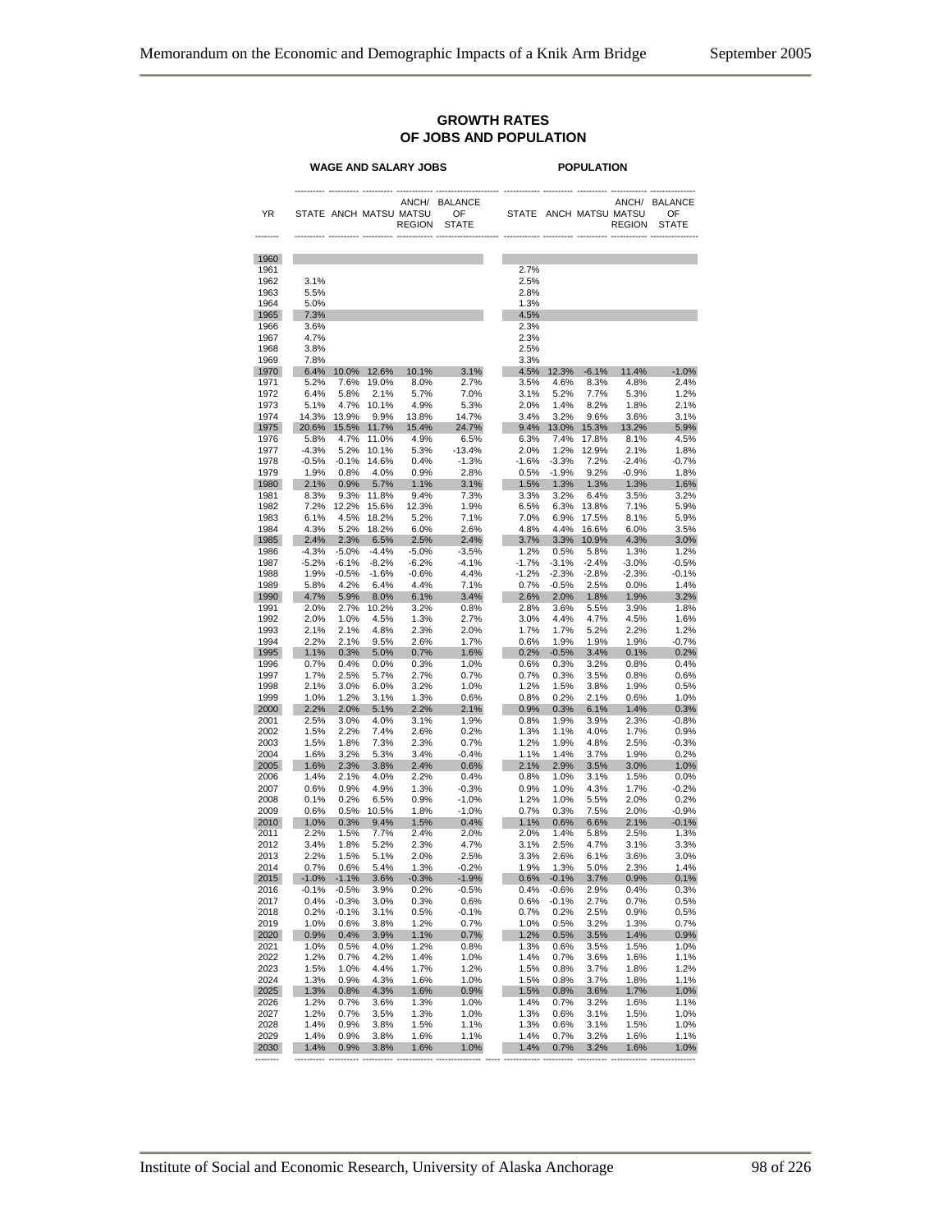## GROWTH RATES OF JOBS AND POPULATION

| YR | WAGE AND SALARY JOBS STATE | ANCH | MATSU | ANCH/ MATSU REGION | BALANCE OF STATE | POPULATION STATE | ANCH | MATSU | ANCH/ MATSU REGION | BALANCE OF STATE |
|---|---|---|---|---|---|---|---|---|---|---|
| 1960 | | | | | | | | | | |
| 1961 | | | | | | 2.7% | | | | |
| 1962 | 3.1% | | | | | 2.5% | | | | |
| 1963 | 5.5% | | | | | 2.8% | | | | |
| 1964 | 5.0% | | | | | 1.3% | | | | |
| 1965 | 7.3% | | | | | 4.5% | | | | |
| 1966 | 3.6% | | | | | 2.3% | | | | |
| 1967 | 4.7% | | | | | 2.3% | | | | |
| 1968 | 3.8% | | | | | 2.5% | | | | |
| 1969 | 7.8% | | | | | 3.3% | | | | |
| 1970 | 6.4% | 10.0% | 12.6% | 10.1% | 3.1% | 4.5% | 12.3% | -6.1% | 11.4% | -1.0% |
| 1971 | 5.2% | 7.6% | 19.0% | 8.0% | 2.7% | 3.5% | 4.6% | 8.3% | 4.8% | 2.4% |
| 1972 | 6.4% | 5.8% | 2.1% | 5.7% | 7.0% | 3.1% | 5.2% | 7.7% | 5.3% | 1.2% |
| 1973 | 5.1% | 4.7% | 10.1% | 4.9% | 5.3% | 2.0% | 1.4% | 8.2% | 1.8% | 2.1% |
| 1974 | 14.3% | 13.9% | 9.9% | 13.8% | 14.7% | 3.4% | 3.2% | 9.6% | 3.6% | 3.1% |
| 1975 | 20.6% | 15.5% | 11.7% | 15.4% | 24.7% | 9.4% | 13.0% | 15.3% | 13.2% | 5.9% |
| 1976 | 5.8% | 4.7% | 11.0% | 4.9% | 6.5% | 6.3% | 7.4% | 17.8% | 8.1% | 4.5% |
| 1977 | -4.3% | 5.2% | 10.1% | 5.3% | -13.4% | 2.0% | 1.2% | 12.9% | 2.1% | 1.8% |
| 1978 | -0.5% | -0.1% | 14.6% | 0.4% | -1.3% | -1.6% | -3.3% | 7.2% | -2.4% | -0.7% |
| 1979 | 1.9% | 0.8% | 4.0% | 0.9% | 2.8% | 0.5% | -1.9% | 9.2% | -0.9% | 1.8% |
| 1980 | 2.1% | 0.9% | 5.7% | 1.1% | 3.1% | 1.5% | 1.3% | 1.3% | 1.3% | 1.6% |
| 1981 | 8.3% | 9.3% | 11.8% | 9.4% | 7.3% | 3.3% | 3.2% | 6.4% | 3.5% | 3.2% |
| 1982 | 7.2% | 12.2% | 15.6% | 12.3% | 1.9% | 6.5% | 6.3% | 13.8% | 7.1% | 5.9% |
| 1983 | 6.1% | 4.5% | 18.2% | 5.2% | 7.1% | 7.0% | 6.9% | 17.5% | 8.1% | 5.9% |
| 1984 | 4.3% | 5.2% | 18.2% | 6.0% | 2.6% | 4.8% | 4.4% | 16.6% | 6.0% | 3.5% |
| 1985 | 2.4% | 2.3% | 6.5% | 2.5% | 2.4% | 3.7% | 3.3% | 10.9% | 4.3% | 3.0% |
| 1986 | -4.3% | -5.0% | -4.4% | -5.0% | -3.5% | 1.2% | 0.5% | 5.8% | 1.3% | 1.2% |
| 1987 | -5.2% | -6.1% | -8.2% | -6.2% | -4.1% | -1.7% | -3.1% | -2.4% | -3.0% | -0.5% |
| 1988 | 1.9% | -0.5% | -1.6% | -0.6% | 4.4% | -1.2% | -2.3% | -2.8% | -2.3% | -0.1% |
| 1989 | 5.8% | 4.2% | 6.4% | 4.4% | 7.1% | 0.7% | -0.5% | 2.5% | 0.0% | 1.4% |
| 1990 | 4.7% | 5.9% | 8.0% | 6.1% | 3.4% | 2.6% | 2.0% | 1.8% | 1.9% | 3.2% |
| 1991 | 2.0% | 2.7% | 10.2% | 3.2% | 0.8% | 2.8% | 3.6% | 5.5% | 3.9% | 1.8% |
| 1992 | 2.0% | 1.0% | 4.5% | 1.3% | 2.7% | 3.0% | 4.4% | 4.7% | 4.5% | 1.6% |
| 1993 | 2.1% | 2.1% | 4.8% | 2.3% | 2.0% | 1.7% | 1.7% | 5.2% | 2.2% | 1.2% |
| 1994 | 2.2% | 2.1% | 9.5% | 2.6% | 1.7% | 0.6% | 1.9% | 1.9% | 1.9% | -0.7% |
| 1995 | 1.1% | 0.3% | 5.0% | 0.7% | 1.6% | 0.2% | -0.5% | 3.4% | 0.1% | 0.2% |
| 1996 | 0.7% | 0.4% | 0.0% | 0.3% | 1.0% | 0.6% | 0.3% | 3.2% | 0.8% | 0.4% |
| 1997 | 1.7% | 2.5% | 5.7% | 2.7% | 0.7% | 0.7% | 0.3% | 3.5% | 0.8% | 0.6% |
| 1998 | 2.1% | 3.0% | 6.0% | 3.2% | 1.0% | 1.2% | 1.5% | 3.8% | 1.9% | 0.5% |
| 1999 | 1.0% | 1.2% | 3.1% | 1.3% | 0.6% | 0.8% | 0.2% | 2.1% | 0.6% | 1.0% |
| 2000 | 2.2% | 2.0% | 5.1% | 2.2% | 2.1% | 0.9% | 0.3% | 6.1% | 1.4% | 0.3% |
| 2001 | 2.5% | 3.0% | 4.0% | 3.1% | 1.9% | 0.8% | 1.9% | 3.9% | 2.3% | -0.8% |
| 2002 | 1.5% | 2.2% | 7.4% | 2.6% | 0.2% | 1.3% | 1.1% | 4.0% | 1.7% | 0.9% |
| 2003 | 1.5% | 1.8% | 7.3% | 2.3% | 0.7% | 1.2% | 1.9% | 4.8% | 2.5% | -0.3% |
| 2004 | 1.6% | 3.2% | 5.3% | 3.4% | -0.4% | 1.1% | 1.4% | 3.7% | 1.9% | 0.2% |
| 2005 | 1.6% | 2.3% | 3.8% | 2.4% | 0.6% | 2.1% | 2.9% | 3.5% | 3.0% | 1.0% |
| 2006 | 1.4% | 2.1% | 4.0% | 2.2% | 0.4% | 0.8% | 1.0% | 3.1% | 1.5% | 0.0% |
| 2007 | 0.6% | 0.9% | 4.9% | 1.3% | -0.3% | 0.9% | 1.0% | 4.3% | 1.7% | -0.2% |
| 2008 | 0.1% | 0.2% | 6.5% | 0.9% | -1.0% | 1.2% | 1.0% | 5.5% | 2.0% | 0.2% |
| 2009 | 0.6% | 0.5% | 10.5% | 1.8% | -1.0% | 0.7% | 0.3% | 7.5% | 2.0% | -0.9% |
| 2010 | 1.0% | 0.3% | 9.4% | 1.5% | 0.4% | 1.1% | 0.6% | 6.6% | 2.1% | -0.1% |
| 2011 | 2.2% | 1.5% | 7.7% | 2.4% | 2.0% | 2.0% | 1.4% | 5.8% | 2.5% | 1.3% |
| 2012 | 3.4% | 1.8% | 5.2% | 2.3% | 4.7% | 3.1% | 2.5% | 4.7% | 3.1% | 3.3% |
| 2013 | 2.2% | 1.5% | 5.1% | 2.0% | 2.5% | 3.3% | 2.6% | 6.1% | 3.6% | 3.0% |
| 2014 | 0.7% | 0.6% | 5.4% | 1.3% | -0.2% | 1.9% | 1.3% | 5.0% | 2.3% | 1.4% |
| 2015 | -1.0% | -1.1% | 3.6% | -0.3% | -1.9% | 0.6% | -0.1% | 3.7% | 0.9% | 0.1% |
| 2016 | -0.1% | -0.5% | 3.9% | 0.2% | -0.5% | 0.4% | -0.6% | 2.9% | 0.4% | 0.3% |
| 2017 | 0.4% | -0.3% | 3.0% | 0.3% | 0.6% | 0.6% | -0.1% | 2.7% | 0.7% | 0.5% |
| 2018 | 0.2% | -0.1% | 3.1% | 0.5% | -0.1% | 0.7% | 0.2% | 2.5% | 0.9% | 0.5% |
| 2019 | 1.0% | 0.6% | 3.8% | 1.2% | 0.7% | 1.0% | 0.5% | 3.2% | 1.3% | 0.7% |
| 2020 | 0.9% | 0.4% | 3.9% | 1.1% | 0.7% | 1.2% | 0.5% | 3.5% | 1.4% | 0.9% |
| 2021 | 1.0% | 0.5% | 4.0% | 1.2% | 0.8% | 1.3% | 0.6% | 3.5% | 1.5% | 1.0% |
| 2022 | 1.2% | 0.7% | 4.2% | 1.4% | 1.0% | 1.4% | 0.7% | 3.6% | 1.6% | 1.1% |
| 2023 | 1.5% | 1.0% | 4.4% | 1.7% | 1.2% | 1.5% | 0.8% | 3.7% | 1.8% | 1.2% |
| 2024 | 1.3% | 0.9% | 4.3% | 1.6% | 1.0% | 1.5% | 0.8% | 3.7% | 1.8% | 1.1% |
| 2025 | 1.3% | 0.8% | 4.3% | 1.6% | 0.9% | 1.5% | 0.8% | 3.6% | 1.7% | 1.0% |
| 2026 | 1.2% | 0.7% | 3.6% | 1.3% | 1.0% | 1.4% | 0.7% | 3.2% | 1.6% | 1.1% |
| 2027 | 1.2% | 0.7% | 3.5% | 1.3% | 1.0% | 1.3% | 0.6% | 3.1% | 1.5% | 1.0% |
| 2028 | 1.4% | 0.9% | 3.8% | 1.5% | 1.1% | 1.3% | 0.6% | 3.1% | 1.5% | 1.0% |
| 2029 | 1.4% | 0.9% | 3.8% | 1.6% | 1.1% | 1.4% | 0.7% | 3.2% | 1.6% | 1.1% |
| 2030 | 1.4% | 0.9% | 3.8% | 1.6% | 1.0% | 1.4% | 0.7% | 3.2% | 1.6% | 1.0% |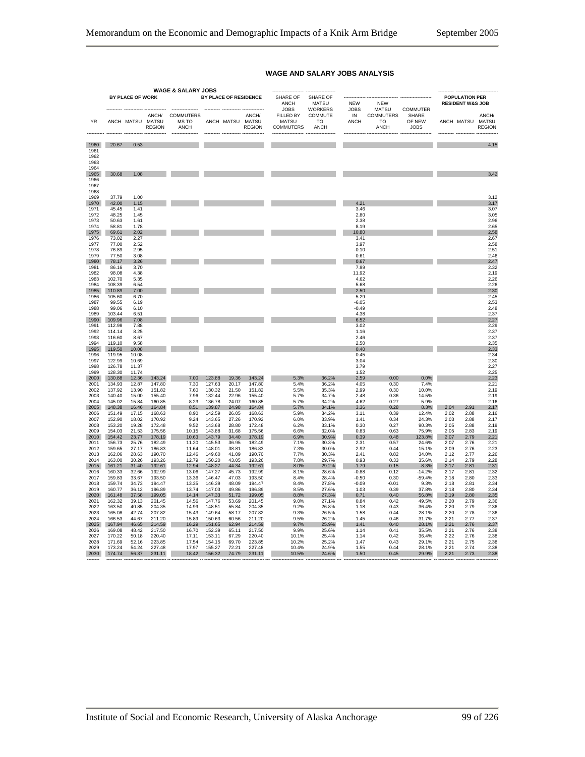## WAGE AND SALARY JOBS ANALYSIS

| | WAGE & SALARY JOBS | | | | | | | SHARE OF | SHARE OF | | | | POPULATION PER | | |
|---|---|---|---|---|---|---|---|---|---|---|---|---|---|---|---|
| | BY PLACE OF WORK | | | | BY PLACE OF RESIDENCE | | | ANCH JOBS | MATSU WORKERS | NEW | NEW | COMMUTER | RESIDENT W&S JOB | | |
| YR | ANCH | MATSU | ANCH/ MATSU REGION | COMMUTERS MS TO ANCH | ANCH | MATSU | ANCH/ MATSU REGION | FILLED BY MATSU COMMUTERS | COMMUTE TO ANCH | JOBS IN ANCH | MATSU COMMUTERS TO ANCH | SHARE OF NEW JOBS | ANCH | MATSU | ANCH/ MATSU REGION |
| 1960 | 20.67 | 0.53 | | | | | | | | | | | | | 4.15 |
| 1961 | | | | | | | | | | | | | | | |
| 1962 | | | | | | | | | | | | | | | |
| 1963 | | | | | | | | | | | | | | | |
| 1964 | | | | | | | | | | | | | | | |
| 1965 | 30.68 | 1.08 | | | | | | | | | | | | | 3.42 |
| 1966 | | | | | | | | | | | | | | | |
| 1967 | | | | | | | | | | | | | | | |
| 1968 | | | | | | | | | | | | | | | |
| 1969 | 37.79 | 1.00 | | | | | | | | | | | | | 3.12 |
| 1970 | 42.00 | 1.15 | | | | | | | | 4.21 | | | | | 3.17 |
| 1971 | 45.45 | 1.41 | | | | | | | | 3.46 | | | | | 3.07 |
| 1972 | 48.25 | 1.45 | | | | | | | | 2.80 | | | | | 3.05 |
| 1973 | 50.63 | 1.61 | | | | | | | | 2.38 | | | | | 2.96 |
| 1974 | 58.81 | 1.78 | | | | | | | | 8.19 | | | | | 2.65 |
| 1975 | 69.61 | 2.02 | | | | | | | | 10.80 | | | | | 2.58 |
| 1976 | 73.02 | 2.27 | | | | | | | | 3.41 | | | | | 2.67 |
| 1977 | 77.00 | 2.52 | | | | | | | | 3.97 | | | | | 2.58 |
| 1978 | 76.89 | 2.95 | | | | | | | | -0.10 | | | | | 2.51 |
| 1979 | 77.50 | 3.08 | | | | | | | | 0.61 | | | | | 2.46 |
| 1980 | 78.17 | 3.26 | | | | | | | | 0.67 | | | | | 2.47 |
| 1981 | 86.16 | 3.70 | | | | | | | | 7.99 | | | | | 2.32 |
| 1982 | 98.08 | 4.38 | | | | | | | | 11.92 | | | | | 2.19 |
| 1983 | 102.70 | 5.35 | | | | | | | | 4.62 | | | | | 2.26 |
| 1984 | 108.39 | 6.54 | | | | | | | | 5.68 | | | | | 2.26 |
| 1985 | 110.89 | 7.00 | | | | | | | | 2.50 | | | | | 2.30 |
| 1986 | 105.60 | 6.70 | | | | | | | | -5.29 | | | | | 2.45 |
| 1987 | 99.55 | 6.19 | | | | | | | | -6.05 | | | | | 2.53 |
| 1988 | 99.06 | 6.10 | | | | | | | | -0.49 | | | | | 2.48 |
| 1989 | 103.44 | 6.51 | | | | | | | | 4.38 | | | | | 2.37 |
| 1990 | 109.96 | 7.08 | | | | | | | | 6.52 | | | | | 2.27 |
| 1991 | 112.98 | 7.88 | | | | | | | | 3.02 | | | | | 2.29 |
| 1992 | 114.14 | 8.25 | | | | | | | | 1.16 | | | | | 2.37 |
| 1993 | 116.60 | 8.67 | | | | | | | | 2.46 | | | | | 2.37 |
| 1994 | 119.10 | 9.58 | | | | | | | | 2.50 | | | | | 2.35 |
| 1995 | 119.50 | 10.08 | | | | | | | | 0.40 | | | | | 2.33 |
| 1996 | 119.95 | 10.08 | | | | | | | | 0.45 | | | | | 2.34 |
| 1997 | 122.99 | 10.69 | | | | | | | | 3.04 | | | | | 2.30 |
| 1998 | 126.78 | 11.37 | | | | | | | | 3.79 | | | | | 2.27 |
| 1999 | 128.30 | 11.74 | | | | | | | | 1.52 | | | | | 2.25 |
| 2000 | 130.88 | 12.36 | 143.24 | 7.00 | 123.88 | 19.36 | 143.24 | 5.3% | 36.2% | 2.59 | 0.00 | 0.0% | | | 2.23 |
| 2001 | 134.93 | 12.87 | 147.80 | 7.30 | 127.63 | 20.17 | 147.80 | 5.4% | 36.2% | 4.05 | 0.30 | 7.4% | | | 2.21 |
| 2002 | 137.92 | 13.90 | 151.82 | 7.60 | 130.32 | 21.50 | 151.82 | 5.5% | 35.3% | 2.99 | 0.30 | 10.0% | | | 2.19 |
| 2003 | 140.40 | 15.00 | 155.40 | 7.96 | 132.44 | 22.96 | 155.40 | 5.7% | 34.7% | 2.48 | 0.36 | 14.5% | | | 2.19 |
| 2004 | 145.02 | 15.84 | 160.85 | 8.23 | 136.78 | 24.07 | 160.85 | 5.7% | 34.2% | 4.62 | 0.27 | 5.9% | | | 2.16 |
| 2005 | 148.38 | 16.46 | 164.84 | 8.51 | 139.87 | 24.98 | 164.84 | 5.7% | 34.1% | 3.36 | 0.28 | 8.3% | 2.04 | 2.91 | 2.17 |
| 2006 | 151.49 | 17.15 | 168.63 | 8.90 | 142.59 | 26.05 | 168.63 | 5.9% | 34.2% | 3.11 | 0.39 | 12.4% | 2.02 | 2.88 | 2.16 |
| 2007 | 152.90 | 18.02 | 170.92 | 9.24 | 143.65 | 27.26 | 170.92 | 6.0% | 33.9% | 1.41 | 0.34 | 24.3% | 2.03 | 2.88 | 2.17 |
| 2008 | 153.20 | 19.28 | 172.48 | 9.52 | 143.68 | 28.80 | 172.48 | 6.2% | 33.1% | 0.30 | 0.27 | 90.3% | 2.05 | 2.88 | 2.19 |
| 2009 | 154.03 | 21.53 | 175.56 | 10.15 | 143.88 | 31.68 | 175.56 | 6.6% | 32.0% | 0.83 | 0.63 | 75.9% | 2.05 | 2.83 | 2.19 |
| 2010 | 154.42 | 23.77 | 178.19 | 10.63 | 143.79 | 34.40 | 178.19 | 6.9% | 30.9% | 0.39 | 0.48 | 123.8% | 2.07 | 2.79 | 2.21 |
| 2011 | 156.73 | 25.76 | 182.49 | 11.20 | 145.53 | 36.95 | 182.49 | 7.1% | 30.3% | 2.31 | 0.57 | 24.6% | 2.07 | 2.76 | 2.21 |
| 2012 | 159.65 | 27.17 | 186.83 | 11.64 | 148.01 | 38.81 | 186.83 | 7.3% | 30.0% | 2.92 | 0.44 | 15.1% | 2.09 | 2.76 | 2.23 |
| 2013 | 162.06 | 28.63 | 190.70 | 12.46 | 149.60 | 41.09 | 190.70 | 7.7% | 30.3% | 2.41 | 0.82 | 34.0% | 2.12 | 2.77 | 2.26 |
| 2014 | 163.00 | 30.26 | 193.26 | 12.79 | 150.20 | 43.05 | 193.26 | 7.8% | 29.7% | 0.93 | 0.33 | 35.6% | 2.14 | 2.79 | 2.28 |
| 2015 | 161.21 | 31.40 | 192.61 | 12.94 | 148.27 | 44.34 | 192.61 | 8.0% | 29.2% | -1.79 | 0.15 | -8.3% | 2.17 | 2.81 | 2.31 |
| 2016 | 160.33 | 32.66 | 192.99 | 13.06 | 147.27 | 45.73 | 192.99 | 8.1% | 28.6% | -0.88 | 0.12 | -14.2% | 2.17 | 2.81 | 2.32 |
| 2017 | 159.83 | 33.67 | 193.50 | 13.36 | 146.47 | 47.03 | 193.50 | 8.4% | 28.4% | -0.50 | 0.30 | -59.4% | 2.18 | 2.80 | 2.33 |
| 2018 | 159.74 | 34.73 | 194.47 | 13.35 | 146.39 | 48.09 | 194.47 | 8.4% | 27.8% | -0.09 | -0.01 | 9.3% | 2.18 | 2.81 | 2.34 |
| 2019 | 160.77 | 36.12 | 196.89 | 13.74 | 147.03 | 49.86 | 196.89 | 8.5% | 27.6% | 1.03 | 0.39 | 37.8% | 2.18 | 2.80 | 2.34 |
| 2020 | 161.48 | 37.58 | 199.05 | 14.14 | 147.33 | 51.72 | 199.05 | 8.8% | 27.3% | 0.71 | 0.40 | 56.8% | 2.19 | 2.80 | 2.35 |
| 2021 | 162.32 | 39.13 | 201.45 | 14.56 | 147.76 | 53.69 | 201.45 | 9.0% | 27.1% | 0.84 | 0.42 | 49.5% | 2.20 | 2.79 | 2.36 |
| 2022 | 163.50 | 40.85 | 204.35 | 14.99 | 148.51 | 55.84 | 204.35 | 9.2% | 26.8% | 1.18 | 0.43 | 36.4% | 2.20 | 2.79 | 2.36 |
| 2023 | 165.08 | 42.74 | 207.82 | 15.43 | 149.64 | 58.17 | 207.82 | 9.3% | 26.5% | 1.58 | 0.44 | 28.1% | 2.20 | 2.78 | 2.36 |
| 2024 | 166.53 | 44.67 | 211.20 | 15.89 | 150.63 | 60.56 | 211.20 | 9.5% | 26.2% | 1.45 | 0.46 | 31.7% | 2.21 | 2.77 | 2.37 |
| 2025 | 167.94 | 46.65 | 214.59 | 16.29 | 151.65 | 62.94 | 214.59 | 9.7% | 25.9% | 1.41 | 0.40 | 28.1% | 2.21 | 2.76 | 2.37 |
| 2026 | 169.08 | 48.42 | 217.50 | 16.70 | 152.39 | 65.11 | 217.50 | 9.9% | 25.6% | 1.14 | 0.41 | 35.5% | 2.21 | 2.76 | 2.38 |
| 2027 | 170.22 | 50.18 | 220.40 | 17.11 | 153.11 | 67.29 | 220.40 | 10.1% | 25.4% | 1.14 | 0.42 | 36.4% | 2.22 | 2.76 | 2.38 |
| 2028 | 171.69 | 52.16 | 223.85 | 17.54 | 154.15 | 69.70 | 223.85 | 10.2% | 25.2% | 1.47 | 0.43 | 29.1% | 2.21 | 2.75 | 2.38 |
| 2029 | 173.24 | 54.24 | 227.48 | 17.97 | 155.27 | 72.21 | 227.48 | 10.4% | 24.9% | 1.55 | 0.44 | 28.1% | 2.21 | 2.74 | 2.38 |
| 2030 | 174.74 | 56.37 | 231.11 | 18.42 | 156.32 | 74.79 | 231.11 | 10.5% | 24.6% | 1.50 | 0.45 | 29.9% | 2.21 | 2.73 | 2.38 |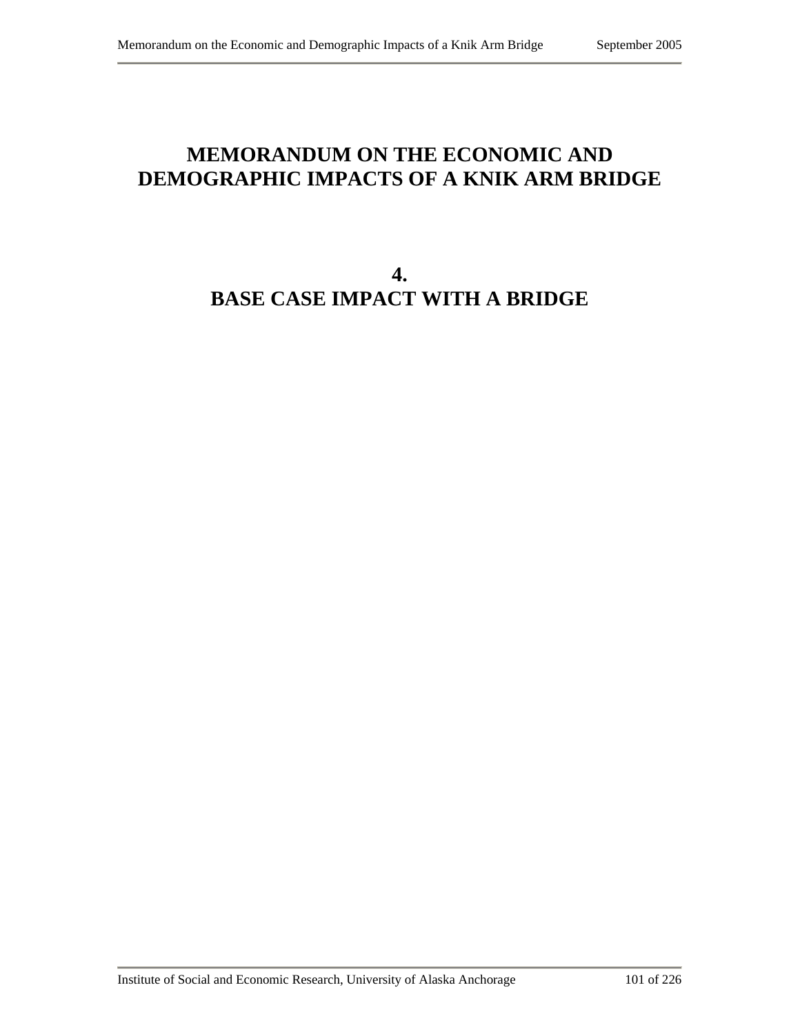# MEMORANDUM ON THE ECONOMIC AND DEMOGRAPHIC IMPACTS OF A KNIK ARM BRIDGE

## 4.
## BASE CASE IMPACT WITH A BRIDGE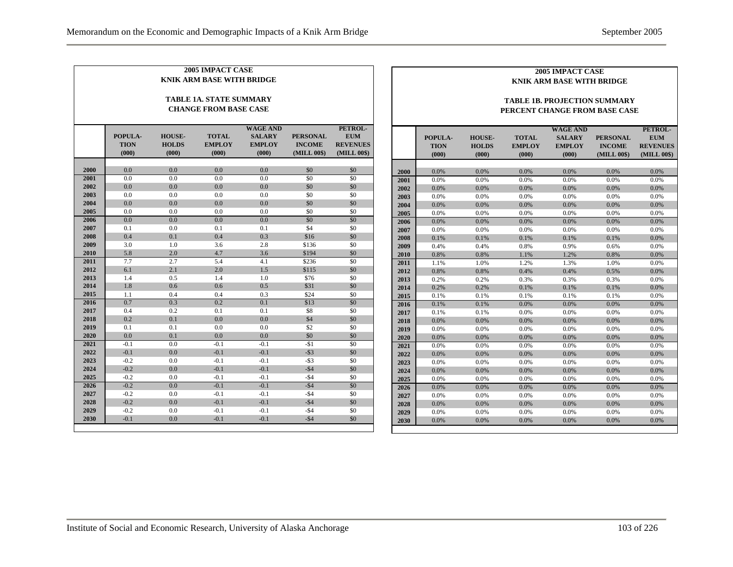**2005 IMPACT CASE**
**KNIK ARM BASE WITH BRIDGE**

**TABLE 1A. STATE SUMMARY**
**CHANGE FROM BASE CASE**

| | POPULA-TION (000) | HOUSE-HOLDS (000) | TOTAL EMPLOY (000) | WAGE AND SALARY EMPLOY (000) | PERSONAL INCOME (MILL 00$) | PETROL-EUM REVENUES (MILL 00$) |
|---|---|---|---|---|---|---|
| 2000 | 0.0 | 0.0 | 0.0 | 0.0 | $0 | $0 |
| 2001 | 0.0 | 0.0 | 0.0 | 0.0 | $0 | $0 |
| 2002 | 0.0 | 0.0 | 0.0 | 0.0 | $0 | $0 |
| 2003 | 0.0 | 0.0 | 0.0 | 0.0 | $0 | $0 |
| 2004 | 0.0 | 0.0 | 0.0 | 0.0 | $0 | $0 |
| 2005 | 0.0 | 0.0 | 0.0 | 0.0 | $0 | $0 |
| 2006 | 0.0 | 0.0 | 0.0 | 0.0 | $0 | $0 |
| 2007 | 0.1 | 0.0 | 0.1 | 0.1 | $4 | $0 |
| 2008 | 0.4 | 0.1 | 0.4 | 0.3 | $16 | $0 |
| 2009 | 3.0 | 1.0 | 3.6 | 2.8 | $136 | $0 |
| 2010 | 5.8 | 2.0 | 4.7 | 3.6 | $194 | $0 |
| 2011 | 7.7 | 2.7 | 5.4 | 4.1 | $236 | $0 |
| 2012 | 6.1 | 2.1 | 2.0 | 1.5 | $115 | $0 |
| 2013 | 1.4 | 0.5 | 1.4 | 1.0 | $76 | $0 |
| 2014 | 1.8 | 0.6 | 0.6 | 0.5 | $31 | $0 |
| 2015 | 1.1 | 0.4 | 0.4 | 0.3 | $24 | $0 |
| 2016 | 0.7 | 0.3 | 0.2 | 0.1 | $13 | $0 |
| 2017 | 0.4 | 0.2 | 0.1 | 0.1 | $8 | $0 |
| 2018 | 0.2 | 0.1 | 0.0 | 0.0 | $4 | $0 |
| 2019 | 0.1 | 0.1 | 0.0 | 0.0 | $2 | $0 |
| 2020 | 0.0 | 0.1 | 0.0 | 0.0 | $0 | $0 |
| 2021 | -0.1 | 0.0 | -0.1 | -0.1 | -$1 | $0 |
| 2022 | -0.1 | 0.0 | -0.1 | -0.1 | -$3 | $0 |
| 2023 | -0.2 | 0.0 | -0.1 | -0.1 | -$3 | $0 |
| 2024 | -0.2 | 0.0 | -0.1 | -0.1 | -$4 | $0 |
| 2025 | -0.2 | 0.0 | -0.1 | -0.1 | -$4 | $0 |
| 2026 | -0.2 | 0.0 | -0.1 | -0.1 | -$4 | $0 |
| 2027 | -0.2 | 0.0 | -0.1 | -0.1 | -$4 | $0 |
| 2028 | -0.2 | 0.0 | -0.1 | -0.1 | -$4 | $0 |
| 2029 | -0.2 | 0.0 | -0.1 | -0.1 | -$4 | $0 |
| 2030 | -0.1 | 0.0 | -0.1 | -0.1 | -$4 | $0 |

**2005 IMPACT CASE**
**KNIK ARM BASE WITH BRIDGE**

**TABLE 1B. PROJECTION SUMMARY**
**PERCENT CHANGE FROM BASE CASE**

| | POPULA-TION (000) | HOUSE-HOLDS (000) | TOTAL EMPLOY (000) | WAGE AND SALARY EMPLOY (000) | PERSONAL INCOME (MILL 00$) | PETROL-EUM REVENUES (MILL 00$) |
|---|---|---|---|---|---|---|
| 2000 | 0.0% | 0.0% | 0.0% | 0.0% | 0.0% | 0.0% |
| 2001 | 0.0% | 0.0% | 0.0% | 0.0% | 0.0% | 0.0% |
| 2002 | 0.0% | 0.0% | 0.0% | 0.0% | 0.0% | 0.0% |
| 2003 | 0.0% | 0.0% | 0.0% | 0.0% | 0.0% | 0.0% |
| 2004 | 0.0% | 0.0% | 0.0% | 0.0% | 0.0% | 0.0% |
| 2005 | 0.0% | 0.0% | 0.0% | 0.0% | 0.0% | 0.0% |
| 2006 | 0.0% | 0.0% | 0.0% | 0.0% | 0.0% | 0.0% |
| 2007 | 0.0% | 0.0% | 0.0% | 0.0% | 0.0% | 0.0% |
| 2008 | 0.1% | 0.1% | 0.1% | 0.1% | 0.1% | 0.0% |
| 2009 | 0.4% | 0.4% | 0.8% | 0.9% | 0.6% | 0.0% |
| 2010 | 0.8% | 0.8% | 1.1% | 1.2% | 0.8% | 0.0% |
| 2011 | 1.1% | 1.0% | 1.2% | 1.3% | 1.0% | 0.0% |
| 2012 | 0.8% | 0.8% | 0.4% | 0.4% | 0.5% | 0.0% |
| 2013 | 0.2% | 0.2% | 0.3% | 0.3% | 0.3% | 0.0% |
| 2014 | 0.2% | 0.2% | 0.1% | 0.1% | 0.1% | 0.0% |
| 2015 | 0.1% | 0.1% | 0.1% | 0.1% | 0.1% | 0.0% |
| 2016 | 0.1% | 0.1% | 0.0% | 0.0% | 0.0% | 0.0% |
| 2017 | 0.1% | 0.1% | 0.0% | 0.0% | 0.0% | 0.0% |
| 2018 | 0.0% | 0.0% | 0.0% | 0.0% | 0.0% | 0.0% |
| 2019 | 0.0% | 0.0% | 0.0% | 0.0% | 0.0% | 0.0% |
| 2020 | 0.0% | 0.0% | 0.0% | 0.0% | 0.0% | 0.0% |
| 2021 | 0.0% | 0.0% | 0.0% | 0.0% | 0.0% | 0.0% |
| 2022 | 0.0% | 0.0% | 0.0% | 0.0% | 0.0% | 0.0% |
| 2023 | 0.0% | 0.0% | 0.0% | 0.0% | 0.0% | 0.0% |
| 2024 | 0.0% | 0.0% | 0.0% | 0.0% | 0.0% | 0.0% |
| 2025 | 0.0% | 0.0% | 0.0% | 0.0% | 0.0% | 0.0% |
| 2026 | 0.0% | 0.0% | 0.0% | 0.0% | 0.0% | 0.0% |
| 2027 | 0.0% | 0.0% | 0.0% | 0.0% | 0.0% | 0.0% |
| 2028 | 0.0% | 0.0% | 0.0% | 0.0% | 0.0% | 0.0% |
| 2029 | 0.0% | 0.0% | 0.0% | 0.0% | 0.0% | 0.0% |
| 2030 | 0.0% | 0.0% | 0.0% | 0.0% | 0.0% | 0.0% |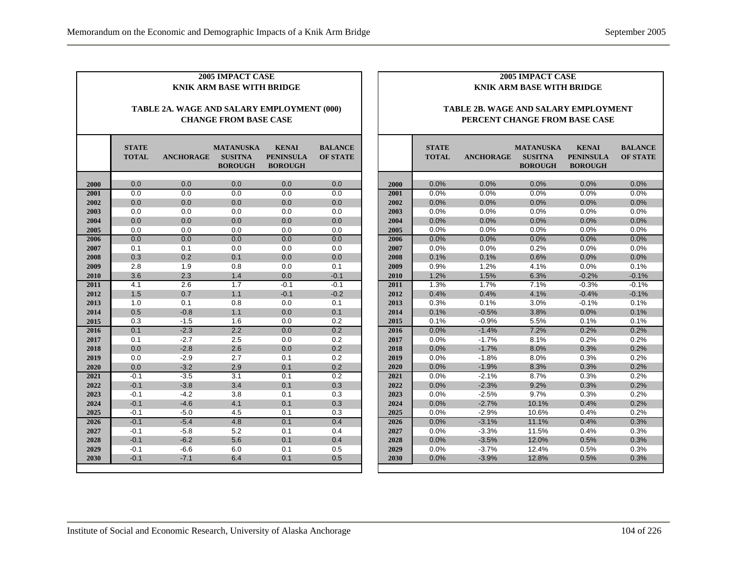**2005 IMPACT CASE**
**KNIK ARM BASE WITH BRIDGE**

**TABLE 2A. WAGE AND SALARY EMPLOYMENT (000)**
**CHANGE FROM BASE CASE**

| | STATE TOTAL | ANCHORAGE | MATANUSKA SUSITNA BOROUGH | KENAI PENINSULA BOROUGH | BALANCE OF STATE |
|---|---|---|---|---|---|
| 2000 | 0.0 | 0.0 | 0.0 | 0.0 | 0.0 |
| 2001 | 0.0 | 0.0 | 0.0 | 0.0 | 0.0 |
| 2002 | 0.0 | 0.0 | 0.0 | 0.0 | 0.0 |
| 2003 | 0.0 | 0.0 | 0.0 | 0.0 | 0.0 |
| 2004 | 0.0 | 0.0 | 0.0 | 0.0 | 0.0 |
| 2005 | 0.0 | 0.0 | 0.0 | 0.0 | 0.0 |
| 2006 | 0.0 | 0.0 | 0.0 | 0.0 | 0.0 |
| 2007 | 0.1 | 0.1 | 0.0 | 0.0 | 0.0 |
| 2008 | 0.3 | 0.2 | 0.1 | 0.0 | 0.0 |
| 2009 | 2.8 | 1.9 | 0.8 | 0.0 | 0.1 |
| 2010 | 3.6 | 2.3 | 1.4 | 0.0 | -0.1 |
| 2011 | 4.1 | 2.6 | 1.7 | -0.1 | -0.1 |
| 2012 | 1.5 | 0.7 | 1.1 | -0.1 | -0.2 |
| 2013 | 1.0 | 0.1 | 0.8 | 0.0 | 0.1 |
| 2014 | 0.5 | -0.8 | 1.1 | 0.0 | 0.1 |
| 2015 | 0.3 | -1.5 | 1.6 | 0.0 | 0.2 |
| 2016 | 0.1 | -2.3 | 2.2 | 0.0 | 0.2 |
| 2017 | 0.1 | -2.7 | 2.5 | 0.0 | 0.2 |
| 2018 | 0.0 | -2.8 | 2.6 | 0.0 | 0.2 |
| 2019 | 0.0 | -2.9 | 2.7 | 0.1 | 0.2 |
| 2020 | 0.0 | -3.2 | 2.9 | 0.1 | 0.2 |
| 2021 | -0.1 | -3.5 | 3.1 | 0.1 | 0.2 |
| 2022 | -0.1 | -3.8 | 3.4 | 0.1 | 0.3 |
| 2023 | -0.1 | -4.2 | 3.8 | 0.1 | 0.3 |
| 2024 | -0.1 | -4.6 | 4.1 | 0.1 | 0.3 |
| 2025 | -0.1 | -5.0 | 4.5 | 0.1 | 0.3 |
| 2026 | -0.1 | -5.4 | 4.8 | 0.1 | 0.4 |
| 2027 | -0.1 | -5.8 | 5.2 | 0.1 | 0.4 |
| 2028 | -0.1 | -6.2 | 5.6 | 0.1 | 0.4 |
| 2029 | -0.1 | -6.6 | 6.0 | 0.1 | 0.5 |
| 2030 | -0.1 | -7.1 | 6.4 | 0.1 | 0.5 |

**2005 IMPACT CASE**
**KNIK ARM BASE WITH BRIDGE**

**TABLE 2B. WAGE AND SALARY EMPLOYMENT**
**PERCENT CHANGE FROM BASE CASE**

| | STATE TOTAL | ANCHORAGE | MATANUSKA SUSITNA BOROUGH | KENAI PENINSULA BOROUGH | BALANCE OF STATE |
|---|---|---|---|---|---|
| 2000 | 0.0% | 0.0% | 0.0% | 0.0% | 0.0% |
| 2001 | 0.0% | 0.0% | 0.0% | 0.0% | 0.0% |
| 2002 | 0.0% | 0.0% | 0.0% | 0.0% | 0.0% |
| 2003 | 0.0% | 0.0% | 0.0% | 0.0% | 0.0% |
| 2004 | 0.0% | 0.0% | 0.0% | 0.0% | 0.0% |
| 2005 | 0.0% | 0.0% | 0.0% | 0.0% | 0.0% |
| 2006 | 0.0% | 0.0% | 0.0% | 0.0% | 0.0% |
| 2007 | 0.0% | 0.0% | 0.2% | 0.0% | 0.0% |
| 2008 | 0.1% | 0.1% | 0.6% | 0.0% | 0.0% |
| 2009 | 0.9% | 1.2% | 4.1% | 0.0% | 0.1% |
| 2010 | 1.2% | 1.5% | 6.3% | -0.2% | -0.1% |
| 2011 | 1.3% | 1.7% | 7.1% | -0.3% | -0.1% |
| 2012 | 0.4% | 0.4% | 4.1% | -0.4% | -0.1% |
| 2013 | 0.3% | 0.1% | 3.0% | -0.1% | 0.1% |
| 2014 | 0.1% | -0.5% | 3.8% | 0.0% | 0.1% |
| 2015 | 0.1% | -0.9% | 5.5% | 0.1% | 0.1% |
| 2016 | 0.0% | -1.4% | 7.2% | 0.2% | 0.2% |
| 2017 | 0.0% | -1.7% | 8.1% | 0.2% | 0.2% |
| 2018 | 0.0% | -1.7% | 8.0% | 0.3% | 0.2% |
| 2019 | 0.0% | -1.8% | 8.0% | 0.3% | 0.2% |
| 2020 | 0.0% | -1.9% | 8.3% | 0.3% | 0.2% |
| 2021 | 0.0% | -2.1% | 8.7% | 0.3% | 0.2% |
| 2022 | 0.0% | -2.3% | 9.2% | 0.3% | 0.2% |
| 2023 | 0.0% | -2.5% | 9.7% | 0.3% | 0.2% |
| 2024 | 0.0% | -2.7% | 10.1% | 0.4% | 0.2% |
| 2025 | 0.0% | -2.9% | 10.6% | 0.4% | 0.2% |
| 2026 | 0.0% | -3.1% | 11.1% | 0.4% | 0.3% |
| 2027 | 0.0% | -3.3% | 11.5% | 0.4% | 0.3% |
| 2028 | 0.0% | -3.5% | 12.0% | 0.5% | 0.3% |
| 2029 | 0.0% | -3.7% | 12.4% | 0.5% | 0.3% |
| 2030 | 0.0% | -3.9% | 12.8% | 0.5% | 0.3% |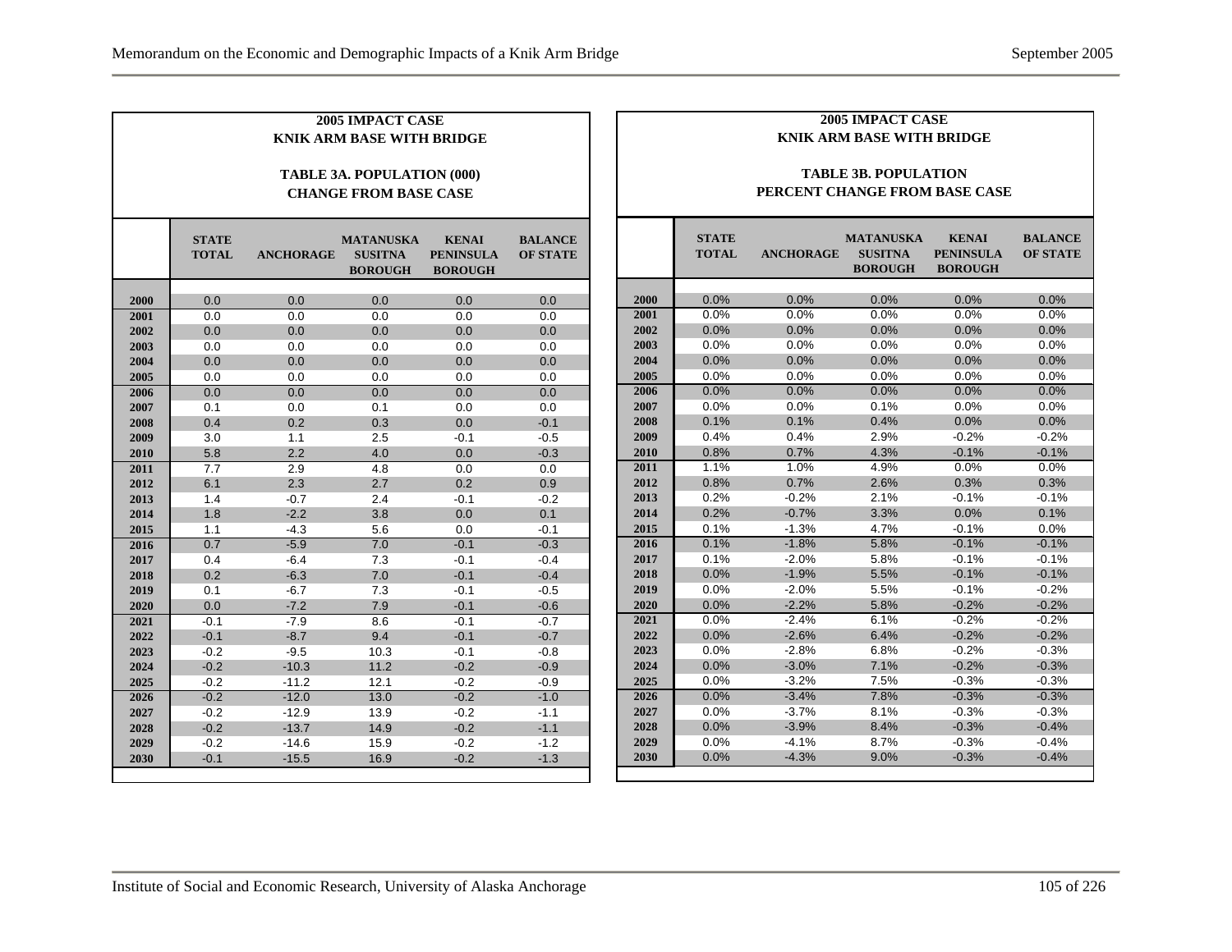**2005 IMPACT CASE**
**KNIK ARM BASE WITH BRIDGE**

**TABLE 3A. POPULATION (000)**
**CHANGE FROM BASE CASE**

| | STATE TOTAL | ANCHORAGE | MATANUSKA SUSITNA BOROUGH | KENAI PENINSULA BOROUGH | BALANCE OF STATE |
|---|---|---|---|---|---|
| 2000 | 0.0 | 0.0 | 0.0 | 0.0 | 0.0 |
| 2001 | 0.0 | 0.0 | 0.0 | 0.0 | 0.0 |
| 2002 | 0.0 | 0.0 | 0.0 | 0.0 | 0.0 |
| 2003 | 0.0 | 0.0 | 0.0 | 0.0 | 0.0 |
| 2004 | 0.0 | 0.0 | 0.0 | 0.0 | 0.0 |
| 2005 | 0.0 | 0.0 | 0.0 | 0.0 | 0.0 |
| 2006 | 0.0 | 0.0 | 0.0 | 0.0 | 0.0 |
| 2007 | 0.1 | 0.0 | 0.1 | 0.0 | 0.0 |
| 2008 | 0.4 | 0.2 | 0.3 | 0.0 | -0.1 |
| 2009 | 3.0 | 1.1 | 2.5 | -0.1 | -0.5 |
| 2010 | 5.8 | 2.2 | 4.0 | 0.0 | -0.3 |
| 2011 | 7.7 | 2.9 | 4.8 | 0.0 | 0.0 |
| 2012 | 6.1 | 2.3 | 2.7 | 0.2 | 0.9 |
| 2013 | 1.4 | -0.7 | 2.4 | -0.1 | -0.2 |
| 2014 | 1.8 | -2.2 | 3.8 | 0.0 | 0.1 |
| 2015 | 1.1 | -4.3 | 5.6 | 0.0 | -0.1 |
| 2016 | 0.7 | -5.9 | 7.0 | -0.1 | -0.3 |
| 2017 | 0.4 | -6.4 | 7.3 | -0.1 | -0.4 |
| 2018 | 0.2 | -6.3 | 7.0 | -0.1 | -0.4 |
| 2019 | 0.1 | -6.7 | 7.3 | -0.1 | -0.5 |
| 2020 | 0.0 | -7.2 | 7.9 | -0.1 | -0.6 |
| 2021 | -0.1 | -7.9 | 8.6 | -0.1 | -0.7 |
| 2022 | -0.1 | -8.7 | 9.4 | -0.1 | -0.7 |
| 2023 | -0.2 | -9.5 | 10.3 | -0.1 | -0.8 |
| 2024 | -0.2 | -10.3 | 11.2 | -0.2 | -0.9 |
| 2025 | -0.2 | -11.2 | 12.1 | -0.2 | -0.9 |
| 2026 | -0.2 | -12.0 | 13.0 | -0.2 | -1.0 |
| 2027 | -0.2 | -12.9 | 13.9 | -0.2 | -1.1 |
| 2028 | -0.2 | -13.7 | 14.9 | -0.2 | -1.1 |
| 2029 | -0.2 | -14.6 | 15.9 | -0.2 | -1.2 |
| 2030 | -0.1 | -15.5 | 16.9 | -0.2 | -1.3 |

**2005 IMPACT CASE**
**KNIK ARM BASE WITH BRIDGE**

**TABLE 3B. POPULATION**
**PERCENT CHANGE FROM BASE CASE**

| | STATE TOTAL | ANCHORAGE | MATANUSKA SUSITNA BOROUGH | KENAI PENINSULA BOROUGH | BALANCE OF STATE |
|---|---|---|---|---|---|
| 2000 | 0.0% | 0.0% | 0.0% | 0.0% | 0.0% |
| 2001 | 0.0% | 0.0% | 0.0% | 0.0% | 0.0% |
| 2002 | 0.0% | 0.0% | 0.0% | 0.0% | 0.0% |
| 2003 | 0.0% | 0.0% | 0.0% | 0.0% | 0.0% |
| 2004 | 0.0% | 0.0% | 0.0% | 0.0% | 0.0% |
| 2005 | 0.0% | 0.0% | 0.0% | 0.0% | 0.0% |
| 2006 | 0.0% | 0.0% | 0.0% | 0.0% | 0.0% |
| 2007 | 0.0% | 0.0% | 0.1% | 0.0% | 0.0% |
| 2008 | 0.1% | 0.1% | 0.4% | 0.0% | 0.0% |
| 2009 | 0.4% | 0.4% | 2.9% | -0.2% | -0.2% |
| 2010 | 0.8% | 0.7% | 4.3% | -0.1% | -0.1% |
| 2011 | 1.1% | 1.0% | 4.9% | 0.0% | 0.0% |
| 2012 | 0.8% | 0.7% | 2.6% | 0.3% | 0.3% |
| 2013 | 0.2% | -0.2% | 2.1% | -0.1% | -0.1% |
| 2014 | 0.2% | -0.7% | 3.3% | 0.0% | 0.1% |
| 2015 | 0.1% | -1.3% | 4.7% | -0.1% | 0.0% |
| 2016 | 0.1% | -1.8% | 5.8% | -0.1% | -0.1% |
| 2017 | 0.1% | -2.0% | 5.8% | -0.1% | -0.1% |
| 2018 | 0.0% | -1.9% | 5.5% | -0.1% | -0.1% |
| 2019 | 0.0% | -2.0% | 5.5% | -0.1% | -0.2% |
| 2020 | 0.0% | -2.2% | 5.8% | -0.2% | -0.2% |
| 2021 | 0.0% | -2.4% | 6.1% | -0.2% | -0.2% |
| 2022 | 0.0% | -2.6% | 6.4% | -0.2% | -0.2% |
| 2023 | 0.0% | -2.8% | 6.8% | -0.2% | -0.3% |
| 2024 | 0.0% | -3.0% | 7.1% | -0.2% | -0.3% |
| 2025 | 0.0% | -3.2% | 7.5% | -0.3% | -0.3% |
| 2026 | 0.0% | -3.4% | 7.8% | -0.3% | -0.3% |
| 2027 | 0.0% | -3.7% | 8.1% | -0.3% | -0.3% |
| 2028 | 0.0% | -3.9% | 8.4% | -0.3% | -0.4% |
| 2029 | 0.0% | -4.1% | 8.7% | -0.3% | -0.4% |
| 2030 | 0.0% | -4.3% | 9.0% | -0.3% | -0.4% |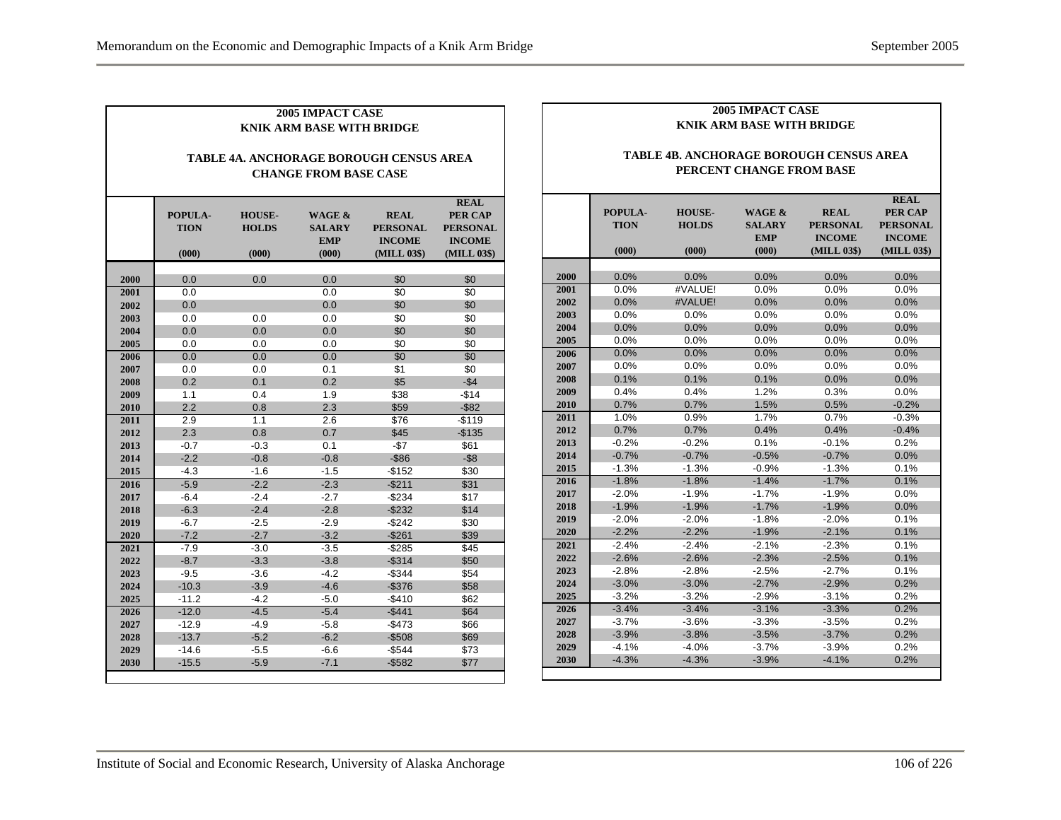**2005 IMPACT CASE**
**KNIK ARM BASE WITH BRIDGE**

**TABLE 4A. ANCHORAGE BOROUGH CENSUS AREA**
**CHANGE FROM BASE CASE**

| | POPULATION (000) | HOUSEHOLDS (000) | WAGE & SALARY EMP (000) | REAL PERSONAL INCOME (MILL 03$) | REAL PER CAP PERSONAL INCOME (MILL 03$) |
|---|---|---|---|---|---|
| 2000 | 0.0 | 0.0 | 0.0 | $0 | $0 |
| 2001 | 0.0 | | 0.0 | $0 | $0 |
| 2002 | 0.0 | | 0.0 | $0 | $0 |
| 2003 | 0.0 | 0.0 | 0.0 | $0 | $0 |
| 2004 | 0.0 | 0.0 | 0.0 | $0 | $0 |
| 2005 | 0.0 | 0.0 | 0.0 | $0 | $0 |
| 2006 | 0.0 | 0.0 | 0.0 | $0 | $0 |
| 2007 | 0.0 | 0.0 | 0.1 | $1 | $0 |
| 2008 | 0.2 | 0.1 | 0.2 | $5 | -$4 |
| 2009 | 1.1 | 0.4 | 1.9 | $38 | -$14 |
| 2010 | 2.2 | 0.8 | 2.3 | $59 | -$82 |
| 2011 | 2.9 | 1.1 | 2.6 | $76 | -$119 |
| 2012 | 2.3 | 0.8 | 0.7 | $45 | -$135 |
| 2013 | -0.7 | -0.3 | 0.1 | -$7 | $61 |
| 2014 | -2.2 | -0.8 | -0.8 | -$86 | -$8 |
| 2015 | -4.3 | -1.6 | -1.5 | -$152 | $30 |
| 2016 | -5.9 | -2.2 | -2.3 | -$211 | $31 |
| 2017 | -6.4 | -2.4 | -2.7 | -$234 | $17 |
| 2018 | -6.3 | -2.4 | -2.8 | -$232 | $14 |
| 2019 | -6.7 | -2.5 | -2.9 | -$242 | $30 |
| 2020 | -7.2 | -2.7 | -3.2 | -$261 | $39 |
| 2021 | -7.9 | -3.0 | -3.5 | -$285 | $45 |
| 2022 | -8.7 | -3.3 | -3.8 | -$314 | $50 |
| 2023 | -9.5 | -3.6 | -4.2 | -$344 | $54 |
| 2024 | -10.3 | -3.9 | -4.6 | -$376 | $58 |
| 2025 | -11.2 | -4.2 | -5.0 | -$410 | $62 |
| 2026 | -12.0 | -4.5 | -5.4 | -$441 | $64 |
| 2027 | -12.9 | -4.9 | -5.8 | -$473 | $66 |
| 2028 | -13.7 | -5.2 | -6.2 | -$508 | $69 |
| 2029 | -14.6 | -5.5 | -6.6 | -$544 | $73 |
| 2030 | -15.5 | -5.9 | -7.1 | -$582 | $77 |

**2005 IMPACT CASE**
**KNIK ARM BASE WITH BRIDGE**

**TABLE 4B. ANCHORAGE BOROUGH CENSUS AREA**
**PERCENT CHANGE FROM BASE**

| | POPULATION (000) | HOUSEHOLDS (000) | WAGE & SALARY EMP (000) | REAL PERSONAL INCOME (MILL 03$) | REAL PER CAP PERSONAL INCOME (MILL 03$) |
|---|---|---|---|---|---|
| 2000 | 0.0% | 0.0% | 0.0% | 0.0% | 0.0% |
| 2001 | 0.0% | #VALUE! | 0.0% | 0.0% | 0.0% |
| 2002 | 0.0% | #VALUE! | 0.0% | 0.0% | 0.0% |
| 2003 | 0.0% | 0.0% | 0.0% | 0.0% | 0.0% |
| 2004 | 0.0% | 0.0% | 0.0% | 0.0% | 0.0% |
| 2005 | 0.0% | 0.0% | 0.0% | 0.0% | 0.0% |
| 2006 | 0.0% | 0.0% | 0.0% | 0.0% | 0.0% |
| 2007 | 0.0% | 0.0% | 0.0% | 0.0% | 0.0% |
| 2008 | 0.1% | 0.1% | 0.1% | 0.0% | 0.0% |
| 2009 | 0.4% | 0.4% | 1.2% | 0.3% | 0.0% |
| 2010 | 0.7% | 0.7% | 1.5% | 0.5% | -0.2% |
| 2011 | 1.0% | 0.9% | 1.7% | 0.7% | -0.3% |
| 2012 | 0.7% | 0.7% | 0.4% | 0.4% | -0.4% |
| 2013 | -0.2% | -0.2% | 0.1% | -0.1% | 0.2% |
| 2014 | -0.7% | -0.7% | -0.5% | -0.7% | 0.0% |
| 2015 | -1.3% | -1.3% | -0.9% | -1.3% | 0.1% |
| 2016 | -1.8% | -1.8% | -1.4% | -1.7% | 0.1% |
| 2017 | -2.0% | -1.9% | -1.7% | -1.9% | 0.0% |
| 2018 | -1.9% | -1.9% | -1.7% | -1.9% | 0.0% |
| 2019 | -2.0% | -2.0% | -1.8% | -2.0% | 0.1% |
| 2020 | -2.2% | -2.2% | -1.9% | -2.1% | 0.1% |
| 2021 | -2.4% | -2.4% | -2.1% | -2.3% | 0.1% |
| 2022 | -2.6% | -2.6% | -2.3% | -2.5% | 0.1% |
| 2023 | -2.8% | -2.8% | -2.5% | -2.7% | 0.1% |
| 2024 | -3.0% | -3.0% | -2.7% | -2.9% | 0.2% |
| 2025 | -3.2% | -3.2% | -2.9% | -3.1% | 0.2% |
| 2026 | -3.4% | -3.4% | -3.1% | -3.3% | 0.2% |
| 2027 | -3.7% | -3.6% | -3.3% | -3.5% | 0.2% |
| 2028 | -3.9% | -3.8% | -3.5% | -3.7% | 0.2% |
| 2029 | -4.1% | -4.0% | -3.7% | -3.9% | 0.2% |
| 2030 | -4.3% | -4.3% | -3.9% | -4.1% | 0.2% |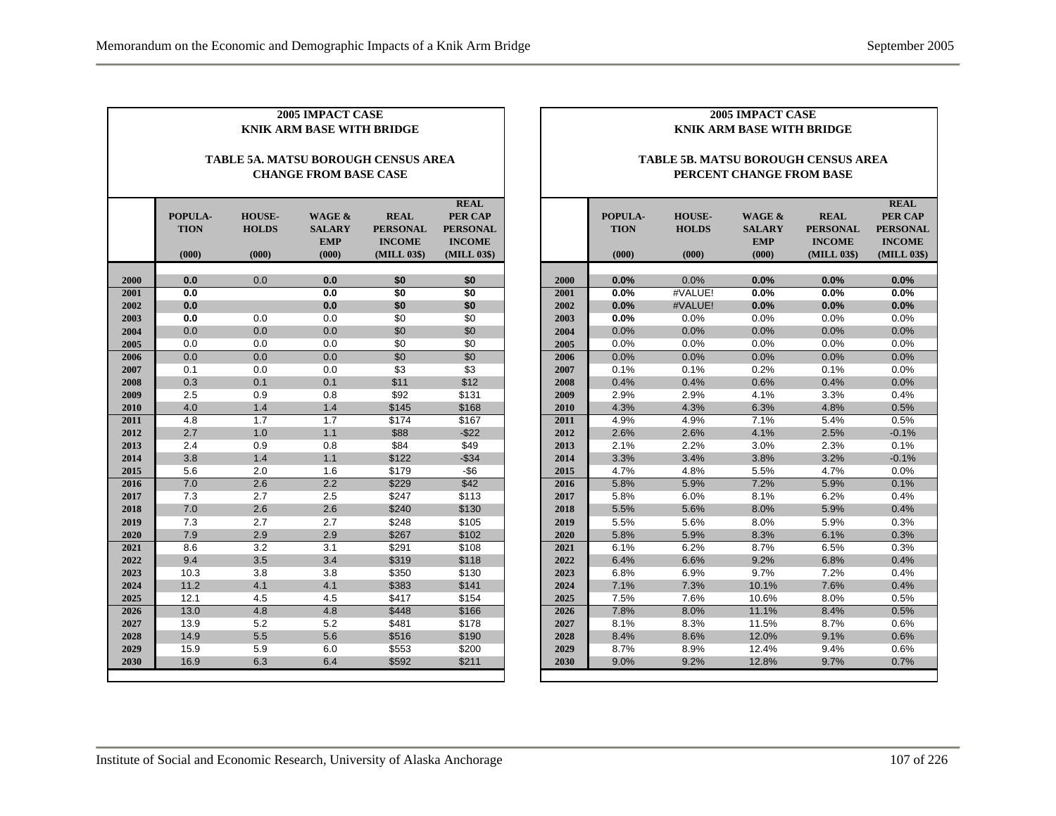**2005 IMPACT CASE**
**KNIK ARM BASE WITH BRIDGE**

**TABLE 5A. MATSU BOROUGH CENSUS AREA CHANGE FROM BASE CASE**

| | POPULA-TION (000) | HOUSE-HOLDS (000) | WAGE & SALARY EMP (000) | REAL PERSONAL INCOME (MILL 03$) | REAL PER CAP PERSONAL INCOME (MILL 03$) |
|---|---|---|---|---|---|
| 2000 | 0.0 | 0.0 | 0.0 | $0 | $0 |
| 2001 | 0.0 | | 0.0 | $0 | $0 |
| 2002 | 0.0 | | 0.0 | $0 | $0 |
| 2003 | 0.0 | 0.0 | 0.0 | $0 | $0 |
| 2004 | 0.0 | 0.0 | 0.0 | $0 | $0 |
| 2005 | 0.0 | 0.0 | 0.0 | $0 | $0 |
| 2006 | 0.0 | 0.0 | 0.0 | $0 | $0 |
| 2007 | 0.1 | 0.0 | 0.0 | $3 | $3 |
| 2008 | 0.3 | 0.1 | 0.1 | $11 | $12 |
| 2009 | 2.5 | 0.9 | 0.8 | $92 | $131 |
| 2010 | 4.0 | 1.4 | 1.4 | $145 | $168 |
| 2011 | 4.8 | 1.7 | 1.7 | $174 | $167 |
| 2012 | 2.7 | 1.0 | 1.1 | $88 | -$22 |
| 2013 | 2.4 | 0.9 | 0.8 | $84 | $49 |
| 2014 | 3.8 | 1.4 | 1.1 | $122 | -$34 |
| 2015 | 5.6 | 2.0 | 1.6 | $179 | -$6 |
| 2016 | 7.0 | 2.6 | 2.2 | $229 | $42 |
| 2017 | 7.3 | 2.7 | 2.5 | $247 | $113 |
| 2018 | 7.0 | 2.6 | 2.6 | $240 | $130 |
| 2019 | 7.3 | 2.7 | 2.7 | $248 | $105 |
| 2020 | 7.9 | 2.9 | 2.9 | $267 | $102 |
| 2021 | 8.6 | 3.2 | 3.1 | $291 | $108 |
| 2022 | 9.4 | 3.5 | 3.4 | $319 | $118 |
| 2023 | 10.3 | 3.8 | 3.8 | $350 | $130 |
| 2024 | 11.2 | 4.1 | 4.1 | $383 | $141 |
| 2025 | 12.1 | 4.5 | 4.5 | $417 | $154 |
| 2026 | 13.0 | 4.8 | 4.8 | $448 | $166 |
| 2027 | 13.9 | 5.2 | 5.2 | $481 | $178 |
| 2028 | 14.9 | 5.5 | 5.6 | $516 | $190 |
| 2029 | 15.9 | 5.9 | 6.0 | $553 | $200 |
| 2030 | 16.9 | 6.3 | 6.4 | $592 | $211 |

**2005 IMPACT CASE**
**KNIK ARM BASE WITH BRIDGE**

**TABLE 5B. MATSU BOROUGH CENSUS AREA PERCENT CHANGE FROM BASE**

| | POPULA-TION (000) | HOUSE-HOLDS (000) | WAGE & SALARY EMP (000) | REAL PERSONAL INCOME (MILL 03$) | REAL PER CAP PERSONAL INCOME (MILL 03$) |
|---|---|---|---|---|---|
| 2000 | 0.0% | 0.0% | 0.0% | 0.0% | 0.0% |
| 2001 | 0.0% | #VALUE! | 0.0% | 0.0% | 0.0% |
| 2002 | 0.0% | #VALUE! | 0.0% | 0.0% | 0.0% |
| 2003 | 0.0% | 0.0% | 0.0% | 0.0% | 0.0% |
| 2004 | 0.0% | 0.0% | 0.0% | 0.0% | 0.0% |
| 2005 | 0.0% | 0.0% | 0.0% | 0.0% | 0.0% |
| 2006 | 0.0% | 0.0% | 0.0% | 0.0% | 0.0% |
| 2007 | 0.1% | 0.1% | 0.2% | 0.1% | 0.0% |
| 2008 | 0.4% | 0.4% | 0.6% | 0.4% | 0.0% |
| 2009 | 2.9% | 2.9% | 4.1% | 3.3% | 0.4% |
| 2010 | 4.3% | 4.3% | 6.3% | 4.8% | 0.5% |
| 2011 | 4.9% | 4.9% | 7.1% | 5.4% | 0.5% |
| 2012 | 2.6% | 2.6% | 4.1% | 2.5% | -0.1% |
| 2013 | 2.1% | 2.2% | 3.0% | 2.3% | 0.1% |
| 2014 | 3.3% | 3.4% | 3.8% | 3.2% | -0.1% |
| 2015 | 4.7% | 4.8% | 5.5% | 4.7% | 0.0% |
| 2016 | 5.8% | 5.9% | 7.2% | 5.9% | 0.1% |
| 2017 | 5.8% | 6.0% | 8.1% | 6.2% | 0.4% |
| 2018 | 5.5% | 5.6% | 8.0% | 5.9% | 0.4% |
| 2019 | 5.5% | 5.6% | 8.0% | 5.9% | 0.3% |
| 2020 | 5.8% | 5.9% | 8.3% | 6.1% | 0.3% |
| 2021 | 6.1% | 6.2% | 8.7% | 6.5% | 0.3% |
| 2022 | 6.4% | 6.6% | 9.2% | 6.8% | 0.4% |
| 2023 | 6.8% | 6.9% | 9.7% | 7.2% | 0.4% |
| 2024 | 7.1% | 7.3% | 10.1% | 7.6% | 0.4% |
| 2025 | 7.5% | 7.6% | 10.6% | 8.0% | 0.5% |
| 2026 | 7.8% | 8.0% | 11.1% | 8.4% | 0.5% |
| 2027 | 8.1% | 8.3% | 11.5% | 8.7% | 0.6% |
| 2028 | 8.4% | 8.6% | 12.0% | 9.1% | 0.6% |
| 2029 | 8.7% | 8.9% | 12.4% | 9.4% | 0.6% |
| 2030 | 9.0% | 9.2% | 12.8% | 9.7% | 0.7% |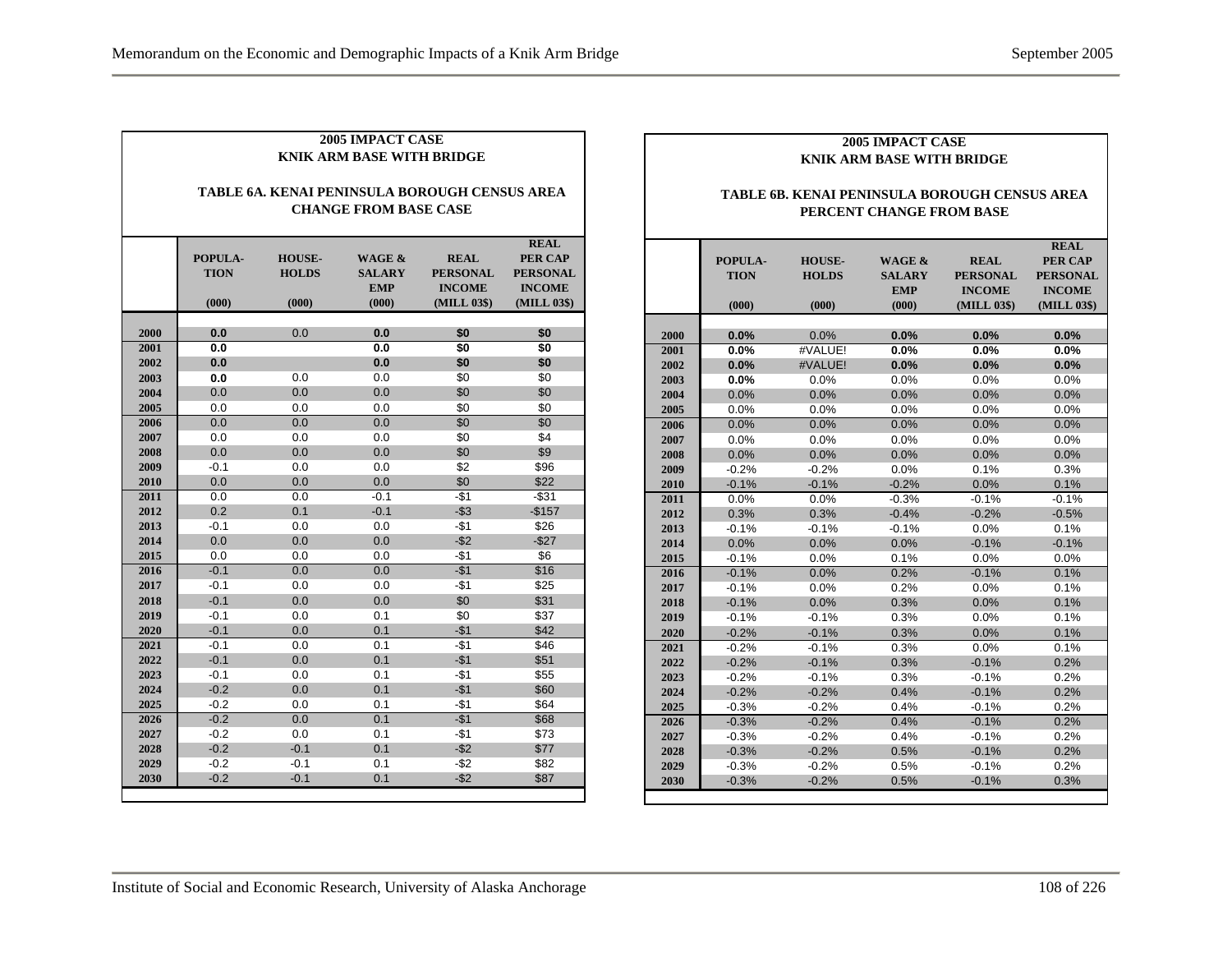**2005 IMPACT CASE**
**KNIK ARM BASE WITH BRIDGE**

**TABLE 6A. KENAI PENINSULA BOROUGH CENSUS AREA CHANGE FROM BASE CASE**

| | POPULA-TION (000) | HOUSE-HOLDS (000) | WAGE & SALARY EMP (000) | REAL PERSONAL INCOME (MILL 03$) | REAL PER CAP PERSONAL INCOME (MILL 03$) |
|---|---|---|---|---|---|
| 2000 | 0.0 | 0.0 | 0.0 | $0 | $0 |
| 2001 | 0.0 | | 0.0 | $0 | $0 |
| 2002 | 0.0 | | 0.0 | $0 | $0 |
| 2003 | 0.0 | 0.0 | 0.0 | $0 | $0 |
| 2004 | 0.0 | 0.0 | 0.0 | $0 | $0 |
| 2005 | 0.0 | 0.0 | 0.0 | $0 | $0 |
| 2006 | 0.0 | 0.0 | 0.0 | $0 | $0 |
| 2007 | 0.0 | 0.0 | 0.0 | $0 | $4 |
| 2008 | 0.0 | 0.0 | 0.0 | $0 | $9 |
| 2009 | -0.1 | 0.0 | 0.0 | $2 | $96 |
| 2010 | 0.0 | 0.0 | 0.0 | $0 | $22 |
| 2011 | 0.0 | 0.0 | -0.1 | -$1 | -$31 |
| 2012 | 0.2 | 0.1 | -0.1 | -$3 | -$157 |
| 2013 | -0.1 | 0.0 | 0.0 | -$1 | $26 |
| 2014 | 0.0 | 0.0 | 0.0 | -$2 | -$27 |
| 2015 | 0.0 | 0.0 | 0.0 | -$1 | $6 |
| 2016 | -0.1 | 0.0 | 0.0 | -$1 | $16 |
| 2017 | -0.1 | 0.0 | 0.0 | -$1 | $25 |
| 2018 | -0.1 | 0.0 | 0.0 | $0 | $31 |
| 2019 | -0.1 | 0.0 | 0.1 | $0 | $37 |
| 2020 | -0.1 | 0.0 | 0.1 | -$1 | $42 |
| 2021 | -0.1 | 0.0 | 0.1 | -$1 | $46 |
| 2022 | -0.1 | 0.0 | 0.1 | -$1 | $51 |
| 2023 | -0.1 | 0.0 | 0.1 | -$1 | $55 |
| 2024 | -0.2 | 0.0 | 0.1 | -$1 | $60 |
| 2025 | -0.2 | 0.0 | 0.1 | -$1 | $64 |
| 2026 | -0.2 | 0.0 | 0.1 | -$1 | $68 |
| 2027 | -0.2 | 0.0 | 0.1 | -$1 | $73 |
| 2028 | -0.2 | -0.1 | 0.1 | -$2 | $77 |
| 2029 | -0.2 | -0.1 | 0.1 | -$2 | $82 |
| 2030 | -0.2 | -0.1 | 0.1 | -$2 | $87 |

**2005 IMPACT CASE**
**KNIK ARM BASE WITH BRIDGE**

**TABLE 6B. KENAI PENINSULA BOROUGH CENSUS AREA PERCENT CHANGE FROM BASE**

| | POPULA-TION (000) | HOUSE-HOLDS (000) | WAGE & SALARY EMP (000) | REAL PERSONAL INCOME (MILL 03$) | REAL PER CAP PERSONAL INCOME (MILL 03$) |
|---|---|---|---|---|---|
| 2000 | 0.0% | 0.0% | 0.0% | 0.0% | 0.0% |
| 2001 | 0.0% | #VALUE! | 0.0% | 0.0% | 0.0% |
| 2002 | 0.0% | #VALUE! | 0.0% | 0.0% | 0.0% |
| 2003 | 0.0% | 0.0% | 0.0% | 0.0% | 0.0% |
| 2004 | 0.0% | 0.0% | 0.0% | 0.0% | 0.0% |
| 2005 | 0.0% | 0.0% | 0.0% | 0.0% | 0.0% |
| 2006 | 0.0% | 0.0% | 0.0% | 0.0% | 0.0% |
| 2007 | 0.0% | 0.0% | 0.0% | 0.0% | 0.0% |
| 2008 | 0.0% | 0.0% | 0.0% | 0.0% | 0.0% |
| 2009 | -0.2% | -0.2% | 0.0% | 0.1% | 0.3% |
| 2010 | -0.1% | -0.1% | -0.2% | 0.0% | 0.1% |
| 2011 | 0.0% | 0.0% | -0.3% | -0.1% | -0.1% |
| 2012 | 0.3% | 0.3% | -0.4% | -0.2% | -0.5% |
| 2013 | -0.1% | -0.1% | -0.1% | 0.0% | 0.1% |
| 2014 | 0.0% | 0.0% | 0.0% | -0.1% | -0.1% |
| 2015 | -0.1% | 0.0% | 0.1% | 0.0% | 0.0% |
| 2016 | -0.1% | 0.0% | 0.2% | -0.1% | 0.1% |
| 2017 | -0.1% | 0.0% | 0.2% | 0.0% | 0.1% |
| 2018 | -0.1% | 0.0% | 0.3% | 0.0% | 0.1% |
| 2019 | -0.1% | -0.1% | 0.3% | 0.0% | 0.1% |
| 2020 | -0.2% | -0.1% | 0.3% | 0.0% | 0.1% |
| 2021 | -0.2% | -0.1% | 0.3% | 0.0% | 0.1% |
| 2022 | -0.2% | -0.1% | 0.3% | -0.1% | 0.2% |
| 2023 | -0.2% | -0.1% | 0.3% | -0.1% | 0.2% |
| 2024 | -0.2% | -0.2% | 0.4% | -0.1% | 0.2% |
| 2025 | -0.3% | -0.2% | 0.4% | -0.1% | 0.2% |
| 2026 | -0.3% | -0.2% | 0.4% | -0.1% | 0.2% |
| 2027 | -0.3% | -0.2% | 0.4% | -0.1% | 0.2% |
| 2028 | -0.3% | -0.2% | 0.5% | -0.1% | 0.2% |
| 2029 | -0.3% | -0.2% | 0.5% | -0.1% | 0.2% |
| 2030 | -0.3% | -0.2% | 0.5% | -0.1% | 0.3% |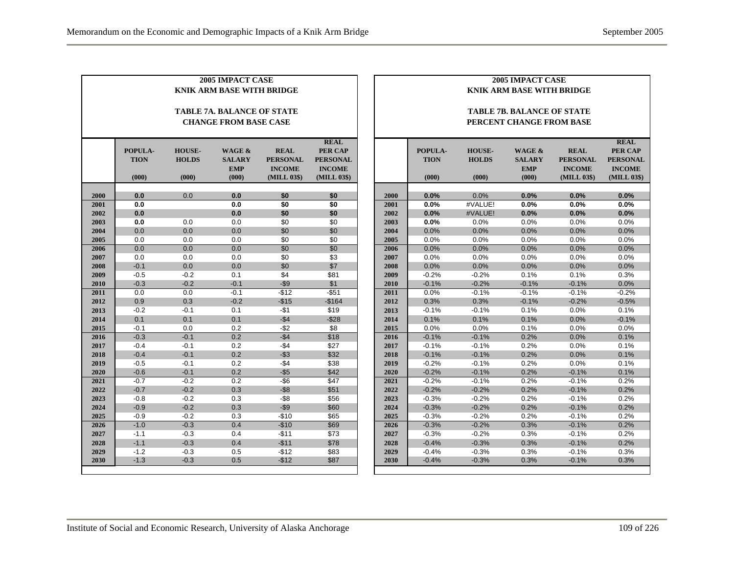**2005 IMPACT CASE**
**KNIK ARM BASE WITH BRIDGE**

**TABLE 7A. BALANCE OF STATE**
**CHANGE FROM BASE CASE**

| | POPULA-TION (000) | HOUSE-HOLDS (000) | WAGE & SALARY EMP (000) | REAL PERSONAL INCOME (MILL 03$) | REAL PER CAP PERSONAL INCOME (MILL 03$) |
|---|---|---|---|---|---|
| 2000 | 0.0 | 0.0 | 0.0 | $0 | $0 |
| 2001 | 0.0 | | 0.0 | $0 | $0 |
| 2002 | 0.0 | | 0.0 | $0 | $0 |
| 2003 | 0.0 | 0.0 | 0.0 | $0 | $0 |
| 2004 | 0.0 | 0.0 | 0.0 | $0 | $0 |
| 2005 | 0.0 | 0.0 | 0.0 | $0 | $0 |
| 2006 | 0.0 | 0.0 | 0.0 | $0 | $0 |
| 2007 | 0.0 | 0.0 | 0.0 | $0 | $3 |
| 2008 | -0.1 | 0.0 | 0.0 | $0 | $7 |
| 2009 | -0.5 | -0.2 | 0.1 | $4 | $81 |
| 2010 | -0.3 | -0.2 | -0.1 | -$9 | $1 |
| 2011 | 0.0 | 0.0 | -0.1 | -$12 | -$51 |
| 2012 | 0.9 | 0.3 | -0.2 | -$15 | -$164 |
| 2013 | -0.2 | -0.1 | 0.1 | -$1 | $19 |
| 2014 | 0.1 | 0.1 | 0.1 | -$4 | -$28 |
| 2015 | -0.1 | 0.0 | 0.2 | -$2 | $8 |
| 2016 | -0.3 | -0.1 | 0.2 | -$4 | $18 |
| 2017 | -0.4 | -0.1 | 0.2 | -$4 | $27 |
| 2018 | -0.4 | -0.1 | 0.2 | -$3 | $32 |
| 2019 | -0.5 | -0.1 | 0.2 | -$4 | $38 |
| 2020 | -0.6 | -0.1 | 0.2 | -$5 | $42 |
| 2021 | -0.7 | -0.2 | 0.2 | -$6 | $47 |
| 2022 | -0.7 | -0.2 | 0.3 | -$8 | $51 |
| 2023 | -0.8 | -0.2 | 0.3 | -$8 | $56 |
| 2024 | -0.9 | -0.2 | 0.3 | -$9 | $60 |
| 2025 | -0.9 | -0.2 | 0.3 | -$10 | $65 |
| 2026 | -1.0 | -0.3 | 0.4 | -$10 | $69 |
| 2027 | -1.1 | -0.3 | 0.4 | -$11 | $73 |
| 2028 | -1.1 | -0.3 | 0.4 | -$11 | $78 |
| 2029 | -1.2 | -0.3 | 0.5 | -$12 | $83 |
| 2030 | -1.3 | -0.3 | 0.5 | -$12 | $87 |

**2005 IMPACT CASE**
**KNIK ARM BASE WITH BRIDGE**

**TABLE 7B. BALANCE OF STATE**
**PERCENT CHANGE FROM BASE**

| | POPULA-TION (000) | HOUSE-HOLDS (000) | WAGE & SALARY EMP (000) | REAL PERSONAL INCOME (MILL 03$) | REAL PER CAP PERSONAL INCOME (MILL 03$) |
|---|---|---|---|---|---|
| 2000 | 0.0% | 0.0% | 0.0% | 0.0% | 0.0% |
| 2001 | 0.0% | #VALUE! | 0.0% | 0.0% | 0.0% |
| 2002 | 0.0% | #VALUE! | 0.0% | 0.0% | 0.0% |
| 2003 | 0.0% | 0.0% | 0.0% | 0.0% | 0.0% |
| 2004 | 0.0% | 0.0% | 0.0% | 0.0% | 0.0% |
| 2005 | 0.0% | 0.0% | 0.0% | 0.0% | 0.0% |
| 2006 | 0.0% | 0.0% | 0.0% | 0.0% | 0.0% |
| 2007 | 0.0% | 0.0% | 0.0% | 0.0% | 0.0% |
| 2008 | 0.0% | 0.0% | 0.0% | 0.0% | 0.0% |
| 2009 | -0.2% | -0.2% | 0.1% | 0.1% | 0.3% |
| 2010 | -0.1% | -0.2% | -0.1% | -0.1% | 0.0% |
| 2011 | 0.0% | -0.1% | -0.1% | -0.1% | -0.2% |
| 2012 | 0.3% | 0.3% | -0.1% | -0.2% | -0.5% |
| 2013 | -0.1% | -0.1% | 0.1% | 0.0% | 0.1% |
| 2014 | 0.1% | 0.1% | 0.1% | 0.0% | -0.1% |
| 2015 | 0.0% | 0.0% | 0.1% | 0.0% | 0.0% |
| 2016 | -0.1% | -0.1% | 0.2% | 0.0% | 0.1% |
| 2017 | -0.1% | -0.1% | 0.2% | 0.0% | 0.1% |
| 2018 | -0.1% | -0.1% | 0.2% | 0.0% | 0.1% |
| 2019 | -0.2% | -0.1% | 0.2% | 0.0% | 0.1% |
| 2020 | -0.2% | -0.1% | 0.2% | -0.1% | 0.1% |
| 2021 | -0.2% | -0.1% | 0.2% | -0.1% | 0.2% |
| 2022 | -0.2% | -0.2% | 0.2% | -0.1% | 0.2% |
| 2023 | -0.3% | -0.2% | 0.2% | -0.1% | 0.2% |
| 2024 | -0.3% | -0.2% | 0.2% | -0.1% | 0.2% |
| 2025 | -0.3% | -0.2% | 0.2% | -0.1% | 0.2% |
| 2026 | -0.3% | -0.2% | 0.3% | -0.1% | 0.2% |
| 2027 | -0.3% | -0.2% | 0.3% | -0.1% | 0.2% |
| 2028 | -0.4% | -0.3% | 0.3% | -0.1% | 0.2% |
| 2029 | -0.4% | -0.3% | 0.3% | -0.1% | 0.3% |
| 2030 | -0.4% | -0.3% | 0.3% | -0.1% | 0.3% |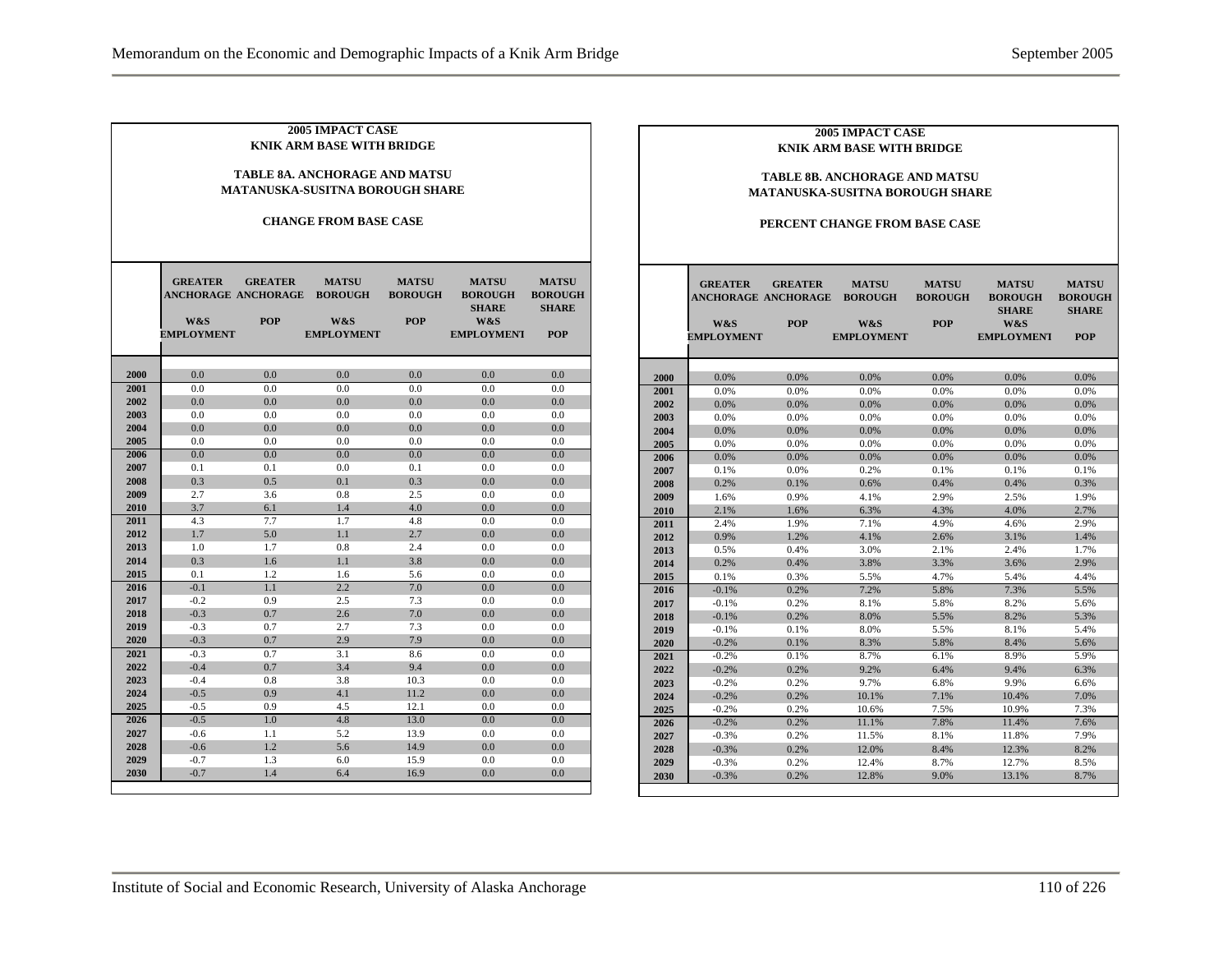**2005 IMPACT CASE**
**KNIK ARM BASE WITH BRIDGE**

**TABLE 8A. ANCHORAGE AND MATSU MATANUSKA-SUSITNA BOROUGH SHARE**

**CHANGE FROM BASE CASE**

| | GREATER ANCHORAGE W&S EMPLOYMENT | GREATER ANCHORAGE POP | MATSU BOROUGH W&S EMPLOYMENT | MATSU BOROUGH POP | MATSU BOROUGH SHARE W&S EMPLOYMENT | MATSU BOROUGH SHARE POP |
|---|---|---|---|---|---|---|
| 2000 | 0.0 | 0.0 | 0.0 | 0.0 | 0.0 | 0.0 |
| 2001 | 0.0 | 0.0 | 0.0 | 0.0 | 0.0 | 0.0 |
| 2002 | 0.0 | 0.0 | 0.0 | 0.0 | 0.0 | 0.0 |
| 2003 | 0.0 | 0.0 | 0.0 | 0.0 | 0.0 | 0.0 |
| 2004 | 0.0 | 0.0 | 0.0 | 0.0 | 0.0 | 0.0 |
| 2005 | 0.0 | 0.0 | 0.0 | 0.0 | 0.0 | 0.0 |
| 2006 | 0.0 | 0.0 | 0.0 | 0.0 | 0.0 | 0.0 |
| 2007 | 0.1 | 0.1 | 0.0 | 0.1 | 0.0 | 0.0 |
| 2008 | 0.3 | 0.5 | 0.1 | 0.3 | 0.0 | 0.0 |
| 2009 | 2.7 | 3.6 | 0.8 | 2.5 | 0.0 | 0.0 |
| 2010 | 3.7 | 6.1 | 1.4 | 4.0 | 0.0 | 0.0 |
| 2011 | 4.3 | 7.7 | 1.7 | 4.8 | 0.0 | 0.0 |
| 2012 | 1.7 | 5.0 | 1.1 | 2.7 | 0.0 | 0.0 |
| 2013 | 1.0 | 1.7 | 0.8 | 2.4 | 0.0 | 0.0 |
| 2014 | 0.3 | 1.6 | 1.1 | 3.8 | 0.0 | 0.0 |
| 2015 | 0.1 | 1.2 | 1.6 | 5.6 | 0.0 | 0.0 |
| 2016 | -0.1 | 1.1 | 2.2 | 7.0 | 0.0 | 0.0 |
| 2017 | -0.2 | 0.9 | 2.5 | 7.3 | 0.0 | 0.0 |
| 2018 | -0.3 | 0.7 | 2.6 | 7.0 | 0.0 | 0.0 |
| 2019 | -0.3 | 0.7 | 2.7 | 7.3 | 0.0 | 0.0 |
| 2020 | -0.3 | 0.7 | 2.9 | 7.9 | 0.0 | 0.0 |
| 2021 | -0.3 | 0.7 | 3.1 | 8.6 | 0.0 | 0.0 |
| 2022 | -0.4 | 0.7 | 3.4 | 9.4 | 0.0 | 0.0 |
| 2023 | -0.4 | 0.8 | 3.8 | 10.3 | 0.0 | 0.0 |
| 2024 | -0.5 | 0.9 | 4.1 | 11.2 | 0.0 | 0.0 |
| 2025 | -0.5 | 0.9 | 4.5 | 12.1 | 0.0 | 0.0 |
| 2026 | -0.5 | 1.0 | 4.8 | 13.0 | 0.0 | 0.0 |
| 2027 | -0.6 | 1.1 | 5.2 | 13.9 | 0.0 | 0.0 |
| 2028 | -0.6 | 1.2 | 5.6 | 14.9 | 0.0 | 0.0 |
| 2029 | -0.7 | 1.3 | 6.0 | 15.9 | 0.0 | 0.0 |
| 2030 | -0.7 | 1.4 | 6.4 | 16.9 | 0.0 | 0.0 |

**2005 IMPACT CASE**
**KNIK ARM BASE WITH BRIDGE**

**TABLE 8B. ANCHORAGE AND MATSU MATANUSKA-SUSITNA BOROUGH SHARE**

**PERCENT CHANGE FROM BASE CASE**

| | GREATER ANCHORAGE W&S EMPLOYMENT | GREATER ANCHORAGE POP | MATSU BOROUGH W&S EMPLOYMENT | MATSU BOROUGH POP | MATSU BOROUGH SHARE W&S EMPLOYMENT | MATSU BOROUGH SHARE POP |
|---|---|---|---|---|---|---|
| 2000 | 0.0% | 0.0% | 0.0% | 0.0% | 0.0% | 0.0% |
| 2001 | 0.0% | 0.0% | 0.0% | 0.0% | 0.0% | 0.0% |
| 2002 | 0.0% | 0.0% | 0.0% | 0.0% | 0.0% | 0.0% |
| 2003 | 0.0% | 0.0% | 0.0% | 0.0% | 0.0% | 0.0% |
| 2004 | 0.0% | 0.0% | 0.0% | 0.0% | 0.0% | 0.0% |
| 2005 | 0.0% | 0.0% | 0.0% | 0.0% | 0.0% | 0.0% |
| 2006 | 0.0% | 0.0% | 0.0% | 0.0% | 0.0% | 0.0% |
| 2007 | 0.1% | 0.0% | 0.2% | 0.1% | 0.1% | 0.1% |
| 2008 | 0.2% | 0.1% | 0.6% | 0.4% | 0.4% | 0.3% |
| 2009 | 1.6% | 0.9% | 4.1% | 2.9% | 2.5% | 1.9% |
| 2010 | 2.1% | 1.6% | 6.3% | 4.3% | 4.0% | 2.7% |
| 2011 | 2.4% | 1.9% | 7.1% | 4.9% | 4.6% | 2.9% |
| 2012 | 0.9% | 1.2% | 4.1% | 2.6% | 3.1% | 1.4% |
| 2013 | 0.5% | 0.4% | 3.0% | 2.1% | 2.4% | 1.7% |
| 2014 | 0.2% | 0.4% | 3.8% | 3.3% | 3.6% | 2.9% |
| 2015 | 0.1% | 0.3% | 5.5% | 4.7% | 5.4% | 4.4% |
| 2016 | -0.1% | 0.2% | 7.2% | 5.8% | 7.3% | 5.5% |
| 2017 | -0.1% | 0.2% | 8.1% | 5.8% | 8.2% | 5.6% |
| 2018 | -0.1% | 0.2% | 8.0% | 5.5% | 8.2% | 5.3% |
| 2019 | -0.1% | 0.1% | 8.0% | 5.5% | 8.1% | 5.4% |
| 2020 | -0.2% | 0.1% | 8.3% | 5.8% | 8.4% | 5.6% |
| 2021 | -0.2% | 0.1% | 8.7% | 6.1% | 8.9% | 5.9% |
| 2022 | -0.2% | 0.2% | 9.2% | 6.4% | 9.4% | 6.3% |
| 2023 | -0.2% | 0.2% | 9.7% | 6.8% | 9.9% | 6.6% |
| 2024 | -0.2% | 0.2% | 10.1% | 7.1% | 10.4% | 7.0% |
| 2025 | -0.2% | 0.2% | 10.6% | 7.5% | 10.9% | 7.3% |
| 2026 | -0.2% | 0.2% | 11.1% | 7.8% | 11.4% | 7.6% |
| 2027 | -0.3% | 0.2% | 11.5% | 8.1% | 11.8% | 7.9% |
| 2028 | -0.3% | 0.2% | 12.0% | 8.4% | 12.3% | 8.2% |
| 2029 | -0.3% | 0.2% | 12.4% | 8.7% | 12.7% | 8.5% |
| 2030 | -0.3% | 0.2% | 12.8% | 9.0% | 13.1% | 8.7% |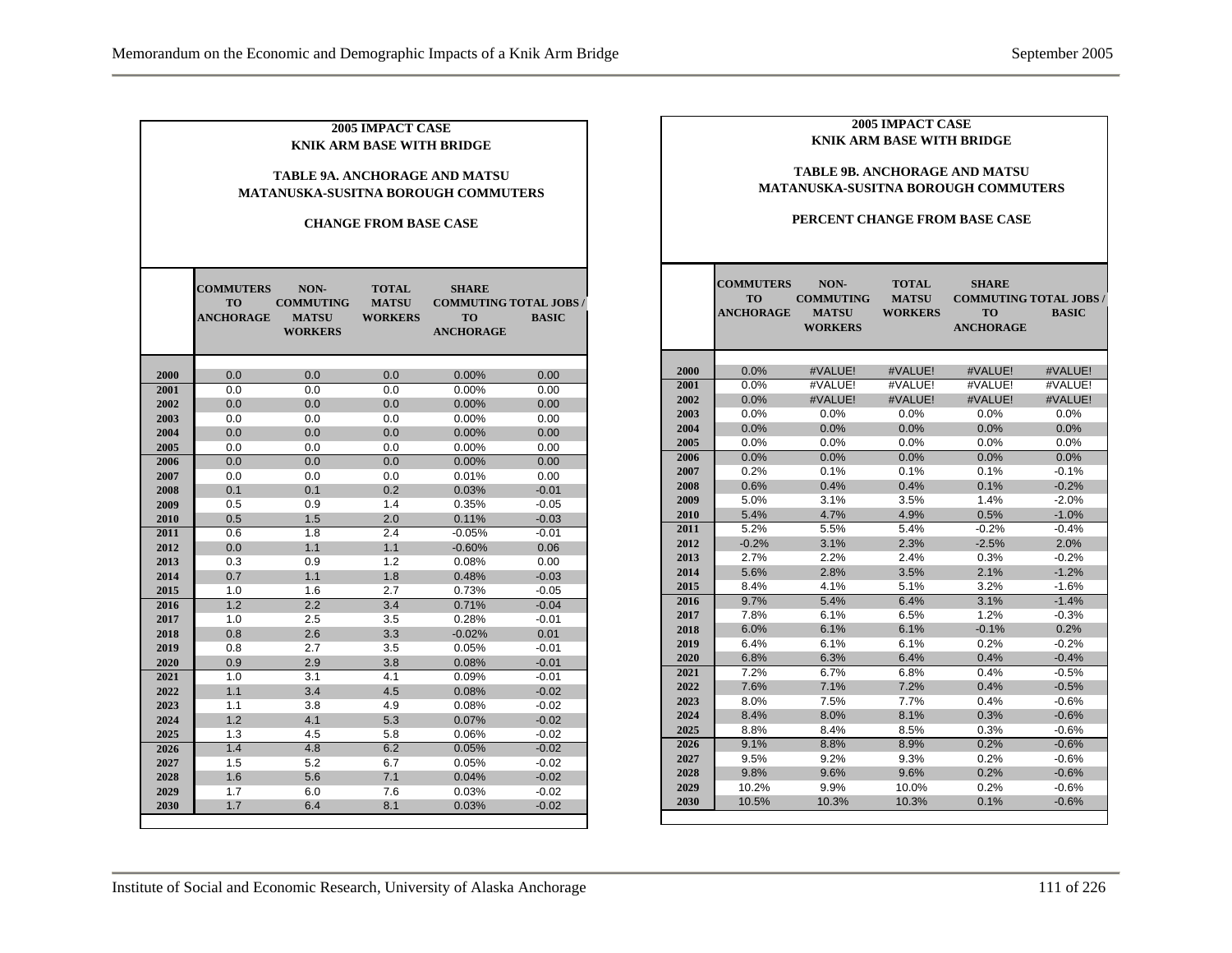**2005 IMPACT CASE**
**KNIK ARM BASE WITH BRIDGE**

**TABLE 9A. ANCHORAGE AND MATSU MATANUSKA-SUSITNA BOROUGH COMMUTERS**

**CHANGE FROM BASE CASE**

| | COMMUTERS TO ANCHORAGE | NON-COMMUTING MATSU WORKERS | TOTAL MATSU WORKERS | SHARE COMMUTING TO ANCHORAGE | TOTAL JOBS / BASIC |
|---|---|---|---|---|---|
| 2000 | 0.0 | 0.0 | 0.0 | 0.00% | 0.00 |
| 2001 | 0.0 | 0.0 | 0.0 | 0.00% | 0.00 |
| 2002 | 0.0 | 0.0 | 0.0 | 0.00% | 0.00 |
| 2003 | 0.0 | 0.0 | 0.0 | 0.00% | 0.00 |
| 2004 | 0.0 | 0.0 | 0.0 | 0.00% | 0.00 |
| 2005 | 0.0 | 0.0 | 0.0 | 0.00% | 0.00 |
| 2006 | 0.0 | 0.0 | 0.0 | 0.00% | 0.00 |
| 2007 | 0.0 | 0.0 | 0.0 | 0.01% | 0.00 |
| 2008 | 0.1 | 0.1 | 0.2 | 0.03% | -0.01 |
| 2009 | 0.5 | 0.9 | 1.4 | 0.35% | -0.05 |
| 2010 | 0.5 | 1.5 | 2.0 | 0.11% | -0.03 |
| 2011 | 0.6 | 1.8 | 2.4 | -0.05% | -0.01 |
| 2012 | 0.0 | 1.1 | 1.1 | -0.60% | 0.06 |
| 2013 | 0.3 | 0.9 | 1.2 | 0.08% | 0.00 |
| 2014 | 0.7 | 1.1 | 1.8 | 0.48% | -0.03 |
| 2015 | 1.0 | 1.6 | 2.7 | 0.73% | -0.05 |
| 2016 | 1.2 | 2.2 | 3.4 | 0.71% | -0.04 |
| 2017 | 1.0 | 2.5 | 3.5 | 0.28% | -0.01 |
| 2018 | 0.8 | 2.6 | 3.3 | -0.02% | 0.01 |
| 2019 | 0.8 | 2.7 | 3.5 | 0.05% | -0.01 |
| 2020 | 0.9 | 2.9 | 3.8 | 0.08% | -0.01 |
| 2021 | 1.0 | 3.1 | 4.1 | 0.09% | -0.01 |
| 2022 | 1.1 | 3.4 | 4.5 | 0.08% | -0.02 |
| 2023 | 1.1 | 3.8 | 4.9 | 0.08% | -0.02 |
| 2024 | 1.2 | 4.1 | 5.3 | 0.07% | -0.02 |
| 2025 | 1.3 | 4.5 | 5.8 | 0.06% | -0.02 |
| 2026 | 1.4 | 4.8 | 6.2 | 0.05% | -0.02 |
| 2027 | 1.5 | 5.2 | 6.7 | 0.05% | -0.02 |
| 2028 | 1.6 | 5.6 | 7.1 | 0.04% | -0.02 |
| 2029 | 1.7 | 6.0 | 7.6 | 0.03% | -0.02 |
| 2030 | 1.7 | 6.4 | 8.1 | 0.03% | -0.02 |

**2005 IMPACT CASE**
**KNIK ARM BASE WITH BRIDGE**

**TABLE 9B. ANCHORAGE AND MATSU MATANUSKA-SUSITNA BOROUGH COMMUTERS**

**PERCENT CHANGE FROM BASE CASE**

| | COMMUTERS TO ANCHORAGE | NON-COMMUTING MATSU WORKERS | TOTAL MATSU WORKERS | SHARE COMMUTING TO ANCHORAGE | TOTAL JOBS / BASIC |
|---|---|---|---|---|---|
| 2000 | 0.0% | #VALUE! | #VALUE! | #VALUE! | #VALUE! |
| 2001 | 0.0% | #VALUE! | #VALUE! | #VALUE! | #VALUE! |
| 2002 | 0.0% | #VALUE! | #VALUE! | #VALUE! | #VALUE! |
| 2003 | 0.0% | 0.0% | 0.0% | 0.0% | 0.0% |
| 2004 | 0.0% | 0.0% | 0.0% | 0.0% | 0.0% |
| 2005 | 0.0% | 0.0% | 0.0% | 0.0% | 0.0% |
| 2006 | 0.0% | 0.0% | 0.0% | 0.0% | 0.0% |
| 2007 | 0.2% | 0.1% | 0.1% | 0.1% | -0.1% |
| 2008 | 0.6% | 0.4% | 0.4% | 0.1% | -0.2% |
| 2009 | 5.0% | 3.1% | 3.5% | 1.4% | -2.0% |
| 2010 | 5.4% | 4.7% | 4.9% | 0.5% | -1.0% |
| 2011 | 5.2% | 5.5% | 5.4% | -0.2% | -0.4% |
| 2012 | -0.2% | 3.1% | 2.3% | -2.5% | 2.0% |
| 2013 | 2.7% | 2.2% | 2.4% | 0.3% | -0.2% |
| 2014 | 5.6% | 2.8% | 3.5% | 2.1% | -1.2% |
| 2015 | 8.4% | 4.1% | 5.1% | 3.2% | -1.6% |
| 2016 | 9.7% | 5.4% | 6.4% | 3.1% | -1.4% |
| 2017 | 7.8% | 6.1% | 6.5% | 1.2% | -0.3% |
| 2018 | 6.0% | 6.1% | 6.1% | -0.1% | 0.2% |
| 2019 | 6.4% | 6.1% | 6.1% | 0.2% | -0.2% |
| 2020 | 6.8% | 6.3% | 6.4% | 0.4% | -0.4% |
| 2021 | 7.2% | 6.7% | 6.8% | 0.4% | -0.5% |
| 2022 | 7.6% | 7.1% | 7.2% | 0.4% | -0.5% |
| 2023 | 8.0% | 7.5% | 7.7% | 0.4% | -0.6% |
| 2024 | 8.4% | 8.0% | 8.1% | 0.3% | -0.6% |
| 2025 | 8.8% | 8.4% | 8.5% | 0.3% | -0.6% |
| 2026 | 9.1% | 8.8% | 8.9% | 0.2% | -0.6% |
| 2027 | 9.5% | 9.2% | 9.3% | 0.2% | -0.6% |
| 2028 | 9.8% | 9.6% | 9.6% | 0.2% | -0.6% |
| 2029 | 10.2% | 9.9% | 10.0% | 0.2% | -0.6% |
| 2030 | 10.5% | 10.3% | 10.3% | 0.1% | -0.6% |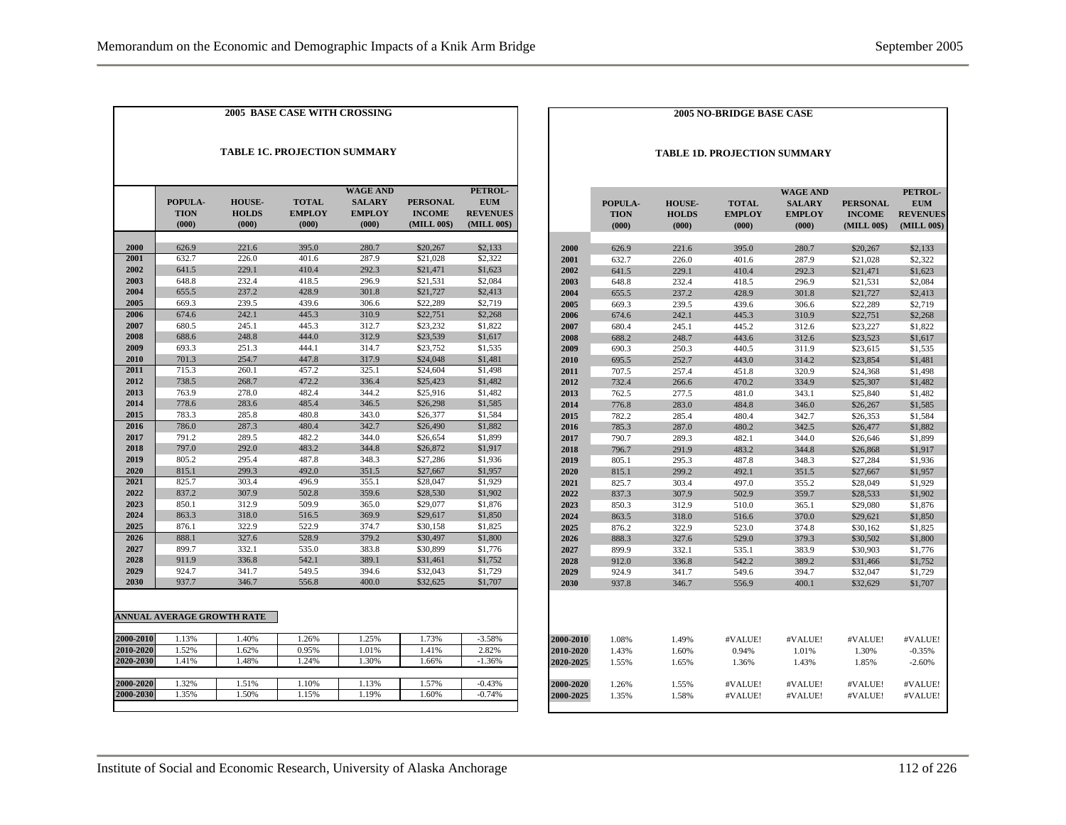## 2005 BASE CASE WITH CROSSING

### TABLE 1C. PROJECTION SUMMARY

| | POPULA-TION (000) | HOUSE-HOLDS (000) | TOTAL EMPLOY (000) | WAGE AND SALARY EMPLOY (000) | PERSONAL INCOME (MILL 00$) | PETROL-EUM REVENUES (MILL 00$) |
|---|---|---|---|---|---|---|
| 2000 | 626.9 | 221.6 | 395.0 | 280.7 | $20,267 | $2,133 |
| 2001 | 632.7 | 226.0 | 401.6 | 287.9 | $21,028 | $2,322 |
| 2002 | 641.5 | 229.1 | 410.4 | 292.3 | $21,471 | $1,623 |
| 2003 | 648.8 | 232.4 | 418.5 | 296.9 | $21,531 | $2,084 |
| 2004 | 655.5 | 237.2 | 428.9 | 301.8 | $21,727 | $2,413 |
| 2005 | 669.3 | 239.5 | 439.6 | 306.6 | $22,289 | $2,719 |
| 2006 | 674.6 | 242.1 | 445.3 | 310.9 | $22,751 | $2,268 |
| 2007 | 680.5 | 245.1 | 445.3 | 312.7 | $23,232 | $1,822 |
| 2008 | 688.6 | 248.8 | 444.0 | 312.9 | $23,539 | $1,617 |
| 2009 | 693.3 | 251.3 | 444.1 | 314.7 | $23,752 | $1,535 |
| 2010 | 701.3 | 254.7 | 447.8 | 317.9 | $24,048 | $1,481 |
| 2011 | 715.3 | 260.1 | 457.2 | 325.1 | $24,604 | $1,498 |
| 2012 | 738.5 | 268.7 | 472.2 | 336.4 | $25,423 | $1,482 |
| 2013 | 763.9 | 278.0 | 482.4 | 344.2 | $25,916 | $1,482 |
| 2014 | 778.6 | 283.6 | 485.4 | 346.5 | $26,298 | $1,585 |
| 2015 | 783.3 | 285.8 | 480.8 | 343.0 | $26,377 | $1,584 |
| 2016 | 786.0 | 287.3 | 480.4 | 342.7 | $26,490 | $1,882 |
| 2017 | 791.2 | 289.5 | 482.2 | 344.0 | $26,654 | $1,899 |
| 2018 | 797.0 | 292.0 | 483.2 | 344.8 | $26,872 | $1,917 |
| 2019 | 805.2 | 295.4 | 487.8 | 348.3 | $27,286 | $1,936 |
| 2020 | 815.1 | 299.3 | 492.0 | 351.5 | $27,667 | $1,957 |
| 2021 | 825.7 | 303.4 | 496.9 | 355.1 | $28,047 | $1,929 |
| 2022 | 837.2 | 307.9 | 502.8 | 359.6 | $28,530 | $1,902 |
| 2023 | 850.1 | 312.9 | 509.9 | 365.0 | $29,077 | $1,876 |
| 2024 | 863.3 | 318.0 | 516.5 | 369.9 | $29,617 | $1,850 |
| 2025 | 876.1 | 322.9 | 522.9 | 374.7 | $30,158 | $1,825 |
| 2026 | 888.1 | 327.6 | 528.9 | 379.2 | $30,497 | $1,800 |
| 2027 | 899.7 | 332.1 | 535.0 | 383.8 | $30,899 | $1,776 |
| 2028 | 911.9 | 336.8 | 542.1 | 389.1 | $31,461 | $1,752 |
| 2029 | 924.7 | 341.7 | 549.5 | 394.6 | $32,043 | $1,729 |
| 2030 | 937.7 | 346.7 | 556.8 | 400.0 | $32,625 | $1,707 |

**ANNUAL AVERAGE GROWTH RATE**

| | | | | | | |
|---|---|---|---|---|---|---|
| 2000-2010 | 1.13% | 1.40% | 1.26% | 1.25% | 1.73% | -3.58% |
| 2010-2020 | 1.52% | 1.62% | 0.95% | 1.01% | 1.41% | 2.82% |
| 2020-2030 | 1.41% | 1.48% | 1.24% | 1.30% | 1.66% | -1.36% |
| 2000-2020 | 1.32% | 1.51% | 1.10% | 1.13% | 1.57% | -0.43% |
| 2000-2030 | 1.35% | 1.50% | 1.15% | 1.19% | 1.60% | -0.74% |

## 2005 NO-BRIDGE BASE CASE

### TABLE 1D. PROJECTION SUMMARY

| | POPULA-TION (000) | HOUSE-HOLDS (000) | TOTAL EMPLOY (000) | WAGE AND SALARY EMPLOY (000) | PERSONAL INCOME (MILL 00$) | PETROL-EUM REVENUES (MILL 00$) |
|---|---|---|---|---|---|---|
| 2000 | 626.9 | 221.6 | 395.0 | 280.7 | $20,267 | $2,133 |
| 2001 | 632.7 | 226.0 | 401.6 | 287.9 | $21,028 | $2,322 |
| 2002 | 641.5 | 229.1 | 410.4 | 292.3 | $21,471 | $1,623 |
| 2003 | 648.8 | 232.4 | 418.5 | 296.9 | $21,531 | $2,084 |
| 2004 | 655.5 | 237.2 | 428.9 | 301.8 | $21,727 | $2,413 |
| 2005 | 669.3 | 239.5 | 439.6 | 306.6 | $22,289 | $2,719 |
| 2006 | 674.6 | 242.1 | 445.3 | 310.9 | $22,751 | $2,268 |
| 2007 | 680.4 | 245.1 | 445.2 | 312.6 | $23,227 | $1,822 |
| 2008 | 688.2 | 248.7 | 443.6 | 312.6 | $23,523 | $1,617 |
| 2009 | 690.3 | 250.3 | 440.5 | 311.9 | $23,615 | $1,535 |
| 2010 | 695.5 | 252.7 | 443.0 | 314.2 | $23,854 | $1,481 |
| 2011 | 707.5 | 257.4 | 451.8 | 320.9 | $24,368 | $1,498 |
| 2012 | 732.4 | 266.6 | 470.2 | 334.9 | $25,307 | $1,482 |
| 2013 | 762.5 | 277.5 | 481.0 | 343.1 | $25,840 | $1,482 |
| 2014 | 776.8 | 283.0 | 484.8 | 346.0 | $26,267 | $1,585 |
| 2015 | 782.2 | 285.4 | 480.4 | 342.7 | $26,353 | $1,584 |
| 2016 | 785.3 | 287.0 | 480.2 | 342.5 | $26,477 | $1,882 |
| 2017 | 790.7 | 289.3 | 482.1 | 344.0 | $26,646 | $1,899 |
| 2018 | 796.7 | 291.9 | 483.2 | 344.8 | $26,868 | $1,917 |
| 2019 | 805.1 | 295.3 | 487.8 | 348.3 | $27,284 | $1,936 |
| 2020 | 815.1 | 299.2 | 492.1 | 351.5 | $27,667 | $1,957 |
| 2021 | 825.7 | 303.4 | 497.0 | 355.2 | $28,049 | $1,929 |
| 2022 | 837.3 | 307.9 | 502.9 | 359.7 | $28,533 | $1,902 |
| 2023 | 850.3 | 312.9 | 510.0 | 365.1 | $29,080 | $1,876 |
| 2024 | 863.5 | 318.0 | 516.6 | 370.0 | $29,621 | $1,850 |
| 2025 | 876.2 | 322.9 | 523.0 | 374.8 | $30,162 | $1,825 |
| 2026 | 888.3 | 327.6 | 529.0 | 379.3 | $30,502 | $1,800 |
| 2027 | 899.9 | 332.1 | 535.1 | 383.9 | $30,903 | $1,776 |
| 2028 | 912.0 | 336.8 | 542.2 | 389.2 | $31,466 | $1,752 |
| 2029 | 924.9 | 341.7 | 549.6 | 394.7 | $32,047 | $1,729 |
| 2030 | 937.8 | 346.7 | 556.9 | 400.1 | $32,629 | $1,707 |

| | | | | | | |
|---|---|---|---|---|---|---|
| 2000-2010 | 1.08% | 1.49% | #VALUE! | #VALUE! | #VALUE! | #VALUE! |
| 2010-2020 | 1.43% | 1.60% | 0.94% | 1.01% | 1.30% | -0.35% |
| 2020-2025 | 1.55% | 1.65% | 1.36% | 1.43% | 1.85% | -2.60% |
| 2000-2020 | 1.26% | 1.55% | #VALUE! | #VALUE! | #VALUE! | #VALUE! |
| 2000-2025 | 1.35% | 1.58% | #VALUE! | #VALUE! | #VALUE! | #VALUE! |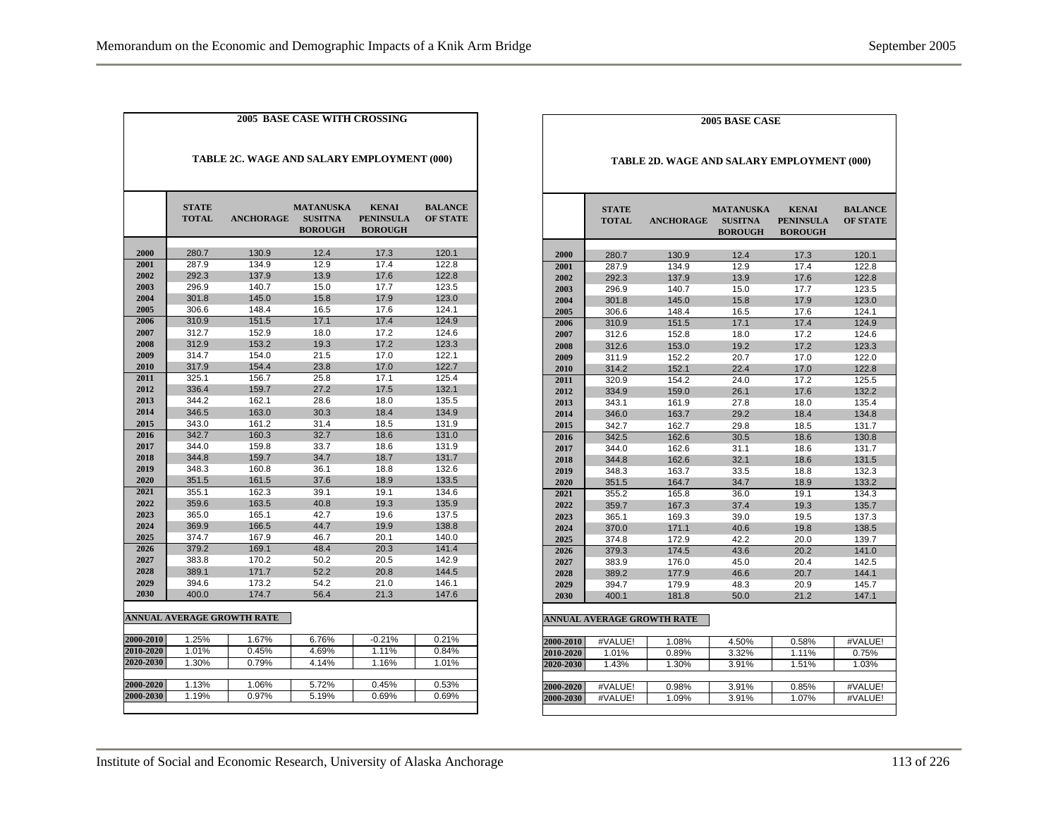**2005 BASE CASE WITH CROSSING**

**TABLE 2C. WAGE AND SALARY EMPLOYMENT (000)**

| | STATE TOTAL | ANCHORAGE | MATANUSKA SUSITNA BOROUGH | KENAI PENINSULA BOROUGH | BALANCE OF STATE |
|---|---|---|---|---|---|
| 2000 | 280.7 | 130.9 | 12.4 | 17.3 | 120.1 |
| 2001 | 287.9 | 134.9 | 12.9 | 17.4 | 122.8 |
| 2002 | 292.3 | 137.9 | 13.9 | 17.6 | 122.8 |
| 2003 | 296.9 | 140.7 | 15.0 | 17.7 | 123.5 |
| 2004 | 301.8 | 145.0 | 15.8 | 17.9 | 123.0 |
| 2005 | 306.6 | 148.4 | 16.5 | 17.6 | 124.1 |
| 2006 | 310.9 | 151.5 | 17.1 | 17.4 | 124.9 |
| 2007 | 312.7 | 152.9 | 18.0 | 17.2 | 124.6 |
| 2008 | 312.9 | 153.2 | 19.3 | 17.2 | 123.3 |
| 2009 | 314.7 | 154.0 | 21.5 | 17.0 | 122.1 |
| 2010 | 317.9 | 154.4 | 23.8 | 17.0 | 122.7 |
| 2011 | 325.1 | 156.7 | 25.8 | 17.1 | 125.4 |
| 2012 | 336.4 | 159.7 | 27.2 | 17.5 | 132.1 |
| 2013 | 344.2 | 162.1 | 28.6 | 18.0 | 135.5 |
| 2014 | 346.5 | 163.0 | 30.3 | 18.4 | 134.9 |
| 2015 | 343.0 | 161.2 | 31.4 | 18.5 | 131.9 |
| 2016 | 342.7 | 160.3 | 32.7 | 18.6 | 131.0 |
| 2017 | 344.0 | 159.8 | 33.7 | 18.6 | 131.9 |
| 2018 | 344.8 | 159.7 | 34.7 | 18.7 | 131.7 |
| 2019 | 348.3 | 160.8 | 36.1 | 18.8 | 132.6 |
| 2020 | 351.5 | 161.5 | 37.6 | 18.9 | 133.5 |
| 2021 | 355.1 | 162.3 | 39.1 | 19.1 | 134.6 |
| 2022 | 359.6 | 163.5 | 40.8 | 19.3 | 135.9 |
| 2023 | 365.0 | 165.1 | 42.7 | 19.6 | 137.5 |
| 2024 | 369.9 | 166.5 | 44.7 | 19.9 | 138.8 |
| 2025 | 374.7 | 167.9 | 46.7 | 20.1 | 140.0 |
| 2026 | 379.2 | 169.1 | 48.4 | 20.3 | 141.4 |
| 2027 | 383.8 | 170.2 | 50.2 | 20.5 | 142.9 |
| 2028 | 389.1 | 171.7 | 52.2 | 20.8 | 144.5 |
| 2029 | 394.6 | 173.2 | 54.2 | 21.0 | 146.1 |
| 2030 | 400.0 | 174.7 | 56.4 | 21.3 | 147.6 |

**ANNUAL AVERAGE GROWTH RATE**

| | STATE TOTAL | ANCHORAGE | MATANUSKA SUSITNA BOROUGH | KENAI PENINSULA BOROUGH | BALANCE OF STATE |
|---|---|---|---|---|---|
| 2000-2010 | 1.25% | 1.67% | 6.76% | -0.21% | 0.21% |
| 2010-2020 | 1.01% | 0.45% | 4.69% | 1.11% | 0.84% |
| 2020-2030 | 1.30% | 0.79% | 4.14% | 1.16% | 1.01% |
| 2000-2020 | 1.13% | 1.06% | 5.72% | 0.45% | 0.53% |
| 2000-2030 | 1.19% | 0.97% | 5.19% | 0.69% | 0.69% |

**2005 BASE CASE**

**TABLE 2D. WAGE AND SALARY EMPLOYMENT (000)**

| | STATE TOTAL | ANCHORAGE | MATANUSKA SUSITNA BOROUGH | KENAI PENINSULA BOROUGH | BALANCE OF STATE |
|---|---|---|---|---|---|
| 2000 | 280.7 | 130.9 | 12.4 | 17.3 | 120.1 |
| 2001 | 287.9 | 134.9 | 12.9 | 17.4 | 122.8 |
| 2002 | 292.3 | 137.9 | 13.9 | 17.6 | 122.8 |
| 2003 | 296.9 | 140.7 | 15.0 | 17.7 | 123.5 |
| 2004 | 301.8 | 145.0 | 15.8 | 17.9 | 123.0 |
| 2005 | 306.6 | 148.4 | 16.5 | 17.6 | 124.1 |
| 2006 | 310.9 | 151.5 | 17.1 | 17.4 | 124.9 |
| 2007 | 312.6 | 152.8 | 18.0 | 17.2 | 124.6 |
| 2008 | 312.6 | 153.0 | 19.2 | 17.2 | 123.3 |
| 2009 | 311.9 | 152.2 | 20.7 | 17.0 | 122.0 |
| 2010 | 314.2 | 152.1 | 22.4 | 17.0 | 122.8 |
| 2011 | 320.9 | 154.2 | 24.0 | 17.2 | 125.5 |
| 2012 | 334.9 | 159.0 | 26.1 | 17.6 | 132.2 |
| 2013 | 343.1 | 161.9 | 27.8 | 18.0 | 135.4 |
| 2014 | 346.0 | 163.7 | 29.2 | 18.4 | 134.8 |
| 2015 | 342.7 | 162.7 | 29.8 | 18.5 | 131.7 |
| 2016 | 342.5 | 162.6 | 30.5 | 18.6 | 130.8 |
| 2017 | 344.0 | 162.6 | 31.1 | 18.6 | 131.7 |
| 2018 | 344.8 | 162.6 | 32.1 | 18.6 | 131.5 |
| 2019 | 348.3 | 163.7 | 33.5 | 18.8 | 132.3 |
| 2020 | 351.5 | 164.7 | 34.7 | 18.9 | 133.2 |
| 2021 | 355.2 | 165.8 | 36.0 | 19.1 | 134.3 |
| 2022 | 359.7 | 167.3 | 37.4 | 19.3 | 135.7 |
| 2023 | 365.1 | 169.3 | 39.0 | 19.5 | 137.3 |
| 2024 | 370.0 | 171.1 | 40.6 | 19.8 | 138.5 |
| 2025 | 374.8 | 172.9 | 42.2 | 20.0 | 139.7 |
| 2026 | 379.3 | 174.5 | 43.6 | 20.2 | 141.0 |
| 2027 | 383.9 | 176.0 | 45.0 | 20.4 | 142.5 |
| 2028 | 389.2 | 177.9 | 46.6 | 20.7 | 144.1 |
| 2029 | 394.7 | 179.9 | 48.3 | 20.9 | 145.7 |
| 2030 | 400.1 | 181.8 | 50.0 | 21.2 | 147.1 |

**ANNUAL AVERAGE GROWTH RATE**

| | STATE TOTAL | ANCHORAGE | MATANUSKA SUSITNA BOROUGH | KENAI PENINSULA BOROUGH | BALANCE OF STATE |
|---|---|---|---|---|---|
| 2000-2010 | #VALUE! | 1.08% | 4.50% | 0.58% | #VALUE! |
| 2010-2020 | 1.01% | 0.89% | 3.32% | 1.11% | 0.75% |
| 2020-2030 | 1.43% | 1.30% | 3.91% | 1.51% | 1.03% |
| 2000-2020 | #VALUE! | 0.98% | 3.91% | 0.85% | #VALUE! |
| 2000-2030 | #VALUE! | 1.09% | 3.91% | 1.07% | #VALUE! |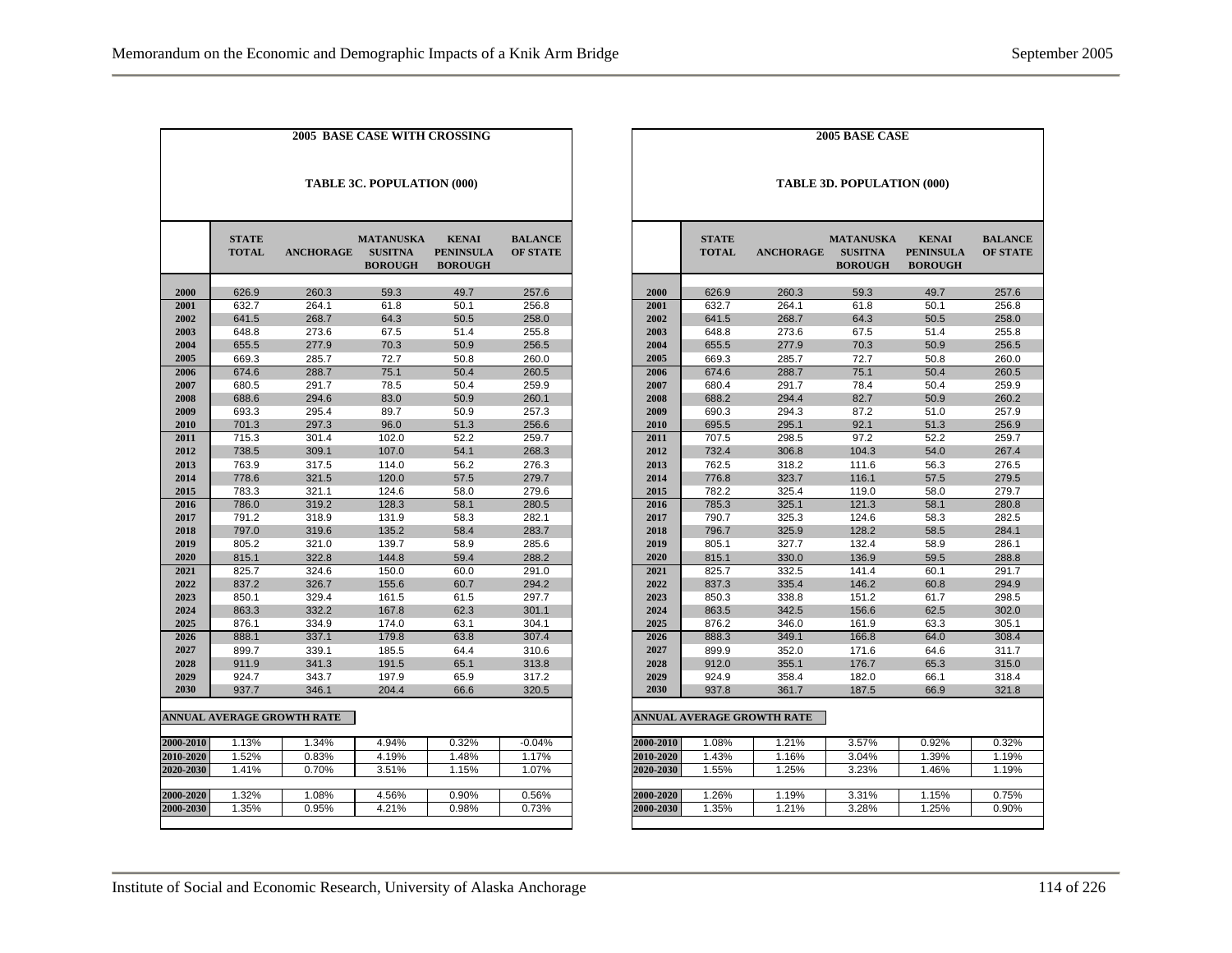## 2005 BASE CASE WITH CROSSING

### TABLE 3C. POPULATION (000)

| | STATE TOTAL | ANCHORAGE | MATANUSKA SUSITNA BOROUGH | KENAI PENINSULA BOROUGH | BALANCE OF STATE |
|---|---|---|---|---|---|
| 2000 | 626.9 | 260.3 | 59.3 | 49.7 | 257.6 |
| 2001 | 632.7 | 264.1 | 61.8 | 50.1 | 256.8 |
| 2002 | 641.5 | 268.7 | 64.3 | 50.5 | 258.0 |
| 2003 | 648.8 | 273.6 | 67.5 | 51.4 | 255.8 |
| 2004 | 655.5 | 277.9 | 70.3 | 50.9 | 256.5 |
| 2005 | 669.3 | 285.7 | 72.7 | 50.8 | 260.0 |
| 2006 | 674.6 | 288.7 | 75.1 | 50.4 | 260.5 |
| 2007 | 680.5 | 291.7 | 78.5 | 50.4 | 259.9 |
| 2008 | 688.6 | 294.6 | 83.0 | 50.9 | 260.1 |
| 2009 | 693.3 | 295.4 | 89.7 | 50.9 | 257.3 |
| 2010 | 701.3 | 297.3 | 96.0 | 51.3 | 256.6 |
| 2011 | 715.3 | 301.4 | 102.0 | 52.2 | 259.7 |
| 2012 | 738.5 | 309.1 | 107.0 | 54.1 | 268.3 |
| 2013 | 763.9 | 317.5 | 114.0 | 56.2 | 276.3 |
| 2014 | 778.6 | 321.5 | 120.0 | 57.5 | 279.7 |
| 2015 | 783.3 | 321.1 | 124.6 | 58.0 | 279.6 |
| 2016 | 786.0 | 319.2 | 128.3 | 58.1 | 280.5 |
| 2017 | 791.2 | 318.9 | 131.9 | 58.3 | 282.1 |
| 2018 | 797.0 | 319.6 | 135.2 | 58.4 | 283.7 |
| 2019 | 805.2 | 321.0 | 139.7 | 58.9 | 285.6 |
| 2020 | 815.1 | 322.8 | 144.8 | 59.4 | 288.2 |
| 2021 | 825.7 | 324.6 | 150.0 | 60.0 | 291.0 |
| 2022 | 837.2 | 326.7 | 155.6 | 60.7 | 294.2 |
| 2023 | 850.1 | 329.4 | 161.5 | 61.5 | 297.7 |
| 2024 | 863.3 | 332.2 | 167.8 | 62.3 | 301.1 |
| 2025 | 876.1 | 334.9 | 174.0 | 63.1 | 304.1 |
| 2026 | 888.1 | 337.1 | 179.8 | 63.8 | 307.4 |
| 2027 | 899.7 | 339.1 | 185.5 | 64.4 | 310.6 |
| 2028 | 911.9 | 341.3 | 191.5 | 65.1 | 313.8 |
| 2029 | 924.7 | 343.7 | 197.9 | 65.9 | 317.2 |
| 2030 | 937.7 | 346.1 | 204.4 | 66.6 | 320.5 |
| **ANNUAL AVERAGE GROWTH RATE** | | | | | |
| 2000-2010 | 1.13% | 1.34% | 4.94% | 0.32% | -0.04% |
| 2010-2020 | 1.52% | 0.83% | 4.19% | 1.48% | 1.17% |
| 2020-2030 | 1.41% | 0.70% | 3.51% | 1.15% | 1.07% |
| 2000-2020 | 1.32% | 1.08% | 4.56% | 0.90% | 0.56% |
| 2000-2030 | 1.35% | 0.95% | 4.21% | 0.98% | 0.73% |

## 2005 BASE CASE

### TABLE 3D. POPULATION (000)

| | STATE TOTAL | ANCHORAGE | MATANUSKA SUSITNA BOROUGH | KENAI PENINSULA BOROUGH | BALANCE OF STATE |
|---|---|---|---|---|---|
| 2000 | 626.9 | 260.3 | 59.3 | 49.7 | 257.6 |
| 2001 | 632.7 | 264.1 | 61.8 | 50.1 | 256.8 |
| 2002 | 641.5 | 268.7 | 64.3 | 50.5 | 258.0 |
| 2003 | 648.8 | 273.6 | 67.5 | 51.4 | 255.8 |
| 2004 | 655.5 | 277.9 | 70.3 | 50.9 | 256.5 |
| 2005 | 669.3 | 285.7 | 72.7 | 50.8 | 260.0 |
| 2006 | 674.6 | 288.7 | 75.1 | 50.4 | 260.5 |
| 2007 | 680.4 | 291.7 | 78.4 | 50.4 | 259.9 |
| 2008 | 688.2 | 294.4 | 82.7 | 50.9 | 260.2 |
| 2009 | 690.3 | 294.3 | 87.2 | 51.0 | 257.9 |
| 2010 | 695.5 | 295.1 | 92.1 | 51.3 | 256.9 |
| 2011 | 707.5 | 298.5 | 97.2 | 52.2 | 259.7 |
| 2012 | 732.4 | 306.8 | 104.3 | 54.0 | 267.4 |
| 2013 | 762.5 | 318.2 | 111.6 | 56.3 | 276.5 |
| 2014 | 776.8 | 323.7 | 116.1 | 57.5 | 279.5 |
| 2015 | 782.2 | 325.4 | 119.0 | 58.0 | 279.7 |
| 2016 | 785.3 | 325.1 | 121.3 | 58.1 | 280.8 |
| 2017 | 790.7 | 325.3 | 124.6 | 58.3 | 282.5 |
| 2018 | 796.7 | 325.9 | 128.2 | 58.5 | 284.1 |
| 2019 | 805.1 | 327.7 | 132.4 | 58.9 | 286.1 |
| 2020 | 815.1 | 330.0 | 136.9 | 59.5 | 288.8 |
| 2021 | 825.7 | 332.5 | 141.4 | 60.1 | 291.7 |
| 2022 | 837.3 | 335.4 | 146.2 | 60.8 | 294.9 |
| 2023 | 850.3 | 338.8 | 151.2 | 61.7 | 298.5 |
| 2024 | 863.5 | 342.5 | 156.6 | 62.5 | 302.0 |
| 2025 | 876.2 | 346.0 | 161.9 | 63.3 | 305.1 |
| 2026 | 888.3 | 349.1 | 166.8 | 64.0 | 308.4 |
| 2027 | 899.9 | 352.0 | 171.6 | 64.6 | 311.7 |
| 2028 | 912.0 | 355.1 | 176.7 | 65.3 | 315.0 |
| 2029 | 924.9 | 358.4 | 182.0 | 66.1 | 318.4 |
| 2030 | 937.8 | 361.7 | 187.5 | 66.9 | 321.8 |
| **ANNUAL AVERAGE GROWTH RATE** | | | | | |
| 2000-2010 | 1.08% | 1.21% | 3.57% | 0.92% | 0.32% |
| 2010-2020 | 1.43% | 1.16% | 3.04% | 1.39% | 1.19% |
| 2020-2030 | 1.55% | 1.25% | 3.23% | 1.46% | 1.19% |
| 2000-2020 | 1.26% | 1.19% | 3.31% | 1.15% | 0.75% |
| 2000-2030 | 1.35% | 1.21% | 3.28% | 1.25% | 0.90% |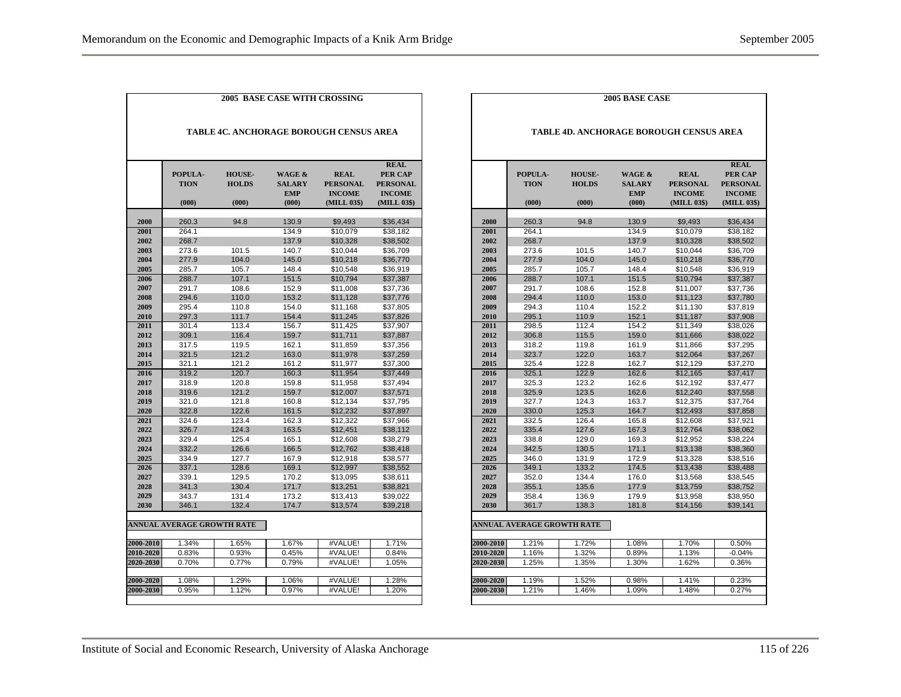**2005 BASE CASE WITH CROSSING**

**TABLE 4C. ANCHORAGE BOROUGH CENSUS AREA**

| | POPULA-TION (000) | HOUSE-HOLDS (000) | WAGE & SALARY EMP (000) | REAL PERSONAL INCOME (MILL 03$) | REAL PER CAP PERSONAL INCOME (MILL 03$) |
|---|---|---|---|---|---|
| 2000 | 260.3 | 94.8 | 130.9 | $9,493 | $36,434 |
| 2001 | 264.1 | | 134.9 | $10,079 | $38,182 |
| 2002 | 268.7 | | 137.9 | $10,328 | $38,502 |
| 2003 | 273.6 | 101.5 | 140.7 | $10,044 | $36,709 |
| 2004 | 277.9 | 104.0 | 145.0 | $10,218 | $36,770 |
| 2005 | 285.7 | 105.7 | 148.4 | $10,548 | $36,919 |
| 2006 | 288.7 | 107.1 | 151.5 | $10,794 | $37,387 |
| 2007 | 291.7 | 108.6 | 152.9 | $11,008 | $37,736 |
| 2008 | 294.6 | 110.0 | 153.2 | $11,128 | $37,776 |
| 2009 | 295.4 | 110.8 | 154.0 | $11,168 | $37,805 |
| 2010 | 297.3 | 111.7 | 154.4 | $11,245 | $37,826 |
| 2011 | 301.4 | 113.4 | 156.7 | $11,425 | $37,907 |
| 2012 | 309.1 | 116.4 | 159.7 | $11,711 | $37,887 |
| 2013 | 317.5 | 119.5 | 162.1 | $11,859 | $37,356 |
| 2014 | 321.5 | 121.2 | 163.0 | $11,978 | $37,259 |
| 2015 | 321.1 | 121.2 | 161.2 | $11,977 | $37,300 |
| 2016 | 319.2 | 120.7 | 160.3 | $11,954 | $37,449 |
| 2017 | 318.9 | 120.8 | 159.8 | $11,958 | $37,494 |
| 2018 | 319.6 | 121.2 | 159.7 | $12,007 | $37,571 |
| 2019 | 321.0 | 121.8 | 160.8 | $12,134 | $37,795 |
| 2020 | 322.8 | 122.6 | 161.5 | $12,232 | $37,897 |
| 2021 | 324.6 | 123.4 | 162.3 | $12,322 | $37,966 |
| 2022 | 326.7 | 124.3 | 163.5 | $12,451 | $38,112 |
| 2023 | 329.4 | 125.4 | 165.1 | $12,608 | $38,279 |
| 2024 | 332.2 | 126.6 | 166.5 | $12,762 | $38,418 |
| 2025 | 334.9 | 127.7 | 167.9 | $12,918 | $38,577 |
| 2026 | 337.1 | 128.6 | 169.1 | $12,997 | $38,552 |
| 2027 | 339.1 | 129.5 | 170.2 | $13,095 | $38,611 |
| 2028 | 341.3 | 130.4 | 171.7 | $13,251 | $38,821 |
| 2029 | 343.7 | 131.4 | 173.2 | $13,413 | $39,022 |
| 2030 | 346.1 | 132.4 | 174.7 | $13,574 | $39,218 |

**ANNUAL AVERAGE GROWTH RATE**

| | POPULATION | HOUSEHOLDS | WAGE & SALARY EMP | REAL PERSONAL INCOME | REAL PER CAP PERSONAL INCOME |
|---|---|---|---|---|---|
| 2000-2010 | 1.34% | 1.65% | 1.67% | #VALUE! | 1.71% |
| 2010-2020 | 0.83% | 0.93% | 0.45% | #VALUE! | 0.84% |
| 2020-2030 | 0.70% | 0.77% | 0.79% | #VALUE! | 1.05% |
| 2000-2020 | 1.08% | 1.29% | 1.06% | #VALUE! | 1.28% |
| 2000-2030 | 0.95% | 1.12% | 0.97% | #VALUE! | 1.20% |

**2005 BASE CASE**

**TABLE 4D. ANCHORAGE BOROUGH CENSUS AREA**

| | POPULA-TION (000) | HOUSE-HOLDS (000) | WAGE & SALARY EMP (000) | REAL PERSONAL INCOME (MILL 03$) | REAL PER CAP PERSONAL INCOME (MILL 03$) |
|---|---|---|---|---|---|
| 2000 | 260.3 | 94.8 | 130.9 | $9,493 | $36,434 |
| 2001 | 264.1 | | 134.9 | $10,079 | $38,182 |
| 2002 | 268.7 | | 137.9 | $10,328 | $38,502 |
| 2003 | 273.6 | 101.5 | 140.7 | $10,044 | $36,709 |
| 2004 | 277.9 | 104.0 | 145.0 | $10,218 | $36,770 |
| 2005 | 285.7 | 105.7 | 148.4 | $10,548 | $36,919 |
| 2006 | 288.7 | 107.1 | 151.5 | $10,794 | $37,387 |
| 2007 | 291.7 | 108.6 | 152.8 | $11,007 | $37,736 |
| 2008 | 294.4 | 110.0 | 153.0 | $11,123 | $37,780 |
| 2009 | 294.3 | 110.4 | 152.2 | $11,130 | $37,819 |
| 2010 | 295.1 | 110.9 | 152.1 | $11,187 | $37,908 |
| 2011 | 298.5 | 112.4 | 154.2 | $11,349 | $38,026 |
| 2012 | 306.8 | 115.5 | 159.0 | $11,666 | $38,022 |
| 2013 | 318.2 | 119.8 | 161.9 | $11,866 | $37,295 |
| 2014 | 323.7 | 122.0 | 163.7 | $12,064 | $37,267 |
| 2015 | 325.4 | 122.8 | 162.7 | $12,129 | $37,270 |
| 2016 | 325.1 | 122.9 | 162.6 | $12,165 | $37,417 |
| 2017 | 325.3 | 123.2 | 162.6 | $12,192 | $37,477 |
| 2018 | 325.9 | 123.5 | 162.6 | $12,240 | $37,558 |
| 2019 | 327.7 | 124.3 | 163.7 | $12,375 | $37,764 |
| 2020 | 330.0 | 125.3 | 164.7 | $12,493 | $37,858 |
| 2021 | 332.5 | 126.4 | 165.8 | $12,608 | $37,921 |
| 2022 | 335.4 | 127.6 | 167.3 | $12,764 | $38,062 |
| 2023 | 338.8 | 129.0 | 169.3 | $12,952 | $38,224 |
| 2024 | 342.5 | 130.5 | 171.1 | $13,138 | $38,360 |
| 2025 | 346.0 | 131.9 | 172.9 | $13,328 | $38,516 |
| 2026 | 349.1 | 133.2 | 174.5 | $13,438 | $38,488 |
| 2027 | 352.0 | 134.4 | 176.0 | $13,568 | $38,545 |
| 2028 | 355.1 | 135.6 | 177.9 | $13,759 | $38,752 |
| 2029 | 358.4 | 136.9 | 179.9 | $13,958 | $38,950 |
| 2030 | 361.7 | 138.3 | 181.8 | $14,156 | $39,141 |

**ANNUAL AVERAGE GROWTH RATE**

| | POPULATION | HOUSEHOLDS | WAGE & SALARY EMP | REAL PERSONAL INCOME | REAL PER CAP PERSONAL INCOME |
|---|---|---|---|---|---|
| 2000-2010 | 1.21% | 1.72% | 1.08% | 1.70% | 0.50% |
| 2010-2020 | 1.16% | 1.32% | 0.89% | 1.13% | -0.04% |
| 2020-2030 | 1.25% | 1.35% | 1.30% | 1.62% | 0.36% |
| 2000-2020 | 1.19% | 1.52% | 0.98% | 1.41% | 0.23% |
| 2000-2030 | 1.21% | 1.46% | 1.09% | 1.48% | 0.27% |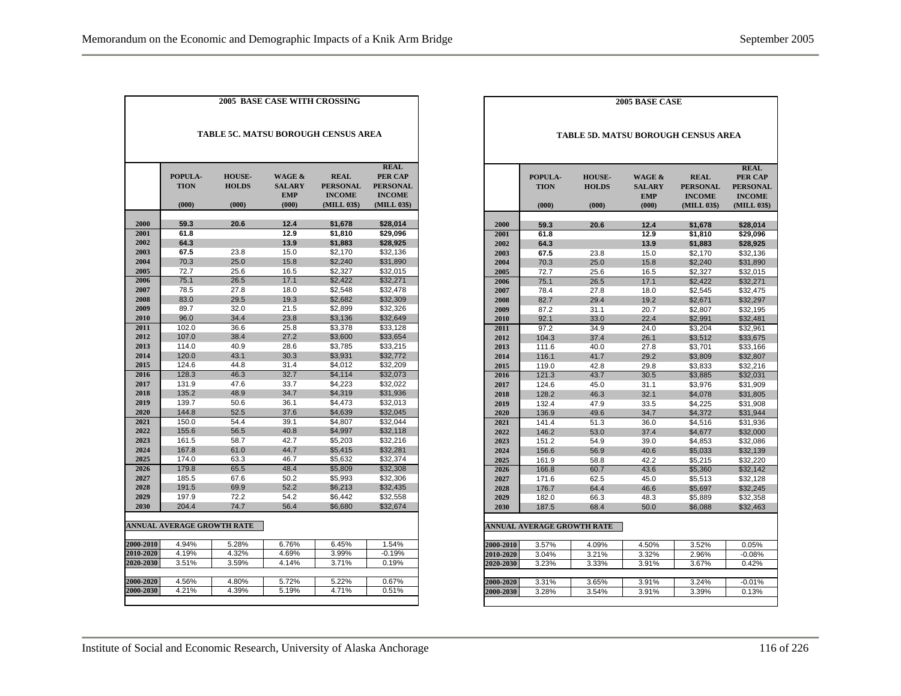**2005 BASE CASE WITH CROSSING**

**TABLE 5C. MATSU BOROUGH CENSUS AREA**

| | POPULA-TION (000) | HOUSE-HOLDS (000) | WAGE & SALARY EMP (000) | REAL PERSONAL INCOME (MILL 03$) | REAL PER CAP PERSONAL INCOME (MILL 03$) |
|---|---|---|---|---|---|
| 2000 | **59.3** | **20.6** | **12.4** | **$1,678** | **$28,014** |
| 2001 | **61.8** | | **12.9** | **$1,810** | **$29,096** |
| 2002 | **64.3** | | **13.9** | **$1,883** | **$28,925** |
| 2003 | **67.5** | 23.8 | 15.0 | $2,170 | $32,136 |
| 2004 | 70.3 | 25.0 | 15.8 | $2,240 | $31,890 |
| 2005 | 72.7 | 25.6 | 16.5 | $2,327 | $32,015 |
| 2006 | 75.1 | 26.5 | 17.1 | $2,422 | $32,271 |
| 2007 | 78.5 | 27.8 | 18.0 | $2,548 | $32,478 |
| 2008 | 83.0 | 29.5 | 19.3 | $2,682 | $32,309 |
| 2009 | 89.7 | 32.0 | 21.5 | $2,899 | $32,326 |
| 2010 | 96.0 | 34.4 | 23.8 | $3,136 | $32,649 |
| 2011 | 102.0 | 36.6 | 25.8 | $3,378 | $33,128 |
| 2012 | 107.0 | 38.4 | 27.2 | $3,600 | $33,654 |
| 2013 | 114.0 | 40.9 | 28.6 | $3,785 | $33,215 |
| 2014 | 120.0 | 43.1 | 30.3 | $3,931 | $32,772 |
| 2015 | 124.6 | 44.8 | 31.4 | $4,012 | $32,209 |
| 2016 | 128.3 | 46.3 | 32.7 | $4,114 | $32,073 |
| 2017 | 131.9 | 47.6 | 33.7 | $4,223 | $32,022 |
| 2018 | 135.2 | 48.9 | 34.7 | $4,319 | $31,936 |
| 2019 | 139.7 | 50.6 | 36.1 | $4,473 | $32,013 |
| 2020 | 144.8 | 52.5 | 37.6 | $4,639 | $32,045 |
| 2021 | 150.0 | 54.4 | 39.1 | $4,807 | $32,044 |
| 2022 | 155.6 | 56.5 | 40.8 | $4,997 | $32,118 |
| 2023 | 161.5 | 58.7 | 42.7 | $5,203 | $32,216 |
| 2024 | 167.8 | 61.0 | 44.7 | $5,415 | $32,281 |
| 2025 | 174.0 | 63.3 | 46.7 | $5,632 | $32,374 |
| 2026 | 179.8 | 65.5 | 48.4 | $5,809 | $32,308 |
| 2027 | 185.5 | 67.6 | 50.2 | $5,993 | $32,306 |
| 2028 | 191.5 | 69.9 | 52.2 | $6,213 | $32,435 |
| 2029 | 197.9 | 72.2 | 54.2 | $6,442 | $32,558 |
| 2030 | 204.4 | 74.7 | 56.4 | $6,680 | $32,674 |
| **ANNUAL AVERAGE GROWTH RATE** | | | | | |
| 2000-2010 | 4.94% | 5.28% | 6.76% | 6.45% | 1.54% |
| 2010-2020 | 4.19% | 4.32% | 4.69% | 3.99% | -0.19% |
| 2020-2030 | 3.51% | 3.59% | 4.14% | 3.71% | 0.19% |
| 2000-2020 | 4.56% | 4.80% | 5.72% | 5.22% | 0.67% |
| 2000-2030 | 4.21% | 4.39% | 5.19% | 4.71% | 0.51% |

**2005 BASE CASE**

**TABLE 5D. MATSU BOROUGH CENSUS AREA**

| | POPULA-TION (000) | HOUSE-HOLDS (000) | WAGE & SALARY EMP (000) | REAL PERSONAL INCOME (MILL 03$) | REAL PER CAP PERSONAL INCOME (MILL 03$) |
|---|---|---|---|---|---|
| 2000 | **59.3** | **20.6** | **12.4** | **$1,678** | **$28,014** |
| 2001 | **61.8** | | **12.9** | **$1,810** | **$29,096** |
| 2002 | **64.3** | | **13.9** | **$1,883** | **$28,925** |
| 2003 | **67.5** | 23.8 | 15.0 | $2,170 | $32,136 |
| 2004 | 70.3 | 25.0 | 15.8 | $2,240 | $31,890 |
| 2005 | 72.7 | 25.6 | 16.5 | $2,327 | $32,015 |
| 2006 | 75.1 | 26.5 | 17.1 | $2,422 | $32,271 |
| 2007 | 78.4 | 27.8 | 18.0 | $2,545 | $32,475 |
| 2008 | 82.7 | 29.4 | 19.2 | $2,671 | $32,297 |
| 2009 | 87.2 | 31.1 | 20.7 | $2,807 | $32,195 |
| 2010 | 92.1 | 33.0 | 22.4 | $2,991 | $32,481 |
| 2011 | 97.2 | 34.9 | 24.0 | $3,204 | $32,961 |
| 2012 | 104.3 | 37.4 | 26.1 | $3,512 | $33,675 |
| 2013 | 111.6 | 40.0 | 27.8 | $3,701 | $33,166 |
| 2014 | 116.1 | 41.7 | 29.2 | $3,809 | $32,807 |
| 2015 | 119.0 | 42.8 | 29.8 | $3,833 | $32,216 |
| 2016 | 121.3 | 43.7 | 30.5 | $3,885 | $32,031 |
| 2017 | 124.6 | 45.0 | 31.1 | $3,976 | $31,909 |
| 2018 | 128.2 | 46.3 | 32.1 | $4,078 | $31,805 |
| 2019 | 132.4 | 47.9 | 33.5 | $4,225 | $31,908 |
| 2020 | 136.9 | 49.6 | 34.7 | $4,372 | $31,944 |
| 2021 | 141.4 | 51.3 | 36.0 | $4,516 | $31,936 |
| 2022 | 146.2 | 53.0 | 37.4 | $4,677 | $32,000 |
| 2023 | 151.2 | 54.9 | 39.0 | $4,853 | $32,086 |
| 2024 | 156.6 | 56.9 | 40.6 | $5,033 | $32,139 |
| 2025 | 161.9 | 58.8 | 42.2 | $5,215 | $32,220 |
| 2026 | 166.8 | 60.7 | 43.6 | $5,360 | $32,142 |
| 2027 | 171.6 | 62.5 | 45.0 | $5,513 | $32,128 |
| 2028 | 176.7 | 64.4 | 46.6 | $5,697 | $32,245 |
| 2029 | 182.0 | 66.3 | 48.3 | $5,889 | $32,358 |
| 2030 | 187.5 | 68.4 | 50.0 | $6,088 | $32,463 |
| **ANNUAL AVERAGE GROWTH RATE** | | | | | |
| 2000-2010 | 3.57% | 4.09% | 4.50% | 3.52% | 0.05% |
| 2010-2020 | 3.04% | 3.21% | 3.32% | 2.96% | -0.08% |
| 2020-2030 | 3.23% | 3.33% | 3.91% | 3.67% | 0.42% |
| 2000-2020 | 3.31% | 3.65% | 3.91% | 3.24% | -0.01% |
| 2000-2030 | 3.28% | 3.54% | 3.91% | 3.39% | 0.13% |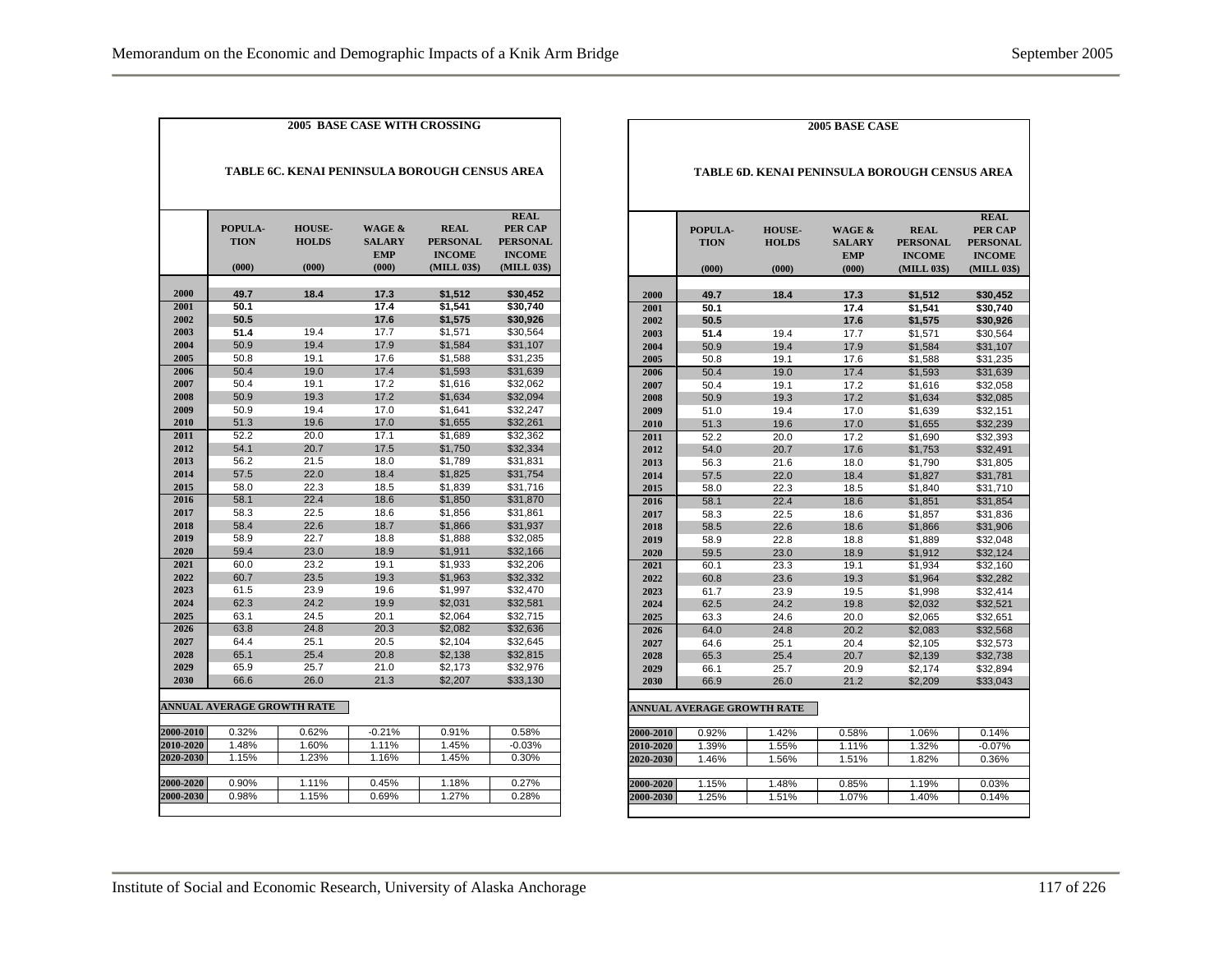**2005 BASE CASE WITH CROSSING**

**TABLE 6C. KENAI PENINSULA BOROUGH CENSUS AREA**

| | POPULATION (000) | HOUSEHOLDS (000) | WAGE & SALARY EMP (000) | REAL PERSONAL INCOME (MILL 03$) | REAL PER CAP PERSONAL INCOME (MILL 03$) |
|---|---|---|---|---|---|
| 2000 | 49.7 | 18.4 | 17.3 | $1,512 | $30,452 |
| 2001 | 50.1 | | 17.4 | $1,541 | $30,740 |
| 2002 | 50.5 | | 17.6 | $1,575 | $30,926 |
| 2003 | 51.4 | 19.4 | 17.7 | $1,571 | $30,564 |
| 2004 | 50.9 | 19.4 | 17.9 | $1,584 | $31,107 |
| 2005 | 50.8 | 19.1 | 17.6 | $1,588 | $31,235 |
| 2006 | 50.4 | 19.0 | 17.4 | $1,593 | $31,639 |
| 2007 | 50.4 | 19.1 | 17.2 | $1,616 | $32,062 |
| 2008 | 50.9 | 19.3 | 17.2 | $1,634 | $32,094 |
| 2009 | 50.9 | 19.4 | 17.0 | $1,641 | $32,247 |
| 2010 | 51.3 | 19.6 | 17.0 | $1,655 | $32,261 |
| 2011 | 52.2 | 20.0 | 17.1 | $1,689 | $32,362 |
| 2012 | 54.1 | 20.7 | 17.5 | $1,750 | $32,334 |
| 2013 | 56.2 | 21.5 | 18.0 | $1,789 | $31,831 |
| 2014 | 57.5 | 22.0 | 18.4 | $1,825 | $31,754 |
| 2015 | 58.0 | 22.3 | 18.5 | $1,839 | $31,716 |
| 2016 | 58.1 | 22.4 | 18.6 | $1,850 | $31,870 |
| 2017 | 58.3 | 22.5 | 18.6 | $1,856 | $31,861 |
| 2018 | 58.4 | 22.6 | 18.7 | $1,866 | $31,937 |
| 2019 | 58.9 | 22.7 | 18.8 | $1,888 | $32,085 |
| 2020 | 59.4 | 23.0 | 18.9 | $1,911 | $32,166 |
| 2021 | 60.0 | 23.2 | 19.1 | $1,933 | $32,206 |
| 2022 | 60.7 | 23.5 | 19.3 | $1,963 | $32,332 |
| 2023 | 61.5 | 23.9 | 19.6 | $1,997 | $32,470 |
| 2024 | 62.3 | 24.2 | 19.9 | $2,031 | $32,581 |
| 2025 | 63.1 | 24.5 | 20.1 | $2,064 | $32,715 |
| 2026 | 63.8 | 24.8 | 20.3 | $2,082 | $32,636 |
| 2027 | 64.4 | 25.1 | 20.5 | $2,104 | $32,645 |
| 2028 | 65.1 | 25.4 | 20.8 | $2,138 | $32,815 |
| 2029 | 65.9 | 25.7 | 21.0 | $2,173 | $32,976 |
| 2030 | 66.6 | 26.0 | 21.3 | $2,207 | $33,130 |
| **ANNUAL AVERAGE GROWTH RATE** | | | | | |
| 2000-2010 | 0.32% | 0.62% | -0.21% | 0.91% | 0.58% |
| 2010-2020 | 1.48% | 1.60% | 1.11% | 1.45% | -0.03% |
| 2020-2030 | 1.15% | 1.23% | 1.16% | 1.45% | 0.30% |
| 2000-2020 | 0.90% | 1.11% | 0.45% | 1.18% | 0.27% |
| 2000-2030 | 0.98% | 1.15% | 0.69% | 1.27% | 0.28% |

**2005 BASE CASE**

**TABLE 6D. KENAI PENINSULA BOROUGH CENSUS AREA**

| | POPULATION (000) | HOUSEHOLDS (000) | WAGE & SALARY EMP (000) | REAL PERSONAL INCOME (MILL 03$) | REAL PER CAP PERSONAL INCOME (MILL 03$) |
|---|---|---|---|---|---|
| 2000 | 49.7 | 18.4 | 17.3 | $1,512 | $30,452 |
| 2001 | 50.1 | | 17.4 | $1,541 | $30,740 |
| 2002 | 50.5 | | 17.6 | $1,575 | $30,926 |
| 2003 | 51.4 | 19.4 | 17.7 | $1,571 | $30,564 |
| 2004 | 50.9 | 19.4 | 17.9 | $1,584 | $31,107 |
| 2005 | 50.8 | 19.1 | 17.6 | $1,588 | $31,235 |
| 2006 | 50.4 | 19.0 | 17.4 | $1,593 | $31,639 |
| 2007 | 50.4 | 19.1 | 17.2 | $1,616 | $32,058 |
| 2008 | 50.9 | 19.3 | 17.2 | $1,634 | $32,085 |
| 2009 | 51.0 | 19.4 | 17.0 | $1,639 | $32,151 |
| 2010 | 51.3 | 19.6 | 17.0 | $1,655 | $32,239 |
| 2011 | 52.2 | 20.0 | 17.2 | $1,690 | $32,393 |
| 2012 | 54.0 | 20.7 | 17.6 | $1,753 | $32,491 |
| 2013 | 56.3 | 21.6 | 18.0 | $1,790 | $31,805 |
| 2014 | 57.5 | 22.0 | 18.4 | $1,827 | $31,781 |
| 2015 | 58.0 | 22.3 | 18.5 | $1,840 | $31,710 |
| 2016 | 58.1 | 22.4 | 18.6 | $1,851 | $31,854 |
| 2017 | 58.3 | 22.5 | 18.6 | $1,857 | $31,836 |
| 2018 | 58.5 | 22.6 | 18.6 | $1,866 | $31,906 |
| 2019 | 58.9 | 22.8 | 18.8 | $1,889 | $32,048 |
| 2020 | 59.5 | 23.0 | 18.9 | $1,912 | $32,124 |
| 2021 | 60.1 | 23.3 | 19.1 | $1,934 | $32,160 |
| 2022 | 60.8 | 23.6 | 19.3 | $1,964 | $32,282 |
| 2023 | 61.7 | 23.9 | 19.5 | $1,998 | $32,414 |
| 2024 | 62.5 | 24.2 | 19.8 | $2,032 | $32,521 |
| 2025 | 63.3 | 24.6 | 20.0 | $2,065 | $32,651 |
| 2026 | 64.0 | 24.8 | 20.2 | $2,083 | $32,568 |
| 2027 | 64.6 | 25.1 | 20.4 | $2,105 | $32,573 |
| 2028 | 65.3 | 25.4 | 20.7 | $2,139 | $32,738 |
| 2029 | 66.1 | 25.7 | 20.9 | $2,174 | $32,894 |
| 2030 | 66.9 | 26.0 | 21.2 | $2,209 | $33,043 |
| **ANNUAL AVERAGE GROWTH RATE** | | | | | |
| 2000-2010 | 0.92% | 1.42% | 0.58% | 1.06% | 0.14% |
| 2010-2020 | 1.39% | 1.55% | 1.11% | 1.32% | -0.07% |
| 2020-2030 | 1.46% | 1.56% | 1.51% | 1.82% | 0.36% |
| 2000-2020 | 1.15% | 1.48% | 0.85% | 1.19% | 0.03% |
| 2000-2030 | 1.25% | 1.51% | 1.07% | 1.40% | 0.14% |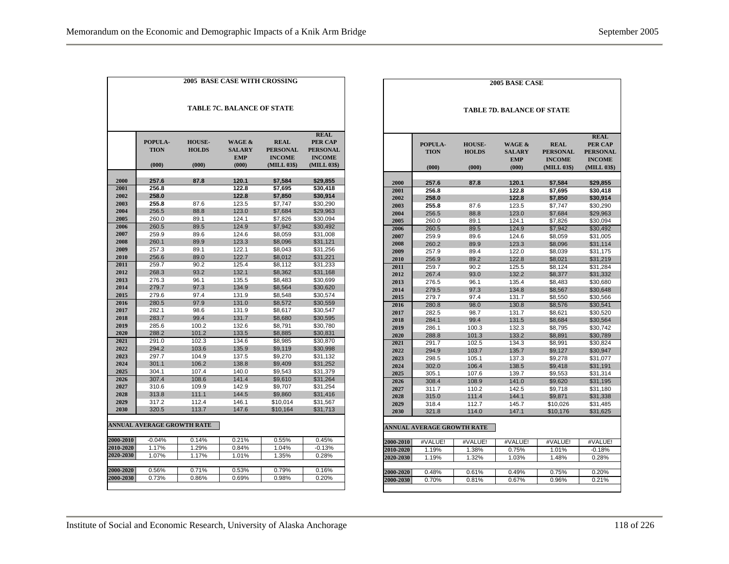**2005 BASE CASE WITH CROSSING**

**TABLE 7C. BALANCE OF STATE**

| | POPULA-TION (000) | HOUSE-HOLDS (000) | WAGE & SALARY EMP (000) | REAL PERSONAL INCOME (MILL 03$) | REAL PER CAP PERSONAL INCOME (MILL 03$) |
|---|---|---|---|---|---|
| 2000 | **257.6** | **87.8** | **120.1** | **$7,584** | **$29,855** |
| 2001 | **256.8** | | **122.8** | **$7,695** | **$30,418** |
| 2002 | **258.0** | | **122.8** | **$7,850** | **$30,914** |
| 2003 | **255.8** | 87.6 | 123.5 | $7,747 | $30,290 |
| 2004 | 256.5 | 88.8 | 123.0 | $7,684 | $29,963 |
| 2005 | 260.0 | 89.1 | 124.1 | $7,826 | $30,094 |
| 2006 | 260.5 | 89.5 | 124.9 | $7,942 | $30,492 |
| 2007 | 259.9 | 89.6 | 124.6 | $8,059 | $31,008 |
| 2008 | 260.1 | 89.9 | 123.3 | $8,096 | $31,121 |
| 2009 | 257.3 | 89.1 | 122.1 | $8,043 | $31,256 |
| 2010 | 256.6 | 89.0 | 122.7 | $8,012 | $31,221 |
| 2011 | 259.7 | 90.2 | 125.4 | $8,112 | $31,233 |
| 2012 | 268.3 | 93.2 | 132.1 | $8,362 | $31,168 |
| 2013 | 276.3 | 96.1 | 135.5 | $8,483 | $30,699 |
| 2014 | 279.7 | 97.3 | 134.9 | $8,564 | $30,620 |
| 2015 | 279.6 | 97.4 | 131.9 | $8,548 | $30,574 |
| 2016 | 280.5 | 97.9 | 131.0 | $8,572 | $30,559 |
| 2017 | 282.1 | 98.6 | 131.9 | $8,617 | $30,547 |
| 2018 | 283.7 | 99.4 | 131.7 | $8,680 | $30,595 |
| 2019 | 285.6 | 100.2 | 132.6 | $8,791 | $30,780 |
| 2020 | 288.2 | 101.2 | 133.5 | $8,885 | $30,831 |
| 2021 | 291.0 | 102.3 | 134.6 | $8,985 | $30,870 |
| 2022 | 294.2 | 103.6 | 135.9 | $9,119 | $30,998 |
| 2023 | 297.7 | 104.9 | 137.5 | $9,270 | $31,132 |
| 2024 | 301.1 | 106.2 | 138.8 | $9,409 | $31,252 |
| 2025 | 304.1 | 107.4 | 140.0 | $9,543 | $31,379 |
| 2026 | 307.4 | 108.6 | 141.4 | $9,610 | $31,264 |
| 2027 | 310.6 | 109.9 | 142.9 | $9,707 | $31,254 |
| 2028 | 313.8 | 111.1 | 144.5 | $9,860 | $31,416 |
| 2029 | 317.2 | 112.4 | 146.1 | $10,014 | $31,567 |
| 2030 | 320.5 | 113.7 | 147.6 | $10,164 | $31,713 |

**ANNUAL AVERAGE GROWTH RATE**

| | | | | | |
|---|---|---|---|---|---|
| 2000-2010 | -0.04% | 0.14% | 0.21% | 0.55% | 0.45% |
| 2010-2020 | 1.17% | 1.29% | 0.84% | 1.04% | -0.13% |
| 2020-2030 | 1.07% | 1.17% | 1.01% | 1.35% | 0.28% |
| 2000-2020 | 0.56% | 0.71% | 0.53% | 0.79% | 0.16% |
| 2000-2030 | 0.73% | 0.86% | 0.69% | 0.98% | 0.20% |

**2005 BASE CASE**

**TABLE 7D. BALANCE OF STATE**

| | POPULA-TION (000) | HOUSE-HOLDS (000) | WAGE & SALARY EMP (000) | REAL PERSONAL INCOME (MILL 03$) | REAL PER CAP PERSONAL INCOME (MILL 03$) |
|---|---|---|---|---|---|
| 2000 | **257.6** | **87.8** | **120.1** | **$7,584** | **$29,855** |
| 2001 | **256.8** | | **122.8** | **$7,695** | **$30,418** |
| 2002 | **258.0** | | **122.8** | **$7,850** | **$30,914** |
| 2003 | **255.8** | 87.6 | 123.5 | $7,747 | $30,290 |
| 2004 | 256.5 | 88.8 | 123.0 | $7,684 | $29,963 |
| 2005 | 260.0 | 89.1 | 124.1 | $7,826 | $30,094 |
| 2006 | 260.5 | 89.5 | 124.9 | $7,942 | $30,492 |
| 2007 | 259.9 | 89.6 | 124.6 | $8,059 | $31,005 |
| 2008 | 260.2 | 89.9 | 123.3 | $8,096 | $31,114 |
| 2009 | 257.9 | 89.4 | 122.0 | $8,039 | $31,175 |
| 2010 | 256.9 | 89.2 | 122.8 | $8,021 | $31,219 |
| 2011 | 259.7 | 90.2 | 125.5 | $8,124 | $31,284 |
| 2012 | 267.4 | 93.0 | 132.2 | $8,377 | $31,332 |
| 2013 | 276.5 | 96.1 | 135.4 | $8,483 | $30,680 |
| 2014 | 279.5 | 97.3 | 134.8 | $8,567 | $30,648 |
| 2015 | 279.7 | 97.4 | 131.7 | $8,550 | $30,566 |
| 2016 | 280.8 | 98.0 | 130.8 | $8,576 | $30,541 |
| 2017 | 282.5 | 98.7 | 131.7 | $8,621 | $30,520 |
| 2018 | 284.1 | 99.4 | 131.5 | $8,684 | $30,564 |
| 2019 | 286.1 | 100.3 | 132.3 | $8,795 | $30,742 |
| 2020 | 288.8 | 101.3 | 133.2 | $8,891 | $30,789 |
| 2021 | 291.7 | 102.5 | 134.3 | $8,991 | $30,824 |
| 2022 | 294.9 | 103.7 | 135.7 | $9,127 | $30,947 |
| 2023 | 298.5 | 105.1 | 137.3 | $9,278 | $31,077 |
| 2024 | 302.0 | 106.4 | 138.5 | $9,418 | $31,191 |
| 2025 | 305.1 | 107.6 | 139.7 | $9,553 | $31,314 |
| 2026 | 308.4 | 108.9 | 141.0 | $9,620 | $31,195 |
| 2027 | 311.7 | 110.2 | 142.5 | $9,718 | $31,180 |
| 2028 | 315.0 | 111.4 | 144.1 | $9,871 | $31,338 |
| 2029 | 318.4 | 112.7 | 145.7 | $10,026 | $31,485 |
| 2030 | 321.8 | 114.0 | 147.1 | $10,176 | $31,625 |

**ANNUAL AVERAGE GROWTH RATE**

| | | | | | |
|---|---|---|---|---|---|
| 2000-2010 | #VALUE! | #VALUE! | #VALUE! | #VALUE! | #VALUE! |
| 2010-2020 | 1.19% | 1.38% | 0.75% | 1.01% | -0.18% |
| 2020-2030 | 1.19% | 1.32% | 1.03% | 1.48% | 0.28% |
| 2000-2020 | 0.48% | 0.61% | 0.49% | 0.75% | 0.20% |
| 2000-2030 | 0.70% | 0.81% | 0.67% | 0.96% | 0.21% |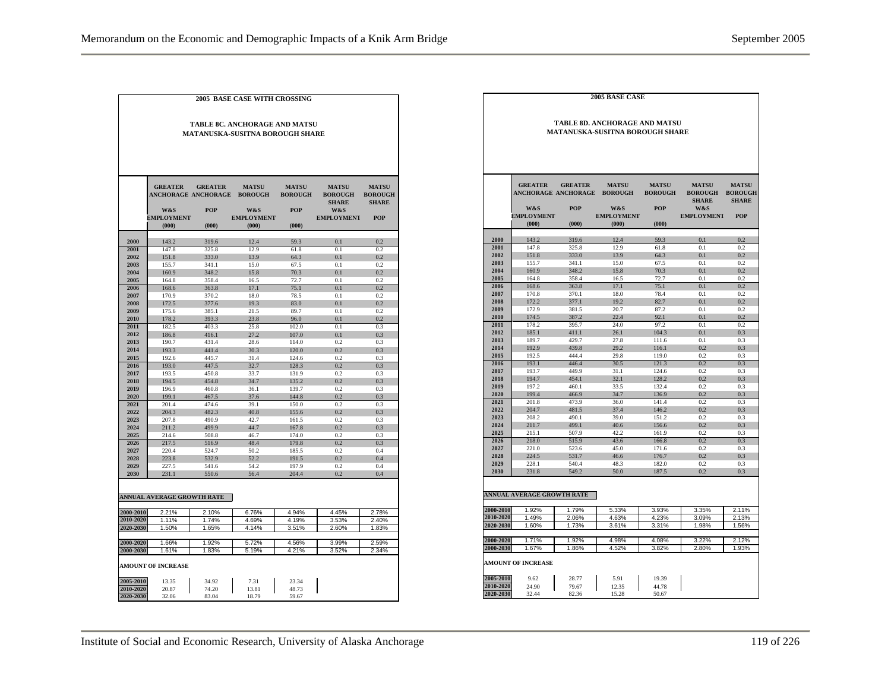**2005 BASE CASE WITH CROSSING**

**TABLE 8C. ANCHORAGE AND MATSU MATANUSKA-SUSITNA BOROUGH SHARE**

| | GREATER ANCHORAGE W&S EMPLOYMENT (000) | GREATER ANCHORAGE POP (000) | MATSU BOROUGH W&S EMPLOYMENT (000) | MATSU BOROUGH POP (000) | MATSU BOROUGH SHARE W&S EMPLOYMENT | MATSU BOROUGH SHARE POP |
|---|---|---|---|---|---|---|
| 2000 | 143.2 | 319.6 | 12.4 | 59.3 | 0.1 | 0.2 |
| 2001 | 147.8 | 325.8 | 12.9 | 61.8 | 0.1 | 0.2 |
| 2002 | 151.8 | 333.0 | 13.9 | 64.3 | 0.1 | 0.2 |
| 2003 | 155.7 | 341.1 | 15.0 | 67.5 | 0.1 | 0.2 |
| 2004 | 160.9 | 348.2 | 15.8 | 70.3 | 0.1 | 0.2 |
| 2005 | 164.8 | 358.4 | 16.5 | 72.7 | 0.1 | 0.2 |
| 2006 | 168.6 | 363.8 | 17.1 | 75.1 | 0.1 | 0.2 |
| 2007 | 170.9 | 370.2 | 18.0 | 78.5 | 0.1 | 0.2 |
| 2008 | 172.5 | 377.6 | 19.3 | 83.0 | 0.1 | 0.2 |
| 2009 | 175.6 | 385.1 | 21.5 | 89.7 | 0.1 | 0.2 |
| 2010 | 178.2 | 393.3 | 23.8 | 96.0 | 0.1 | 0.2 |
| 2011 | 182.5 | 403.3 | 25.8 | 102.0 | 0.1 | 0.3 |
| 2012 | 186.8 | 416.1 | 27.2 | 107.0 | 0.1 | 0.3 |
| 2013 | 190.7 | 431.4 | 28.6 | 114.0 | 0.2 | 0.3 |
| 2014 | 193.3 | 441.4 | 30.3 | 120.0 | 0.2 | 0.3 |
| 2015 | 192.6 | 445.7 | 31.4 | 124.6 | 0.2 | 0.3 |
| 2016 | 193.0 | 447.5 | 32.7 | 128.3 | 0.2 | 0.3 |
| 2017 | 193.5 | 450.8 | 33.7 | 131.9 | 0.2 | 0.3 |
| 2018 | 194.5 | 454.8 | 34.7 | 135.2 | 0.2 | 0.3 |
| 2019 | 196.9 | 460.8 | 36.1 | 139.7 | 0.2 | 0.3 |
| 2020 | 199.1 | 467.5 | 37.6 | 144.8 | 0.2 | 0.3 |
| 2021 | 201.4 | 474.6 | 39.1 | 150.0 | 0.2 | 0.3 |
| 2022 | 204.3 | 482.3 | 40.8 | 155.6 | 0.2 | 0.3 |
| 2023 | 207.8 | 490.9 | 42.7 | 161.5 | 0.2 | 0.3 |
| 2024 | 211.2 | 499.9 | 44.7 | 167.8 | 0.2 | 0.3 |
| 2025 | 214.6 | 508.8 | 46.7 | 174.0 | 0.2 | 0.3 |
| 2026 | 217.5 | 516.9 | 48.4 | 179.8 | 0.2 | 0.3 |
| 2027 | 220.4 | 524.7 | 50.2 | 185.5 | 0.2 | 0.4 |
| 2028 | 223.8 | 532.9 | 52.2 | 191.5 | 0.2 | 0.4 |
| 2029 | 227.5 | 541.6 | 54.2 | 197.9 | 0.2 | 0.4 |
| 2030 | 231.1 | 550.6 | 56.4 | 204.4 | 0.2 | 0.4 |

**ANNUAL AVERAGE GROWTH RATE**

| | | | | | | |
|---|---|---|---|---|---|---|
| 2000-2010 | 2.21% | 2.10% | 6.76% | 4.94% | 4.45% | 2.78% |
| 2010-2020 | 1.11% | 1.74% | 4.69% | 4.19% | 3.53% | 2.40% |
| 2020-2030 | 1.50% | 1.65% | 4.14% | 3.51% | 2.60% | 1.83% |
| 2000-2020 | 1.66% | 1.92% | 5.72% | 4.56% | 3.99% | 2.59% |
| 2000-2030 | 1.61% | 1.83% | 5.19% | 4.21% | 3.52% | 2.34% |

**AMOUNT OF INCREASE**

| | | | | |
|---|---|---|---|---|
| 2005-2010 | 13.35 | 34.92 | 7.31 | 23.34 |
| 2010-2020 | 20.87 | 74.20 | 13.81 | 48.73 |
| 2020-2030 | 32.06 | 83.04 | 18.79 | 59.67 |

**2005 BASE CASE**

**TABLE 8D. ANCHORAGE AND MATSU MATANUSKA-SUSITNA BOROUGH SHARE**

| | GREATER ANCHORAGE W&S EMPLOYMENT (000) | GREATER ANCHORAGE POP (000) | MATSU BOROUGH W&S EMPLOYMENT (000) | MATSU BOROUGH POP (000) | MATSU BOROUGH SHARE W&S EMPLOYMENT | MATSU BOROUGH SHARE POP |
|---|---|---|---|---|---|---|
| 2000 | 143.2 | 319.6 | 12.4 | 59.3 | 0.1 | 0.2 |
| 2001 | 147.8 | 325.8 | 12.9 | 61.8 | 0.1 | 0.2 |
| 2002 | 151.8 | 333.0 | 13.9 | 64.3 | 0.1 | 0.2 |
| 2003 | 155.7 | 341.1 | 15.0 | 67.5 | 0.1 | 0.2 |
| 2004 | 160.9 | 348.2 | 15.8 | 70.3 | 0.1 | 0.2 |
| 2005 | 164.8 | 358.4 | 16.5 | 72.7 | 0.1 | 0.2 |
| 2006 | 168.6 | 363.8 | 17.1 | 75.1 | 0.1 | 0.2 |
| 2007 | 170.8 | 370.1 | 18.0 | 78.4 | 0.1 | 0.2 |
| 2008 | 172.2 | 377.1 | 19.2 | 82.7 | 0.1 | 0.2 |
| 2009 | 172.9 | 381.5 | 20.7 | 87.2 | 0.1 | 0.2 |
| 2010 | 174.5 | 387.2 | 22.4 | 92.1 | 0.1 | 0.2 |
| 2011 | 178.2 | 395.7 | 24.0 | 97.2 | 0.1 | 0.2 |
| 2012 | 185.1 | 411.1 | 26.1 | 104.3 | 0.1 | 0.3 |
| 2013 | 189.7 | 429.7 | 27.8 | 111.6 | 0.1 | 0.3 |
| 2014 | 192.9 | 439.8 | 29.2 | 116.1 | 0.2 | 0.3 |
| 2015 | 192.5 | 444.4 | 29.8 | 119.0 | 0.2 | 0.3 |
| 2016 | 193.1 | 446.4 | 30.5 | 121.3 | 0.2 | 0.3 |
| 2017 | 193.7 | 449.9 | 31.1 | 124.6 | 0.2 | 0.3 |
| 2018 | 194.7 | 454.1 | 32.1 | 128.2 | 0.2 | 0.3 |
| 2019 | 197.2 | 460.1 | 33.5 | 132.4 | 0.2 | 0.3 |
| 2020 | 199.4 | 466.9 | 34.7 | 136.9 | 0.2 | 0.3 |
| 2021 | 201.8 | 473.9 | 36.0 | 141.4 | 0.2 | 0.3 |
| 2022 | 204.7 | 481.5 | 37.4 | 146.2 | 0.2 | 0.3 |
| 2023 | 208.2 | 490.1 | 39.0 | 151.2 | 0.2 | 0.3 |
| 2024 | 211.7 | 499.1 | 40.6 | 156.6 | 0.2 | 0.3 |
| 2025 | 215.1 | 507.9 | 42.2 | 161.9 | 0.2 | 0.3 |
| 2026 | 218.0 | 515.9 | 43.6 | 166.8 | 0.2 | 0.3 |
| 2027 | 221.0 | 523.6 | 45.0 | 171.6 | 0.2 | 0.3 |
| 2028 | 224.5 | 531.7 | 46.6 | 176.7 | 0.2 | 0.3 |
| 2029 | 228.1 | 540.4 | 48.3 | 182.0 | 0.2 | 0.3 |
| 2030 | 231.8 | 549.2 | 50.0 | 187.5 | 0.2 | 0.3 |

**ANNUAL AVERAGE GROWTH RATE**

| | | | | | | |
|---|---|---|---|---|---|---|
| 2000-2010 | 1.92% | 1.79% | 5.33% | 3.93% | 3.35% | 2.11% |
| 2010-2020 | 1.49% | 2.06% | 4.63% | 4.23% | 3.09% | 2.13% |
| 2020-2030 | 1.60% | 1.73% | 3.61% | 3.31% | 1.98% | 1.56% |
| 2000-2020 | 1.71% | 1.92% | 4.98% | 4.08% | 3.22% | 2.12% |
| 2000-2030 | 1.67% | 1.86% | 4.52% | 3.82% | 2.80% | 1.93% |

**AMOUNT OF INCREASE**

| | | | | |
|---|---|---|---|---|
| 2005-2010 | 9.62 | 28.77 | 5.91 | 19.39 |
| 2010-2020 | 24.90 | 79.67 | 12.35 | 44.78 |
| 2020-2030 | 32.44 | 82.36 | 15.28 | 50.67 |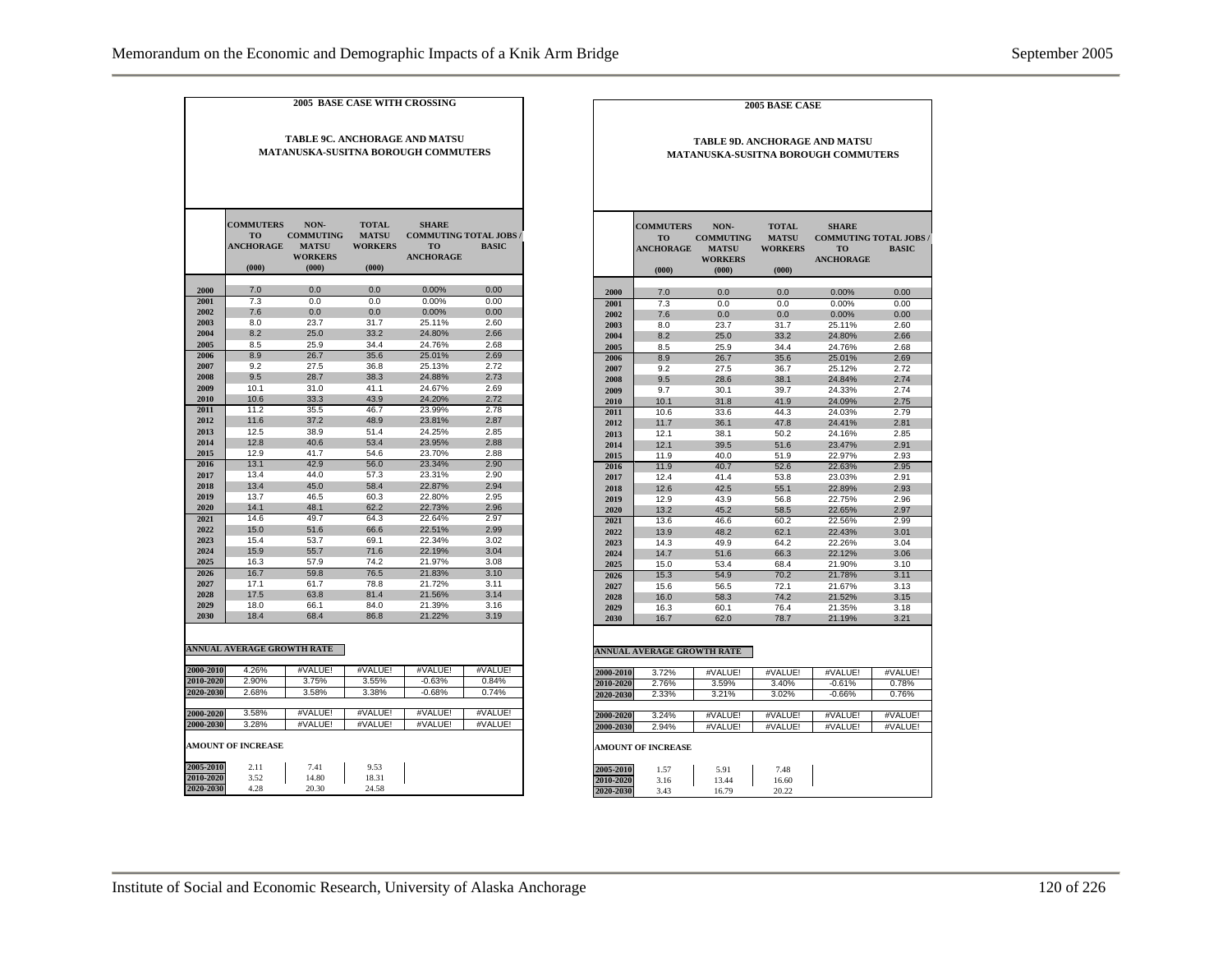**2005 BASE CASE WITH CROSSING**

**TABLE 9C. ANCHORAGE AND MATSU MATANUSKA-SUSITNA BOROUGH COMMUTERS**

| | COMMUTERS TO ANCHORAGE (000) | NON-COMMUTING MATSU WORKERS (000) | TOTAL MATSU WORKERS (000) | SHARE COMMUTING TO ANCHORAGE | TOTAL JOBS / BASIC |
|---|---|---|---|---|---|
| 2000 | 7.0 | 0.0 | 0.0 | 0.00% | 0.00 |
| 2001 | 7.3 | 0.0 | 0.0 | 0.00% | 0.00 |
| 2002 | 7.6 | 0.0 | 0.0 | 0.00% | 0.00 |
| 2003 | 8.0 | 23.7 | 31.7 | 25.11% | 2.60 |
| 2004 | 8.2 | 25.0 | 33.2 | 24.80% | 2.66 |
| 2005 | 8.5 | 25.9 | 34.4 | 24.76% | 2.68 |
| 2006 | 8.9 | 26.7 | 35.6 | 25.01% | 2.69 |
| 2007 | 9.2 | 27.5 | 36.8 | 25.13% | 2.72 |
| 2008 | 9.5 | 28.7 | 38.3 | 24.88% | 2.73 |
| 2009 | 10.1 | 31.0 | 41.1 | 24.67% | 2.69 |
| 2010 | 10.6 | 33.3 | 43.9 | 24.20% | 2.72 |
| 2011 | 11.2 | 35.5 | 46.7 | 23.99% | 2.78 |
| 2012 | 11.6 | 37.2 | 48.9 | 23.81% | 2.87 |
| 2013 | 12.5 | 38.9 | 51.4 | 24.25% | 2.85 |
| 2014 | 12.8 | 40.6 | 53.4 | 23.95% | 2.88 |
| 2015 | 12.9 | 41.7 | 54.6 | 23.70% | 2.88 |
| 2016 | 13.1 | 42.9 | 56.0 | 23.34% | 2.90 |
| 2017 | 13.4 | 44.0 | 57.3 | 23.31% | 2.90 |
| 2018 | 13.4 | 45.0 | 58.4 | 22.87% | 2.94 |
| 2019 | 13.7 | 46.5 | 60.3 | 22.80% | 2.95 |
| 2020 | 14.1 | 48.1 | 62.2 | 22.73% | 2.96 |
| 2021 | 14.6 | 49.7 | 64.3 | 22.64% | 2.97 |
| 2022 | 15.0 | 51.6 | 66.6 | 22.51% | 2.99 |
| 2023 | 15.4 | 53.7 | 69.1 | 22.34% | 3.02 |
| 2024 | 15.9 | 55.7 | 71.6 | 22.19% | 3.04 |
| 2025 | 16.3 | 57.9 | 74.2 | 21.97% | 3.08 |
| 2026 | 16.7 | 59.8 | 76.5 | 21.83% | 3.10 |
| 2027 | 17.1 | 61.7 | 78.8 | 21.72% | 3.11 |
| 2028 | 17.5 | 63.8 | 81.4 | 21.56% | 3.14 |
| 2029 | 18.0 | 66.1 | 84.0 | 21.39% | 3.16 |
| 2030 | 18.4 | 68.4 | 86.8 | 21.22% | 3.19 |

**ANNUAL AVERAGE GROWTH RATE**

| | | | | | |
|---|---|---|---|---|---|
| 2000-2010 | 4.26% | #VALUE! | #VALUE! | #VALUE! | #VALUE! |
| 2010-2020 | 2.90% | 3.75% | 3.55% | -0.63% | 0.84% |
| 2020-2030 | 2.68% | 3.58% | 3.38% | -0.68% | 0.74% |
| 2000-2020 | 3.58% | #VALUE! | #VALUE! | #VALUE! | #VALUE! |
| 2000-2030 | 3.28% | #VALUE! | #VALUE! | #VALUE! | #VALUE! |

**AMOUNT OF INCREASE**

| | | | |
|---|---|---|---|
| 2005-2010 | 2.11 | 7.41 | 9.53 |
| 2010-2020 | 3.52 | 14.80 | 18.31 |
| 2020-2030 | 4.28 | 20.30 | 24.58 |

**2005 BASE CASE**

**TABLE 9D. ANCHORAGE AND MATSU MATANUSKA-SUSITNA BOROUGH COMMUTERS**

| | COMMUTERS TO ANCHORAGE (000) | NON-COMMUTING MATSU WORKERS (000) | TOTAL MATSU WORKERS (000) | SHARE COMMUTING TO ANCHORAGE | TOTAL JOBS / BASIC |
|---|---|---|---|---|---|
| 2000 | 7.0 | 0.0 | 0.0 | 0.00% | 0.00 |
| 2001 | 7.3 | 0.0 | 0.0 | 0.00% | 0.00 |
| 2002 | 7.6 | 0.0 | 0.0 | 0.00% | 0.00 |
| 2003 | 8.0 | 23.7 | 31.7 | 25.11% | 2.60 |
| 2004 | 8.2 | 25.0 | 33.2 | 24.80% | 2.66 |
| 2005 | 8.5 | 25.9 | 34.4 | 24.76% | 2.68 |
| 2006 | 8.9 | 26.7 | 35.6 | 25.01% | 2.69 |
| 2007 | 9.2 | 27.5 | 36.7 | 25.12% | 2.72 |
| 2008 | 9.5 | 28.6 | 38.1 | 24.84% | 2.74 |
| 2009 | 9.7 | 30.1 | 39.7 | 24.33% | 2.74 |
| 2010 | 10.1 | 31.8 | 41.9 | 24.09% | 2.75 |
| 2011 | 10.6 | 33.6 | 44.3 | 24.03% | 2.79 |
| 2012 | 11.7 | 36.1 | 47.8 | 24.41% | 2.81 |
| 2013 | 12.1 | 38.1 | 50.2 | 24.16% | 2.85 |
| 2014 | 12.1 | 39.5 | 51.6 | 23.47% | 2.91 |
| 2015 | 11.9 | 40.0 | 51.9 | 22.97% | 2.93 |
| 2016 | 11.9 | 40.7 | 52.6 | 22.63% | 2.95 |
| 2017 | 12.4 | 41.4 | 53.8 | 23.03% | 2.91 |
| 2018 | 12.6 | 42.5 | 55.1 | 22.89% | 2.93 |
| 2019 | 12.9 | 43.9 | 56.8 | 22.75% | 2.96 |
| 2020 | 13.2 | 45.2 | 58.5 | 22.65% | 2.97 |
| 2021 | 13.6 | 46.6 | 60.2 | 22.56% | 2.99 |
| 2022 | 13.9 | 48.2 | 62.1 | 22.43% | 3.01 |
| 2023 | 14.3 | 49.9 | 64.2 | 22.26% | 3.04 |
| 2024 | 14.7 | 51.6 | 66.3 | 22.12% | 3.06 |
| 2025 | 15.0 | 53.4 | 68.4 | 21.90% | 3.10 |
| 2026 | 15.3 | 54.9 | 70.2 | 21.78% | 3.11 |
| 2027 | 15.6 | 56.5 | 72.1 | 21.67% | 3.13 |
| 2028 | 16.0 | 58.3 | 74.2 | 21.52% | 3.15 |
| 2029 | 16.3 | 60.1 | 76.4 | 21.35% | 3.18 |
| 2030 | 16.7 | 62.0 | 78.7 | 21.19% | 3.21 |

**ANNUAL AVERAGE GROWTH RATE**

| | | | | | |
|---|---|---|---|---|---|
| 2000-2010 | 3.72% | #VALUE! | #VALUE! | #VALUE! | #VALUE! |
| 2010-2020 | 2.76% | 3.59% | 3.40% | -0.61% | 0.78% |
| 2020-2030 | 2.33% | 3.21% | 3.02% | -0.66% | 0.76% |
| 2000-2020 | 3.24% | #VALUE! | #VALUE! | #VALUE! | #VALUE! |
| 2000-2030 | 2.94% | #VALUE! | #VALUE! | #VALUE! | #VALUE! |

**AMOUNT OF INCREASE**

| | | | |
|---|---|---|---|
| 2005-2010 | 1.57 | 5.91 | 7.48 |
| 2010-2020 | 3.16 | 13.44 | 16.60 |
| 2020-2030 | 3.43 | 16.79 | 20.22 |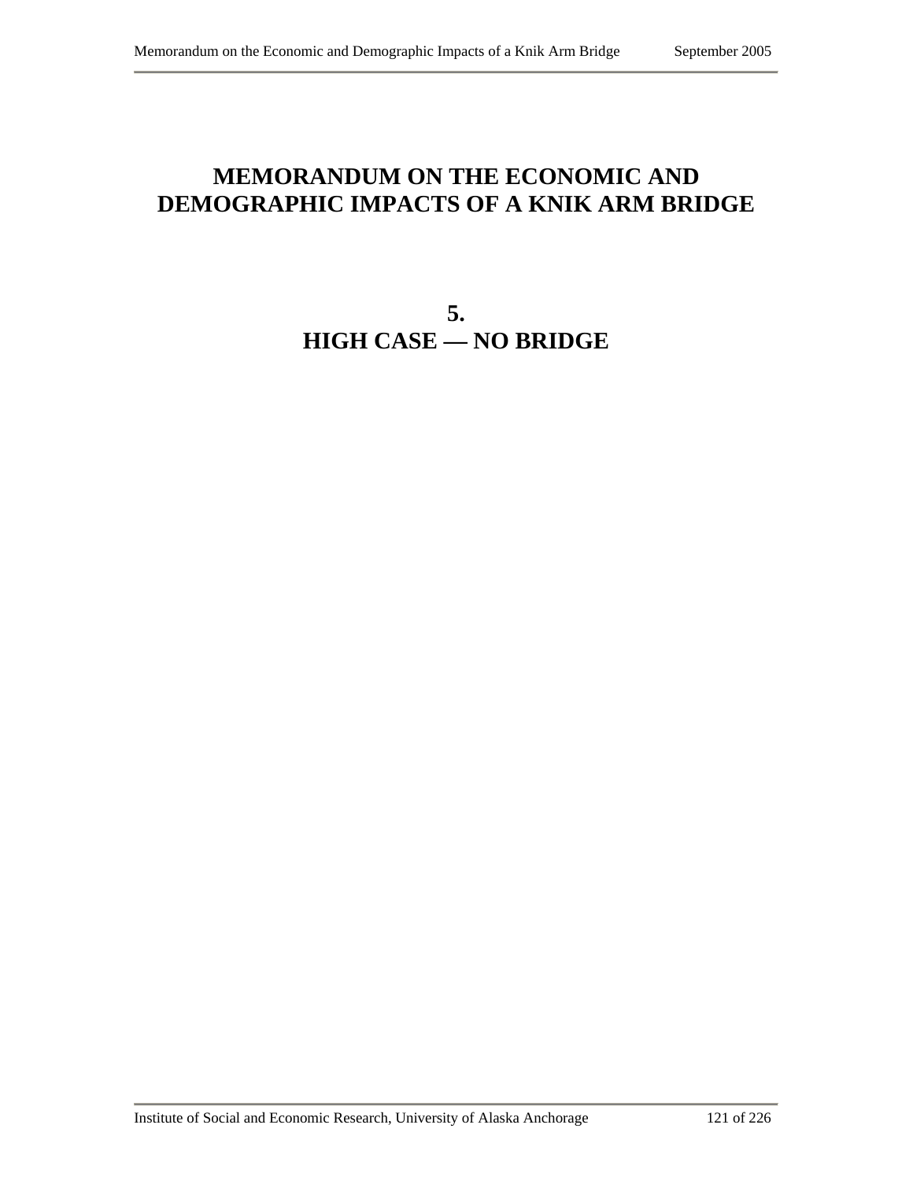# MEMORANDUM ON THE ECONOMIC AND DEMOGRAPHIC IMPACTS OF A KNIK ARM BRIDGE

## 5.
## HIGH CASE — NO BRIDGE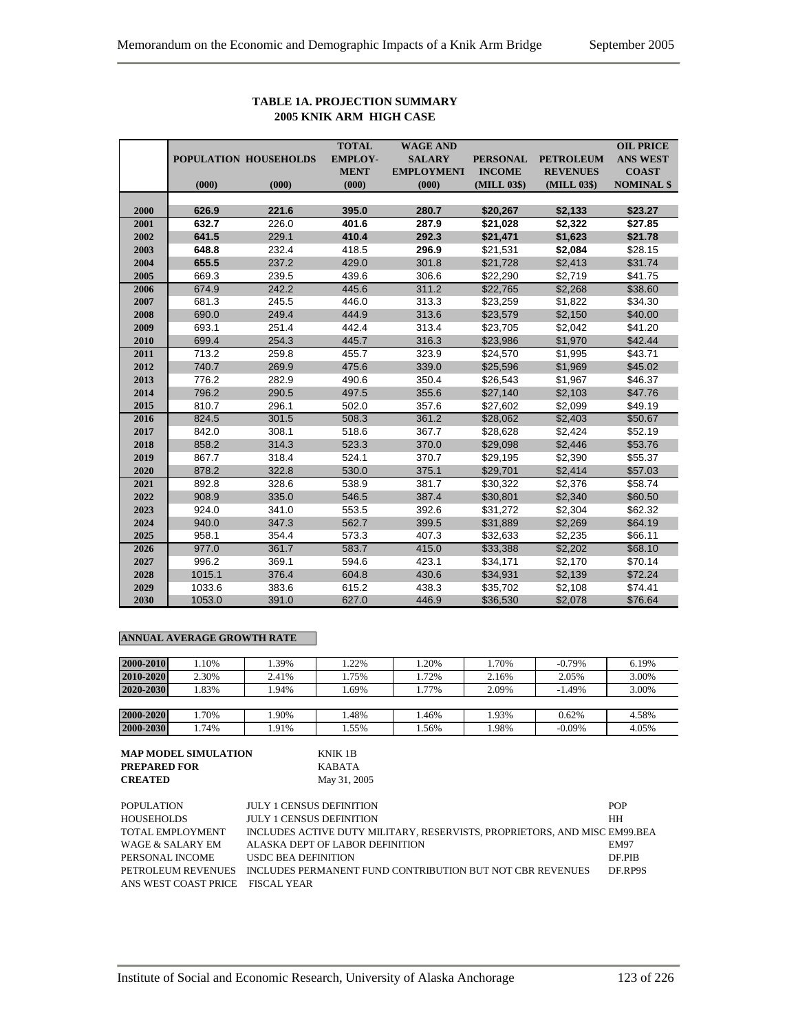### TABLE 1A. PROJECTION SUMMARY
### 2005 KNIK ARM HIGH CASE

| | POPULATION (000) | HOUSEHOLDS (000) | TOTAL EMPLOY-MENT (000) | WAGE AND SALARY EMPLOYMENT (000) | PERSONAL INCOME (MILL 03$) | PETROLEUM REVENUES (MILL 03$) | OIL PRICE ANS WEST COAST NOMINAL $ |
|---|---|---|---|---|---|---|---|
| 2000 | 626.9 | 221.6 | 395.0 | 280.7 | $20,267 | $2,133 | $23.27 |
| 2001 | 632.7 | 226.0 | 401.6 | 287.9 | $21,028 | $2,322 | $27.85 |
| 2002 | 641.5 | 229.1 | 410.4 | 292.3 | $21,471 | $1,623 | $21.78 |
| 2003 | 648.8 | 232.4 | 418.5 | 296.9 | $21,531 | $2,084 | $28.15 |
| 2004 | 655.5 | 237.2 | 429.0 | 301.8 | $21,728 | $2,413 | $31.74 |
| 2005 | 669.3 | 239.5 | 439.6 | 306.6 | $22,290 | $2,719 | $41.75 |
| 2006 | 674.9 | 242.2 | 445.6 | 311.2 | $22,765 | $2,268 | $38.60 |
| 2007 | 681.3 | 245.5 | 446.0 | 313.3 | $23,259 | $1,822 | $34.30 |
| 2008 | 690.0 | 249.4 | 444.9 | 313.6 | $23,579 | $2,150 | $40.00 |
| 2009 | 693.1 | 251.4 | 442.4 | 313.4 | $23,705 | $2,042 | $41.20 |
| 2010 | 699.4 | 254.3 | 445.7 | 316.3 | $23,986 | $1,970 | $42.44 |
| 2011 | 713.2 | 259.8 | 455.7 | 323.9 | $24,570 | $1,995 | $43.71 |
| 2012 | 740.7 | 269.9 | 475.6 | 339.0 | $25,596 | $1,969 | $45.02 |
| 2013 | 776.2 | 282.9 | 490.6 | 350.4 | $26,543 | $1,967 | $46.37 |
| 2014 | 796.2 | 290.5 | 497.5 | 355.6 | $27,140 | $2,103 | $47.76 |
| 2015 | 810.7 | 296.1 | 502.0 | 357.6 | $27,602 | $2,099 | $49.19 |
| 2016 | 824.5 | 301.5 | 508.3 | 361.2 | $28,062 | $2,403 | $50.67 |
| 2017 | 842.0 | 308.1 | 518.6 | 367.7 | $28,628 | $2,424 | $52.19 |
| 2018 | 858.2 | 314.3 | 523.3 | 370.0 | $29,098 | $2,446 | $53.76 |
| 2019 | 867.7 | 318.4 | 524.1 | 370.7 | $29,195 | $2,390 | $55.37 |
| 2020 | 878.2 | 322.8 | 530.0 | 375.1 | $29,701 | $2,414 | $57.03 |
| 2021 | 892.8 | 328.6 | 538.9 | 381.7 | $30,322 | $2,376 | $58.74 |
| 2022 | 908.9 | 335.0 | 546.5 | 387.4 | $30,801 | $2,340 | $60.50 |
| 2023 | 924.0 | 341.0 | 553.5 | 392.6 | $31,272 | $2,304 | $62.32 |
| 2024 | 940.0 | 347.3 | 562.7 | 399.5 | $31,889 | $2,269 | $64.19 |
| 2025 | 958.1 | 354.4 | 573.3 | 407.3 | $32,633 | $2,235 | $66.11 |
| 2026 | 977.0 | 361.7 | 583.7 | 415.0 | $33,388 | $2,202 | $68.10 |
| 2027 | 996.2 | 369.1 | 594.6 | 423.1 | $34,171 | $2,170 | $70.14 |
| 2028 | 1015.1 | 376.4 | 604.8 | 430.6 | $34,931 | $2,139 | $72.24 |
| 2029 | 1033.6 | 383.6 | 615.2 | 438.3 | $35,702 | $2,108 | $74.41 |
| 2030 | 1053.0 | 391.0 | 627.0 | 446.9 | $36,530 | $2,078 | $76.64 |

**ANNUAL AVERAGE GROWTH RATE**

| | | | | | | | |
|---|---|---|---|---|---|---|---|
| 2000-2010 | 1.10% | 1.39% | 1.22% | 1.20% | 1.70% | -0.79% | 6.19% |
| 2010-2020 | 2.30% | 2.41% | 1.75% | 1.72% | 2.16% | 2.05% | 3.00% |
| 2020-2030 | 1.83% | 1.94% | 1.69% | 1.77% | 2.09% | -1.49% | 3.00% |
| 2000-2020 | 1.70% | 1.90% | 1.48% | 1.46% | 1.93% | 0.62% | 4.58% |
| 2000-2030 | 1.74% | 1.91% | 1.55% | 1.56% | 1.98% | -0.09% | 4.05% |

**MAP MODEL SIMULATION** KNIK 1B
**PREPARED FOR** KABATA
**CREATED** May 31, 2005

| | | |
|---|---|---|
| POPULATION | JULY 1 CENSUS DEFINITION | POP |
| HOUSEHOLDS | JULY 1 CENSUS DEFINITION | HH |
| TOTAL EMPLOYMENT | INCLUDES ACTIVE DUTY MILITARY, RESERVISTS, PROPRIETORS, AND MISC | EM99.BEA |
| WAGE & SALARY EM | ALASKA DEPT OF LABOR DEFINITION | EM97 |
| PERSONAL INCOME | USDC BEA DEFINITION | DF.PIB |
| PETROLEUM REVENUES | INCLUDES PERMANENT FUND CONTRIBUTION BUT NOT CBR REVENUES | DF.RP9S |
| ANS WEST COAST PRICE | FISCAL YEAR | |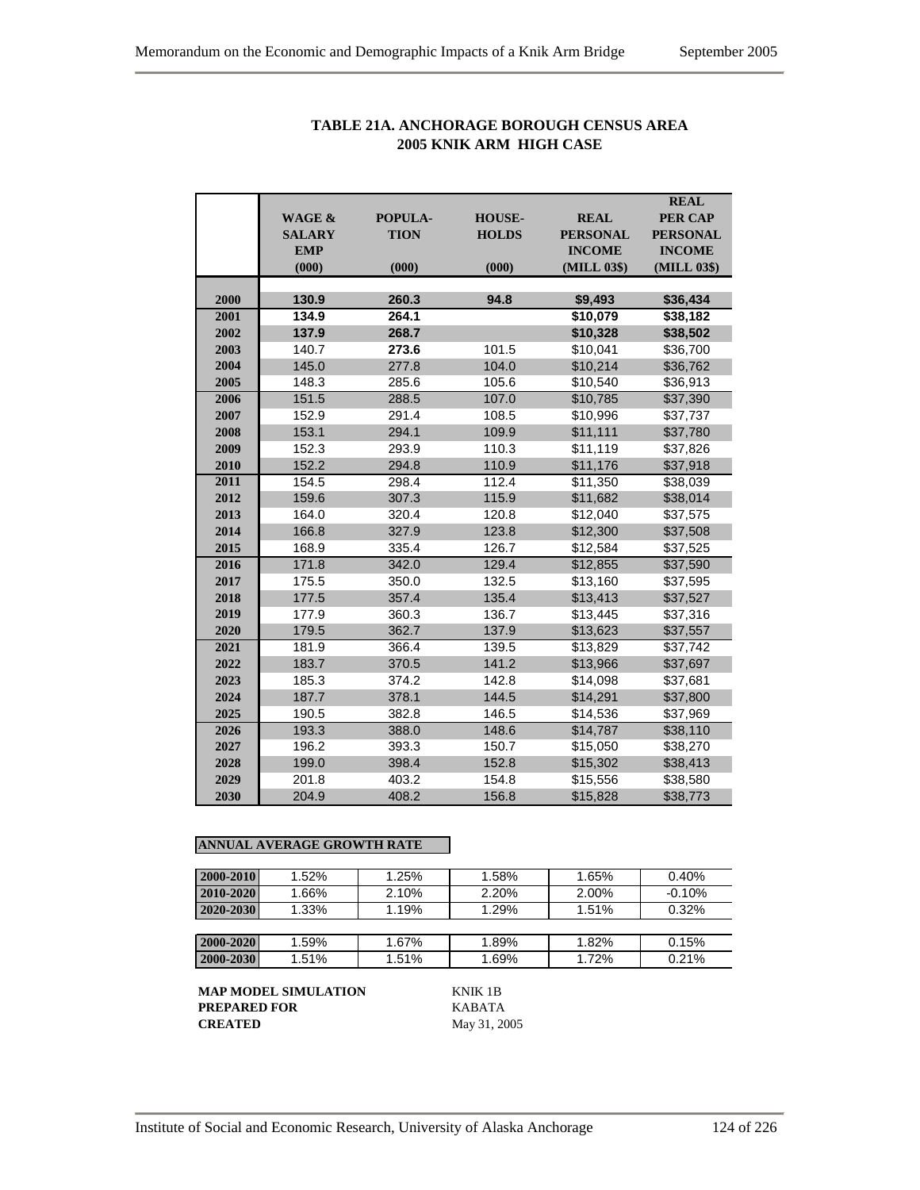## TABLE 21A. ANCHORAGE BOROUGH CENSUS AREA
## 2005 KNIK ARM HIGH CASE

| | WAGE & SALARY EMP (000) | POPULA-TION (000) | HOUSE-HOLDS (000) | REAL PERSONAL INCOME (MILL 03$) | REAL PER CAP PERSONAL INCOME (MILL 03$) |
|---|---|---|---|---|---|
| 2000 | **130.9** | **260.3** | **94.8** | **$9,493** | **$36,434** |
| 2001 | **134.9** | **264.1** | | **$10,079** | **$38,182** |
| 2002 | **137.9** | **268.7** | | **$10,328** | **$38,502** |
| 2003 | 140.7 | **273.6** | 101.5 | $10,041 | $36,700 |
| 2004 | 145.0 | 277.8 | 104.0 | $10,214 | $36,762 |
| 2005 | 148.3 | 285.6 | 105.6 | $10,540 | $36,913 |
| 2006 | 151.5 | 288.5 | 107.0 | $10,785 | $37,390 |
| 2007 | 152.9 | 291.4 | 108.5 | $10,996 | $37,737 |
| 2008 | 153.1 | 294.1 | 109.9 | $11,111 | $37,780 |
| 2009 | 152.3 | 293.9 | 110.3 | $11,119 | $37,826 |
| 2010 | 152.2 | 294.8 | 110.9 | $11,176 | $37,918 |
| 2011 | 154.5 | 298.4 | 112.4 | $11,350 | $38,039 |
| 2012 | 159.6 | 307.3 | 115.9 | $11,682 | $38,014 |
| 2013 | 164.0 | 320.4 | 120.8 | $12,040 | $37,575 |
| 2014 | 166.8 | 327.9 | 123.8 | $12,300 | $37,508 |
| 2015 | 168.9 | 335.4 | 126.7 | $12,584 | $37,525 |
| 2016 | 171.8 | 342.0 | 129.4 | $12,855 | $37,590 |
| 2017 | 175.5 | 350.0 | 132.5 | $13,160 | $37,595 |
| 2018 | 177.5 | 357.4 | 135.4 | $13,413 | $37,527 |
| 2019 | 177.9 | 360.3 | 136.7 | $13,445 | $37,316 |
| 2020 | 179.5 | 362.7 | 137.9 | $13,623 | $37,557 |
| 2021 | 181.9 | 366.4 | 139.5 | $13,829 | $37,742 |
| 2022 | 183.7 | 370.5 | 141.2 | $13,966 | $37,697 |
| 2023 | 185.3 | 374.2 | 142.8 | $14,098 | $37,681 |
| 2024 | 187.7 | 378.1 | 144.5 | $14,291 | $37,800 |
| 2025 | 190.5 | 382.8 | 146.5 | $14,536 | $37,969 |
| 2026 | 193.3 | 388.0 | 148.6 | $14,787 | $38,110 |
| 2027 | 196.2 | 393.3 | 150.7 | $15,050 | $38,270 |
| 2028 | 199.0 | 398.4 | 152.8 | $15,302 | $38,413 |
| 2029 | 201.8 | 403.2 | 154.8 | $15,556 | $38,580 |
| 2030 | 204.9 | 408.2 | 156.8 | $15,828 | $38,773 |

**ANNUAL AVERAGE GROWTH RATE**

| | | | | | |
|---|---|---|---|---|---|
| 2000-2010 | 1.52% | 1.25% | 1.58% | 1.65% | 0.40% |
| 2010-2020 | 1.66% | 2.10% | 2.20% | 2.00% | -0.10% |
| 2020-2030 | 1.33% | 1.19% | 1.29% | 1.51% | 0.32% |
| 2000-2020 | 1.59% | 1.67% | 1.89% | 1.82% | 0.15% |
| 2000-2030 | 1.51% | 1.51% | 1.69% | 1.72% | 0.21% |

**MAP MODEL SIMULATION** KNIK 1B
**PREPARED FOR** KABATA
**CREATED** May 31, 2005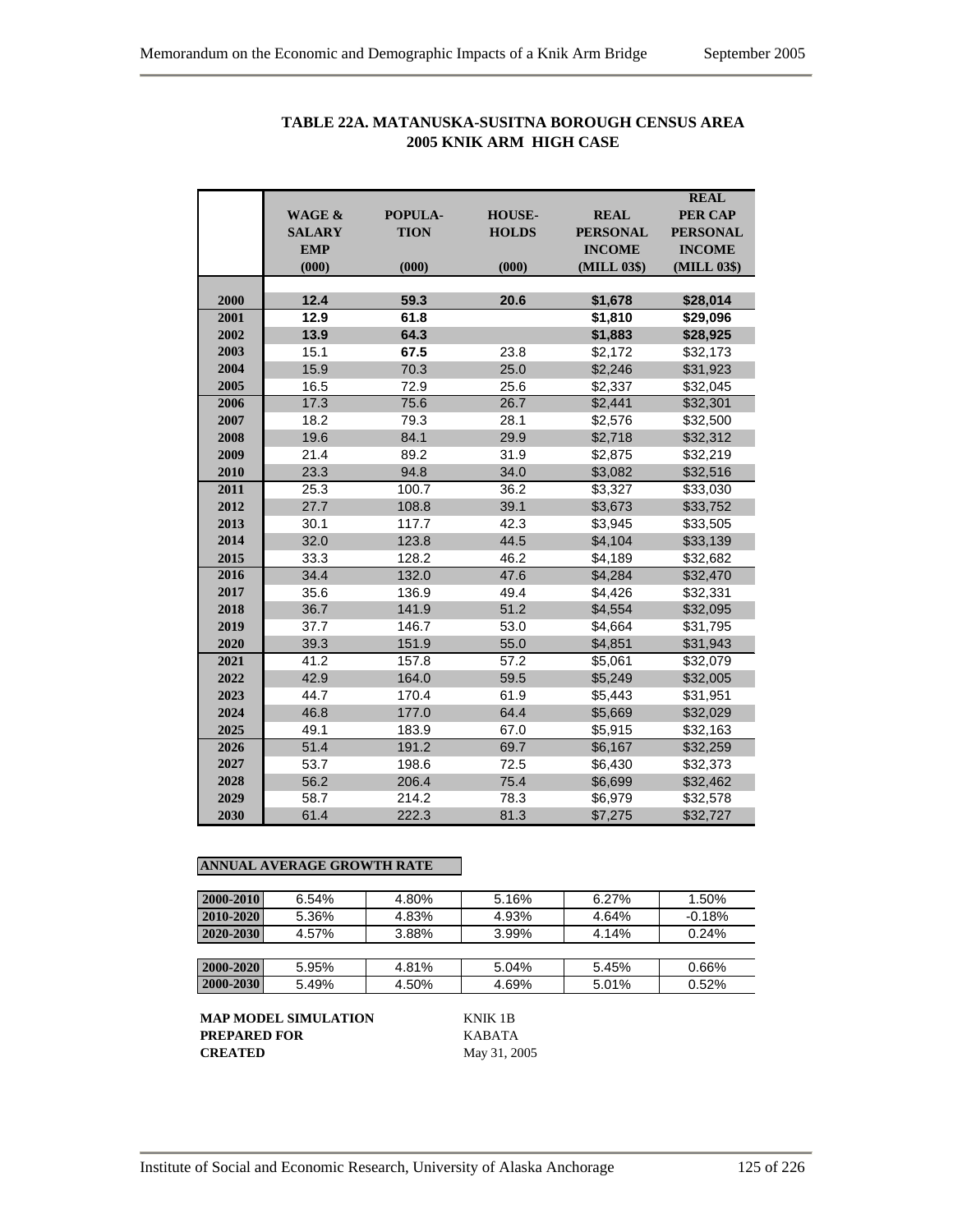## TABLE 22A. MATANUSKA-SUSITNA BOROUGH CENSUS AREA 2005 KNIK ARM HIGH CASE

| | WAGE & SALARY EMP (000) | POPULA-TION (000) | HOUSE-HOLDS (000) | REAL PERSONAL INCOME (MILL 03$) | REAL PER CAP PERSONAL INCOME (MILL 03$) |
|---|---|---|---|---|---|
| 2000 | **12.4** | **59.3** | **20.6** | **$1,678** | **$28,014** |
| 2001 | **12.9** | **61.8** | | **$1,810** | **$29,096** |
| 2002 | **13.9** | **64.3** | | **$1,883** | **$28,925** |
| 2003 | 15.1 | **67.5** | 23.8 | $2,172 | $32,173 |
| 2004 | 15.9 | 70.3 | 25.0 | $2,246 | $31,923 |
| 2005 | 16.5 | 72.9 | 25.6 | $2,337 | $32,045 |
| 2006 | 17.3 | 75.6 | 26.7 | $2,441 | $32,301 |
| 2007 | 18.2 | 79.3 | 28.1 | $2,576 | $32,500 |
| 2008 | 19.6 | 84.1 | 29.9 | $2,718 | $32,312 |
| 2009 | 21.4 | 89.2 | 31.9 | $2,875 | $32,219 |
| 2010 | 23.3 | 94.8 | 34.0 | $3,082 | $32,516 |
| 2011 | 25.3 | 100.7 | 36.2 | $3,327 | $33,030 |
| 2012 | 27.7 | 108.8 | 39.1 | $3,673 | $33,752 |
| 2013 | 30.1 | 117.7 | 42.3 | $3,945 | $33,505 |
| 2014 | 32.0 | 123.8 | 44.5 | $4,104 | $33,139 |
| 2015 | 33.3 | 128.2 | 46.2 | $4,189 | $32,682 |
| 2016 | 34.4 | 132.0 | 47.6 | $4,284 | $32,470 |
| 2017 | 35.6 | 136.9 | 49.4 | $4,426 | $32,331 |
| 2018 | 36.7 | 141.9 | 51.2 | $4,554 | $32,095 |
| 2019 | 37.7 | 146.7 | 53.0 | $4,664 | $31,795 |
| 2020 | 39.3 | 151.9 | 55.0 | $4,851 | $31,943 |
| 2021 | 41.2 | 157.8 | 57.2 | $5,061 | $32,079 |
| 2022 | 42.9 | 164.0 | 59.5 | $5,249 | $32,005 |
| 2023 | 44.7 | 170.4 | 61.9 | $5,443 | $31,951 |
| 2024 | 46.8 | 177.0 | 64.4 | $5,669 | $32,029 |
| 2025 | 49.1 | 183.9 | 67.0 | $5,915 | $32,163 |
| 2026 | 51.4 | 191.2 | 69.7 | $6,167 | $32,259 |
| 2027 | 53.7 | 198.6 | 72.5 | $6,430 | $32,373 |
| 2028 | 56.2 | 206.4 | 75.4 | $6,699 | $32,462 |
| 2029 | 58.7 | 214.2 | 78.3 | $6,979 | $32,578 |
| 2030 | 61.4 | 222.3 | 81.3 | $7,275 | $32,727 |

**ANNUAL AVERAGE GROWTH RATE**

| | | | | | |
|---|---|---|---|---|---|
| 2000-2010 | 6.54% | 4.80% | 5.16% | 6.27% | 1.50% |
| 2010-2020 | 5.36% | 4.83% | 4.93% | 4.64% | -0.18% |
| 2020-2030 | 4.57% | 3.88% | 3.99% | 4.14% | 0.24% |
| | | | | | |
| 2000-2020 | 5.95% | 4.81% | 5.04% | 5.45% | 0.66% |
| 2000-2030 | 5.49% | 4.50% | 4.69% | 5.01% | 0.52% |

**MAP MODEL SIMULATION** KNIK 1B
**PREPARED FOR** KABATA
**CREATED** May 31, 2005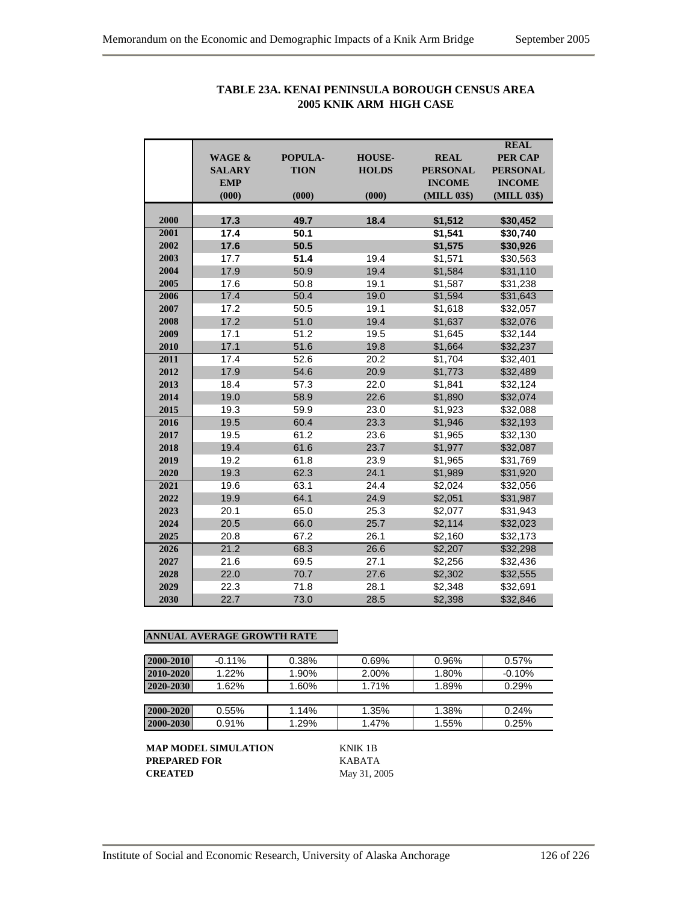**TABLE 23A. KENAI PENINSULA BOROUGH CENSUS AREA**
**2005 KNIK ARM HIGH CASE**

| | WAGE & SALARY EMP (000) | POPULA-TION (000) | HOUSE-HOLDS (000) | REAL PERSONAL INCOME (MILL 03$) | REAL PER CAP PERSONAL INCOME (MILL 03$) |
|---|---|---|---|---|---|
| 2000 | **17.3** | **49.7** | **18.4** | **$1,512** | **$30,452** |
| 2001 | **17.4** | **50.1** | | **$1,541** | **$30,740** |
| 2002 | **17.6** | **50.5** | | **$1,575** | **$30,926** |
| 2003 | 17.7 | **51.4** | 19.4 | $1,571 | $30,563 |
| 2004 | 17.9 | 50.9 | 19.4 | $1,584 | $31,110 |
| 2005 | 17.6 | 50.8 | 19.1 | $1,587 | $31,238 |
| 2006 | 17.4 | 50.4 | 19.0 | $1,594 | $31,643 |
| 2007 | 17.2 | 50.5 | 19.1 | $1,618 | $32,057 |
| 2008 | 17.2 | 51.0 | 19.4 | $1,637 | $32,076 |
| 2009 | 17.1 | 51.2 | 19.5 | $1,645 | $32,144 |
| 2010 | 17.1 | 51.6 | 19.8 | $1,664 | $32,237 |
| 2011 | 17.4 | 52.6 | 20.2 | $1,704 | $32,401 |
| 2012 | 17.9 | 54.6 | 20.9 | $1,773 | $32,489 |
| 2013 | 18.4 | 57.3 | 22.0 | $1,841 | $32,124 |
| 2014 | 19.0 | 58.9 | 22.6 | $1,890 | $32,074 |
| 2015 | 19.3 | 59.9 | 23.0 | $1,923 | $32,088 |
| 2016 | 19.5 | 60.4 | 23.3 | $1,946 | $32,193 |
| 2017 | 19.5 | 61.2 | 23.6 | $1,965 | $32,130 |
| 2018 | 19.4 | 61.6 | 23.7 | $1,977 | $32,087 |
| 2019 | 19.2 | 61.8 | 23.9 | $1,965 | $31,769 |
| 2020 | 19.3 | 62.3 | 24.1 | $1,989 | $31,920 |
| 2021 | 19.6 | 63.1 | 24.4 | $2,024 | $32,056 |
| 2022 | 19.9 | 64.1 | 24.9 | $2,051 | $31,987 |
| 2023 | 20.1 | 65.0 | 25.3 | $2,077 | $31,943 |
| 2024 | 20.5 | 66.0 | 25.7 | $2,114 | $32,023 |
| 2025 | 20.8 | 67.2 | 26.1 | $2,160 | $32,173 |
| 2026 | 21.2 | 68.3 | 26.6 | $2,207 | $32,298 |
| 2027 | 21.6 | 69.5 | 27.1 | $2,256 | $32,436 |
| 2028 | 22.0 | 70.7 | 27.6 | $2,302 | $32,555 |
| 2029 | 22.3 | 71.8 | 28.1 | $2,348 | $32,691 |
| 2030 | 22.7 | 73.0 | 28.5 | $2,398 | $32,846 |

**ANNUAL AVERAGE GROWTH RATE**

| | | | | | |
|---|---|---|---|---|---|
| 2000-2010 | -0.11% | 0.38% | 0.69% | 0.96% | 0.57% |
| 2010-2020 | 1.22% | 1.90% | 2.00% | 1.80% | -0.10% |
| 2020-2030 | 1.62% | 1.60% | 1.71% | 1.89% | 0.29% |
| | | | | | |
| 2000-2020 | 0.55% | 1.14% | 1.35% | 1.38% | 0.24% |
| 2000-2030 | 0.91% | 1.29% | 1.47% | 1.55% | 0.25% |

**MAP MODEL SIMULATION** KNIK 1B
**PREPARED FOR** KABATA
**CREATED** May 31, 2005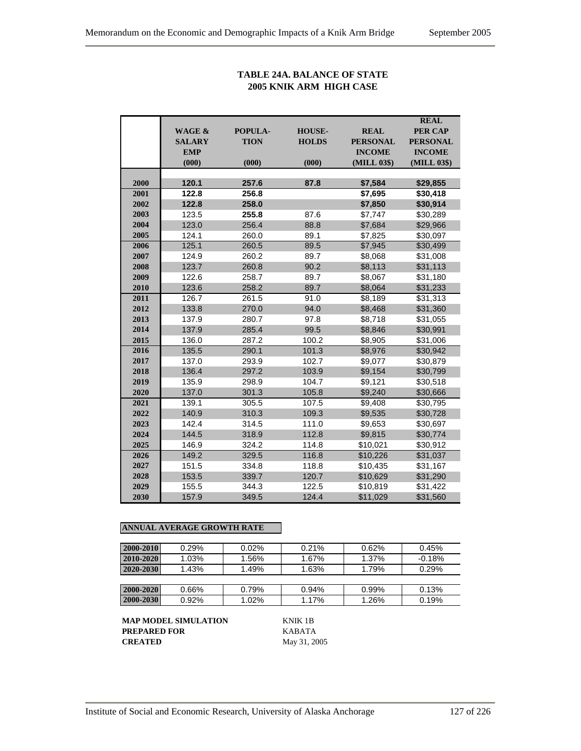**TABLE 24A. BALANCE OF STATE**
**2005 KNIK ARM HIGH CASE**

| | WAGE & SALARY EMP (000) | POPULA-TION (000) | HOUSE-HOLDS (000) | REAL PERSONAL INCOME (MILL 03$) | REAL PER CAP PERSONAL INCOME (MILL 03$) |
|---|---|---|---|---|---|
| 2000 | **120.1** | **257.6** | **87.8** | **$7,584** | **$29,855** |
| 2001 | **122.8** | **256.8** | | **$7,695** | **$30,418** |
| 2002 | **122.8** | **258.0** | | **$7,850** | **$30,914** |
| 2003 | 123.5 | **255.8** | 87.6 | $7,747 | $30,289 |
| 2004 | 123.0 | 256.4 | 88.8 | $7,684 | $29,966 |
| 2005 | 124.1 | 260.0 | 89.1 | $7,825 | $30,097 |
| 2006 | 125.1 | 260.5 | 89.5 | $7,945 | $30,499 |
| 2007 | 124.9 | 260.2 | 89.7 | $8,068 | $31,008 |
| 2008 | 123.7 | 260.8 | 90.2 | $8,113 | $31,113 |
| 2009 | 122.6 | 258.7 | 89.7 | $8,067 | $31,180 |
| 2010 | 123.6 | 258.2 | 89.7 | $8,064 | $31,233 |
| 2011 | 126.7 | 261.5 | 91.0 | $8,189 | $31,313 |
| 2012 | 133.8 | 270.0 | 94.0 | $8,468 | $31,360 |
| 2013 | 137.9 | 280.7 | 97.8 | $8,718 | $31,055 |
| 2014 | 137.9 | 285.4 | 99.5 | $8,846 | $30,991 |
| 2015 | 136.0 | 287.2 | 100.2 | $8,905 | $31,006 |
| 2016 | 135.5 | 290.1 | 101.3 | $8,976 | $30,942 |
| 2017 | 137.0 | 293.9 | 102.7 | $9,077 | $30,879 |
| 2018 | 136.4 | 297.2 | 103.9 | $9,154 | $30,799 |
| 2019 | 135.9 | 298.9 | 104.7 | $9,121 | $30,518 |
| 2020 | 137.0 | 301.3 | 105.8 | $9,240 | $30,666 |
| 2021 | 139.1 | 305.5 | 107.5 | $9,408 | $30,795 |
| 2022 | 140.9 | 310.3 | 109.3 | $9,535 | $30,728 |
| 2023 | 142.4 | 314.5 | 111.0 | $9,653 | $30,697 |
| 2024 | 144.5 | 318.9 | 112.8 | $9,815 | $30,774 |
| 2025 | 146.9 | 324.2 | 114.8 | $10,021 | $30,912 |
| 2026 | 149.2 | 329.5 | 116.8 | $10,226 | $31,037 |
| 2027 | 151.5 | 334.8 | 118.8 | $10,435 | $31,167 |
| 2028 | 153.5 | 339.7 | 120.7 | $10,629 | $31,290 |
| 2029 | 155.5 | 344.3 | 122.5 | $10,819 | $31,422 |
| 2030 | 157.9 | 349.5 | 124.4 | $11,029 | $31,560 |

**ANNUAL AVERAGE GROWTH RATE**

| | | | | | |
|---|---|---|---|---|---|
| 2000-2010 | 0.29% | 0.02% | 0.21% | 0.62% | 0.45% |
| 2010-2020 | 1.03% | 1.56% | 1.67% | 1.37% | -0.18% |
| 2020-2030 | 1.43% | 1.49% | 1.63% | 1.79% | 0.29% |
| 2000-2020 | 0.66% | 0.79% | 0.94% | 0.99% | 0.13% |
| 2000-2030 | 0.92% | 1.02% | 1.17% | 1.26% | 0.19% |

**MAP MODEL SIMULATION** KNIK 1B
**PREPARED FOR** KABATA
**CREATED** May 31, 2005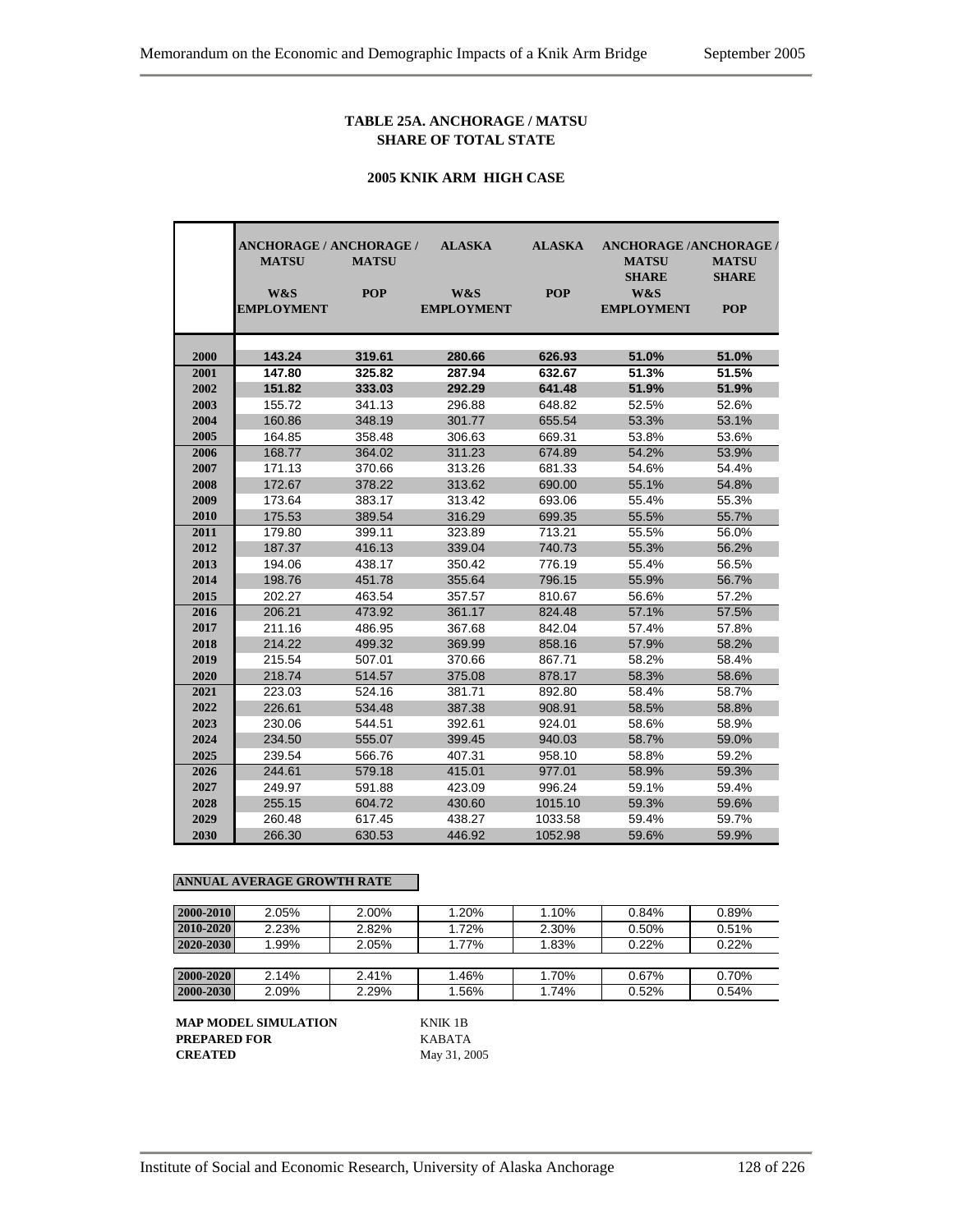**TABLE 25A. ANCHORAGE / MATSU SHARE OF TOTAL STATE**

**2005 KNIK ARM HIGH CASE**

| | ANCHORAGE / MATSU W&S EMPLOYMENT | ANCHORAGE / MATSU POP | ALASKA W&S EMPLOYMENT | ALASKA POP | ANCHORAGE / MATSU SHARE W&S EMPLOYMENT | ANCHORAGE / MATSU SHARE POP |
|---|---|---|---|---|---|---|
| 2000 | **143.24** | **319.61** | **280.66** | **626.93** | **51.0%** | **51.0%** |
| 2001 | **147.80** | **325.82** | **287.94** | **632.67** | **51.3%** | **51.5%** |
| 2002 | **151.82** | **333.03** | **292.29** | **641.48** | **51.9%** | **51.9%** |
| 2003 | 155.72 | 341.13 | 296.88 | 648.82 | 52.5% | 52.6% |
| 2004 | 160.86 | 348.19 | 301.77 | 655.54 | 53.3% | 53.1% |
| 2005 | 164.85 | 358.48 | 306.63 | 669.31 | 53.8% | 53.6% |
| 2006 | 168.77 | 364.02 | 311.23 | 674.89 | 54.2% | 53.9% |
| 2007 | 171.13 | 370.66 | 313.26 | 681.33 | 54.6% | 54.4% |
| 2008 | 172.67 | 378.22 | 313.62 | 690.00 | 55.1% | 54.8% |
| 2009 | 173.64 | 383.17 | 313.42 | 693.06 | 55.4% | 55.3% |
| 2010 | 175.53 | 389.54 | 316.29 | 699.35 | 55.5% | 55.7% |
| 2011 | 179.80 | 399.11 | 323.89 | 713.21 | 55.5% | 56.0% |
| 2012 | 187.37 | 416.13 | 339.04 | 740.73 | 55.3% | 56.2% |
| 2013 | 194.06 | 438.17 | 350.42 | 776.19 | 55.4% | 56.5% |
| 2014 | 198.76 | 451.78 | 355.64 | 796.15 | 55.9% | 56.7% |
| 2015 | 202.27 | 463.54 | 357.57 | 810.67 | 56.6% | 57.2% |
| 2016 | 206.21 | 473.92 | 361.17 | 824.48 | 57.1% | 57.5% |
| 2017 | 211.16 | 486.95 | 367.68 | 842.04 | 57.4% | 57.8% |
| 2018 | 214.22 | 499.32 | 369.99 | 858.16 | 57.9% | 58.2% |
| 2019 | 215.54 | 507.01 | 370.66 | 867.71 | 58.2% | 58.4% |
| 2020 | 218.74 | 514.57 | 375.08 | 878.17 | 58.3% | 58.6% |
| 2021 | 223.03 | 524.16 | 381.71 | 892.80 | 58.4% | 58.7% |
| 2022 | 226.61 | 534.48 | 387.38 | 908.91 | 58.5% | 58.8% |
| 2023 | 230.06 | 544.51 | 392.61 | 924.01 | 58.6% | 58.9% |
| 2024 | 234.50 | 555.07 | 399.45 | 940.03 | 58.7% | 59.0% |
| 2025 | 239.54 | 566.76 | 407.31 | 958.10 | 58.8% | 59.2% |
| 2026 | 244.61 | 579.18 | 415.01 | 977.01 | 58.9% | 59.3% |
| 2027 | 249.97 | 591.88 | 423.09 | 996.24 | 59.1% | 59.4% |
| 2028 | 255.15 | 604.72 | 430.60 | 1015.10 | 59.3% | 59.6% |
| 2029 | 260.48 | 617.45 | 438.27 | 1033.58 | 59.4% | 59.7% |
| 2030 | 266.30 | 630.53 | 446.92 | 1052.98 | 59.6% | 59.9% |

**ANNUAL AVERAGE GROWTH RATE**

| | | | | | | |
|---|---|---|---|---|---|---|
| 2000-2010 | 2.05% | 2.00% | 1.20% | 1.10% | 0.84% | 0.89% |
| 2010-2020 | 2.23% | 2.82% | 1.72% | 2.30% | 0.50% | 0.51% |
| 2020-2030 | 1.99% | 2.05% | 1.77% | 1.83% | 0.22% | 0.22% |
| 2000-2020 | 2.14% | 2.41% | 1.46% | 1.70% | 0.67% | 0.70% |
| 2000-2030 | 2.09% | 2.29% | 1.56% | 1.74% | 0.52% | 0.54% |

**MAP MODEL SIMULATION** KNIK 1B
**PREPARED FOR** KABATA
**CREATED** May 31, 2005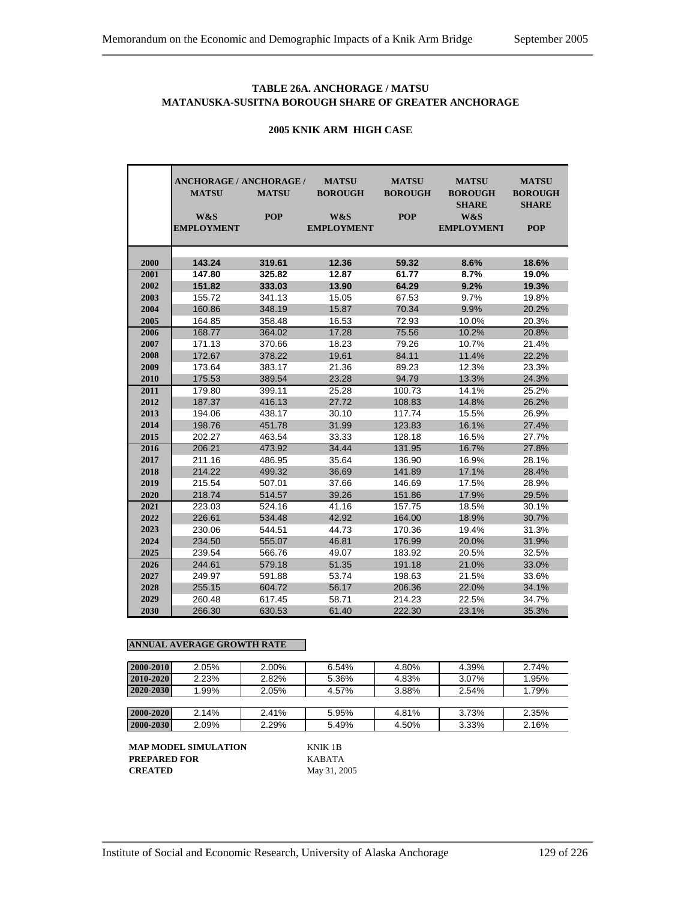### TABLE 26A. ANCHORAGE / MATSU
### MATANUSKA-SUSITNA BOROUGH SHARE OF GREATER ANCHORAGE

#### 2005 KNIK ARM HIGH CASE

| | ANCHORAGE / MATSU W&S EMPLOYMENT | ANCHORAGE / MATSU POP | MATSU BOROUGH W&S EMPLOYMENT | MATSU BOROUGH POP | MATSU BOROUGH SHARE W&S EMPLOYMENT | MATSU BOROUGH SHARE POP |
|---|---|---|---|---|---|---|
| 2000 | **143.24** | **319.61** | **12.36** | **59.32** | **8.6%** | **18.6%** |
| 2001 | **147.80** | **325.82** | **12.87** | **61.77** | **8.7%** | **19.0%** |
| 2002 | **151.82** | **333.03** | **13.90** | **64.29** | **9.2%** | **19.3%** |
| 2003 | 155.72 | 341.13 | 15.05 | 67.53 | 9.7% | 19.8% |
| 2004 | 160.86 | 348.19 | 15.87 | 70.34 | 9.9% | 20.2% |
| 2005 | 164.85 | 358.48 | 16.53 | 72.93 | 10.0% | 20.3% |
| 2006 | 168.77 | 364.02 | 17.28 | 75.56 | 10.2% | 20.8% |
| 2007 | 171.13 | 370.66 | 18.23 | 79.26 | 10.7% | 21.4% |
| 2008 | 172.67 | 378.22 | 19.61 | 84.11 | 11.4% | 22.2% |
| 2009 | 173.64 | 383.17 | 21.36 | 89.23 | 12.3% | 23.3% |
| 2010 | 175.53 | 389.54 | 23.28 | 94.79 | 13.3% | 24.3% |
| 2011 | 179.80 | 399.11 | 25.28 | 100.73 | 14.1% | 25.2% |
| 2012 | 187.37 | 416.13 | 27.72 | 108.83 | 14.8% | 26.2% |
| 2013 | 194.06 | 438.17 | 30.10 | 117.74 | 15.5% | 26.9% |
| 2014 | 198.76 | 451.78 | 31.99 | 123.83 | 16.1% | 27.4% |
| 2015 | 202.27 | 463.54 | 33.33 | 128.18 | 16.5% | 27.7% |
| 2016 | 206.21 | 473.92 | 34.44 | 131.95 | 16.7% | 27.8% |
| 2017 | 211.16 | 486.95 | 35.64 | 136.90 | 16.9% | 28.1% |
| 2018 | 214.22 | 499.32 | 36.69 | 141.89 | 17.1% | 28.4% |
| 2019 | 215.54 | 507.01 | 37.66 | 146.69 | 17.5% | 28.9% |
| 2020 | 218.74 | 514.57 | 39.26 | 151.86 | 17.9% | 29.5% |
| 2021 | 223.03 | 524.16 | 41.16 | 157.75 | 18.5% | 30.1% |
| 2022 | 226.61 | 534.48 | 42.92 | 164.00 | 18.9% | 30.7% |
| 2023 | 230.06 | 544.51 | 44.73 | 170.36 | 19.4% | 31.3% |
| 2024 | 234.50 | 555.07 | 46.81 | 176.99 | 20.0% | 31.9% |
| 2025 | 239.54 | 566.76 | 49.07 | 183.92 | 20.5% | 32.5% |
| 2026 | 244.61 | 579.18 | 51.35 | 191.18 | 21.0% | 33.0% |
| 2027 | 249.97 | 591.88 | 53.74 | 198.63 | 21.5% | 33.6% |
| 2028 | 255.15 | 604.72 | 56.17 | 206.36 | 22.0% | 34.1% |
| 2029 | 260.48 | 617.45 | 58.71 | 214.23 | 22.5% | 34.7% |
| 2030 | 266.30 | 630.53 | 61.40 | 222.30 | 23.1% | 35.3% |

**ANNUAL AVERAGE GROWTH RATE**

| | | | | | | |
|---|---|---|---|---|---|---|
| 2000-2010 | 2.05% | 2.00% | 6.54% | 4.80% | 4.39% | 2.74% |
| 2010-2020 | 2.23% | 2.82% | 5.36% | 4.83% | 3.07% | 1.95% |
| 2020-2030 | 1.99% | 2.05% | 4.57% | 3.88% | 2.54% | 1.79% |
| 2000-2020 | 2.14% | 2.41% | 5.95% | 4.81% | 3.73% | 2.35% |
| 2000-2030 | 2.09% | 2.29% | 5.49% | 4.50% | 3.33% | 2.16% |

**MAP MODEL SIMULATION** KNIK 1B
**PREPARED FOR** KABATA
**CREATED** May 31, 2005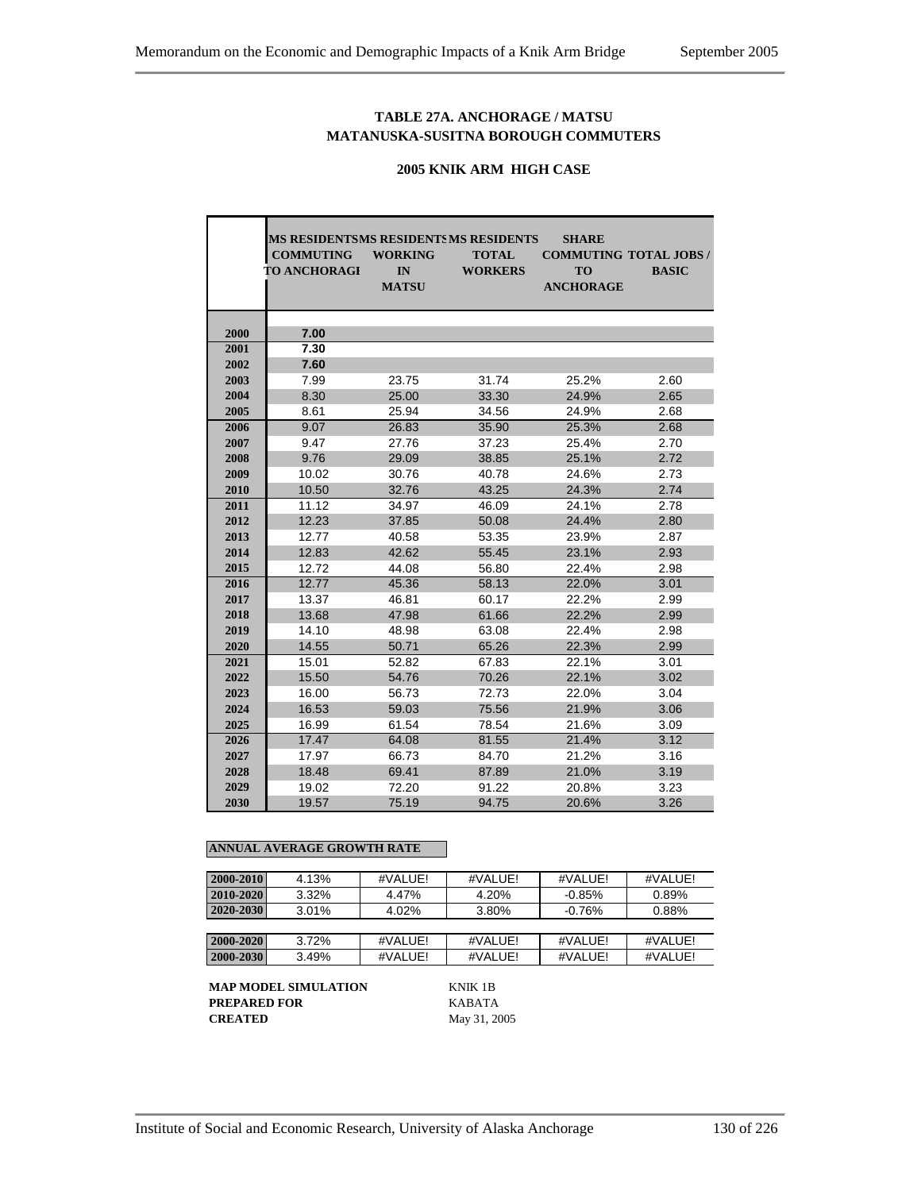**TABLE 27A. ANCHORAGE / MATSU**
**MATANUSKA-SUSITNA BOROUGH COMMUTERS**

**2005 KNIK ARM HIGH CASE**

| | MS RESIDENTS COMMUTING TO ANCHORAGE | MS RESIDENTS WORKING IN MATSU | MS RESIDENTS TOTAL WORKERS | SHARE COMMUTING TO ANCHORAGE | TOTAL JOBS / BASIC |
|---|---|---|---|---|---|
| **2000** | **7.00** | | | | |
| **2001** | **7.30** | | | | |
| **2002** | **7.60** | | | | |
| **2003** | 7.99 | 23.75 | 31.74 | 25.2% | 2.60 |
| **2004** | 8.30 | 25.00 | 33.30 | 24.9% | 2.65 |
| **2005** | 8.61 | 25.94 | 34.56 | 24.9% | 2.68 |
| **2006** | 9.07 | 26.83 | 35.90 | 25.3% | 2.68 |
| **2007** | 9.47 | 27.76 | 37.23 | 25.4% | 2.70 |
| **2008** | 9.76 | 29.09 | 38.85 | 25.1% | 2.72 |
| **2009** | 10.02 | 30.76 | 40.78 | 24.6% | 2.73 |
| **2010** | 10.50 | 32.76 | 43.25 | 24.3% | 2.74 |
| **2011** | 11.12 | 34.97 | 46.09 | 24.1% | 2.78 |
| **2012** | 12.23 | 37.85 | 50.08 | 24.4% | 2.80 |
| **2013** | 12.77 | 40.58 | 53.35 | 23.9% | 2.87 |
| **2014** | 12.83 | 42.62 | 55.45 | 23.1% | 2.93 |
| **2015** | 12.72 | 44.08 | 56.80 | 22.4% | 2.98 |
| **2016** | 12.77 | 45.36 | 58.13 | 22.0% | 3.01 |
| **2017** | 13.37 | 46.81 | 60.17 | 22.2% | 2.99 |
| **2018** | 13.68 | 47.98 | 61.66 | 22.2% | 2.99 |
| **2019** | 14.10 | 48.98 | 63.08 | 22.4% | 2.98 |
| **2020** | 14.55 | 50.71 | 65.26 | 22.3% | 2.99 |
| **2021** | 15.01 | 52.82 | 67.83 | 22.1% | 3.01 |
| **2022** | 15.50 | 54.76 | 70.26 | 22.1% | 3.02 |
| **2023** | 16.00 | 56.73 | 72.73 | 22.0% | 3.04 |
| **2024** | 16.53 | 59.03 | 75.56 | 21.9% | 3.06 |
| **2025** | 16.99 | 61.54 | 78.54 | 21.6% | 3.09 |
| **2026** | 17.47 | 64.08 | 81.55 | 21.4% | 3.12 |
| **2027** | 17.97 | 66.73 | 84.70 | 21.2% | 3.16 |
| **2028** | 18.48 | 69.41 | 87.89 | 21.0% | 3.19 |
| **2029** | 19.02 | 72.20 | 91.22 | 20.8% | 3.23 |
| **2030** | 19.57 | 75.19 | 94.75 | 20.6% | 3.26 |

**ANNUAL AVERAGE GROWTH RATE**

| | | | | | |
|---|---|---|---|---|---|
| **2000-2010** | 4.13% | #VALUE! | #VALUE! | #VALUE! | #VALUE! |
| **2010-2020** | 3.32% | 4.47% | 4.20% | -0.85% | 0.89% |
| **2020-2030** | 3.01% | 4.02% | 3.80% | -0.76% | 0.88% |
| | | | | | |
| **2000-2020** | 3.72% | #VALUE! | #VALUE! | #VALUE! | #VALUE! |
| **2000-2030** | 3.49% | #VALUE! | #VALUE! | #VALUE! | #VALUE! |

**MAP MODEL SIMULATION** KNIK 1B
**PREPARED FOR** KABATA
**CREATED** May 31, 2005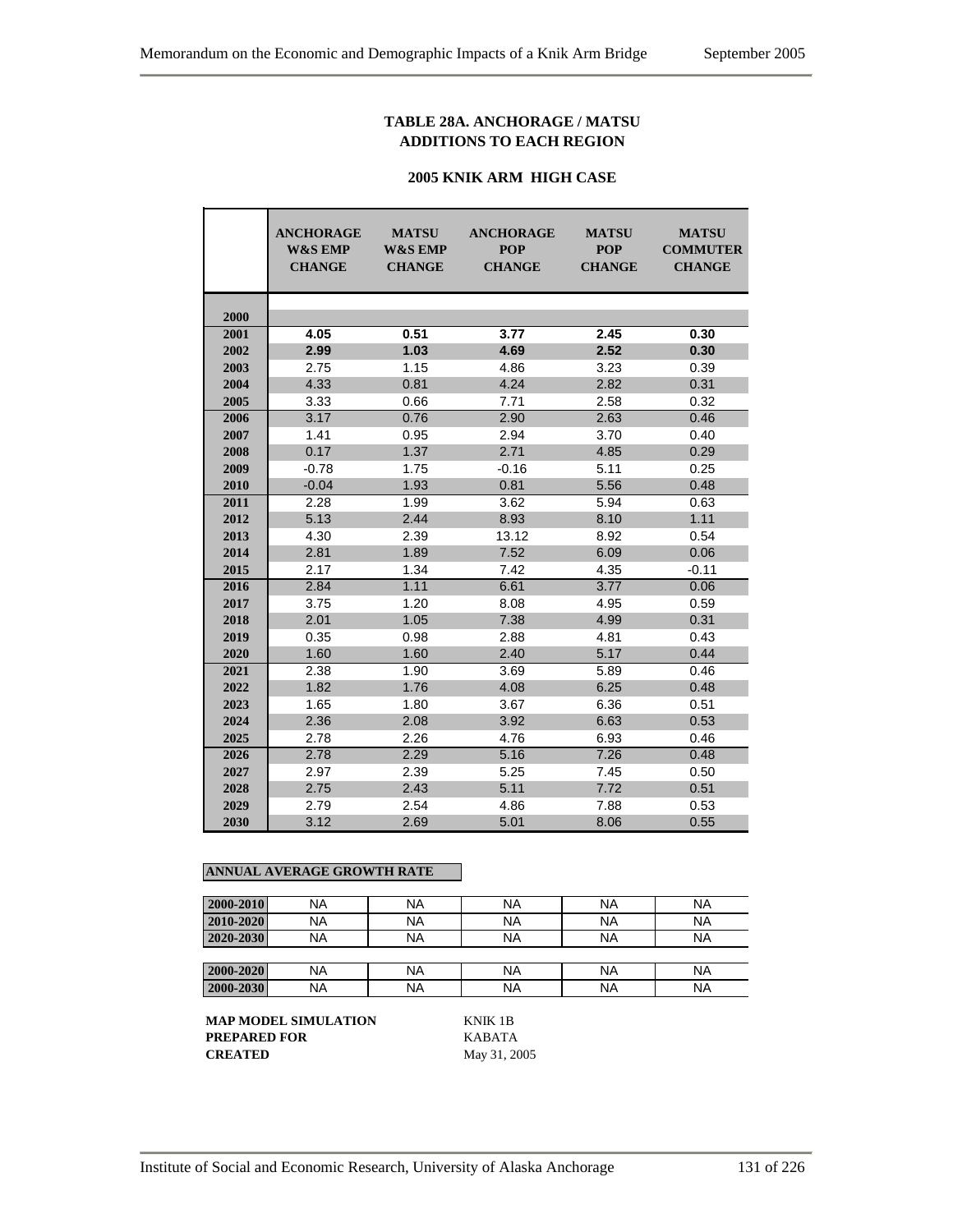### TABLE 28A. ANCHORAGE / MATSU ADDITIONS TO EACH REGION

#### 2005 KNIK ARM HIGH CASE

| | ANCHORAGE W&S EMP CHANGE | MATSU W&S EMP CHANGE | ANCHORAGE POP CHANGE | MATSU POP CHANGE | MATSU COMMUTER CHANGE |
|---|---|---|---|---|---|
| 2000 | | | | | |
| 2001 | **4.05** | **0.51** | **3.77** | **2.45** | **0.30** |
| 2002 | **2.99** | **1.03** | **4.69** | **2.52** | **0.30** |
| 2003 | 2.75 | 1.15 | 4.86 | 3.23 | 0.39 |
| 2004 | 4.33 | 0.81 | 4.24 | 2.82 | 0.31 |
| 2005 | 3.33 | 0.66 | 7.71 | 2.58 | 0.32 |
| 2006 | 3.17 | 0.76 | 2.90 | 2.63 | 0.46 |
| 2007 | 1.41 | 0.95 | 2.94 | 3.70 | 0.40 |
| 2008 | 0.17 | 1.37 | 2.71 | 4.85 | 0.29 |
| 2009 | -0.78 | 1.75 | -0.16 | 5.11 | 0.25 |
| 2010 | -0.04 | 1.93 | 0.81 | 5.56 | 0.48 |
| 2011 | 2.28 | 1.99 | 3.62 | 5.94 | 0.63 |
| 2012 | 5.13 | 2.44 | 8.93 | 8.10 | 1.11 |
| 2013 | 4.30 | 2.39 | 13.12 | 8.92 | 0.54 |
| 2014 | 2.81 | 1.89 | 7.52 | 6.09 | 0.06 |
| 2015 | 2.17 | 1.34 | 7.42 | 4.35 | -0.11 |
| 2016 | 2.84 | 1.11 | 6.61 | 3.77 | 0.06 |
| 2017 | 3.75 | 1.20 | 8.08 | 4.95 | 0.59 |
| 2018 | 2.01 | 1.05 | 7.38 | 4.99 | 0.31 |
| 2019 | 0.35 | 0.98 | 2.88 | 4.81 | 0.43 |
| 2020 | 1.60 | 1.60 | 2.40 | 5.17 | 0.44 |
| 2021 | 2.38 | 1.90 | 3.69 | 5.89 | 0.46 |
| 2022 | 1.82 | 1.76 | 4.08 | 6.25 | 0.48 |
| 2023 | 1.65 | 1.80 | 3.67 | 6.36 | 0.51 |
| 2024 | 2.36 | 2.08 | 3.92 | 6.63 | 0.53 |
| 2025 | 2.78 | 2.26 | 4.76 | 6.93 | 0.46 |
| 2026 | 2.78 | 2.29 | 5.16 | 7.26 | 0.48 |
| 2027 | 2.97 | 2.39 | 5.25 | 7.45 | 0.50 |
| 2028 | 2.75 | 2.43 | 5.11 | 7.72 | 0.51 |
| 2029 | 2.79 | 2.54 | 4.86 | 7.88 | 0.53 |
| 2030 | 3.12 | 2.69 | 5.01 | 8.06 | 0.55 |

**ANNUAL AVERAGE GROWTH RATE**

| | | | | | |
|---|---|---|---|---|---|
| 2000-2010 | NA | NA | NA | NA | NA |
| 2010-2020 | NA | NA | NA | NA | NA |
| 2020-2030 | NA | NA | NA | NA | NA |
| | | | | | |
| 2000-2020 | NA | NA | NA | NA | NA |
| 2000-2030 | NA | NA | NA | NA | NA |

**MAP MODEL SIMULATION** KNIK 1B
**PREPARED FOR** KABATA
**CREATED** May 31, 2005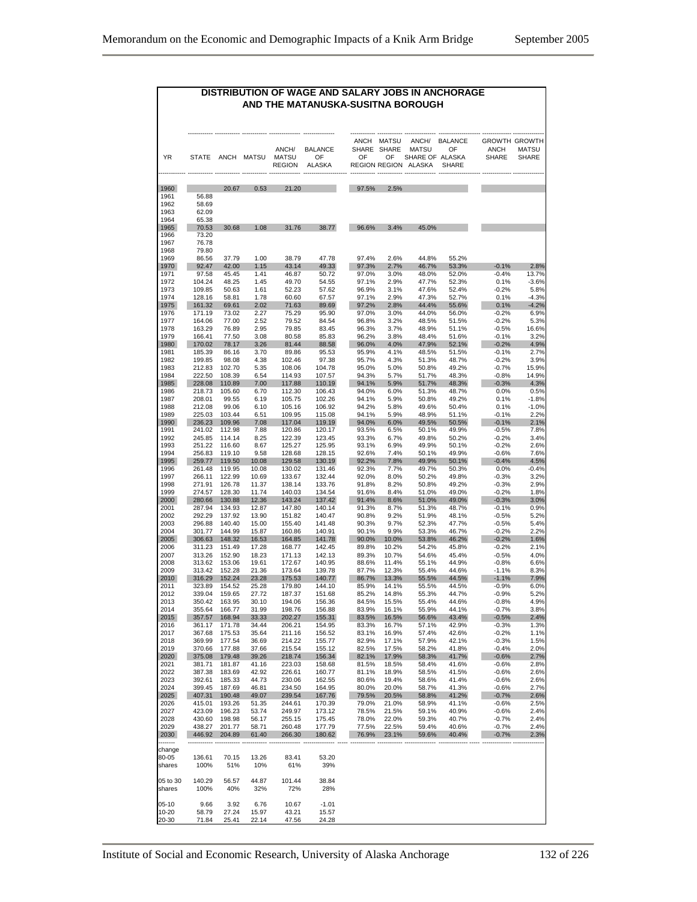# DISTRIBUTION OF WAGE AND SALARY JOBS IN ANCHORAGE AND THE MATANUSKA-SUSITNA BOROUGH

| YR | STATE | ANCH | MATSU | ANCH/ MATSU REGION | BALANCE OF ALASKA | ANCH SHARE OF REGION | MATSU SHARE OF REGION | ANCH/ MATSU SHARE OF ALASKA | BALANCE OF ALASKA SHARE | GROWTH ANCH SHARE | GROWTH MATSU SHARE |
|---|---|---|---|---|---|---|---|---|---|---|---|
| 1960 | | 20.67 | 0.53 | 21.20 | | 97.5% | 2.5% | | | | |
| 1961 | 56.88 | | | | | | | | | | |
| 1962 | 58.69 | | | | | | | | | | |
| 1963 | 62.09 | | | | | | | | | | |
| 1964 | 65.38 | | | | | | | | | | |
| 1965 | 70.53 | 30.68 | 1.08 | 31.76 | 38.77 | 96.6% | 3.4% | 45.0% | | | |
| 1966 | 73.20 | | | | | | | | | | |
| 1967 | 76.78 | | | | | | | | | | |
| 1968 | 79.80 | | | | | | | | | | |
| 1969 | 86.56 | 37.79 | 1.00 | 38.79 | 47.78 | 97.4% | 2.6% | 44.8% | 55.2% | | |
| 1970 | 92.47 | 42.00 | 1.15 | 43.14 | 49.33 | 97.3% | 2.7% | 46.7% | 53.3% | -0.1% | 2.8% |
| 1971 | 97.58 | 45.45 | 1.41 | 46.87 | 50.72 | 97.0% | 3.0% | 48.0% | 52.0% | -0.4% | 13.7% |
| 1972 | 104.24 | 48.25 | 1.45 | 49.70 | 54.55 | 97.1% | 2.9% | 47.7% | 52.3% | 0.1% | -3.6% |
| 1973 | 109.85 | 50.63 | 1.61 | 52.23 | 57.62 | 96.9% | 3.1% | 47.6% | 52.4% | -0.2% | 5.8% |
| 1974 | 128.16 | 58.81 | 1.78 | 60.60 | 67.57 | 97.1% | 2.9% | 47.3% | 52.7% | 0.1% | -4.3% |
| 1975 | 161.32 | 69.61 | 2.02 | 71.63 | 89.69 | 97.2% | 2.8% | 44.4% | 55.6% | 0.1% | -4.2% |
| 1976 | 171.19 | 73.02 | 2.27 | 75.29 | 95.90 | 97.0% | 3.0% | 44.0% | 56.0% | -0.2% | 6.9% |
| 1977 | 164.06 | 77.00 | 2.52 | 79.52 | 84.54 | 96.8% | 3.2% | 48.5% | 51.5% | -0.2% | 5.3% |
| 1978 | 163.29 | 76.89 | 2.95 | 79.85 | 83.45 | 96.3% | 3.7% | 48.9% | 51.1% | -0.5% | 16.6% |
| 1979 | 166.41 | 77.50 | 3.08 | 80.58 | 85.83 | 96.2% | 3.8% | 48.4% | 51.6% | -0.1% | 3.2% |
| 1980 | 170.02 | 78.17 | 3.26 | 81.44 | 88.58 | 96.0% | 4.0% | 47.9% | 52.1% | -0.2% | 4.9% |
| 1981 | 185.39 | 86.16 | 3.70 | 89.86 | 95.53 | 95.9% | 4.1% | 48.5% | 51.5% | -0.1% | 2.7% |
| 1982 | 199.85 | 98.08 | 4.38 | 102.46 | 97.38 | 95.7% | 4.3% | 51.3% | 48.7% | -0.2% | 3.9% |
| 1983 | 212.83 | 102.70 | 5.35 | 108.06 | 104.78 | 95.0% | 5.0% | 50.8% | 49.2% | -0.7% | 15.9% |
| 1984 | 222.50 | 108.39 | 6.54 | 114.93 | 107.57 | 94.3% | 5.7% | 51.7% | 48.3% | -0.8% | 14.9% |
| 1985 | 228.08 | 110.89 | 7.00 | 117.88 | 110.19 | 94.1% | 5.9% | 51.7% | 48.3% | -0.3% | 4.3% |
| 1986 | 218.73 | 105.60 | 6.70 | 112.30 | 106.43 | 94.0% | 6.0% | 51.3% | 48.7% | 0.0% | 0.5% |
| 1987 | 208.01 | 99.55 | 6.19 | 105.75 | 102.26 | 94.1% | 5.9% | 50.8% | 49.2% | 0.1% | -1.8% |
| 1988 | 212.08 | 99.06 | 6.10 | 105.16 | 106.92 | 94.2% | 5.8% | 49.6% | 50.4% | 0.1% | -1.0% |
| 1989 | 225.03 | 103.44 | 6.51 | 109.95 | 115.08 | 94.1% | 5.9% | 48.9% | 51.1% | -0.1% | 2.2% |
| 1990 | 236.23 | 109.96 | 7.08 | 117.04 | 119.19 | 94.0% | 6.0% | 49.5% | 50.5% | -0.1% | 2.1% |
| 1991 | 241.02 | 112.98 | 7.88 | 120.86 | 120.17 | 93.5% | 6.5% | 50.1% | 49.9% | -0.5% | 7.8% |
| 1992 | 245.85 | 114.14 | 8.25 | 122.39 | 123.45 | 93.3% | 6.7% | 49.8% | 50.2% | -0.2% | 3.4% |
| 1993 | 251.22 | 116.60 | 8.67 | 125.27 | 125.95 | 93.1% | 6.9% | 49.9% | 50.1% | -0.2% | 2.6% |
| 1994 | 256.83 | 119.10 | 9.58 | 128.68 | 128.15 | 92.6% | 7.4% | 50.1% | 49.9% | -0.6% | 7.6% |
| 1995 | 259.77 | 119.50 | 10.08 | 129.58 | 130.19 | 92.2% | 7.8% | 49.9% | 50.1% | -0.4% | 4.5% |
| 1996 | 261.48 | 119.95 | 10.08 | 130.02 | 131.46 | 92.3% | 7.7% | 49.7% | 50.3% | 0.0% | -0.4% |
| 1997 | 266.11 | 122.99 | 10.69 | 133.67 | 132.44 | 92.0% | 8.0% | 50.2% | 49.8% | -0.3% | 3.2% |
| 1998 | 271.91 | 126.78 | 11.37 | 138.14 | 133.76 | 91.8% | 8.2% | 50.8% | 49.2% | -0.3% | 2.9% |
| 1999 | 274.57 | 128.30 | 11.74 | 140.03 | 134.54 | 91.6% | 8.4% | 51.0% | 49.0% | -0.2% | 1.8% |
| 2000 | 280.66 | 130.88 | 12.36 | 143.24 | 137.42 | 91.4% | 8.6% | 51.0% | 49.0% | -0.3% | 3.0% |
| 2001 | 287.94 | 134.93 | 12.87 | 147.80 | 140.14 | 91.3% | 8.7% | 51.3% | 48.7% | -0.1% | 0.9% |
| 2002 | 292.29 | 137.92 | 13.90 | 151.82 | 140.47 | 90.8% | 9.2% | 51.9% | 48.1% | -0.5% | 5.2% |
| 2003 | 296.88 | 140.40 | 15.00 | 155.40 | 141.48 | 90.3% | 9.7% | 52.3% | 47.7% | -0.5% | 5.4% |
| 2004 | 301.77 | 144.99 | 15.87 | 160.86 | 140.91 | 90.1% | 9.9% | 53.3% | 46.7% | -0.2% | 2.2% |
| 2005 | 306.63 | 148.32 | 16.53 | 164.85 | 141.78 | 90.0% | 10.0% | 53.8% | 46.2% | -0.2% | 1.6% |
| 2006 | 311.23 | 151.49 | 17.28 | 168.77 | 142.45 | 89.8% | 10.2% | 54.2% | 45.8% | -0.2% | 2.1% |
| 2007 | 313.26 | 152.90 | 18.23 | 171.13 | 142.13 | 89.3% | 10.7% | 54.6% | 45.4% | -0.5% | 4.0% |
| 2008 | 313.62 | 153.06 | 19.61 | 172.67 | 140.95 | 88.6% | 11.4% | 55.1% | 44.9% | -0.8% | 6.6% |
| 2009 | 313.42 | 152.28 | 21.36 | 173.64 | 139.78 | 87.7% | 12.3% | 55.4% | 44.6% | -1.1% | 8.3% |
| 2010 | 316.29 | 152.24 | 23.28 | 175.53 | 140.77 | 86.7% | 13.3% | 55.5% | 44.5% | -1.1% | 7.9% |
| 2011 | 323.89 | 154.52 | 25.28 | 179.80 | 144.10 | 85.9% | 14.1% | 55.5% | 44.5% | -0.9% | 6.0% |
| 2012 | 339.04 | 159.65 | 27.72 | 187.37 | 151.68 | 85.2% | 14.8% | 55.3% | 44.7% | -0.9% | 5.2% |
| 2013 | 350.42 | 163.95 | 30.10 | 194.06 | 156.36 | 84.5% | 15.5% | 55.4% | 44.6% | -0.8% | 4.9% |
| 2014 | 355.64 | 166.77 | 31.99 | 198.76 | 156.88 | 83.9% | 16.1% | 55.9% | 44.1% | -0.7% | 3.8% |
| 2015 | 357.57 | 168.94 | 33.33 | 202.27 | 155.31 | 83.5% | 16.5% | 56.6% | 43.4% | -0.5% | 2.4% |
| 2016 | 361.17 | 171.78 | 34.44 | 206.21 | 154.95 | 83.3% | 16.7% | 57.1% | 42.9% | -0.3% | 1.3% |
| 2017 | 367.68 | 175.53 | 35.64 | 211.16 | 156.52 | 83.1% | 16.9% | 57.4% | 42.6% | -0.2% | 1.1% |
| 2018 | 369.99 | 177.54 | 36.69 | 214.22 | 155.77 | 82.9% | 17.1% | 57.9% | 42.1% | -0.3% | 1.5% |
| 2019 | 370.66 | 177.88 | 37.66 | 215.54 | 155.12 | 82.5% | 17.5% | 58.2% | 41.8% | -0.4% | 2.0% |
| 2020 | 375.08 | 179.48 | 39.26 | 218.74 | 156.34 | 82.1% | 17.9% | 58.3% | 41.7% | -0.6% | 2.7% |
| 2021 | 381.71 | 181.87 | 41.16 | 223.03 | 158.68 | 81.5% | 18.5% | 58.4% | 41.6% | -0.6% | 2.8% |
| 2022 | 387.38 | 183.69 | 42.92 | 226.61 | 160.77 | 81.1% | 18.9% | 58.5% | 41.5% | -0.6% | 2.6% |
| 2023 | 392.61 | 185.33 | 44.73 | 230.06 | 162.55 | 80.6% | 19.4% | 58.6% | 41.4% | -0.6% | 2.6% |
| 2024 | 399.45 | 187.69 | 46.81 | 234.50 | 164.95 | 80.0% | 20.0% | 58.7% | 41.3% | -0.6% | 2.7% |
| 2025 | 407.31 | 190.48 | 49.07 | 239.54 | 167.76 | 79.5% | 20.5% | 58.8% | 41.2% | -0.7% | 2.6% |
| 2026 | 415.01 | 193.26 | 51.35 | 244.61 | 170.39 | 79.0% | 21.0% | 58.9% | 41.1% | -0.6% | 2.5% |
| 2027 | 423.09 | 196.23 | 53.74 | 249.97 | 173.12 | 78.5% | 21.5% | 59.1% | 40.9% | -0.6% | 2.4% |
| 2028 | 430.60 | 198.98 | 56.17 | 255.15 | 175.45 | 78.0% | 22.0% | 59.3% | 40.7% | -0.7% | 2.4% |
| 2029 | 438.27 | 201.77 | 58.71 | 260.48 | 177.79 | 77.5% | 22.5% | 59.4% | 40.6% | -0.7% | 2.4% |
| 2030 | 446.92 | 204.89 | 61.40 | 266.30 | 180.62 | 76.9% | 23.1% | 59.6% | 40.4% | -0.7% | 2.3% |
| change 80-05 | 136.61 | 70.15 | 13.26 | 83.41 | 53.20 | | | | | | |
| shares | 100% | 51% | 10% | 61% | 39% | | | | | | |
| 05 to 30 | 140.29 | 56.57 | 44.87 | 101.44 | 38.84 | | | | | | |
| shares | 100% | 40% | 32% | 72% | 28% | | | | | | |
| 05-10 | 9.66 | 3.92 | 6.76 | 10.67 | -1.01 | | | | | | |
| 10-20 | 58.79 | 27.24 | 15.97 | 43.21 | 15.57 | | | | | | |
| 20-30 | 71.84 | 25.41 | 22.14 | 47.56 | 24.28 | | | | | | |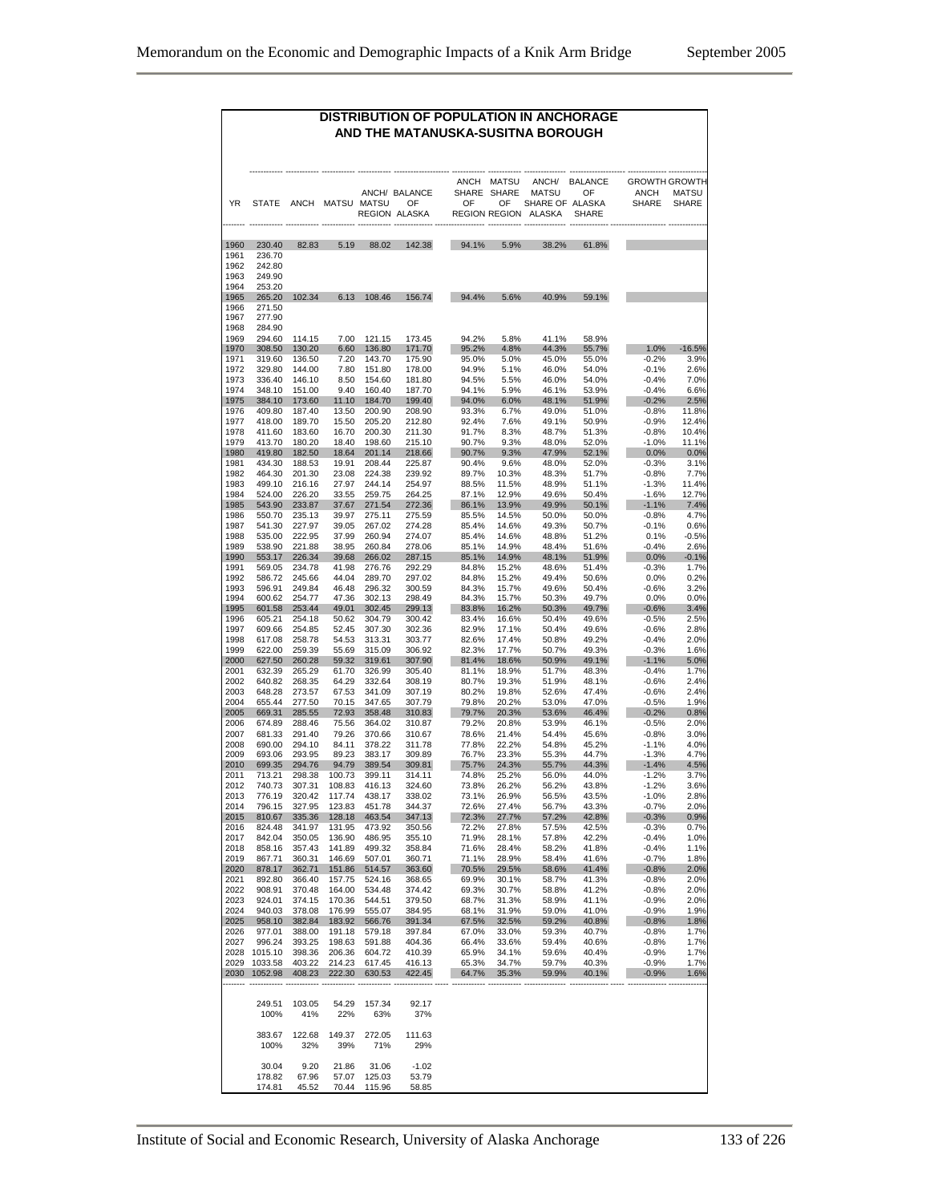# DISTRIBUTION OF POPULATION IN ANCHORAGE AND THE MATANUSKA-SUSITNA BOROUGH

| YR | STATE | ANCH | MATSU | ANCH/ MATSU REGION | BALANCE OF ALASKA | ANCH SHARE OF REGION | MATSU SHARE OF REGION | ANCH/ MATSU SHARE OF ALASKA | BALANCE OF ALASKA SHARE | GROWTH ANCH SHARE | GROWTH MATSU SHARE |
|---|---|---|---|---|---|---|---|---|---|---|---|
| 1960 | 230.40 | 82.83 | 5.19 | 88.02 | 142.38 | 94.1% | 5.9% | 38.2% | 61.8% | | |
| 1961 | 236.70 | | | | | | | | | | |
| 1962 | 242.80 | | | | | | | | | | |
| 1963 | 249.90 | | | | | | | | | | |
| 1964 | 253.20 | | | | | | | | | | |
| 1965 | 265.20 | 102.34 | 6.13 | 108.46 | 156.74 | 94.4% | 5.6% | 40.9% | 59.1% | | |
| 1966 | 271.50 | | | | | | | | | | |
| 1967 | 277.90 | | | | | | | | | | |
| 1968 | 284.90 | | | | | | | | | | |
| 1969 | 294.60 | 114.15 | 7.00 | 121.15 | 173.45 | 94.2% | 5.8% | 41.1% | 58.9% | | |
| 1970 | 308.50 | 130.20 | 6.60 | 136.80 | 171.70 | 95.2% | 4.8% | 44.3% | 55.7% | 1.0% | -16.5% |
| 1971 | 319.60 | 136.50 | 7.20 | 143.70 | 175.90 | 95.0% | 5.0% | 45.0% | 55.0% | -0.2% | 3.9% |
| 1972 | 329.80 | 144.00 | 7.80 | 151.80 | 178.00 | 94.9% | 5.1% | 46.0% | 54.0% | -0.1% | 2.6% |
| 1973 | 336.40 | 146.10 | 8.50 | 154.60 | 181.80 | 94.5% | 5.5% | 46.0% | 54.0% | -0.4% | 7.0% |
| 1974 | 348.10 | 151.00 | 9.40 | 160.40 | 187.70 | 94.1% | 5.9% | 46.1% | 53.9% | -0.4% | 6.6% |
| 1975 | 384.10 | 173.60 | 11.10 | 184.70 | 199.40 | 94.0% | 6.0% | 48.1% | 51.9% | -0.2% | 2.5% |
| 1976 | 409.80 | 187.40 | 13.50 | 200.90 | 208.90 | 93.3% | 6.7% | 49.0% | 51.0% | -0.8% | 11.8% |
| 1977 | 418.00 | 189.70 | 15.50 | 205.20 | 212.80 | 92.4% | 7.6% | 49.1% | 50.9% | -0.9% | 12.4% |
| 1978 | 411.60 | 183.60 | 16.70 | 200.30 | 211.30 | 91.7% | 8.3% | 48.7% | 51.3% | -0.8% | 10.4% |
| 1979 | 413.70 | 180.20 | 18.40 | 198.60 | 215.10 | 90.7% | 9.3% | 48.0% | 52.0% | -1.0% | 11.1% |
| 1980 | 419.80 | 182.50 | 18.64 | 201.14 | 218.66 | 90.7% | 9.3% | 47.9% | 52.1% | 0.0% | 0.0% |
| 1981 | 434.30 | 188.53 | 19.91 | 208.44 | 225.87 | 90.4% | 9.6% | 48.0% | 52.0% | -0.3% | 3.1% |
| 1982 | 464.30 | 201.30 | 23.08 | 224.38 | 239.92 | 89.7% | 10.3% | 48.3% | 51.7% | -0.8% | 7.7% |
| 1983 | 499.10 | 216.16 | 27.97 | 244.14 | 254.97 | 88.5% | 11.5% | 48.9% | 51.1% | -1.3% | 11.4% |
| 1984 | 524.00 | 226.20 | 33.55 | 259.75 | 264.25 | 87.1% | 12.9% | 49.6% | 50.4% | -1.6% | 12.7% |
| 1985 | 543.90 | 233.87 | 37.67 | 271.54 | 272.36 | 86.1% | 13.9% | 49.9% | 50.1% | -1.1% | 7.4% |
| 1986 | 550.70 | 235.13 | 39.97 | 275.11 | 275.59 | 85.5% | 14.5% | 50.0% | 50.0% | -0.8% | 4.7% |
| 1987 | 541.30 | 227.97 | 39.05 | 267.02 | 274.28 | 85.4% | 14.6% | 49.3% | 50.7% | -0.1% | 0.6% |
| 1988 | 535.00 | 222.95 | 37.99 | 260.94 | 274.07 | 85.4% | 14.6% | 48.8% | 51.2% | 0.1% | -0.5% |
| 1989 | 538.90 | 221.88 | 38.95 | 260.84 | 278.06 | 85.1% | 14.9% | 48.4% | 51.6% | -0.4% | 2.6% |
| 1990 | 553.17 | 226.34 | 39.68 | 266.02 | 287.15 | 85.1% | 14.9% | 48.1% | 51.9% | 0.0% | -0.1% |
| 1991 | 569.05 | 234.78 | 41.98 | 276.76 | 292.29 | 84.8% | 15.2% | 48.6% | 51.4% | -0.3% | 1.7% |
| 1992 | 586.72 | 245.66 | 44.04 | 289.70 | 297.02 | 84.8% | 15.2% | 49.4% | 50.6% | 0.0% | 0.2% |
| 1993 | 596.91 | 249.84 | 46.48 | 296.32 | 300.59 | 84.3% | 15.7% | 49.6% | 50.4% | -0.6% | 3.2% |
| 1994 | 600.62 | 254.77 | 47.36 | 302.13 | 298.49 | 84.3% | 15.7% | 50.3% | 49.7% | 0.0% | 0.0% |
| 1995 | 601.58 | 253.44 | 49.01 | 302.45 | 299.13 | 83.8% | 16.2% | 50.3% | 49.7% | -0.6% | 3.4% |
| 1996 | 605.21 | 254.18 | 50.62 | 304.79 | 300.42 | 83.4% | 16.6% | 50.4% | 49.6% | -0.5% | 2.5% |
| 1997 | 609.66 | 254.85 | 52.45 | 307.30 | 302.36 | 82.9% | 17.1% | 50.4% | 49.6% | -0.6% | 2.8% |
| 1998 | 617.08 | 258.78 | 54.53 | 313.31 | 303.77 | 82.6% | 17.4% | 50.8% | 49.2% | -0.4% | 2.0% |
| 1999 | 622.00 | 259.39 | 55.69 | 315.09 | 306.92 | 82.3% | 17.7% | 50.7% | 49.3% | -0.3% | 1.6% |
| 2000 | 627.50 | 260.28 | 59.32 | 319.61 | 307.90 | 81.4% | 18.6% | 50.9% | 49.1% | -1.1% | 5.0% |
| 2001 | 632.39 | 265.29 | 61.70 | 326.99 | 305.40 | 81.1% | 18.9% | 51.7% | 48.3% | -0.4% | 1.7% |
| 2002 | 640.82 | 268.35 | 64.29 | 332.64 | 308.19 | 80.7% | 19.3% | 51.9% | 48.1% | -0.6% | 2.4% |
| 2003 | 648.28 | 273.57 | 67.53 | 341.09 | 307.19 | 80.2% | 19.8% | 52.6% | 47.4% | -0.6% | 2.4% |
| 2004 | 655.44 | 277.50 | 70.15 | 347.65 | 307.79 | 79.8% | 20.2% | 53.0% | 47.0% | -0.5% | 1.9% |
| 2005 | 669.31 | 285.55 | 72.93 | 358.48 | 310.83 | 79.7% | 20.3% | 53.6% | 46.4% | -0.2% | 0.8% |
| 2006 | 674.89 | 288.46 | 75.56 | 364.02 | 310.87 | 79.2% | 20.8% | 53.9% | 46.1% | -0.5% | 2.0% |
| 2007 | 681.33 | 291.40 | 79.26 | 370.66 | 310.67 | 78.6% | 21.4% | 54.4% | 45.6% | -0.8% | 3.0% |
| 2008 | 690.00 | 294.10 | 84.11 | 378.22 | 311.78 | 77.8% | 22.2% | 54.8% | 45.2% | -1.1% | 4.0% |
| 2009 | 693.06 | 293.95 | 89.23 | 383.17 | 309.89 | 76.7% | 23.3% | 55.3% | 44.7% | -1.3% | 4.7% |
| 2010 | 699.35 | 294.76 | 94.79 | 389.54 | 309.81 | 75.7% | 24.3% | 55.7% | 44.3% | -1.4% | 4.5% |
| 2011 | 713.21 | 298.38 | 100.73 | 399.11 | 314.11 | 74.8% | 25.2% | 56.0% | 44.0% | -1.2% | 3.7% |
| 2012 | 740.73 | 307.31 | 108.83 | 416.13 | 324.60 | 73.8% | 26.2% | 56.2% | 43.8% | -1.2% | 3.6% |
| 2013 | 776.19 | 320.42 | 117.74 | 438.17 | 338.02 | 73.1% | 26.9% | 56.5% | 43.5% | -1.0% | 2.8% |
| 2014 | 796.15 | 327.95 | 123.83 | 451.78 | 344.37 | 72.6% | 27.4% | 56.7% | 43.3% | -0.7% | 2.0% |
| 2015 | 810.67 | 335.36 | 128.18 | 463.54 | 347.13 | 72.3% | 27.7% | 57.2% | 42.8% | -0.3% | 0.9% |
| 2016 | 824.48 | 341.97 | 131.95 | 473.92 | 350.56 | 72.2% | 27.8% | 57.5% | 42.5% | -0.3% | 0.7% |
| 2017 | 842.04 | 350.05 | 136.90 | 486.95 | 355.10 | 71.9% | 28.1% | 57.8% | 42.2% | -0.4% | 1.0% |
| 2018 | 858.16 | 357.43 | 141.89 | 499.32 | 358.84 | 71.6% | 28.4% | 58.2% | 41.8% | -0.4% | 1.1% |
| 2019 | 867.71 | 360.31 | 146.69 | 507.01 | 360.71 | 71.1% | 28.9% | 58.4% | 41.6% | -0.7% | 1.8% |
| 2020 | 878.17 | 362.71 | 151.86 | 514.57 | 363.60 | 70.5% | 29.5% | 58.6% | 41.4% | -0.8% | 2.0% |
| 2021 | 892.80 | 366.40 | 157.75 | 524.16 | 368.65 | 69.9% | 30.1% | 58.7% | 41.3% | -0.8% | 2.0% |
| 2022 | 908.91 | 370.48 | 164.00 | 534.48 | 374.42 | 69.3% | 30.7% | 58.8% | 41.2% | -0.8% | 2.0% |
| 2023 | 924.01 | 374.15 | 170.36 | 544.51 | 379.50 | 68.7% | 31.3% | 58.9% | 41.1% | -0.9% | 2.0% |
| 2024 | 940.03 | 378.08 | 176.99 | 555.07 | 384.95 | 68.1% | 31.9% | 59.0% | 41.0% | -0.9% | 1.9% |
| 2025 | 958.10 | 382.84 | 183.92 | 566.76 | 391.34 | 67.5% | 32.5% | 59.2% | 40.8% | -0.8% | 1.8% |
| 2026 | 977.01 | 388.00 | 191.18 | 579.18 | 397.84 | 67.0% | 33.0% | 59.3% | 40.7% | -0.8% | 1.7% |
| 2027 | 996.24 | 393.25 | 198.63 | 591.88 | 404.36 | 66.4% | 33.6% | 59.4% | 40.6% | -0.8% | 1.7% |
| 2028 | 1015.10 | 398.36 | 206.36 | 604.72 | 410.39 | 65.9% | 34.1% | 59.6% | 40.4% | -0.9% | 1.7% |
| 2029 | 1033.58 | 403.22 | 214.23 | 617.45 | 416.13 | 65.3% | 34.7% | 59.7% | 40.3% | -0.9% | 1.7% |
| 2030 | 1052.98 | 408.23 | 222.30 | 630.53 | 422.45 | 64.7% | 35.3% | 59.9% | 40.1% | -0.9% | 1.6% |
| | | | | | | | | | | | |
| | 249.51 | 103.05 | 54.29 | 157.34 | 92.17 | | | | | | |
| | 100% | 41% | 22% | 63% | 37% | | | | | | |
| | | | | | | | | | | | |
| | 383.67 | 122.68 | 149.37 | 272.05 | 111.63 | | | | | | |
| | 100% | 32% | 39% | 71% | 29% | | | | | | |
| | | | | | | | | | | | |
| | 30.04 | 9.20 | 21.86 | 31.06 | -1.02 | | | | | | |
| | 178.82 | 67.96 | 57.07 | 125.03 | 53.79 | | | | | | |
| | 174.81 | 45.52 | 70.44 | 115.96 | 58.85 | | | | | | |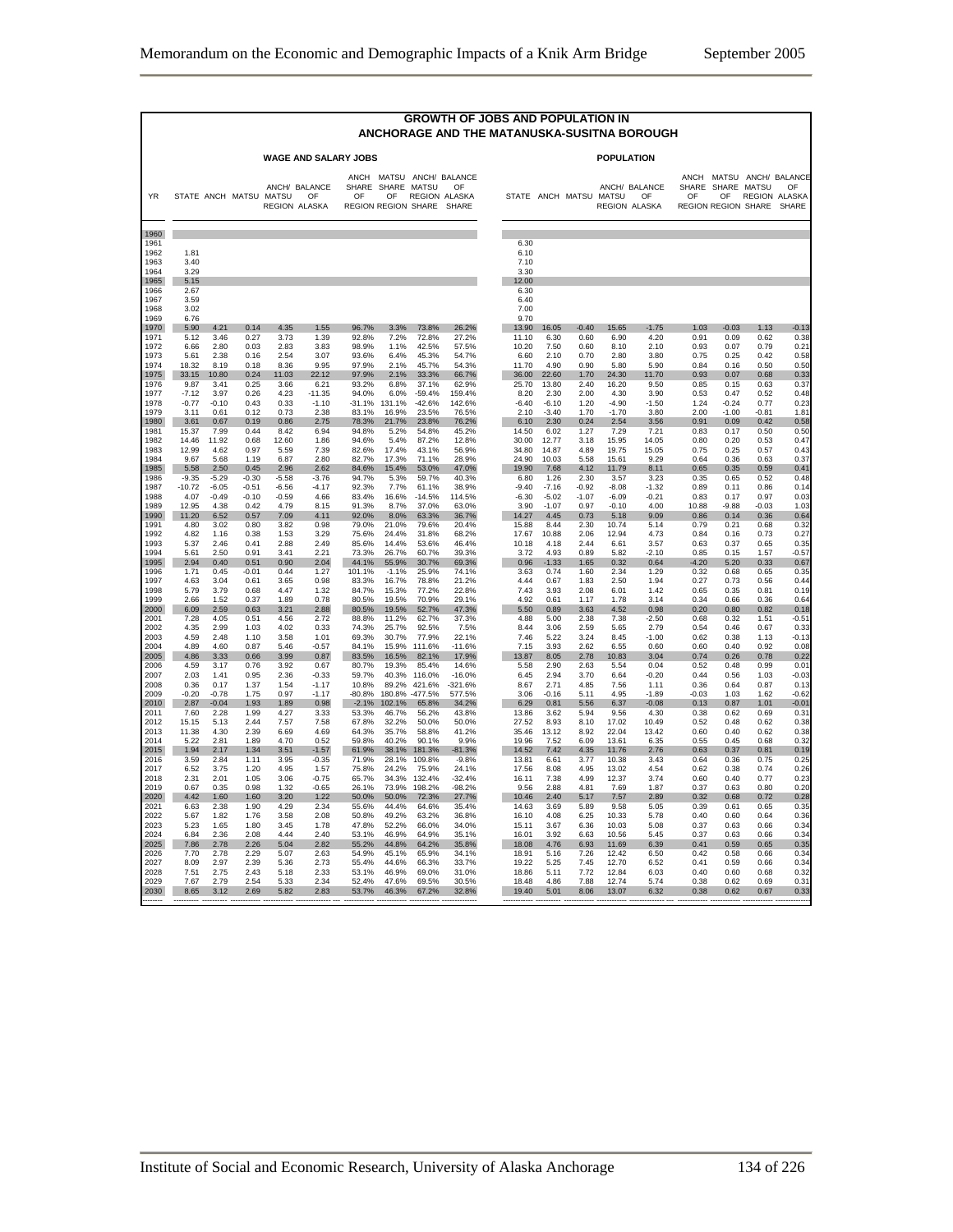# GROWTH OF JOBS AND POPULATION IN ANCHORAGE AND THE MATANUSKA-SUSITNA BOROUGH

| YR | WAGE AND SALARY JOBS | | | | | | | | | POPULATION | | | | | | | | |
|---|---|---|---|---|---|---|---|---|---|---|---|---|---|---|---|---|---|---|
| | STATE | ANCH | MATSU | ANCH/ MATSU REGION | BALANCE OF ALASKA | ANCH SHARE OF REGION | MATSU SHARE OF REGION | ANCH/ MATSU REGION SHARE | BALANCE OF ALASKA SHARE | STATE | ANCH | MATSU | ANCH/ MATSU REGION | BALANCE OF ALASKA | ANCH SHARE OF REGION | MATSU SHARE OF REGION | ANCH/ REGION SHARE | BALANCE OF ALASKA SHARE |
| 1960 | | | | | | | | | | | | | | | | | | |
| 1961 | | | | | | | | | | 6.30 | | | | | | | | |
| 1962 | 1.81 | | | | | | | | | 6.10 | | | | | | | | |
| 1963 | 3.40 | | | | | | | | | 7.10 | | | | | | | | |
| 1964 | 3.29 | | | | | | | | | 3.30 | | | | | | | | |
| 1965 | 5.15 | | | | | | | | | 12.00 | | | | | | | | |
| 1966 | 2.67 | | | | | | | | | 6.30 | | | | | | | | |
| 1967 | 3.59 | | | | | | | | | 6.40 | | | | | | | | |
| 1968 | 3.02 | | | | | | | | | 7.00 | | | | | | | | |
| 1969 | 6.76 | | | | | | | | | 9.70 | | | | | | | | |
| 1970 | 5.90 | 4.21 | 0.14 | 4.35 | 1.55 | 96.7% | 3.3% | 73.8% | 26.2% | 13.90 | 16.05 | -0.40 | 15.65 | -1.75 | 1.03 | -0.03 | 1.13 | -0.13 |
| 1971 | 5.12 | 3.46 | 0.27 | 3.73 | 1.39 | 92.8% | 7.2% | 72.8% | 27.2% | 11.10 | 6.30 | 0.60 | 6.90 | 4.20 | 0.91 | 0.09 | 0.62 | 0.38 |
| 1972 | 6.66 | 2.80 | 0.03 | 2.83 | 3.83 | 98.9% | 1.1% | 42.5% | 57.5% | 10.20 | 7.50 | 0.60 | 8.10 | 2.10 | 0.93 | 0.07 | 0.79 | 0.21 |
| 1973 | 5.61 | 2.38 | 0.16 | 2.54 | 3.07 | 93.6% | 6.4% | 45.3% | 54.7% | 6.60 | 2.10 | 0.70 | 2.80 | 3.80 | 0.75 | 0.25 | 0.42 | 0.58 |
| 1974 | 18.32 | 8.19 | 0.18 | 8.36 | 9.95 | 97.9% | 2.1% | 45.7% | 54.3% | 11.70 | 4.90 | 0.90 | 5.80 | 5.90 | 0.84 | 0.16 | 0.50 | 0.50 |
| 1975 | 33.15 | 10.80 | 0.24 | 11.03 | 22.12 | 97.9% | 2.1% | 33.3% | 66.7% | 36.00 | 22.60 | 1.70 | 24.30 | 11.70 | 0.93 | 0.07 | 0.68 | 0.33 |
| 1976 | 9.87 | 3.41 | 0.25 | 3.66 | 6.21 | 93.2% | 6.8% | 37.1% | 62.9% | 25.70 | 13.80 | 2.40 | 16.20 | 9.50 | 0.85 | 0.15 | 0.63 | 0.37 |
| 1977 | -7.12 | 3.97 | 0.26 | 4.23 | -11.35 | 94.0% | 6.0% | -59.4% | 159.4% | 8.20 | 2.30 | 2.00 | 4.30 | 3.90 | 0.53 | 0.47 | 0.52 | 0.48 |
| 1978 | -0.77 | -0.10 | 0.43 | 0.33 | -1.10 | -31.1% | 131.1% | -42.6% | 142.6% | -6.40 | -6.10 | 1.20 | -4.90 | -1.50 | 1.24 | -0.24 | 0.77 | 0.23 |
| 1979 | 3.11 | 0.61 | 0.12 | 0.73 | 2.38 | 83.1% | 16.9% | 23.5% | 76.5% | 2.10 | -3.40 | 1.70 | -1.70 | 3.80 | 2.00 | -1.00 | -0.81 | 1.81 |
| 1980 | 3.61 | 0.67 | 0.19 | 0.86 | 2.75 | 78.3% | 21.7% | 23.8% | 76.2% | 6.10 | 2.30 | 0.24 | 2.54 | 3.56 | 0.91 | 0.09 | 0.42 | 0.58 |
| 1981 | 15.37 | 7.99 | 0.44 | 8.42 | 6.94 | 94.8% | 5.2% | 54.8% | 45.2% | 14.50 | 6.02 | 1.27 | 7.29 | 7.21 | 0.83 | 0.17 | 0.50 | 0.50 |
| 1982 | 14.46 | 11.92 | 0.68 | 12.60 | 1.86 | 94.6% | 5.4% | 87.2% | 12.8% | 30.00 | 12.77 | 3.18 | 15.95 | 14.05 | 0.80 | 0.20 | 0.53 | 0.47 |
| 1983 | 12.99 | 4.62 | 0.97 | 5.59 | 7.39 | 82.6% | 17.4% | 43.1% | 56.9% | 34.80 | 14.87 | 4.89 | 19.75 | 15.05 | 0.75 | 0.25 | 0.57 | 0.43 |
| 1984 | 9.67 | 5.68 | 1.19 | 6.87 | 2.80 | 82.7% | 17.3% | 71.1% | 28.9% | 24.90 | 10.03 | 5.58 | 15.61 | 9.29 | 0.64 | 0.36 | 0.63 | 0.37 |
| 1985 | 5.58 | 2.50 | 0.45 | 2.96 | 2.62 | 84.6% | 15.4% | 53.0% | 47.0% | 19.90 | 7.68 | 4.12 | 11.79 | 8.11 | 0.65 | 0.35 | 0.59 | 0.41 |
| 1986 | -9.35 | -5.29 | -0.30 | -5.58 | -3.76 | 94.7% | 5.3% | 59.7% | 40.3% | 6.80 | 1.26 | 2.30 | 3.57 | 3.23 | 0.35 | 0.65 | 0.52 | 0.48 |
| 1987 | -10.72 | -6.05 | -0.51 | -6.56 | -4.17 | 92.3% | 7.7% | 61.1% | 38.9% | -9.40 | -7.16 | -0.92 | -8.08 | -1.32 | 0.89 | 0.11 | 0.86 | 0.14 |
| 1988 | 4.07 | -0.49 | -0.10 | -0.59 | 4.66 | 83.4% | 16.6% | -14.5% | 114.5% | -6.30 | -5.02 | -1.07 | -6.09 | -0.21 | 0.83 | 0.17 | 0.97 | 0.03 |
| 1989 | 12.95 | 4.38 | 0.42 | 4.79 | 8.15 | 91.3% | 8.7% | 37.0% | 63.0% | 3.90 | -1.07 | 0.97 | -0.10 | 4.00 | 10.88 | -9.88 | -0.03 | 1.03 |
| 1990 | 11.20 | 6.52 | 0.57 | 7.09 | 4.11 | 92.0% | 8.0% | 63.3% | 36.7% | 14.27 | 4.45 | 0.73 | 5.18 | 9.09 | 0.86 | 0.14 | 0.36 | 0.64 |
| 1991 | 4.80 | 3.02 | 0.80 | 3.82 | 0.98 | 79.0% | 21.0% | 79.6% | 20.4% | 15.88 | 8.44 | 2.30 | 10.74 | 5.14 | 0.79 | 0.21 | 0.68 | 0.32 |
| 1992 | 4.82 | 1.16 | 0.38 | 1.53 | 3.29 | 75.6% | 24.4% | 31.8% | 68.2% | 17.67 | 10.88 | 2.06 | 12.94 | 4.73 | 0.84 | 0.16 | 0.73 | 0.27 |
| 1993 | 5.37 | 2.46 | 0.41 | 2.88 | 2.49 | 85.6% | 14.4% | 53.6% | 46.4% | 10.18 | 4.18 | 2.44 | 6.61 | 3.57 | 0.63 | 0.37 | 0.65 | 0.35 |
| 1994 | 5.61 | 2.50 | 0.91 | 3.41 | 2.21 | 73.3% | 26.7% | 60.7% | 39.3% | 3.72 | 4.93 | 0.89 | 5.82 | -2.10 | 0.85 | 0.15 | 1.57 | -0.57 |
| 1995 | 2.94 | 0.40 | 0.51 | 0.90 | 2.04 | 44.1% | 55.9% | 30.7% | 69.3% | 0.96 | -1.33 | 1.65 | 0.32 | 0.64 | -4.20 | 5.20 | 0.33 | 0.67 |
| 1996 | 1.71 | 0.45 | -0.01 | 0.44 | 1.27 | 101.1% | -1.1% | 25.9% | 74.1% | 3.63 | 0.74 | 1.60 | 2.34 | 1.29 | 0.32 | 0.68 | 0.65 | 0.35 |
| 1997 | 4.63 | 3.04 | 0.61 | 3.65 | 0.98 | 83.3% | 16.7% | 78.8% | 21.2% | 4.44 | 0.67 | 1.83 | 2.50 | 1.94 | 0.27 | 0.73 | 0.56 | 0.44 |
| 1998 | 5.79 | 3.79 | 0.68 | 4.47 | 1.32 | 84.7% | 15.3% | 77.2% | 22.8% | 7.43 | 3.93 | 2.08 | 6.01 | 1.42 | 0.65 | 0.35 | 0.81 | 0.19 |
| 1999 | 2.66 | 1.52 | 0.37 | 1.89 | 0.78 | 80.5% | 19.5% | 70.9% | 29.1% | 4.92 | 0.61 | 1.17 | 1.78 | 3.14 | 0.34 | 0.66 | 0.36 | 0.64 |
| 2000 | 6.09 | 2.59 | 0.63 | 3.21 | 2.88 | 80.5% | 19.5% | 52.7% | 47.3% | 5.50 | 0.89 | 3.63 | 4.52 | 0.98 | 0.20 | 0.80 | 0.82 | 0.18 |
| 2001 | 7.28 | 4.05 | 0.51 | 4.56 | 2.72 | 88.8% | 11.2% | 62.7% | 37.3% | 4.88 | 5.00 | 2.38 | 7.38 | -2.50 | 0.68 | 0.32 | 1.51 | -0.51 |
| 2002 | 4.35 | 2.99 | 1.03 | 4.02 | 0.33 | 74.3% | 25.7% | 92.5% | 7.5% | 8.44 | 3.06 | 2.59 | 5.65 | 2.79 | 0.54 | 0.46 | 0.67 | 0.33 |
| 2003 | 4.59 | 2.48 | 1.10 | 3.58 | 1.01 | 69.3% | 30.7% | 77.9% | 22.1% | 7.46 | 5.22 | 3.24 | 8.45 | -1.00 | 0.62 | 0.38 | 1.13 | -0.13 |
| 2004 | 4.89 | 4.60 | 0.87 | 5.46 | -0.57 | 84.1% | 15.9% | 111.6% | -11.6% | 7.15 | 3.93 | 2.62 | 6.55 | 0.60 | 0.60 | 0.40 | 0.92 | 0.08 |
| 2005 | 4.86 | 3.33 | 0.66 | 3.99 | 0.87 | 83.5% | 16.5% | 82.1% | 17.9% | 13.87 | 8.05 | 2.78 | 10.83 | 3.04 | 0.74 | 0.26 | 0.78 | 0.22 |
| 2006 | 4.59 | 3.17 | 0.76 | 3.92 | 0.67 | 80.7% | 19.3% | 85.4% | 14.6% | 5.58 | 2.90 | 2.63 | 5.54 | 0.04 | 0.52 | 0.48 | 0.99 | 0.01 |
| 2007 | 2.03 | 1.41 | 0.95 | 2.36 | -0.33 | 59.7% | 40.3% | 116.0% | -16.0% | 6.45 | 2.94 | 3.70 | 6.64 | -0.20 | 0.44 | 0.56 | 1.03 | -0.03 |
| 2008 | 0.36 | 0.17 | 1.37 | 1.54 | -1.17 | 10.8% | 89.2% | 421.6% | -321.6% | 8.67 | 2.71 | 4.85 | 7.56 | 1.11 | 0.36 | 0.64 | 0.87 | 0.13 |
| 2009 | -0.20 | -0.78 | 1.75 | 0.97 | -1.17 | -80.8% | 180.8% | -477.5% | 577.5% | 3.06 | -0.16 | 5.11 | 4.95 | -1.89 | -0.03 | 1.03 | 1.62 | -0.62 |
| 2010 | 2.87 | -0.04 | 1.93 | 1.89 | 0.98 | -2.1% | 102.1% | 65.8% | 34.2% | 6.29 | 0.81 | 5.56 | 6.37 | -0.08 | 0.13 | 0.87 | 1.01 | -0.01 |
| 2011 | 7.60 | 2.28 | 1.99 | 4.27 | 3.33 | 53.3% | 46.7% | 56.2% | 43.8% | 13.86 | 3.62 | 5.94 | 9.56 | 4.30 | 0.38 | 0.62 | 0.69 | 0.31 |
| 2012 | 15.15 | 5.13 | 2.44 | 7.57 | 7.58 | 67.8% | 32.2% | 50.0% | 50.0% | 27.52 | 8.93 | 8.10 | 17.02 | 10.49 | 0.52 | 0.48 | 0.62 | 0.38 |
| 2013 | 11.38 | 4.30 | 2.39 | 6.69 | 4.69 | 64.3% | 35.7% | 58.8% | 41.2% | 35.46 | 13.12 | 8.92 | 22.04 | 13.42 | 0.60 | 0.40 | 0.62 | 0.38 |
| 2014 | 5.22 | 2.81 | 1.89 | 4.70 | 0.52 | 59.8% | 40.2% | 90.1% | 9.9% | 19.96 | 7.52 | 6.09 | 13.61 | 6.35 | 0.55 | 0.45 | 0.68 | 0.32 |
| 2015 | 1.94 | 2.17 | 1.34 | 3.51 | -1.57 | 61.9% | 38.1% | 181.3% | -81.3% | 14.52 | 7.42 | 4.35 | 11.76 | 2.76 | 0.63 | 0.37 | 0.81 | 0.19 |
| 2016 | 3.59 | 2.84 | 1.11 | 3.95 | -0.35 | 71.9% | 28.1% | 109.8% | -9.8% | 13.81 | 6.61 | 3.77 | 10.38 | 3.43 | 0.64 | 0.36 | 0.75 | 0.25 |
| 2017 | 6.52 | 3.75 | 1.20 | 4.95 | 1.57 | 75.8% | 24.2% | 75.9% | 24.1% | 17.56 | 8.08 | 4.95 | 13.02 | 4.54 | 0.62 | 0.38 | 0.74 | 0.26 |
| 2018 | 2.31 | 2.01 | 1.05 | 3.06 | -0.75 | 65.7% | 34.3% | 132.4% | -32.4% | 16.11 | 7.38 | 4.99 | 12.37 | 3.74 | 0.60 | 0.40 | 0.77 | 0.23 |
| 2019 | 0.67 | 0.35 | 0.98 | 1.32 | -0.65 | 26.1% | 73.9% | 198.2% | -98.2% | 9.56 | 2.88 | 4.81 | 7.69 | 1.87 | 0.37 | 0.63 | 0.80 | 0.20 |
| 2020 | 4.42 | 1.60 | 1.60 | 3.20 | 1.22 | 50.0% | 50.0% | 72.3% | 27.7% | 10.46 | 2.40 | 5.17 | 7.57 | 2.89 | 0.32 | 0.68 | 0.72 | 0.28 |
| 2021 | 6.63 | 2.38 | 1.90 | 4.29 | 2.34 | 55.6% | 44.4% | 64.6% | 35.4% | 14.63 | 3.69 | 5.89 | 9.58 | 5.05 | 0.39 | 0.61 | 0.65 | 0.35 |
| 2022 | 5.67 | 1.82 | 1.76 | 3.58 | 2.08 | 50.8% | 49.2% | 63.2% | 36.8% | 16.10 | 4.08 | 6.25 | 10.33 | 5.78 | 0.40 | 0.60 | 0.64 | 0.36 |
| 2023 | 5.23 | 1.65 | 1.80 | 3.45 | 1.78 | 47.8% | 52.2% | 66.0% | 34.0% | 15.11 | 3.67 | 6.36 | 10.03 | 5.08 | 0.37 | 0.63 | 0.66 | 0.34 |
| 2024 | 6.84 | 2.36 | 2.08 | 4.44 | 2.40 | 53.1% | 46.9% | 64.9% | 35.1% | 16.01 | 3.92 | 6.63 | 10.56 | 5.45 | 0.37 | 0.63 | 0.66 | 0.34 |
| 2025 | 7.86 | 2.78 | 2.26 | 5.04 | 2.82 | 55.2% | 44.8% | 64.2% | 35.8% | 18.08 | 4.76 | 6.93 | 11.69 | 6.39 | 0.41 | 0.59 | 0.65 | 0.35 |
| 2026 | 7.70 | 2.78 | 2.29 | 5.07 | 2.63 | 54.9% | 45.1% | 65.9% | 34.1% | 18.91 | 5.16 | 7.26 | 12.42 | 6.50 | 0.42 | 0.58 | 0.66 | 0.34 |
| 2027 | 8.09 | 2.97 | 2.39 | 5.36 | 2.73 | 55.4% | 44.6% | 66.3% | 33.7% | 19.22 | 5.25 | 7.45 | 12.70 | 6.52 | 0.41 | 0.59 | 0.66 | 0.34 |
| 2028 | 7.51 | 2.75 | 2.43 | 5.18 | 2.33 | 53.1% | 46.9% | 69.0% | 31.0% | 18.86 | 5.11 | 7.72 | 12.84 | 6.03 | 0.40 | 0.60 | 0.68 | 0.32 |
| 2029 | 7.67 | 2.79 | 2.54 | 5.33 | 2.34 | 52.4% | 47.6% | 69.5% | 30.5% | 18.48 | 4.86 | 7.88 | 12.74 | 5.74 | 0.38 | 0.62 | 0.69 | 0.31 |
| 2030 | 8.65 | 3.12 | 2.69 | 5.82 | 2.83 | 53.7% | 46.3% | 67.2% | 32.8% | 19.40 | 5.01 | 8.06 | 13.07 | 6.32 | 0.38 | 0.62 | 0.67 | 0.33 |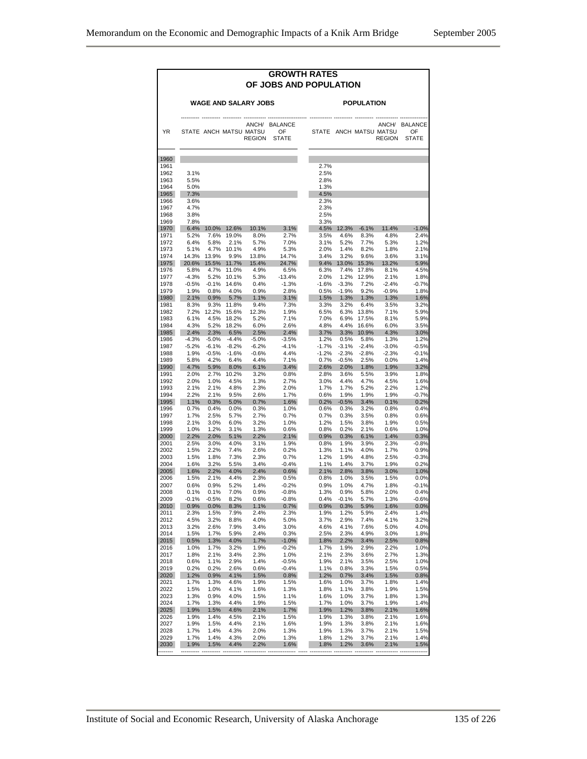## GROWTH RATES OF JOBS AND POPULATION

| YR | WAGE AND SALARY JOBS | | | | | POPULATION | | | | |
|---|---|---|---|---|---|---|---|---|---|---|
| | STATE | ANCH | MATSU | ANCH/ MATSU REGION | BALANCE OF STATE | STATE | ANCH | MATSU | ANCH/ MATSU REGION | BALANCE OF STATE |
| 1960 | | | | | | | | | | |
| 1961 | | | | | | 2.7% | | | | |
| 1962 | 3.1% | | | | | 2.5% | | | | |
| 1963 | 5.5% | | | | | 2.8% | | | | |
| 1964 | 5.0% | | | | | 1.3% | | | | |
| 1965 | 7.3% | | | | | 4.5% | | | | |
| 1966 | 3.6% | | | | | 2.3% | | | | |
| 1967 | 4.7% | | | | | 2.3% | | | | |
| 1968 | 3.8% | | | | | 2.5% | | | | |
| 1969 | 7.8% | | | | | 3.3% | | | | |
| 1970 | 6.4% | 10.0% | 12.6% | 10.1% | 3.1% | 4.5% | 12.3% | -6.1% | 11.4% | -1.0% |
| 1971 | 5.2% | 7.6% | 19.0% | 8.0% | 2.7% | 3.5% | 4.6% | 8.3% | 4.8% | 2.4% |
| 1972 | 6.4% | 5.8% | 2.1% | 5.7% | 7.0% | 3.1% | 5.2% | 7.7% | 5.3% | 1.2% |
| 1973 | 5.1% | 4.7% | 10.1% | 4.9% | 5.3% | 2.0% | 1.4% | 8.2% | 1.8% | 2.1% |
| 1974 | 14.3% | 13.9% | 9.9% | 13.8% | 14.7% | 3.4% | 3.2% | 9.6% | 3.6% | 3.1% |
| 1975 | 20.6% | 15.5% | 11.7% | 15.4% | 24.7% | 9.4% | 13.0% | 15.3% | 13.2% | 5.9% |
| 1976 | 5.8% | 4.7% | 11.0% | 4.9% | 6.5% | 6.3% | 7.4% | 17.8% | 8.1% | 4.5% |
| 1977 | -4.3% | 5.2% | 10.1% | 5.3% | -13.4% | 2.0% | 1.2% | 12.9% | 2.1% | 1.8% |
| 1978 | -0.5% | -0.1% | 14.6% | 0.4% | -1.3% | -1.6% | -3.3% | 7.2% | -2.4% | -0.7% |
| 1979 | 1.9% | 0.8% | 4.0% | 0.9% | 2.8% | 0.5% | -1.9% | 9.2% | -0.9% | 1.8% |
| 1980 | 2.1% | 0.9% | 5.7% | 1.1% | 3.1% | 1.5% | 1.3% | 1.3% | 1.3% | 1.6% |
| 1981 | 8.3% | 9.3% | 11.8% | 9.4% | 7.3% | 3.3% | 3.2% | 6.4% | 3.5% | 3.2% |
| 1982 | 7.2% | 12.2% | 15.6% | 12.3% | 1.9% | 6.5% | 6.3% | 13.8% | 7.1% | 5.9% |
| 1983 | 6.1% | 4.5% | 18.2% | 5.2% | 7.1% | 7.0% | 6.9% | 17.5% | 8.1% | 5.9% |
| 1984 | 4.3% | 5.2% | 18.2% | 6.0% | 2.6% | 4.8% | 4.4% | 16.6% | 6.0% | 3.5% |
| 1985 | 2.4% | 2.3% | 6.5% | 2.5% | 2.4% | 3.7% | 3.3% | 10.9% | 4.3% | 3.0% |
| 1986 | -4.3% | -5.0% | -4.4% | -5.0% | -3.5% | 1.2% | 0.5% | 5.8% | 1.3% | 1.2% |
| 1987 | -5.2% | -6.1% | -8.2% | -6.2% | -4.1% | -1.7% | -3.1% | -2.4% | -3.0% | -0.5% |
| 1988 | 1.9% | -0.5% | -1.6% | -0.6% | 4.4% | -1.2% | -2.3% | -2.8% | -2.3% | -0.1% |
| 1989 | 5.8% | 4.2% | 6.4% | 4.4% | 7.1% | 0.7% | -0.5% | 2.5% | 0.0% | 1.4% |
| 1990 | 4.7% | 5.9% | 8.0% | 6.1% | 3.4% | 2.6% | 2.0% | 1.8% | 1.9% | 3.2% |
| 1991 | 2.0% | 2.7% | 10.2% | 3.2% | 0.8% | 2.8% | 3.6% | 5.5% | 3.9% | 1.8% |
| 1992 | 2.0% | 1.0% | 4.5% | 1.3% | 2.7% | 3.0% | 4.4% | 4.7% | 4.5% | 1.6% |
| 1993 | 2.1% | 2.1% | 4.8% | 2.3% | 2.0% | 1.7% | 1.7% | 5.2% | 2.2% | 1.2% |
| 1994 | 2.2% | 2.1% | 9.5% | 2.6% | 1.7% | 0.6% | 1.9% | 1.9% | 1.9% | -0.7% |
| 1995 | 1.1% | 0.3% | 5.0% | 0.7% | 1.6% | 0.2% | -0.5% | 3.4% | 0.1% | 0.2% |
| 1996 | 0.7% | 0.4% | 0.0% | 0.3% | 1.0% | 0.6% | 0.3% | 3.2% | 0.8% | 0.4% |
| 1997 | 1.7% | 2.5% | 5.7% | 2.7% | 0.7% | 0.7% | 0.3% | 3.5% | 0.8% | 0.6% |
| 1998 | 2.1% | 3.0% | 6.0% | 3.2% | 1.0% | 1.2% | 1.5% | 3.8% | 1.9% | 0.5% |
| 1999 | 1.0% | 1.2% | 3.1% | 1.3% | 0.6% | 0.8% | 0.2% | 2.1% | 0.6% | 1.0% |
| 2000 | 2.2% | 2.0% | 5.1% | 2.2% | 2.1% | 0.9% | 0.3% | 6.1% | 1.4% | 0.3% |
| 2001 | 2.5% | 3.0% | 4.0% | 3.1% | 1.9% | 0.8% | 1.9% | 3.9% | 2.3% | -0.8% |
| 2002 | 1.5% | 2.2% | 7.4% | 2.6% | 0.2% | 1.3% | 1.1% | 4.0% | 1.7% | 0.9% |
| 2003 | 1.5% | 1.8% | 7.3% | 2.3% | 0.7% | 1.2% | 1.9% | 4.8% | 2.5% | -0.3% |
| 2004 | 1.6% | 3.2% | 5.5% | 3.4% | -0.4% | 1.1% | 1.4% | 3.7% | 1.9% | 0.2% |
| 2005 | 1.6% | 2.2% | 4.0% | 2.4% | 0.6% | 2.1% | 2.8% | 3.8% | 3.0% | 1.0% |
| 2006 | 1.5% | 2.1% | 4.4% | 2.3% | 0.5% | 0.8% | 1.0% | 3.5% | 1.5% | 0.0% |
| 2007 | 0.6% | 0.9% | 5.2% | 1.4% | -0.2% | 0.9% | 1.0% | 4.7% | 1.8% | -0.1% |
| 2008 | 0.1% | 0.1% | 7.0% | 0.9% | -0.8% | 1.3% | 0.9% | 5.8% | 2.0% | 0.4% |
| 2009 | -0.1% | -0.5% | 8.2% | 0.6% | -0.8% | 0.4% | -0.1% | 5.7% | 1.3% | -0.6% |
| 2010 | 0.9% | 0.0% | 8.3% | 1.1% | 0.7% | 0.9% | 0.3% | 5.9% | 1.6% | 0.0% |
| 2011 | 2.3% | 1.5% | 7.9% | 2.4% | 2.3% | 1.9% | 1.2% | 5.9% | 2.4% | 1.4% |
| 2012 | 4.5% | 3.2% | 8.8% | 4.0% | 5.0% | 3.7% | 2.9% | 7.4% | 4.1% | 3.2% |
| 2013 | 3.2% | 2.6% | 7.9% | 3.4% | 3.0% | 4.6% | 4.1% | 7.6% | 5.0% | 4.0% |
| 2014 | 1.5% | 1.7% | 5.9% | 2.4% | 0.3% | 2.5% | 2.3% | 4.9% | 3.0% | 1.8% |
| 2015 | 0.5% | 1.3% | 4.0% | 1.7% | -1.0% | 1.8% | 2.2% | 3.4% | 2.5% | 0.8% |
| 2016 | 1.0% | 1.7% | 3.2% | 1.9% | -0.2% | 1.7% | 1.9% | 2.9% | 2.2% | 1.0% |
| 2017 | 1.8% | 2.1% | 3.4% | 2.3% | 1.0% | 2.1% | 2.3% | 3.6% | 2.7% | 1.3% |
| 2018 | 0.6% | 1.1% | 2.9% | 1.4% | -0.5% | 1.9% | 2.1% | 3.5% | 2.5% | 1.0% |
| 2019 | 0.2% | 0.2% | 2.6% | 0.6% | -0.4% | 1.1% | 0.8% | 3.3% | 1.5% | 0.5% |
| 2020 | 1.2% | 0.9% | 4.1% | 1.5% | 0.8% | 1.2% | 0.7% | 3.4% | 1.5% | 0.8% |
| 2021 | 1.7% | 1.3% | 4.6% | 1.9% | 1.5% | 1.6% | 1.0% | 3.7% | 1.8% | 1.4% |
| 2022 | 1.5% | 1.0% | 4.1% | 1.6% | 1.3% | 1.8% | 1.1% | 3.8% | 1.9% | 1.5% |
| 2023 | 1.3% | 0.9% | 4.0% | 1.5% | 1.1% | 1.6% | 1.0% | 3.7% | 1.8% | 1.3% |
| 2024 | 1.7% | 1.3% | 4.4% | 1.9% | 1.5% | 1.7% | 1.0% | 3.7% | 1.9% | 1.4% |
| 2025 | 1.9% | 1.5% | 4.6% | 2.1% | 1.7% | 1.9% | 1.2% | 3.8% | 2.1% | 1.6% |
| 2026 | 1.9% | 1.4% | 4.5% | 2.1% | 1.5% | 1.9% | 1.3% | 3.8% | 2.1% | 1.6% |
| 2027 | 1.9% | 1.5% | 4.4% | 2.1% | 1.6% | 1.9% | 1.3% | 3.8% | 2.1% | 1.6% |
| 2028 | 1.7% | 1.4% | 4.3% | 2.0% | 1.3% | 1.9% | 1.3% | 3.7% | 2.1% | 1.5% |
| 2029 | 1.7% | 1.4% | 4.3% | 2.0% | 1.3% | 1.8% | 1.2% | 3.7% | 2.1% | 1.4% |
| 2030 | 1.9% | 1.5% | 4.4% | 2.2% | 1.6% | 1.8% | 1.2% | 3.6% | 2.1% | 1.5% |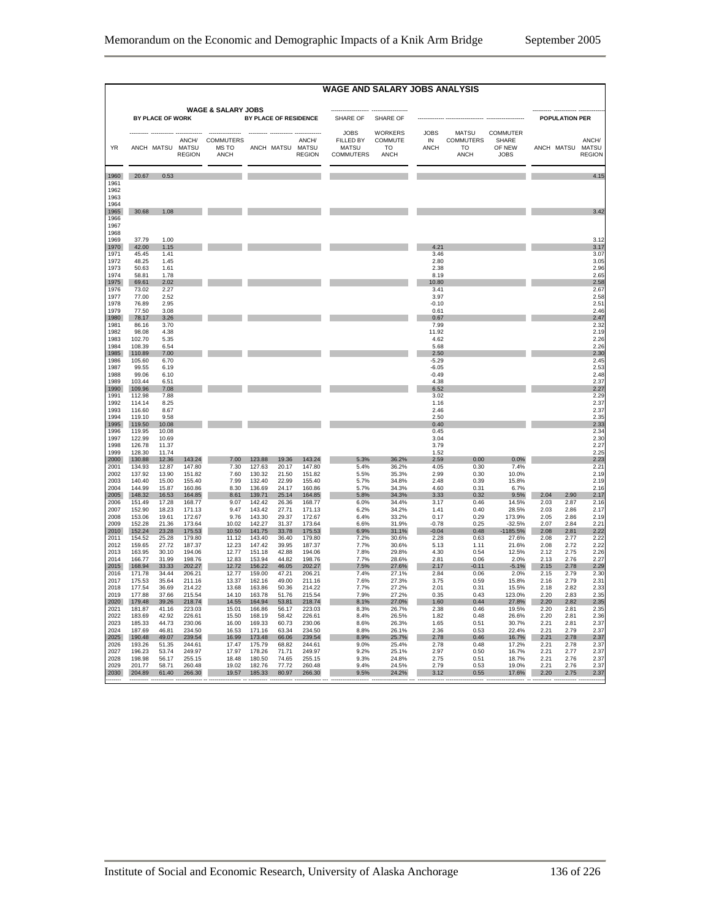## WAGE AND SALARY JOBS ANALYSIS

| YR | WAGE & SALARY JOBS BY PLACE OF WORK: ANCH | MATSU | ANCH/ MATSU REGION | COMMUTERS MS TO ANCH | BY PLACE OF RESIDENCE: ANCH | MATSU | ANCH/ MATSU REGION | SHARE OF JOBS FILLED BY MATSU COMMUTERS | SHARE OF WORKERS COMMUTE TO ANCH | JOBS IN ANCH | MATSU COMMUTERS TO ANCH | COMMUTER SHARE OF NEW JOBS | POPULATION PER: ANCH | MATSU | ANCH/ MATSU REGION |
|---|---|---|---|---|---|---|---|---|---|---|---|---|---|---|---|
| 1960 | 20.67 | 0.53 | | | | | | | | | | | | | 4.15 |
| 1961 | | | | | | | | | | | | | | | |
| 1962 | | | | | | | | | | | | | | | |
| 1963 | | | | | | | | | | | | | | | |
| 1964 | | | | | | | | | | | | | | | |
| 1965 | 30.68 | 1.08 | | | | | | | | | | | | | 3.42 |
| 1966 | | | | | | | | | | | | | | | |
| 1967 | | | | | | | | | | | | | | | |
| 1968 | | | | | | | | | | | | | | | |
| 1969 | 37.79 | 1.00 | | | | | | | | | | | | | 3.12 |
| 1970 | 42.00 | 1.15 | | | | | | | | 4.21 | | | | | 3.17 |
| 1971 | 45.45 | 1.41 | | | | | | | | 3.46 | | | | | 3.07 |
| 1972 | 48.25 | 1.45 | | | | | | | | 2.80 | | | | | 3.05 |
| 1973 | 50.63 | 1.61 | | | | | | | | 2.38 | | | | | 2.96 |
| 1974 | 58.81 | 1.78 | | | | | | | | 8.19 | | | | | 2.65 |
| 1975 | 69.61 | 2.02 | | | | | | | | 10.80 | | | | | 2.58 |
| 1976 | 73.02 | 2.27 | | | | | | | | 3.41 | | | | | 2.67 |
| 1977 | 77.00 | 2.52 | | | | | | | | 3.97 | | | | | 2.58 |
| 1978 | 76.89 | 2.95 | | | | | | | | -0.10 | | | | | 2.51 |
| 1979 | 77.50 | 3.08 | | | | | | | | 0.61 | | | | | 2.46 |
| 1980 | 78.17 | 3.26 | | | | | | | | 0.67 | | | | | 2.47 |
| 1981 | 86.16 | 3.70 | | | | | | | | 7.99 | | | | | 2.32 |
| 1982 | 98.08 | 4.38 | | | | | | | | 11.92 | | | | | 2.19 |
| 1983 | 102.70 | 5.35 | | | | | | | | 4.62 | | | | | 2.26 |
| 1984 | 108.39 | 6.54 | | | | | | | | 5.68 | | | | | 2.26 |
| 1985 | 110.89 | 7.00 | | | | | | | | 2.50 | | | | | 2.30 |
| 1986 | 105.60 | 6.70 | | | | | | | | -5.29 | | | | | 2.45 |
| 1987 | 99.55 | 6.19 | | | | | | | | -6.05 | | | | | 2.53 |
| 1988 | 99.06 | 6.10 | | | | | | | | -0.49 | | | | | 2.48 |
| 1989 | 103.44 | 6.51 | | | | | | | | 4.38 | | | | | 2.37 |
| 1990 | 109.96 | 7.08 | | | | | | | | 6.52 | | | | | 2.27 |
| 1991 | 112.98 | 7.88 | | | | | | | | 3.02 | | | | | 2.29 |
| 1992 | 114.14 | 8.25 | | | | | | | | 1.16 | | | | | 2.37 |
| 1993 | 116.60 | 8.67 | | | | | | | | 2.46 | | | | | 2.37 |
| 1994 | 119.10 | 9.58 | | | | | | | | 2.50 | | | | | 2.35 |
| 1995 | 119.50 | 10.08 | | | | | | | | 0.40 | | | | | 2.33 |
| 1996 | 119.95 | 10.08 | | | | | | | | 0.45 | | | | | 2.34 |
| 1997 | 122.99 | 10.69 | | | | | | | | 3.04 | | | | | 2.30 |
| 1998 | 126.78 | 11.37 | | | | | | | | 3.79 | | | | | 2.27 |
| 1999 | 128.30 | 11.74 | | | | | | | | 1.52 | | | | | 2.25 |
| 2000 | 130.88 | 12.36 | 143.24 | 7.00 | 123.88 | 19.36 | 143.24 | 5.3% | 36.2% | 2.59 | 0.00 | 0.0% | | | 2.23 |
| 2001 | 134.93 | 12.87 | 147.80 | 7.30 | 127.63 | 20.17 | 147.80 | 5.4% | 36.2% | 4.05 | 0.30 | 7.4% | | | 2.21 |
| 2002 | 137.92 | 13.90 | 151.82 | 7.60 | 130.32 | 21.50 | 151.82 | 5.5% | 35.3% | 2.99 | 0.30 | 10.0% | | | 2.19 |
| 2003 | 140.40 | 15.00 | 155.40 | 7.99 | 132.40 | 22.99 | 155.40 | 5.7% | 34.8% | 2.48 | 0.39 | 15.8% | | | 2.19 |
| 2004 | 144.99 | 15.87 | 160.86 | 8.30 | 136.69 | 24.17 | 160.86 | 5.7% | 34.3% | 4.60 | 0.31 | 6.7% | | | 2.16 |
| 2005 | 148.32 | 16.53 | 164.85 | 8.61 | 139.71 | 25.14 | 164.85 | 5.8% | 34.3% | 3.33 | 0.32 | 9.5% | 2.04 | 2.90 | 2.17 |
| 2006 | 151.49 | 17.28 | 168.77 | 9.07 | 142.42 | 26.36 | 168.77 | 6.0% | 34.4% | 3.17 | 0.46 | 14.5% | 2.03 | 2.87 | 2.16 |
| 2007 | 152.90 | 18.23 | 171.13 | 9.47 | 143.42 | 27.71 | 171.13 | 6.2% | 34.2% | 1.41 | 0.40 | 28.5% | 2.03 | 2.86 | 2.17 |
| 2008 | 153.06 | 19.61 | 172.67 | 9.76 | 143.30 | 29.37 | 172.67 | 6.4% | 33.2% | 0.17 | 0.29 | 173.9% | 2.05 | 2.86 | 2.19 |
| 2009 | 152.28 | 21.36 | 173.64 | 10.02 | 142.27 | 31.37 | 173.64 | 6.6% | 31.9% | -0.78 | 0.25 | -32.5% | 2.07 | 2.84 | 2.21 |
| 2010 | 152.24 | 23.28 | 175.53 | 10.50 | 141.75 | 33.78 | 175.53 | 6.9% | 31.1% | -0.04 | 0.48 | -1185.5% | 2.08 | 2.81 | 2.22 |
| 2011 | 154.52 | 25.28 | 179.80 | 11.12 | 143.40 | 36.40 | 179.80 | 7.2% | 30.6% | 2.28 | 0.63 | 27.6% | 2.08 | 2.77 | 2.22 |
| 2012 | 159.65 | 27.72 | 187.37 | 12.23 | 147.42 | 39.95 | 187.37 | 7.7% | 30.6% | 5.13 | 1.11 | 21.6% | 2.08 | 2.72 | 2.22 |
| 2013 | 163.95 | 30.10 | 194.06 | 12.77 | 151.18 | 42.88 | 194.06 | 7.8% | 29.8% | 4.30 | 0.54 | 12.5% | 2.12 | 2.75 | 2.26 |
| 2014 | 166.77 | 31.99 | 198.76 | 12.83 | 153.94 | 44.82 | 198.76 | 7.7% | 28.6% | 2.81 | 0.06 | 2.0% | 2.13 | 2.76 | 2.27 |
| 2015 | 168.94 | 33.33 | 202.27 | 12.72 | 156.22 | 46.05 | 202.27 | 7.5% | 27.6% | 2.17 | -0.11 | -5.1% | 2.15 | 2.78 | 2.29 |
| 2016 | 171.78 | 34.44 | 206.21 | 12.77 | 159.00 | 47.21 | 206.21 | 7.4% | 27.1% | 2.84 | 0.06 | 2.0% | 2.15 | 2.79 | 2.30 |
| 2017 | 175.53 | 35.64 | 211.16 | 13.37 | 162.16 | 49.00 | 211.16 | 7.6% | 27.3% | 3.75 | 0.59 | 15.8% | 2.16 | 2.79 | 2.31 |
| 2018 | 177.54 | 36.69 | 214.22 | 13.68 | 163.86 | 50.36 | 214.22 | 7.7% | 27.2% | 2.01 | 0.31 | 15.5% | 2.18 | 2.82 | 2.33 |
| 2019 | 177.88 | 37.66 | 215.54 | 14.10 | 163.78 | 51.76 | 215.54 | 7.9% | 27.2% | 0.35 | 0.43 | 123.0% | 2.20 | 2.83 | 2.35 |
| 2020 | 179.48 | 39.26 | 218.74 | 14.55 | 164.94 | 53.81 | 218.74 | 8.1% | 27.0% | 1.60 | 0.44 | 27.8% | 2.20 | 2.82 | 2.35 |
| 2021 | 181.87 | 41.16 | 223.03 | 15.01 | 166.86 | 56.17 | 223.03 | 8.3% | 26.7% | 2.38 | 0.46 | 19.5% | 2.20 | 2.81 | 2.35 |
| 2022 | 183.69 | 42.92 | 226.61 | 15.50 | 168.19 | 58.42 | 226.61 | 8.4% | 26.5% | 1.82 | 0.48 | 26.6% | 2.20 | 2.81 | 2.36 |
| 2023 | 185.33 | 44.73 | 230.06 | 16.00 | 169.33 | 60.73 | 230.06 | 8.6% | 26.3% | 1.65 | 0.51 | 30.7% | 2.21 | 2.81 | 2.37 |
| 2024 | 187.69 | 46.81 | 234.50 | 16.53 | 171.16 | 63.34 | 234.50 | 8.8% | 26.1% | 2.36 | 0.53 | 22.4% | 2.21 | 2.79 | 2.37 |
| 2025 | 190.48 | 49.07 | 239.54 | 16.99 | 173.48 | 66.06 | 239.54 | 8.9% | 25.7% | 2.78 | 0.46 | 16.7% | 2.21 | 2.78 | 2.37 |
| 2026 | 193.26 | 51.35 | 244.61 | 17.47 | 175.79 | 68.82 | 244.61 | 9.0% | 25.4% | 2.78 | 0.48 | 17.2% | 2.21 | 2.78 | 2.37 |
| 2027 | 196.23 | 53.74 | 249.97 | 17.97 | 178.26 | 71.71 | 249.97 | 9.2% | 25.1% | 2.97 | 0.50 | 16.7% | 2.21 | 2.77 | 2.37 |
| 2028 | 198.98 | 56.17 | 255.15 | 18.48 | 180.50 | 74.65 | 255.15 | 9.3% | 24.8% | 2.75 | 0.51 | 18.7% | 2.21 | 2.76 | 2.37 |
| 2029 | 201.77 | 58.71 | 260.48 | 19.02 | 182.76 | 77.72 | 260.48 | 9.4% | 24.5% | 2.79 | 0.53 | 19.0% | 2.21 | 2.76 | 2.37 |
| 2030 | 204.89 | 61.40 | 266.30 | 19.57 | 185.33 | 80.97 | 266.30 | 9.5% | 24.2% | 3.12 | 0.55 | 17.6% | 2.20 | 2.75 | 2.37 |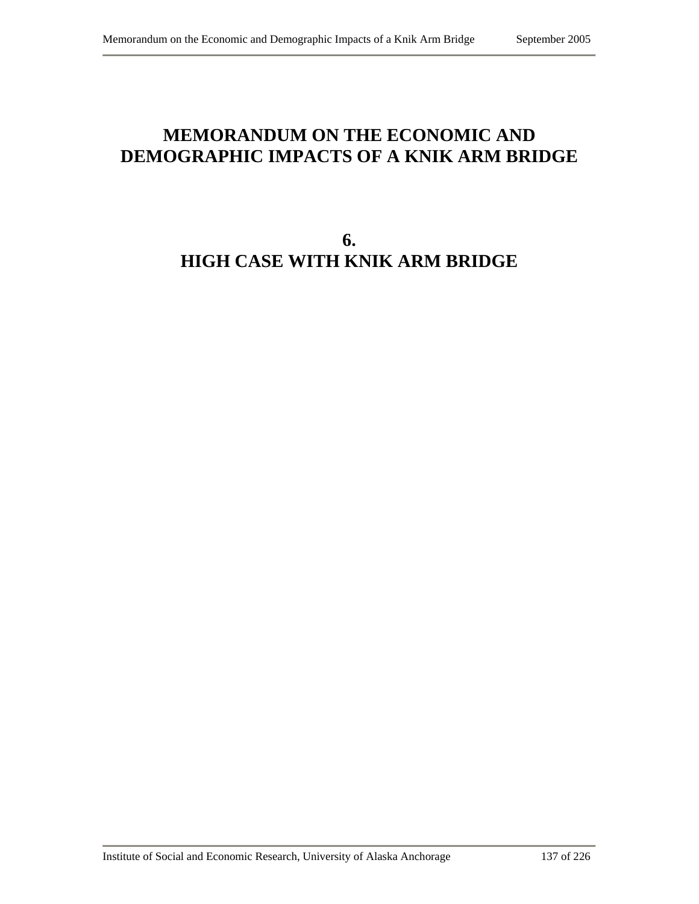# MEMORANDUM ON THE ECONOMIC AND DEMOGRAPHIC IMPACTS OF A KNIK ARM BRIDGE

## 6.
## HIGH CASE WITH KNIK ARM BRIDGE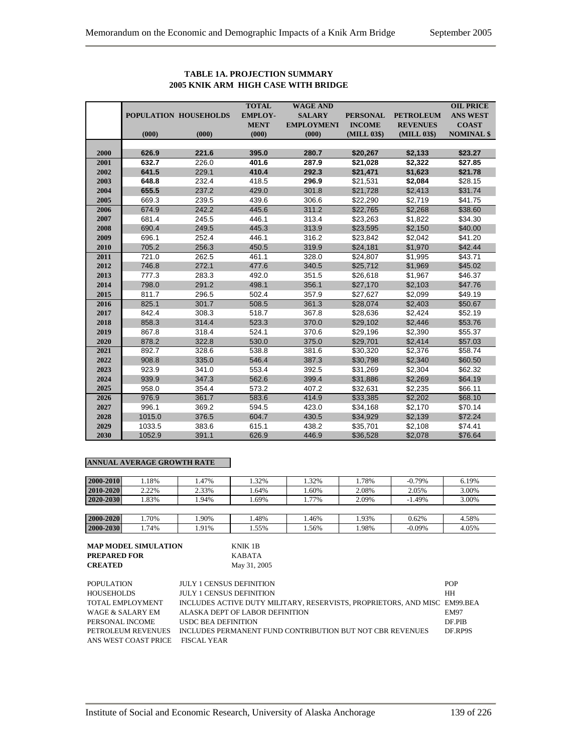**TABLE 1A. PROJECTION SUMMARY**
**2005 KNIK ARM HIGH CASE WITH BRIDGE**

| | POPULATION (000) | HOUSEHOLDS (000) | TOTAL EMPLOY-MENT (000) | WAGE AND SALARY EMPLOYMENT (000) | PERSONAL INCOME (MILL 03$) | PETROLEUM REVENUES (MILL 03$) | OIL PRICE ANS WEST COAST NOMINAL $ |
|---|---|---|---|---|---|---|---|
| 2000 | 626.9 | 221.6 | 395.0 | 280.7 | $20,267 | $2,133 | $23.27 |
| 2001 | 632.7 | 226.0 | 401.6 | 287.9 | $21,028 | $2,322 | $27.85 |
| 2002 | 641.5 | 229.1 | 410.4 | 292.3 | $21,471 | $1,623 | $21.78 |
| 2003 | 648.8 | 232.4 | 418.5 | 296.9 | $21,531 | $2,084 | $28.15 |
| 2004 | 655.5 | 237.2 | 429.0 | 301.8 | $21,728 | $2,413 | $31.74 |
| 2005 | 669.3 | 239.5 | 439.6 | 306.6 | $22,290 | $2,719 | $41.75 |
| 2006 | 674.9 | 242.2 | 445.6 | 311.2 | $22,765 | $2,268 | $38.60 |
| 2007 | 681.4 | 245.5 | 446.1 | 313.4 | $23,263 | $1,822 | $34.30 |
| 2008 | 690.4 | 249.5 | 445.3 | 313.9 | $23,595 | $2,150 | $40.00 |
| 2009 | 696.1 | 252.4 | 446.1 | 316.2 | $23,842 | $2,042 | $41.20 |
| 2010 | 705.2 | 256.3 | 450.5 | 319.9 | $24,181 | $1,970 | $42.44 |
| 2011 | 721.0 | 262.5 | 461.1 | 328.0 | $24,807 | $1,995 | $43.71 |
| 2012 | 746.8 | 272.1 | 477.6 | 340.5 | $25,712 | $1,969 | $45.02 |
| 2013 | 777.3 | 283.3 | 492.0 | 351.5 | $26,618 | $1,967 | $46.37 |
| 2014 | 798.0 | 291.2 | 498.1 | 356.1 | $27,170 | $2,103 | $47.76 |
| 2015 | 811.7 | 296.5 | 502.4 | 357.9 | $27,627 | $2,099 | $49.19 |
| 2016 | 825.1 | 301.7 | 508.5 | 361.3 | $28,074 | $2,403 | $50.67 |
| 2017 | 842.4 | 308.3 | 518.7 | 367.8 | $28,636 | $2,424 | $52.19 |
| 2018 | 858.3 | 314.4 | 523.3 | 370.0 | $29,102 | $2,446 | $53.76 |
| 2019 | 867.8 | 318.4 | 524.1 | 370.6 | $29,196 | $2,390 | $55.37 |
| 2020 | 878.2 | 322.8 | 530.0 | 375.0 | $29,701 | $2,414 | $57.03 |
| 2021 | 892.7 | 328.6 | 538.8 | 381.6 | $30,320 | $2,376 | $58.74 |
| 2022 | 908.8 | 335.0 | 546.4 | 387.3 | $30,798 | $2,340 | $60.50 |
| 2023 | 923.9 | 341.0 | 553.4 | 392.5 | $31,269 | $2,304 | $62.32 |
| 2024 | 939.9 | 347.3 | 562.6 | 399.4 | $31,886 | $2,269 | $64.19 |
| 2025 | 958.0 | 354.4 | 573.2 | 407.2 | $32,631 | $2,235 | $66.11 |
| 2026 | 976.9 | 361.7 | 583.6 | 414.9 | $33,385 | $2,202 | $68.10 |
| 2027 | 996.1 | 369.2 | 594.5 | 423.0 | $34,168 | $2,170 | $70.14 |
| 2028 | 1015.0 | 376.5 | 604.7 | 430.5 | $34,929 | $2,139 | $72.24 |
| 2029 | 1033.5 | 383.6 | 615.1 | 438.2 | $35,701 | $2,108 | $74.41 |
| 2030 | 1052.9 | 391.1 | 626.9 | 446.9 | $36,528 | $2,078 | $76.64 |

**ANNUAL AVERAGE GROWTH RATE**

| | | | | | | | |
|---|---|---|---|---|---|---|---|
| 2000-2010 | 1.18% | 1.47% | 1.32% | 1.32% | 1.78% | -0.79% | 6.19% |
| 2010-2020 | 2.22% | 2.33% | 1.64% | 1.60% | 2.08% | 2.05% | 3.00% |
| 2020-2030 | 1.83% | 1.94% | 1.69% | 1.77% | 2.09% | -1.49% | 3.00% |
| | | | | | | | |
| 2000-2020 | 1.70% | 1.90% | 1.48% | 1.46% | 1.93% | 0.62% | 4.58% |
| 2000-2030 | 1.74% | 1.91% | 1.55% | 1.56% | 1.98% | -0.09% | 4.05% |

**MAP MODEL SIMULATION** KNIK 1B
**PREPARED FOR** KABATA
**CREATED** May 31, 2005

| | | |
|---|---|---|
| POPULATION | JULY 1 CENSUS DEFINITION | POP |
| HOUSEHOLDS | JULY 1 CENSUS DEFINITION | HH |
| TOTAL EMPLOYMENT | INCLUDES ACTIVE DUTY MILITARY, RESERVISTS, PROPRIETORS, AND MISC | EM99.BEA |
| WAGE & SALARY EM | ALASKA DEPT OF LABOR DEFINITION | EM97 |
| PERSONAL INCOME | USDC BEA DEFINITION | DF.PIB |
| PETROLEUM REVENUES | INCLUDES PERMANENT FUND CONTRIBUTION BUT NOT CBR REVENUES | DF.RP9S |
| ANS WEST COAST PRICE | FISCAL YEAR | |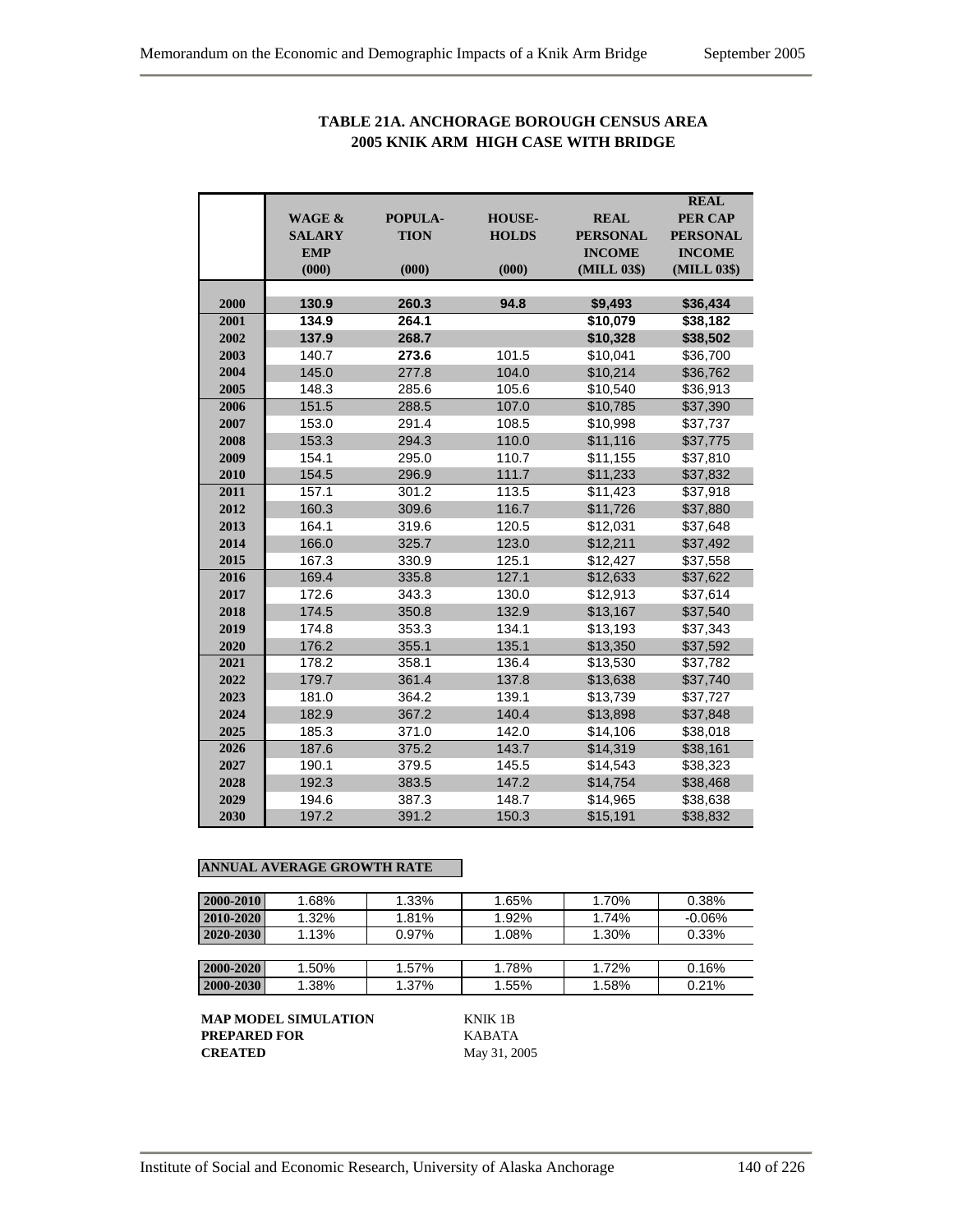## TABLE 21A. ANCHORAGE BOROUGH CENSUS AREA
## 2005 KNIK ARM HIGH CASE WITH BRIDGE

| | WAGE & SALARY EMP (000) | POPULA-TION (000) | HOUSE-HOLDS (000) | REAL PERSONAL INCOME (MILL 03$) | REAL PER CAP PERSONAL INCOME (MILL 03$) |
|---|---|---|---|---|---|
| 2000 | 130.9 | 260.3 | 94.8 | $9,493 | $36,434 |
| 2001 | 134.9 | 264.1 | | $10,079 | $38,182 |
| 2002 | 137.9 | 268.7 | | $10,328 | $38,502 |
| 2003 | 140.7 | 273.6 | 101.5 | $10,041 | $36,700 |
| 2004 | 145.0 | 277.8 | 104.0 | $10,214 | $36,762 |
| 2005 | 148.3 | 285.6 | 105.6 | $10,540 | $36,913 |
| 2006 | 151.5 | 288.5 | 107.0 | $10,785 | $37,390 |
| 2007 | 153.0 | 291.4 | 108.5 | $10,998 | $37,737 |
| 2008 | 153.3 | 294.3 | 110.0 | $11,116 | $37,775 |
| 2009 | 154.1 | 295.0 | 110.7 | $11,155 | $37,810 |
| 2010 | 154.5 | 296.9 | 111.7 | $11,233 | $37,832 |
| 2011 | 157.1 | 301.2 | 113.5 | $11,423 | $37,918 |
| 2012 | 160.3 | 309.6 | 116.7 | $11,726 | $37,880 |
| 2013 | 164.1 | 319.6 | 120.5 | $12,031 | $37,648 |
| 2014 | 166.0 | 325.7 | 123.0 | $12,211 | $37,492 |
| 2015 | 167.3 | 330.9 | 125.1 | $12,427 | $37,558 |
| 2016 | 169.4 | 335.8 | 127.1 | $12,633 | $37,622 |
| 2017 | 172.6 | 343.3 | 130.0 | $12,913 | $37,614 |
| 2018 | 174.5 | 350.8 | 132.9 | $13,167 | $37,540 |
| 2019 | 174.8 | 353.3 | 134.1 | $13,193 | $37,343 |
| 2020 | 176.2 | 355.1 | 135.1 | $13,350 | $37,592 |
| 2021 | 178.2 | 358.1 | 136.4 | $13,530 | $37,782 |
| 2022 | 179.7 | 361.4 | 137.8 | $13,638 | $37,740 |
| 2023 | 181.0 | 364.2 | 139.1 | $13,739 | $37,727 |
| 2024 | 182.9 | 367.2 | 140.4 | $13,898 | $37,848 |
| 2025 | 185.3 | 371.0 | 142.0 | $14,106 | $38,018 |
| 2026 | 187.6 | 375.2 | 143.7 | $14,319 | $38,161 |
| 2027 | 190.1 | 379.5 | 145.5 | $14,543 | $38,323 |
| 2028 | 192.3 | 383.5 | 147.2 | $14,754 | $38,468 |
| 2029 | 194.6 | 387.3 | 148.7 | $14,965 | $38,638 |
| 2030 | 197.2 | 391.2 | 150.3 | $15,191 | $38,832 |

**ANNUAL AVERAGE GROWTH RATE**

| | | | | | |
|---|---|---|---|---|---|
| 2000-2010 | 1.68% | 1.33% | 1.65% | 1.70% | 0.38% |
| 2010-2020 | 1.32% | 1.81% | 1.92% | 1.74% | -0.06% |
| 2020-2030 | 1.13% | 0.97% | 1.08% | 1.30% | 0.33% |
| 2000-2020 | 1.50% | 1.57% | 1.78% | 1.72% | 0.16% |
| 2000-2030 | 1.38% | 1.37% | 1.55% | 1.58% | 0.21% |

**MAP MODEL SIMULATION** KNIK 1B
**PREPARED FOR** KABATA
**CREATED** May 31, 2005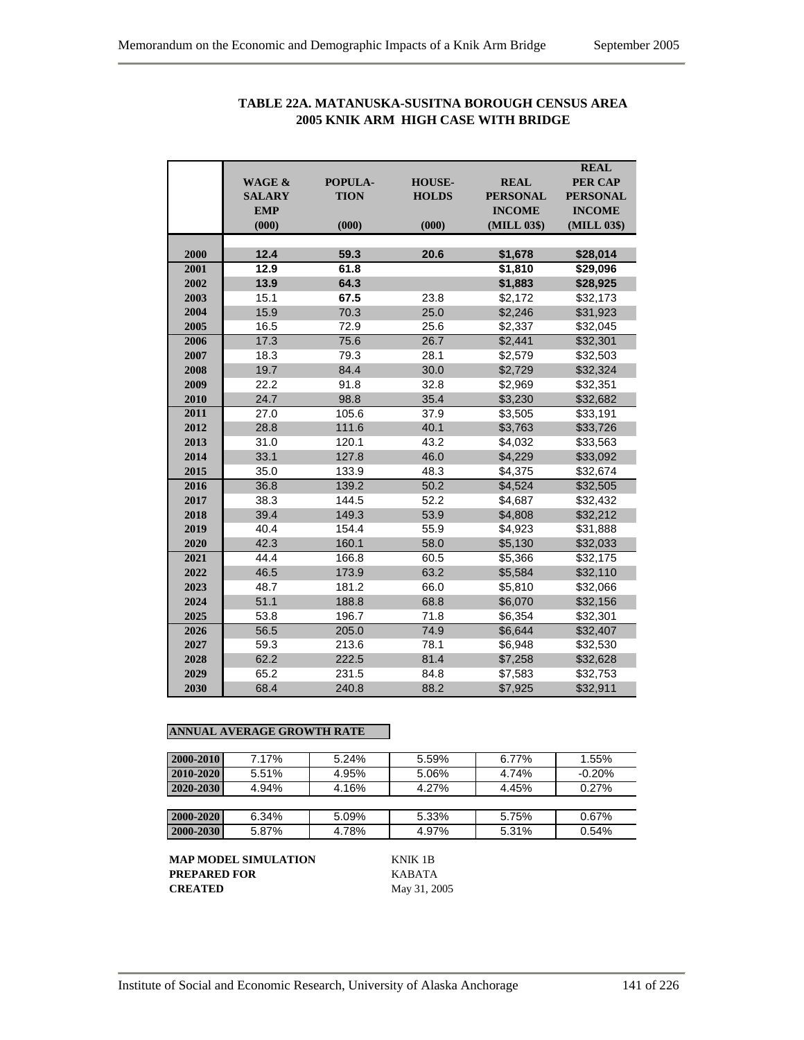# TABLE 22A. MATANUSKA-SUSITNA BOROUGH CENSUS AREA 2005 KNIK ARM HIGH CASE WITH BRIDGE

| | WAGE & SALARY EMP (000) | POPULA-TION (000) | HOUSE-HOLDS (000) | REAL PERSONAL INCOME (MILL 03$) | REAL PER CAP PERSONAL INCOME (MILL 03$) |
|---|---|---|---|---|---|
| 2000 | **12.4** | **59.3** | **20.6** | **$1,678** | **$28,014** |
| 2001 | **12.9** | **61.8** | | **$1,810** | **$29,096** |
| 2002 | **13.9** | **64.3** | | **$1,883** | **$28,925** |
| 2003 | 15.1 | **67.5** | 23.8 | $2,172 | $32,173 |
| 2004 | 15.9 | 70.3 | 25.0 | $2,246 | $31,923 |
| 2005 | 16.5 | 72.9 | 25.6 | $2,337 | $32,045 |
| 2006 | 17.3 | 75.6 | 26.7 | $2,441 | $32,301 |
| 2007 | 18.3 | 79.3 | 28.1 | $2,579 | $32,503 |
| 2008 | 19.7 | 84.4 | 30.0 | $2,729 | $32,324 |
| 2009 | 22.2 | 91.8 | 32.8 | $2,969 | $32,351 |
| 2010 | 24.7 | 98.8 | 35.4 | $3,230 | $32,682 |
| 2011 | 27.0 | 105.6 | 37.9 | $3,505 | $33,191 |
| 2012 | 28.8 | 111.6 | 40.1 | $3,763 | $33,726 |
| 2013 | 31.0 | 120.1 | 43.2 | $4,032 | $33,563 |
| 2014 | 33.1 | 127.8 | 46.0 | $4,229 | $33,092 |
| 2015 | 35.0 | 133.9 | 48.3 | $4,375 | $32,674 |
| 2016 | 36.8 | 139.2 | 50.2 | $4,524 | $32,505 |
| 2017 | 38.3 | 144.5 | 52.2 | $4,687 | $32,432 |
| 2018 | 39.4 | 149.3 | 53.9 | $4,808 | $32,212 |
| 2019 | 40.4 | 154.4 | 55.9 | $4,923 | $31,888 |
| 2020 | 42.3 | 160.1 | 58.0 | $5,130 | $32,033 |
| 2021 | 44.4 | 166.8 | 60.5 | $5,366 | $32,175 |
| 2022 | 46.5 | 173.9 | 63.2 | $5,584 | $32,110 |
| 2023 | 48.7 | 181.2 | 66.0 | $5,810 | $32,066 |
| 2024 | 51.1 | 188.8 | 68.8 | $6,070 | $32,156 |
| 2025 | 53.8 | 196.7 | 71.8 | $6,354 | $32,301 |
| 2026 | 56.5 | 205.0 | 74.9 | $6,644 | $32,407 |
| 2027 | 59.3 | 213.6 | 78.1 | $6,948 | $32,530 |
| 2028 | 62.2 | 222.5 | 81.4 | $7,258 | $32,628 |
| 2029 | 65.2 | 231.5 | 84.8 | $7,583 | $32,753 |
| 2030 | 68.4 | 240.8 | 88.2 | $7,925 | $32,911 |

**ANNUAL AVERAGE GROWTH RATE**

| | | | | | |
|---|---|---|---|---|---|
| 2000-2010 | 7.17% | 5.24% | 5.59% | 6.77% | 1.55% |
| 2010-2020 | 5.51% | 4.95% | 5.06% | 4.74% | -0.20% |
| 2020-2030 | 4.94% | 4.16% | 4.27% | 4.45% | 0.27% |
| | | | | | |
| 2000-2020 | 6.34% | 5.09% | 5.33% | 5.75% | 0.67% |
| 2000-2030 | 5.87% | 4.78% | 4.97% | 5.31% | 0.54% |

**MAP MODEL SIMULATION** KNIK 1B
**PREPARED FOR** KABATA
**CREATED** May 31, 2005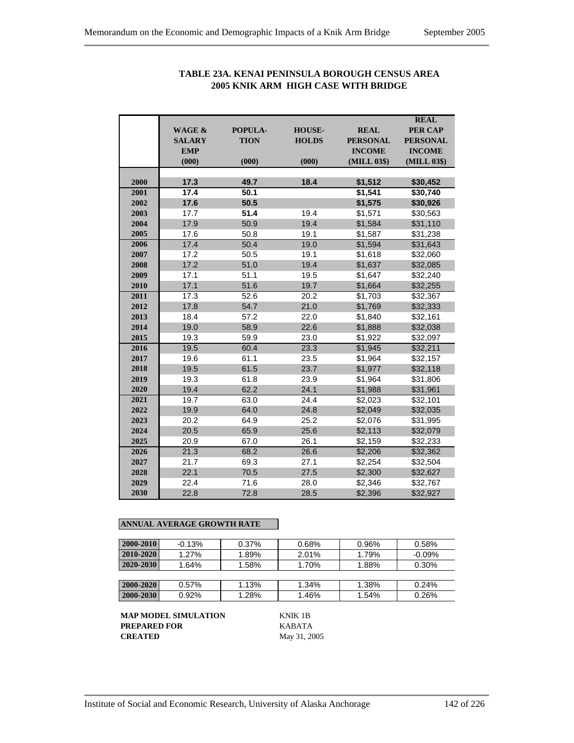**TABLE 23A. KENAI PENINSULA BOROUGH CENSUS AREA**
**2005 KNIK ARM HIGH CASE WITH BRIDGE**

| | WAGE & SALARY EMP (000) | POPULA-TION (000) | HOUSE-HOLDS (000) | REAL PERSONAL INCOME (MILL 03$) | REAL PER CAP PERSONAL INCOME (MILL 03$) |
|---|---|---|---|---|---|
| 2000 | 17.3 | 49.7 | 18.4 | $1,512 | $30,452 |
| 2001 | 17.4 | 50.1 | | $1,541 | $30,740 |
| 2002 | 17.6 | 50.5 | | $1,575 | $30,926 |
| 2003 | 17.7 | 51.4 | 19.4 | $1,571 | $30,563 |
| 2004 | 17.9 | 50.9 | 19.4 | $1,584 | $31,110 |
| 2005 | 17.6 | 50.8 | 19.1 | $1,587 | $31,238 |
| 2006 | 17.4 | 50.4 | 19.0 | $1,594 | $31,643 |
| 2007 | 17.2 | 50.5 | 19.1 | $1,618 | $32,060 |
| 2008 | 17.2 | 51.0 | 19.4 | $1,637 | $32,085 |
| 2009 | 17.1 | 51.1 | 19.5 | $1,647 | $32,240 |
| 2010 | 17.1 | 51.6 | 19.7 | $1,664 | $32,255 |
| 2011 | 17.3 | 52.6 | 20.2 | $1,703 | $32,367 |
| 2012 | 17.8 | 54.7 | 21.0 | $1,769 | $32,333 |
| 2013 | 18.4 | 57.2 | 22.0 | $1,840 | $32,161 |
| 2014 | 19.0 | 58.9 | 22.6 | $1,888 | $32,038 |
| 2015 | 19.3 | 59.9 | 23.0 | $1,922 | $32,097 |
| 2016 | 19.5 | 60.4 | 23.3 | $1,945 | $32,211 |
| 2017 | 19.6 | 61.1 | 23.5 | $1,964 | $32,157 |
| 2018 | 19.5 | 61.5 | 23.7 | $1,977 | $32,118 |
| 2019 | 19.3 | 61.8 | 23.9 | $1,964 | $31,806 |
| 2020 | 19.4 | 62.2 | 24.1 | $1,988 | $31,961 |
| 2021 | 19.7 | 63.0 | 24.4 | $2,023 | $32,101 |
| 2022 | 19.9 | 64.0 | 24.8 | $2,049 | $32,035 |
| 2023 | 20.2 | 64.9 | 25.2 | $2,076 | $31,995 |
| 2024 | 20.5 | 65.9 | 25.6 | $2,113 | $32,079 |
| 2025 | 20.9 | 67.0 | 26.1 | $2,159 | $32,233 |
| 2026 | 21.3 | 68.2 | 26.6 | $2,206 | $32,362 |
| 2027 | 21.7 | 69.3 | 27.1 | $2,254 | $32,504 |
| 2028 | 22.1 | 70.5 | 27.5 | $2,300 | $32,627 |
| 2029 | 22.4 | 71.6 | 28.0 | $2,346 | $32,767 |
| 2030 | 22.8 | 72.8 | 28.5 | $2,396 | $32,927 |

**ANNUAL AVERAGE GROWTH RATE**

| | | | | | |
|---|---|---|---|---|---|
| 2000-2010 | -0.13% | 0.37% | 0.68% | 0.96% | 0.58% |
| 2010-2020 | 1.27% | 1.89% | 2.01% | 1.79% | -0.09% |
| 2020-2030 | 1.64% | 1.58% | 1.70% | 1.88% | 0.30% |
| | | | | | |
| 2000-2020 | 0.57% | 1.13% | 1.34% | 1.38% | 0.24% |
| 2000-2030 | 0.92% | 1.28% | 1.46% | 1.54% | 0.26% |

| | |
|---|---|
| **MAP MODEL SIMULATION** | KNIK 1B |
| **PREPARED FOR** | KABATA |
| **CREATED** | May 31, 2005 |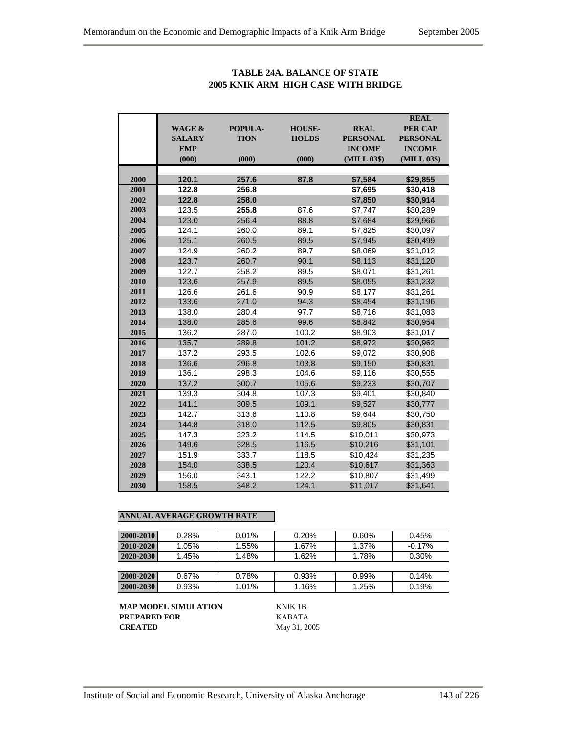**TABLE 24A. BALANCE OF STATE**
**2005 KNIK ARM HIGH CASE WITH BRIDGE**

| | WAGE & SALARY EMP (000) | POPULA-TION (000) | HOUSE-HOLDS (000) | REAL PERSONAL INCOME (MILL 03$) | REAL PER CAP PERSONAL INCOME (MILL 03$) |
|---|---|---|---|---|---|
| 2000 | **120.1** | **257.6** | **87.8** | **$7,584** | **$29,855** |
| 2001 | **122.8** | **256.8** | | **$7,695** | **$30,418** |
| 2002 | **122.8** | **258.0** | | **$7,850** | **$30,914** |
| 2003 | 123.5 | **255.8** | 87.6 | $7,747 | $30,289 |
| 2004 | 123.0 | 256.4 | 88.8 | $7,684 | $29,966 |
| 2005 | 124.1 | 260.0 | 89.1 | $7,825 | $30,097 |
| 2006 | 125.1 | 260.5 | 89.5 | $7,945 | $30,499 |
| 2007 | 124.9 | 260.2 | 89.7 | $8,069 | $31,012 |
| 2008 | 123.7 | 260.7 | 90.1 | $8,113 | $31,120 |
| 2009 | 122.7 | 258.2 | 89.5 | $8,071 | $31,261 |
| 2010 | 123.6 | 257.9 | 89.5 | $8,055 | $31,232 |
| 2011 | 126.6 | 261.6 | 90.9 | $8,177 | $31,261 |
| 2012 | 133.6 | 271.0 | 94.3 | $8,454 | $31,196 |
| 2013 | 138.0 | 280.4 | 97.7 | $8,716 | $31,083 |
| 2014 | 138.0 | 285.6 | 99.6 | $8,842 | $30,954 |
| 2015 | 136.2 | 287.0 | 100.2 | $8,903 | $31,017 |
| 2016 | 135.7 | 289.8 | 101.2 | $8,972 | $30,962 |
| 2017 | 137.2 | 293.5 | 102.6 | $9,072 | $30,908 |
| 2018 | 136.6 | 296.8 | 103.8 | $9,150 | $30,831 |
| 2019 | 136.1 | 298.3 | 104.6 | $9,116 | $30,555 |
| 2020 | 137.2 | 300.7 | 105.6 | $9,233 | $30,707 |
| 2021 | 139.3 | 304.8 | 107.3 | $9,401 | $30,840 |
| 2022 | 141.1 | 309.5 | 109.1 | $9,527 | $30,777 |
| 2023 | 142.7 | 313.6 | 110.8 | $9,644 | $30,750 |
| 2024 | 144.8 | 318.0 | 112.5 | $9,805 | $30,831 |
| 2025 | 147.3 | 323.2 | 114.5 | $10,011 | $30,973 |
| 2026 | 149.6 | 328.5 | 116.5 | $10,216 | $31,101 |
| 2027 | 151.9 | 333.7 | 118.5 | $10,424 | $31,235 |
| 2028 | 154.0 | 338.5 | 120.4 | $10,617 | $31,363 |
| 2029 | 156.0 | 343.1 | 122.2 | $10,807 | $31,499 |
| 2030 | 158.5 | 348.2 | 124.1 | $11,017 | $31,641 |

**ANNUAL AVERAGE GROWTH RATE**

| | | | | | |
|---|---|---|---|---|---|
| 2000-2010 | 0.28% | 0.01% | 0.20% | 0.60% | 0.45% |
| 2010-2020 | 1.05% | 1.55% | 1.67% | 1.37% | -0.17% |
| 2020-2030 | 1.45% | 1.48% | 1.62% | 1.78% | 0.30% |
| | | | | | |
| 2000-2020 | 0.67% | 0.78% | 0.93% | 0.99% | 0.14% |
| 2000-2030 | 0.93% | 1.01% | 1.16% | 1.25% | 0.19% |

**MAP MODEL SIMULATION** KNIK 1B
**PREPARED FOR** KABATA
**CREATED** May 31, 2005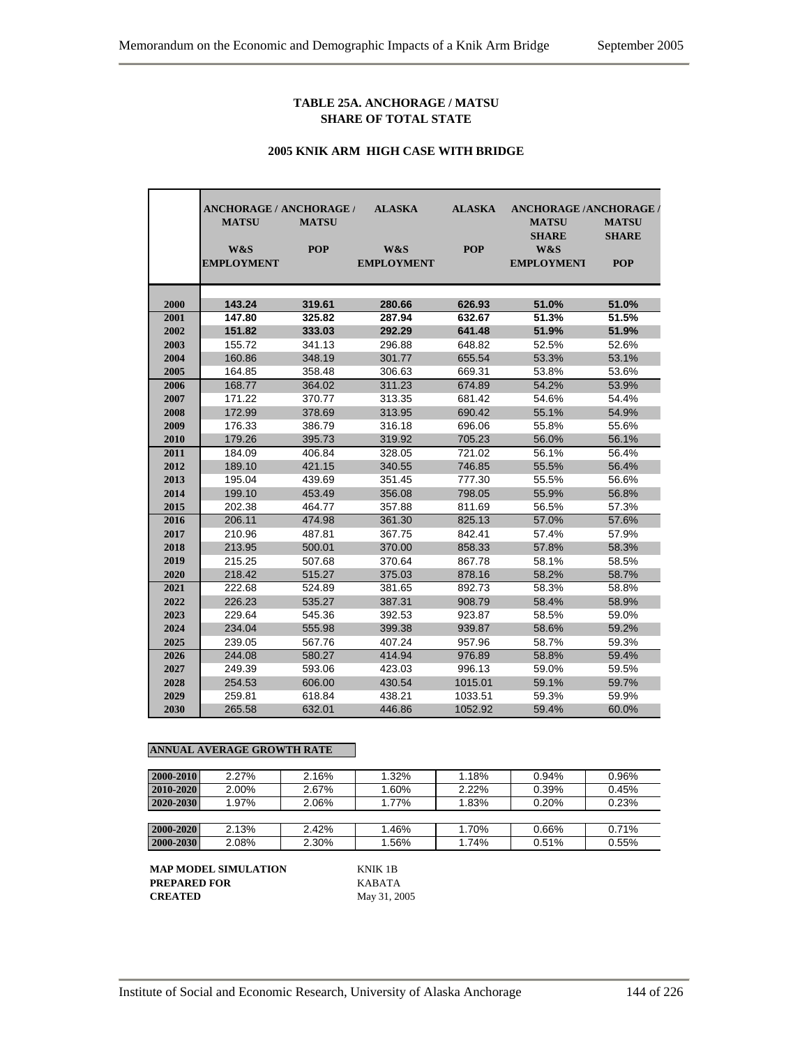**TABLE 25A. ANCHORAGE / MATSU SHARE OF TOTAL STATE**

**2005 KNIK ARM HIGH CASE WITH BRIDGE**

| | ANCHORAGE / MATSU W&S EMPLOYMENT | ANCHORAGE / MATSU POP | ALASKA W&S EMPLOYMENT | ALASKA POP | ANCHORAGE / MATSU SHARE W&S EMPLOYMENT | ANCHORAGE / MATSU SHARE POP |
|---|---|---|---|---|---|---|
| **2000** | **143.24** | **319.61** | **280.66** | **626.93** | **51.0%** | **51.0%** |
| **2001** | **147.80** | **325.82** | **287.94** | **632.67** | **51.3%** | **51.5%** |
| **2002** | **151.82** | **333.03** | **292.29** | **641.48** | **51.9%** | **51.9%** |
| **2003** | 155.72 | 341.13 | 296.88 | 648.82 | 52.5% | 52.6% |
| **2004** | 160.86 | 348.19 | 301.77 | 655.54 | 53.3% | 53.1% |
| **2005** | 164.85 | 358.48 | 306.63 | 669.31 | 53.8% | 53.6% |
| **2006** | 168.77 | 364.02 | 311.23 | 674.89 | 54.2% | 53.9% |
| **2007** | 171.22 | 370.77 | 313.35 | 681.42 | 54.6% | 54.4% |
| **2008** | 172.99 | 378.69 | 313.95 | 690.42 | 55.1% | 54.9% |
| **2009** | 176.33 | 386.79 | 316.18 | 696.06 | 55.8% | 55.6% |
| **2010** | 179.26 | 395.73 | 319.92 | 705.23 | 56.0% | 56.1% |
| **2011** | 184.09 | 406.84 | 328.05 | 721.02 | 56.1% | 56.4% |
| **2012** | 189.10 | 421.15 | 340.55 | 746.85 | 55.5% | 56.4% |
| **2013** | 195.04 | 439.69 | 351.45 | 777.30 | 55.5% | 56.6% |
| **2014** | 199.10 | 453.49 | 356.08 | 798.05 | 55.9% | 56.8% |
| **2015** | 202.38 | 464.77 | 357.88 | 811.69 | 56.5% | 57.3% |
| **2016** | 206.11 | 474.98 | 361.30 | 825.13 | 57.0% | 57.6% |
| **2017** | 210.96 | 487.81 | 367.75 | 842.41 | 57.4% | 57.9% |
| **2018** | 213.95 | 500.01 | 370.00 | 858.33 | 57.8% | 58.3% |
| **2019** | 215.25 | 507.68 | 370.64 | 867.78 | 58.1% | 58.5% |
| **2020** | 218.42 | 515.27 | 375.03 | 878.16 | 58.2% | 58.7% |
| **2021** | 222.68 | 524.89 | 381.65 | 892.73 | 58.3% | 58.8% |
| **2022** | 226.23 | 535.27 | 387.31 | 908.79 | 58.4% | 58.9% |
| **2023** | 229.64 | 545.36 | 392.53 | 923.87 | 58.5% | 59.0% |
| **2024** | 234.04 | 555.98 | 399.38 | 939.87 | 58.6% | 59.2% |
| **2025** | 239.05 | 567.76 | 407.24 | 957.96 | 58.7% | 59.3% |
| **2026** | 244.08 | 580.27 | 414.94 | 976.89 | 58.8% | 59.4% |
| **2027** | 249.39 | 593.06 | 423.03 | 996.13 | 59.0% | 59.5% |
| **2028** | 254.53 | 606.00 | 430.54 | 1015.01 | 59.1% | 59.7% |
| **2029** | 259.81 | 618.84 | 438.21 | 1033.51 | 59.3% | 59.9% |
| **2030** | 265.58 | 632.01 | 446.86 | 1052.92 | 59.4% | 60.0% |

**ANNUAL AVERAGE GROWTH RATE**

| | | | | | | |
|---|---|---|---|---|---|---|
| **2000-2010** | 2.27% | 2.16% | 1.32% | 1.18% | 0.94% | 0.96% |
| **2010-2020** | 2.00% | 2.67% | 1.60% | 2.22% | 0.39% | 0.45% |
| **2020-2030** | 1.97% | 2.06% | 1.77% | 1.83% | 0.20% | 0.23% |
| | | | | | | |
| **2000-2020** | 2.13% | 2.42% | 1.46% | 1.70% | 0.66% | 0.71% |
| **2000-2030** | 2.08% | 2.30% | 1.56% | 1.74% | 0.51% | 0.55% |

**MAP MODEL SIMULATION** KNIK 1B
**PREPARED FOR** KABATA
**CREATED** May 31, 2005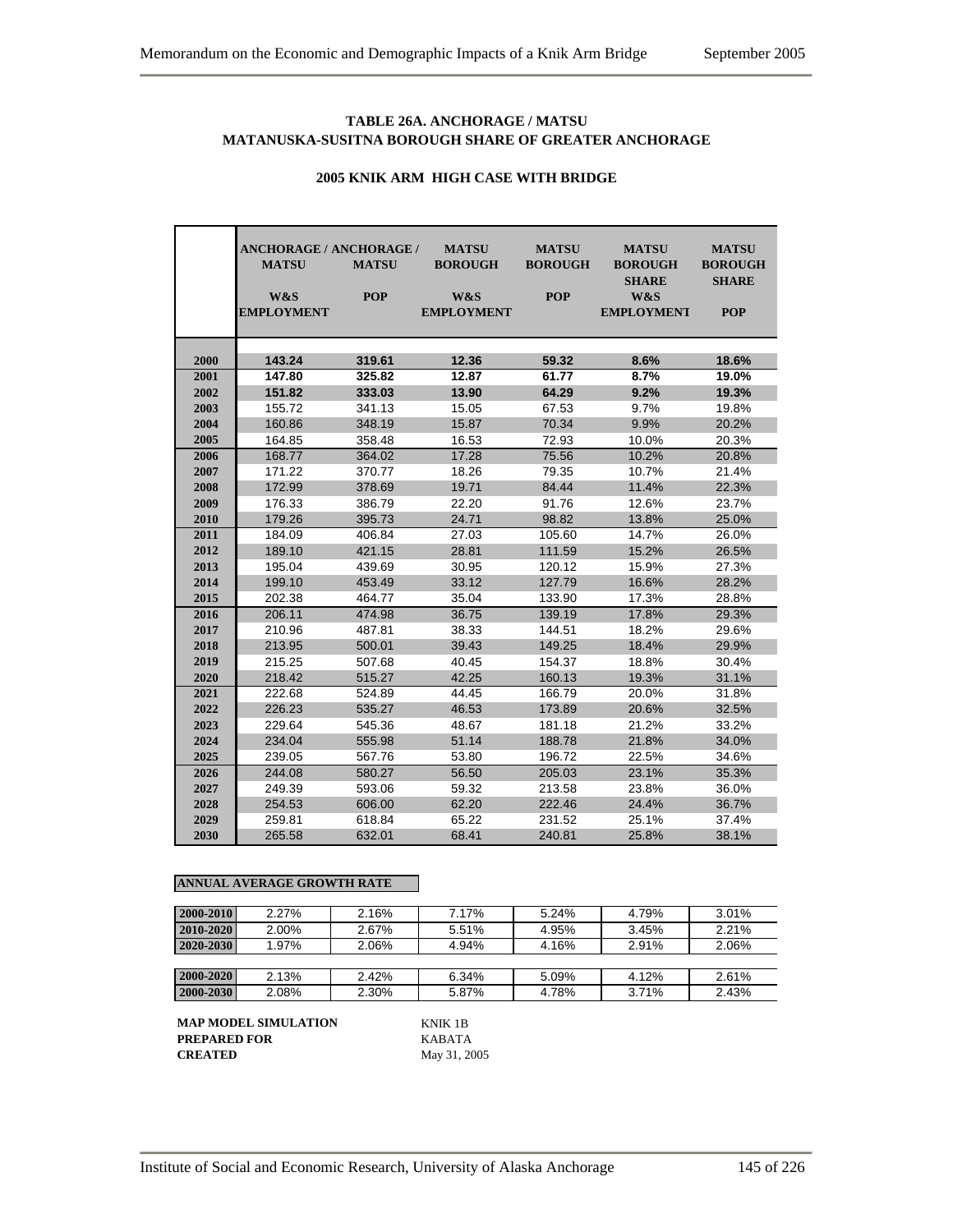### TABLE 26A. ANCHORAGE / MATSU
### MATANUSKA-SUSITNA BOROUGH SHARE OF GREATER ANCHORAGE

**2005 KNIK ARM HIGH CASE WITH BRIDGE**

| | ANCHORAGE / MATSU W&S EMPLOYMENT | ANCHORAGE / MATSU POP | MATSU BOROUGH W&S EMPLOYMENT | MATSU BOROUGH POP | MATSU BOROUGH SHARE W&S EMPLOYMENT | MATSU BOROUGH SHARE POP |
|---|---|---|---|---|---|---|
| 2000 | **143.24** | **319.61** | **12.36** | **59.32** | **8.6%** | **18.6%** |
| 2001 | **147.80** | **325.82** | **12.87** | **61.77** | **8.7%** | **19.0%** |
| 2002 | **151.82** | **333.03** | **13.90** | **64.29** | **9.2%** | **19.3%** |
| 2003 | 155.72 | 341.13 | 15.05 | 67.53 | 9.7% | 19.8% |
| 2004 | 160.86 | 348.19 | 15.87 | 70.34 | 9.9% | 20.2% |
| 2005 | 164.85 | 358.48 | 16.53 | 72.93 | 10.0% | 20.3% |
| 2006 | 168.77 | 364.02 | 17.28 | 75.56 | 10.2% | 20.8% |
| 2007 | 171.22 | 370.77 | 18.26 | 79.35 | 10.7% | 21.4% |
| 2008 | 172.99 | 378.69 | 19.71 | 84.44 | 11.4% | 22.3% |
| 2009 | 176.33 | 386.79 | 22.20 | 91.76 | 12.6% | 23.7% |
| 2010 | 179.26 | 395.73 | 24.71 | 98.82 | 13.8% | 25.0% |
| 2011 | 184.09 | 406.84 | 27.03 | 105.60 | 14.7% | 26.0% |
| 2012 | 189.10 | 421.15 | 28.81 | 111.59 | 15.2% | 26.5% |
| 2013 | 195.04 | 439.69 | 30.95 | 120.12 | 15.9% | 27.3% |
| 2014 | 199.10 | 453.49 | 33.12 | 127.79 | 16.6% | 28.2% |
| 2015 | 202.38 | 464.77 | 35.04 | 133.90 | 17.3% | 28.8% |
| 2016 | 206.11 | 474.98 | 36.75 | 139.19 | 17.8% | 29.3% |
| 2017 | 210.96 | 487.81 | 38.33 | 144.51 | 18.2% | 29.6% |
| 2018 | 213.95 | 500.01 | 39.43 | 149.25 | 18.4% | 29.9% |
| 2019 | 215.25 | 507.68 | 40.45 | 154.37 | 18.8% | 30.4% |
| 2020 | 218.42 | 515.27 | 42.25 | 160.13 | 19.3% | 31.1% |
| 2021 | 222.68 | 524.89 | 44.45 | 166.79 | 20.0% | 31.8% |
| 2022 | 226.23 | 535.27 | 46.53 | 173.89 | 20.6% | 32.5% |
| 2023 | 229.64 | 545.36 | 48.67 | 181.18 | 21.2% | 33.2% |
| 2024 | 234.04 | 555.98 | 51.14 | 188.78 | 21.8% | 34.0% |
| 2025 | 239.05 | 567.76 | 53.80 | 196.72 | 22.5% | 34.6% |
| 2026 | 244.08 | 580.27 | 56.50 | 205.03 | 23.1% | 35.3% |
| 2027 | 249.39 | 593.06 | 59.32 | 213.58 | 23.8% | 36.0% |
| 2028 | 254.53 | 606.00 | 62.20 | 222.46 | 24.4% | 36.7% |
| 2029 | 259.81 | 618.84 | 65.22 | 231.52 | 25.1% | 37.4% |
| 2030 | 265.58 | 632.01 | 68.41 | 240.81 | 25.8% | 38.1% |

**ANNUAL AVERAGE GROWTH RATE**

| | | | | | | |
|---|---|---|---|---|---|---|
| 2000-2010 | 2.27% | 2.16% | 7.17% | 5.24% | 4.79% | 3.01% |
| 2010-2020 | 2.00% | 2.67% | 5.51% | 4.95% | 3.45% | 2.21% |
| 2020-2030 | 1.97% | 2.06% | 4.94% | 4.16% | 2.91% | 2.06% |
| 2000-2020 | 2.13% | 2.42% | 6.34% | 5.09% | 4.12% | 2.61% |
| 2000-2030 | 2.08% | 2.30% | 5.87% | 4.78% | 3.71% | 2.43% |

**MAP MODEL SIMULATION** KNIK 1B
**PREPARED FOR** KABATA
**CREATED** May 31, 2005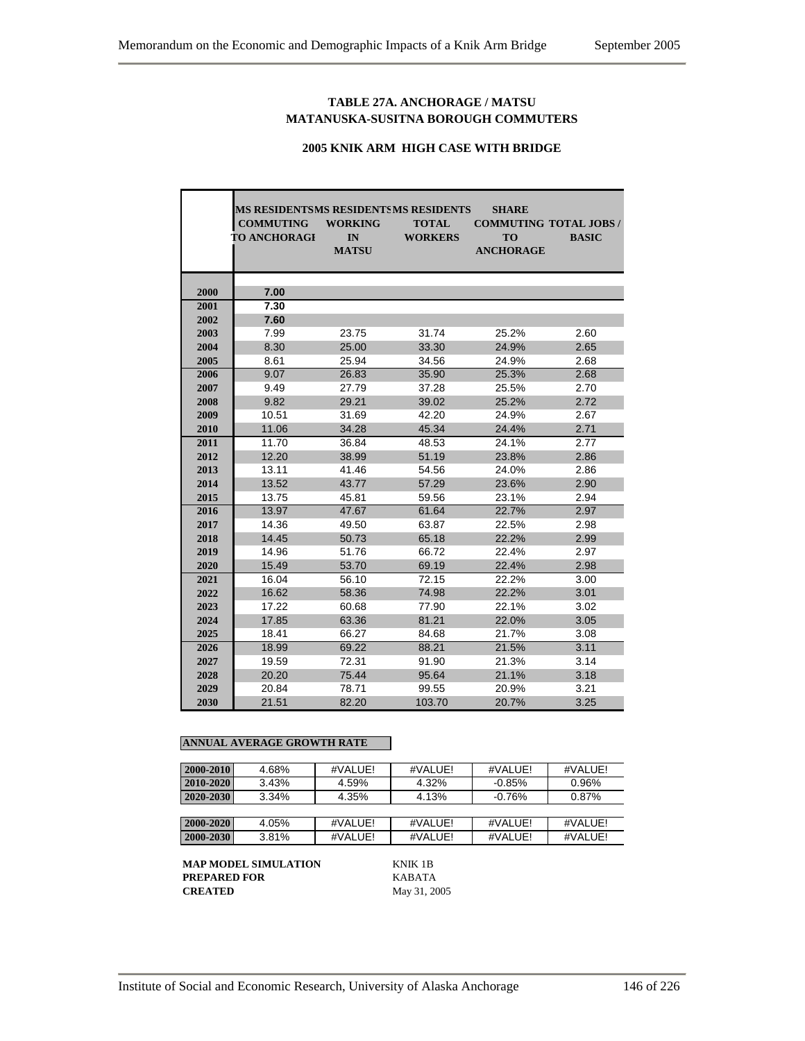### TABLE 27A. ANCHORAGE / MATSU
### MATANUSKA-SUSITNA BOROUGH COMMUTERS

#### 2005 KNIK ARM HIGH CASE WITH BRIDGE

| | MS RESIDENTS COMMUTING TO ANCHORAGE | MS RESIDENTS WORKING IN MATSU | MS RESIDENTS TOTAL WORKERS | SHARE COMMUTING TO ANCHORAGE | TOTAL JOBS / BASIC |
|---|---|---|---|---|---|
| 2000 | 7.00 | | | | |
| 2001 | 7.30 | | | | |
| 2002 | 7.60 | | | | |
| 2003 | 7.99 | 23.75 | 31.74 | 25.2% | 2.60 |
| 2004 | 8.30 | 25.00 | 33.30 | 24.9% | 2.65 |
| 2005 | 8.61 | 25.94 | 34.56 | 24.9% | 2.68 |
| 2006 | 9.07 | 26.83 | 35.90 | 25.3% | 2.68 |
| 2007 | 9.49 | 27.79 | 37.28 | 25.5% | 2.70 |
| 2008 | 9.82 | 29.21 | 39.02 | 25.2% | 2.72 |
| 2009 | 10.51 | 31.69 | 42.20 | 24.9% | 2.67 |
| 2010 | 11.06 | 34.28 | 45.34 | 24.4% | 2.71 |
| 2011 | 11.70 | 36.84 | 48.53 | 24.1% | 2.77 |
| 2012 | 12.20 | 38.99 | 51.19 | 23.8% | 2.86 |
| 2013 | 13.11 | 41.46 | 54.56 | 24.0% | 2.86 |
| 2014 | 13.52 | 43.77 | 57.29 | 23.6% | 2.90 |
| 2015 | 13.75 | 45.81 | 59.56 | 23.1% | 2.94 |
| 2016 | 13.97 | 47.67 | 61.64 | 22.7% | 2.97 |
| 2017 | 14.36 | 49.50 | 63.87 | 22.5% | 2.98 |
| 2018 | 14.45 | 50.73 | 65.18 | 22.2% | 2.99 |
| 2019 | 14.96 | 51.76 | 66.72 | 22.4% | 2.97 |
| 2020 | 15.49 | 53.70 | 69.19 | 22.4% | 2.98 |
| 2021 | 16.04 | 56.10 | 72.15 | 22.2% | 3.00 |
| 2022 | 16.62 | 58.36 | 74.98 | 22.2% | 3.01 |
| 2023 | 17.22 | 60.68 | 77.90 | 22.1% | 3.02 |
| 2024 | 17.85 | 63.36 | 81.21 | 22.0% | 3.05 |
| 2025 | 18.41 | 66.27 | 84.68 | 21.7% | 3.08 |
| 2026 | 18.99 | 69.22 | 88.21 | 21.5% | 3.11 |
| 2027 | 19.59 | 72.31 | 91.90 | 21.3% | 3.14 |
| 2028 | 20.20 | 75.44 | 95.64 | 21.1% | 3.18 |
| 2029 | 20.84 | 78.71 | 99.55 | 20.9% | 3.21 |
| 2030 | 21.51 | 82.20 | 103.70 | 20.7% | 3.25 |

**ANNUAL AVERAGE GROWTH RATE**

| | | | | | |
|---|---|---|---|---|---|
| 2000-2010 | 4.68% | #VALUE! | #VALUE! | #VALUE! | #VALUE! |
| 2010-2020 | 3.43% | 4.59% | 4.32% | -0.85% | 0.96% |
| 2020-2030 | 3.34% | 4.35% | 4.13% | -0.76% | 0.87% |
| | | | | | |
| 2000-2020 | 4.05% | #VALUE! | #VALUE! | #VALUE! | #VALUE! |
| 2000-2030 | 3.81% | #VALUE! | #VALUE! | #VALUE! | #VALUE! |

**MAP MODEL SIMULATION** KNIK 1B
**PREPARED FOR** KABATA
**CREATED** May 31, 2005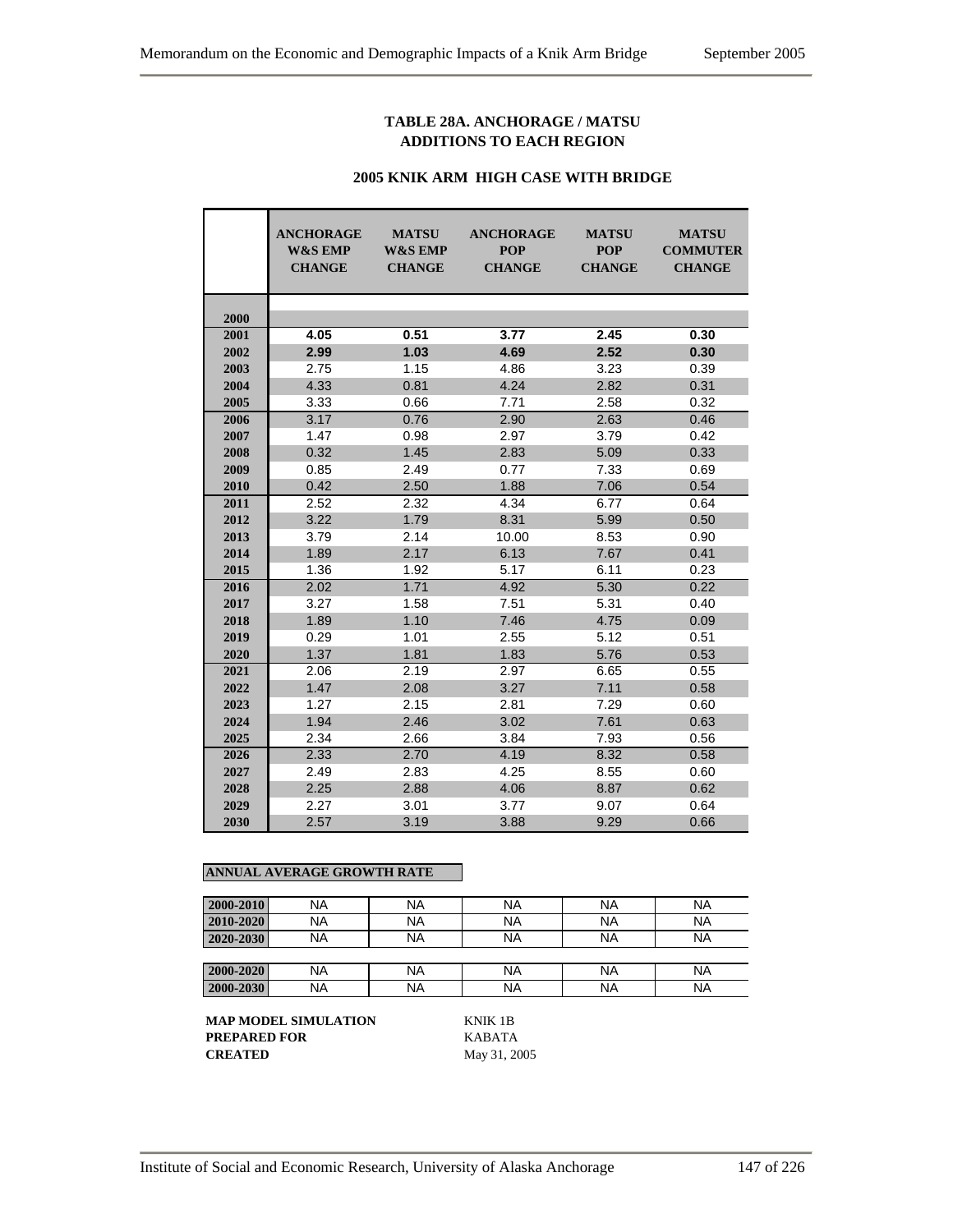# TABLE 28A. ANCHORAGE / MATSU ADDITIONS TO EACH REGION

## 2005 KNIK ARM HIGH CASE WITH BRIDGE

| | ANCHORAGE W&S EMP CHANGE | MATSU W&S EMP CHANGE | ANCHORAGE POP CHANGE | MATSU POP CHANGE | MATSU COMMUTER CHANGE |
|---|---|---|---|---|---|
| 2000 | | | | | |
| 2001 | **4.05** | **0.51** | **3.77** | **2.45** | **0.30** |
| 2002 | **2.99** | **1.03** | **4.69** | **2.52** | **0.30** |
| 2003 | 2.75 | 1.15 | 4.86 | 3.23 | 0.39 |
| 2004 | 4.33 | 0.81 | 4.24 | 2.82 | 0.31 |
| 2005 | 3.33 | 0.66 | 7.71 | 2.58 | 0.32 |
| 2006 | 3.17 | 0.76 | 2.90 | 2.63 | 0.46 |
| 2007 | 1.47 | 0.98 | 2.97 | 3.79 | 0.42 |
| 2008 | 0.32 | 1.45 | 2.83 | 5.09 | 0.33 |
| 2009 | 0.85 | 2.49 | 0.77 | 7.33 | 0.69 |
| 2010 | 0.42 | 2.50 | 1.88 | 7.06 | 0.54 |
| 2011 | 2.52 | 2.32 | 4.34 | 6.77 | 0.64 |
| 2012 | 3.22 | 1.79 | 8.31 | 5.99 | 0.50 |
| 2013 | 3.79 | 2.14 | 10.00 | 8.53 | 0.90 |
| 2014 | 1.89 | 2.17 | 6.13 | 7.67 | 0.41 |
| 2015 | 1.36 | 1.92 | 5.17 | 6.11 | 0.23 |
| 2016 | 2.02 | 1.71 | 4.92 | 5.30 | 0.22 |
| 2017 | 3.27 | 1.58 | 7.51 | 5.31 | 0.40 |
| 2018 | 1.89 | 1.10 | 7.46 | 4.75 | 0.09 |
| 2019 | 0.29 | 1.01 | 2.55 | 5.12 | 0.51 |
| 2020 | 1.37 | 1.81 | 1.83 | 5.76 | 0.53 |
| 2021 | 2.06 | 2.19 | 2.97 | 6.65 | 0.55 |
| 2022 | 1.47 | 2.08 | 3.27 | 7.11 | 0.58 |
| 2023 | 1.27 | 2.15 | 2.81 | 7.29 | 0.60 |
| 2024 | 1.94 | 2.46 | 3.02 | 7.61 | 0.63 |
| 2025 | 2.34 | 2.66 | 3.84 | 7.93 | 0.56 |
| 2026 | 2.33 | 2.70 | 4.19 | 8.32 | 0.58 |
| 2027 | 2.49 | 2.83 | 4.25 | 8.55 | 0.60 |
| 2028 | 2.25 | 2.88 | 4.06 | 8.87 | 0.62 |
| 2029 | 2.27 | 3.01 | 3.77 | 9.07 | 0.64 |
| 2030 | 2.57 | 3.19 | 3.88 | 9.29 | 0.66 |

**ANNUAL AVERAGE GROWTH RATE**

| | | | | | |
|---|---|---|---|---|---|
| 2000-2010 | NA | NA | NA | NA | NA |
| 2010-2020 | NA | NA | NA | NA | NA |
| 2020-2030 | NA | NA | NA | NA | NA |
| | | | | | |
| 2000-2020 | NA | NA | NA | NA | NA |
| 2000-2030 | NA | NA | NA | NA | NA |

**MAP MODEL SIMULATION** KNIK 1B
**PREPARED FOR** KABATA
**CREATED** May 31, 2005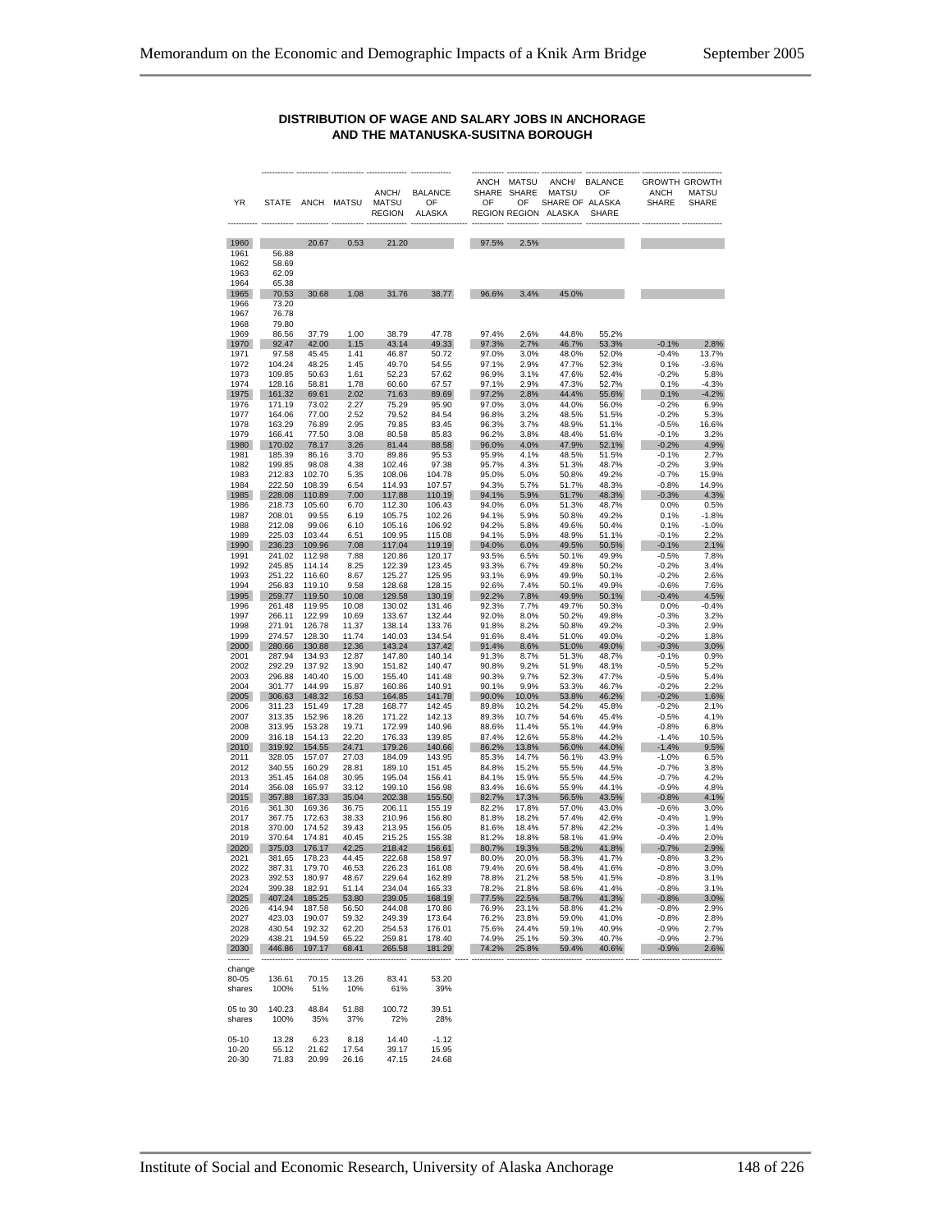**DISTRIBUTION OF WAGE AND SALARY JOBS IN ANCHORAGE AND THE MATANUSKA-SUSITNA BOROUGH**

| YR | STATE | ANCH | MATSU | ANCH/ MATSU REGION | BALANCE OF ALASKA | ANCH SHARE OF REGION | MATSU SHARE OF REGION | ANCH/ MATSU SHARE OF ALASKA | BALANCE OF ALASKA SHARE | GROWTH ANCH SHARE | GROWTH MATSU SHARE |
|---|---|---|---|---|---|---|---|---|---|---|---|
| 1960 | | 20.67 | 0.53 | 21.20 | | 97.5% | 2.5% | | | | |
| 1961 | 56.88 | | | | | | | | | | |
| 1962 | 58.69 | | | | | | | | | | |
| 1963 | 62.09 | | | | | | | | | | |
| 1964 | 65.38 | | | | | | | | | | |
| 1965 | 70.53 | 30.68 | 1.08 | 31.76 | 38.77 | 96.6% | 3.4% | 45.0% | | | |
| 1966 | 73.20 | | | | | | | | | | |
| 1967 | 76.78 | | | | | | | | | | |
| 1968 | 79.80 | | | | | | | | | | |
| 1969 | 86.56 | 37.79 | 1.00 | 38.79 | 47.78 | 97.4% | 2.6% | 44.8% | 55.2% | | |
| 1970 | 92.47 | 42.00 | 1.15 | 43.14 | 49.33 | 97.3% | 2.7% | 46.7% | 53.3% | -0.1% | 2.8% |
| 1971 | 97.58 | 45.45 | 1.41 | 46.87 | 50.72 | 97.0% | 3.0% | 48.0% | 52.0% | -0.4% | 13.7% |
| 1972 | 104.24 | 48.25 | 1.45 | 49.70 | 54.55 | 97.1% | 2.9% | 47.7% | 52.3% | 0.1% | -3.6% |
| 1973 | 109.85 | 50.63 | 1.61 | 52.23 | 57.62 | 96.9% | 3.1% | 47.6% | 52.4% | -0.2% | 5.8% |
| 1974 | 128.16 | 58.81 | 1.78 | 60.60 | 67.57 | 97.1% | 2.9% | 47.3% | 52.7% | 0.1% | -4.3% |
| 1975 | 161.32 | 69.61 | 2.02 | 71.63 | 89.69 | 97.2% | 2.8% | 44.4% | 55.6% | 0.1% | -4.2% |
| 1976 | 171.19 | 73.02 | 2.27 | 75.29 | 95.90 | 97.0% | 3.0% | 44.0% | 56.0% | -0.2% | 6.9% |
| 1977 | 164.06 | 77.00 | 2.52 | 79.52 | 84.54 | 96.8% | 3.2% | 48.5% | 51.5% | -0.2% | 5.3% |
| 1978 | 163.29 | 76.89 | 2.95 | 79.85 | 83.45 | 96.3% | 3.7% | 48.9% | 51.1% | -0.5% | 16.6% |
| 1979 | 166.41 | 77.50 | 3.08 | 80.58 | 85.83 | 96.2% | 3.8% | 48.4% | 51.6% | -0.1% | 3.2% |
| 1980 | 170.02 | 78.17 | 3.26 | 81.44 | 88.58 | 96.0% | 4.0% | 47.9% | 52.1% | -0.2% | 4.9% |
| 1981 | 185.39 | 86.16 | 3.70 | 89.86 | 95.53 | 95.9% | 4.1% | 48.5% | 51.5% | -0.1% | 2.7% |
| 1982 | 199.85 | 98.08 | 4.38 | 102.46 | 97.38 | 95.7% | 4.3% | 51.3% | 48.7% | -0.2% | 3.9% |
| 1983 | 212.83 | 102.70 | 5.35 | 108.06 | 104.78 | 95.0% | 5.0% | 50.8% | 49.2% | -0.7% | 15.9% |
| 1984 | 222.50 | 108.39 | 6.54 | 114.93 | 107.57 | 94.3% | 5.7% | 51.7% | 48.3% | -0.8% | 14.9% |
| 1985 | 228.08 | 110.89 | 7.00 | 117.88 | 110.19 | 94.1% | 5.9% | 51.7% | 48.3% | -0.3% | 4.3% |
| 1986 | 218.73 | 105.60 | 6.70 | 112.30 | 106.43 | 94.0% | 6.0% | 51.3% | 48.7% | 0.0% | 0.5% |
| 1987 | 208.01 | 99.55 | 6.19 | 105.75 | 102.26 | 94.1% | 5.9% | 50.8% | 49.2% | 0.1% | -1.8% |
| 1988 | 212.08 | 99.06 | 6.10 | 105.16 | 106.92 | 94.2% | 5.8% | 49.6% | 50.4% | 0.1% | -1.0% |
| 1989 | 225.03 | 103.44 | 6.51 | 109.95 | 115.08 | 94.1% | 5.9% | 48.9% | 51.1% | -0.1% | 2.2% |
| 1990 | 236.23 | 109.96 | 7.08 | 117.04 | 119.19 | 94.0% | 6.0% | 49.5% | 50.5% | -0.1% | 2.1% |
| 1991 | 241.02 | 112.98 | 7.88 | 120.86 | 120.17 | 93.5% | 6.5% | 50.1% | 49.9% | -0.5% | 7.8% |
| 1992 | 245.85 | 114.14 | 8.25 | 122.39 | 123.45 | 93.3% | 6.7% | 49.8% | 50.2% | -0.2% | 3.4% |
| 1993 | 251.22 | 116.60 | 8.67 | 125.27 | 125.95 | 93.1% | 6.9% | 49.9% | 50.1% | -0.2% | 2.6% |
| 1994 | 256.83 | 119.10 | 9.58 | 128.68 | 128.15 | 92.6% | 7.4% | 50.1% | 49.9% | -0.6% | 7.6% |
| 1995 | 259.77 | 119.50 | 10.08 | 129.58 | 130.19 | 92.2% | 7.8% | 49.9% | 50.1% | -0.4% | 4.5% |
| 1996 | 261.48 | 119.95 | 10.08 | 130.02 | 131.46 | 92.3% | 7.7% | 49.7% | 50.3% | 0.0% | -0.4% |
| 1997 | 266.11 | 122.99 | 10.69 | 133.67 | 132.44 | 92.0% | 8.0% | 50.2% | 49.8% | -0.3% | 3.2% |
| 1998 | 271.91 | 126.78 | 11.37 | 138.14 | 133.76 | 91.8% | 8.2% | 50.8% | 49.2% | -0.3% | 2.9% |
| 1999 | 274.57 | 128.30 | 11.74 | 140.03 | 134.54 | 91.6% | 8.4% | 51.0% | 49.0% | -0.2% | 1.8% |
| 2000 | 280.66 | 130.88 | 12.36 | 143.24 | 137.42 | 91.4% | 8.6% | 51.0% | 49.0% | -0.3% | 3.0% |
| 2001 | 287.94 | 134.93 | 12.87 | 147.80 | 140.14 | 91.3% | 8.7% | 51.3% | 48.7% | -0.1% | 0.9% |
| 2002 | 292.29 | 137.92 | 13.90 | 151.82 | 140.47 | 90.8% | 9.2% | 51.9% | 48.1% | -0.5% | 5.2% |
| 2003 | 296.88 | 140.40 | 15.00 | 155.40 | 141.48 | 90.3% | 9.7% | 52.3% | 47.7% | -0.5% | 5.4% |
| 2004 | 301.77 | 144.99 | 15.87 | 160.86 | 140.91 | 90.1% | 9.9% | 53.3% | 46.7% | -0.2% | 2.2% |
| 2005 | 306.63 | 148.32 | 16.53 | 164.85 | 141.78 | 90.0% | 10.0% | 53.8% | 46.2% | -0.2% | 1.6% |
| 2006 | 311.23 | 151.49 | 17.28 | 168.77 | 142.45 | 89.8% | 10.2% | 54.2% | 45.8% | -0.2% | 2.1% |
| 2007 | 313.35 | 152.96 | 18.26 | 171.22 | 142.13 | 89.3% | 10.7% | 54.6% | 45.4% | -0.5% | 4.1% |
| 2008 | 313.95 | 153.28 | 19.71 | 172.99 | 140.96 | 88.6% | 11.4% | 55.1% | 44.9% | -0.8% | 6.8% |
| 2009 | 316.18 | 154.13 | 22.20 | 176.33 | 139.85 | 87.4% | 12.6% | 55.8% | 44.2% | -1.4% | 10.5% |
| 2010 | 319.92 | 154.55 | 24.71 | 179.26 | 140.66 | 86.2% | 13.8% | 56.0% | 44.0% | -1.4% | 9.5% |
| 2011 | 328.05 | 157.07 | 27.03 | 184.09 | 143.95 | 85.3% | 14.7% | 56.1% | 43.9% | -1.0% | 6.5% |
| 2012 | 340.55 | 160.29 | 28.81 | 189.10 | 151.45 | 84.8% | 15.2% | 55.5% | 44.5% | -0.7% | 3.8% |
| 2013 | 351.45 | 164.08 | 30.95 | 195.04 | 156.41 | 84.1% | 15.9% | 55.5% | 44.5% | -0.7% | 4.2% |
| 2014 | 356.08 | 165.97 | 33.12 | 199.10 | 156.98 | 83.4% | 16.6% | 55.9% | 44.1% | -0.9% | 4.8% |
| 2015 | 357.88 | 167.33 | 35.04 | 202.38 | 155.50 | 82.7% | 17.3% | 56.5% | 43.5% | -0.8% | 4.1% |
| 2016 | 361.30 | 169.36 | 36.75 | 206.11 | 155.19 | 82.2% | 17.8% | 57.0% | 43.0% | -0.6% | 3.0% |
| 2017 | 367.75 | 172.63 | 38.33 | 210.96 | 156.80 | 81.8% | 18.2% | 57.4% | 42.6% | -0.4% | 1.9% |
| 2018 | 370.00 | 174.52 | 39.43 | 213.95 | 156.05 | 81.6% | 18.4% | 57.8% | 42.2% | -0.3% | 1.4% |
| 2019 | 370.64 | 174.81 | 40.45 | 215.25 | 155.38 | 81.2% | 18.8% | 58.1% | 41.9% | -0.4% | 2.0% |
| 2020 | 375.03 | 176.17 | 42.25 | 218.42 | 156.61 | 80.7% | 19.3% | 58.2% | 41.8% | -0.7% | 2.9% |
| 2021 | 381.65 | 178.23 | 44.45 | 222.68 | 158.97 | 80.0% | 20.0% | 58.3% | 41.7% | -0.8% | 3.2% |
| 2022 | 387.31 | 179.70 | 46.53 | 226.23 | 161.08 | 79.4% | 20.6% | 58.4% | 41.6% | -0.8% | 3.0% |
| 2023 | 392.53 | 180.97 | 48.67 | 229.64 | 162.89 | 78.8% | 21.2% | 58.5% | 41.5% | -0.8% | 3.1% |
| 2024 | 399.38 | 182.91 | 51.14 | 234.04 | 165.33 | 78.2% | 21.8% | 58.6% | 41.4% | -0.8% | 3.1% |
| 2025 | 407.24 | 185.25 | 53.80 | 239.05 | 168.19 | 77.5% | 22.5% | 58.7% | 41.3% | -0.8% | 3.0% |
| 2026 | 414.94 | 187.58 | 56.50 | 244.08 | 170.86 | 76.9% | 23.1% | 58.8% | 41.2% | -0.8% | 2.9% |
| 2027 | 423.03 | 190.07 | 59.32 | 249.39 | 173.64 | 76.2% | 23.8% | 59.0% | 41.0% | -0.8% | 2.8% |
| 2028 | 430.54 | 192.32 | 62.20 | 254.53 | 176.01 | 75.6% | 24.4% | 59.1% | 40.9% | -0.9% | 2.7% |
| 2029 | 438.21 | 194.59 | 65.22 | 259.81 | 178.40 | 74.9% | 25.1% | 59.3% | 40.7% | -0.9% | 2.7% |
| 2030 | 446.86 | 197.17 | 68.41 | 265.58 | 181.29 | 74.2% | 25.8% | 59.4% | 40.6% | -0.9% | 2.6% |
| change | | | | | | | | | | | |
| 80-05 | 136.61 | 70.15 | 13.26 | 83.41 | 53.20 | | | | | | |
| shares | 100% | 51% | 10% | 61% | 39% | | | | | | |
| 05 to 30 | 140.23 | 48.84 | 51.88 | 100.72 | 39.51 | | | | | | |
| shares | 100% | 35% | 37% | 72% | 28% | | | | | | |
| 05-10 | 13.28 | 6.23 | 8.18 | 14.40 | -1.12 | | | | | | |
| 10-20 | 55.12 | 21.62 | 17.54 | 39.17 | 15.95 | | | | | | |
| 20-30 | 71.83 | 20.99 | 26.16 | 47.15 | 24.68 | | | | | | |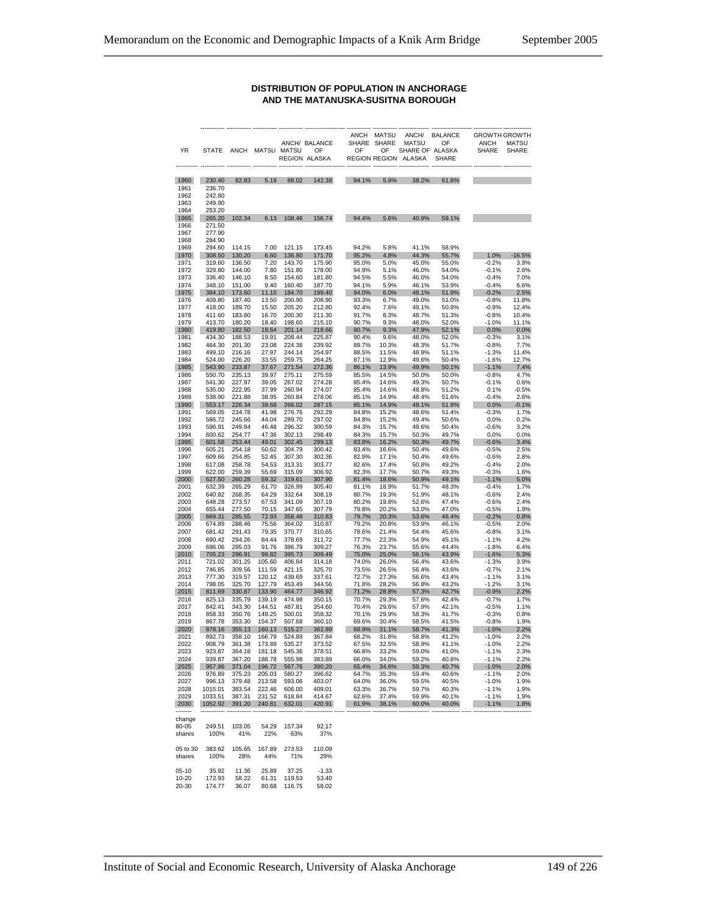**DISTRIBUTION OF POPULATION IN ANCHORAGE AND THE MATANUSKA-SUSITNA BOROUGH**

| YR | STATE | ANCH | MATSU | ANCH/ MATSU REGION | BALANCE OF ALASKA | ANCH SHARE OF REGION | MATSU SHARE OF REGION | ANCH/ MATSU SHARE OF ALASKA | BALANCE OF ALASKA SHARE | GROWTH ANCH SHARE | GROWTH MATSU SHARE |
|---|---|---|---|---|---|---|---|---|---|---|---|
| 1960 | 230.40 | 82.83 | 5.19 | 88.02 | 142.38 | 94.1% | 5.9% | 38.2% | 61.8% | | |
| 1961 | 236.70 | | | | | | | | | | |
| 1962 | 242.80 | | | | | | | | | | |
| 1963 | 249.90 | | | | | | | | | | |
| 1964 | 253.20 | | | | | | | | | | |
| 1965 | 265.20 | 102.34 | 6.13 | 108.46 | 156.74 | 94.4% | 5.6% | 40.9% | 59.1% | | |
| 1966 | 271.50 | | | | | | | | | | |
| 1967 | 277.90 | | | | | | | | | | |
| 1968 | 284.90 | | | | | | | | | | |
| 1969 | 294.60 | 114.15 | 7.00 | 121.15 | 173.45 | 94.2% | 5.8% | 41.1% | 58.9% | | |
| 1970 | 308.50 | 130.20 | 6.60 | 136.80 | 171.70 | 95.2% | 4.8% | 44.3% | 55.7% | 1.0% | -16.5% |
| 1971 | 319.60 | 136.50 | 7.20 | 143.70 | 175.90 | 95.0% | 5.0% | 45.0% | 55.0% | -0.2% | 3.9% |
| 1972 | 329.80 | 144.00 | 7.80 | 151.80 | 178.00 | 94.9% | 5.1% | 46.0% | 54.0% | -0.1% | 2.6% |
| 1973 | 336.40 | 146.10 | 8.50 | 154.60 | 181.80 | 94.5% | 5.5% | 46.0% | 54.0% | -0.4% | 7.0% |
| 1974 | 348.10 | 151.00 | 9.40 | 160.40 | 187.70 | 94.1% | 5.9% | 46.1% | 53.9% | -0.4% | 6.6% |
| 1975 | 384.10 | 173.60 | 11.10 | 184.70 | 199.40 | 94.0% | 6.0% | 48.1% | 51.9% | -0.2% | 2.5% |
| 1976 | 409.80 | 187.40 | 13.50 | 200.90 | 208.90 | 93.3% | 6.7% | 49.0% | 51.0% | -0.8% | 11.8% |
| 1977 | 418.00 | 189.70 | 15.50 | 205.20 | 212.80 | 92.4% | 7.6% | 49.1% | 50.9% | -0.9% | 12.4% |
| 1978 | 411.60 | 183.60 | 16.70 | 200.30 | 211.30 | 91.7% | 8.3% | 48.7% | 51.3% | -0.8% | 10.4% |
| 1979 | 413.70 | 180.20 | 18.40 | 198.60 | 215.10 | 90.7% | 9.3% | 48.0% | 52.0% | -1.0% | 11.1% |
| 1980 | 419.80 | 182.50 | 18.64 | 201.14 | 218.66 | 90.7% | 9.3% | 47.9% | 52.1% | 0.0% | 0.0% |
| 1981 | 434.30 | 188.53 | 19.91 | 208.44 | 225.87 | 90.4% | 9.6% | 48.0% | 52.0% | -0.3% | 3.1% |
| 1982 | 464.30 | 201.30 | 23.08 | 224.38 | 239.92 | 89.7% | 10.3% | 48.3% | 51.7% | -0.8% | 7.7% |
| 1983 | 499.10 | 216.16 | 27.97 | 244.14 | 254.97 | 88.5% | 11.5% | 48.9% | 51.1% | -1.3% | 11.4% |
| 1984 | 524.00 | 226.20 | 33.55 | 259.75 | 264.25 | 87.1% | 12.9% | 49.6% | 50.4% | -1.6% | 12.7% |
| 1985 | 543.90 | 233.87 | 37.67 | 271.54 | 272.36 | 86.1% | 13.9% | 49.9% | 50.1% | -1.1% | 7.4% |
| 1986 | 550.70 | 235.13 | 39.97 | 275.11 | 275.59 | 85.5% | 14.5% | 50.0% | 50.0% | -0.8% | 4.7% |
| 1987 | 541.30 | 227.97 | 39.05 | 267.02 | 274.28 | 85.4% | 14.6% | 49.3% | 50.7% | -0.1% | 0.6% |
| 1988 | 535.00 | 222.95 | 37.99 | 260.94 | 274.07 | 85.4% | 14.6% | 48.8% | 51.2% | 0.1% | -0.5% |
| 1989 | 538.90 | 221.88 | 38.95 | 260.84 | 278.06 | 85.1% | 14.9% | 48.4% | 51.6% | -0.4% | 2.6% |
| 1990 | 553.17 | 226.34 | 39.68 | 266.02 | 287.15 | 85.1% | 14.9% | 48.1% | 51.9% | 0.0% | -0.1% |
| 1991 | 569.05 | 234.78 | 41.98 | 276.76 | 292.29 | 84.8% | 15.2% | 48.6% | 51.4% | -0.3% | 1.7% |
| 1992 | 586.72 | 245.66 | 44.04 | 289.70 | 297.02 | 84.8% | 15.2% | 49.4% | 50.6% | 0.0% | 0.2% |
| 1993 | 596.91 | 249.84 | 46.48 | 296.32 | 300.59 | 84.3% | 15.7% | 49.6% | 50.4% | -0.6% | 3.2% |
| 1994 | 600.62 | 254.77 | 47.36 | 302.13 | 298.49 | 84.3% | 15.7% | 50.3% | 49.7% | 0.0% | 0.0% |
| 1995 | 601.58 | 253.44 | 49.01 | 302.45 | 299.13 | 83.8% | 16.2% | 50.3% | 49.7% | -0.6% | 3.4% |
| 1996 | 605.21 | 254.18 | 50.62 | 304.79 | 300.42 | 83.4% | 16.6% | 50.4% | 49.6% | -0.5% | 2.5% |
| 1997 | 609.66 | 254.85 | 52.45 | 307.30 | 302.36 | 82.9% | 17.1% | 50.4% | 49.6% | -0.6% | 2.8% |
| 1998 | 617.08 | 258.78 | 54.53 | 313.31 | 303.77 | 82.6% | 17.4% | 50.8% | 49.2% | -0.4% | 2.0% |
| 1999 | 622.00 | 259.39 | 55.69 | 315.09 | 306.92 | 82.3% | 17.7% | 50.7% | 49.3% | -0.3% | 1.6% |
| 2000 | 627.50 | 260.28 | 59.32 | 319.61 | 307.90 | 81.4% | 18.6% | 50.9% | 49.1% | -1.1% | 5.0% |
| 2001 | 632.39 | 265.29 | 61.70 | 326.99 | 305.40 | 81.1% | 18.9% | 51.7% | 48.3% | -0.4% | 1.7% |
| 2002 | 640.82 | 268.35 | 64.29 | 332.64 | 308.19 | 80.7% | 19.3% | 51.9% | 48.1% | -0.6% | 2.4% |
| 2003 | 648.28 | 273.57 | 67.53 | 341.09 | 307.19 | 80.2% | 19.8% | 52.6% | 47.4% | -0.6% | 2.4% |
| 2004 | 655.44 | 277.50 | 70.15 | 347.65 | 307.79 | 79.8% | 20.2% | 53.0% | 47.0% | -0.5% | 1.9% |
| 2005 | 669.31 | 285.55 | 72.93 | 358.48 | 310.83 | 79.7% | 20.3% | 53.6% | 46.4% | -0.2% | 0.8% |
| 2006 | 674.89 | 288.46 | 75.56 | 364.02 | 310.87 | 79.2% | 20.8% | 53.9% | 46.1% | -0.5% | 2.0% |
| 2007 | 681.42 | 291.43 | 79.35 | 370.77 | 310.65 | 78.6% | 21.4% | 54.4% | 45.6% | -0.8% | 3.1% |
| 2008 | 690.42 | 294.26 | 84.44 | 378.69 | 311.72 | 77.7% | 22.3% | 54.9% | 45.1% | -1.1% | 4.2% |
| 2009 | 696.06 | 295.03 | 91.76 | 386.79 | 309.27 | 76.3% | 23.7% | 55.6% | 44.4% | -1.8% | 6.4% |
| 2010 | 705.23 | 296.91 | 98.82 | 395.73 | 309.49 | 75.0% | 25.0% | 56.1% | 43.9% | -1.6% | 5.3% |
| 2011 | 721.02 | 301.25 | 105.60 | 406.84 | 314.18 | 74.0% | 26.0% | 56.4% | 43.6% | -1.3% | 3.9% |
| 2012 | 746.85 | 309.56 | 111.59 | 421.15 | 325.70 | 73.5% | 26.5% | 56.4% | 43.6% | -0.7% | 2.1% |
| 2013 | 777.30 | 319.57 | 120.12 | 439.69 | 337.61 | 72.7% | 27.3% | 56.6% | 43.4% | -1.1% | 3.1% |
| 2014 | 798.05 | 325.70 | 127.79 | 453.49 | 344.56 | 71.8% | 28.2% | 56.8% | 43.2% | -1.2% | 3.1% |
| 2015 | 811.69 | 330.87 | 133.90 | 464.77 | 346.92 | 71.2% | 28.8% | 57.3% | 42.7% | -0.9% | 2.2% |
| 2016 | 825.13 | 335.79 | 139.19 | 474.98 | 350.15 | 70.7% | 29.3% | 57.6% | 42.4% | -0.7% | 1.7% |
| 2017 | 842.41 | 343.30 | 144.51 | 487.81 | 354.60 | 70.4% | 29.6% | 57.9% | 42.1% | -0.5% | 1.1% |
| 2018 | 858.33 | 350.76 | 149.25 | 500.01 | 358.32 | 70.1% | 29.9% | 58.3% | 41.7% | -0.3% | 0.8% |
| 2019 | 867.78 | 353.30 | 154.37 | 507.68 | 360.10 | 69.6% | 30.4% | 58.5% | 41.5% | -0.8% | 1.9% |
| 2020 | 878.16 | 355.13 | 160.13 | 515.27 | 362.89 | 68.9% | 31.1% | 58.7% | 41.3% | -1.0% | 2.2% |
| 2021 | 892.73 | 358.10 | 166.79 | 524.89 | 367.84 | 68.2% | 31.8% | 58.8% | 41.2% | -1.0% | 2.2% |
| 2022 | 908.79 | 361.38 | 173.89 | 535.27 | 373.52 | 67.5% | 32.5% | 58.9% | 41.1% | -1.0% | 2.2% |
| 2023 | 923.87 | 364.18 | 181.18 | 545.36 | 378.51 | 66.8% | 33.2% | 59.0% | 41.0% | -1.1% | 2.3% |
| 2024 | 939.87 | 367.20 | 188.78 | 555.98 | 383.89 | 66.0% | 34.0% | 59.2% | 40.8% | -1.1% | 2.2% |
| 2025 | 957.96 | 371.04 | 196.72 | 567.76 | 390.20 | 65.4% | 34.6% | 59.3% | 40.7% | -1.0% | 2.0% |
| 2026 | 976.89 | 375.23 | 205.03 | 580.27 | 396.62 | 64.7% | 35.3% | 59.4% | 40.6% | -1.1% | 2.0% |
| 2027 | 996.13 | 379.48 | 213.58 | 593.06 | 403.07 | 64.0% | 36.0% | 59.5% | 40.5% | -1.0% | 1.9% |
| 2028 | 1015.01 | 383.54 | 222.46 | 606.00 | 409.01 | 63.3% | 36.7% | 59.7% | 40.3% | -1.1% | 1.9% |
| 2029 | 1033.51 | 387.31 | 231.52 | 618.84 | 414.67 | 62.6% | 37.4% | 59.9% | 40.1% | -1.1% | 1.9% |
| 2030 | 1052.92 | 391.20 | 240.81 | 632.01 | 420.91 | 61.9% | 38.1% | 60.0% | 40.0% | -1.1% | 1.8% |
| change | | | | | | | | | | | |
| 80-05 | 249.51 | 103.05 | 54.29 | 157.34 | 92.17 | | | | | | |
| shares | 100% | 41% | 22% | 63% | 37% | | | | | | |
| 05 to 30 | 383.62 | 105.65 | 167.89 | 273.53 | 110.09 | | | | | | |
| shares | 100% | 28% | 44% | 71% | 29% | | | | | | |
| 05-10 | 35.92 | 11.36 | 25.89 | 37.25 | -1.33 | | | | | | |
| 10-20 | 172.93 | 58.22 | 61.31 | 119.53 | 53.40 | | | | | | |
| 20-30 | 174.77 | 36.07 | 80.68 | 116.75 | 58.02 | | | | | | |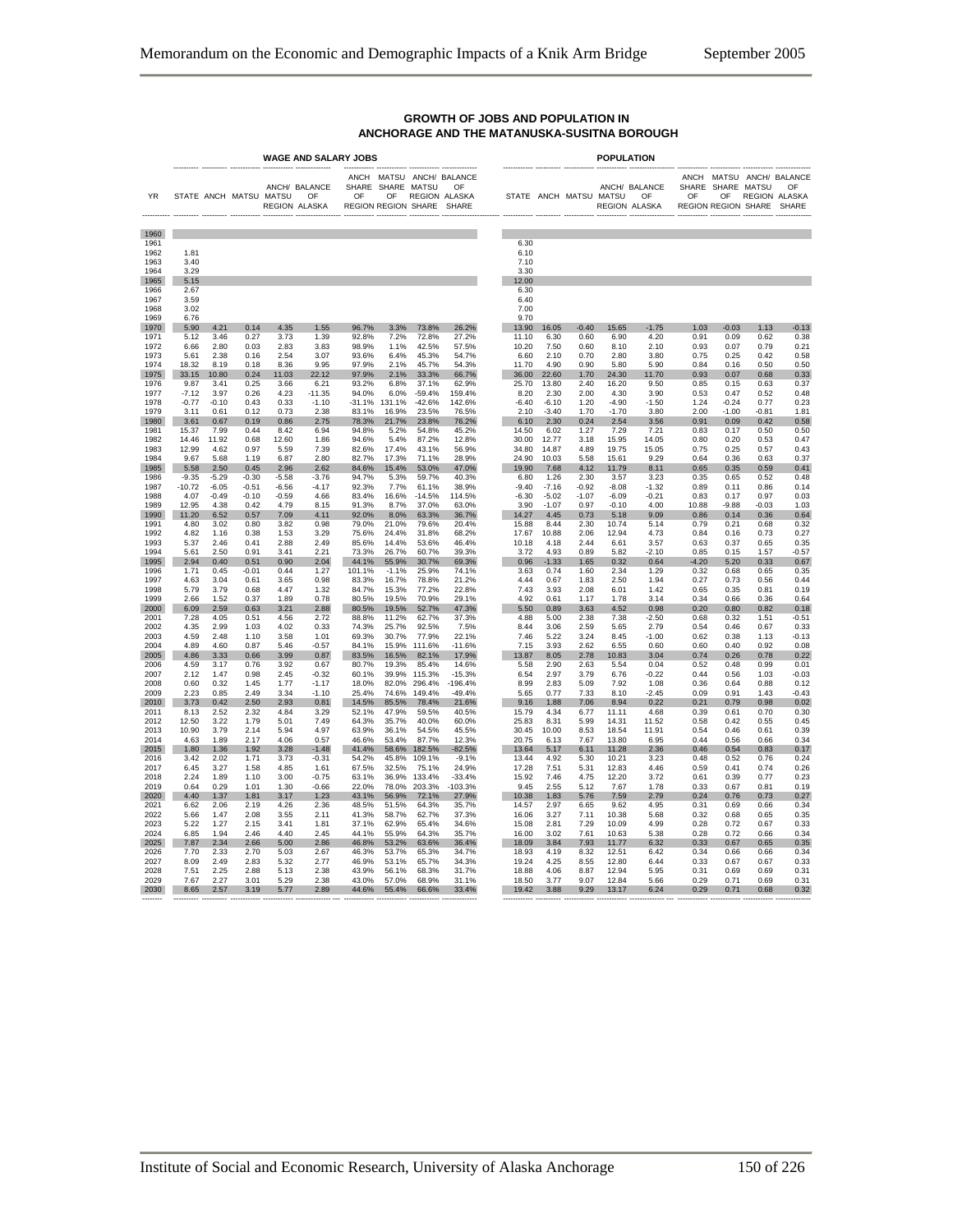## GROWTH OF JOBS AND POPULATION IN ANCHORAGE AND THE MATANUSKA-SUSITNA BOROUGH

| | WAGE AND SALARY JOBS | | | | | | | | | POPULATION | | | | | | | | |
|---|---|---|---|---|---|---|---|---|---|---|---|---|---|---|---|---|---|---|
| YR | STATE | ANCH | MATSU | ANCH/ MATSU REGION | BALANCE OF ALASKA | ANCH SHARE OF REGION | MATSU SHARE OF REGION | ANCH/ MATSU REGION SHARE | BALANCE OF ALASKA SHARE | STATE | ANCH | MATSU | ANCH/ MATSU REGION | BALANCE OF ALASKA | ANCH SHARE OF REGION | MATSU SHARE OF REGION | ANCH/ REGION SHARE | BALANCE OF ALASKA SHARE |
| 1960 | | | | | | | | | | | | | | | | | | |
| 1961 | | | | | | | | | | 6.30 | | | | | | | | |
| 1962 | 1.81 | | | | | | | | | 6.10 | | | | | | | | |
| 1963 | 3.40 | | | | | | | | | 7.10 | | | | | | | | |
| 1964 | 3.29 | | | | | | | | | 3.30 | | | | | | | | |
| 1965 | 5.15 | | | | | | | | | 12.00 | | | | | | | | |
| 1966 | 2.67 | | | | | | | | | 6.30 | | | | | | | | |
| 1967 | 3.59 | | | | | | | | | 6.40 | | | | | | | | |
| 1968 | 3.02 | | | | | | | | | 7.00 | | | | | | | | |
| 1969 | 6.76 | | | | | | | | | 9.70 | | | | | | | | |
| 1970 | 5.90 | 4.21 | 0.14 | 4.35 | 1.55 | 96.7% | 3.3% | 73.8% | 26.2% | 13.90 | 16.05 | -0.40 | 15.65 | -1.75 | 1.03 | -0.03 | 1.13 | -0.13 |
| 1971 | 5.12 | 3.46 | 0.27 | 3.73 | 1.39 | 92.8% | 7.2% | 72.8% | 27.2% | 11.10 | 6.30 | 0.60 | 6.90 | 4.20 | 0.91 | 0.09 | 0.62 | 0.38 |
| 1972 | 6.66 | 2.80 | 0.03 | 2.83 | 3.83 | 98.9% | 1.1% | 42.5% | 57.5% | 10.20 | 7.50 | 0.60 | 8.10 | 2.10 | 0.93 | 0.07 | 0.79 | 0.21 |
| 1973 | 5.61 | 2.38 | 0.16 | 2.54 | 3.07 | 93.6% | 6.4% | 45.3% | 54.7% | 6.60 | 2.10 | 0.70 | 2.80 | 3.80 | 0.75 | 0.25 | 0.42 | 0.58 |
| 1974 | 18.32 | 8.19 | 0.18 | 8.36 | 9.95 | 97.9% | 2.1% | 45.7% | 54.3% | 11.70 | 4.90 | 0.90 | 5.80 | 5.90 | 0.84 | 0.16 | 0.50 | 0.50 |
| 1975 | 33.15 | 10.80 | 0.24 | 11.03 | 22.12 | 97.9% | 2.1% | 33.3% | 66.7% | 36.00 | 22.60 | 1.70 | 24.30 | 11.70 | 0.93 | 0.07 | 0.68 | 0.33 |
| 1976 | 9.87 | 3.41 | 0.25 | 3.66 | 6.21 | 93.2% | 6.8% | 37.1% | 62.9% | 25.70 | 13.80 | 2.40 | 16.20 | 9.50 | 0.85 | 0.15 | 0.63 | 0.37 |
| 1977 | -7.12 | 3.97 | 0.26 | 4.23 | -11.35 | 94.0% | 6.0% | -59.4% | 159.4% | 8.20 | 2.30 | 2.00 | 4.30 | 3.90 | 0.53 | 0.47 | 0.52 | 0.48 |
| 1978 | -0.77 | -0.10 | 0.43 | 0.33 | -1.10 | -31.1% | 131.1% | -42.6% | 142.6% | -6.40 | -6.10 | 1.20 | -4.90 | -1.50 | 1.24 | -0.24 | 0.77 | 0.23 |
| 1979 | 3.11 | 0.61 | 0.12 | 0.73 | 2.38 | 83.1% | 16.9% | 23.5% | 76.5% | 2.10 | -3.40 | 1.70 | -1.70 | 3.80 | 2.00 | -1.00 | -0.81 | 1.81 |
| 1980 | 3.61 | 0.67 | 0.19 | 0.86 | 2.75 | 78.3% | 21.7% | 23.8% | 76.2% | 6.10 | 2.30 | 0.24 | 2.54 | 3.56 | 0.91 | 0.09 | 0.42 | 0.58 |
| 1981 | 15.37 | 7.99 | 0.44 | 8.42 | 6.94 | 94.8% | 5.2% | 54.8% | 45.2% | 14.50 | 6.02 | 1.27 | 7.29 | 7.21 | 0.83 | 0.17 | 0.50 | 0.50 |
| 1982 | 14.46 | 11.92 | 0.68 | 12.60 | 1.86 | 94.6% | 5.4% | 87.2% | 12.8% | 30.00 | 12.77 | 3.18 | 15.95 | 14.05 | 0.80 | 0.20 | 0.53 | 0.47 |
| 1983 | 12.99 | 4.62 | 0.97 | 5.59 | 7.39 | 82.6% | 17.4% | 43.1% | 56.9% | 34.80 | 14.87 | 4.89 | 19.75 | 15.05 | 0.75 | 0.25 | 0.57 | 0.43 |
| 1984 | 9.67 | 5.68 | 1.19 | 6.87 | 2.80 | 82.7% | 17.3% | 71.1% | 28.9% | 24.90 | 10.03 | 5.58 | 15.61 | 9.29 | 0.64 | 0.36 | 0.63 | 0.37 |
| 1985 | 5.58 | 2.50 | 0.45 | 2.96 | 2.62 | 84.6% | 15.4% | 53.0% | 47.0% | 19.90 | 7.68 | 4.12 | 11.79 | 8.11 | 0.65 | 0.35 | 0.59 | 0.41 |
| 1986 | -9.35 | -5.29 | -0.30 | -5.58 | -3.76 | 94.7% | 5.3% | 59.7% | 40.3% | 6.80 | 1.26 | 2.30 | 3.57 | 3.23 | 0.35 | 0.65 | 0.52 | 0.48 |
| 1987 | -10.72 | -6.05 | -0.51 | -6.56 | -4.17 | 92.3% | 7.7% | 61.1% | 38.9% | -9.40 | -7.16 | -0.92 | -8.08 | -1.32 | 0.89 | 0.11 | 0.86 | 0.14 |
| 1988 | 4.07 | -0.49 | -0.10 | -0.59 | 4.66 | 83.4% | 16.6% | -14.5% | 114.5% | -6.30 | -5.02 | -1.07 | -6.09 | -0.21 | 0.83 | 0.17 | 0.97 | 0.03 |
| 1989 | 12.95 | 4.38 | 0.42 | 4.79 | 8.15 | 91.3% | 8.7% | 37.0% | 63.0% | 3.90 | -1.07 | 0.97 | -0.10 | 4.00 | 10.88 | -9.88 | -0.03 | 1.03 |
| 1990 | 11.20 | 6.52 | 0.57 | 7.09 | 4.11 | 92.0% | 8.0% | 63.3% | 36.7% | 14.27 | 4.45 | 0.73 | 5.18 | 9.09 | 0.86 | 0.14 | 0.36 | 0.64 |
| 1991 | 4.80 | 3.02 | 0.80 | 3.82 | 0.98 | 79.0% | 21.0% | 79.6% | 20.4% | 15.88 | 8.44 | 2.30 | 10.74 | 5.14 | 0.79 | 0.21 | 0.68 | 0.32 |
| 1992 | 4.82 | 1.16 | 0.38 | 1.53 | 3.29 | 75.6% | 24.4% | 31.8% | 68.2% | 17.67 | 10.88 | 2.06 | 12.94 | 4.73 | 0.84 | 0.16 | 0.73 | 0.27 |
| 1993 | 5.37 | 2.46 | 0.41 | 2.88 | 2.49 | 85.6% | 14.4% | 53.6% | 46.4% | 10.18 | 4.18 | 2.44 | 6.61 | 3.57 | 0.63 | 0.37 | 0.65 | 0.35 |
| 1994 | 5.61 | 2.50 | 0.91 | 3.41 | 2.21 | 73.3% | 26.7% | 60.7% | 39.3% | 3.72 | 4.93 | 0.89 | 5.82 | -2.10 | 0.85 | 0.15 | 1.57 | -0.57 |
| 1995 | 2.94 | 0.40 | 0.51 | 0.90 | 2.04 | 44.1% | 55.9% | 30.7% | 69.3% | 0.96 | -1.33 | 1.65 | 0.32 | 0.64 | -4.20 | 5.20 | 0.33 | 0.67 |
| 1996 | 1.71 | 0.45 | -0.01 | 0.44 | 1.27 | 101.1% | -1.1% | 25.9% | 74.1% | 3.63 | 0.74 | 1.60 | 2.34 | 1.29 | 0.32 | 0.68 | 0.65 | 0.35 |
| 1997 | 4.63 | 3.04 | 0.61 | 3.65 | 0.98 | 83.3% | 16.7% | 78.8% | 21.2% | 4.44 | 0.67 | 1.83 | 2.50 | 1.94 | 0.27 | 0.73 | 0.56 | 0.44 |
| 1998 | 5.79 | 3.79 | 0.68 | 4.47 | 1.32 | 84.7% | 15.3% | 77.2% | 22.8% | 7.43 | 3.93 | 2.08 | 6.01 | 1.42 | 0.65 | 0.35 | 0.81 | 0.19 |
| 1999 | 2.66 | 1.52 | 0.37 | 1.89 | 0.78 | 80.5% | 19.5% | 70.9% | 29.1% | 4.92 | 0.61 | 1.17 | 1.78 | 3.14 | 0.34 | 0.66 | 0.36 | 0.64 |
| 2000 | 6.09 | 2.59 | 0.63 | 3.21 | 2.88 | 80.5% | 19.5% | 52.7% | 47.3% | 5.50 | 0.89 | 3.63 | 4.52 | 0.98 | 0.20 | 0.80 | 0.82 | 0.18 |
| 2001 | 7.28 | 4.05 | 0.51 | 4.56 | 2.72 | 88.8% | 11.2% | 62.7% | 37.3% | 4.88 | 5.00 | 2.38 | 7.38 | -2.50 | 0.68 | 0.32 | 1.51 | -0.51 |
| 2002 | 4.35 | 2.99 | 1.03 | 4.02 | 0.33 | 74.3% | 25.7% | 92.5% | 7.5% | 8.44 | 3.06 | 2.59 | 5.65 | 2.79 | 0.54 | 0.46 | 0.67 | 0.33 |
| 2003 | 4.59 | 2.48 | 1.10 | 3.58 | 1.01 | 69.3% | 30.7% | 77.9% | 22.1% | 7.46 | 5.22 | 3.24 | 8.45 | -1.00 | 0.62 | 0.38 | 1.13 | -0.13 |
| 2004 | 4.89 | 4.60 | 0.87 | 5.46 | -0.57 | 84.1% | 15.9% | 111.6% | -11.6% | 7.15 | 3.93 | 2.62 | 6.55 | 0.60 | 0.60 | 0.40 | 0.92 | 0.08 |
| 2005 | 4.86 | 3.33 | 0.66 | 3.99 | 0.87 | 83.5% | 16.5% | 82.1% | 17.9% | 13.87 | 8.05 | 2.78 | 10.83 | 3.04 | 0.74 | 0.26 | 0.78 | 0.22 |
| 2006 | 4.59 | 3.17 | 0.76 | 3.92 | 0.67 | 80.7% | 19.3% | 85.4% | 14.6% | 5.58 | 2.90 | 2.63 | 5.54 | 0.04 | 0.52 | 0.48 | 0.99 | 0.01 |
| 2007 | 2.12 | 1.47 | 0.98 | 2.45 | -0.32 | 60.1% | 39.9% | 115.3% | -15.3% | 6.54 | 2.97 | 3.79 | 6.76 | -0.22 | 0.44 | 0.56 | 1.03 | -0.03 |
| 2008 | 0.60 | 0.32 | 1.45 | 1.77 | -1.17 | 18.0% | 82.0% | 296.4% | -196.4% | 8.99 | 2.83 | 5.09 | 7.92 | 1.08 | 0.36 | 0.64 | 0.88 | 0.12 |
| 2009 | 2.23 | 0.85 | 2.49 | 3.34 | -1.10 | 25.4% | 74.6% | 149.4% | -49.4% | 5.65 | 0.77 | 7.33 | 8.10 | -2.45 | 0.09 | 0.91 | 1.43 | -0.43 |
| 2010 | 3.73 | 0.42 | 2.50 | 2.93 | 0.81 | 14.5% | 85.5% | 78.4% | 21.6% | 9.16 | 1.88 | 7.06 | 8.94 | 0.22 | 0.21 | 0.79 | 0.98 | 0.02 |
| 2011 | 8.13 | 2.52 | 2.32 | 4.84 | 3.29 | 52.1% | 47.9% | 59.5% | 40.5% | 15.79 | 4.34 | 6.77 | 11.11 | 4.68 | 0.39 | 0.61 | 0.70 | 0.30 |
| 2012 | 12.50 | 3.22 | 1.79 | 5.01 | 7.49 | 64.3% | 35.7% | 40.0% | 60.0% | 25.83 | 8.31 | 5.99 | 14.31 | 11.52 | 0.58 | 0.42 | 0.55 | 0.45 |
| 2013 | 10.90 | 3.79 | 2.14 | 5.94 | 4.97 | 63.9% | 36.1% | 54.5% | 45.5% | 30.45 | 10.00 | 8.53 | 18.54 | 11.91 | 0.54 | 0.46 | 0.61 | 0.39 |
| 2014 | 4.63 | 1.89 | 2.17 | 4.06 | 0.57 | 46.6% | 53.4% | 87.7% | 12.3% | 20.75 | 6.13 | 7.67 | 13.80 | 6.95 | 0.44 | 0.56 | 0.66 | 0.34 |
| 2015 | 1.80 | 1.36 | 1.92 | 3.28 | -1.48 | 41.4% | 58.6% | 182.5% | -82.5% | 13.64 | 5.17 | 6.11 | 11.28 | 2.36 | 0.46 | 0.54 | 0.83 | 0.17 |
| 2016 | 3.42 | 2.02 | 1.71 | 3.73 | -0.31 | 54.2% | 45.8% | 109.1% | -9.1% | 13.44 | 4.92 | 5.30 | 10.21 | 3.23 | 0.48 | 0.52 | 0.76 | 0.24 |
| 2017 | 6.45 | 3.27 | 1.58 | 4.85 | 1.61 | 67.5% | 32.5% | 75.1% | 24.9% | 17.28 | 7.51 | 5.31 | 12.83 | 4.46 | 0.59 | 0.41 | 0.74 | 0.26 |
| 2018 | 2.24 | 1.89 | 1.10 | 3.00 | -0.75 | 63.1% | 36.9% | 133.4% | -33.4% | 15.92 | 7.46 | 4.75 | 12.20 | 3.72 | 0.61 | 0.39 | 0.77 | 0.23 |
| 2019 | 0.64 | 0.29 | 1.01 | 1.30 | -0.66 | 22.0% | 78.0% | 203.3% | -103.3% | 9.45 | 2.55 | 5.12 | 7.67 | 1.78 | 0.33 | 0.67 | 0.81 | 0.19 |
| 2020 | 4.40 | 1.37 | 1.81 | 3.17 | 1.23 | 43.1% | 56.9% | 72.1% | 27.9% | 10.38 | 1.83 | 5.76 | 7.59 | 2.79 | 0.24 | 0.76 | 0.73 | 0.27 |
| 2021 | 6.62 | 2.06 | 2.19 | 4.26 | 2.36 | 48.5% | 51.5% | 64.3% | 35.7% | 14.57 | 2.97 | 6.65 | 9.62 | 4.95 | 0.31 | 0.69 | 0.66 | 0.34 |
| 2022 | 5.66 | 1.47 | 2.08 | 3.55 | 2.11 | 41.3% | 58.7% | 62.7% | 37.3% | 16.06 | 3.27 | 7.11 | 10.38 | 5.68 | 0.32 | 0.68 | 0.65 | 0.35 |
| 2023 | 5.22 | 1.27 | 2.15 | 3.41 | 1.81 | 37.1% | 62.9% | 65.4% | 34.6% | 15.08 | 2.81 | 7.29 | 10.09 | 4.99 | 0.28 | 0.72 | 0.67 | 0.33 |
| 2024 | 6.85 | 1.94 | 2.46 | 4.40 | 2.45 | 44.1% | 55.9% | 64.3% | 35.7% | 16.00 | 3.02 | 7.61 | 10.63 | 5.38 | 0.28 | 0.72 | 0.66 | 0.34 |
| 2025 | 7.87 | 2.34 | 2.66 | 5.00 | 2.86 | 46.8% | 53.2% | 63.6% | 36.4% | 18.09 | 3.84 | 7.93 | 11.77 | 6.32 | 0.33 | 0.67 | 0.65 | 0.35 |
| 2026 | 7.70 | 2.33 | 2.70 | 5.03 | 2.67 | 46.3% | 53.7% | 65.3% | 34.7% | 18.93 | 4.19 | 8.32 | 12.51 | 6.42 | 0.34 | 0.66 | 0.66 | 0.34 |
| 2027 | 8.09 | 2.49 | 2.83 | 5.32 | 2.77 | 46.9% | 53.1% | 65.7% | 34.3% | 19.24 | 4.25 | 8.55 | 12.80 | 6.44 | 0.33 | 0.67 | 0.67 | 0.33 |
| 2028 | 7.51 | 2.25 | 2.88 | 5.13 | 2.38 | 43.9% | 56.1% | 68.3% | 31.7% | 18.88 | 4.06 | 8.87 | 12.94 | 5.95 | 0.31 | 0.69 | 0.69 | 0.31 |
| 2029 | 7.67 | 2.27 | 3.01 | 5.29 | 2.38 | 43.0% | 57.0% | 68.9% | 31.1% | 18.50 | 3.77 | 9.07 | 12.84 | 5.66 | 0.29 | 0.71 | 0.69 | 0.31 |
| 2030 | 8.65 | 2.57 | 3.19 | 5.77 | 2.89 | 44.6% | 55.4% | 66.6% | 33.4% | 19.42 | 3.88 | 9.29 | 13.17 | 6.24 | 0.29 | 0.71 | 0.68 | 0.32 |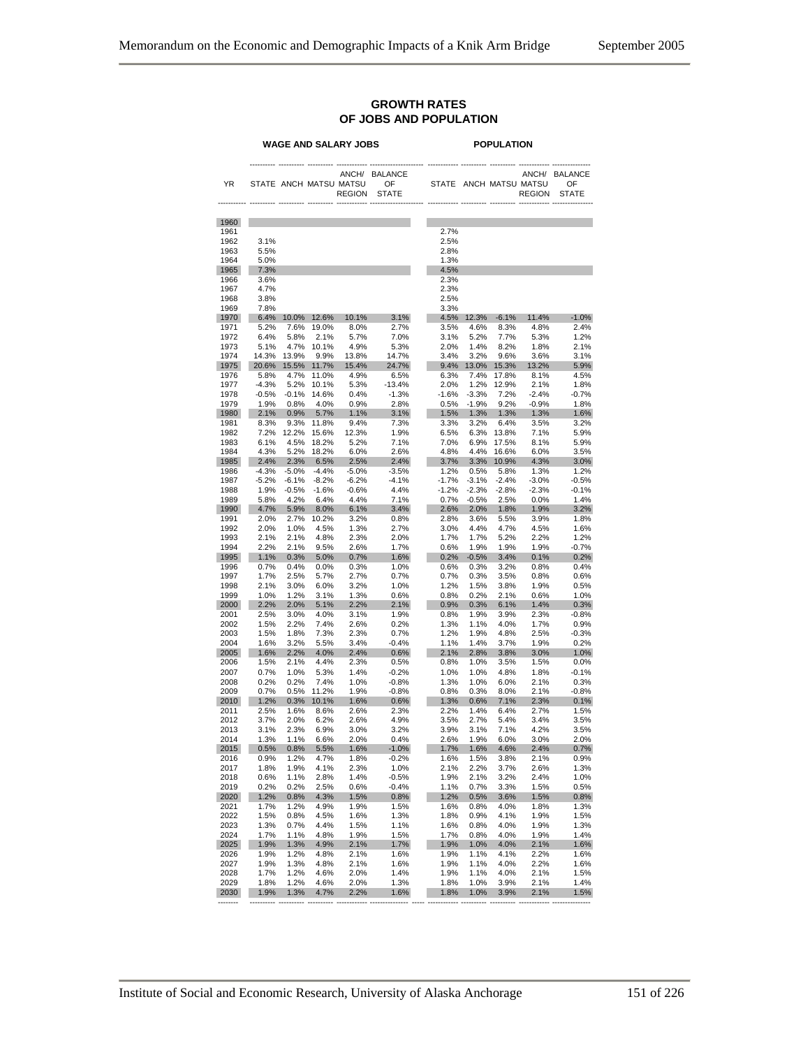## GROWTH RATES OF JOBS AND POPULATION

| YR | WAGE AND SALARY JOBS: STATE | ANCH | MATSU | ANCH/ MATSU REGION | BALANCE OF STATE | POPULATION: STATE | ANCH | MATSU | ANCH/ MATSU REGION | BALANCE OF STATE |
|---|---|---|---|---|---|---|---|---|---|---|
| 1960 | | | | | | | | | | |
| 1961 | | | | | | 2.7% | | | | |
| 1962 | 3.1% | | | | | 2.5% | | | | |
| 1963 | 5.5% | | | | | 2.8% | | | | |
| 1964 | 5.0% | | | | | 1.3% | | | | |
| 1965 | 7.3% | | | | | 4.5% | | | | |
| 1966 | 3.6% | | | | | 2.3% | | | | |
| 1967 | 4.7% | | | | | 2.3% | | | | |
| 1968 | 3.8% | | | | | 2.5% | | | | |
| 1969 | 7.8% | | | | | 3.3% | | | | |
| 1970 | 6.4% | 10.0% | 12.6% | 10.1% | 3.1% | 4.5% | 12.3% | -6.1% | 11.4% | -1.0% |
| 1971 | 5.2% | 7.6% | 19.0% | 8.0% | 2.7% | 3.5% | 4.6% | 8.3% | 4.8% | 2.4% |
| 1972 | 6.4% | 5.8% | 2.1% | 5.7% | 7.0% | 3.1% | 5.2% | 7.7% | 5.3% | 1.2% |
| 1973 | 5.1% | 4.7% | 10.1% | 4.9% | 5.3% | 2.0% | 1.4% | 8.2% | 1.8% | 2.1% |
| 1974 | 14.3% | 13.9% | 9.9% | 13.8% | 14.7% | 3.4% | 3.2% | 9.6% | 3.6% | 3.1% |
| 1975 | 20.6% | 15.5% | 11.7% | 15.4% | 24.7% | 9.4% | 13.0% | 15.3% | 13.2% | 5.9% |
| 1976 | 5.8% | 4.7% | 11.0% | 4.9% | 6.5% | 6.3% | 7.4% | 17.8% | 8.1% | 4.5% |
| 1977 | -4.3% | 5.2% | 10.1% | 5.3% | -13.4% | 2.0% | 1.2% | 12.9% | 2.1% | 1.8% |
| 1978 | -0.5% | -0.1% | 14.6% | 0.4% | -1.3% | -1.6% | -3.3% | 7.2% | -2.4% | -0.7% |
| 1979 | 1.9% | 0.8% | 4.0% | 0.9% | 2.8% | 0.5% | -1.9% | 9.2% | -0.9% | 1.8% |
| 1980 | 2.1% | 0.9% | 5.7% | 1.1% | 3.1% | 1.5% | 1.3% | 1.3% | 1.3% | 1.6% |
| 1981 | 8.3% | 9.3% | 11.8% | 9.4% | 7.3% | 3.3% | 3.2% | 6.4% | 3.5% | 3.2% |
| 1982 | 7.2% | 12.2% | 15.6% | 12.3% | 1.9% | 6.5% | 6.3% | 13.8% | 7.1% | 5.9% |
| 1983 | 6.1% | 4.5% | 18.2% | 5.2% | 7.1% | 7.0% | 6.9% | 17.5% | 8.1% | 5.9% |
| 1984 | 4.3% | 5.2% | 18.2% | 6.0% | 2.6% | 4.8% | 4.4% | 16.6% | 6.0% | 3.5% |
| 1985 | 2.4% | 2.3% | 6.5% | 2.5% | 2.4% | 3.7% | 3.3% | 10.9% | 4.3% | 3.0% |
| 1986 | -4.3% | -5.0% | -4.4% | -5.0% | -3.5% | 1.2% | 0.5% | 5.8% | 1.3% | 1.2% |
| 1987 | -5.2% | -6.1% | -8.2% | -6.2% | -4.1% | -1.7% | -3.1% | -2.4% | -3.0% | -0.5% |
| 1988 | 1.9% | -0.5% | -1.6% | -0.6% | 4.4% | -1.2% | -2.3% | -2.8% | -2.3% | -0.1% |
| 1989 | 5.8% | 4.2% | 6.4% | 4.4% | 7.1% | 0.7% | -0.5% | 2.5% | 0.0% | 1.4% |
| 1990 | 4.7% | 5.9% | 8.0% | 6.1% | 3.4% | 2.6% | 2.0% | 1.8% | 1.9% | 3.2% |
| 1991 | 2.0% | 2.7% | 10.2% | 3.2% | 0.8% | 2.8% | 3.6% | 5.5% | 3.9% | 1.8% |
| 1992 | 2.0% | 1.0% | 4.5% | 1.3% | 2.7% | 3.0% | 4.4% | 4.7% | 4.5% | 1.6% |
| 1993 | 2.1% | 2.1% | 4.8% | 2.3% | 2.0% | 1.7% | 1.7% | 5.2% | 2.2% | 1.2% |
| 1994 | 2.2% | 2.1% | 9.5% | 2.6% | 1.7% | 0.6% | 1.9% | 1.9% | 1.9% | -0.7% |
| 1995 | 1.1% | 0.3% | 5.0% | 0.7% | 1.6% | 0.2% | -0.5% | 3.4% | 0.1% | 0.2% |
| 1996 | 0.7% | 0.4% | 0.0% | 0.3% | 1.0% | 0.6% | 0.3% | 3.2% | 0.8% | 0.4% |
| 1997 | 1.7% | 2.5% | 5.7% | 2.7% | 0.7% | 0.7% | 0.3% | 3.5% | 0.8% | 0.6% |
| 1998 | 2.1% | 3.0% | 6.0% | 3.2% | 1.0% | 1.2% | 1.5% | 3.8% | 1.9% | 0.5% |
| 1999 | 1.0% | 1.2% | 3.1% | 1.3% | 0.6% | 0.8% | 0.2% | 2.1% | 0.6% | 1.0% |
| 2000 | 2.2% | 2.0% | 5.1% | 2.2% | 2.1% | 0.9% | 0.3% | 6.1% | 1.4% | 0.3% |
| 2001 | 2.5% | 3.0% | 4.0% | 3.1% | 1.9% | 0.8% | 1.9% | 3.9% | 2.3% | -0.8% |
| 2002 | 1.5% | 2.2% | 7.4% | 2.6% | 0.2% | 1.3% | 1.1% | 4.0% | 1.7% | 0.9% |
| 2003 | 1.5% | 1.8% | 7.3% | 2.3% | 0.7% | 1.2% | 1.9% | 4.8% | 2.5% | -0.3% |
| 2004 | 1.6% | 3.2% | 5.5% | 3.4% | -0.4% | 1.1% | 1.4% | 3.7% | 1.9% | 0.2% |
| 2005 | 1.6% | 2.2% | 4.0% | 2.4% | 0.6% | 2.1% | 2.8% | 3.8% | 3.0% | 1.0% |
| 2006 | 1.5% | 2.1% | 4.4% | 2.3% | 0.5% | 0.8% | 1.0% | 3.5% | 1.5% | 0.0% |
| 2007 | 0.7% | 1.0% | 5.3% | 1.4% | -0.2% | 1.0% | 1.0% | 4.8% | 1.8% | -0.1% |
| 2008 | 0.2% | 0.2% | 7.4% | 1.0% | -0.8% | 1.3% | 1.0% | 6.0% | 2.1% | 0.3% |
| 2009 | 0.7% | 0.5% | 11.2% | 1.9% | -0.8% | 0.8% | 0.3% | 8.0% | 2.1% | -0.8% |
| 2010 | 1.2% | 0.3% | 10.1% | 1.6% | 0.6% | 1.3% | 0.6% | 7.1% | 2.3% | 0.1% |
| 2011 | 2.5% | 1.6% | 8.6% | 2.6% | 2.3% | 2.2% | 1.4% | 6.4% | 2.7% | 1.5% |
| 2012 | 3.7% | 2.0% | 6.2% | 2.6% | 4.9% | 3.5% | 2.7% | 5.4% | 3.4% | 3.5% |
| 2013 | 3.1% | 2.3% | 6.9% | 3.0% | 3.2% | 3.9% | 3.1% | 7.1% | 4.2% | 3.5% |
| 2014 | 1.3% | 1.1% | 6.6% | 2.0% | 0.4% | 2.6% | 1.9% | 6.0% | 3.0% | 2.0% |
| 2015 | 0.5% | 0.8% | 5.5% | 1.6% | -1.0% | 1.7% | 1.6% | 4.6% | 2.4% | 0.7% |
| 2016 | 0.9% | 1.2% | 4.7% | 1.8% | -0.2% | 1.6% | 1.5% | 3.8% | 2.1% | 0.9% |
| 2017 | 1.8% | 1.9% | 4.1% | 2.3% | 1.0% | 2.1% | 2.2% | 3.7% | 2.6% | 1.3% |
| 2018 | 0.6% | 1.1% | 2.8% | 1.4% | -0.5% | 1.9% | 2.1% | 3.2% | 2.4% | 1.0% |
| 2019 | 0.2% | 0.2% | 2.5% | 0.6% | -0.4% | 1.1% | 0.7% | 3.3% | 1.5% | 0.5% |
| 2020 | 1.2% | 0.8% | 4.3% | 1.5% | 0.8% | 1.2% | 0.5% | 3.6% | 1.5% | 0.8% |
| 2021 | 1.7% | 1.2% | 4.9% | 1.9% | 1.5% | 1.6% | 0.8% | 4.0% | 1.8% | 1.3% |
| 2022 | 1.5% | 0.8% | 4.5% | 1.6% | 1.3% | 1.8% | 0.9% | 4.1% | 1.9% | 1.5% |
| 2023 | 1.3% | 0.7% | 4.4% | 1.5% | 1.1% | 1.6% | 0.8% | 4.0% | 1.9% | 1.3% |
| 2024 | 1.7% | 1.1% | 4.8% | 1.9% | 1.5% | 1.7% | 0.8% | 4.0% | 1.9% | 1.4% |
| 2025 | 1.9% | 1.3% | 4.9% | 2.1% | 1.7% | 1.9% | 1.0% | 4.0% | 2.1% | 1.6% |
| 2026 | 1.9% | 1.2% | 4.8% | 2.1% | 1.6% | 1.9% | 1.1% | 4.1% | 2.2% | 1.6% |
| 2027 | 1.9% | 1.3% | 4.8% | 2.1% | 1.6% | 1.9% | 1.1% | 4.0% | 2.2% | 1.6% |
| 2028 | 1.7% | 1.2% | 4.6% | 2.0% | 1.4% | 1.9% | 1.1% | 4.0% | 2.1% | 1.5% |
| 2029 | 1.8% | 1.2% | 4.6% | 2.0% | 1.3% | 1.8% | 1.0% | 3.9% | 2.1% | 1.4% |
| 2030 | 1.9% | 1.3% | 4.7% | 2.2% | 1.6% | 1.8% | 1.0% | 3.9% | 2.1% | 1.5% |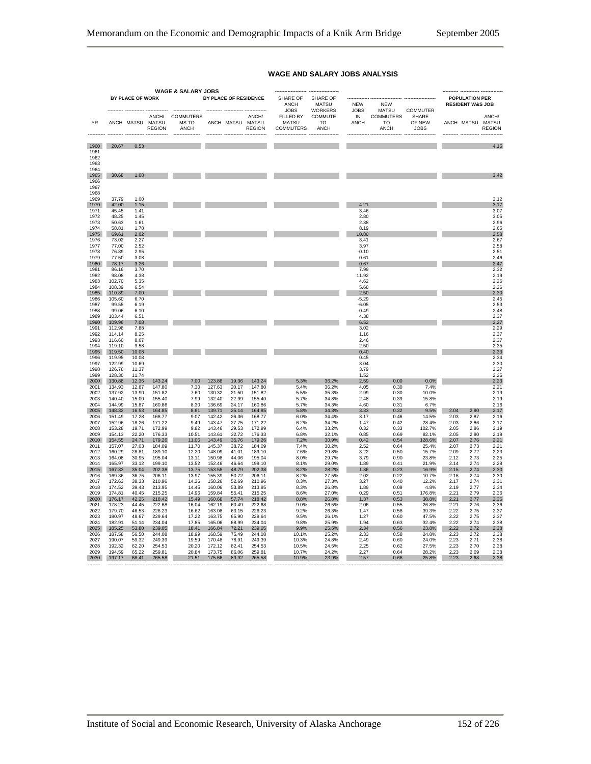## WAGE AND SALARY JOBS ANALYSIS

| | WAGE & SALARY JOBS | | | | | | | | | | | | | | | |
|---|---|---|---|---|---|---|---|---|---|---|---|---|---|---|---|---|
| | BY PLACE OF WORK | | | | BY PLACE OF RESIDENCE | | | | | | | | | POPULATION PER RESIDENT W&S JOB | | |
| YR | ANCH | MATSU | ANCH/ MATSU REGION | COMMUTERS MS TO ANCH | ANCH | MATSU | ANCH/ MATSU REGION | SHARE OF ANCH JOBS FILLED BY MATSU COMMUTERS | SHARE OF MATSU WORKERS COMMUTE TO ANCH | NEW JOBS IN ANCH | NEW MATSU COMMUTERS TO ANCH | COMMUTER SHARE OF NEW JOBS | ANCH | MATSU | ANCH/ MATSU REGION |
| 1960 | 20.67 | 0.53 | | | | | | | | | | | | | 4.15 |
| 1961 | | | | | | | | | | | | | | | |
| 1962 | | | | | | | | | | | | | | | |
| 1963 | | | | | | | | | | | | | | | |
| 1964 | | | | | | | | | | | | | | | |
| 1965 | 30.68 | 1.08 | | | | | | | | | | | | | 3.42 |
| 1966 | | | | | | | | | | | | | | | |
| 1967 | | | | | | | | | | | | | | | |
| 1968 | | | | | | | | | | | | | | | |
| 1969 | 37.79 | 1.00 | | | | | | | | | | | | | 3.12 |
| 1970 | 42.00 | 1.15 | | | | | | | | 4.21 | | | | | 3.17 |
| 1971 | 45.45 | 1.41 | | | | | | | | 3.46 | | | | | 3.07 |
| 1972 | 48.25 | 1.45 | | | | | | | | 2.80 | | | | | 3.05 |
| 1973 | 50.63 | 1.61 | | | | | | | | 2.38 | | | | | 2.96 |
| 1974 | 58.81 | 1.78 | | | | | | | | 8.19 | | | | | 2.65 |
| 1975 | 69.61 | 2.02 | | | | | | | | 10.80 | | | | | 2.58 |
| 1976 | 73.02 | 2.27 | | | | | | | | 3.41 | | | | | 2.67 |
| 1977 | 77.00 | 2.52 | | | | | | | | 3.97 | | | | | 2.58 |
| 1978 | 76.89 | 2.95 | | | | | | | | -0.10 | | | | | 2.51 |
| 1979 | 77.50 | 3.08 | | | | | | | | 0.61 | | | | | 2.46 |
| 1980 | 78.17 | 3.26 | | | | | | | | 0.67 | | | | | 2.47 |
| 1981 | 86.16 | 3.70 | | | | | | | | 7.99 | | | | | 2.32 |
| 1982 | 98.08 | 4.38 | | | | | | | | 11.92 | | | | | 2.19 |
| 1983 | 102.70 | 5.35 | | | | | | | | 4.62 | | | | | 2.26 |
| 1984 | 108.39 | 6.54 | | | | | | | | 5.68 | | | | | 2.26 |
| 1985 | 110.89 | 7.00 | | | | | | | | 2.50 | | | | | 2.30 |
| 1986 | 105.60 | 6.70 | | | | | | | | -5.29 | | | | | 2.45 |
| 1987 | 99.55 | 6.19 | | | | | | | | -6.05 | | | | | 2.53 |
| 1988 | 99.06 | 6.10 | | | | | | | | -0.49 | | | | | 2.48 |
| 1989 | 103.44 | 6.51 | | | | | | | | 4.38 | | | | | 2.37 |
| 1990 | 109.96 | 7.08 | | | | | | | | 6.52 | | | | | 2.27 |
| 1991 | 112.98 | 7.88 | | | | | | | | 3.02 | | | | | 2.29 |
| 1992 | 114.14 | 8.25 | | | | | | | | 1.16 | | | | | 2.37 |
| 1993 | 116.60 | 8.67 | | | | | | | | 2.46 | | | | | 2.37 |
| 1994 | 119.10 | 9.58 | | | | | | | | 2.50 | | | | | 2.35 |
| 1995 | 119.50 | 10.08 | | | | | | | | 0.40 | | | | | 2.33 |
| 1996 | 119.95 | 10.08 | | | | | | | | 0.45 | | | | | 2.34 |
| 1997 | 122.99 | 10.69 | | | | | | | | 3.04 | | | | | 2.30 |
| 1998 | 126.78 | 11.37 | | | | | | | | 3.79 | | | | | 2.27 |
| 1999 | 128.30 | 11.74 | | | | | | | | 1.52 | | | | | 2.25 |
| 2000 | 130.88 | 12.36 | 143.24 | 7.00 | 123.88 | 19.36 | 143.24 | 5.3% | 36.2% | 2.59 | 0.00 | 0.0% | | | 2.23 |
| 2001 | 134.93 | 12.87 | 147.80 | 7.30 | 127.63 | 20.17 | 147.80 | 5.4% | 36.2% | 4.05 | 0.30 | 7.4% | | | 2.21 |
| 2002 | 137.92 | 13.90 | 151.82 | 7.60 | 130.32 | 21.50 | 151.82 | 5.5% | 35.3% | 2.99 | 0.30 | 10.0% | | | 2.19 |
| 2003 | 140.40 | 15.00 | 155.40 | 7.99 | 132.40 | 22.99 | 155.40 | 5.7% | 34.8% | 2.48 | 0.39 | 15.8% | | | 2.19 |
| 2004 | 144.99 | 15.87 | 160.86 | 8.30 | 136.69 | 24.17 | 160.86 | 5.7% | 34.3% | 4.60 | 0.31 | 6.7% | | | 2.16 |
| 2005 | 148.32 | 16.53 | 164.85 | 8.61 | 139.71 | 25.14 | 164.85 | 5.8% | 34.3% | 3.33 | 0.32 | 9.5% | 2.04 | 2.90 | 2.17 |
| 2006 | 151.49 | 17.28 | 168.77 | 9.07 | 142.42 | 26.36 | 168.77 | 6.0% | 34.4% | 3.17 | 0.46 | 14.5% | 2.03 | 2.87 | 2.16 |
| 2007 | 152.96 | 18.26 | 171.22 | 9.49 | 143.47 | 27.75 | 171.22 | 6.2% | 34.2% | 1.47 | 0.42 | 28.4% | 2.03 | 2.86 | 2.17 |
| 2008 | 153.28 | 19.71 | 172.99 | 9.82 | 143.46 | 29.53 | 172.99 | 6.4% | 33.2% | 0.32 | 0.33 | 102.7% | 2.05 | 2.86 | 2.19 |
| 2009 | 154.13 | 22.20 | 176.33 | 10.51 | 143.61 | 32.72 | 176.33 | 6.8% | 32.1% | 0.85 | 0.69 | 82.1% | 2.05 | 2.80 | 2.19 |
| 2010 | 154.55 | 24.71 | 179.26 | 11.06 | 143.49 | 35.76 | 179.26 | 7.2% | 30.9% | 0.42 | 0.54 | 128.6% | 2.07 | 2.76 | 2.21 |
| 2011 | 157.07 | 27.03 | 184.09 | 11.70 | 145.37 | 38.72 | 184.09 | 7.4% | 30.2% | 2.52 | 0.64 | 25.4% | 2.07 | 2.73 | 2.21 |
| 2012 | 160.29 | 28.81 | 189.10 | 12.20 | 148.09 | 41.01 | 189.10 | 7.6% | 29.8% | 3.22 | 0.50 | 15.7% | 2.09 | 2.72 | 2.23 |
| 2013 | 164.08 | 30.95 | 195.04 | 13.11 | 150.98 | 44.06 | 195.04 | 8.0% | 29.7% | 3.79 | 0.90 | 23.8% | 2.12 | 2.73 | 2.25 |
| 2014 | 165.97 | 33.12 | 199.10 | 13.52 | 152.46 | 46.64 | 199.10 | 8.1% | 29.0% | 1.89 | 0.41 | 21.9% | 2.14 | 2.74 | 2.28 |
| 2015 | 167.33 | 35.04 | 202.38 | 13.75 | 153.58 | 48.79 | 202.38 | 8.2% | 28.2% | 1.36 | 0.23 | 16.9% | 2.15 | 2.74 | 2.30 |
| 2016 | 169.36 | 36.75 | 206.11 | 13.97 | 155.39 | 50.72 | 206.11 | 8.2% | 27.5% | 2.02 | 0.22 | 10.7% | 2.16 | 2.74 | 2.30 |
| 2017 | 172.63 | 38.33 | 210.96 | 14.36 | 158.26 | 52.69 | 210.96 | 8.3% | 27.3% | 3.27 | 0.40 | 12.2% | 2.17 | 2.74 | 2.31 |
| 2018 | 174.52 | 39.43 | 213.95 | 14.45 | 160.06 | 53.89 | 213.95 | 8.3% | 26.8% | 1.89 | 0.09 | 4.8% | 2.19 | 2.77 | 2.34 |
| 2019 | 174.81 | 40.45 | 215.25 | 14.96 | 159.84 | 55.41 | 215.25 | 8.6% | 27.0% | 0.29 | 0.51 | 176.8% | 2.21 | 2.79 | 2.36 |
| 2020 | 176.17 | 42.25 | 218.42 | 15.49 | 160.68 | 57.74 | 218.42 | 8.8% | 26.8% | 1.37 | 0.53 | 38.8% | 2.21 | 2.77 | 2.36 |
| 2021 | 178.23 | 44.45 | 222.68 | 16.04 | 162.19 | 60.49 | 222.68 | 9.0% | 26.5% | 2.06 | 0.55 | 26.8% | 2.21 | 2.76 | 2.36 |
| 2022 | 179.70 | 46.53 | 226.23 | 16.62 | 163.08 | 63.15 | 226.23 | 9.2% | 26.3% | 1.47 | 0.58 | 39.3% | 2.22 | 2.75 | 2.37 |
| 2023 | 180.97 | 48.67 | 229.64 | 17.22 | 163.75 | 65.90 | 229.64 | 9.5% | 26.1% | 1.27 | 0.60 | 47.5% | 2.22 | 2.75 | 2.37 |
| 2024 | 182.91 | 51.14 | 234.04 | 17.85 | 165.06 | 68.99 | 234.04 | 9.8% | 25.9% | 1.94 | 0.63 | 32.4% | 2.22 | 2.74 | 2.38 |
| 2025 | 185.25 | 53.80 | 239.05 | 18.41 | 166.84 | 72.21 | 239.05 | 9.9% | 25.5% | 2.34 | 0.56 | 23.8% | 2.22 | 2.72 | 2.38 |
| 2026 | 187.58 | 56.50 | 244.08 | 18.99 | 168.59 | 75.49 | 244.08 | 10.1% | 25.2% | 2.33 | 0.58 | 24.8% | 2.23 | 2.72 | 2.38 |
| 2027 | 190.07 | 59.32 | 249.39 | 19.59 | 170.48 | 78.91 | 249.39 | 10.3% | 24.8% | 2.49 | 0.60 | 24.0% | 2.23 | 2.71 | 2.38 |
| 2028 | 192.32 | 62.20 | 254.53 | 20.20 | 172.12 | 82.41 | 254.53 | 10.5% | 24.5% | 2.25 | 0.62 | 27.5% | 2.23 | 2.70 | 2.38 |
| 2029 | 194.59 | 65.22 | 259.81 | 20.84 | 173.75 | 86.06 | 259.81 | 10.7% | 24.2% | 2.27 | 0.64 | 28.2% | 2.23 | 2.69 | 2.38 |
| 2030 | 197.17 | 68.41 | 265.58 | 21.51 | 175.66 | 89.92 | 265.58 | 10.9% | 23.9% | 2.57 | 0.66 | 25.8% | 2.23 | 2.68 | 2.38 |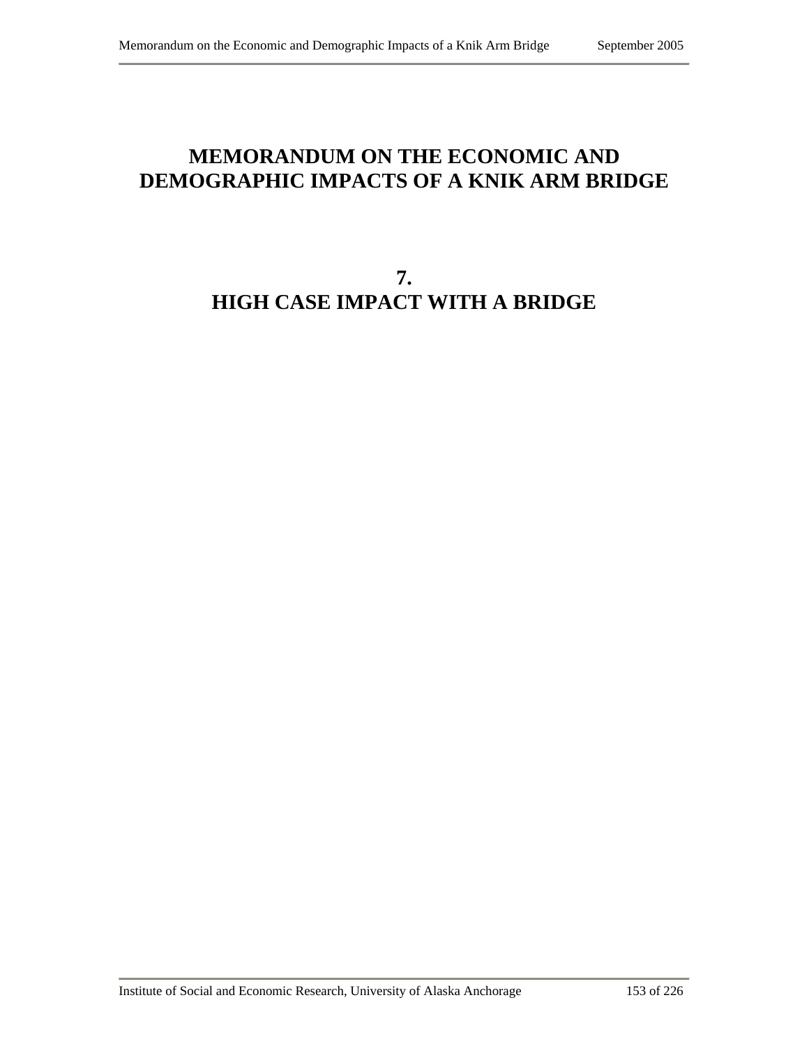# MEMORANDUM ON THE ECONOMIC AND DEMOGRAPHIC IMPACTS OF A KNIK ARM BRIDGE

## 7.
## HIGH CASE IMPACT WITH A BRIDGE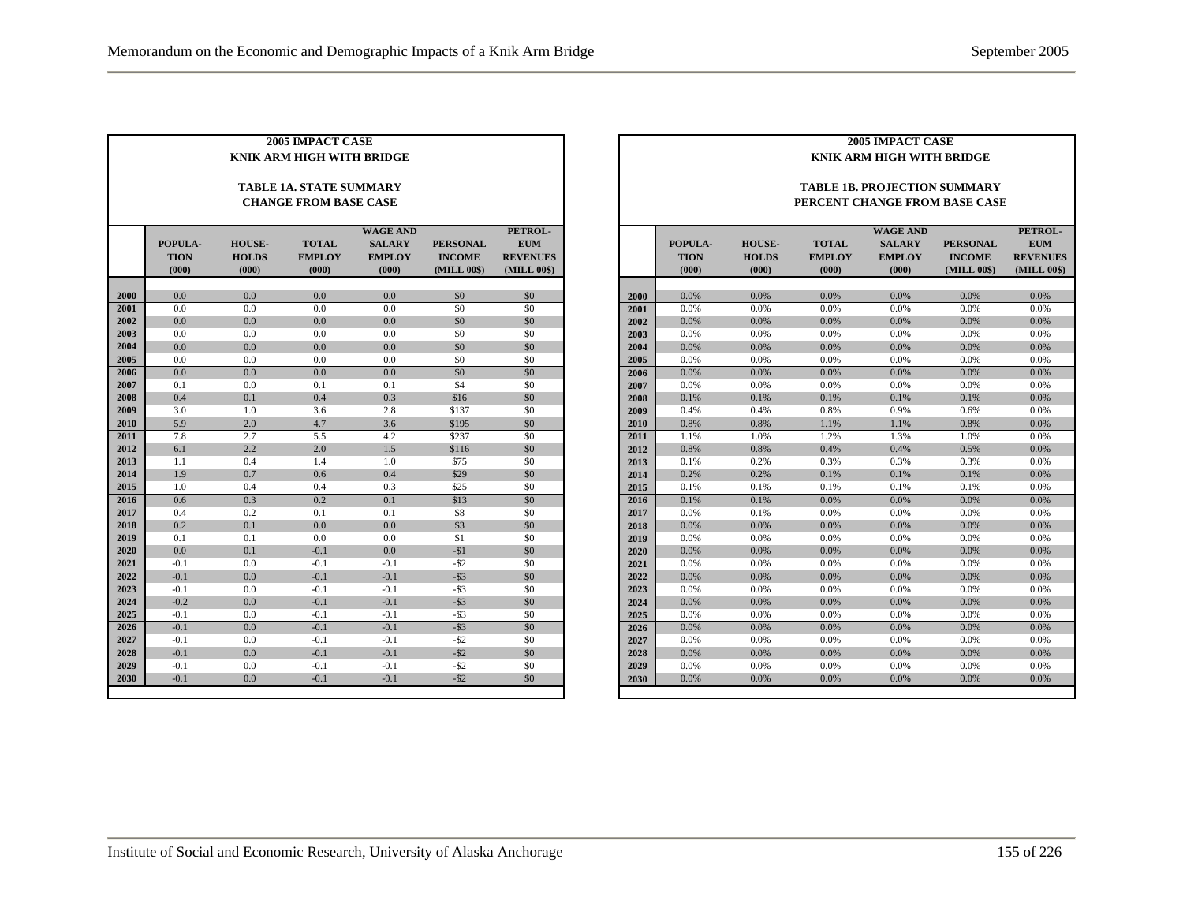**2005 IMPACT CASE**
**KNIK ARM HIGH WITH BRIDGE**

**TABLE 1A. STATE SUMMARY**
**CHANGE FROM BASE CASE**

| | POPULATION (000) | HOUSEHOLDS (000) | TOTAL EMPLOY (000) | WAGE AND SALARY EMPLOY (000) | PERSONAL INCOME (MILL 00$) | PETROLEUM REVENUES (MILL 00$) |
|---|---|---|---|---|---|---|
| 2000 | 0.0 | 0.0 | 0.0 | 0.0 | $0 | $0 |
| 2001 | 0.0 | 0.0 | 0.0 | 0.0 | $0 | $0 |
| 2002 | 0.0 | 0.0 | 0.0 | 0.0 | $0 | $0 |
| 2003 | 0.0 | 0.0 | 0.0 | 0.0 | $0 | $0 |
| 2004 | 0.0 | 0.0 | 0.0 | 0.0 | $0 | $0 |
| 2005 | 0.0 | 0.0 | 0.0 | 0.0 | $0 | $0 |
| 2006 | 0.0 | 0.0 | 0.0 | 0.0 | $0 | $0 |
| 2007 | 0.1 | 0.0 | 0.1 | 0.1 | $4 | $0 |
| 2008 | 0.4 | 0.1 | 0.4 | 0.3 | $16 | $0 |
| 2009 | 3.0 | 1.0 | 3.6 | 2.8 | $137 | $0 |
| 2010 | 5.9 | 2.0 | 4.7 | 3.6 | $195 | $0 |
| 2011 | 7.8 | 2.7 | 5.5 | 4.2 | $237 | $0 |
| 2012 | 6.1 | 2.2 | 2.0 | 1.5 | $116 | $0 |
| 2013 | 1.1 | 0.4 | 1.4 | 1.0 | $75 | $0 |
| 2014 | 1.9 | 0.7 | 0.6 | 0.4 | $29 | $0 |
| 2015 | 1.0 | 0.4 | 0.4 | 0.3 | $25 | $0 |
| 2016 | 0.6 | 0.3 | 0.2 | 0.1 | $13 | $0 |
| 2017 | 0.4 | 0.2 | 0.1 | 0.1 | $8 | $0 |
| 2018 | 0.2 | 0.1 | 0.0 | 0.0 | $3 | $0 |
| 2019 | 0.1 | 0.1 | 0.0 | 0.0 | $1 | $0 |
| 2020 | 0.0 | 0.1 | -0.1 | 0.0 | -$1 | $0 |
| 2021 | -0.1 | 0.0 | -0.1 | -0.1 | -$2 | $0 |
| 2022 | -0.1 | 0.0 | -0.1 | -0.1 | -$3 | $0 |
| 2023 | -0.1 | 0.0 | -0.1 | -0.1 | -$3 | $0 |
| 2024 | -0.2 | 0.0 | -0.1 | -0.1 | -$3 | $0 |
| 2025 | -0.1 | 0.0 | -0.1 | -0.1 | -$3 | $0 |
| 2026 | -0.1 | 0.0 | -0.1 | -0.1 | -$3 | $0 |
| 2027 | -0.1 | 0.0 | -0.1 | -0.1 | -$2 | $0 |
| 2028 | -0.1 | 0.0 | -0.1 | -0.1 | -$2 | $0 |
| 2029 | -0.1 | 0.0 | -0.1 | -0.1 | -$2 | $0 |
| 2030 | -0.1 | 0.0 | -0.1 | -0.1 | -$2 | $0 |

**2005 IMPACT CASE**
**KNIK ARM HIGH WITH BRIDGE**

**TABLE 1B. PROJECTION SUMMARY**
**PERCENT CHANGE FROM BASE CASE**

| | POPULATION (000) | HOUSEHOLDS (000) | TOTAL EMPLOY (000) | WAGE AND SALARY EMPLOY (000) | PERSONAL INCOME (MILL 00$) | PETROLEUM REVENUES (MILL 00$) |
|---|---|---|---|---|---|---|
| 2000 | 0.0% | 0.0% | 0.0% | 0.0% | 0.0% | 0.0% |
| 2001 | 0.0% | 0.0% | 0.0% | 0.0% | 0.0% | 0.0% |
| 2002 | 0.0% | 0.0% | 0.0% | 0.0% | 0.0% | 0.0% |
| 2003 | 0.0% | 0.0% | 0.0% | 0.0% | 0.0% | 0.0% |
| 2004 | 0.0% | 0.0% | 0.0% | 0.0% | 0.0% | 0.0% |
| 2005 | 0.0% | 0.0% | 0.0% | 0.0% | 0.0% | 0.0% |
| 2006 | 0.0% | 0.0% | 0.0% | 0.0% | 0.0% | 0.0% |
| 2007 | 0.0% | 0.0% | 0.0% | 0.0% | 0.0% | 0.0% |
| 2008 | 0.1% | 0.1% | 0.1% | 0.1% | 0.1% | 0.0% |
| 2009 | 0.4% | 0.4% | 0.8% | 0.9% | 0.6% | 0.0% |
| 2010 | 0.8% | 0.8% | 1.1% | 1.1% | 0.8% | 0.0% |
| 2011 | 1.1% | 1.0% | 1.2% | 1.3% | 1.0% | 0.0% |
| 2012 | 0.8% | 0.8% | 0.4% | 0.4% | 0.5% | 0.0% |
| 2013 | 0.1% | 0.2% | 0.3% | 0.3% | 0.3% | 0.0% |
| 2014 | 0.2% | 0.2% | 0.1% | 0.1% | 0.1% | 0.0% |
| 2015 | 0.1% | 0.1% | 0.1% | 0.1% | 0.1% | 0.0% |
| 2016 | 0.1% | 0.1% | 0.0% | 0.0% | 0.0% | 0.0% |
| 2017 | 0.0% | 0.1% | 0.0% | 0.0% | 0.0% | 0.0% |
| 2018 | 0.0% | 0.0% | 0.0% | 0.0% | 0.0% | 0.0% |
| 2019 | 0.0% | 0.0% | 0.0% | 0.0% | 0.0% | 0.0% |
| 2020 | 0.0% | 0.0% | 0.0% | 0.0% | 0.0% | 0.0% |
| 2021 | 0.0% | 0.0% | 0.0% | 0.0% | 0.0% | 0.0% |
| 2022 | 0.0% | 0.0% | 0.0% | 0.0% | 0.0% | 0.0% |
| 2023 | 0.0% | 0.0% | 0.0% | 0.0% | 0.0% | 0.0% |
| 2024 | 0.0% | 0.0% | 0.0% | 0.0% | 0.0% | 0.0% |
| 2025 | 0.0% | 0.0% | 0.0% | 0.0% | 0.0% | 0.0% |
| 2026 | 0.0% | 0.0% | 0.0% | 0.0% | 0.0% | 0.0% |
| 2027 | 0.0% | 0.0% | 0.0% | 0.0% | 0.0% | 0.0% |
| 2028 | 0.0% | 0.0% | 0.0% | 0.0% | 0.0% | 0.0% |
| 2029 | 0.0% | 0.0% | 0.0% | 0.0% | 0.0% | 0.0% |
| 2030 | 0.0% | 0.0% | 0.0% | 0.0% | 0.0% | 0.0% |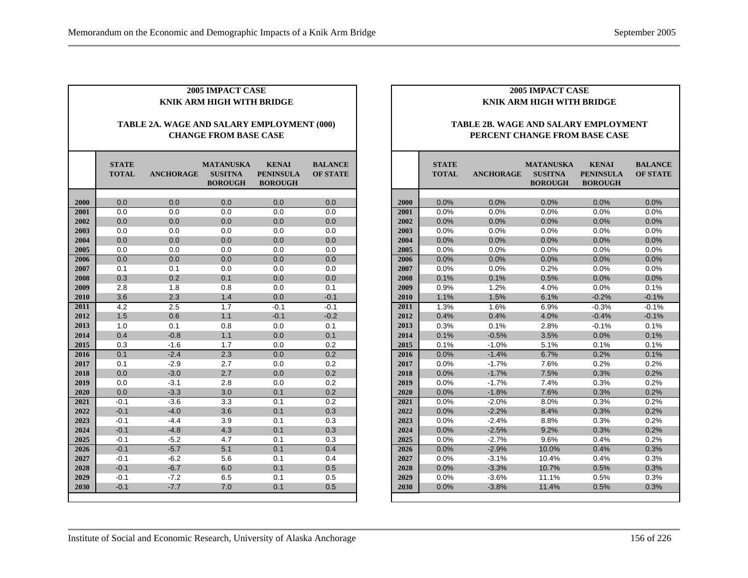**2005 IMPACT CASE**
**KNIK ARM HIGH WITH BRIDGE**

**TABLE 2A. WAGE AND SALARY EMPLOYMENT (000)**
**CHANGE FROM BASE CASE**

| | STATE TOTAL | ANCHORAGE | MATANUSKA SUSITNA BOROUGH | KENAI PENINSULA BOROUGH | BALANCE OF STATE |
|---|---|---|---|---|---|
| 2000 | 0.0 | 0.0 | 0.0 | 0.0 | 0.0 |
| 2001 | 0.0 | 0.0 | 0.0 | 0.0 | 0.0 |
| 2002 | 0.0 | 0.0 | 0.0 | 0.0 | 0.0 |
| 2003 | 0.0 | 0.0 | 0.0 | 0.0 | 0.0 |
| 2004 | 0.0 | 0.0 | 0.0 | 0.0 | 0.0 |
| 2005 | 0.0 | 0.0 | 0.0 | 0.0 | 0.0 |
| 2006 | 0.0 | 0.0 | 0.0 | 0.0 | 0.0 |
| 2007 | 0.1 | 0.1 | 0.0 | 0.0 | 0.0 |
| 2008 | 0.3 | 0.2 | 0.1 | 0.0 | 0.0 |
| 2009 | 2.8 | 1.8 | 0.8 | 0.0 | 0.1 |
| 2010 | 3.6 | 2.3 | 1.4 | 0.0 | -0.1 |
| 2011 | 4.2 | 2.5 | 1.7 | -0.1 | -0.1 |
| 2012 | 1.5 | 0.6 | 1.1 | -0.1 | -0.2 |
| 2013 | 1.0 | 0.1 | 0.8 | 0.0 | 0.1 |
| 2014 | 0.4 | -0.8 | 1.1 | 0.0 | 0.1 |
| 2015 | 0.3 | -1.6 | 1.7 | 0.0 | 0.2 |
| 2016 | 0.1 | -2.4 | 2.3 | 0.0 | 0.2 |
| 2017 | 0.1 | -2.9 | 2.7 | 0.0 | 0.2 |
| 2018 | 0.0 | -3.0 | 2.7 | 0.0 | 0.2 |
| 2019 | 0.0 | -3.1 | 2.8 | 0.0 | 0.2 |
| 2020 | 0.0 | -3.3 | 3.0 | 0.1 | 0.2 |
| 2021 | -0.1 | -3.6 | 3.3 | 0.1 | 0.2 |
| 2022 | -0.1 | -4.0 | 3.6 | 0.1 | 0.3 |
| 2023 | -0.1 | -4.4 | 3.9 | 0.1 | 0.3 |
| 2024 | -0.1 | -4.8 | 4.3 | 0.1 | 0.3 |
| 2025 | -0.1 | -5.2 | 4.7 | 0.1 | 0.3 |
| 2026 | -0.1 | -5.7 | 5.1 | 0.1 | 0.4 |
| 2027 | -0.1 | -6.2 | 5.6 | 0.1 | 0.4 |
| 2028 | -0.1 | -6.7 | 6.0 | 0.1 | 0.5 |
| 2029 | -0.1 | -7.2 | 6.5 | 0.1 | 0.5 |
| 2030 | -0.1 | -7.7 | 7.0 | 0.1 | 0.5 |

**2005 IMPACT CASE**
**KNIK ARM HIGH WITH BRIDGE**

**TABLE 2B. WAGE AND SALARY EMPLOYMENT**
**PERCENT CHANGE FROM BASE CASE**

| | STATE TOTAL | ANCHORAGE | MATANUSKA SUSITNA BOROUGH | KENAI PENINSULA BOROUGH | BALANCE OF STATE |
|---|---|---|---|---|---|
| 2000 | 0.0% | 0.0% | 0.0% | 0.0% | 0.0% |
| 2001 | 0.0% | 0.0% | 0.0% | 0.0% | 0.0% |
| 2002 | 0.0% | 0.0% | 0.0% | 0.0% | 0.0% |
| 2003 | 0.0% | 0.0% | 0.0% | 0.0% | 0.0% |
| 2004 | 0.0% | 0.0% | 0.0% | 0.0% | 0.0% |
| 2005 | 0.0% | 0.0% | 0.0% | 0.0% | 0.0% |
| 2006 | 0.0% | 0.0% | 0.0% | 0.0% | 0.0% |
| 2007 | 0.0% | 0.0% | 0.2% | 0.0% | 0.0% |
| 2008 | 0.1% | 0.1% | 0.5% | 0.0% | 0.0% |
| 2009 | 0.9% | 1.2% | 4.0% | 0.0% | 0.1% |
| 2010 | 1.1% | 1.5% | 6.1% | -0.2% | -0.1% |
| 2011 | 1.3% | 1.6% | 6.9% | -0.3% | -0.1% |
| 2012 | 0.4% | 0.4% | 4.0% | -0.4% | -0.1% |
| 2013 | 0.3% | 0.1% | 2.8% | -0.1% | 0.1% |
| 2014 | 0.1% | -0.5% | 3.5% | 0.0% | 0.1% |
| 2015 | 0.1% | -1.0% | 5.1% | 0.1% | 0.1% |
| 2016 | 0.0% | -1.4% | 6.7% | 0.2% | 0.1% |
| 2017 | 0.0% | -1.7% | 7.6% | 0.2% | 0.2% |
| 2018 | 0.0% | -1.7% | 7.5% | 0.3% | 0.2% |
| 2019 | 0.0% | -1.7% | 7.4% | 0.3% | 0.2% |
| 2020 | 0.0% | -1.8% | 7.6% | 0.3% | 0.2% |
| 2021 | 0.0% | -2.0% | 8.0% | 0.3% | 0.2% |
| 2022 | 0.0% | -2.2% | 8.4% | 0.3% | 0.2% |
| 2023 | 0.0% | -2.4% | 8.8% | 0.3% | 0.2% |
| 2024 | 0.0% | -2.5% | 9.2% | 0.3% | 0.2% |
| 2025 | 0.0% | -2.7% | 9.6% | 0.4% | 0.2% |
| 2026 | 0.0% | -2.9% | 10.0% | 0.4% | 0.3% |
| 2027 | 0.0% | -3.1% | 10.4% | 0.4% | 0.3% |
| 2028 | 0.0% | -3.3% | 10.7% | 0.5% | 0.3% |
| 2029 | 0.0% | -3.6% | 11.1% | 0.5% | 0.3% |
| 2030 | 0.0% | -3.8% | 11.4% | 0.5% | 0.3% |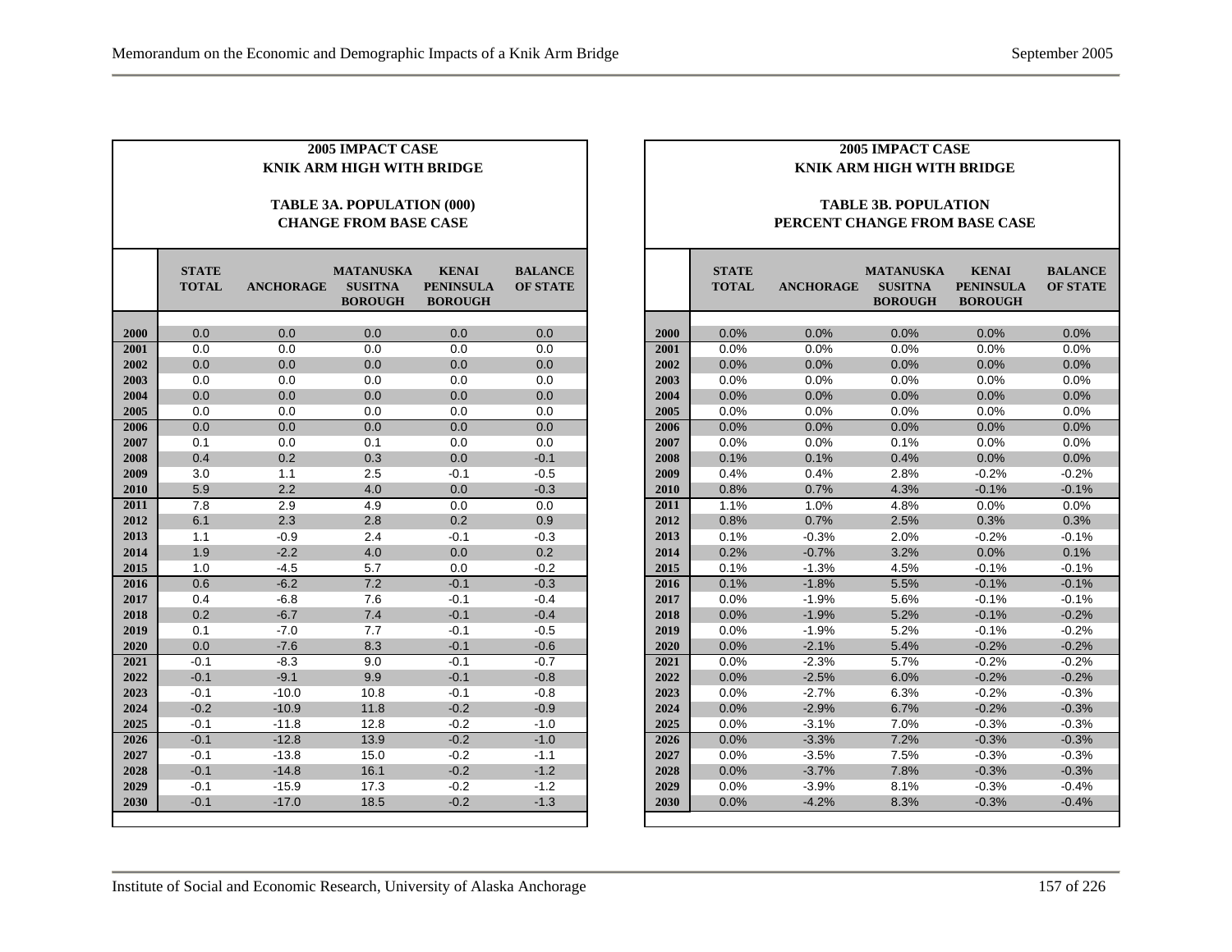**2005 IMPACT CASE**
**KNIK ARM HIGH WITH BRIDGE**

**TABLE 3A. POPULATION (000)**
**CHANGE FROM BASE CASE**

| | STATE TOTAL | ANCHORAGE | MATANUSKA SUSITNA BOROUGH | KENAI PENINSULA BOROUGH | BALANCE OF STATE |
|---|---|---|---|---|---|
| 2000 | 0.0 | 0.0 | 0.0 | 0.0 | 0.0 |
| 2001 | 0.0 | 0.0 | 0.0 | 0.0 | 0.0 |
| 2002 | 0.0 | 0.0 | 0.0 | 0.0 | 0.0 |
| 2003 | 0.0 | 0.0 | 0.0 | 0.0 | 0.0 |
| 2004 | 0.0 | 0.0 | 0.0 | 0.0 | 0.0 |
| 2005 | 0.0 | 0.0 | 0.0 | 0.0 | 0.0 |
| 2006 | 0.0 | 0.0 | 0.0 | 0.0 | 0.0 |
| 2007 | 0.1 | 0.0 | 0.1 | 0.0 | 0.0 |
| 2008 | 0.4 | 0.2 | 0.3 | 0.0 | -0.1 |
| 2009 | 3.0 | 1.1 | 2.5 | -0.1 | -0.5 |
| 2010 | 5.9 | 2.2 | 4.0 | 0.0 | -0.3 |
| 2011 | 7.8 | 2.9 | 4.9 | 0.0 | 0.0 |
| 2012 | 6.1 | 2.3 | 2.8 | 0.2 | 0.9 |
| 2013 | 1.1 | -0.9 | 2.4 | -0.1 | -0.3 |
| 2014 | 1.9 | -2.2 | 4.0 | 0.0 | 0.2 |
| 2015 | 1.0 | -4.5 | 5.7 | 0.0 | -0.2 |
| 2016 | 0.6 | -6.2 | 7.2 | -0.1 | -0.3 |
| 2017 | 0.4 | -6.8 | 7.6 | -0.1 | -0.4 |
| 2018 | 0.2 | -6.7 | 7.4 | -0.1 | -0.4 |
| 2019 | 0.1 | -7.0 | 7.7 | -0.1 | -0.5 |
| 2020 | 0.0 | -7.6 | 8.3 | -0.1 | -0.6 |
| 2021 | -0.1 | -8.3 | 9.0 | -0.1 | -0.7 |
| 2022 | -0.1 | -9.1 | 9.9 | -0.1 | -0.8 |
| 2023 | -0.1 | -10.0 | 10.8 | -0.1 | -0.8 |
| 2024 | -0.2 | -10.9 | 11.8 | -0.2 | -0.9 |
| 2025 | -0.1 | -11.8 | 12.8 | -0.2 | -1.0 |
| 2026 | -0.1 | -12.8 | 13.9 | -0.2 | -1.0 |
| 2027 | -0.1 | -13.8 | 15.0 | -0.2 | -1.1 |
| 2028 | -0.1 | -14.8 | 16.1 | -0.2 | -1.2 |
| 2029 | -0.1 | -15.9 | 17.3 | -0.2 | -1.2 |
| 2030 | -0.1 | -17.0 | 18.5 | -0.2 | -1.3 |

**2005 IMPACT CASE**
**KNIK ARM HIGH WITH BRIDGE**

**TABLE 3B. POPULATION**
**PERCENT CHANGE FROM BASE CASE**

| | STATE TOTAL | ANCHORAGE | MATANUSKA SUSITNA BOROUGH | KENAI PENINSULA BOROUGH | BALANCE OF STATE |
|---|---|---|---|---|---|
| 2000 | 0.0% | 0.0% | 0.0% | 0.0% | 0.0% |
| 2001 | 0.0% | 0.0% | 0.0% | 0.0% | 0.0% |
| 2002 | 0.0% | 0.0% | 0.0% | 0.0% | 0.0% |
| 2003 | 0.0% | 0.0% | 0.0% | 0.0% | 0.0% |
| 2004 | 0.0% | 0.0% | 0.0% | 0.0% | 0.0% |
| 2005 | 0.0% | 0.0% | 0.0% | 0.0% | 0.0% |
| 2006 | 0.0% | 0.0% | 0.0% | 0.0% | 0.0% |
| 2007 | 0.0% | 0.0% | 0.1% | 0.0% | 0.0% |
| 2008 | 0.1% | 0.1% | 0.4% | 0.0% | 0.0% |
| 2009 | 0.4% | 0.4% | 2.8% | -0.2% | -0.2% |
| 2010 | 0.8% | 0.7% | 4.3% | -0.1% | -0.1% |
| 2011 | 1.1% | 1.0% | 4.8% | 0.0% | 0.0% |
| 2012 | 0.8% | 0.7% | 2.5% | 0.3% | 0.3% |
| 2013 | 0.1% | -0.3% | 2.0% | -0.2% | -0.1% |
| 2014 | 0.2% | -0.7% | 3.2% | 0.0% | 0.1% |
| 2015 | 0.1% | -1.3% | 4.5% | -0.1% | -0.1% |
| 2016 | 0.1% | -1.8% | 5.5% | -0.1% | -0.1% |
| 2017 | 0.0% | -1.9% | 5.6% | -0.1% | -0.1% |
| 2018 | 0.0% | -1.9% | 5.2% | -0.1% | -0.2% |
| 2019 | 0.0% | -1.9% | 5.2% | -0.1% | -0.2% |
| 2020 | 0.0% | -2.1% | 5.4% | -0.2% | -0.2% |
| 2021 | 0.0% | -2.3% | 5.7% | -0.2% | -0.2% |
| 2022 | 0.0% | -2.5% | 6.0% | -0.2% | -0.2% |
| 2023 | 0.0% | -2.7% | 6.3% | -0.2% | -0.3% |
| 2024 | 0.0% | -2.9% | 6.7% | -0.2% | -0.3% |
| 2025 | 0.0% | -3.1% | 7.0% | -0.3% | -0.3% |
| 2026 | 0.0% | -3.3% | 7.2% | -0.3% | -0.3% |
| 2027 | 0.0% | -3.5% | 7.5% | -0.3% | -0.3% |
| 2028 | 0.0% | -3.7% | 7.8% | -0.3% | -0.3% |
| 2029 | 0.0% | -3.9% | 8.1% | -0.3% | -0.4% |
| 2030 | 0.0% | -4.2% | 8.3% | -0.3% | -0.4% |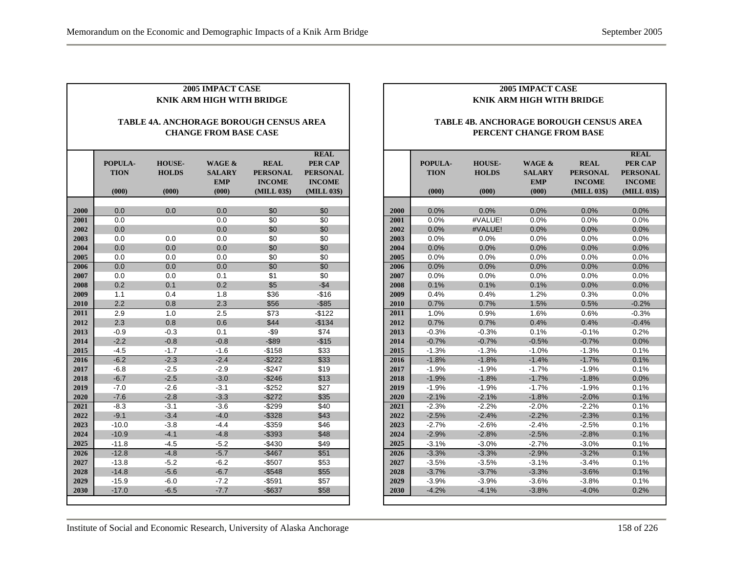**2005 IMPACT CASE**
**KNIK ARM HIGH WITH BRIDGE**

**TABLE 4A. ANCHORAGE BOROUGH CENSUS AREA CHANGE FROM BASE CASE**

| | POPULA-TION (000) | HOUSE-HOLDS (000) | WAGE & SALARY EMP (000) | REAL PERSONAL INCOME (MILL 03$) | REAL PER CAP PERSONAL INCOME (MILL 03$) |
|---|---|---|---|---|---|
| 2000 | 0.0 | 0.0 | 0.0 | $0 | $0 |
| 2001 | 0.0 | | 0.0 | $0 | $0 |
| 2002 | 0.0 | | 0.0 | $0 | $0 |
| 2003 | 0.0 | 0.0 | 0.0 | $0 | $0 |
| 2004 | 0.0 | 0.0 | 0.0 | $0 | $0 |
| 2005 | 0.0 | 0.0 | 0.0 | $0 | $0 |
| 2006 | 0.0 | 0.0 | 0.0 | $0 | $0 |
| 2007 | 0.0 | 0.0 | 0.1 | $1 | $0 |
| 2008 | 0.2 | 0.1 | 0.2 | $5 | -$4 |
| 2009 | 1.1 | 0.4 | 1.8 | $36 | -$16 |
| 2010 | 2.2 | 0.8 | 2.3 | $56 | -$85 |
| 2011 | 2.9 | 1.0 | 2.5 | $73 | -$122 |
| 2012 | 2.3 | 0.8 | 0.6 | $44 | -$134 |
| 2013 | -0.9 | -0.3 | 0.1 | -$9 | $74 |
| 2014 | -2.2 | -0.8 | -0.8 | -$89 | -$15 |
| 2015 | -4.5 | -1.7 | -1.6 | -$158 | $33 |
| 2016 | -6.2 | -2.3 | -2.4 | -$222 | $33 |
| 2017 | -6.8 | -2.5 | -2.9 | -$247 | $19 |
| 2018 | -6.7 | -2.5 | -3.0 | -$246 | $13 |
| 2019 | -7.0 | -2.6 | -3.1 | -$252 | $27 |
| 2020 | -7.6 | -2.8 | -3.3 | -$272 | $35 |
| 2021 | -8.3 | -3.1 | -3.6 | -$299 | $40 |
| 2022 | -9.1 | -3.4 | -4.0 | -$328 | $43 |
| 2023 | -10.0 | -3.8 | -4.4 | -$359 | $46 |
| 2024 | -10.9 | -4.1 | -4.8 | -$393 | $48 |
| 2025 | -11.8 | -4.5 | -5.2 | -$430 | $49 |
| 2026 | -12.8 | -4.8 | -5.7 | -$467 | $51 |
| 2027 | -13.8 | -5.2 | -6.2 | -$507 | $53 |
| 2028 | -14.8 | -5.6 | -6.7 | -$548 | $55 |
| 2029 | -15.9 | -6.0 | -7.2 | -$591 | $57 |
| 2030 | -17.0 | -6.5 | -7.7 | -$637 | $58 |

**2005 IMPACT CASE**
**KNIK ARM HIGH WITH BRIDGE**

**TABLE 4B. ANCHORAGE BOROUGH CENSUS AREA PERCENT CHANGE FROM BASE**

| | POPULA-TION (000) | HOUSE-HOLDS (000) | WAGE & SALARY EMP (000) | REAL PERSONAL INCOME (MILL 03$) | REAL PER CAP PERSONAL INCOME (MILL 03$) |
|---|---|---|---|---|---|
| 2000 | 0.0% | 0.0% | 0.0% | 0.0% | 0.0% |
| 2001 | 0.0% | #VALUE! | 0.0% | 0.0% | 0.0% |
| 2002 | 0.0% | #VALUE! | 0.0% | 0.0% | 0.0% |
| 2003 | 0.0% | 0.0% | 0.0% | 0.0% | 0.0% |
| 2004 | 0.0% | 0.0% | 0.0% | 0.0% | 0.0% |
| 2005 | 0.0% | 0.0% | 0.0% | 0.0% | 0.0% |
| 2006 | 0.0% | 0.0% | 0.0% | 0.0% | 0.0% |
| 2007 | 0.0% | 0.0% | 0.0% | 0.0% | 0.0% |
| 2008 | 0.1% | 0.1% | 0.1% | 0.0% | 0.0% |
| 2009 | 0.4% | 0.4% | 1.2% | 0.3% | 0.0% |
| 2010 | 0.7% | 0.7% | 1.5% | 0.5% | -0.2% |
| 2011 | 1.0% | 0.9% | 1.6% | 0.6% | -0.3% |
| 2012 | 0.7% | 0.7% | 0.4% | 0.4% | -0.4% |
| 2013 | -0.3% | -0.3% | 0.1% | -0.1% | 0.2% |
| 2014 | -0.7% | -0.7% | -0.5% | -0.7% | 0.0% |
| 2015 | -1.3% | -1.3% | -1.0% | -1.3% | 0.1% |
| 2016 | -1.8% | -1.8% | -1.4% | -1.7% | 0.1% |
| 2017 | -1.9% | -1.9% | -1.7% | -1.9% | 0.1% |
| 2018 | -1.9% | -1.8% | -1.7% | -1.8% | 0.0% |
| 2019 | -1.9% | -1.9% | -1.7% | -1.9% | 0.1% |
| 2020 | -2.1% | -2.1% | -1.8% | -2.0% | 0.1% |
| 2021 | -2.3% | -2.2% | -2.0% | -2.2% | 0.1% |
| 2022 | -2.5% | -2.4% | -2.2% | -2.3% | 0.1% |
| 2023 | -2.7% | -2.6% | -2.4% | -2.5% | 0.1% |
| 2024 | -2.9% | -2.8% | -2.5% | -2.8% | 0.1% |
| 2025 | -3.1% | -3.0% | -2.7% | -3.0% | 0.1% |
| 2026 | -3.3% | -3.3% | -2.9% | -3.2% | 0.1% |
| 2027 | -3.5% | -3.5% | -3.1% | -3.4% | 0.1% |
| 2028 | -3.7% | -3.7% | -3.3% | -3.6% | 0.1% |
| 2029 | -3.9% | -3.9% | -3.6% | -3.8% | 0.1% |
| 2030 | -4.2% | -4.1% | -3.8% | -4.0% | 0.2% |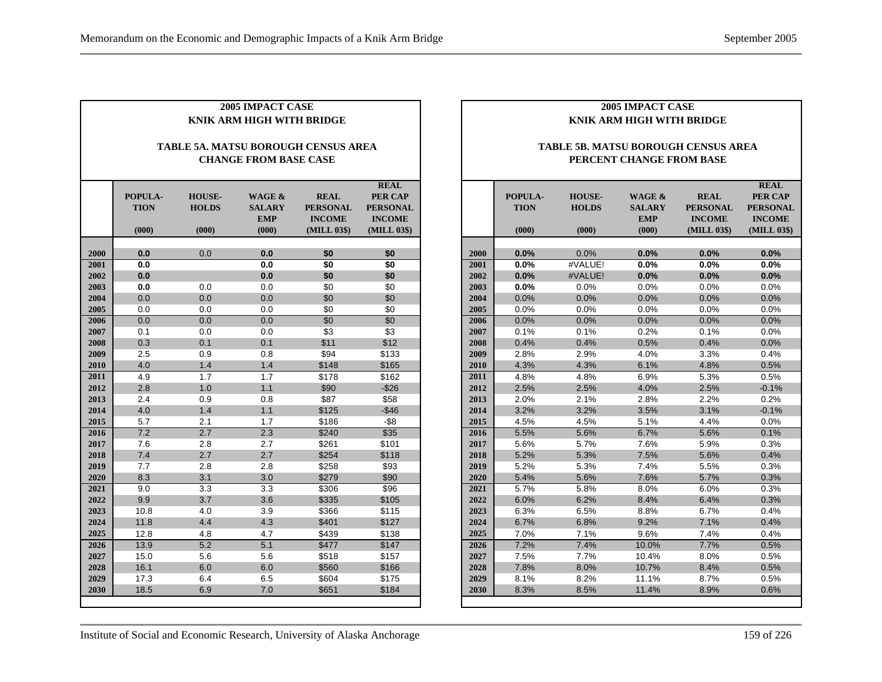**2005 IMPACT CASE**
**KNIK ARM HIGH WITH BRIDGE**

**TABLE 5A. MATSU BOROUGH CENSUS AREA CHANGE FROM BASE CASE**

| | POPULATION (000) | HOUSEHOLDS (000) | WAGE & SALARY EMP (000) | REAL PERSONAL INCOME (MILL 03$) | REAL PER CAP PERSONAL INCOME (MILL 03$) |
|---|---|---|---|---|---|
| 2000 | 0.0 | 0.0 | 0.0 | $0 | $0 |
| 2001 | 0.0 | | 0.0 | $0 | $0 |
| 2002 | 0.0 | | 0.0 | $0 | $0 |
| 2003 | 0.0 | 0.0 | 0.0 | $0 | $0 |
| 2004 | 0.0 | 0.0 | 0.0 | $0 | $0 |
| 2005 | 0.0 | 0.0 | 0.0 | $0 | $0 |
| 2006 | 0.0 | 0.0 | 0.0 | $0 | $0 |
| 2007 | 0.1 | 0.0 | 0.0 | $3 | $3 |
| 2008 | 0.3 | 0.1 | 0.1 | $11 | $12 |
| 2009 | 2.5 | 0.9 | 0.8 | $94 | $133 |
| 2010 | 4.0 | 1.4 | 1.4 | $148 | $165 |
| 2011 | 4.9 | 1.7 | 1.7 | $178 | $162 |
| 2012 | 2.8 | 1.0 | 1.1 | $90 | -$26 |
| 2013 | 2.4 | 0.9 | 0.8 | $87 | $58 |
| 2014 | 4.0 | 1.4 | 1.1 | $125 | -$46 |
| 2015 | 5.7 | 2.1 | 1.7 | $186 | -$8 |
| 2016 | 7.2 | 2.7 | 2.3 | $240 | $35 |
| 2017 | 7.6 | 2.8 | 2.7 | $261 | $101 |
| 2018 | 7.4 | 2.7 | 2.7 | $254 | $118 |
| 2019 | 7.7 | 2.8 | 2.8 | $258 | $93 |
| 2020 | 8.3 | 3.1 | 3.0 | $279 | $90 |
| 2021 | 9.0 | 3.3 | 3.3 | $306 | $96 |
| 2022 | 9.9 | 3.7 | 3.6 | $335 | $105 |
| 2023 | 10.8 | 4.0 | 3.9 | $366 | $115 |
| 2024 | 11.8 | 4.4 | 4.3 | $401 | $127 |
| 2025 | 12.8 | 4.8 | 4.7 | $439 | $138 |
| 2026 | 13.9 | 5.2 | 5.1 | $477 | $147 |
| 2027 | 15.0 | 5.6 | 5.6 | $518 | $157 |
| 2028 | 16.1 | 6.0 | 6.0 | $560 | $166 |
| 2029 | 17.3 | 6.4 | 6.5 | $604 | $175 |
| 2030 | 18.5 | 6.9 | 7.0 | $651 | $184 |

**2005 IMPACT CASE**
**KNIK ARM HIGH WITH BRIDGE**

**TABLE 5B. MATSU BOROUGH CENSUS AREA PERCENT CHANGE FROM BASE**

| | POPULATION (000) | HOUSEHOLDS (000) | WAGE & SALARY EMP (000) | REAL PERSONAL INCOME (MILL 03$) | REAL PER CAP PERSONAL INCOME (MILL 03$) |
|---|---|---|---|---|---|
| 2000 | 0.0% | 0.0% | 0.0% | 0.0% | 0.0% |
| 2001 | 0.0% | #VALUE! | 0.0% | 0.0% | 0.0% |
| 2002 | 0.0% | #VALUE! | 0.0% | 0.0% | 0.0% |
| 2003 | 0.0% | 0.0% | 0.0% | 0.0% | 0.0% |
| 2004 | 0.0% | 0.0% | 0.0% | 0.0% | 0.0% |
| 2005 | 0.0% | 0.0% | 0.0% | 0.0% | 0.0% |
| 2006 | 0.0% | 0.0% | 0.0% | 0.0% | 0.0% |
| 2007 | 0.1% | 0.1% | 0.2% | 0.1% | 0.0% |
| 2008 | 0.4% | 0.4% | 0.5% | 0.4% | 0.0% |
| 2009 | 2.8% | 2.9% | 4.0% | 3.3% | 0.4% |
| 2010 | 4.3% | 4.3% | 6.1% | 4.8% | 0.5% |
| 2011 | 4.8% | 4.8% | 6.9% | 5.3% | 0.5% |
| 2012 | 2.5% | 2.5% | 4.0% | 2.5% | -0.1% |
| 2013 | 2.0% | 2.1% | 2.8% | 2.2% | 0.2% |
| 2014 | 3.2% | 3.2% | 3.5% | 3.1% | -0.1% |
| 2015 | 4.5% | 4.5% | 5.1% | 4.4% | 0.0% |
| 2016 | 5.5% | 5.6% | 6.7% | 5.6% | 0.1% |
| 2017 | 5.6% | 5.7% | 7.6% | 5.9% | 0.3% |
| 2018 | 5.2% | 5.3% | 7.5% | 5.6% | 0.4% |
| 2019 | 5.2% | 5.3% | 7.4% | 5.5% | 0.3% |
| 2020 | 5.4% | 5.6% | 7.6% | 5.7% | 0.3% |
| 2021 | 5.7% | 5.8% | 8.0% | 6.0% | 0.3% |
| 2022 | 6.0% | 6.2% | 8.4% | 6.4% | 0.3% |
| 2023 | 6.3% | 6.5% | 8.8% | 6.7% | 0.4% |
| 2024 | 6.7% | 6.8% | 9.2% | 7.1% | 0.4% |
| 2025 | 7.0% | 7.1% | 9.6% | 7.4% | 0.4% |
| 2026 | 7.2% | 7.4% | 10.0% | 7.7% | 0.5% |
| 2027 | 7.5% | 7.7% | 10.4% | 8.0% | 0.5% |
| 2028 | 7.8% | 8.0% | 10.7% | 8.4% | 0.5% |
| 2029 | 8.1% | 8.2% | 11.1% | 8.7% | 0.5% |
| 2030 | 8.3% | 8.5% | 11.4% | 8.9% | 0.6% |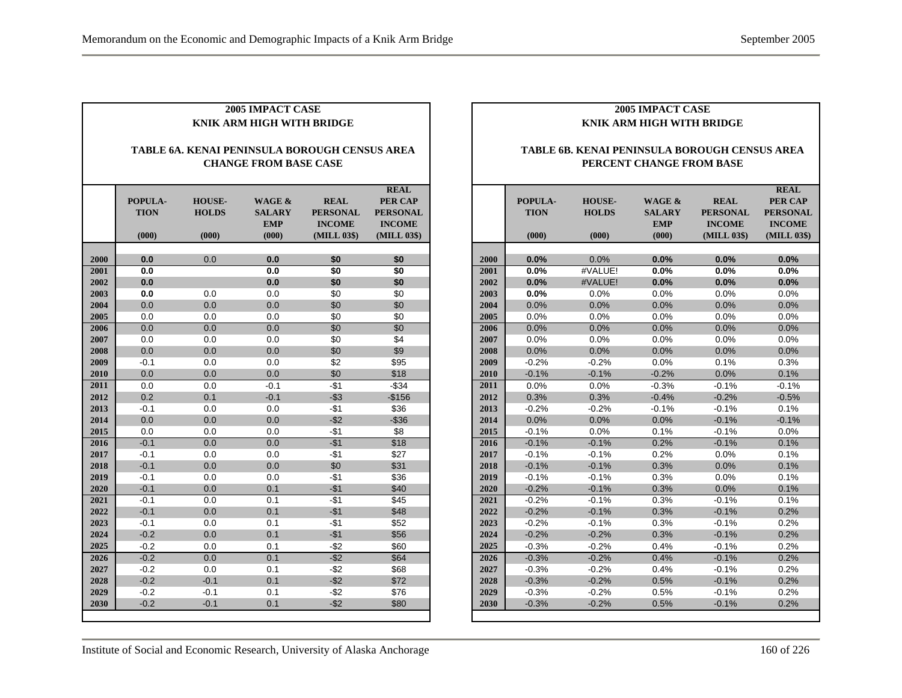**2005 IMPACT CASE**
**KNIK ARM HIGH WITH BRIDGE**

**TABLE 6A. KENAI PENINSULA BOROUGH CENSUS AREA CHANGE FROM BASE CASE**

| | POPULA-TION (000) | HOUSE-HOLDS (000) | WAGE & SALARY EMP (000) | REAL PERSONAL INCOME (MILL 03$) | REAL PER CAP PERSONAL INCOME (MILL 03$) |
|---|---|---|---|---|---|
| 2000 | **0.0** | 0.0 | **0.0** | **$0** | **$0** |
| 2001 | **0.0** | | **0.0** | **$0** | **$0** |
| 2002 | **0.0** | | **0.0** | **$0** | **$0** |
| 2003 | **0.0** | 0.0 | 0.0 | $0 | $0 |
| 2004 | 0.0 | 0.0 | 0.0 | $0 | $0 |
| 2005 | 0.0 | 0.0 | 0.0 | $0 | $0 |
| 2006 | 0.0 | 0.0 | 0.0 | $0 | $0 |
| 2007 | 0.0 | 0.0 | 0.0 | $0 | $4 |
| 2008 | 0.0 | 0.0 | 0.0 | $0 | $9 |
| 2009 | -0.1 | 0.0 | 0.0 | $2 | $95 |
| 2010 | 0.0 | 0.0 | 0.0 | $0 | $18 |
| 2011 | 0.0 | 0.0 | -0.1 | -$1 | -$34 |
| 2012 | 0.2 | 0.1 | -0.1 | -$3 | -$156 |
| 2013 | -0.1 | 0.0 | 0.0 | -$1 | $36 |
| 2014 | 0.0 | 0.0 | 0.0 | -$2 | -$36 |
| 2015 | 0.0 | 0.0 | 0.0 | -$1 | $8 |
| 2016 | -0.1 | 0.0 | 0.0 | -$1 | $18 |
| 2017 | -0.1 | 0.0 | 0.0 | -$1 | $27 |
| 2018 | -0.1 | 0.0 | 0.0 | $0 | $31 |
| 2019 | -0.1 | 0.0 | 0.0 | -$1 | $36 |
| 2020 | -0.1 | 0.0 | 0.1 | -$1 | $40 |
| 2021 | -0.1 | 0.0 | 0.1 | -$1 | $45 |
| 2022 | -0.1 | 0.0 | 0.1 | -$1 | $48 |
| 2023 | -0.1 | 0.0 | 0.1 | -$1 | $52 |
| 2024 | -0.2 | 0.0 | 0.1 | -$1 | $56 |
| 2025 | -0.2 | 0.0 | 0.1 | -$2 | $60 |
| 2026 | -0.2 | 0.0 | 0.1 | -$2 | $64 |
| 2027 | -0.2 | 0.0 | 0.1 | -$2 | $68 |
| 2028 | -0.2 | -0.1 | 0.1 | -$2 | $72 |
| 2029 | -0.2 | -0.1 | 0.1 | -$2 | $76 |
| 2030 | -0.2 | -0.1 | 0.1 | -$2 | $80 |

**2005 IMPACT CASE**
**KNIK ARM HIGH WITH BRIDGE**

**TABLE 6B. KENAI PENINSULA BOROUGH CENSUS AREA PERCENT CHANGE FROM BASE**

| | POPULA-TION (000) | HOUSE-HOLDS (000) | WAGE & SALARY EMP (000) | REAL PERSONAL INCOME (MILL 03$) | REAL PER CAP PERSONAL INCOME (MILL 03$) |
|---|---|---|---|---|---|
| 2000 | **0.0%** | 0.0% | **0.0%** | **0.0%** | **0.0%** |
| 2001 | **0.0%** | #VALUE! | **0.0%** | **0.0%** | **0.0%** |
| 2002 | **0.0%** | #VALUE! | **0.0%** | **0.0%** | **0.0%** |
| 2003 | **0.0%** | 0.0% | 0.0% | 0.0% | 0.0% |
| 2004 | 0.0% | 0.0% | 0.0% | 0.0% | 0.0% |
| 2005 | 0.0% | 0.0% | 0.0% | 0.0% | 0.0% |
| 2006 | 0.0% | 0.0% | 0.0% | 0.0% | 0.0% |
| 2007 | 0.0% | 0.0% | 0.0% | 0.0% | 0.0% |
| 2008 | 0.0% | 0.0% | 0.0% | 0.0% | 0.0% |
| 2009 | -0.2% | -0.2% | 0.0% | 0.1% | 0.3% |
| 2010 | -0.1% | -0.1% | -0.2% | 0.0% | 0.1% |
| 2011 | 0.0% | 0.0% | -0.3% | -0.1% | -0.1% |
| 2012 | 0.3% | 0.3% | -0.4% | -0.2% | -0.5% |
| 2013 | -0.2% | -0.2% | -0.1% | -0.1% | 0.1% |
| 2014 | 0.0% | 0.0% | 0.0% | -0.1% | -0.1% |
| 2015 | -0.1% | 0.0% | 0.1% | -0.1% | 0.0% |
| 2016 | -0.1% | -0.1% | 0.2% | -0.1% | 0.1% |
| 2017 | -0.1% | -0.1% | 0.2% | 0.0% | 0.1% |
| 2018 | -0.1% | -0.1% | 0.3% | 0.0% | 0.1% |
| 2019 | -0.1% | -0.1% | 0.3% | 0.0% | 0.1% |
| 2020 | -0.2% | -0.1% | 0.3% | 0.0% | 0.1% |
| 2021 | -0.2% | -0.1% | 0.3% | -0.1% | 0.1% |
| 2022 | -0.2% | -0.1% | 0.3% | -0.1% | 0.2% |
| 2023 | -0.2% | -0.1% | 0.3% | -0.1% | 0.2% |
| 2024 | -0.2% | -0.2% | 0.3% | -0.1% | 0.2% |
| 2025 | -0.3% | -0.2% | 0.4% | -0.1% | 0.2% |
| 2026 | -0.3% | -0.2% | 0.4% | -0.1% | 0.2% |
| 2027 | -0.3% | -0.2% | 0.4% | -0.1% | 0.2% |
| 2028 | -0.3% | -0.2% | 0.5% | -0.1% | 0.2% |
| 2029 | -0.3% | -0.2% | 0.5% | -0.1% | 0.2% |
| 2030 | -0.3% | -0.2% | 0.5% | -0.1% | 0.2% |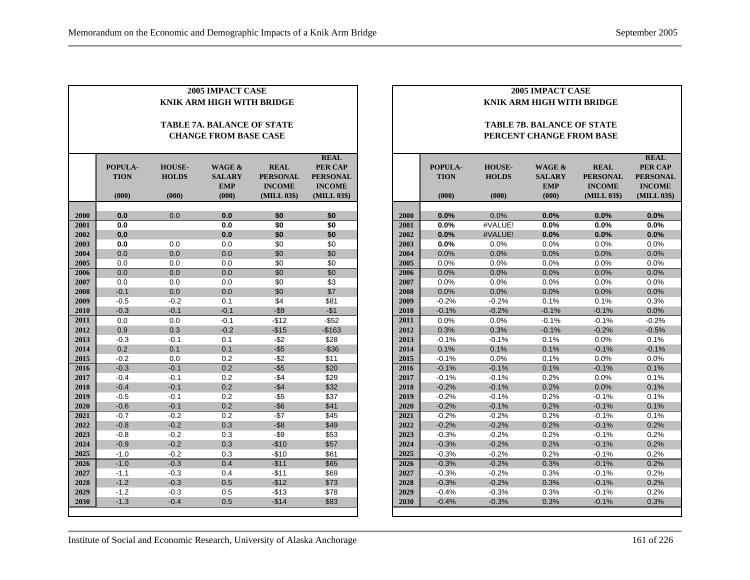**2005 IMPACT CASE**
**KNIK ARM HIGH WITH BRIDGE**

**TABLE 7A. BALANCE OF STATE**
**CHANGE FROM BASE CASE**

| | POPULA-TION (000) | HOUSE-HOLDS (000) | WAGE & SALARY EMP (000) | REAL PERSONAL INCOME (MILL 03$) | REAL PER CAP PERSONAL INCOME (MILL 03$) |
|---|---|---|---|---|---|
| 2000 | **0.0** | 0.0 | **0.0** | **$0** | **$0** |
| 2001 | **0.0** | | **0.0** | **$0** | **$0** |
| 2002 | **0.0** | | **0.0** | **$0** | **$0** |
| 2003 | **0.0** | 0.0 | 0.0 | $0 | $0 |
| 2004 | 0.0 | 0.0 | 0.0 | $0 | $0 |
| 2005 | 0.0 | 0.0 | 0.0 | $0 | $0 |
| 2006 | 0.0 | 0.0 | 0.0 | $0 | $0 |
| 2007 | 0.0 | 0.0 | 0.0 | $0 | $3 |
| 2008 | -0.1 | 0.0 | 0.0 | $0 | $7 |
| 2009 | -0.5 | -0.2 | 0.1 | $4 | $81 |
| 2010 | -0.3 | -0.1 | -0.1 | -$9 | -$1 |
| 2011 | 0.0 | 0.0 | -0.1 | -$12 | -$52 |
| 2012 | 0.9 | 0.3 | -0.2 | -$15 | -$163 |
| 2013 | -0.3 | -0.1 | 0.1 | -$2 | $28 |
| 2014 | 0.2 | 0.1 | 0.1 | -$5 | -$36 |
| 2015 | -0.2 | 0.0 | 0.2 | -$2 | $11 |
| 2016 | -0.3 | -0.1 | 0.2 | -$5 | $20 |
| 2017 | -0.4 | -0.1 | 0.2 | -$4 | $29 |
| 2018 | -0.4 | -0.1 | 0.2 | -$4 | $32 |
| 2019 | -0.5 | -0.1 | 0.2 | -$5 | $37 |
| 2020 | -0.6 | -0.1 | 0.2 | -$6 | $41 |
| 2021 | -0.7 | -0.2 | 0.2 | -$7 | $45 |
| 2022 | -0.8 | -0.2 | 0.3 | -$8 | $49 |
| 2023 | -0.8 | -0.2 | 0.3 | -$9 | $53 |
| 2024 | -0.9 | -0.2 | 0.3 | -$10 | $57 |
| 2025 | -1.0 | -0.2 | 0.3 | -$10 | $61 |
| 2026 | -1.0 | -0.3 | 0.4 | -$11 | $65 |
| 2027 | -1.1 | -0.3 | 0.4 | -$11 | $69 |
| 2028 | -1.2 | -0.3 | 0.5 | -$12 | $73 |
| 2029 | -1.2 | -0.3 | 0.5 | -$13 | $78 |
| 2030 | -1.3 | -0.4 | 0.5 | -$14 | $83 |

**2005 IMPACT CASE**
**KNIK ARM HIGH WITH BRIDGE**

**TABLE 7B. BALANCE OF STATE**
**PERCENT CHANGE FROM BASE**

| | POPULA-TION (000) | HOUSE-HOLDS (000) | WAGE & SALARY EMP (000) | REAL PERSONAL INCOME (MILL 03$) | REAL PER CAP PERSONAL INCOME (MILL 03$) |
|---|---|---|---|---|---|
| 2000 | **0.0%** | 0.0% | **0.0%** | **0.0%** | **0.0%** |
| 2001 | **0.0%** | #VALUE! | **0.0%** | **0.0%** | **0.0%** |
| 2002 | **0.0%** | #VALUE! | **0.0%** | **0.0%** | **0.0%** |
| 2003 | **0.0%** | 0.0% | 0.0% | 0.0% | 0.0% |
| 2004 | 0.0% | 0.0% | 0.0% | 0.0% | 0.0% |
| 2005 | 0.0% | 0.0% | 0.0% | 0.0% | 0.0% |
| 2006 | 0.0% | 0.0% | 0.0% | 0.0% | 0.0% |
| 2007 | 0.0% | 0.0% | 0.0% | 0.0% | 0.0% |
| 2008 | 0.0% | 0.0% | 0.0% | 0.0% | 0.0% |
| 2009 | -0.2% | -0.2% | 0.1% | 0.1% | 0.3% |
| 2010 | -0.1% | -0.2% | -0.1% | -0.1% | 0.0% |
| 2011 | 0.0% | 0.0% | -0.1% | -0.1% | -0.2% |
| 2012 | 0.3% | 0.3% | -0.1% | -0.2% | -0.5% |
| 2013 | -0.1% | -0.1% | 0.1% | 0.0% | 0.1% |
| 2014 | 0.1% | 0.1% | 0.1% | -0.1% | -0.1% |
| 2015 | -0.1% | 0.0% | 0.1% | 0.0% | 0.0% |
| 2016 | -0.1% | -0.1% | 0.1% | -0.1% | 0.1% |
| 2017 | -0.1% | -0.1% | 0.2% | 0.0% | 0.1% |
| 2018 | -0.2% | -0.1% | 0.2% | 0.0% | 0.1% |
| 2019 | -0.2% | -0.1% | 0.2% | -0.1% | 0.1% |
| 2020 | -0.2% | -0.1% | 0.2% | -0.1% | 0.1% |
| 2021 | -0.2% | -0.2% | 0.2% | -0.1% | 0.1% |
| 2022 | -0.2% | -0.2% | 0.2% | -0.1% | 0.2% |
| 2023 | -0.3% | -0.2% | 0.2% | -0.1% | 0.2% |
| 2024 | -0.3% | -0.2% | 0.2% | -0.1% | 0.2% |
| 2025 | -0.3% | -0.2% | 0.2% | -0.1% | 0.2% |
| 2026 | -0.3% | -0.2% | 0.3% | -0.1% | 0.2% |
| 2027 | -0.3% | -0.2% | 0.3% | -0.1% | 0.2% |
| 2028 | -0.3% | -0.2% | 0.3% | -0.1% | 0.2% |
| 2029 | -0.4% | -0.3% | 0.3% | -0.1% | 0.2% |
| 2030 | -0.4% | -0.3% | 0.3% | -0.1% | 0.3% |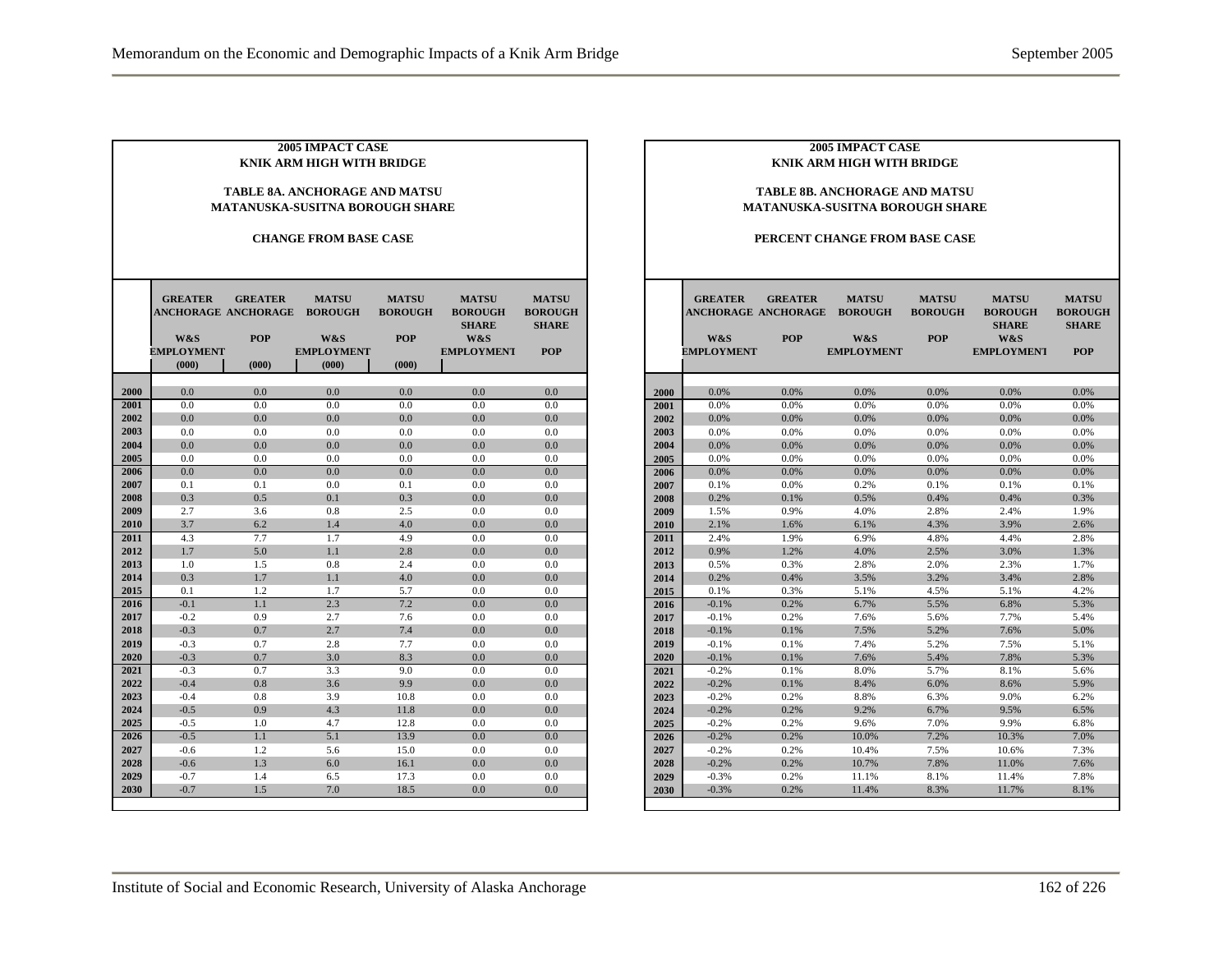**2005 IMPACT CASE**
**KNIK ARM HIGH WITH BRIDGE**

**TABLE 8A. ANCHORAGE AND MATSU**
**MATANUSKA-SUSITNA BOROUGH SHARE**

**CHANGE FROM BASE CASE**

| | GREATER ANCHORAGE W&S EMPLOYMENT (000) | GREATER ANCHORAGE POP (000) | MATSU BOROUGH W&S EMPLOYMENT (000) | MATSU BOROUGH POP (000) | MATSU BOROUGH SHARE W&S EMPLOYMENT | MATSU BOROUGH SHARE POP |
|---|---|---|---|---|---|---|
| 2000 | 0.0 | 0.0 | 0.0 | 0.0 | 0.0 | 0.0 |
| 2001 | 0.0 | 0.0 | 0.0 | 0.0 | 0.0 | 0.0 |
| 2002 | 0.0 | 0.0 | 0.0 | 0.0 | 0.0 | 0.0 |
| 2003 | 0.0 | 0.0 | 0.0 | 0.0 | 0.0 | 0.0 |
| 2004 | 0.0 | 0.0 | 0.0 | 0.0 | 0.0 | 0.0 |
| 2005 | 0.0 | 0.0 | 0.0 | 0.0 | 0.0 | 0.0 |
| 2006 | 0.0 | 0.0 | 0.0 | 0.0 | 0.0 | 0.0 |
| 2007 | 0.1 | 0.1 | 0.0 | 0.1 | 0.0 | 0.0 |
| 2008 | 0.3 | 0.5 | 0.1 | 0.3 | 0.0 | 0.0 |
| 2009 | 2.7 | 3.6 | 0.8 | 2.5 | 0.0 | 0.0 |
| 2010 | 3.7 | 6.2 | 1.4 | 4.0 | 0.0 | 0.0 |
| 2011 | 4.3 | 7.7 | 1.7 | 4.9 | 0.0 | 0.0 |
| 2012 | 1.7 | 5.0 | 1.1 | 2.8 | 0.0 | 0.0 |
| 2013 | 1.0 | 1.5 | 0.8 | 2.4 | 0.0 | 0.0 |
| 2014 | 0.3 | 1.7 | 1.1 | 4.0 | 0.0 | 0.0 |
| 2015 | 0.1 | 1.2 | 1.7 | 5.7 | 0.0 | 0.0 |
| 2016 | -0.1 | 1.1 | 2.3 | 7.2 | 0.0 | 0.0 |
| 2017 | -0.2 | 0.9 | 2.7 | 7.6 | 0.0 | 0.0 |
| 2018 | -0.3 | 0.7 | 2.7 | 7.4 | 0.0 | 0.0 |
| 2019 | -0.3 | 0.7 | 2.8 | 7.7 | 0.0 | 0.0 |
| 2020 | -0.3 | 0.7 | 3.0 | 8.3 | 0.0 | 0.0 |
| 2021 | -0.3 | 0.7 | 3.3 | 9.0 | 0.0 | 0.0 |
| 2022 | -0.4 | 0.8 | 3.6 | 9.9 | 0.0 | 0.0 |
| 2023 | -0.4 | 0.8 | 3.9 | 10.8 | 0.0 | 0.0 |
| 2024 | -0.5 | 0.9 | 4.3 | 11.8 | 0.0 | 0.0 |
| 2025 | -0.5 | 1.0 | 4.7 | 12.8 | 0.0 | 0.0 |
| 2026 | -0.5 | 1.1 | 5.1 | 13.9 | 0.0 | 0.0 |
| 2027 | -0.6 | 1.2 | 5.6 | 15.0 | 0.0 | 0.0 |
| 2028 | -0.6 | 1.3 | 6.0 | 16.1 | 0.0 | 0.0 |
| 2029 | -0.7 | 1.4 | 6.5 | 17.3 | 0.0 | 0.0 |
| 2030 | -0.7 | 1.5 | 7.0 | 18.5 | 0.0 | 0.0 |

**2005 IMPACT CASE**
**KNIK ARM HIGH WITH BRIDGE**

**TABLE 8B. ANCHORAGE AND MATSU**
**MATANUSKA-SUSITNA BOROUGH SHARE**

**PERCENT CHANGE FROM BASE CASE**

| | GREATER ANCHORAGE W&S EMPLOYMENT | GREATER ANCHORAGE POP | MATSU BOROUGH W&S EMPLOYMENT | MATSU BOROUGH POP | MATSU BOROUGH SHARE W&S EMPLOYMENT | MATSU BOROUGH SHARE POP |
|---|---|---|---|---|---|---|
| 2000 | 0.0% | 0.0% | 0.0% | 0.0% | 0.0% | 0.0% |
| 2001 | 0.0% | 0.0% | 0.0% | 0.0% | 0.0% | 0.0% |
| 2002 | 0.0% | 0.0% | 0.0% | 0.0% | 0.0% | 0.0% |
| 2003 | 0.0% | 0.0% | 0.0% | 0.0% | 0.0% | 0.0% |
| 2004 | 0.0% | 0.0% | 0.0% | 0.0% | 0.0% | 0.0% |
| 2005 | 0.0% | 0.0% | 0.0% | 0.0% | 0.0% | 0.0% |
| 2006 | 0.0% | 0.0% | 0.0% | 0.0% | 0.0% | 0.0% |
| 2007 | 0.1% | 0.0% | 0.2% | 0.1% | 0.1% | 0.1% |
| 2008 | 0.2% | 0.1% | 0.5% | 0.4% | 0.4% | 0.3% |
| 2009 | 1.5% | 0.9% | 4.0% | 2.8% | 2.4% | 1.9% |
| 2010 | 2.1% | 1.6% | 6.1% | 4.3% | 3.9% | 2.6% |
| 2011 | 2.4% | 1.9% | 6.9% | 4.8% | 4.4% | 2.8% |
| 2012 | 0.9% | 1.2% | 4.0% | 2.5% | 3.0% | 1.3% |
| 2013 | 0.5% | 0.3% | 2.8% | 2.0% | 2.3% | 1.7% |
| 2014 | 0.2% | 0.4% | 3.5% | 3.2% | 3.4% | 2.8% |
| 2015 | 0.1% | 0.3% | 5.1% | 4.5% | 5.1% | 4.2% |
| 2016 | -0.1% | 0.2% | 6.7% | 5.5% | 6.8% | 5.3% |
| 2017 | -0.1% | 0.2% | 7.6% | 5.6% | 7.7% | 5.4% |
| 2018 | -0.1% | 0.1% | 7.5% | 5.2% | 7.6% | 5.0% |
| 2019 | -0.1% | 0.1% | 7.4% | 5.2% | 7.5% | 5.1% |
| 2020 | -0.1% | 0.1% | 7.6% | 5.4% | 7.8% | 5.3% |
| 2021 | -0.2% | 0.1% | 8.0% | 5.7% | 8.1% | 5.6% |
| 2022 | -0.2% | 0.1% | 8.4% | 6.0% | 8.6% | 5.9% |
| 2023 | -0.2% | 0.2% | 8.8% | 6.3% | 9.0% | 6.2% |
| 2024 | -0.2% | 0.2% | 9.2% | 6.7% | 9.5% | 6.5% |
| 2025 | -0.2% | 0.2% | 9.6% | 7.0% | 9.9% | 6.8% |
| 2026 | -0.2% | 0.2% | 10.0% | 7.2% | 10.3% | 7.0% |
| 2027 | -0.2% | 0.2% | 10.4% | 7.5% | 10.6% | 7.3% |
| 2028 | -0.2% | 0.2% | 10.7% | 7.8% | 11.0% | 7.6% |
| 2029 | -0.3% | 0.2% | 11.1% | 8.1% | 11.4% | 7.8% |
| 2030 | -0.3% | 0.2% | 11.4% | 8.3% | 11.7% | 8.1% |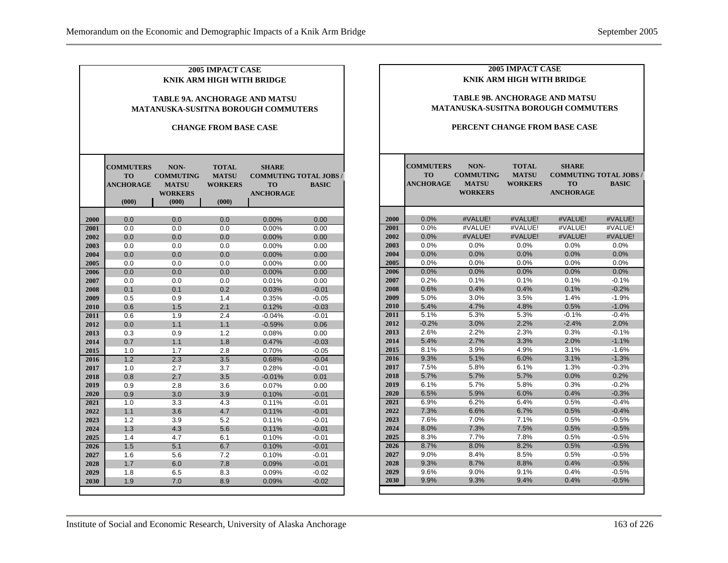**2005 IMPACT CASE**
**KNIK ARM HIGH WITH BRIDGE**

**TABLE 9A. ANCHORAGE AND MATSU MATANUSKA-SUSITNA BOROUGH COMMUTERS**

**CHANGE FROM BASE CASE**

| | COMMUTERS TO ANCHORAGE (000) | NON-COMMUTING MATSU WORKERS (000) | TOTAL MATSU WORKERS (000) | SHARE COMMUTING TO ANCHORAGE | TOTAL JOBS / BASIC |
|---|---|---|---|---|---|
| 2000 | 0.0 | 0.0 | 0.0 | 0.00% | 0.00 |
| 2001 | 0.0 | 0.0 | 0.0 | 0.00% | 0.00 |
| 2002 | 0.0 | 0.0 | 0.0 | 0.00% | 0.00 |
| 2003 | 0.0 | 0.0 | 0.0 | 0.00% | 0.00 |
| 2004 | 0.0 | 0.0 | 0.0 | 0.00% | 0.00 |
| 2005 | 0.0 | 0.0 | 0.0 | 0.00% | 0.00 |
| 2006 | 0.0 | 0.0 | 0.0 | 0.00% | 0.00 |
| 2007 | 0.0 | 0.0 | 0.0 | 0.01% | 0.00 |
| 2008 | 0.1 | 0.1 | 0.2 | 0.03% | -0.01 |
| 2009 | 0.5 | 0.9 | 1.4 | 0.35% | -0.05 |
| 2010 | 0.6 | 1.5 | 2.1 | 0.12% | -0.03 |
| 2011 | 0.6 | 1.9 | 2.4 | -0.04% | -0.01 |
| 2012 | 0.0 | 1.1 | 1.1 | -0.59% | 0.06 |
| 2013 | 0.3 | 0.9 | 1.2 | 0.08% | 0.00 |
| 2014 | 0.7 | 1.1 | 1.8 | 0.47% | -0.03 |
| 2015 | 1.0 | 1.7 | 2.8 | 0.70% | -0.05 |
| 2016 | 1.2 | 2.3 | 3.5 | 0.68% | -0.04 |
| 2017 | 1.0 | 2.7 | 3.7 | 0.28% | -0.01 |
| 2018 | 0.8 | 2.7 | 3.5 | -0.01% | 0.01 |
| 2019 | 0.9 | 2.8 | 3.6 | 0.07% | 0.00 |
| 2020 | 0.9 | 3.0 | 3.9 | 0.10% | -0.01 |
| 2021 | 1.0 | 3.3 | 4.3 | 0.11% | -0.01 |
| 2022 | 1.1 | 3.6 | 4.7 | 0.11% | -0.01 |
| 2023 | 1.2 | 3.9 | 5.2 | 0.11% | -0.01 |
| 2024 | 1.3 | 4.3 | 5.6 | 0.11% | -0.01 |
| 2025 | 1.4 | 4.7 | 6.1 | 0.10% | -0.01 |
| 2026 | 1.5 | 5.1 | 6.7 | 0.10% | -0.01 |
| 2027 | 1.6 | 5.6 | 7.2 | 0.10% | -0.01 |
| 2028 | 1.7 | 6.0 | 7.8 | 0.09% | -0.01 |
| 2029 | 1.8 | 6.5 | 8.3 | 0.09% | -0.02 |
| 2030 | 1.9 | 7.0 | 8.9 | 0.09% | -0.02 |

**2005 IMPACT CASE**
**KNIK ARM HIGH WITH BRIDGE**

**TABLE 9B. ANCHORAGE AND MATSU MATANUSKA-SUSITNA BOROUGH COMMUTERS**

**PERCENT CHANGE FROM BASE CASE**

| | COMMUTERS TO ANCHORAGE | NON-COMMUTING MATSU WORKERS | TOTAL MATSU WORKERS | SHARE COMMUTING TO ANCHORAGE | TOTAL JOBS / BASIC |
|---|---|---|---|---|---|
| 2000 | 0.0% | #VALUE! | #VALUE! | #VALUE! | #VALUE! |
| 2001 | 0.0% | #VALUE! | #VALUE! | #VALUE! | #VALUE! |
| 2002 | 0.0% | #VALUE! | #VALUE! | #VALUE! | #VALUE! |
| 2003 | 0.0% | 0.0% | 0.0% | 0.0% | 0.0% |
| 2004 | 0.0% | 0.0% | 0.0% | 0.0% | 0.0% |
| 2005 | 0.0% | 0.0% | 0.0% | 0.0% | 0.0% |
| 2006 | 0.0% | 0.0% | 0.0% | 0.0% | 0.0% |
| 2007 | 0.2% | 0.1% | 0.1% | 0.1% | -0.1% |
| 2008 | 0.6% | 0.4% | 0.4% | 0.1% | -0.2% |
| 2009 | 5.0% | 3.0% | 3.5% | 1.4% | -1.9% |
| 2010 | 5.4% | 4.7% | 4.8% | 0.5% | -1.0% |
| 2011 | 5.1% | 5.3% | 5.3% | -0.1% | -0.4% |
| 2012 | -0.2% | 3.0% | 2.2% | -2.4% | 2.0% |
| 2013 | 2.6% | 2.2% | 2.3% | 0.3% | -0.1% |
| 2014 | 5.4% | 2.7% | 3.3% | 2.0% | -1.1% |
| 2015 | 8.1% | 3.9% | 4.9% | 3.1% | -1.6% |
| 2016 | 9.3% | 5.1% | 6.0% | 3.1% | -1.3% |
| 2017 | 7.5% | 5.8% | 6.1% | 1.3% | -0.3% |
| 2018 | 5.7% | 5.7% | 5.7% | 0.0% | 0.2% |
| 2019 | 6.1% | 5.7% | 5.8% | 0.3% | -0.2% |
| 2020 | 6.5% | 5.9% | 6.0% | 0.4% | -0.3% |
| 2021 | 6.9% | 6.2% | 6.4% | 0.5% | -0.4% |
| 2022 | 7.3% | 6.6% | 6.7% | 0.5% | -0.4% |
| 2023 | 7.6% | 7.0% | 7.1% | 0.5% | -0.5% |
| 2024 | 8.0% | 7.3% | 7.5% | 0.5% | -0.5% |
| 2025 | 8.3% | 7.7% | 7.8% | 0.5% | -0.5% |
| 2026 | 8.7% | 8.0% | 8.2% | 0.5% | -0.5% |
| 2027 | 9.0% | 8.4% | 8.5% | 0.5% | -0.5% |
| 2028 | 9.3% | 8.7% | 8.8% | 0.4% | -0.5% |
| 2029 | 9.6% | 9.0% | 9.1% | 0.4% | -0.5% |
| 2030 | 9.9% | 9.3% | 9.4% | 0.4% | -0.5% |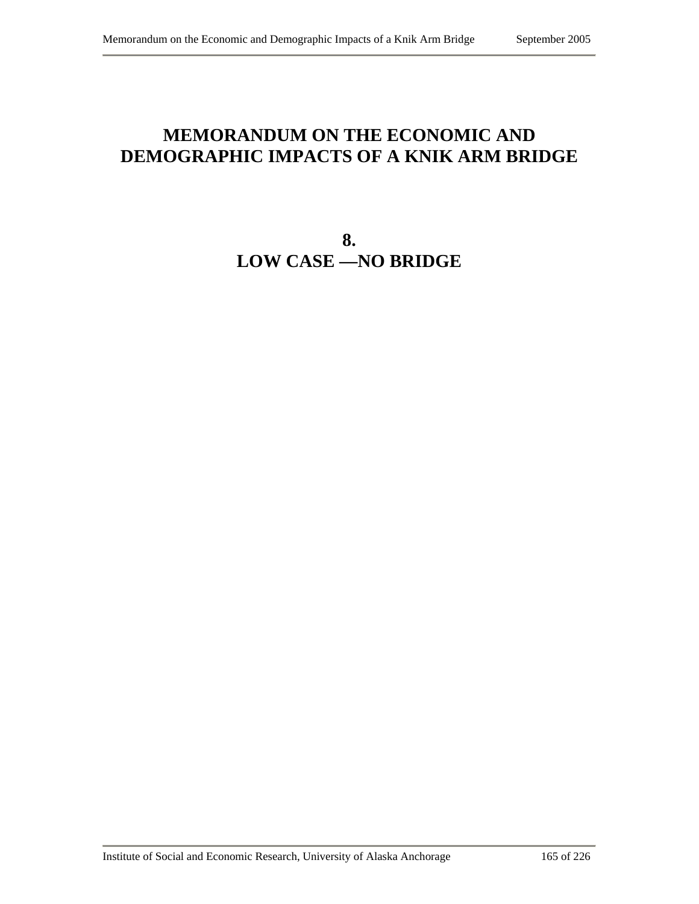# MEMORANDUM ON THE ECONOMIC AND DEMOGRAPHIC IMPACTS OF A KNIK ARM BRIDGE

## 8.
## LOW CASE —NO BRIDGE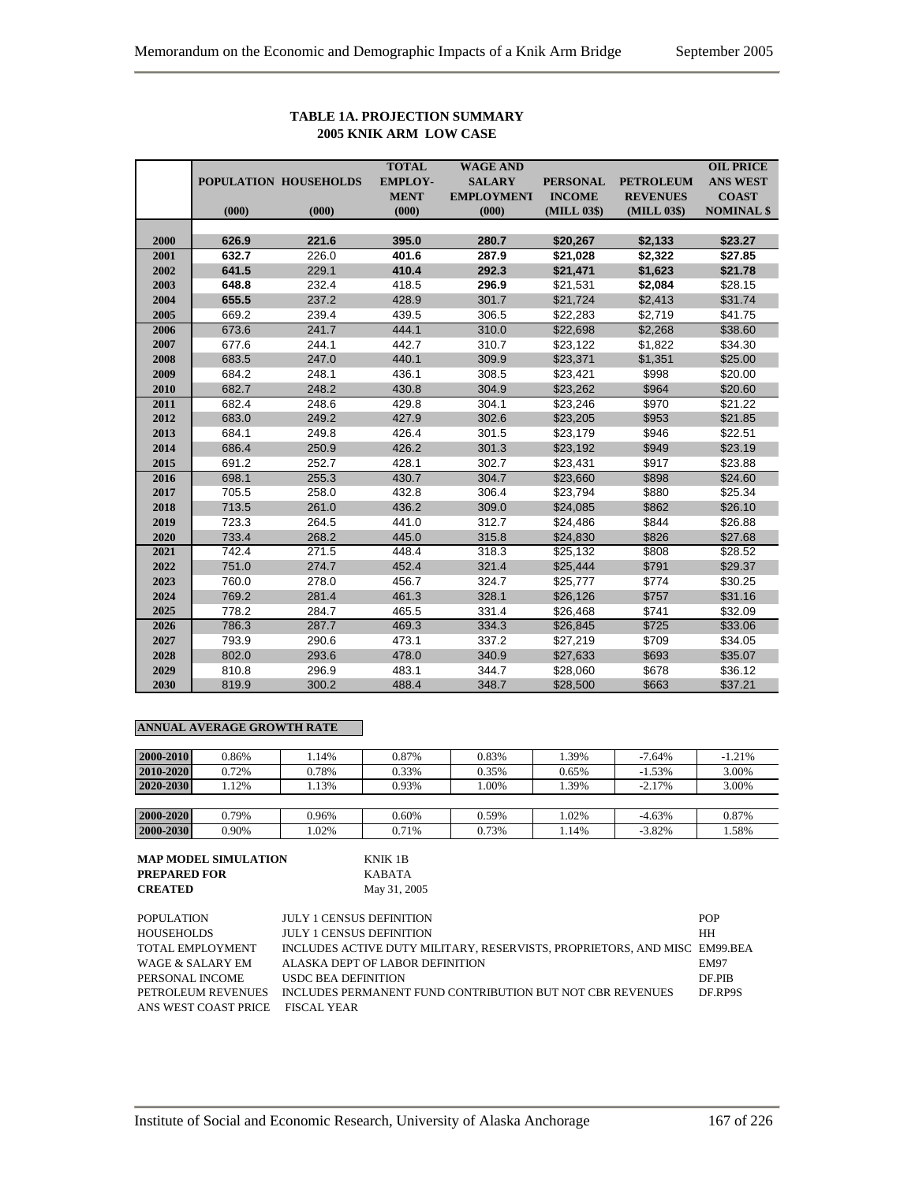**TABLE 1A. PROJECTION SUMMARY**
**2005 KNIK ARM LOW CASE**

| | POPULATION | HOUSEHOLDS | TOTAL EMPLOY-MENT | WAGE AND SALARY EMPLOYMENT | PERSONAL INCOME | PETROLEUM REVENUES | OIL PRICE ANS WEST COAST |
|---|---|---|---|---|---|---|---|
| | (000) | (000) | (000) | (000) | (MILL 03$) | (MILL 03$) | NOMINAL $ |
| 2000 | 626.9 | 221.6 | 395.0 | 280.7 | $20,267 | $2,133 | $23.27 |
| 2001 | 632.7 | 226.0 | 401.6 | 287.9 | $21,028 | $2,322 | $27.85 |
| 2002 | 641.5 | 229.1 | 410.4 | 292.3 | $21,471 | $1,623 | $21.78 |
| 2003 | 648.8 | 232.4 | 418.5 | 296.9 | $21,531 | $2,084 | $28.15 |
| 2004 | 655.5 | 237.2 | 428.9 | 301.7 | $21,724 | $2,413 | $31.74 |
| 2005 | 669.2 | 239.4 | 439.5 | 306.5 | $22,283 | $2,719 | $41.75 |
| 2006 | 673.6 | 241.7 | 444.1 | 310.0 | $22,698 | $2,268 | $38.60 |
| 2007 | 677.6 | 244.1 | 442.7 | 310.7 | $23,122 | $1,822 | $34.30 |
| 2008 | 683.5 | 247.0 | 440.1 | 309.9 | $23,371 | $1,351 | $25.00 |
| 2009 | 684.2 | 248.1 | 436.1 | 308.5 | $23,421 | $998 | $20.00 |
| 2010 | 682.7 | 248.2 | 430.8 | 304.9 | $23,262 | $964 | $20.60 |
| 2011 | 682.4 | 248.6 | 429.8 | 304.1 | $23,246 | $970 | $21.22 |
| 2012 | 683.0 | 249.2 | 427.9 | 302.6 | $23,205 | $953 | $21.85 |
| 2013 | 684.1 | 249.8 | 426.4 | 301.5 | $23,179 | $946 | $22.51 |
| 2014 | 686.4 | 250.9 | 426.2 | 301.3 | $23,192 | $949 | $23.19 |
| 2015 | 691.2 | 252.7 | 428.1 | 302.7 | $23,431 | $917 | $23.88 |
| 2016 | 698.1 | 255.3 | 430.7 | 304.7 | $23,660 | $898 | $24.60 |
| 2017 | 705.5 | 258.0 | 432.8 | 306.4 | $23,794 | $880 | $25.34 |
| 2018 | 713.5 | 261.0 | 436.2 | 309.0 | $24,085 | $862 | $26.10 |
| 2019 | 723.3 | 264.5 | 441.0 | 312.7 | $24,486 | $844 | $26.88 |
| 2020 | 733.4 | 268.2 | 445.0 | 315.8 | $24,830 | $826 | $27.68 |
| 2021 | 742.4 | 271.5 | 448.4 | 318.3 | $25,132 | $808 | $28.52 |
| 2022 | 751.0 | 274.7 | 452.4 | 321.4 | $25,444 | $791 | $29.37 |
| 2023 | 760.0 | 278.0 | 456.7 | 324.7 | $25,777 | $774 | $30.25 |
| 2024 | 769.2 | 281.4 | 461.3 | 328.1 | $26,126 | $757 | $31.16 |
| 2025 | 778.2 | 284.7 | 465.5 | 331.4 | $26,468 | $741 | $32.09 |
| 2026 | 786.3 | 287.7 | 469.3 | 334.3 | $26,845 | $725 | $33.06 |
| 2027 | 793.9 | 290.6 | 473.1 | 337.2 | $27,219 | $709 | $34.05 |
| 2028 | 802.0 | 293.6 | 478.0 | 340.9 | $27,633 | $693 | $35.07 |
| 2029 | 810.8 | 296.9 | 483.1 | 344.7 | $28,060 | $678 | $36.12 |
| 2030 | 819.9 | 300.2 | 488.4 | 348.7 | $28,500 | $663 | $37.21 |

**ANNUAL AVERAGE GROWTH RATE**

| | | | | | | | |
|---|---|---|---|---|---|---|---|
| 2000-2010 | 0.86% | 1.14% | 0.87% | 0.83% | 1.39% | -7.64% | -1.21% |
| 2010-2020 | 0.72% | 0.78% | 0.33% | 0.35% | 0.65% | -1.53% | 3.00% |
| 2020-2030 | 1.12% | 1.13% | 0.93% | 1.00% | 1.39% | -2.17% | 3.00% |
| 2000-2020 | 0.79% | 0.96% | 0.60% | 0.59% | 1.02% | -4.63% | 0.87% |
| 2000-2030 | 0.90% | 1.02% | 0.71% | 0.73% | 1.14% | -3.82% | 1.58% |

**MAP MODEL SIMULATION** KNIK 1B
**PREPARED FOR** KABATA
**CREATED** May 31, 2005

| | | |
|---|---|---|
| POPULATION | JULY 1 CENSUS DEFINITION | POP |
| HOUSEHOLDS | JULY 1 CENSUS DEFINITION | HH |
| TOTAL EMPLOYMENT | INCLUDES ACTIVE DUTY MILITARY, RESERVISTS, PROPRIETORS, AND MISC | EM99.BEA |
| WAGE & SALARY EM | ALASKA DEPT OF LABOR DEFINITION | EM97 |
| PERSONAL INCOME | USDC BEA DEFINITION | DF.PIB |
| PETROLEUM REVENUES | INCLUDES PERMANENT FUND CONTRIBUTION BUT NOT CBR REVENUES | DF.RP9S |
| ANS WEST COAST PRICE | FISCAL YEAR | |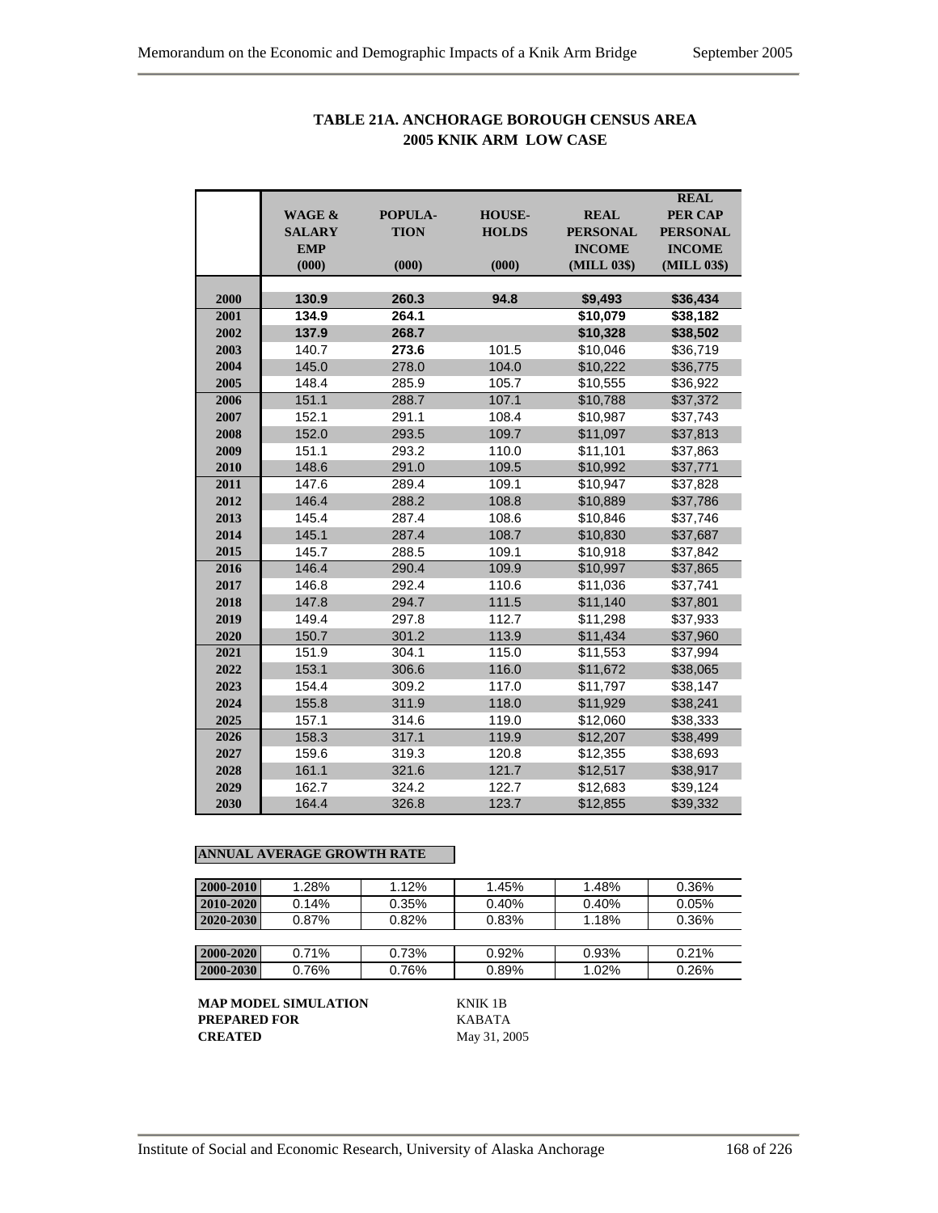# TABLE 21A. ANCHORAGE BOROUGH CENSUS AREA
# 2005 KNIK ARM LOW CASE

| | WAGE & SALARY EMP (000) | POPULA-TION (000) | HOUSE-HOLDS (000) | REAL PERSONAL INCOME (MILL 03$) | REAL PER CAP PERSONAL INCOME (MILL 03$) |
|---|---|---|---|---|---|
| 2000 | **130.9** | **260.3** | **94.8** | **$9,493** | **$36,434** |
| 2001 | **134.9** | **264.1** | | **$10,079** | **$38,182** |
| 2002 | **137.9** | **268.7** | | **$10,328** | **$38,502** |
| 2003 | 140.7 | **273.6** | 101.5 | $10,046 | $36,719 |
| 2004 | 145.0 | 278.0 | 104.0 | $10,222 | $36,775 |
| 2005 | 148.4 | 285.9 | 105.7 | $10,555 | $36,922 |
| 2006 | 151.1 | 288.7 | 107.1 | $10,788 | $37,372 |
| 2007 | 152.1 | 291.1 | 108.4 | $10,987 | $37,743 |
| 2008 | 152.0 | 293.5 | 109.7 | $11,097 | $37,813 |
| 2009 | 151.1 | 293.2 | 110.0 | $11,101 | $37,863 |
| 2010 | 148.6 | 291.0 | 109.5 | $10,992 | $37,771 |
| 2011 | 147.6 | 289.4 | 109.1 | $10,947 | $37,828 |
| 2012 | 146.4 | 288.2 | 108.8 | $10,889 | $37,786 |
| 2013 | 145.4 | 287.4 | 108.6 | $10,846 | $37,746 |
| 2014 | 145.1 | 287.4 | 108.7 | $10,830 | $37,687 |
| 2015 | 145.7 | 288.5 | 109.1 | $10,918 | $37,842 |
| 2016 | 146.4 | 290.4 | 109.9 | $10,997 | $37,865 |
| 2017 | 146.8 | 292.4 | 110.6 | $11,036 | $37,741 |
| 2018 | 147.8 | 294.7 | 111.5 | $11,140 | $37,801 |
| 2019 | 149.4 | 297.8 | 112.7 | $11,298 | $37,933 |
| 2020 | 150.7 | 301.2 | 113.9 | $11,434 | $37,960 |
| 2021 | 151.9 | 304.1 | 115.0 | $11,553 | $37,994 |
| 2022 | 153.1 | 306.6 | 116.0 | $11,672 | $38,065 |
| 2023 | 154.4 | 309.2 | 117.0 | $11,797 | $38,147 |
| 2024 | 155.8 | 311.9 | 118.0 | $11,929 | $38,241 |
| 2025 | 157.1 | 314.6 | 119.0 | $12,060 | $38,333 |
| 2026 | 158.3 | 317.1 | 119.9 | $12,207 | $38,499 |
| 2027 | 159.6 | 319.3 | 120.8 | $12,355 | $38,693 |
| 2028 | 161.1 | 321.6 | 121.7 | $12,517 | $38,917 |
| 2029 | 162.7 | 324.2 | 122.7 | $12,683 | $39,124 |
| 2030 | 164.4 | 326.8 | 123.7 | $12,855 | $39,332 |

**ANNUAL AVERAGE GROWTH RATE**

| | | | | | |
|---|---|---|---|---|---|
| 2000-2010 | 1.28% | 1.12% | 1.45% | 1.48% | 0.36% |
| 2010-2020 | 0.14% | 0.35% | 0.40% | 0.40% | 0.05% |
| 2020-2030 | 0.87% | 0.82% | 0.83% | 1.18% | 0.36% |
| | | | | | |
| 2000-2020 | 0.71% | 0.73% | 0.92% | 0.93% | 0.21% |
| 2000-2030 | 0.76% | 0.76% | 0.89% | 1.02% | 0.26% |

**MAP MODEL SIMULATION** KNIK 1B
**PREPARED FOR** KABATA
**CREATED** May 31, 2005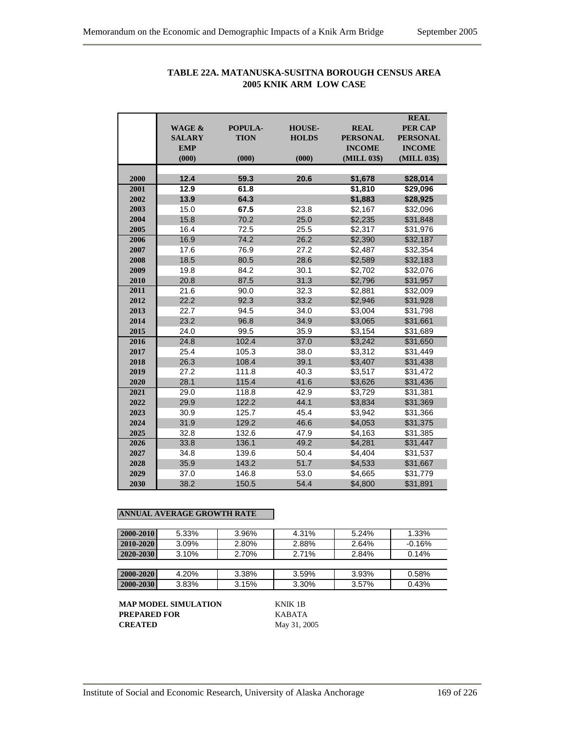**TABLE 22A. MATANUSKA-SUSITNA BOROUGH CENSUS AREA**
**2005 KNIK ARM LOW CASE**

| | WAGE & SALARY EMP (000) | POPULA-TION (000) | HOUSE-HOLDS (000) | REAL PERSONAL INCOME (MILL 03$) | REAL PER CAP PERSONAL INCOME (MILL 03$) |
|---|---|---|---|---|---|
| 2000 | **12.4** | **59.3** | **20.6** | **$1,678** | **$28,014** |
| 2001 | **12.9** | **61.8** | | **$1,810** | **$29,096** |
| 2002 | **13.9** | **64.3** | | **$1,883** | **$28,925** |
| 2003 | 15.0 | **67.5** | 23.8 | $2,167 | $32,096 |
| 2004 | 15.8 | 70.2 | 25.0 | $2,235 | $31,848 |
| 2005 | 16.4 | 72.5 | 25.5 | $2,317 | $31,976 |
| 2006 | 16.9 | 74.2 | 26.2 | $2,390 | $32,187 |
| 2007 | 17.6 | 76.9 | 27.2 | $2,487 | $32,354 |
| 2008 | 18.5 | 80.5 | 28.6 | $2,589 | $32,183 |
| 2009 | 19.8 | 84.2 | 30.1 | $2,702 | $32,076 |
| 2010 | 20.8 | 87.5 | 31.3 | $2,796 | $31,957 |
| 2011 | 21.6 | 90.0 | 32.3 | $2,881 | $32,009 |
| 2012 | 22.2 | 92.3 | 33.2 | $2,946 | $31,928 |
| 2013 | 22.7 | 94.5 | 34.0 | $3,004 | $31,798 |
| 2014 | 23.2 | 96.8 | 34.9 | $3,065 | $31,661 |
| 2015 | 24.0 | 99.5 | 35.9 | $3,154 | $31,689 |
| 2016 | 24.8 | 102.4 | 37.0 | $3,242 | $31,650 |
| 2017 | 25.4 | 105.3 | 38.0 | $3,312 | $31,449 |
| 2018 | 26.3 | 108.4 | 39.1 | $3,407 | $31,438 |
| 2019 | 27.2 | 111.8 | 40.3 | $3,517 | $31,472 |
| 2020 | 28.1 | 115.4 | 41.6 | $3,626 | $31,436 |
| 2021 | 29.0 | 118.8 | 42.9 | $3,729 | $31,381 |
| 2022 | 29.9 | 122.2 | 44.1 | $3,834 | $31,369 |
| 2023 | 30.9 | 125.7 | 45.4 | $3,942 | $31,366 |
| 2024 | 31.9 | 129.2 | 46.6 | $4,053 | $31,375 |
| 2025 | 32.8 | 132.6 | 47.9 | $4,163 | $31,385 |
| 2026 | 33.8 | 136.1 | 49.2 | $4,281 | $31,447 |
| 2027 | 34.8 | 139.6 | 50.4 | $4,404 | $31,537 |
| 2028 | 35.9 | 143.2 | 51.7 | $4,533 | $31,667 |
| 2029 | 37.0 | 146.8 | 53.0 | $4,665 | $31,779 |
| 2030 | 38.2 | 150.5 | 54.4 | $4,800 | $31,891 |

**ANNUAL AVERAGE GROWTH RATE**

| | | | | | |
|---|---|---|---|---|---|
| 2000-2010 | 5.33% | 3.96% | 4.31% | 5.24% | 1.33% |
| 2010-2020 | 3.09% | 2.80% | 2.88% | 2.64% | -0.16% |
| 2020-2030 | 3.10% | 2.70% | 2.71% | 2.84% | 0.14% |
| 2000-2020 | 4.20% | 3.38% | 3.59% | 3.93% | 0.58% |
| 2000-2030 | 3.83% | 3.15% | 3.30% | 3.57% | 0.43% |

**MAP MODEL SIMULATION** KNIK 1B
**PREPARED FOR** KABATA
**CREATED** May 31, 2005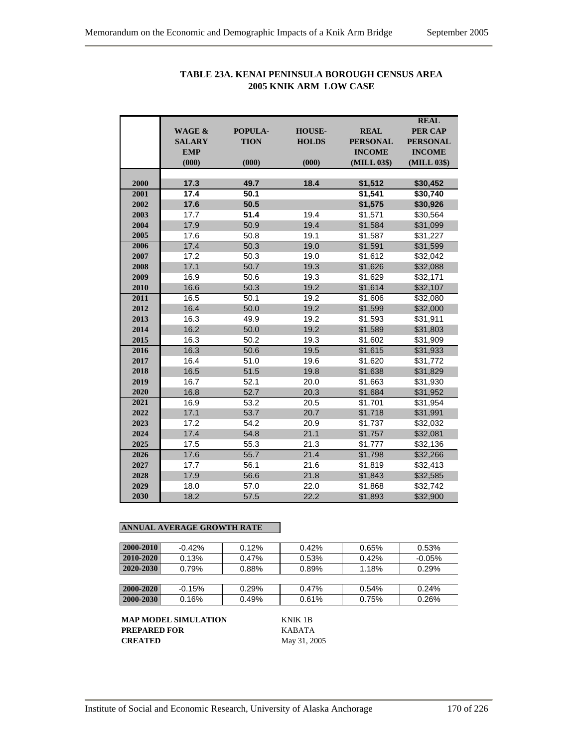**TABLE 23A. KENAI PENINSULA BOROUGH CENSUS AREA**
**2005 KNIK ARM LOW CASE**

| | WAGE & SALARY EMP (000) | POPULA-TION (000) | HOUSE-HOLDS (000) | REAL PERSONAL INCOME (MILL 03$) | REAL PER CAP PERSONAL INCOME (MILL 03$) |
|---|---|---|---|---|---|
| 2000 | **17.3** | **49.7** | **18.4** | **$1,512** | **$30,452** |
| 2001 | **17.4** | **50.1** | | **$1,541** | **$30,740** |
| 2002 | **17.6** | **50.5** | | **$1,575** | **$30,926** |
| 2003 | 17.7 | **51.4** | 19.4 | $1,571 | $30,564 |
| 2004 | 17.9 | 50.9 | 19.4 | $1,584 | $31,099 |
| 2005 | 17.6 | 50.8 | 19.1 | $1,587 | $31,227 |
| 2006 | 17.4 | 50.3 | 19.0 | $1,591 | $31,599 |
| 2007 | 17.2 | 50.3 | 19.0 | $1,612 | $32,042 |
| 2008 | 17.1 | 50.7 | 19.3 | $1,626 | $32,088 |
| 2009 | 16.9 | 50.6 | 19.3 | $1,629 | $32,171 |
| 2010 | 16.6 | 50.3 | 19.2 | $1,614 | $32,107 |
| 2011 | 16.5 | 50.1 | 19.2 | $1,606 | $32,080 |
| 2012 | 16.4 | 50.0 | 19.2 | $1,599 | $32,000 |
| 2013 | 16.3 | 49.9 | 19.2 | $1,593 | $31,911 |
| 2014 | 16.2 | 50.0 | 19.2 | $1,589 | $31,803 |
| 2015 | 16.3 | 50.2 | 19.3 | $1,602 | $31,909 |
| 2016 | 16.3 | 50.6 | 19.5 | $1,615 | $31,933 |
| 2017 | 16.4 | 51.0 | 19.6 | $1,620 | $31,772 |
| 2018 | 16.5 | 51.5 | 19.8 | $1,638 | $31,829 |
| 2019 | 16.7 | 52.1 | 20.0 | $1,663 | $31,930 |
| 2020 | 16.8 | 52.7 | 20.3 | $1,684 | $31,952 |
| 2021 | 16.9 | 53.2 | 20.5 | $1,701 | $31,954 |
| 2022 | 17.1 | 53.7 | 20.7 | $1,718 | $31,991 |
| 2023 | 17.2 | 54.2 | 20.9 | $1,737 | $32,032 |
| 2024 | 17.4 | 54.8 | 21.1 | $1,757 | $32,081 |
| 2025 | 17.5 | 55.3 | 21.3 | $1,777 | $32,136 |
| 2026 | 17.6 | 55.7 | 21.4 | $1,798 | $32,266 |
| 2027 | 17.7 | 56.1 | 21.6 | $1,819 | $32,413 |
| 2028 | 17.9 | 56.6 | 21.8 | $1,843 | $32,585 |
| 2029 | 18.0 | 57.0 | 22.0 | $1,868 | $32,742 |
| 2030 | 18.2 | 57.5 | 22.2 | $1,893 | $32,900 |

**ANNUAL AVERAGE GROWTH RATE**

| | | | | | |
|---|---|---|---|---|---|
| 2000-2010 | -0.42% | 0.12% | 0.42% | 0.65% | 0.53% |
| 2010-2020 | 0.13% | 0.47% | 0.53% | 0.42% | -0.05% |
| 2020-2030 | 0.79% | 0.88% | 0.89% | 1.18% | 0.29% |
| | | | | | |
| 2000-2020 | -0.15% | 0.29% | 0.47% | 0.54% | 0.24% |
| 2000-2030 | 0.16% | 0.49% | 0.61% | 0.75% | 0.26% |

**MAP MODEL SIMULATION** KNIK 1B
**PREPARED FOR** KABATA
**CREATED** May 31, 2005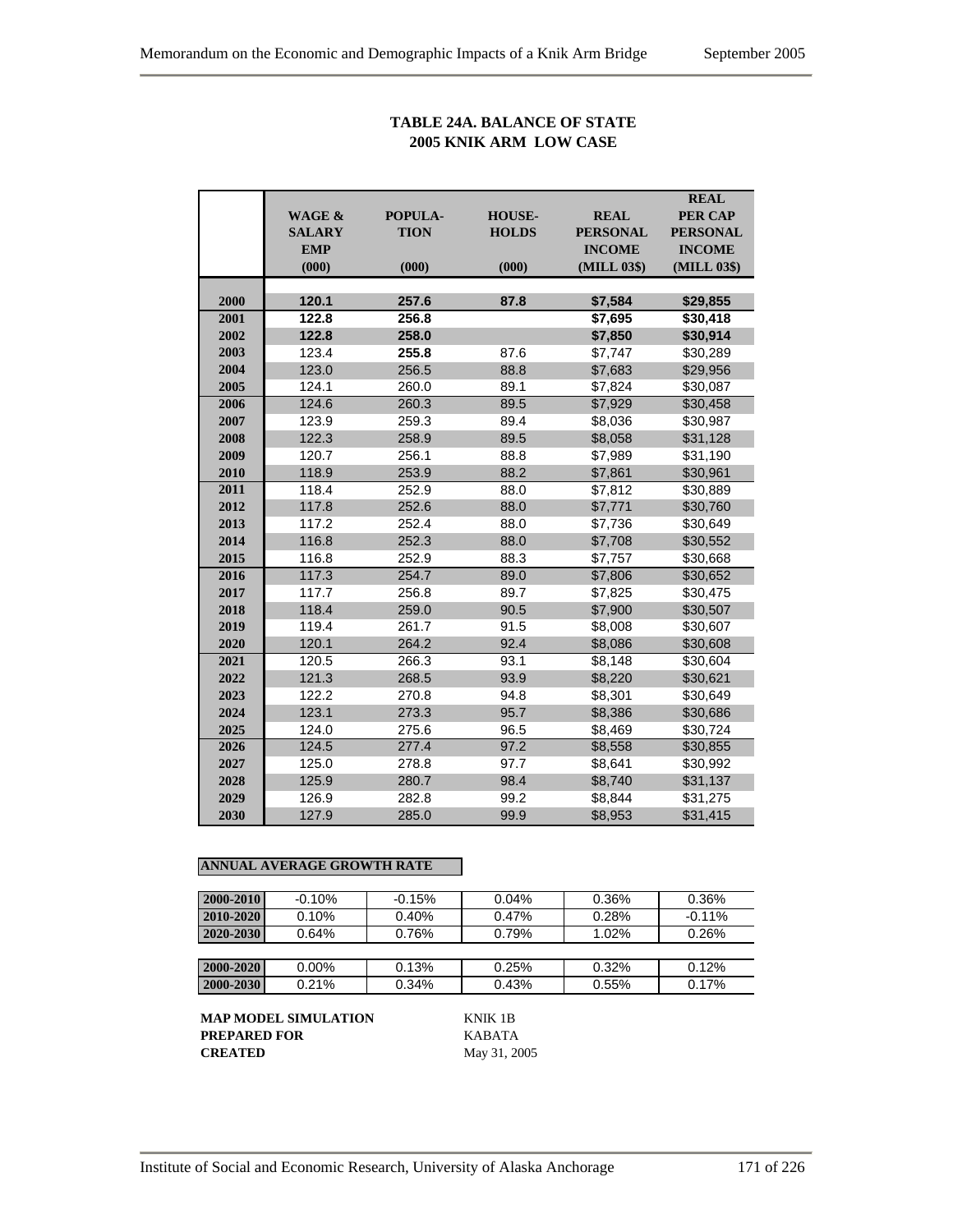**TABLE 24A. BALANCE OF STATE**
**2005 KNIK ARM LOW CASE**

| | WAGE & SALARY EMP (000) | POPULA-TION (000) | HOUSE-HOLDS (000) | REAL PERSONAL INCOME (MILL 03$) | REAL PER CAP PERSONAL INCOME (MILL 03$) |
|---|---|---|---|---|---|
| 2000 | 120.1 | 257.6 | 87.8 | $7,584 | $29,855 |
| 2001 | 122.8 | 256.8 | | $7,695 | $30,418 |
| 2002 | 122.8 | 258.0 | | $7,850 | $30,914 |
| 2003 | 123.4 | 255.8 | 87.6 | $7,747 | $30,289 |
| 2004 | 123.0 | 256.5 | 88.8 | $7,683 | $29,956 |
| 2005 | 124.1 | 260.0 | 89.1 | $7,824 | $30,087 |
| 2006 | 124.6 | 260.3 | 89.5 | $7,929 | $30,458 |
| 2007 | 123.9 | 259.3 | 89.4 | $8,036 | $30,987 |
| 2008 | 122.3 | 258.9 | 89.5 | $8,058 | $31,128 |
| 2009 | 120.7 | 256.1 | 88.8 | $7,989 | $31,190 |
| 2010 | 118.9 | 253.9 | 88.2 | $7,861 | $30,961 |
| 2011 | 118.4 | 252.9 | 88.0 | $7,812 | $30,889 |
| 2012 | 117.8 | 252.6 | 88.0 | $7,771 | $30,760 |
| 2013 | 117.2 | 252.4 | 88.0 | $7,736 | $30,649 |
| 2014 | 116.8 | 252.3 | 88.0 | $7,708 | $30,552 |
| 2015 | 116.8 | 252.9 | 88.3 | $7,757 | $30,668 |
| 2016 | 117.3 | 254.7 | 89.0 | $7,806 | $30,652 |
| 2017 | 117.7 | 256.8 | 89.7 | $7,825 | $30,475 |
| 2018 | 118.4 | 259.0 | 90.5 | $7,900 | $30,507 |
| 2019 | 119.4 | 261.7 | 91.5 | $8,008 | $30,607 |
| 2020 | 120.1 | 264.2 | 92.4 | $8,086 | $30,608 |
| 2021 | 120.5 | 266.3 | 93.1 | $8,148 | $30,604 |
| 2022 | 121.3 | 268.5 | 93.9 | $8,220 | $30,621 |
| 2023 | 122.2 | 270.8 | 94.8 | $8,301 | $30,649 |
| 2024 | 123.1 | 273.3 | 95.7 | $8,386 | $30,686 |
| 2025 | 124.0 | 275.6 | 96.5 | $8,469 | $30,724 |
| 2026 | 124.5 | 277.4 | 97.2 | $8,558 | $30,855 |
| 2027 | 125.0 | 278.8 | 97.7 | $8,641 | $30,992 |
| 2028 | 125.9 | 280.7 | 98.4 | $8,740 | $31,137 |
| 2029 | 126.9 | 282.8 | 99.2 | $8,844 | $31,275 |
| 2030 | 127.9 | 285.0 | 99.9 | $8,953 | $31,415 |

**ANNUAL AVERAGE GROWTH RATE**

| | | | | | |
|---|---|---|---|---|---|
| 2000-2010 | -0.10% | -0.15% | 0.04% | 0.36% | 0.36% |
| 2010-2020 | 0.10% | 0.40% | 0.47% | 0.28% | -0.11% |
| 2020-2030 | 0.64% | 0.76% | 0.79% | 1.02% | 0.26% |
| 2000-2020 | 0.00% | 0.13% | 0.25% | 0.32% | 0.12% |
| 2000-2030 | 0.21% | 0.34% | 0.43% | 0.55% | 0.17% |

**MAP MODEL SIMULATION** KNIK 1B
**PREPARED FOR** KABATA
**CREATED** May 31, 2005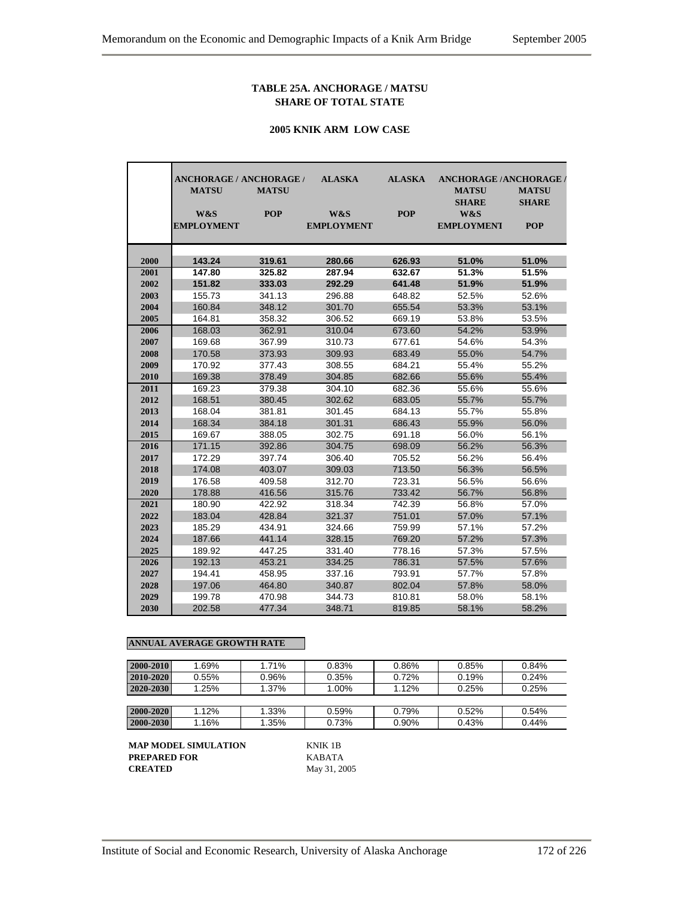**TABLE 25A. ANCHORAGE / MATSU SHARE OF TOTAL STATE**

**2005 KNIK ARM LOW CASE**

| | ANCHORAGE / MATSU W&S EMPLOYMENT | ANCHORAGE / MATSU POP | ALASKA W&S EMPLOYMENT | ALASKA POP | ANCHORAGE / MATSU SHARE W&S EMPLOYMENT | ANCHORAGE / MATSU SHARE POP |
|---|---|---|---|---|---|---|
| **2000** | **143.24** | **319.61** | **280.66** | **626.93** | **51.0%** | **51.0%** |
| **2001** | **147.80** | **325.82** | **287.94** | **632.67** | **51.3%** | **51.5%** |
| **2002** | **151.82** | **333.03** | **292.29** | **641.48** | **51.9%** | **51.9%** |
| **2003** | 155.73 | 341.13 | 296.88 | 648.82 | 52.5% | 52.6% |
| **2004** | 160.84 | 348.12 | 301.70 | 655.54 | 53.3% | 53.1% |
| **2005** | 164.81 | 358.32 | 306.52 | 669.19 | 53.8% | 53.5% |
| **2006** | 168.03 | 362.91 | 310.04 | 673.60 | 54.2% | 53.9% |
| **2007** | 169.68 | 367.99 | 310.73 | 677.61 | 54.6% | 54.3% |
| **2008** | 170.58 | 373.93 | 309.93 | 683.49 | 55.0% | 54.7% |
| **2009** | 170.92 | 377.43 | 308.55 | 684.21 | 55.4% | 55.2% |
| **2010** | 169.38 | 378.49 | 304.85 | 682.66 | 55.6% | 55.4% |
| **2011** | 169.23 | 379.38 | 304.10 | 682.36 | 55.6% | 55.6% |
| **2012** | 168.51 | 380.45 | 302.62 | 683.05 | 55.7% | 55.7% |
| **2013** | 168.04 | 381.81 | 301.45 | 684.13 | 55.7% | 55.8% |
| **2014** | 168.34 | 384.18 | 301.31 | 686.43 | 55.9% | 56.0% |
| **2015** | 169.67 | 388.05 | 302.75 | 691.18 | 56.0% | 56.1% |
| **2016** | 171.15 | 392.86 | 304.75 | 698.09 | 56.2% | 56.3% |
| **2017** | 172.29 | 397.74 | 306.40 | 705.52 | 56.2% | 56.4% |
| **2018** | 174.08 | 403.07 | 309.03 | 713.50 | 56.3% | 56.5% |
| **2019** | 176.58 | 409.58 | 312.70 | 723.31 | 56.5% | 56.6% |
| **2020** | 178.88 | 416.56 | 315.76 | 733.42 | 56.7% | 56.8% |
| **2021** | 180.90 | 422.92 | 318.34 | 742.39 | 56.8% | 57.0% |
| **2022** | 183.04 | 428.84 | 321.37 | 751.01 | 57.0% | 57.1% |
| **2023** | 185.29 | 434.91 | 324.66 | 759.99 | 57.1% | 57.2% |
| **2024** | 187.66 | 441.14 | 328.15 | 769.20 | 57.2% | 57.3% |
| **2025** | 189.92 | 447.25 | 331.40 | 778.16 | 57.3% | 57.5% |
| **2026** | 192.13 | 453.21 | 334.25 | 786.31 | 57.5% | 57.6% |
| **2027** | 194.41 | 458.95 | 337.16 | 793.91 | 57.7% | 57.8% |
| **2028** | 197.06 | 464.80 | 340.87 | 802.04 | 57.8% | 58.0% |
| **2029** | 199.78 | 470.98 | 344.73 | 810.81 | 58.0% | 58.1% |
| **2030** | 202.58 | 477.34 | 348.71 | 819.85 | 58.1% | 58.2% |

**ANNUAL AVERAGE GROWTH RATE**

| | | | | | | |
|---|---|---|---|---|---|---|
| **2000-2010** | 1.69% | 1.71% | 0.83% | 0.86% | 0.85% | 0.84% |
| **2010-2020** | 0.55% | 0.96% | 0.35% | 0.72% | 0.19% | 0.24% |
| **2020-2030** | 1.25% | 1.37% | 1.00% | 1.12% | 0.25% | 0.25% |
| | | | | | | |
| **2000-2020** | 1.12% | 1.33% | 0.59% | 0.79% | 0.52% | 0.54% |
| **2000-2030** | 1.16% | 1.35% | 0.73% | 0.90% | 0.43% | 0.44% |

**MAP MODEL SIMULATION** KNIK 1B
**PREPARED FOR** KABATA
**CREATED** May 31, 2005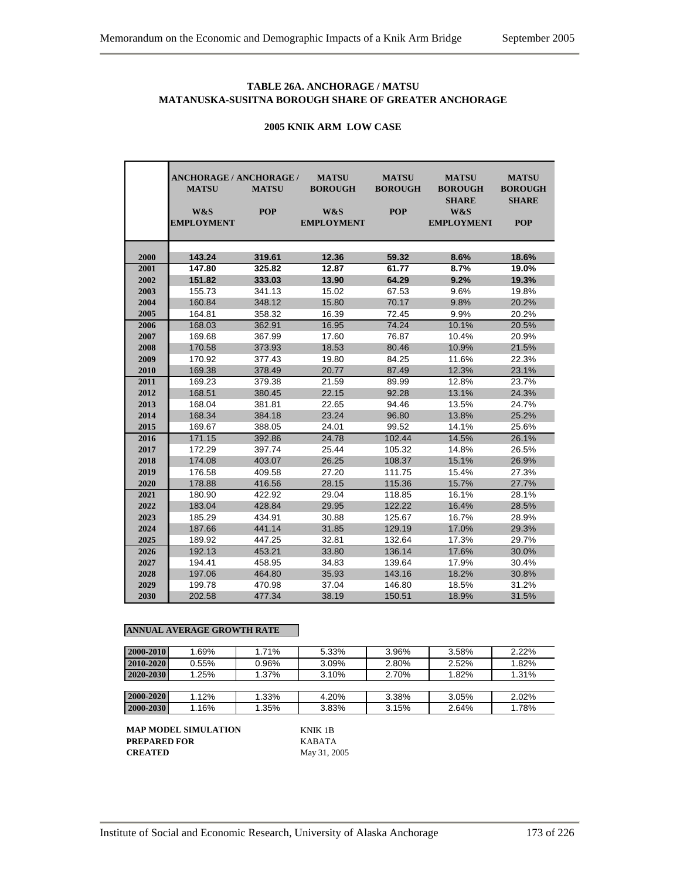### TABLE 26A. ANCHORAGE / MATSU
### MATANUSKA-SUSITNA BOROUGH SHARE OF GREATER ANCHORAGE

#### 2005 KNIK ARM LOW CASE

| | ANCHORAGE / MATSU W&S EMPLOYMENT | ANCHORAGE / MATSU POP | MATSU BOROUGH W&S EMPLOYMENT | MATSU BOROUGH POP | MATSU BOROUGH SHARE W&S EMPLOYMENT | MATSU BOROUGH SHARE POP |
|---|---|---|---|---|---|---|
| 2000 | **143.24** | **319.61** | **12.36** | **59.32** | **8.6%** | **18.6%** |
| 2001 | **147.80** | **325.82** | **12.87** | **61.77** | **8.7%** | **19.0%** |
| 2002 | **151.82** | **333.03** | **13.90** | **64.29** | **9.2%** | **19.3%** |
| 2003 | 155.73 | 341.13 | 15.02 | 67.53 | 9.6% | 19.8% |
| 2004 | 160.84 | 348.12 | 15.80 | 70.17 | 9.8% | 20.2% |
| 2005 | 164.81 | 358.32 | 16.39 | 72.45 | 9.9% | 20.2% |
| 2006 | 168.03 | 362.91 | 16.95 | 74.24 | 10.1% | 20.5% |
| 2007 | 169.68 | 367.99 | 17.60 | 76.87 | 10.4% | 20.9% |
| 2008 | 170.58 | 373.93 | 18.53 | 80.46 | 10.9% | 21.5% |
| 2009 | 170.92 | 377.43 | 19.80 | 84.25 | 11.6% | 22.3% |
| 2010 | 169.38 | 378.49 | 20.77 | 87.49 | 12.3% | 23.1% |
| 2011 | 169.23 | 379.38 | 21.59 | 89.99 | 12.8% | 23.7% |
| 2012 | 168.51 | 380.45 | 22.15 | 92.28 | 13.1% | 24.3% |
| 2013 | 168.04 | 381.81 | 22.65 | 94.46 | 13.5% | 24.7% |
| 2014 | 168.34 | 384.18 | 23.24 | 96.80 | 13.8% | 25.2% |
| 2015 | 169.67 | 388.05 | 24.01 | 99.52 | 14.1% | 25.6% |
| 2016 | 171.15 | 392.86 | 24.78 | 102.44 | 14.5% | 26.1% |
| 2017 | 172.29 | 397.74 | 25.44 | 105.32 | 14.8% | 26.5% |
| 2018 | 174.08 | 403.07 | 26.25 | 108.37 | 15.1% | 26.9% |
| 2019 | 176.58 | 409.58 | 27.20 | 111.75 | 15.4% | 27.3% |
| 2020 | 178.88 | 416.56 | 28.15 | 115.36 | 15.7% | 27.7% |
| 2021 | 180.90 | 422.92 | 29.04 | 118.85 | 16.1% | 28.1% |
| 2022 | 183.04 | 428.84 | 29.95 | 122.22 | 16.4% | 28.5% |
| 2023 | 185.29 | 434.91 | 30.88 | 125.67 | 16.7% | 28.9% |
| 2024 | 187.66 | 441.14 | 31.85 | 129.19 | 17.0% | 29.3% |
| 2025 | 189.92 | 447.25 | 32.81 | 132.64 | 17.3% | 29.7% |
| 2026 | 192.13 | 453.21 | 33.80 | 136.14 | 17.6% | 30.0% |
| 2027 | 194.41 | 458.95 | 34.83 | 139.64 | 17.9% | 30.4% |
| 2028 | 197.06 | 464.80 | 35.93 | 143.16 | 18.2% | 30.8% |
| 2029 | 199.78 | 470.98 | 37.04 | 146.80 | 18.5% | 31.2% |
| 2030 | 202.58 | 477.34 | 38.19 | 150.51 | 18.9% | 31.5% |

**ANNUAL AVERAGE GROWTH RATE**

| | | | | | | |
|---|---|---|---|---|---|---|
| 2000-2010 | 1.69% | 1.71% | 5.33% | 3.96% | 3.58% | 2.22% |
| 2010-2020 | 0.55% | 0.96% | 3.09% | 2.80% | 2.52% | 1.82% |
| 2020-2030 | 1.25% | 1.37% | 3.10% | 2.70% | 1.82% | 1.31% |
| 2000-2020 | 1.12% | 1.33% | 4.20% | 3.38% | 3.05% | 2.02% |
| 2000-2030 | 1.16% | 1.35% | 3.83% | 3.15% | 2.64% | 1.78% |

**MAP MODEL SIMULATION** KNIK 1B
**PREPARED FOR** KABATA
**CREATED** May 31, 2005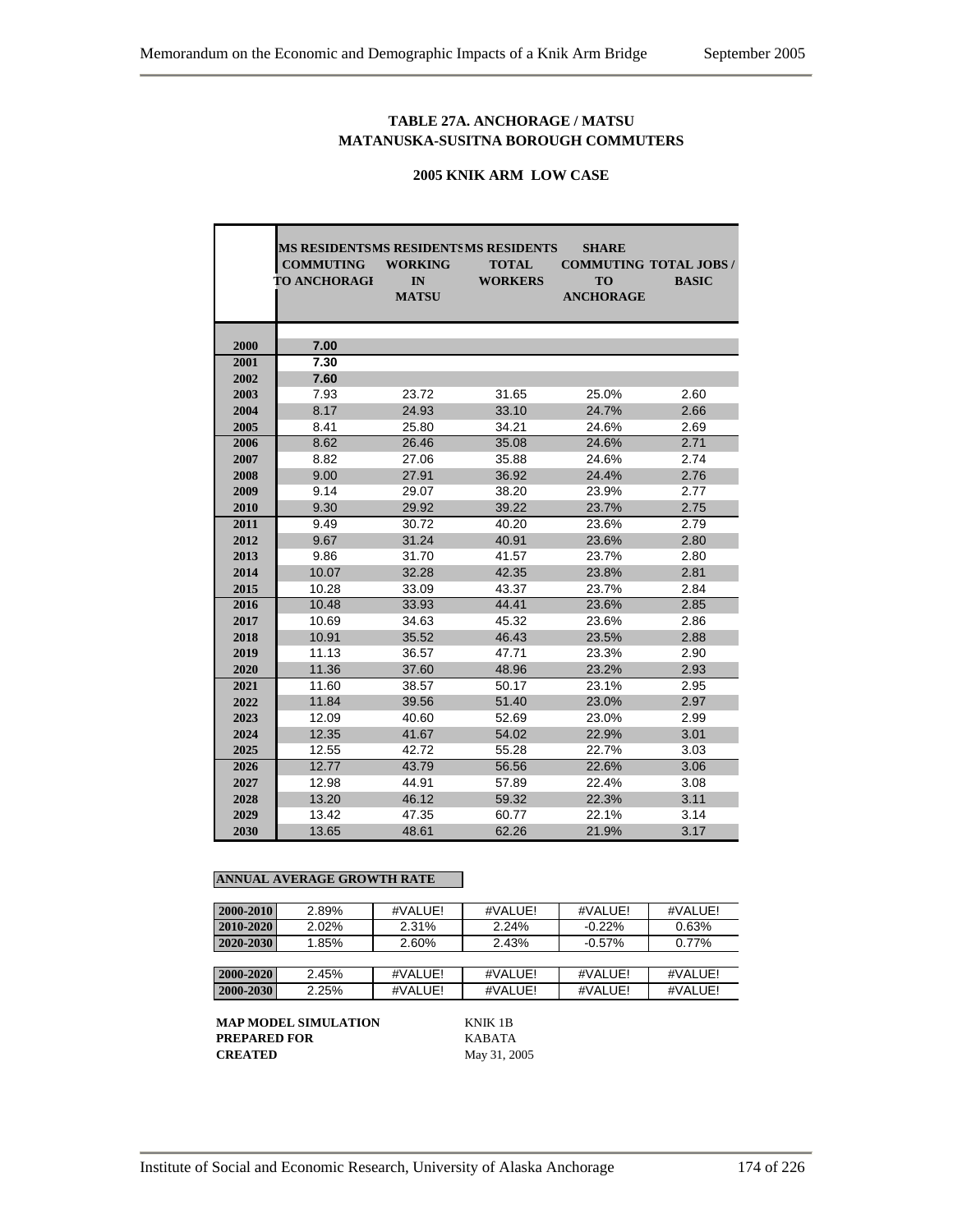**TABLE 27A. ANCHORAGE / MATSU**
**MATANUSKA-SUSITNA BOROUGH COMMUTERS**

**2005 KNIK ARM LOW CASE**

| | MS RESIDENTS COMMUTING TO ANCHORAGE | MS RESIDENTS WORKING IN MATSU | MS RESIDENTS TOTAL WORKERS | SHARE COMMUTING TO ANCHORAGE | TOTAL JOBS / BASIC |
|---|---|---|---|---|---|
| 2000 | 7.00 | | | | |
| 2001 | 7.30 | | | | |
| 2002 | 7.60 | | | | |
| 2003 | 7.93 | 23.72 | 31.65 | 25.0% | 2.60 |
| 2004 | 8.17 | 24.93 | 33.10 | 24.7% | 2.66 |
| 2005 | 8.41 | 25.80 | 34.21 | 24.6% | 2.69 |
| 2006 | 8.62 | 26.46 | 35.08 | 24.6% | 2.71 |
| 2007 | 8.82 | 27.06 | 35.88 | 24.6% | 2.74 |
| 2008 | 9.00 | 27.91 | 36.92 | 24.4% | 2.76 |
| 2009 | 9.14 | 29.07 | 38.20 | 23.9% | 2.77 |
| 2010 | 9.30 | 29.92 | 39.22 | 23.7% | 2.75 |
| 2011 | 9.49 | 30.72 | 40.20 | 23.6% | 2.79 |
| 2012 | 9.67 | 31.24 | 40.91 | 23.6% | 2.80 |
| 2013 | 9.86 | 31.70 | 41.57 | 23.7% | 2.80 |
| 2014 | 10.07 | 32.28 | 42.35 | 23.8% | 2.81 |
| 2015 | 10.28 | 33.09 | 43.37 | 23.7% | 2.84 |
| 2016 | 10.48 | 33.93 | 44.41 | 23.6% | 2.85 |
| 2017 | 10.69 | 34.63 | 45.32 | 23.6% | 2.86 |
| 2018 | 10.91 | 35.52 | 46.43 | 23.5% | 2.88 |
| 2019 | 11.13 | 36.57 | 47.71 | 23.3% | 2.90 |
| 2020 | 11.36 | 37.60 | 48.96 | 23.2% | 2.93 |
| 2021 | 11.60 | 38.57 | 50.17 | 23.1% | 2.95 |
| 2022 | 11.84 | 39.56 | 51.40 | 23.0% | 2.97 |
| 2023 | 12.09 | 40.60 | 52.69 | 23.0% | 2.99 |
| 2024 | 12.35 | 41.67 | 54.02 | 22.9% | 3.01 |
| 2025 | 12.55 | 42.72 | 55.28 | 22.7% | 3.03 |
| 2026 | 12.77 | 43.79 | 56.56 | 22.6% | 3.06 |
| 2027 | 12.98 | 44.91 | 57.89 | 22.4% | 3.08 |
| 2028 | 13.20 | 46.12 | 59.32 | 22.3% | 3.11 |
| 2029 | 13.42 | 47.35 | 60.77 | 22.1% | 3.14 |
| 2030 | 13.65 | 48.61 | 62.26 | 21.9% | 3.17 |

**ANNUAL AVERAGE GROWTH RATE**

| | | | | | |
|---|---|---|---|---|---|
| 2000-2010 | 2.89% | #VALUE! | #VALUE! | #VALUE! | #VALUE! |
| 2010-2020 | 2.02% | 2.31% | 2.24% | -0.22% | 0.63% |
| 2020-2030 | 1.85% | 2.60% | 2.43% | -0.57% | 0.77% |
| | | | | | |
| 2000-2020 | 2.45% | #VALUE! | #VALUE! | #VALUE! | #VALUE! |
| 2000-2030 | 2.25% | #VALUE! | #VALUE! | #VALUE! | #VALUE! |

**MAP MODEL SIMULATION** KNIK 1B
**PREPARED FOR** KABATA
**CREATED** May 31, 2005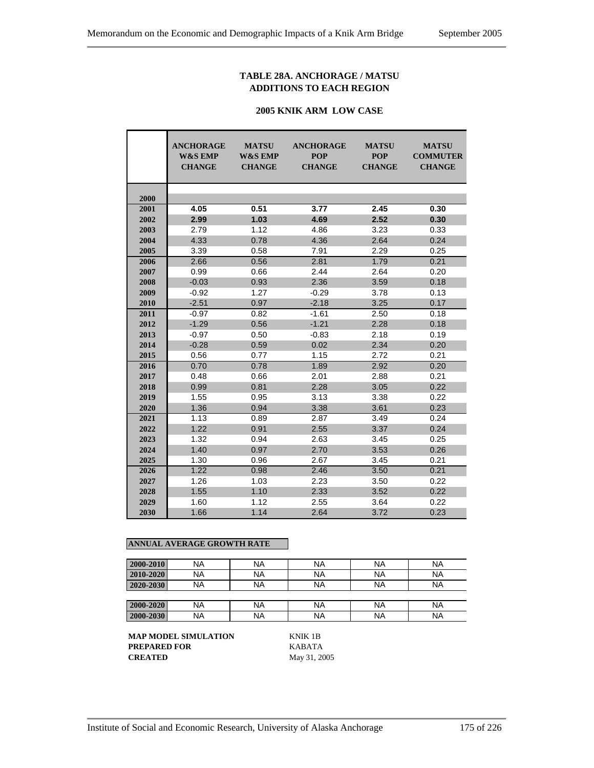### TABLE 28A. ANCHORAGE / MATSU ADDITIONS TO EACH REGION

#### 2005 KNIK ARM LOW CASE

| | ANCHORAGE W&S EMP CHANGE | MATSU W&S EMP CHANGE | ANCHORAGE POP CHANGE | MATSU POP CHANGE | MATSU COMMUTER CHANGE |
|---|---|---|---|---|---|
| 2000 | | | | | |
| 2001 | **4.05** | **0.51** | **3.77** | **2.45** | **0.30** |
| 2002 | **2.99** | **1.03** | **4.69** | **2.52** | **0.30** |
| 2003 | 2.79 | 1.12 | 4.86 | 3.23 | 0.33 |
| 2004 | 4.33 | 0.78 | 4.36 | 2.64 | 0.24 |
| 2005 | 3.39 | 0.58 | 7.91 | 2.29 | 0.25 |
| 2006 | 2.66 | 0.56 | 2.81 | 1.79 | 0.21 |
| 2007 | 0.99 | 0.66 | 2.44 | 2.64 | 0.20 |
| 2008 | -0.03 | 0.93 | 2.36 | 3.59 | 0.18 |
| 2009 | -0.92 | 1.27 | -0.29 | 3.78 | 0.13 |
| 2010 | -2.51 | 0.97 | -2.18 | 3.25 | 0.17 |
| 2011 | -0.97 | 0.82 | -1.61 | 2.50 | 0.18 |
| 2012 | -1.29 | 0.56 | -1.21 | 2.28 | 0.18 |
| 2013 | -0.97 | 0.50 | -0.83 | 2.18 | 0.19 |
| 2014 | -0.28 | 0.59 | 0.02 | 2.34 | 0.20 |
| 2015 | 0.56 | 0.77 | 1.15 | 2.72 | 0.21 |
| 2016 | 0.70 | 0.78 | 1.89 | 2.92 | 0.20 |
| 2017 | 0.48 | 0.66 | 2.01 | 2.88 | 0.21 |
| 2018 | 0.99 | 0.81 | 2.28 | 3.05 | 0.22 |
| 2019 | 1.55 | 0.95 | 3.13 | 3.38 | 0.22 |
| 2020 | 1.36 | 0.94 | 3.38 | 3.61 | 0.23 |
| 2021 | 1.13 | 0.89 | 2.87 | 3.49 | 0.24 |
| 2022 | 1.22 | 0.91 | 2.55 | 3.37 | 0.24 |
| 2023 | 1.32 | 0.94 | 2.63 | 3.45 | 0.25 |
| 2024 | 1.40 | 0.97 | 2.70 | 3.53 | 0.26 |
| 2025 | 1.30 | 0.96 | 2.67 | 3.45 | 0.21 |
| 2026 | 1.22 | 0.98 | 2.46 | 3.50 | 0.21 |
| 2027 | 1.26 | 1.03 | 2.23 | 3.50 | 0.22 |
| 2028 | 1.55 | 1.10 | 2.33 | 3.52 | 0.22 |
| 2029 | 1.60 | 1.12 | 2.55 | 3.64 | 0.22 |
| 2030 | 1.66 | 1.14 | 2.64 | 3.72 | 0.23 |

**ANNUAL AVERAGE GROWTH RATE**

| | | | | | |
|---|---|---|---|---|---|
| 2000-2010 | NA | NA | NA | NA | NA |
| 2010-2020 | NA | NA | NA | NA | NA |
| 2020-2030 | NA | NA | NA | NA | NA |
| | | | | | |
| 2000-2020 | NA | NA | NA | NA | NA |
| 2000-2030 | NA | NA | NA | NA | NA |

**MAP MODEL SIMULATION** KNIK 1B
**PREPARED FOR** KABATA
**CREATED** May 31, 2005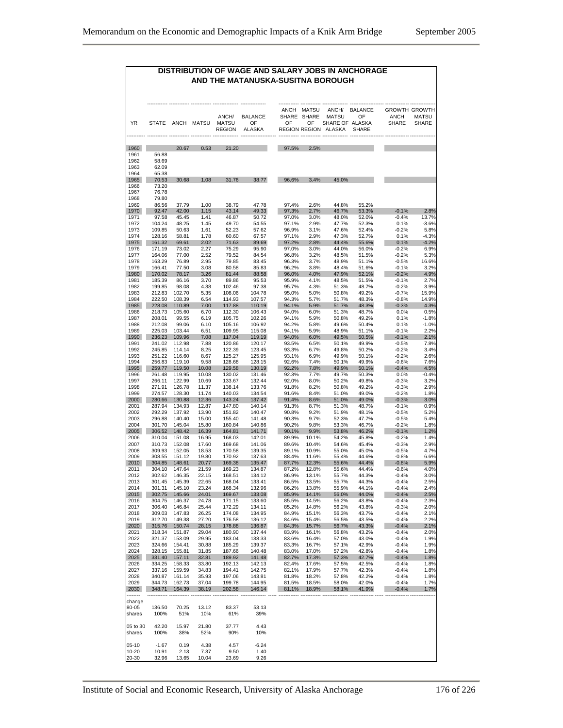# DISTRIBUTION OF WAGE AND SALARY JOBS IN ANCHORAGE AND THE MATANUSKA-SUSITNA BOROUGH

| YR | STATE | ANCH | MATSU | ANCH/ MATSU REGION | BALANCE OF ALASKA | ANCH SHARE OF REGION | MATSU SHARE OF REGION | ANCH/ MATSU SHARE OF ALASKA | BALANCE OF ALASKA SHARE | GROWTH ANCH SHARE | GROWTH MATSU SHARE |
|---|---|---|---|---|---|---|---|---|---|---|---|
| 1960 | | 20.67 | 0.53 | 21.20 | | 97.5% | 2.5% | | | | |
| 1961 | 56.88 | | | | | | | | | | |
| 1962 | 58.69 | | | | | | | | | | |
| 1963 | 62.09 | | | | | | | | | | |
| 1964 | 65.38 | | | | | | | | | | |
| 1965 | 70.53 | 30.68 | 1.08 | 31.76 | 38.77 | 96.6% | 3.4% | 45.0% | | | |
| 1966 | 73.20 | | | | | | | | | | |
| 1967 | 76.78 | | | | | | | | | | |
| 1968 | 79.80 | | | | | | | | | | |
| 1969 | 86.56 | 37.79 | 1.00 | 38.79 | 47.78 | 97.4% | 2.6% | 44.8% | 55.2% | | |
| 1970 | 92.47 | 42.00 | 1.15 | 43.14 | 49.33 | 97.3% | 2.7% | 46.7% | 53.3% | -0.1% | 2.8% |
| 1971 | 97.58 | 45.45 | 1.41 | 46.87 | 50.72 | 97.0% | 3.0% | 48.0% | 52.0% | -0.4% | 13.7% |
| 1972 | 104.24 | 48.25 | 1.45 | 49.70 | 54.55 | 97.1% | 2.9% | 47.7% | 52.3% | 0.1% | -3.6% |
| 1973 | 109.85 | 50.63 | 1.61 | 52.23 | 57.62 | 96.9% | 3.1% | 47.6% | 52.4% | -0.2% | 5.8% |
| 1974 | 128.16 | 58.81 | 1.78 | 60.60 | 67.57 | 97.1% | 2.9% | 47.3% | 52.7% | 0.1% | -4.3% |
| 1975 | 161.32 | 69.61 | 2.02 | 71.63 | 89.69 | 97.2% | 2.8% | 44.4% | 55.6% | 0.1% | -4.2% |
| 1976 | 171.19 | 73.02 | 2.27 | 75.29 | 95.90 | 97.0% | 3.0% | 44.0% | 56.0% | -0.2% | 6.9% |
| 1977 | 164.06 | 77.00 | 2.52 | 79.52 | 84.54 | 96.8% | 3.2% | 48.5% | 51.5% | -0.2% | 5.3% |
| 1978 | 163.29 | 76.89 | 2.95 | 79.85 | 83.45 | 96.3% | 3.7% | 48.9% | 51.1% | -0.5% | 16.6% |
| 1979 | 166.41 | 77.50 | 3.08 | 80.58 | 85.83 | 96.2% | 3.8% | 48.4% | 51.6% | -0.1% | 3.2% |
| 1980 | 170.02 | 78.17 | 3.26 | 81.44 | 88.58 | 96.0% | 4.0% | 47.9% | 52.1% | -0.2% | 4.9% |
| 1981 | 185.39 | 86.16 | 3.70 | 89.86 | 95.53 | 95.9% | 4.1% | 48.5% | 51.5% | -0.1% | 2.7% |
| 1982 | 199.85 | 98.08 | 4.38 | 102.46 | 97.38 | 95.7% | 4.3% | 51.3% | 48.7% | -0.2% | 3.9% |
| 1983 | 212.83 | 102.70 | 5.35 | 108.06 | 104.78 | 95.0% | 5.0% | 50.8% | 49.2% | -0.7% | 15.9% |
| 1984 | 222.50 | 108.39 | 6.54 | 114.93 | 107.57 | 94.3% | 5.7% | 51.7% | 48.3% | -0.8% | 14.9% |
| 1985 | 228.08 | 110.89 | 7.00 | 117.88 | 110.19 | 94.1% | 5.9% | 51.7% | 48.3% | -0.3% | 4.3% |
| 1986 | 218.73 | 105.60 | 6.70 | 112.30 | 106.43 | 94.0% | 6.0% | 51.3% | 48.7% | 0.0% | 0.5% |
| 1987 | 208.01 | 99.55 | 6.19 | 105.75 | 102.26 | 94.1% | 5.9% | 50.8% | 49.2% | 0.1% | -1.8% |
| 1988 | 212.08 | 99.06 | 6.10 | 105.16 | 106.92 | 94.2% | 5.8% | 49.6% | 50.4% | 0.1% | -1.0% |
| 1989 | 225.03 | 103.44 | 6.51 | 109.95 | 115.08 | 94.1% | 5.9% | 48.9% | 51.1% | -0.1% | 2.2% |
| 1990 | 236.23 | 109.96 | 7.08 | 117.04 | 119.19 | 94.0% | 6.0% | 49.5% | 50.5% | -0.1% | 2.1% |
| 1991 | 241.02 | 112.98 | 7.88 | 120.86 | 120.17 | 93.5% | 6.5% | 50.1% | 49.9% | -0.5% | 7.8% |
| 1992 | 245.85 | 114.14 | 8.25 | 122.39 | 123.45 | 93.3% | 6.7% | 49.8% | 50.2% | -0.2% | 3.4% |
| 1993 | 251.22 | 116.60 | 8.67 | 125.27 | 125.95 | 93.1% | 6.9% | 49.9% | 50.1% | -0.2% | 2.6% |
| 1994 | 256.83 | 119.10 | 9.58 | 128.68 | 128.15 | 92.6% | 7.4% | 50.1% | 49.9% | -0.6% | 7.6% |
| 1995 | 259.77 | 119.50 | 10.08 | 129.58 | 130.19 | 92.2% | 7.8% | 49.9% | 50.1% | -0.4% | 4.5% |
| 1996 | 261.48 | 119.95 | 10.08 | 130.02 | 131.46 | 92.3% | 7.7% | 49.7% | 50.3% | 0.0% | -0.4% |
| 1997 | 266.11 | 122.99 | 10.69 | 133.67 | 132.44 | 92.0% | 8.0% | 50.2% | 49.8% | -0.3% | 3.2% |
| 1998 | 271.91 | 126.78 | 11.37 | 138.14 | 133.76 | 91.8% | 8.2% | 50.8% | 49.2% | -0.3% | 2.9% |
| 1999 | 274.57 | 128.30 | 11.74 | 140.03 | 134.54 | 91.6% | 8.4% | 51.0% | 49.0% | -0.2% | 1.8% |
| 2000 | 280.66 | 130.88 | 12.36 | 143.24 | 137.42 | 91.4% | 8.6% | 51.0% | 49.0% | -0.3% | 3.0% |
| 2001 | 287.94 | 134.93 | 12.87 | 147.80 | 140.14 | 91.3% | 8.7% | 51.3% | 48.7% | -0.1% | 0.9% |
| 2002 | 292.29 | 137.92 | 13.90 | 151.82 | 140.47 | 90.8% | 9.2% | 51.9% | 48.1% | -0.5% | 5.2% |
| 2003 | 296.88 | 140.40 | 15.00 | 155.40 | 141.48 | 90.3% | 9.7% | 52.3% | 47.7% | -0.5% | 5.4% |
| 2004 | 301.70 | 145.04 | 15.80 | 160.84 | 140.86 | 90.2% | 9.8% | 53.3% | 46.7% | -0.2% | 1.8% |
| 2005 | 306.52 | 148.42 | 16.39 | 164.81 | 141.71 | 90.1% | 9.9% | 53.8% | 46.2% | -0.1% | 1.2% |
| 2006 | 310.04 | 151.08 | 16.95 | 168.03 | 142.01 | 89.9% | 10.1% | 54.2% | 45.8% | -0.2% | 1.4% |
| 2007 | 310.73 | 152.08 | 17.60 | 169.68 | 141.06 | 89.6% | 10.4% | 54.6% | 45.4% | -0.3% | 2.9% |
| 2008 | 309.93 | 152.05 | 18.53 | 170.58 | 139.35 | 89.1% | 10.9% | 55.0% | 45.0% | -0.5% | 4.7% |
| 2009 | 308.55 | 151.12 | 19.80 | 170.92 | 137.63 | 88.4% | 11.6% | 55.4% | 44.6% | -0.8% | 6.6% |
| 2010 | 304.85 | 148.61 | 20.77 | 169.38 | 135.47 | 87.7% | 12.3% | 55.6% | 44.4% | -0.8% | 5.9% |
| 2011 | 304.10 | 147.64 | 21.59 | 169.23 | 134.87 | 87.2% | 12.8% | 55.6% | 44.4% | -0.6% | 4.0% |
| 2012 | 302.62 | 146.35 | 22.15 | 168.51 | 134.12 | 86.9% | 13.1% | 55.7% | 44.3% | -0.4% | 3.0% |
| 2013 | 301.45 | 145.39 | 22.65 | 168.04 | 133.41 | 86.5% | 13.5% | 55.7% | 44.3% | -0.4% | 2.5% |
| 2014 | 301.31 | 145.10 | 23.24 | 168.34 | 132.96 | 86.2% | 13.8% | 55.9% | 44.1% | -0.4% | 2.4% |
| 2015 | 302.75 | 145.66 | 24.01 | 169.67 | 133.08 | 85.9% | 14.1% | 56.0% | 44.0% | -0.4% | 2.5% |
| 2016 | 304.75 | 146.37 | 24.78 | 171.15 | 133.60 | 85.5% | 14.5% | 56.2% | 43.8% | -0.4% | 2.3% |
| 2017 | 306.40 | 146.84 | 25.44 | 172.29 | 134.11 | 85.2% | 14.8% | 56.2% | 43.8% | -0.3% | 2.0% |
| 2018 | 309.03 | 147.83 | 26.25 | 174.08 | 134.95 | 84.9% | 15.1% | 56.3% | 43.7% | -0.4% | 2.1% |
| 2019 | 312.70 | 149.38 | 27.20 | 176.58 | 136.12 | 84.6% | 15.4% | 56.5% | 43.5% | -0.4% | 2.2% |
| 2020 | 315.76 | 150.74 | 28.15 | 178.88 | 136.87 | 84.3% | 15.7% | 56.7% | 43.3% | -0.4% | 2.1% |
| 2021 | 318.34 | 151.87 | 29.04 | 180.90 | 137.44 | 83.9% | 16.1% | 56.8% | 43.2% | -0.4% | 2.0% |
| 2022 | 321.37 | 153.09 | 29.95 | 183.04 | 138.33 | 83.6% | 16.4% | 57.0% | 43.0% | -0.4% | 1.9% |
| 2023 | 324.66 | 154.41 | 30.88 | 185.29 | 139.37 | 83.3% | 16.7% | 57.1% | 42.9% | -0.4% | 1.9% |
| 2024 | 328.15 | 155.81 | 31.85 | 187.66 | 140.48 | 83.0% | 17.0% | 57.2% | 42.8% | -0.4% | 1.8% |
| 2025 | 331.40 | 157.11 | 32.81 | 189.92 | 141.48 | 82.7% | 17.3% | 57.3% | 42.7% | -0.4% | 1.8% |
| 2026 | 334.25 | 158.33 | 33.80 | 192.13 | 142.13 | 82.4% | 17.6% | 57.5% | 42.5% | -0.4% | 1.8% |
| 2027 | 337.16 | 159.59 | 34.83 | 194.41 | 142.75 | 82.1% | 17.9% | 57.7% | 42.3% | -0.4% | 1.8% |
| 2028 | 340.87 | 161.14 | 35.93 | 197.06 | 143.81 | 81.8% | 18.2% | 57.8% | 42.2% | -0.4% | 1.8% |
| 2029 | 344.73 | 162.73 | 37.04 | 199.78 | 144.95 | 81.5% | 18.5% | 58.0% | 42.0% | -0.4% | 1.7% |
| 2030 | 348.71 | 164.39 | 38.19 | 202.58 | 146.14 | 81.1% | 18.9% | 58.1% | 41.9% | -0.4% | 1.7% |
| change 80-05 | 136.50 | 70.25 | 13.12 | 83.37 | 53.13 | | | | | | |
| shares | 100% | 51% | 10% | 61% | 39% | | | | | | |
| 05 to 30 | 42.20 | 15.97 | 21.80 | 37.77 | 4.43 | | | | | | |
| shares | 100% | 38% | 52% | 90% | 10% | | | | | | |
| 05-10 | -1.67 | 0.19 | 4.38 | 4.57 | -6.24 | | | | | | |
| 10-20 | 10.91 | 2.13 | 7.37 | 9.50 | 1.40 | | | | | | |
| 20-30 | 32.96 | 13.65 | 10.04 | 23.69 | 9.26 | | | | | | |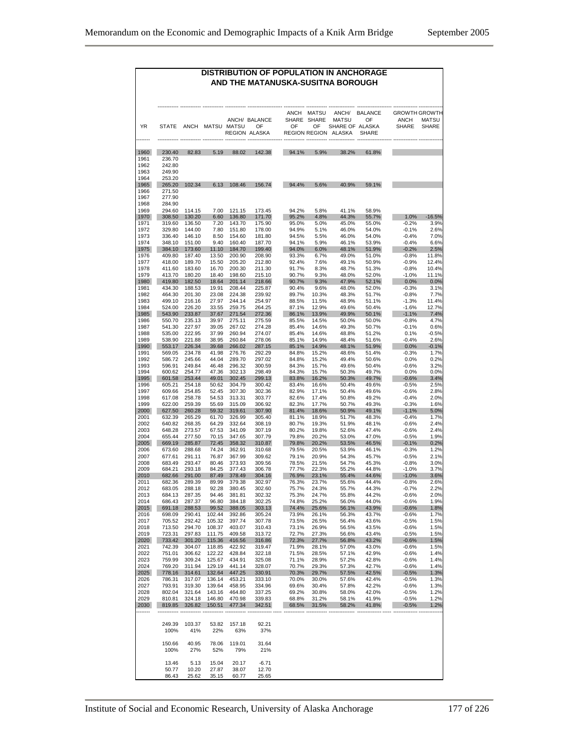# DISTRIBUTION OF POPULATION IN ANCHORAGE AND THE MATANUSKA-SUSITNA BOROUGH

| YR | STATE | ANCH | MATSU | ANCH/ MATSU REGION | BALANCE OF ALASKA | ANCH SHARE OF REGION | MATSU SHARE OF REGION | ANCH/ MATSU SHARE OF ALASKA | BALANCE OF ALASKA SHARE | GROWTH ANCH SHARE | GROWTH MATSU SHARE |
|---|---|---|---|---|---|---|---|---|---|---|---|
| 1960 | 230.40 | 82.83 | 5.19 | 88.02 | 142.38 | 94.1% | 5.9% | 38.2% | 61.8% | | |
| 1961 | 236.70 | | | | | | | | | | |
| 1962 | 242.80 | | | | | | | | | | |
| 1963 | 249.90 | | | | | | | | | | |
| 1964 | 253.20 | | | | | | | | | | |
| 1965 | 265.20 | 102.34 | 6.13 | 108.46 | 156.74 | 94.4% | 5.6% | 40.9% | 59.1% | | |
| 1966 | 271.50 | | | | | | | | | | |
| 1967 | 277.90 | | | | | | | | | | |
| 1968 | 284.90 | | | | | | | | | | |
| 1969 | 294.60 | 114.15 | 7.00 | 121.15 | 173.45 | 94.2% | 5.8% | 41.1% | 58.9% | | |
| 1970 | 308.50 | 130.20 | 6.60 | 136.80 | 171.70 | 95.2% | 4.8% | 44.3% | 55.7% | 1.0% | -16.5% |
| 1971 | 319.60 | 136.50 | 7.20 | 143.70 | 175.90 | 95.0% | 5.0% | 45.0% | 55.0% | -0.2% | 3.9% |
| 1972 | 329.80 | 144.00 | 7.80 | 151.80 | 178.00 | 94.9% | 5.1% | 46.0% | 54.0% | -0.1% | 2.6% |
| 1973 | 336.40 | 146.10 | 8.50 | 154.60 | 181.80 | 94.5% | 5.5% | 46.0% | 54.0% | -0.4% | 7.0% |
| 1974 | 348.10 | 151.00 | 9.40 | 160.40 | 187.70 | 94.1% | 5.9% | 46.1% | 53.9% | -0.4% | 6.6% |
| 1975 | 384.10 | 173.60 | 11.10 | 184.70 | 199.40 | 94.0% | 6.0% | 48.1% | 51.9% | -0.2% | 2.5% |
| 1976 | 409.80 | 187.40 | 13.50 | 200.90 | 208.90 | 93.3% | 6.7% | 49.0% | 51.0% | -0.8% | 11.8% |
| 1977 | 418.00 | 189.70 | 15.50 | 205.20 | 212.80 | 92.4% | 7.6% | 49.1% | 50.9% | -0.9% | 12.4% |
| 1978 | 411.60 | 183.60 | 16.70 | 200.30 | 211.30 | 91.7% | 8.3% | 48.7% | 51.3% | -0.8% | 10.4% |
| 1979 | 413.70 | 180.20 | 18.40 | 198.60 | 215.10 | 90.7% | 9.3% | 48.0% | 52.0% | -1.0% | 11.1% |
| 1980 | 419.80 | 182.50 | 18.64 | 201.14 | 218.66 | 90.7% | 9.3% | 47.9% | 52.1% | 0.0% | 0.0% |
| 1981 | 434.30 | 188.53 | 19.91 | 208.44 | 225.87 | 90.4% | 9.6% | 48.0% | 52.0% | -0.3% | 3.1% |
| 1982 | 464.30 | 201.30 | 23.08 | 224.38 | 239.92 | 89.7% | 10.3% | 48.3% | 51.7% | -0.8% | 7.7% |
| 1983 | 499.10 | 216.16 | 27.97 | 244.14 | 254.97 | 88.5% | 11.5% | 48.9% | 51.1% | -1.3% | 11.4% |
| 1984 | 524.00 | 226.20 | 33.55 | 259.75 | 264.25 | 87.1% | 12.9% | 49.6% | 50.4% | -1.6% | 12.7% |
| 1985 | 543.90 | 233.87 | 37.67 | 271.54 | 272.36 | 86.1% | 13.9% | 49.9% | 50.1% | -1.1% | 7.4% |
| 1986 | 550.70 | 235.13 | 39.97 | 275.11 | 275.59 | 85.5% | 14.5% | 50.0% | 50.0% | -0.8% | 4.7% |
| 1987 | 541.30 | 227.97 | 39.05 | 267.02 | 274.28 | 85.4% | 14.6% | 49.3% | 50.7% | -0.1% | 0.6% |
| 1988 | 535.00 | 222.95 | 37.99 | 260.94 | 274.07 | 85.4% | 14.6% | 48.8% | 51.2% | 0.1% | -0.5% |
| 1989 | 538.90 | 221.88 | 38.95 | 260.84 | 278.06 | 85.1% | 14.9% | 48.4% | 51.6% | -0.4% | 2.6% |
| 1990 | 553.17 | 226.34 | 39.68 | 266.02 | 287.15 | 85.1% | 14.9% | 48.1% | 51.9% | 0.0% | -0.1% |
| 1991 | 569.05 | 234.78 | 41.98 | 276.76 | 292.29 | 84.8% | 15.2% | 48.6% | 51.4% | -0.3% | 1.7% |
| 1992 | 586.72 | 245.66 | 44.04 | 289.70 | 297.02 | 84.8% | 15.2% | 49.4% | 50.6% | 0.0% | 0.2% |
| 1993 | 596.91 | 249.84 | 46.48 | 296.32 | 300.59 | 84.3% | 15.7% | 49.6% | 50.4% | -0.6% | 3.2% |
| 1994 | 600.62 | 254.77 | 47.36 | 302.13 | 298.49 | 84.3% | 15.7% | 50.3% | 49.7% | 0.0% | 0.0% |
| 1995 | 601.58 | 253.44 | 49.01 | 302.45 | 299.13 | 83.8% | 16.2% | 50.3% | 49.7% | -0.6% | 3.4% |
| 1996 | 605.21 | 254.18 | 50.62 | 304.79 | 300.42 | 83.4% | 16.6% | 50.4% | 49.6% | -0.5% | 2.5% |
| 1997 | 609.66 | 254.85 | 52.45 | 307.30 | 302.36 | 82.9% | 17.1% | 50.4% | 49.6% | -0.6% | 2.8% |
| 1998 | 617.08 | 258.78 | 54.53 | 313.31 | 303.77 | 82.6% | 17.4% | 50.8% | 49.2% | -0.4% | 2.0% |
| 1999 | 622.00 | 259.39 | 55.69 | 315.09 | 306.92 | 82.3% | 17.7% | 50.7% | 49.3% | -0.3% | 1.6% |
| 2000 | 627.50 | 260.28 | 59.32 | 319.61 | 307.90 | 81.4% | 18.6% | 50.9% | 49.1% | -1.1% | 5.0% |
| 2001 | 632.39 | 265.29 | 61.70 | 326.99 | 305.40 | 81.1% | 18.9% | 51.7% | 48.3% | -0.4% | 1.7% |
| 2002 | 640.82 | 268.35 | 64.29 | 332.64 | 308.19 | 80.7% | 19.3% | 51.9% | 48.1% | -0.6% | 2.4% |
| 2003 | 648.28 | 273.57 | 67.53 | 341.09 | 307.19 | 80.2% | 19.8% | 52.6% | 47.4% | -0.6% | 2.4% |
| 2004 | 655.44 | 277.50 | 70.15 | 347.65 | 307.79 | 79.8% | 20.2% | 53.0% | 47.0% | -0.5% | 1.9% |
| 2005 | 669.19 | 285.87 | 72.45 | 358.32 | 310.87 | 79.8% | 20.2% | 53.5% | 46.5% | -0.1% | 0.2% |
| 2006 | 673.60 | 288.68 | 74.24 | 362.91 | 310.68 | 79.5% | 20.5% | 53.9% | 46.1% | -0.3% | 1.2% |
| 2007 | 677.61 | 291.11 | 76.87 | 367.99 | 309.62 | 79.1% | 20.9% | 54.3% | 45.7% | -0.5% | 2.1% |
| 2008 | 683.49 | 293.47 | 80.46 | 373.93 | 309.56 | 78.5% | 21.5% | 54.7% | 45.3% | -0.8% | 3.0% |
| 2009 | 684.21 | 293.18 | 84.25 | 377.43 | 306.78 | 77.7% | 22.3% | 55.2% | 44.8% | -1.0% | 3.7% |
| 2010 | 682.66 | 291.00 | 87.49 | 378.49 | 304.16 | 76.9% | 23.1% | 55.4% | 44.6% | -1.0% | 3.6% |
| 2011 | 682.36 | 289.39 | 89.99 | 379.38 | 302.97 | 76.3% | 23.7% | 55.6% | 44.4% | -0.8% | 2.6% |
| 2012 | 683.05 | 288.18 | 92.28 | 380.45 | 302.60 | 75.7% | 24.3% | 55.7% | 44.3% | -0.7% | 2.2% |
| 2013 | 684.13 | 287.35 | 94.46 | 381.81 | 302.32 | 75.3% | 24.7% | 55.8% | 44.2% | -0.6% | 2.0% |
| 2014 | 686.43 | 287.37 | 96.80 | 384.18 | 302.25 | 74.8% | 25.2% | 56.0% | 44.0% | -0.6% | 1.9% |
| 2015 | 691.18 | 288.53 | 99.52 | 388.05 | 303.13 | 74.4% | 25.6% | 56.1% | 43.9% | -0.6% | 1.8% |
| 2016 | 698.09 | 290.41 | 102.44 | 392.86 | 305.24 | 73.9% | 26.1% | 56.3% | 43.7% | -0.6% | 1.7% |
| 2017 | 705.52 | 292.42 | 105.32 | 397.74 | 307.78 | 73.5% | 26.5% | 56.4% | 43.6% | -0.5% | 1.5% |
| 2018 | 713.50 | 294.70 | 108.37 | 403.07 | 310.43 | 73.1% | 26.9% | 56.5% | 43.5% | -0.6% | 1.5% |
| 2019 | 723.31 | 297.83 | 111.75 | 409.58 | 313.72 | 72.7% | 27.3% | 56.6% | 43.4% | -0.5% | 1.5% |
| 2020 | 733.42 | 301.20 | 115.36 | 416.56 | 316.86 | 72.3% | 27.7% | 56.8% | 43.2% | -0.6% | 1.5% |
| 2021 | 742.39 | 304.07 | 118.85 | 422.92 | 319.47 | 71.9% | 28.1% | 57.0% | 43.0% | -0.6% | 1.5% |
| 2022 | 751.01 | 306.62 | 122.22 | 428.84 | 322.18 | 71.5% | 28.5% | 57.1% | 42.9% | -0.6% | 1.4% |
| 2023 | 759.99 | 309.24 | 125.67 | 434.91 | 325.08 | 71.1% | 28.9% | 57.2% | 42.8% | -0.6% | 1.4% |
| 2024 | 769.20 | 311.94 | 129.19 | 441.14 | 328.07 | 70.7% | 29.3% | 57.3% | 42.7% | -0.6% | 1.4% |
| 2025 | 778.16 | 314.61 | 132.64 | 447.25 | 330.91 | 70.3% | 29.7% | 57.5% | 42.5% | -0.5% | 1.3% |
| 2026 | 786.31 | 317.07 | 136.14 | 453.21 | 333.10 | 70.0% | 30.0% | 57.6% | 42.4% | -0.5% | 1.3% |
| 2027 | 793.91 | 319.30 | 139.64 | 458.95 | 334.96 | 69.6% | 30.4% | 57.8% | 42.2% | -0.6% | 1.3% |
| 2028 | 802.04 | 321.64 | 143.16 | 464.80 | 337.25 | 69.2% | 30.8% | 58.0% | 42.0% | -0.5% | 1.2% |
| 2029 | 810.81 | 324.18 | 146.80 | 470.98 | 339.83 | 68.8% | 31.2% | 58.1% | 41.9% | -0.5% | 1.2% |
| 2030 | 819.85 | 326.82 | 150.51 | 477.34 | 342.51 | 68.5% | 31.5% | 58.2% | 41.8% | -0.5% | 1.2% |
| | 249.39 | 103.37 | 53.82 | 157.18 | 92.21 | | | | | | |
| | 100% | 41% | 22% | 63% | 37% | | | | | | |
| | 150.66 | 40.95 | 78.06 | 119.01 | 31.64 | | | | | | |
| | 100% | 27% | 52% | 79% | 21% | | | | | | |
| | 13.46 | 5.13 | 15.04 | 20.17 | -6.71 | | | | | | |
| | 50.77 | 10.20 | 27.87 | 38.07 | 12.70 | | | | | | |
| | 86.43 | 25.62 | 35.15 | 60.77 | 25.65 | | | | | | |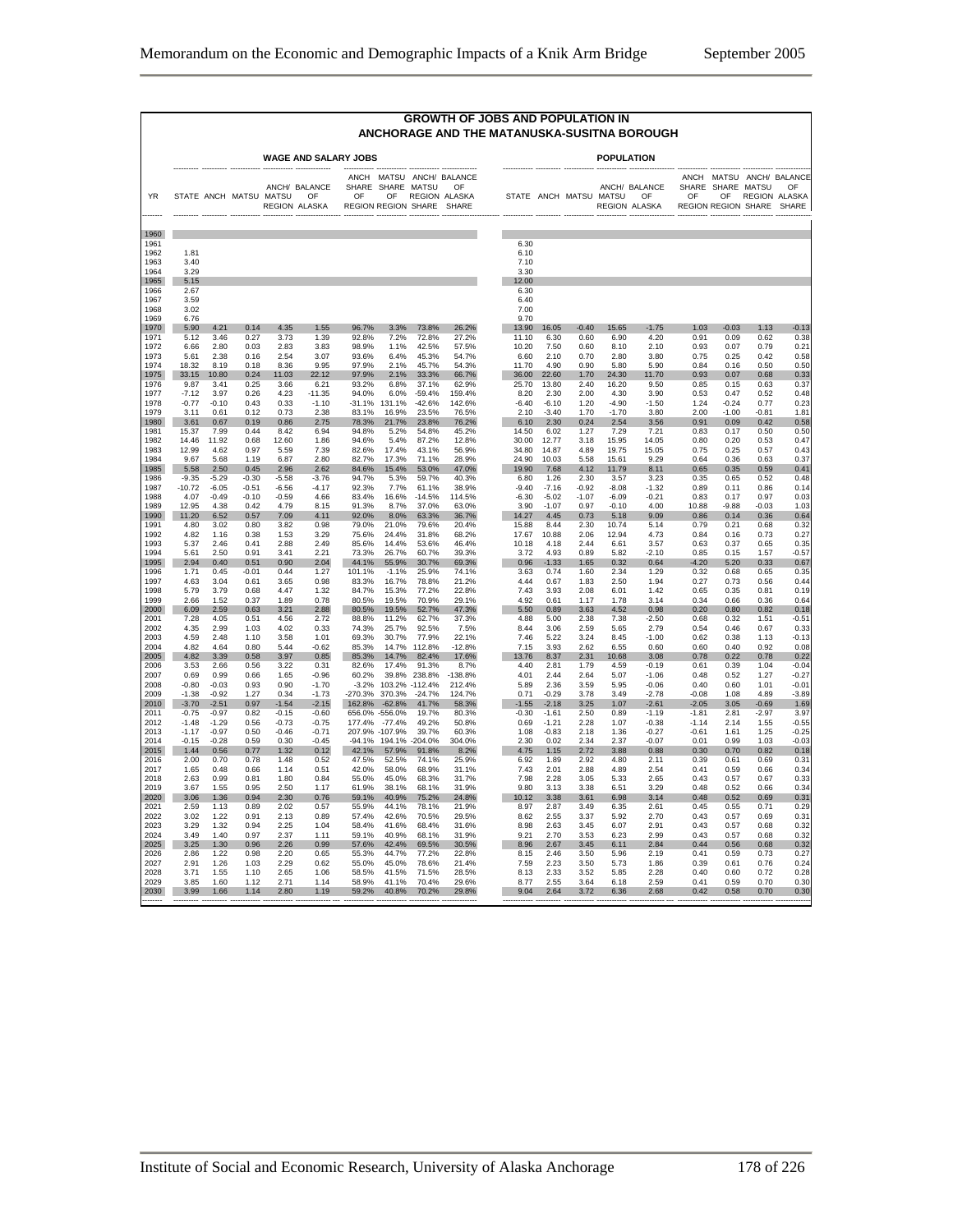## GROWTH OF JOBS AND POPULATION IN ANCHORAGE AND THE MATANUSKA-SUSITNA BOROUGH

| | WAGE AND SALARY JOBS | | | | | | | | | POPULATION | | | | | | | | |
|---|---|---|---|---|---|---|---|---|---|---|---|---|---|---|---|---|---|---|
| YR | STATE | ANCH | MATSU | ANCH/ MATSU REGION | BALANCE OF ALASKA | ANCH SHARE OF REGION | MATSU SHARE OF REGION | ANCH/ MATSU REGION SHARE | BALANCE OF ALASKA SHARE | STATE | ANCH | MATSU | ANCH/ MATSU REGION | BALANCE OF ALASKA | ANCH SHARE OF REGION | MATSU SHARE OF REGION | ANCH/ REGION SHARE | BALANCE OF ALASKA SHARE |
| 1960 | | | | | | | | | | | | | | | | | | |
| 1961 | | | | | | | | | | 6.30 | | | | | | | | |
| 1962 | 1.81 | | | | | | | | | 6.10 | | | | | | | | |
| 1963 | 3.40 | | | | | | | | | 7.10 | | | | | | | | |
| 1964 | 3.29 | | | | | | | | | 3.30 | | | | | | | | |
| 1965 | 5.15 | | | | | | | | | 12.00 | | | | | | | | |
| 1966 | 2.67 | | | | | | | | | 6.30 | | | | | | | | |
| 1967 | 3.59 | | | | | | | | | 6.40 | | | | | | | | |
| 1968 | 3.02 | | | | | | | | | 7.00 | | | | | | | | |
| 1969 | 6.76 | | | | | | | | | 9.70 | | | | | | | | |
| 1970 | 5.90 | 4.21 | 0.14 | 4.35 | 1.55 | 96.7% | 3.3% | 73.8% | 26.2% | 13.90 | 16.05 | -0.40 | 15.65 | -1.75 | 1.03 | -0.03 | 1.13 | -0.13 |
| 1971 | 5.12 | 3.46 | 0.27 | 3.73 | 1.39 | 92.8% | 7.2% | 72.8% | 27.2% | 11.10 | 6.30 | 0.60 | 6.90 | 4.20 | 0.91 | 0.09 | 0.62 | 0.38 |
| 1972 | 6.66 | 2.80 | 0.03 | 2.83 | 3.83 | 98.9% | 1.1% | 42.5% | 57.5% | 10.20 | 7.50 | 0.60 | 8.10 | 2.10 | 0.93 | 0.07 | 0.79 | 0.21 |
| 1973 | 5.61 | 2.38 | 0.16 | 2.54 | 3.07 | 93.6% | 6.4% | 45.3% | 54.7% | 6.60 | 2.10 | 0.70 | 2.80 | 3.80 | 0.75 | 0.25 | 0.42 | 0.58 |
| 1974 | 18.32 | 8.19 | 0.18 | 8.36 | 9.95 | 97.9% | 2.1% | 45.7% | 54.3% | 11.70 | 4.90 | 0.90 | 5.80 | 5.90 | 0.84 | 0.16 | 0.50 | 0.50 |
| 1975 | 33.15 | 10.80 | 0.24 | 11.03 | 22.12 | 97.9% | 2.1% | 33.3% | 66.7% | 36.00 | 22.60 | 1.70 | 24.30 | 11.70 | 0.93 | 0.07 | 0.68 | 0.33 |
| 1976 | 9.87 | 3.41 | 0.25 | 3.66 | 6.21 | 93.2% | 6.8% | 37.1% | 62.9% | 25.70 | 13.80 | 2.40 | 16.20 | 9.50 | 0.85 | 0.15 | 0.63 | 0.37 |
| 1977 | -7.12 | 3.97 | 0.26 | 4.23 | -11.35 | 94.0% | 6.0% | -59.4% | 159.4% | 8.20 | 2.30 | 2.00 | 4.30 | 3.90 | 0.53 | 0.47 | 0.52 | 0.48 |
| 1978 | -0.77 | -0.10 | 0.43 | 0.33 | -1.10 | -31.1% | 131.1% | -42.6% | 142.6% | -6.40 | -6.10 | 1.20 | -4.90 | -1.50 | 1.24 | -0.24 | 0.77 | 0.23 |
| 1979 | 3.11 | 0.61 | 0.12 | 0.73 | 2.38 | 83.1% | 16.9% | 23.5% | 76.5% | 2.10 | -3.40 | 1.70 | -1.70 | 3.80 | 2.00 | -1.00 | -0.81 | 1.81 |
| 1980 | 3.61 | 0.67 | 0.19 | 0.86 | 2.75 | 78.3% | 21.7% | 23.8% | 76.2% | 6.10 | 2.30 | 0.24 | 2.54 | 3.56 | 0.91 | 0.09 | 0.42 | 0.58 |
| 1981 | 15.37 | 7.99 | 0.44 | 8.42 | 6.94 | 94.8% | 5.2% | 54.8% | 45.2% | 14.50 | 6.02 | 1.27 | 7.29 | 7.21 | 0.83 | 0.17 | 0.50 | 0.50 |
| 1982 | 14.46 | 11.92 | 0.68 | 12.60 | 1.86 | 94.6% | 5.4% | 87.2% | 12.8% | 30.00 | 12.77 | 3.18 | 15.95 | 14.05 | 0.80 | 0.20 | 0.53 | 0.47 |
| 1983 | 12.99 | 4.62 | 0.97 | 5.59 | 7.39 | 82.6% | 17.4% | 43.1% | 56.9% | 34.80 | 14.87 | 4.89 | 19.75 | 15.05 | 0.75 | 0.25 | 0.57 | 0.43 |
| 1984 | 9.67 | 5.68 | 1.19 | 6.87 | 2.80 | 82.7% | 17.3% | 71.1% | 28.9% | 24.90 | 10.03 | 5.58 | 15.61 | 9.29 | 0.64 | 0.36 | 0.63 | 0.37 |
| 1985 | 5.58 | 2.50 | 0.45 | 2.96 | 2.62 | 84.6% | 15.4% | 53.0% | 47.0% | 19.90 | 7.68 | 4.12 | 11.79 | 8.11 | 0.65 | 0.35 | 0.59 | 0.41 |
| 1986 | -9.35 | -5.29 | -0.30 | -5.58 | -3.76 | 94.7% | 5.3% | 59.7% | 40.3% | 6.80 | 1.26 | 2.30 | 3.57 | 3.23 | 0.35 | 0.65 | 0.52 | 0.48 |
| 1987 | -10.72 | -6.05 | -0.51 | -6.56 | -4.17 | 92.3% | 7.7% | 61.1% | 38.9% | -9.40 | -7.16 | -0.92 | -8.08 | -1.32 | 0.89 | 0.11 | 0.86 | 0.14 |
| 1988 | 4.07 | -0.49 | -0.10 | -0.59 | 4.66 | 83.4% | 16.6% | -14.5% | 114.5% | -6.30 | -5.02 | -1.07 | -6.09 | -0.21 | 0.83 | 0.17 | 0.97 | 0.03 |
| 1989 | 12.95 | 4.38 | 0.42 | 4.79 | 8.15 | 91.3% | 8.7% | 37.0% | 63.0% | 3.90 | -1.07 | 0.97 | -0.10 | 4.00 | 10.88 | -9.88 | -0.03 | 1.03 |
| 1990 | 11.20 | 6.52 | 0.57 | 7.09 | 4.11 | 92.0% | 8.0% | 63.3% | 36.7% | 14.27 | 4.45 | 0.73 | 5.18 | 9.09 | 0.86 | 0.14 | 0.36 | 0.64 |
| 1991 | 4.80 | 3.02 | 0.80 | 3.82 | 0.98 | 79.0% | 21.0% | 79.6% | 20.4% | 15.88 | 8.44 | 2.30 | 10.74 | 5.14 | 0.79 | 0.21 | 0.68 | 0.32 |
| 1992 | 4.82 | 1.16 | 0.38 | 1.53 | 3.29 | 75.6% | 24.4% | 31.8% | 68.2% | 17.67 | 10.88 | 2.06 | 12.94 | 4.73 | 0.84 | 0.16 | 0.73 | 0.27 |
| 1993 | 5.37 | 2.46 | 0.41 | 2.88 | 2.49 | 85.6% | 14.4% | 53.6% | 46.4% | 10.18 | 4.18 | 2.44 | 6.61 | 3.57 | 0.63 | 0.37 | 0.65 | 0.35 |
| 1994 | 5.61 | 2.50 | 0.91 | 3.41 | 2.21 | 73.3% | 26.7% | 60.7% | 39.3% | 3.72 | 4.93 | 0.89 | 5.82 | -2.10 | 0.85 | 0.15 | 1.57 | -0.57 |
| 1995 | 2.94 | 0.40 | 0.51 | 0.90 | 2.04 | 44.1% | 55.9% | 30.7% | 69.3% | 0.96 | -1.33 | 1.65 | 0.32 | 0.64 | -4.20 | 5.20 | 0.33 | 0.67 |
| 1996 | 1.71 | 0.45 | -0.01 | 0.44 | 1.27 | 101.1% | -1.1% | 25.9% | 74.1% | 3.63 | 0.74 | 1.60 | 2.34 | 1.29 | 0.32 | 0.68 | 0.65 | 0.35 |
| 1997 | 4.63 | 3.04 | 0.61 | 3.65 | 0.98 | 83.3% | 16.7% | 78.8% | 21.2% | 4.44 | 0.67 | 1.83 | 2.50 | 1.94 | 0.27 | 0.73 | 0.56 | 0.44 |
| 1998 | 5.79 | 3.79 | 0.68 | 4.47 | 1.32 | 84.7% | 15.3% | 77.2% | 22.8% | 7.43 | 3.93 | 2.08 | 6.01 | 1.42 | 0.65 | 0.35 | 0.81 | 0.19 |
| 1999 | 2.66 | 1.52 | 0.37 | 1.89 | 0.78 | 80.5% | 19.5% | 70.9% | 29.1% | 4.92 | 0.61 | 1.17 | 1.78 | 3.14 | 0.34 | 0.66 | 0.36 | 0.64 |
| 2000 | 6.09 | 2.59 | 0.63 | 3.21 | 2.88 | 80.5% | 19.5% | 52.7% | 47.3% | 5.50 | 0.89 | 3.63 | 4.52 | 0.98 | 0.20 | 0.80 | 0.82 | 0.18 |
| 2001 | 7.28 | 4.05 | 0.51 | 4.56 | 2.72 | 88.8% | 11.2% | 62.7% | 37.3% | 4.88 | 5.00 | 2.38 | 7.38 | -2.50 | 0.68 | 0.32 | 1.51 | -0.51 |
| 2002 | 4.35 | 2.99 | 1.03 | 4.02 | 0.33 | 74.3% | 25.7% | 92.5% | 7.5% | 8.44 | 3.06 | 2.59 | 5.65 | 2.79 | 0.54 | 0.46 | 0.67 | 0.33 |
| 2003 | 4.59 | 2.48 | 1.10 | 3.58 | 1.01 | 69.3% | 30.7% | 77.9% | 22.1% | 7.46 | 5.22 | 3.24 | 8.45 | -1.00 | 0.62 | 0.38 | 1.13 | -0.13 |
| 2004 | 4.82 | 4.64 | 0.80 | 5.44 | -0.62 | 85.3% | 14.7% | 112.8% | -12.8% | 7.15 | 3.93 | 2.62 | 6.55 | 0.60 | 0.60 | 0.40 | 0.92 | 0.08 |
| 2005 | 4.82 | 3.39 | 0.58 | 3.97 | 0.85 | 85.3% | 14.7% | 82.4% | 17.6% | 13.76 | 8.37 | 2.31 | 10.68 | 3.08 | 0.78 | 0.22 | 0.78 | 0.22 |
| 2006 | 3.53 | 2.66 | 0.56 | 3.22 | 0.31 | 82.6% | 17.4% | 91.3% | 8.7% | 4.40 | 2.81 | 1.79 | 4.59 | -0.19 | 0.61 | 0.39 | 1.04 | -0.04 |
| 2007 | 0.69 | 0.99 | 0.66 | 1.65 | -0.96 | 60.2% | 39.8% | 238.8% | -138.8% | 4.01 | 2.44 | 2.64 | 5.07 | -1.06 | 0.48 | 0.52 | 1.27 | -0.27 |
| 2008 | -0.80 | -0.03 | 0.93 | 0.90 | -1.70 | -3.2% | 103.2% | -112.4% | 212.4% | 5.89 | 2.36 | 3.59 | 5.95 | -0.06 | 0.40 | 0.60 | 1.01 | -0.01 |
| 2009 | -1.38 | -0.92 | 1.27 | 0.34 | -1.73 | -270.3% | 370.3% | -24.7% | 124.7% | 0.71 | -0.29 | 3.78 | 3.49 | -2.78 | -0.08 | 1.08 | 4.89 | -3.89 |
| 2010 | -3.70 | -2.51 | 0.97 | -1.54 | -2.15 | 162.8% | -62.8% | 41.7% | 58.3% | -1.55 | -2.18 | 3.25 | 1.07 | -2.61 | -2.05 | 3.05 | -0.69 | 1.69 |
| 2011 | -0.75 | -0.97 | 0.82 | -0.15 | -0.60 | 656.0% | -556.0% | 19.7% | 80.3% | -0.30 | -1.61 | 2.50 | 0.89 | -1.19 | -1.81 | 2.81 | -2.97 | 3.97 |
| 2012 | -1.48 | -1.29 | 0.56 | -0.73 | -0.75 | 177.4% | -77.4% | 49.2% | 50.8% | 0.69 | -1.21 | 2.28 | 1.07 | -0.38 | -1.14 | 2.14 | 1.55 | -0.55 |
| 2013 | -1.17 | -0.97 | 0.50 | -0.46 | -0.71 | 207.9% | -107.9% | 39.7% | 60.3% | 1.08 | -0.83 | 2.18 | 1.36 | -0.27 | -0.61 | 1.61 | 1.25 | -0.25 |
| 2014 | -0.15 | -0.28 | 0.59 | 0.30 | -0.45 | -94.1% | 194.1% | -204.0% | 304.0% | 2.30 | 0.02 | 2.34 | 2.37 | -0.07 | 0.01 | 0.99 | 1.03 | -0.03 |
| 2015 | 1.44 | 0.56 | 0.77 | 1.32 | 0.12 | 42.1% | 57.9% | 91.8% | 8.2% | 4.75 | 1.15 | 2.72 | 3.88 | 0.88 | 0.30 | 0.70 | 0.82 | 0.18 |
| 2016 | 2.00 | 0.70 | 0.78 | 1.48 | 0.52 | 47.5% | 52.5% | 74.1% | 25.9% | 6.92 | 1.89 | 2.92 | 4.80 | 2.11 | 0.39 | 0.61 | 0.69 | 0.31 |
| 2017 | 1.65 | 0.48 | 0.66 | 1.14 | 0.51 | 42.0% | 58.0% | 68.9% | 31.1% | 7.43 | 2.01 | 2.88 | 4.89 | 2.54 | 0.41 | 0.59 | 0.66 | 0.34 |
| 2018 | 2.63 | 0.99 | 0.81 | 1.80 | 0.84 | 55.0% | 45.0% | 68.3% | 31.7% | 7.98 | 2.28 | 3.05 | 5.33 | 2.65 | 0.43 | 0.57 | 0.67 | 0.33 |
| 2019 | 3.67 | 1.55 | 0.95 | 2.50 | 1.17 | 61.9% | 38.1% | 68.1% | 31.9% | 9.80 | 3.13 | 3.38 | 6.51 | 3.29 | 0.48 | 0.52 | 0.66 | 0.34 |
| 2020 | 3.06 | 1.36 | 0.94 | 2.30 | 0.76 | 59.1% | 40.9% | 75.2% | 24.8% | 10.12 | 3.38 | 3.61 | 6.98 | 3.14 | 0.48 | 0.52 | 0.69 | 0.31 |
| 2021 | 2.59 | 1.13 | 0.89 | 2.02 | 0.57 | 55.9% | 44.1% | 78.1% | 21.9% | 8.97 | 2.87 | 3.49 | 6.35 | 2.61 | 0.45 | 0.55 | 0.71 | 0.29 |
| 2022 | 3.02 | 1.22 | 0.91 | 2.13 | 0.89 | 57.4% | 42.6% | 70.5% | 29.5% | 8.62 | 2.55 | 3.37 | 5.92 | 2.70 | 0.43 | 0.57 | 0.69 | 0.31 |
| 2023 | 3.29 | 1.32 | 0.94 | 2.25 | 1.04 | 58.4% | 41.6% | 68.4% | 31.6% | 8.98 | 2.63 | 3.45 | 6.07 | 2.91 | 0.43 | 0.57 | 0.68 | 0.32 |
| 2024 | 3.49 | 1.40 | 0.97 | 2.37 | 1.11 | 59.1% | 40.9% | 68.1% | 31.9% | 9.21 | 2.70 | 3.53 | 6.23 | 2.99 | 0.43 | 0.57 | 0.68 | 0.32 |
| 2025 | 3.25 | 1.30 | 0.96 | 2.26 | 0.99 | 57.6% | 42.4% | 69.5% | 30.5% | 8.96 | 2.67 | 3.45 | 6.11 | 2.84 | 0.44 | 0.56 | 0.68 | 0.32 |
| 2026 | 2.86 | 1.22 | 0.98 | 2.20 | 0.65 | 55.3% | 44.7% | 77.2% | 22.8% | 8.15 | 2.46 | 3.50 | 5.96 | 2.19 | 0.41 | 0.59 | 0.73 | 0.27 |
| 2027 | 2.91 | 1.26 | 1.03 | 2.29 | 0.62 | 55.0% | 45.0% | 78.6% | 21.4% | 7.59 | 2.23 | 3.50 | 5.73 | 1.86 | 0.39 | 0.61 | 0.76 | 0.24 |
| 2028 | 3.71 | 1.55 | 1.10 | 2.65 | 1.06 | 58.5% | 41.5% | 71.5% | 28.5% | 8.13 | 2.33 | 3.52 | 5.85 | 2.28 | 0.40 | 0.60 | 0.72 | 0.28 |
| 2029 | 3.85 | 1.60 | 1.12 | 2.71 | 1.14 | 58.9% | 41.1% | 70.4% | 29.6% | 8.77 | 2.55 | 3.64 | 6.18 | 2.59 | 0.41 | 0.59 | 0.70 | 0.30 |
| 2030 | 3.99 | 1.66 | 1.14 | 2.80 | 1.19 | 59.2% | 40.8% | 70.2% | 29.8% | 9.04 | 2.64 | 3.72 | 6.36 | 2.68 | 0.42 | 0.58 | 0.70 | 0.30 |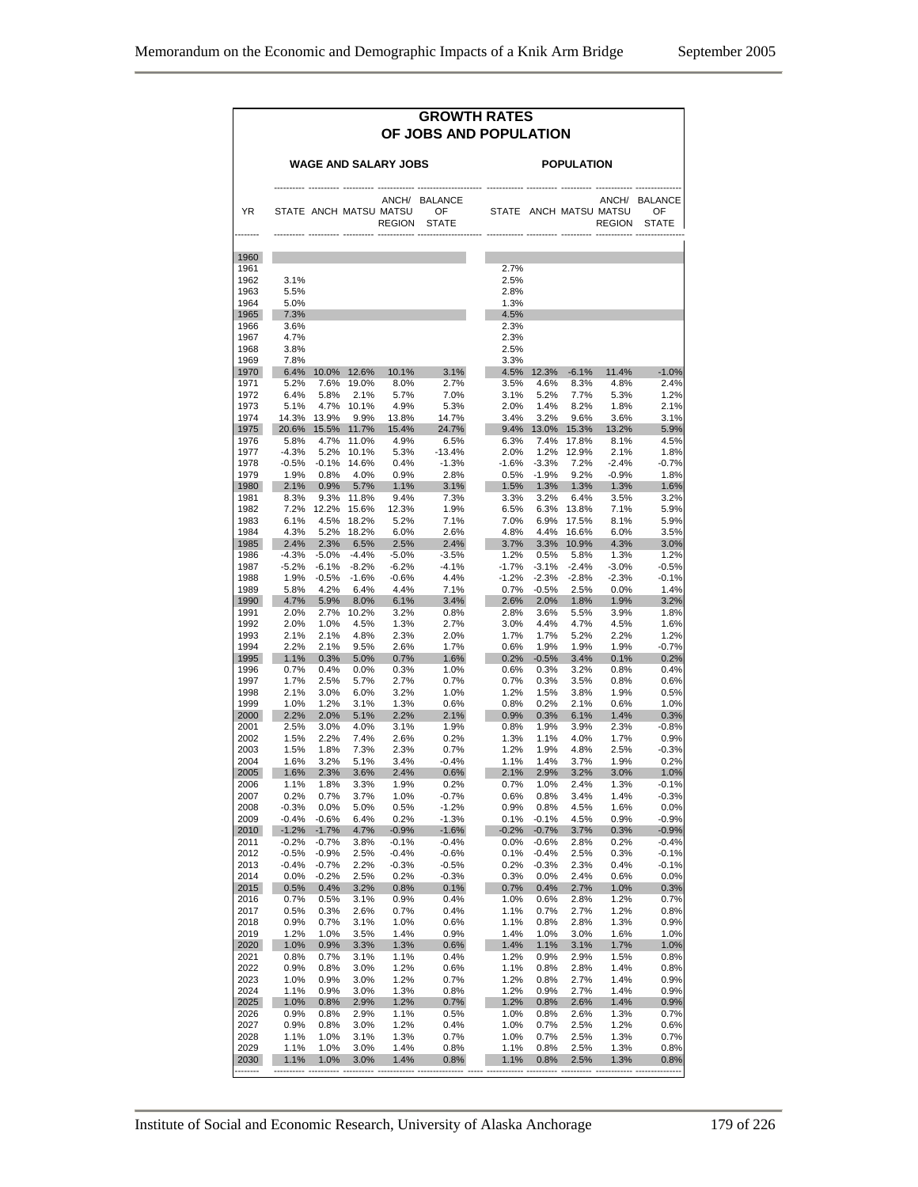## GROWTH RATES OF JOBS AND POPULATION

| YR | WAGE AND SALARY JOBS | | | | | POPULATION | | | | |
|---|---|---|---|---|---|---|---|---|---|---|
| | STATE | ANCH | MATSU | ANCH/ MATSU REGION | BALANCE OF STATE | STATE | ANCH | MATSU | ANCH/ MATSU REGION | BALANCE OF STATE |
| 1960 | | | | | | | | | | |
| 1961 | | | | | | 2.7% | | | | |
| 1962 | 3.1% | | | | | 2.5% | | | | |
| 1963 | 5.5% | | | | | 2.8% | | | | |
| 1964 | 5.0% | | | | | 1.3% | | | | |
| 1965 | 7.3% | | | | | 4.5% | | | | |
| 1966 | 3.6% | | | | | 2.3% | | | | |
| 1967 | 4.7% | | | | | 2.3% | | | | |
| 1968 | 3.8% | | | | | 2.5% | | | | |
| 1969 | 7.8% | | | | | 3.3% | | | | |
| 1970 | 6.4% | 10.0% | 12.6% | 10.1% | 3.1% | 4.5% | 12.3% | -6.1% | 11.4% | -1.0% |
| 1971 | 5.2% | 7.6% | 19.0% | 8.0% | 2.7% | 3.5% | 4.6% | 8.3% | 4.8% | 2.4% |
| 1972 | 6.4% | 5.8% | 2.1% | 5.7% | 7.0% | 3.1% | 5.2% | 7.7% | 5.3% | 1.2% |
| 1973 | 5.1% | 4.7% | 10.1% | 4.9% | 5.3% | 2.0% | 1.4% | 8.2% | 1.8% | 2.1% |
| 1974 | 14.3% | 13.9% | 9.9% | 13.8% | 14.7% | 3.4% | 3.2% | 9.6% | 3.6% | 3.1% |
| 1975 | 20.6% | 15.5% | 11.7% | 15.4% | 24.7% | 9.4% | 13.0% | 15.3% | 13.2% | 5.9% |
| 1976 | 5.8% | 4.7% | 11.0% | 4.9% | 6.5% | 6.3% | 7.4% | 17.8% | 8.1% | 4.5% |
| 1977 | -4.3% | 5.2% | 10.1% | 5.3% | -13.4% | 2.0% | 1.2% | 12.9% | 2.1% | 1.8% |
| 1978 | -0.5% | -0.1% | 14.6% | 0.4% | -1.3% | -1.6% | -3.3% | 7.2% | -2.4% | -0.7% |
| 1979 | 1.9% | 0.8% | 4.0% | 0.9% | 2.8% | 0.5% | -1.9% | 9.2% | -0.9% | 1.8% |
| 1980 | 2.1% | 0.9% | 5.7% | 1.1% | 3.1% | 1.5% | 1.3% | 1.3% | 1.3% | 1.6% |
| 1981 | 8.3% | 9.3% | 11.8% | 9.4% | 7.3% | 3.3% | 3.2% | 6.4% | 3.5% | 3.2% |
| 1982 | 7.2% | 12.2% | 15.6% | 12.3% | 1.9% | 6.5% | 6.3% | 13.8% | 7.1% | 5.9% |
| 1983 | 6.1% | 4.5% | 18.2% | 5.2% | 7.1% | 7.0% | 6.9% | 17.5% | 8.1% | 5.9% |
| 1984 | 4.3% | 5.2% | 18.2% | 6.0% | 2.6% | 4.8% | 4.4% | 16.6% | 6.0% | 3.5% |
| 1985 | 2.4% | 2.3% | 6.5% | 2.5% | 2.4% | 3.7% | 3.3% | 10.9% | 4.3% | 3.0% |
| 1986 | -4.3% | -5.0% | -4.4% | -5.0% | -3.5% | 1.2% | 0.5% | 5.8% | 1.3% | 1.2% |
| 1987 | -5.2% | -6.1% | -8.2% | -6.2% | -4.1% | -1.7% | -3.1% | -2.4% | -3.0% | -0.5% |
| 1988 | 1.9% | -0.5% | -1.6% | -0.6% | 4.4% | -1.2% | -2.3% | -2.8% | -2.3% | -0.1% |
| 1989 | 5.8% | 4.2% | 6.4% | 4.4% | 7.1% | 0.7% | -0.5% | 2.5% | 0.0% | 1.4% |
| 1990 | 4.7% | 5.9% | 8.0% | 6.1% | 3.4% | 2.6% | 2.0% | 1.8% | 1.9% | 3.2% |
| 1991 | 2.0% | 2.7% | 10.2% | 3.2% | 0.8% | 2.8% | 3.6% | 5.5% | 3.9% | 1.8% |
| 1992 | 2.0% | 1.0% | 4.5% | 1.3% | 2.7% | 3.0% | 4.4% | 4.7% | 4.5% | 1.6% |
| 1993 | 2.1% | 2.1% | 4.8% | 2.3% | 2.0% | 1.7% | 1.7% | 5.2% | 2.2% | 1.2% |
| 1994 | 2.2% | 2.1% | 9.5% | 2.6% | 1.7% | 0.6% | 1.9% | 1.9% | 1.9% | -0.7% |
| 1995 | 1.1% | 0.3% | 5.0% | 0.7% | 1.6% | 0.2% | -0.5% | 3.4% | 0.1% | 0.2% |
| 1996 | 0.7% | 0.4% | 0.0% | 0.3% | 1.0% | 0.6% | 0.3% | 3.2% | 0.8% | 0.4% |
| 1997 | 1.7% | 2.5% | 5.7% | 2.7% | 0.7% | 0.7% | 0.3% | 3.5% | 0.8% | 0.6% |
| 1998 | 2.1% | 3.0% | 6.0% | 3.2% | 1.0% | 1.2% | 1.5% | 3.8% | 1.9% | 0.5% |
| 1999 | 1.0% | 1.2% | 3.1% | 1.3% | 0.6% | 0.8% | 0.2% | 2.1% | 0.6% | 1.0% |
| 2000 | 2.2% | 2.0% | 5.1% | 2.2% | 2.1% | 0.9% | 0.3% | 6.1% | 1.4% | 0.3% |
| 2001 | 2.5% | 3.0% | 4.0% | 3.1% | 1.9% | 0.8% | 1.9% | 3.9% | 2.3% | -0.8% |
| 2002 | 1.5% | 2.2% | 7.4% | 2.6% | 0.2% | 1.3% | 1.1% | 4.0% | 1.7% | 0.9% |
| 2003 | 1.5% | 1.8% | 7.3% | 2.3% | 0.7% | 1.2% | 1.9% | 4.8% | 2.5% | -0.3% |
| 2004 | 1.6% | 3.2% | 5.1% | 3.4% | -0.4% | 1.1% | 1.4% | 3.7% | 1.9% | 0.2% |
| 2005 | 1.6% | 2.3% | 3.6% | 2.4% | 0.6% | 2.1% | 2.9% | 3.2% | 3.0% | 1.0% |
| 2006 | 1.1% | 1.8% | 3.3% | 1.9% | 0.2% | 0.7% | 1.0% | 2.4% | 1.3% | -0.1% |
| 2007 | 0.2% | 0.7% | 3.7% | 1.0% | -0.7% | 0.6% | 0.8% | 3.4% | 1.4% | -0.3% |
| 2008 | -0.3% | 0.0% | 5.0% | 0.5% | -1.2% | 0.9% | 0.8% | 4.5% | 1.6% | 0.0% |
| 2009 | -0.4% | -0.6% | 6.4% | 0.2% | -1.3% | 0.1% | -0.1% | 4.5% | 0.9% | -0.9% |
| 2010 | -1.2% | -1.7% | 4.7% | -0.9% | -1.6% | -0.2% | -0.7% | 3.7% | 0.3% | -0.9% |
| 2011 | -0.2% | -0.7% | 3.8% | -0.1% | -0.4% | 0.0% | -0.6% | 2.8% | 0.2% | -0.4% |
| 2012 | -0.5% | -0.9% | 2.5% | -0.4% | -0.6% | 0.1% | -0.4% | 2.5% | 0.3% | -0.1% |
| 2013 | -0.4% | -0.7% | 2.2% | -0.3% | -0.5% | 0.2% | -0.3% | 2.3% | 0.4% | -0.1% |
| 2014 | 0.0% | -0.2% | 2.5% | 0.2% | -0.3% | 0.3% | 0.0% | 2.4% | 0.6% | 0.0% |
| 2015 | 0.5% | 0.4% | 3.2% | 0.8% | 0.1% | 0.7% | 0.4% | 2.7% | 1.0% | 0.3% |
| 2016 | 0.7% | 0.5% | 3.1% | 0.9% | 0.4% | 1.0% | 0.6% | 2.8% | 1.2% | 0.7% |
| 2017 | 0.5% | 0.3% | 2.6% | 0.7% | 0.4% | 1.1% | 0.7% | 2.7% | 1.2% | 0.8% |
| 2018 | 0.9% | 0.7% | 3.1% | 1.0% | 0.6% | 1.1% | 0.8% | 2.8% | 1.3% | 0.9% |
| 2019 | 1.2% | 1.0% | 3.5% | 1.4% | 0.9% | 1.4% | 1.0% | 3.0% | 1.6% | 1.0% |
| 2020 | 1.0% | 0.9% | 3.3% | 1.3% | 0.6% | 1.4% | 1.1% | 3.1% | 1.7% | 1.0% |
| 2021 | 0.8% | 0.7% | 3.1% | 1.1% | 0.4% | 1.2% | 0.9% | 2.9% | 1.5% | 0.8% |
| 2022 | 0.9% | 0.8% | 3.0% | 1.2% | 0.6% | 1.1% | 0.8% | 2.8% | 1.4% | 0.8% |
| 2023 | 1.0% | 0.9% | 3.0% | 1.2% | 0.7% | 1.2% | 0.8% | 2.7% | 1.4% | 0.9% |
| 2024 | 1.1% | 0.9% | 3.0% | 1.3% | 0.8% | 1.2% | 0.9% | 2.7% | 1.4% | 0.9% |
| 2025 | 1.0% | 0.8% | 2.9% | 1.2% | 0.7% | 1.2% | 0.8% | 2.6% | 1.4% | 0.9% |
| 2026 | 0.9% | 0.8% | 2.9% | 1.1% | 0.5% | 1.0% | 0.8% | 2.6% | 1.3% | 0.7% |
| 2027 | 0.9% | 0.8% | 3.0% | 1.2% | 0.4% | 1.0% | 0.7% | 2.5% | 1.2% | 0.6% |
| 2028 | 1.1% | 1.0% | 3.1% | 1.3% | 0.7% | 1.0% | 0.7% | 2.5% | 1.3% | 0.7% |
| 2029 | 1.1% | 1.0% | 3.0% | 1.4% | 0.8% | 1.1% | 0.8% | 2.5% | 1.3% | 0.8% |
| 2030 | 1.1% | 1.0% | 3.0% | 1.4% | 0.8% | 1.1% | 0.8% | 2.5% | 1.3% | 0.8% |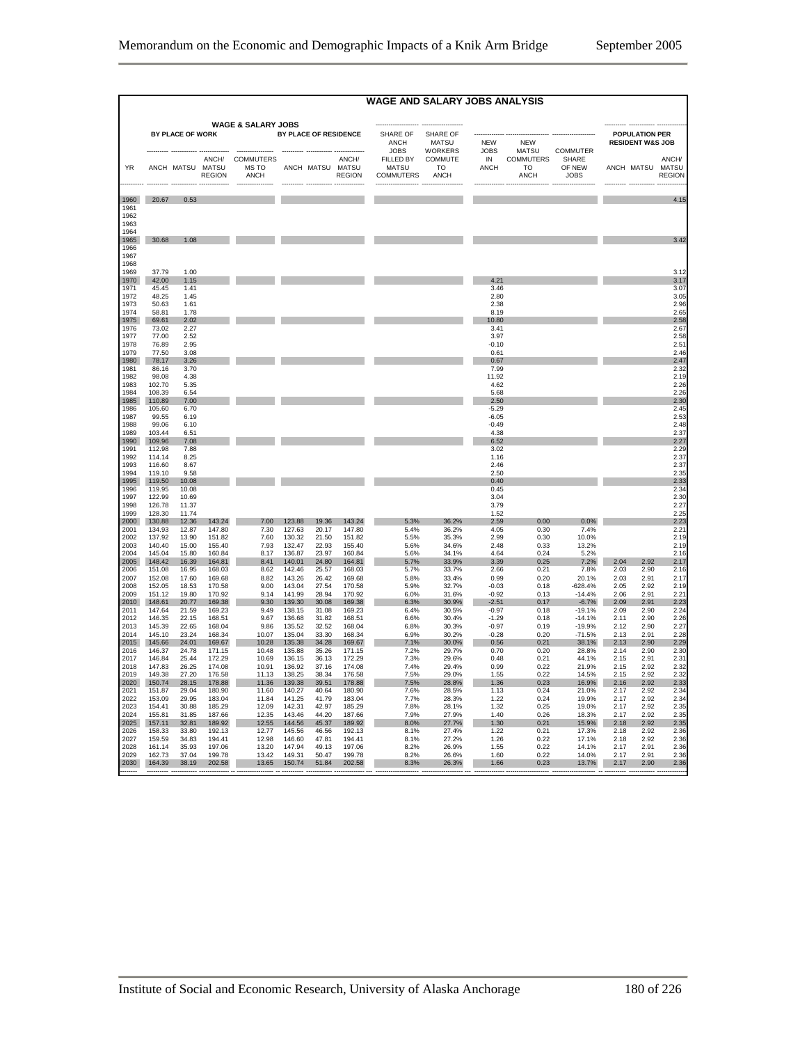## WAGE AND SALARY JOBS ANALYSIS

| | WAGE & SALARY JOBS | | | | | | | SHARE OF ANCH JOBS FILLED BY MATSU COMMUTERS | SHARE OF MATSU WORKERS COMMUTE TO ANCH | NEW JOBS IN ANCH | NEW MATSU COMMUTERS TO ANCH | COMMUTER SHARE OF NEW JOBS | POPULATION PER RESIDENT W&S JOB | | |
|---|---|---|---|---|---|---|---|---|---|---|---|---|---|---|---|
| | BY PLACE OF WORK | | | | BY PLACE OF RESIDENCE | | | | | | | | | | |
| YR | ANCH | MATSU | ANCH/ MATSU REGION | COMMUTERS TO ANCH | ANCH | MATSU | ANCH/ MATSU REGION | | | | | | ANCH | MATSU | ANCH/ MATSU REGION |
| 1960 | 20.67 | 0.53 | | | | | | | | | | | | | 4.15 |
| 1961 | | | | | | | | | | | | | | | |
| 1962 | | | | | | | | | | | | | | | |
| 1963 | | | | | | | | | | | | | | | |
| 1964 | | | | | | | | | | | | | | | |
| 1965 | 30.68 | 1.08 | | | | | | | | | | | | | 3.42 |
| 1966 | | | | | | | | | | | | | | | |
| 1967 | | | | | | | | | | | | | | | |
| 1968 | | | | | | | | | | | | | | | |
| 1969 | 37.79 | 1.00 | | | | | | | | | | | | | 3.12 |
| 1970 | 42.00 | 1.15 | | | | | | | | 4.21 | | | | | 3.17 |
| 1971 | 45.45 | 1.41 | | | | | | | | 3.46 | | | | | 3.07 |
| 1972 | 48.25 | 1.45 | | | | | | | | 2.80 | | | | | 3.05 |
| 1973 | 50.63 | 1.61 | | | | | | | | 2.38 | | | | | 2.96 |
| 1974 | 58.81 | 1.78 | | | | | | | | 8.19 | | | | | 2.65 |
| 1975 | 69.61 | 2.02 | | | | | | | | 10.80 | | | | | 2.58 |
| 1976 | 73.02 | 2.27 | | | | | | | | 3.41 | | | | | 2.67 |
| 1977 | 77.00 | 2.52 | | | | | | | | 3.97 | | | | | 2.58 |
| 1978 | 76.89 | 2.95 | | | | | | | | -0.10 | | | | | 2.51 |
| 1979 | 77.50 | 3.08 | | | | | | | | 0.61 | | | | | 2.46 |
| 1980 | 78.17 | 3.26 | | | | | | | | 0.67 | | | | | 2.47 |
| 1981 | 86.16 | 3.70 | | | | | | | | 7.99 | | | | | 2.32 |
| 1982 | 98.08 | 4.38 | | | | | | | | 11.92 | | | | | 2.19 |
| 1983 | 102.70 | 5.35 | | | | | | | | 4.62 | | | | | 2.26 |
| 1984 | 108.39 | 6.54 | | | | | | | | 5.68 | | | | | 2.26 |
| 1985 | 110.89 | 7.00 | | | | | | | | 2.50 | | | | | 2.30 |
| 1986 | 105.60 | 6.70 | | | | | | | | -5.29 | | | | | 2.45 |
| 1987 | 99.55 | 6.19 | | | | | | | | -6.05 | | | | | 2.53 |
| 1988 | 99.06 | 6.10 | | | | | | | | -0.49 | | | | | 2.48 |
| 1989 | 103.44 | 6.51 | | | | | | | | 4.38 | | | | | 2.37 |
| 1990 | 109.96 | 7.08 | | | | | | | | 6.52 | | | | | 2.27 |
| 1991 | 112.98 | 7.88 | | | | | | | | 3.02 | | | | | 2.29 |
| 1992 | 114.14 | 8.25 | | | | | | | | 1.16 | | | | | 2.37 |
| 1993 | 116.60 | 8.67 | | | | | | | | 2.46 | | | | | 2.37 |
| 1994 | 119.10 | 9.58 | | | | | | | | 2.50 | | | | | 2.35 |
| 1995 | 119.50 | 10.08 | | | | | | | | 0.40 | | | | | 2.33 |
| 1996 | 119.95 | 10.08 | | | | | | | | 0.45 | | | | | 2.34 |
| 1997 | 122.99 | 10.69 | | | | | | | | 3.04 | | | | | 2.30 |
| 1998 | 126.78 | 11.37 | | | | | | | | 3.79 | | | | | 2.27 |
| 1999 | 128.30 | 11.74 | | | | | | | | 1.52 | | | | | 2.25 |
| 2000 | 130.88 | 12.36 | 143.24 | 7.00 | 123.88 | 19.36 | 143.24 | 5.3% | 36.2% | 2.59 | 0.00 | 0.0% | | | 2.23 |
| 2001 | 134.93 | 12.87 | 147.80 | 7.30 | 127.63 | 20.17 | 147.80 | 5.4% | 36.2% | 4.05 | 0.30 | 7.4% | | | 2.21 |
| 2002 | 137.92 | 13.90 | 151.82 | 7.60 | 130.32 | 21.50 | 151.82 | 5.5% | 35.3% | 2.99 | 0.30 | 10.0% | | | 2.19 |
| 2003 | 140.40 | 15.00 | 155.40 | 7.93 | 132.47 | 22.93 | 155.40 | 5.6% | 34.6% | 2.48 | 0.33 | 13.2% | | | 2.19 |
| 2004 | 145.04 | 15.80 | 160.84 | 8.17 | 136.87 | 23.97 | 160.84 | 5.6% | 34.1% | 4.64 | 0.24 | 5.2% | | | 2.16 |
| 2005 | 148.42 | 16.39 | 164.81 | 8.41 | 140.01 | 24.80 | 164.81 | 5.7% | 33.9% | 3.39 | 0.25 | 7.2% | 2.04 | 2.92 | 2.17 |
| 2006 | 151.08 | 16.95 | 168.03 | 8.62 | 142.46 | 25.57 | 168.03 | 5.7% | 33.7% | 2.66 | 0.21 | 7.8% | 2.03 | 2.90 | 2.16 |
| 2007 | 152.08 | 17.60 | 169.68 | 8.82 | 143.26 | 26.42 | 169.68 | 5.8% | 33.4% | 0.99 | 0.20 | 20.1% | 2.03 | 2.91 | 2.17 |
| 2008 | 152.05 | 18.53 | 170.58 | 9.00 | 143.04 | 27.54 | 170.58 | 5.9% | 32.7% | -0.03 | 0.18 | -628.4% | 2.05 | 2.92 | 2.19 |
| 2009 | 151.12 | 19.80 | 170.92 | 9.14 | 141.99 | 28.94 | 170.92 | 6.0% | 31.6% | -0.92 | 0.13 | -14.4% | 2.06 | 2.91 | 2.21 |
| 2010 | 148.61 | 20.77 | 169.38 | 9.30 | 139.30 | 30.08 | 169.38 | 6.3% | 30.9% | -2.51 | 0.17 | -6.7% | 2.09 | 2.91 | 2.23 |
| 2011 | 147.64 | 21.59 | 169.23 | 9.49 | 138.15 | 31.08 | 169.23 | 6.4% | 30.5% | -0.97 | 0.18 | -19.1% | 2.09 | 2.90 | 2.24 |
| 2012 | 146.35 | 22.15 | 168.51 | 9.67 | 136.68 | 31.82 | 168.51 | 6.6% | 30.4% | -1.29 | 0.18 | -14.1% | 2.11 | 2.90 | 2.26 |
| 2013 | 145.39 | 22.65 | 168.04 | 9.86 | 135.52 | 32.52 | 168.04 | 6.8% | 30.3% | -0.97 | 0.19 | -19.9% | 2.12 | 2.90 | 2.27 |
| 2014 | 145.10 | 23.24 | 168.34 | 10.07 | 135.04 | 33.30 | 168.34 | 6.9% | 30.2% | -0.28 | 0.20 | -71.5% | 2.13 | 2.91 | 2.28 |
| 2015 | 145.66 | 24.01 | 169.67 | 10.28 | 135.38 | 34.28 | 169.67 | 7.1% | 30.0% | 0.56 | 0.21 | 38.1% | 2.13 | 2.90 | 2.29 |
| 2016 | 146.37 | 24.78 | 171.15 | 10.48 | 135.88 | 35.26 | 171.15 | 7.2% | 29.7% | 0.70 | 0.20 | 28.8% | 2.14 | 2.90 | 2.30 |
| 2017 | 146.84 | 25.44 | 172.29 | 10.69 | 136.15 | 36.13 | 172.29 | 7.3% | 29.6% | 0.48 | 0.21 | 44.1% | 2.15 | 2.91 | 2.31 |
| 2018 | 147.83 | 26.25 | 174.08 | 10.91 | 136.92 | 37.16 | 174.08 | 7.4% | 29.4% | 0.99 | 0.22 | 21.9% | 2.15 | 2.92 | 2.32 |
| 2019 | 149.38 | 27.20 | 176.58 | 11.13 | 138.25 | 38.34 | 176.58 | 7.5% | 29.0% | 1.55 | 0.22 | 14.5% | 2.15 | 2.92 | 2.32 |
| 2020 | 150.74 | 28.15 | 178.88 | 11.36 | 139.38 | 39.51 | 178.88 | 7.5% | 28.8% | 1.36 | 0.23 | 16.9% | 2.16 | 2.92 | 2.33 |
| 2021 | 151.87 | 29.04 | 180.90 | 11.60 | 140.27 | 40.64 | 180.90 | 7.6% | 28.5% | 1.13 | 0.24 | 21.0% | 2.17 | 2.92 | 2.34 |
| 2022 | 153.09 | 29.95 | 183.04 | 11.84 | 141.25 | 41.79 | 183.04 | 7.7% | 28.3% | 1.22 | 0.24 | 19.9% | 2.17 | 2.92 | 2.34 |
| 2023 | 154.41 | 30.88 | 185.29 | 12.09 | 142.31 | 42.97 | 185.29 | 7.8% | 28.1% | 1.32 | 0.25 | 19.0% | 2.17 | 2.92 | 2.35 |
| 2024 | 155.81 | 31.85 | 187.66 | 12.35 | 143.46 | 44.20 | 187.66 | 7.9% | 27.9% | 1.40 | 0.26 | 18.3% | 2.17 | 2.92 | 2.35 |
| 2025 | 157.11 | 32.81 | 189.92 | 12.55 | 144.56 | 45.37 | 189.92 | 8.0% | 27.7% | 1.30 | 0.21 | 15.9% | 2.18 | 2.92 | 2.35 |
| 2026 | 158.33 | 33.80 | 192.13 | 12.77 | 145.56 | 46.56 | 192.13 | 8.1% | 27.4% | 1.22 | 0.21 | 17.3% | 2.18 | 2.92 | 2.36 |
| 2027 | 159.59 | 34.83 | 194.41 | 12.98 | 146.60 | 47.81 | 194.41 | 8.1% | 27.2% | 1.26 | 0.22 | 17.1% | 2.18 | 2.92 | 2.36 |
| 2028 | 161.14 | 35.93 | 197.06 | 13.20 | 147.94 | 49.13 | 197.06 | 8.2% | 26.9% | 1.55 | 0.22 | 14.1% | 2.17 | 2.91 | 2.36 |
| 2029 | 162.73 | 37.04 | 199.78 | 13.42 | 149.31 | 50.47 | 199.78 | 8.2% | 26.6% | 1.60 | 0.22 | 14.0% | 2.17 | 2.91 | 2.36 |
| 2030 | 164.39 | 38.19 | 202.58 | 13.65 | 150.74 | 51.84 | 202.58 | 8.3% | 26.3% | 1.66 | 0.23 | 13.7% | 2.17 | 2.90 | 2.36 |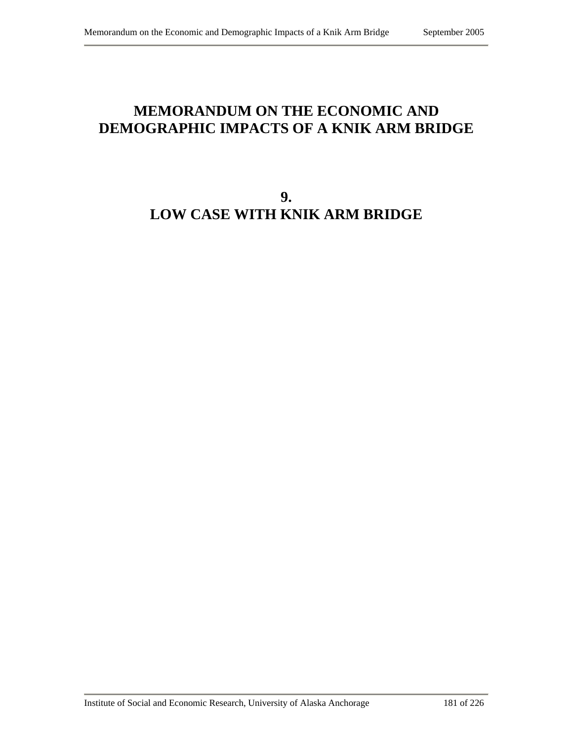# MEMORANDUM ON THE ECONOMIC AND DEMOGRAPHIC IMPACTS OF A KNIK ARM BRIDGE

## 9.
## LOW CASE WITH KNIK ARM BRIDGE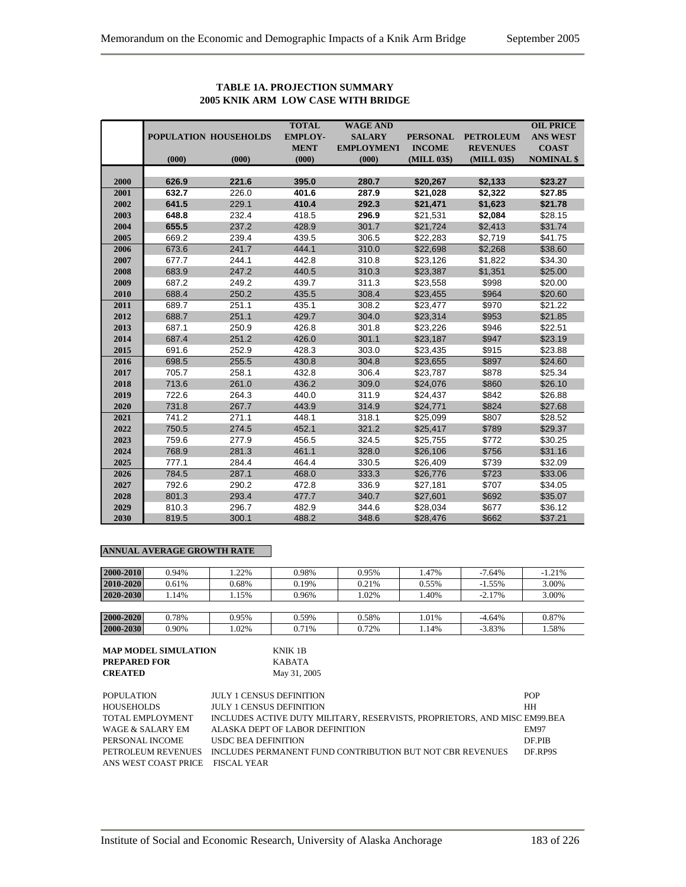**TABLE 1A. PROJECTION SUMMARY**
**2005 KNIK ARM LOW CASE WITH BRIDGE**

| | POPULATION (000) | HOUSEHOLDS (000) | TOTAL EMPLOY-MENT (000) | WAGE AND SALARY EMPLOYMENT (000) | PERSONAL INCOME (MILL 03$) | PETROLEUM REVENUES (MILL 03$) | OIL PRICE ANS WEST COAST NOMINAL $ |
|---|---|---|---|---|---|---|---|
| 2000 | 626.9 | 221.6 | 395.0 | 280.7 | $20,267 | $2,133 | $23.27 |
| 2001 | 632.7 | 226.0 | 401.6 | 287.9 | $21,028 | $2,322 | $27.85 |
| 2002 | 641.5 | 229.1 | 410.4 | 292.3 | $21,471 | $1,623 | $21.78 |
| 2003 | 648.8 | 232.4 | 418.5 | 296.9 | $21,531 | $2,084 | $28.15 |
| 2004 | 655.5 | 237.2 | 428.9 | 301.7 | $21,724 | $2,413 | $31.74 |
| 2005 | 669.2 | 239.4 | 439.5 | 306.5 | $22,283 | $2,719 | $41.75 |
| 2006 | 673.6 | 241.7 | 444.1 | 310.0 | $22,698 | $2,268 | $38.60 |
| 2007 | 677.7 | 244.1 | 442.8 | 310.8 | $23,126 | $1,822 | $34.30 |
| 2008 | 683.9 | 247.2 | 440.5 | 310.3 | $23,387 | $1,351 | $25.00 |
| 2009 | 687.2 | 249.2 | 439.7 | 311.3 | $23,558 | $998 | $20.00 |
| 2010 | 688.4 | 250.2 | 435.5 | 308.4 | $23,455 | $964 | $20.60 |
| 2011 | 689.7 | 251.1 | 435.1 | 308.2 | $23,477 | $970 | $21.22 |
| 2012 | 688.7 | 251.1 | 429.7 | 304.0 | $23,314 | $953 | $21.85 |
| 2013 | 687.1 | 250.9 | 426.8 | 301.8 | $23,226 | $946 | $22.51 |
| 2014 | 687.4 | 251.2 | 426.0 | 301.1 | $23,187 | $947 | $23.19 |
| 2015 | 691.6 | 252.9 | 428.3 | 303.0 | $23,435 | $915 | $23.88 |
| 2016 | 698.5 | 255.5 | 430.8 | 304.8 | $23,655 | $897 | $24.60 |
| 2017 | 705.7 | 258.1 | 432.8 | 306.4 | $23,787 | $878 | $25.34 |
| 2018 | 713.6 | 261.0 | 436.2 | 309.0 | $24,076 | $860 | $26.10 |
| 2019 | 722.6 | 264.3 | 440.0 | 311.9 | $24,437 | $842 | $26.88 |
| 2020 | 731.8 | 267.7 | 443.9 | 314.9 | $24,771 | $824 | $27.68 |
| 2021 | 741.2 | 271.1 | 448.1 | 318.1 | $25,099 | $807 | $28.52 |
| 2022 | 750.5 | 274.5 | 452.1 | 321.2 | $25,417 | $789 | $29.37 |
| 2023 | 759.6 | 277.9 | 456.5 | 324.5 | $25,755 | $772 | $30.25 |
| 2024 | 768.9 | 281.3 | 461.1 | 328.0 | $26,106 | $756 | $31.16 |
| 2025 | 777.1 | 284.4 | 464.4 | 330.5 | $26,409 | $739 | $32.09 |
| 2026 | 784.5 | 287.1 | 468.0 | 333.3 | $26,776 | $723 | $33.06 |
| 2027 | 792.6 | 290.2 | 472.8 | 336.9 | $27,181 | $707 | $34.05 |
| 2028 | 801.3 | 293.4 | 477.7 | 340.7 | $27,601 | $692 | $35.07 |
| 2029 | 810.3 | 296.7 | 482.9 | 344.6 | $28,034 | $677 | $36.12 |
| 2030 | 819.5 | 300.1 | 488.2 | 348.6 | $28,476 | $662 | $37.21 |

**ANNUAL AVERAGE GROWTH RATE**

| | | | | | | | |
|---|---|---|---|---|---|---|---|
| 2000-2010 | 0.94% | 1.22% | 0.98% | 0.95% | 1.47% | -7.64% | -1.21% |
| 2010-2020 | 0.61% | 0.68% | 0.19% | 0.21% | 0.55% | -1.55% | 3.00% |
| 2020-2030 | 1.14% | 1.15% | 0.96% | 1.02% | 1.40% | -2.17% | 3.00% |
| 2000-2020 | 0.78% | 0.95% | 0.59% | 0.58% | 1.01% | -4.64% | 0.87% |
| 2000-2030 | 0.90% | 1.02% | 0.71% | 0.72% | 1.14% | -3.83% | 1.58% |

**MAP MODEL SIMULATION** KNIK 1B
**PREPARED FOR** KABATA
**CREATED** May 31, 2005

| | | |
|---|---|---|
| POPULATION | JULY 1 CENSUS DEFINITION | POP |
| HOUSEHOLDS | JULY 1 CENSUS DEFINITION | HH |
| TOTAL EMPLOYMENT | INCLUDES ACTIVE DUTY MILITARY, RESERVISTS, PROPRIETORS, AND MISC | EM99.BEA |
| WAGE & SALARY EM | ALASKA DEPT OF LABOR DEFINITION | EM97 |
| PERSONAL INCOME | USDC BEA DEFINITION | DF.PIB |
| PETROLEUM REVENUES | INCLUDES PERMANENT FUND CONTRIBUTION BUT NOT CBR REVENUES | DF.RP9S |
| ANS WEST COAST PRICE | FISCAL YEAR | |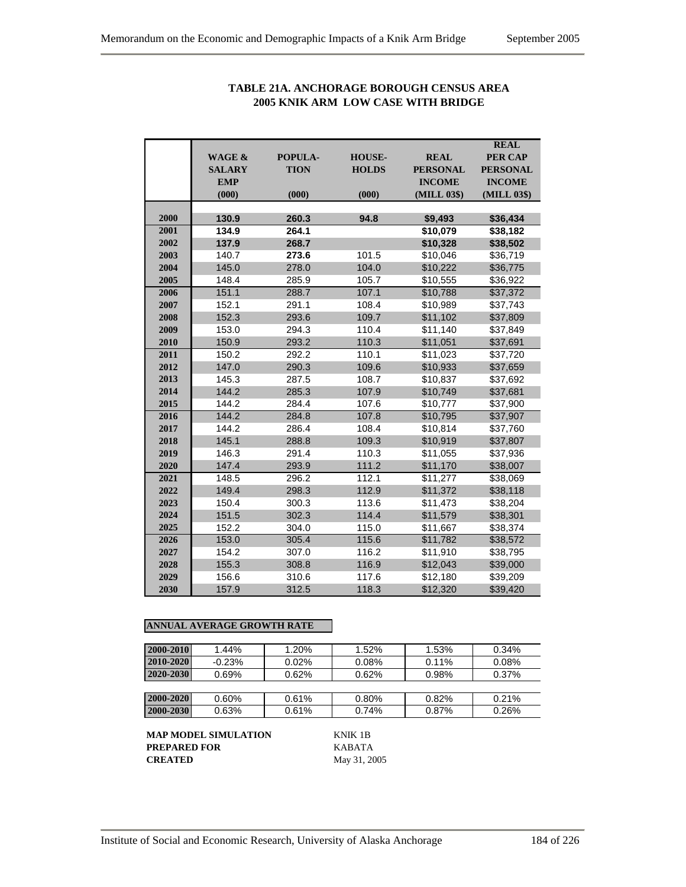**TABLE 21A. ANCHORAGE BOROUGH CENSUS AREA**
**2005 KNIK ARM LOW CASE WITH BRIDGE**

| | WAGE & SALARY EMP (000) | POPULA-TION (000) | HOUSE-HOLDS (000) | REAL PERSONAL INCOME (MILL 03$) | REAL PER CAP PERSONAL INCOME (MILL 03$) |
|---|---|---|---|---|---|
| 2000 | **130.9** | **260.3** | **94.8** | **$9,493** | **$36,434** |
| 2001 | **134.9** | **264.1** | | **$10,079** | **$38,182** |
| 2002 | **137.9** | **268.7** | | **$10,328** | **$38,502** |
| 2003 | 140.7 | **273.6** | 101.5 | $10,046 | $36,719 |
| 2004 | 145.0 | 278.0 | 104.0 | $10,222 | $36,775 |
| 2005 | 148.4 | 285.9 | 105.7 | $10,555 | $36,922 |
| 2006 | 151.1 | 288.7 | 107.1 | $10,788 | $37,372 |
| 2007 | 152.1 | 291.1 | 108.4 | $10,989 | $37,743 |
| 2008 | 152.3 | 293.6 | 109.7 | $11,102 | $37,809 |
| 2009 | 153.0 | 294.3 | 110.4 | $11,140 | $37,849 |
| 2010 | 150.9 | 293.2 | 110.3 | $11,051 | $37,691 |
| 2011 | 150.2 | 292.2 | 110.1 | $11,023 | $37,720 |
| 2012 | 147.0 | 290.3 | 109.6 | $10,933 | $37,659 |
| 2013 | 145.3 | 287.5 | 108.7 | $10,837 | $37,692 |
| 2014 | 144.2 | 285.3 | 107.9 | $10,749 | $37,681 |
| 2015 | 144.2 | 284.4 | 107.6 | $10,777 | $37,900 |
| 2016 | 144.2 | 284.8 | 107.8 | $10,795 | $37,907 |
| 2017 | 144.2 | 286.4 | 108.4 | $10,814 | $37,760 |
| 2018 | 145.1 | 288.8 | 109.3 | $10,919 | $37,807 |
| 2019 | 146.3 | 291.4 | 110.3 | $11,055 | $37,936 |
| 2020 | 147.4 | 293.9 | 111.2 | $11,170 | $38,007 |
| 2021 | 148.5 | 296.2 | 112.1 | $11,277 | $38,069 |
| 2022 | 149.4 | 298.3 | 112.9 | $11,372 | $38,118 |
| 2023 | 150.4 | 300.3 | 113.6 | $11,473 | $38,204 |
| 2024 | 151.5 | 302.3 | 114.4 | $11,579 | $38,301 |
| 2025 | 152.2 | 304.0 | 115.0 | $11,667 | $38,374 |
| 2026 | 153.0 | 305.4 | 115.6 | $11,782 | $38,572 |
| 2027 | 154.2 | 307.0 | 116.2 | $11,910 | $38,795 |
| 2028 | 155.3 | 308.8 | 116.9 | $12,043 | $39,000 |
| 2029 | 156.6 | 310.6 | 117.6 | $12,180 | $39,209 |
| 2030 | 157.9 | 312.5 | 118.3 | $12,320 | $39,420 |

**ANNUAL AVERAGE GROWTH RATE**

| | | | | | |
|---|---|---|---|---|---|
| 2000-2010 | 1.44% | 1.20% | 1.52% | 1.53% | 0.34% |
| 2010-2020 | -0.23% | 0.02% | 0.08% | 0.11% | 0.08% |
| 2020-2030 | 0.69% | 0.62% | 0.62% | 0.98% | 0.37% |
| 2000-2020 | 0.60% | 0.61% | 0.80% | 0.82% | 0.21% |
| 2000-2030 | 0.63% | 0.61% | 0.74% | 0.87% | 0.26% |

**MAP MODEL SIMULATION** KNIK 1B
**PREPARED FOR** KABATA
**CREATED** May 31, 2005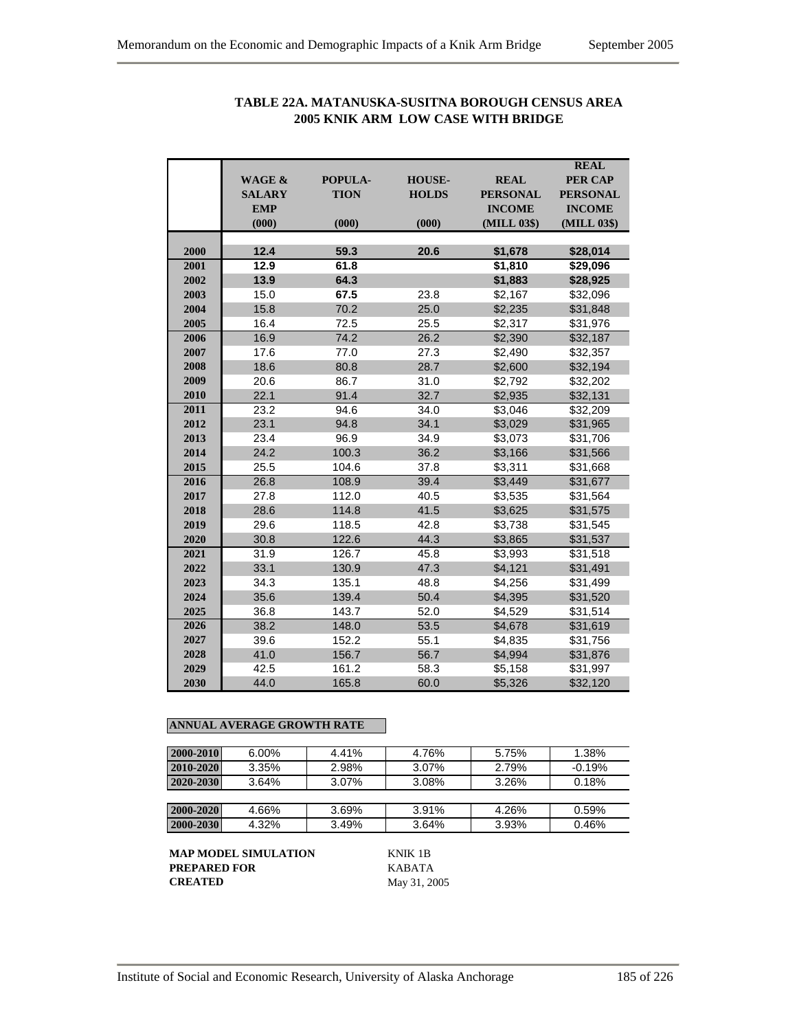**TABLE 22A. MATANUSKA-SUSITNA BOROUGH CENSUS AREA**
**2005 KNIK ARM LOW CASE WITH BRIDGE**

| | WAGE & SALARY EMP (000) | POPULA-TION (000) | HOUSE-HOLDS (000) | REAL PERSONAL INCOME (MILL 03$) | REAL PER CAP PERSONAL INCOME (MILL 03$) |
|---|---|---|---|---|---|
| 2000 | **12.4** | **59.3** | **20.6** | **$1,678** | **$28,014** |
| 2001 | **12.9** | **61.8** | | **$1,810** | **$29,096** |
| 2002 | **13.9** | **64.3** | | **$1,883** | **$28,925** |
| 2003 | 15.0 | **67.5** | 23.8 | $2,167 | $32,096 |
| 2004 | 15.8 | 70.2 | 25.0 | $2,235 | $31,848 |
| 2005 | 16.4 | 72.5 | 25.5 | $2,317 | $31,976 |
| 2006 | 16.9 | 74.2 | 26.2 | $2,390 | $32,187 |
| 2007 | 17.6 | 77.0 | 27.3 | $2,490 | $32,357 |
| 2008 | 18.6 | 80.8 | 28.7 | $2,600 | $32,194 |
| 2009 | 20.6 | 86.7 | 31.0 | $2,792 | $32,202 |
| 2010 | 22.1 | 91.4 | 32.7 | $2,935 | $32,131 |
| 2011 | 23.2 | 94.6 | 34.0 | $3,046 | $32,209 |
| 2012 | 23.1 | 94.8 | 34.1 | $3,029 | $31,965 |
| 2013 | 23.4 | 96.9 | 34.9 | $3,073 | $31,706 |
| 2014 | 24.2 | 100.3 | 36.2 | $3,166 | $31,566 |
| 2015 | 25.5 | 104.6 | 37.8 | $3,311 | $31,668 |
| 2016 | 26.8 | 108.9 | 39.4 | $3,449 | $31,677 |
| 2017 | 27.8 | 112.0 | 40.5 | $3,535 | $31,564 |
| 2018 | 28.6 | 114.8 | 41.5 | $3,625 | $31,575 |
| 2019 | 29.6 | 118.5 | 42.8 | $3,738 | $31,545 |
| 2020 | 30.8 | 122.6 | 44.3 | $3,865 | $31,537 |
| 2021 | 31.9 | 126.7 | 45.8 | $3,993 | $31,518 |
| 2022 | 33.1 | 130.9 | 47.3 | $4,121 | $31,491 |
| 2023 | 34.3 | 135.1 | 48.8 | $4,256 | $31,499 |
| 2024 | 35.6 | 139.4 | 50.4 | $4,395 | $31,520 |
| 2025 | 36.8 | 143.7 | 52.0 | $4,529 | $31,514 |
| 2026 | 38.2 | 148.0 | 53.5 | $4,678 | $31,619 |
| 2027 | 39.6 | 152.2 | 55.1 | $4,835 | $31,756 |
| 2028 | 41.0 | 156.7 | 56.7 | $4,994 | $31,876 |
| 2029 | 42.5 | 161.2 | 58.3 | $5,158 | $31,997 |
| 2030 | 44.0 | 165.8 | 60.0 | $5,326 | $32,120 |

**ANNUAL AVERAGE GROWTH RATE**

| | | | | | |
|---|---|---|---|---|---|
| 2000-2010 | 6.00% | 4.41% | 4.76% | 5.75% | 1.38% |
| 2010-2020 | 3.35% | 2.98% | 3.07% | 2.79% | -0.19% |
| 2020-2030 | 3.64% | 3.07% | 3.08% | 3.26% | 0.18% |
| 2000-2020 | 4.66% | 3.69% | 3.91% | 4.26% | 0.59% |
| 2000-2030 | 4.32% | 3.49% | 3.64% | 3.93% | 0.46% |

**MAP MODEL SIMULATION** KNIK 1B
**PREPARED FOR** KABATA
**CREATED** May 31, 2005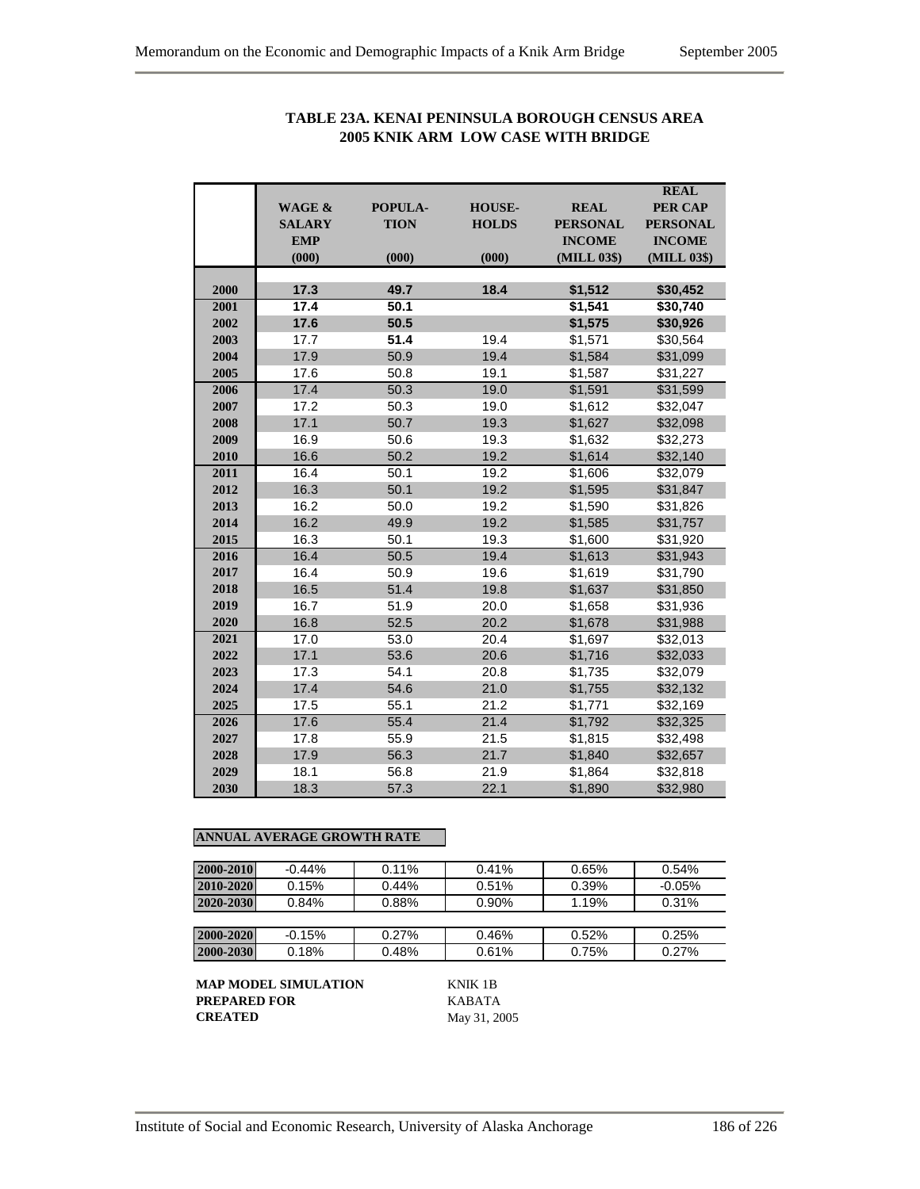**TABLE 23A. KENAI PENINSULA BOROUGH CENSUS AREA**
**2005 KNIK ARM LOW CASE WITH BRIDGE**

| | WAGE & SALARY EMP (000) | POPULA-TION (000) | HOUSE-HOLDS (000) | REAL PERSONAL INCOME (MILL 03$) | REAL PER CAP PERSONAL INCOME (MILL 03$) |
|---|---|---|---|---|---|
| 2000 | **17.3** | **49.7** | **18.4** | **$1,512** | **$30,452** |
| 2001 | **17.4** | **50.1** | | **$1,541** | **$30,740** |
| 2002 | **17.6** | **50.5** | | **$1,575** | **$30,926** |
| 2003 | 17.7 | **51.4** | 19.4 | $1,571 | $30,564 |
| 2004 | 17.9 | 50.9 | 19.4 | $1,584 | $31,099 |
| 2005 | 17.6 | 50.8 | 19.1 | $1,587 | $31,227 |
| 2006 | 17.4 | 50.3 | 19.0 | $1,591 | $31,599 |
| 2007 | 17.2 | 50.3 | 19.0 | $1,612 | $32,047 |
| 2008 | 17.1 | 50.7 | 19.3 | $1,627 | $32,098 |
| 2009 | 16.9 | 50.6 | 19.3 | $1,632 | $32,273 |
| 2010 | 16.6 | 50.2 | 19.2 | $1,614 | $32,140 |
| 2011 | 16.4 | 50.1 | 19.2 | $1,606 | $32,079 |
| 2012 | 16.3 | 50.1 | 19.2 | $1,595 | $31,847 |
| 2013 | 16.2 | 50.0 | 19.2 | $1,590 | $31,826 |
| 2014 | 16.2 | 49.9 | 19.2 | $1,585 | $31,757 |
| 2015 | 16.3 | 50.1 | 19.3 | $1,600 | $31,920 |
| 2016 | 16.4 | 50.5 | 19.4 | $1,613 | $31,943 |
| 2017 | 16.4 | 50.9 | 19.6 | $1,619 | $31,790 |
| 2018 | 16.5 | 51.4 | 19.8 | $1,637 | $31,850 |
| 2019 | 16.7 | 51.9 | 20.0 | $1,658 | $31,936 |
| 2020 | 16.8 | 52.5 | 20.2 | $1,678 | $31,988 |
| 2021 | 17.0 | 53.0 | 20.4 | $1,697 | $32,013 |
| 2022 | 17.1 | 53.6 | 20.6 | $1,716 | $32,033 |
| 2023 | 17.3 | 54.1 | 20.8 | $1,735 | $32,079 |
| 2024 | 17.4 | 54.6 | 21.0 | $1,755 | $32,132 |
| 2025 | 17.5 | 55.1 | 21.2 | $1,771 | $32,169 |
| 2026 | 17.6 | 55.4 | 21.4 | $1,792 | $32,325 |
| 2027 | 17.8 | 55.9 | 21.5 | $1,815 | $32,498 |
| 2028 | 17.9 | 56.3 | 21.7 | $1,840 | $32,657 |
| 2029 | 18.1 | 56.8 | 21.9 | $1,864 | $32,818 |
| 2030 | 18.3 | 57.3 | 22.1 | $1,890 | $32,980 |

**ANNUAL AVERAGE GROWTH RATE**

| | | | | | |
|---|---|---|---|---|---|
| 2000-2010 | -0.44% | 0.11% | 0.41% | 0.65% | 0.54% |
| 2010-2020 | 0.15% | 0.44% | 0.51% | 0.39% | -0.05% |
| 2020-2030 | 0.84% | 0.88% | 0.90% | 1.19% | 0.31% |
| 2000-2020 | -0.15% | 0.27% | 0.46% | 0.52% | 0.25% |
| 2000-2030 | 0.18% | 0.48% | 0.61% | 0.75% | 0.27% |

**MAP MODEL SIMULATION** KNIK 1B
**PREPARED FOR** KABATA
**CREATED** May 31, 2005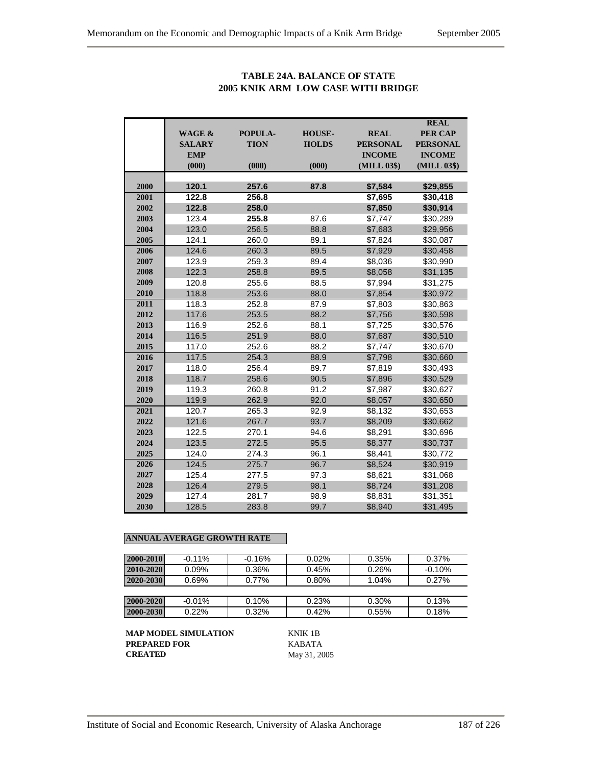## TABLE 24A. BALANCE OF STATE
## 2005 KNIK ARM LOW CASE WITH BRIDGE

| | WAGE & SALARY EMP (000) | POPULA-TION (000) | HOUSE-HOLDS (000) | REAL PERSONAL INCOME (MILL 03$) | REAL PER CAP PERSONAL INCOME (MILL 03$) |
|---|---|---|---|---|---|
| 2000 | **120.1** | **257.6** | **87.8** | **$7,584** | **$29,855** |
| 2001 | **122.8** | **256.8** | | **$7,695** | **$30,418** |
| 2002 | **122.8** | **258.0** | | **$7,850** | **$30,914** |
| 2003 | 123.4 | **255.8** | 87.6 | $7,747 | $30,289 |
| 2004 | 123.0 | 256.5 | 88.8 | $7,683 | $29,956 |
| 2005 | 124.1 | 260.0 | 89.1 | $7,824 | $30,087 |
| 2006 | 124.6 | 260.3 | 89.5 | $7,929 | $30,458 |
| 2007 | 123.9 | 259.3 | 89.4 | $8,036 | $30,990 |
| 2008 | 122.3 | 258.8 | 89.5 | $8,058 | $31,135 |
| 2009 | 120.8 | 255.6 | 88.5 | $7,994 | $31,275 |
| 2010 | 118.8 | 253.6 | 88.0 | $7,854 | $30,972 |
| 2011 | 118.3 | 252.8 | 87.9 | $7,803 | $30,863 |
| 2012 | 117.6 | 253.5 | 88.2 | $7,756 | $30,598 |
| 2013 | 116.9 | 252.6 | 88.1 | $7,725 | $30,576 |
| 2014 | 116.5 | 251.9 | 88.0 | $7,687 | $30,510 |
| 2015 | 117.0 | 252.6 | 88.2 | $7,747 | $30,670 |
| 2016 | 117.5 | 254.3 | 88.9 | $7,798 | $30,660 |
| 2017 | 118.0 | 256.4 | 89.7 | $7,819 | $30,493 |
| 2018 | 118.7 | 258.6 | 90.5 | $7,896 | $30,529 |
| 2019 | 119.3 | 260.8 | 91.2 | $7,987 | $30,627 |
| 2020 | 119.9 | 262.9 | 92.0 | $8,057 | $30,650 |
| 2021 | 120.7 | 265.3 | 92.9 | $8,132 | $30,653 |
| 2022 | 121.6 | 267.7 | 93.7 | $8,209 | $30,662 |
| 2023 | 122.5 | 270.1 | 94.6 | $8,291 | $30,696 |
| 2024 | 123.5 | 272.5 | 95.5 | $8,377 | $30,737 |
| 2025 | 124.0 | 274.3 | 96.1 | $8,441 | $30,772 |
| 2026 | 124.5 | 275.7 | 96.7 | $8,524 | $30,919 |
| 2027 | 125.4 | 277.5 | 97.3 | $8,621 | $31,068 |
| 2028 | 126.4 | 279.5 | 98.1 | $8,724 | $31,208 |
| 2029 | 127.4 | 281.7 | 98.9 | $8,831 | $31,351 |
| 2030 | 128.5 | 283.8 | 99.7 | $8,940 | $31,495 |

**ANNUAL AVERAGE GROWTH RATE**

| | | | | | |
|---|---|---|---|---|---|
| 2000-2010 | -0.11% | -0.16% | 0.02% | 0.35% | 0.37% |
| 2010-2020 | 0.09% | 0.36% | 0.45% | 0.26% | -0.10% |
| 2020-2030 | 0.69% | 0.77% | 0.80% | 1.04% | 0.27% |
| 2000-2020 | -0.01% | 0.10% | 0.23% | 0.30% | 0.13% |
| 2000-2030 | 0.22% | 0.32% | 0.42% | 0.55% | 0.18% |

**MAP MODEL SIMULATION** KNIK 1B
**PREPARED FOR** KABATA
**CREATED** May 31, 2005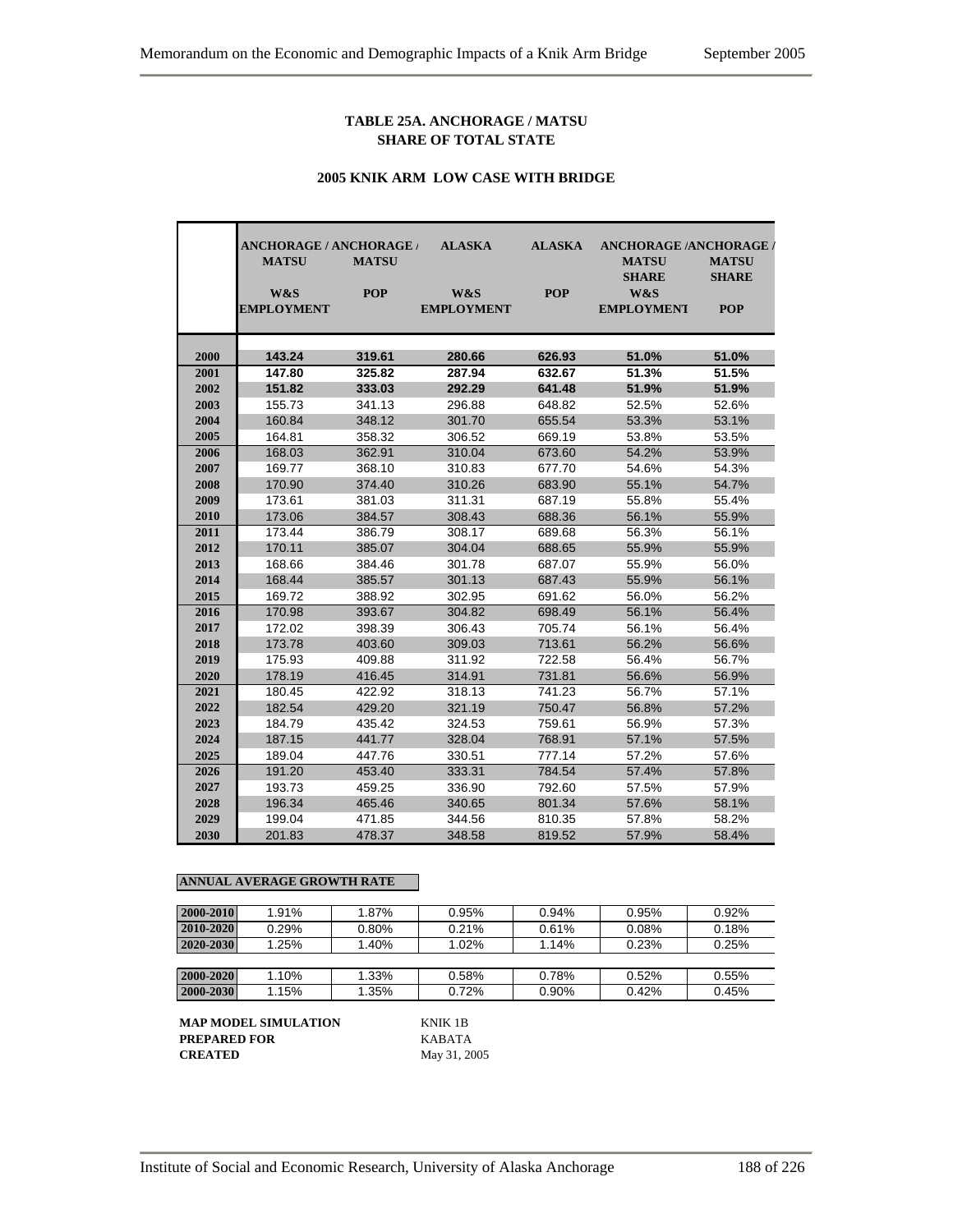**TABLE 25A. ANCHORAGE / MATSU SHARE OF TOTAL STATE**

**2005 KNIK ARM LOW CASE WITH BRIDGE**

| | ANCHORAGE / MATSU W&S EMPLOYMENT | ANCHORAGE / MATSU POP | ALASKA W&S EMPLOYMENT | ALASKA POP | ANCHORAGE / MATSU SHARE W&S EMPLOYMENT | ANCHORAGE / MATSU SHARE POP |
|---|---|---|---|---|---|---|
| 2000 | **143.24** | **319.61** | **280.66** | **626.93** | **51.0%** | **51.0%** |
| 2001 | **147.80** | **325.82** | **287.94** | **632.67** | **51.3%** | **51.5%** |
| 2002 | **151.82** | **333.03** | **292.29** | **641.48** | **51.9%** | **51.9%** |
| 2003 | 155.73 | 341.13 | 296.88 | 648.82 | 52.5% | 52.6% |
| 2004 | 160.84 | 348.12 | 301.70 | 655.54 | 53.3% | 53.1% |
| 2005 | 164.81 | 358.32 | 306.52 | 669.19 | 53.8% | 53.5% |
| 2006 | 168.03 | 362.91 | 310.04 | 673.60 | 54.2% | 53.9% |
| 2007 | 169.77 | 368.10 | 310.83 | 677.70 | 54.6% | 54.3% |
| 2008 | 170.90 | 374.40 | 310.26 | 683.90 | 55.1% | 54.7% |
| 2009 | 173.61 | 381.03 | 311.31 | 687.19 | 55.8% | 55.4% |
| 2010 | 173.06 | 384.57 | 308.43 | 688.36 | 56.1% | 55.9% |
| 2011 | 173.44 | 386.79 | 308.17 | 689.68 | 56.3% | 56.1% |
| 2012 | 170.11 | 385.07 | 304.04 | 688.65 | 55.9% | 55.9% |
| 2013 | 168.66 | 384.46 | 301.78 | 687.07 | 55.9% | 56.0% |
| 2014 | 168.44 | 385.57 | 301.13 | 687.43 | 55.9% | 56.1% |
| 2015 | 169.72 | 388.92 | 302.95 | 691.62 | 56.0% | 56.2% |
| 2016 | 170.98 | 393.67 | 304.82 | 698.49 | 56.1% | 56.4% |
| 2017 | 172.02 | 398.39 | 306.43 | 705.74 | 56.1% | 56.4% |
| 2018 | 173.78 | 403.60 | 309.03 | 713.61 | 56.2% | 56.6% |
| 2019 | 175.93 | 409.88 | 311.92 | 722.58 | 56.4% | 56.7% |
| 2020 | 178.19 | 416.45 | 314.91 | 731.81 | 56.6% | 56.9% |
| 2021 | 180.45 | 422.92 | 318.13 | 741.23 | 56.7% | 57.1% |
| 2022 | 182.54 | 429.20 | 321.19 | 750.47 | 56.8% | 57.2% |
| 2023 | 184.79 | 435.42 | 324.53 | 759.61 | 56.9% | 57.3% |
| 2024 | 187.15 | 441.77 | 328.04 | 768.91 | 57.1% | 57.5% |
| 2025 | 189.04 | 447.76 | 330.51 | 777.14 | 57.2% | 57.6% |
| 2026 | 191.20 | 453.40 | 333.31 | 784.54 | 57.4% | 57.8% |
| 2027 | 193.73 | 459.25 | 336.90 | 792.60 | 57.5% | 57.9% |
| 2028 | 196.34 | 465.46 | 340.65 | 801.34 | 57.6% | 58.1% |
| 2029 | 199.04 | 471.85 | 344.56 | 810.35 | 57.8% | 58.2% |
| 2030 | 201.83 | 478.37 | 348.58 | 819.52 | 57.9% | 58.4% |

**ANNUAL AVERAGE GROWTH RATE**

| | | | | | | |
|---|---|---|---|---|---|---|
| 2000-2010 | 1.91% | 1.87% | 0.95% | 0.94% | 0.95% | 0.92% |
| 2010-2020 | 0.29% | 0.80% | 0.21% | 0.61% | 0.08% | 0.18% |
| 2020-2030 | 1.25% | 1.40% | 1.02% | 1.14% | 0.23% | 0.25% |
| 2000-2020 | 1.10% | 1.33% | 0.58% | 0.78% | 0.52% | 0.55% |
| 2000-2030 | 1.15% | 1.35% | 0.72% | 0.90% | 0.42% | 0.45% |

**MAP MODEL SIMULATION** KNIK 1B
**PREPARED FOR** KABATA
**CREATED** May 31, 2005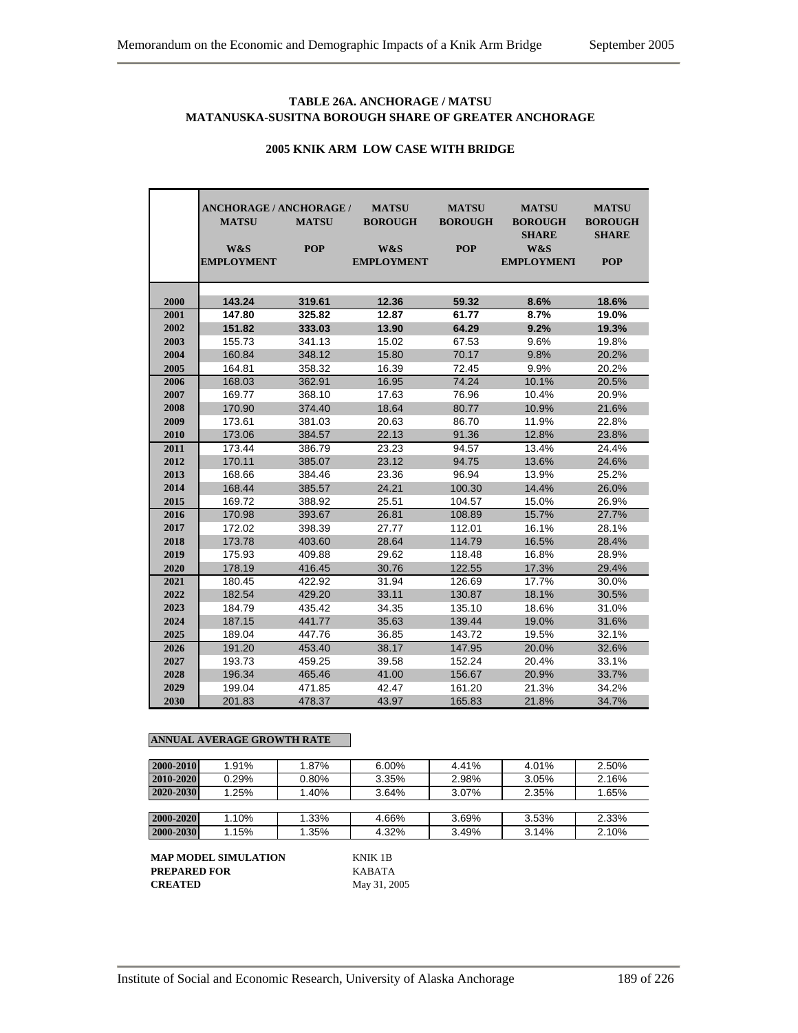**TABLE 26A. ANCHORAGE / MATSU**
**MATANUSKA-SUSITNA BOROUGH SHARE OF GREATER ANCHORAGE**

**2005 KNIK ARM LOW CASE WITH BRIDGE**

| | ANCHORAGE / MATSU W&S EMPLOYMENT | ANCHORAGE / MATSU POP | MATSU BOROUGH W&S EMPLOYMENT | MATSU BOROUGH POP | MATSU BOROUGH SHARE W&S EMPLOYMENT | MATSU BOROUGH SHARE POP |
|---|---|---|---|---|---|---|
| 2000 | **143.24** | **319.61** | **12.36** | **59.32** | **8.6%** | **18.6%** |
| 2001 | **147.80** | **325.82** | **12.87** | **61.77** | **8.7%** | **19.0%** |
| 2002 | **151.82** | **333.03** | **13.90** | **64.29** | **9.2%** | **19.3%** |
| 2003 | 155.73 | 341.13 | 15.02 | 67.53 | 9.6% | 19.8% |
| 2004 | 160.84 | 348.12 | 15.80 | 70.17 | 9.8% | 20.2% |
| 2005 | 164.81 | 358.32 | 16.39 | 72.45 | 9.9% | 20.2% |
| 2006 | 168.03 | 362.91 | 16.95 | 74.24 | 10.1% | 20.5% |
| 2007 | 169.77 | 368.10 | 17.63 | 76.96 | 10.4% | 20.9% |
| 2008 | 170.90 | 374.40 | 18.64 | 80.77 | 10.9% | 21.6% |
| 2009 | 173.61 | 381.03 | 20.63 | 86.70 | 11.9% | 22.8% |
| 2010 | 173.06 | 384.57 | 22.13 | 91.36 | 12.8% | 23.8% |
| 2011 | 173.44 | 386.79 | 23.23 | 94.57 | 13.4% | 24.4% |
| 2012 | 170.11 | 385.07 | 23.12 | 94.75 | 13.6% | 24.6% |
| 2013 | 168.66 | 384.46 | 23.36 | 96.94 | 13.9% | 25.2% |
| 2014 | 168.44 | 385.57 | 24.21 | 100.30 | 14.4% | 26.0% |
| 2015 | 169.72 | 388.92 | 25.51 | 104.57 | 15.0% | 26.9% |
| 2016 | 170.98 | 393.67 | 26.81 | 108.89 | 15.7% | 27.7% |
| 2017 | 172.02 | 398.39 | 27.77 | 112.01 | 16.1% | 28.1% |
| 2018 | 173.78 | 403.60 | 28.64 | 114.79 | 16.5% | 28.4% |
| 2019 | 175.93 | 409.88 | 29.62 | 118.48 | 16.8% | 28.9% |
| 2020 | 178.19 | 416.45 | 30.76 | 122.55 | 17.3% | 29.4% |
| 2021 | 180.45 | 422.92 | 31.94 | 126.69 | 17.7% | 30.0% |
| 2022 | 182.54 | 429.20 | 33.11 | 130.87 | 18.1% | 30.5% |
| 2023 | 184.79 | 435.42 | 34.35 | 135.10 | 18.6% | 31.0% |
| 2024 | 187.15 | 441.77 | 35.63 | 139.44 | 19.0% | 31.6% |
| 2025 | 189.04 | 447.76 | 36.85 | 143.72 | 19.5% | 32.1% |
| 2026 | 191.20 | 453.40 | 38.17 | 147.95 | 20.0% | 32.6% |
| 2027 | 193.73 | 459.25 | 39.58 | 152.24 | 20.4% | 33.1% |
| 2028 | 196.34 | 465.46 | 41.00 | 156.67 | 20.9% | 33.7% |
| 2029 | 199.04 | 471.85 | 42.47 | 161.20 | 21.3% | 34.2% |
| 2030 | 201.83 | 478.37 | 43.97 | 165.83 | 21.8% | 34.7% |

**ANNUAL AVERAGE GROWTH RATE**

| | | | | | | |
|---|---|---|---|---|---|---|
| 2000-2010 | 1.91% | 1.87% | 6.00% | 4.41% | 4.01% | 2.50% |
| 2010-2020 | 0.29% | 0.80% | 3.35% | 2.98% | 3.05% | 2.16% |
| 2020-2030 | 1.25% | 1.40% | 3.64% | 3.07% | 2.35% | 1.65% |
| 2000-2020 | 1.10% | 1.33% | 4.66% | 3.69% | 3.53% | 2.33% |
| 2000-2030 | 1.15% | 1.35% | 4.32% | 3.49% | 3.14% | 2.10% |

**MAP MODEL SIMULATION** KNIK 1B
**PREPARED FOR** KABATA
**CREATED** May 31, 2005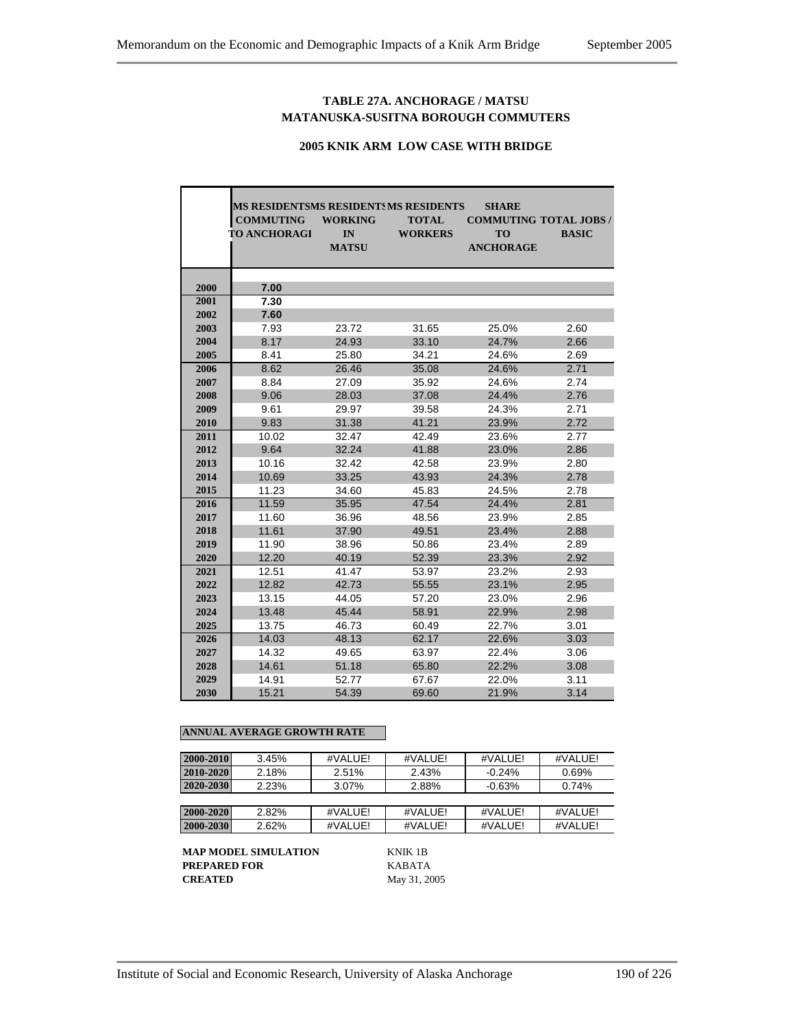### TABLE 27A. ANCHORAGE / MATSU
### MATANUSKA-SUSITNA BOROUGH COMMUTERS

**2005 KNIK ARM LOW CASE WITH BRIDGE**

| | MS RESIDENTS COMMUTING TO ANCHORAGE | MS RESIDENTS WORKING IN MATSU | MS RESIDENTS TOTAL WORKERS | SHARE COMMUTING TO ANCHORAGE | TOTAL JOBS / BASIC |
|---|---|---|---|---|---|
| 2000 | 7.00 | | | | |
| 2001 | 7.30 | | | | |
| 2002 | 7.60 | | | | |
| 2003 | 7.93 | 23.72 | 31.65 | 25.0% | 2.60 |
| 2004 | 8.17 | 24.93 | 33.10 | 24.7% | 2.66 |
| 2005 | 8.41 | 25.80 | 34.21 | 24.6% | 2.69 |
| 2006 | 8.62 | 26.46 | 35.08 | 24.6% | 2.71 |
| 2007 | 8.84 | 27.09 | 35.92 | 24.6% | 2.74 |
| 2008 | 9.06 | 28.03 | 37.08 | 24.4% | 2.76 |
| 2009 | 9.61 | 29.97 | 39.58 | 24.3% | 2.71 |
| 2010 | 9.83 | 31.38 | 41.21 | 23.9% | 2.72 |
| 2011 | 10.02 | 32.47 | 42.49 | 23.6% | 2.77 |
| 2012 | 9.64 | 32.24 | 41.88 | 23.0% | 2.86 |
| 2013 | 10.16 | 32.42 | 42.58 | 23.9% | 2.80 |
| 2014 | 10.69 | 33.25 | 43.93 | 24.3% | 2.78 |
| 2015 | 11.23 | 34.60 | 45.83 | 24.5% | 2.78 |
| 2016 | 11.59 | 35.95 | 47.54 | 24.4% | 2.81 |
| 2017 | 11.60 | 36.96 | 48.56 | 23.9% | 2.85 |
| 2018 | 11.61 | 37.90 | 49.51 | 23.4% | 2.88 |
| 2019 | 11.90 | 38.96 | 50.86 | 23.4% | 2.89 |
| 2020 | 12.20 | 40.19 | 52.39 | 23.3% | 2.92 |
| 2021 | 12.51 | 41.47 | 53.97 | 23.2% | 2.93 |
| 2022 | 12.82 | 42.73 | 55.55 | 23.1% | 2.95 |
| 2023 | 13.15 | 44.05 | 57.20 | 23.0% | 2.96 |
| 2024 | 13.48 | 45.44 | 58.91 | 22.9% | 2.98 |
| 2025 | 13.75 | 46.73 | 60.49 | 22.7% | 3.01 |
| 2026 | 14.03 | 48.13 | 62.17 | 22.6% | 3.03 |
| 2027 | 14.32 | 49.65 | 63.97 | 22.4% | 3.06 |
| 2028 | 14.61 | 51.18 | 65.80 | 22.2% | 3.08 |
| 2029 | 14.91 | 52.77 | 67.67 | 22.0% | 3.11 |
| 2030 | 15.21 | 54.39 | 69.60 | 21.9% | 3.14 |

**ANNUAL AVERAGE GROWTH RATE**

| | | | | | |
|---|---|---|---|---|---|
| 2000-2010 | 3.45% | #VALUE! | #VALUE! | #VALUE! | #VALUE! |
| 2010-2020 | 2.18% | 2.51% | 2.43% | -0.24% | 0.69% |
| 2020-2030 | 2.23% | 3.07% | 2.88% | -0.63% | 0.74% |
| | | | | | |
| 2000-2020 | 2.82% | #VALUE! | #VALUE! | #VALUE! | #VALUE! |
| 2000-2030 | 2.62% | #VALUE! | #VALUE! | #VALUE! | #VALUE! |

**MAP MODEL SIMULATION** KNIK 1B
**PREPARED FOR** KABATA
**CREATED** May 31, 2005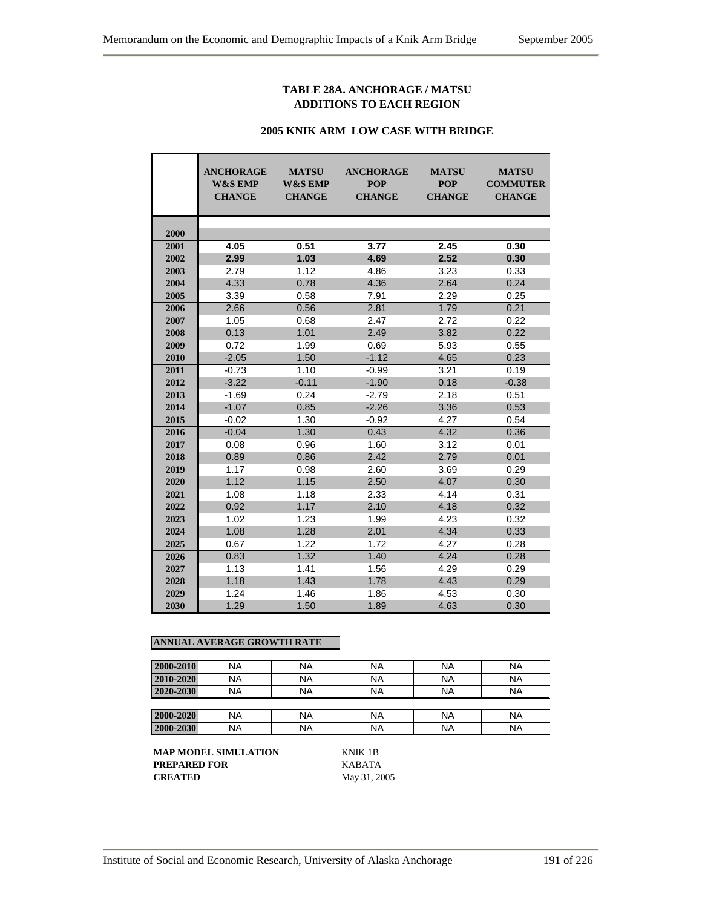**TABLE 28A. ANCHORAGE / MATSU ADDITIONS TO EACH REGION**

**2005 KNIK ARM LOW CASE WITH BRIDGE**

| | ANCHORAGE W&S EMP CHANGE | MATSU W&S EMP CHANGE | ANCHORAGE POP CHANGE | MATSU POP CHANGE | MATSU COMMUTER CHANGE |
|---|---|---|---|---|---|
| 2000 | | | | | |
| 2001 | **4.05** | **0.51** | **3.77** | **2.45** | **0.30** |
| 2002 | **2.99** | **1.03** | **4.69** | **2.52** | **0.30** |
| 2003 | 2.79 | 1.12 | 4.86 | 3.23 | 0.33 |
| 2004 | 4.33 | 0.78 | 4.36 | 2.64 | 0.24 |
| 2005 | 3.39 | 0.58 | 7.91 | 2.29 | 0.25 |
| 2006 | 2.66 | 0.56 | 2.81 | 1.79 | 0.21 |
| 2007 | 1.05 | 0.68 | 2.47 | 2.72 | 0.22 |
| 2008 | 0.13 | 1.01 | 2.49 | 3.82 | 0.22 |
| 2009 | 0.72 | 1.99 | 0.69 | 5.93 | 0.55 |
| 2010 | -2.05 | 1.50 | -1.12 | 4.65 | 0.23 |
| 2011 | -0.73 | 1.10 | -0.99 | 3.21 | 0.19 |
| 2012 | -3.22 | -0.11 | -1.90 | 0.18 | -0.38 |
| 2013 | -1.69 | 0.24 | -2.79 | 2.18 | 0.51 |
| 2014 | -1.07 | 0.85 | -2.26 | 3.36 | 0.53 |
| 2015 | -0.02 | 1.30 | -0.92 | 4.27 | 0.54 |
| 2016 | -0.04 | 1.30 | 0.43 | 4.32 | 0.36 |
| 2017 | 0.08 | 0.96 | 1.60 | 3.12 | 0.01 |
| 2018 | 0.89 | 0.86 | 2.42 | 2.79 | 0.01 |
| 2019 | 1.17 | 0.98 | 2.60 | 3.69 | 0.29 |
| 2020 | 1.12 | 1.15 | 2.50 | 4.07 | 0.30 |
| 2021 | 1.08 | 1.18 | 2.33 | 4.14 | 0.31 |
| 2022 | 0.92 | 1.17 | 2.10 | 4.18 | 0.32 |
| 2023 | 1.02 | 1.23 | 1.99 | 4.23 | 0.32 |
| 2024 | 1.08 | 1.28 | 2.01 | 4.34 | 0.33 |
| 2025 | 0.67 | 1.22 | 1.72 | 4.27 | 0.28 |
| 2026 | 0.83 | 1.32 | 1.40 | 4.24 | 0.28 |
| 2027 | 1.13 | 1.41 | 1.56 | 4.29 | 0.29 |
| 2028 | 1.18 | 1.43 | 1.78 | 4.43 | 0.29 |
| 2029 | 1.24 | 1.46 | 1.86 | 4.53 | 0.30 |
| 2030 | 1.29 | 1.50 | 1.89 | 4.63 | 0.30 |

**ANNUAL AVERAGE GROWTH RATE**

| | | | | | |
|---|---|---|---|---|---|
| 2000-2010 | NA | NA | NA | NA | NA |
| 2010-2020 | NA | NA | NA | NA | NA |
| 2020-2030 | NA | NA | NA | NA | NA |
| 2000-2020 | NA | NA | NA | NA | NA |
| 2000-2030 | NA | NA | NA | NA | NA |

**MAP MODEL SIMULATION** KNIK 1B
**PREPARED FOR** KABATA
**CREATED** May 31, 2005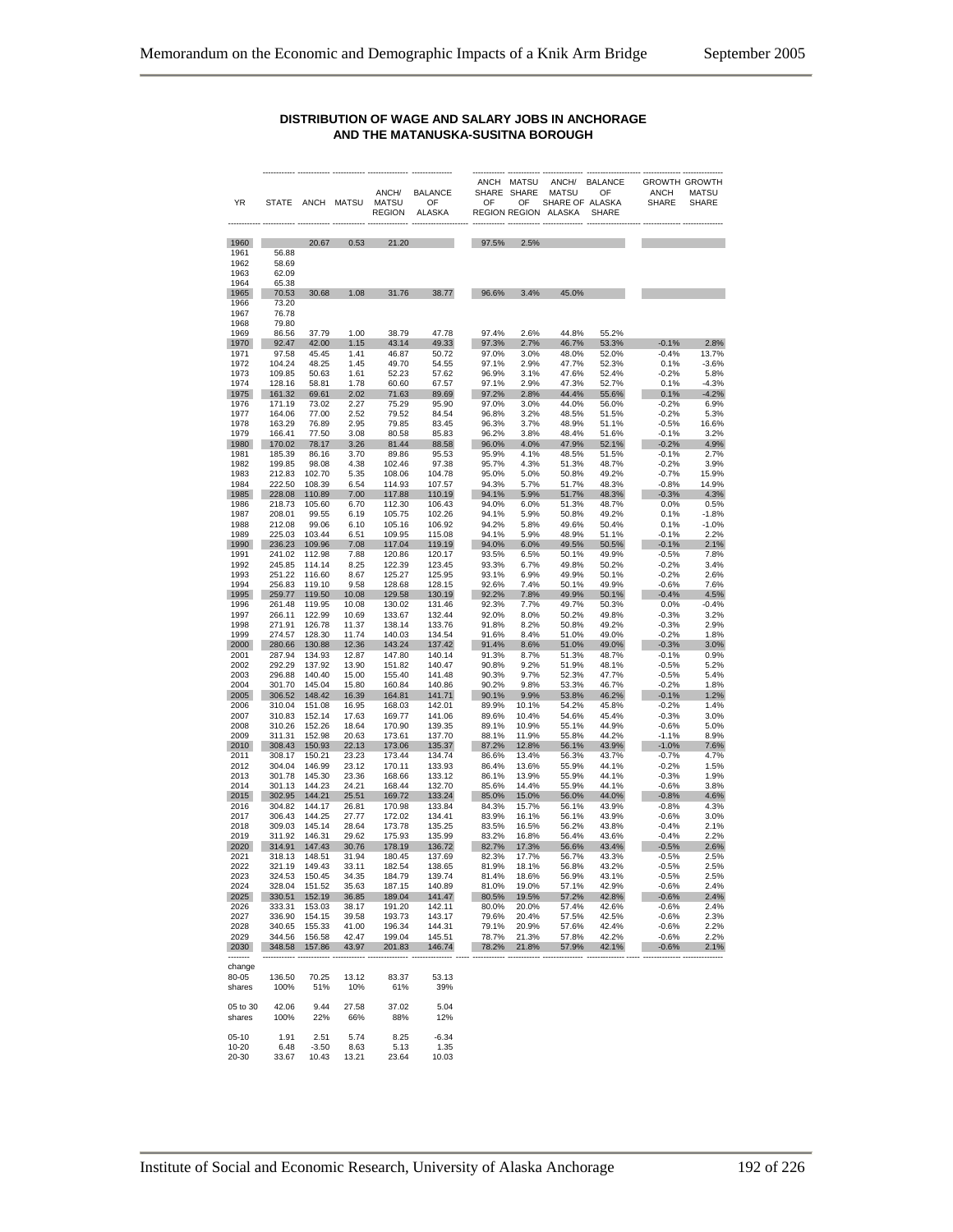**DISTRIBUTION OF WAGE AND SALARY JOBS IN ANCHORAGE AND THE MATANUSKA-SUSITNA BOROUGH**

| YR | STATE | ANCH | MATSU | ANCH/ MATSU REGION | BALANCE OF ALASKA | ANCH SHARE OF REGION | MATSU SHARE OF REGION | ANCH/ MATSU SHARE OF ALASKA | BALANCE OF ALASKA SHARE | GROWTH ANCH SHARE | GROWTH MATSU SHARE |
|---|---|---|---|---|---|---|---|---|---|---|---|
| 1960 | | 20.67 | 0.53 | 21.20 | | 97.5% | 2.5% | | | | |
| 1961 | 56.88 | | | | | | | | | | |
| 1962 | 58.69 | | | | | | | | | | |
| 1963 | 62.09 | | | | | | | | | | |
| 1964 | 65.38 | | | | | | | | | | |
| 1965 | 70.53 | 30.68 | 1.08 | 31.76 | 38.77 | 96.6% | 3.4% | 45.0% | | | |
| 1966 | 73.20 | | | | | | | | | | |
| 1967 | 76.78 | | | | | | | | | | |
| 1968 | 79.80 | | | | | | | | | | |
| 1969 | 86.56 | 37.79 | 1.00 | 38.79 | 47.78 | 97.4% | 2.6% | 44.8% | 55.2% | | |
| 1970 | 92.47 | 42.00 | 1.15 | 43.14 | 49.33 | 97.3% | 2.7% | 46.7% | 53.3% | -0.1% | 2.8% |
| 1971 | 97.58 | 45.45 | 1.41 | 46.87 | 50.72 | 97.0% | 3.0% | 48.0% | 52.0% | -0.4% | 13.7% |
| 1972 | 104.24 | 48.25 | 1.45 | 49.70 | 54.55 | 97.1% | 2.9% | 47.7% | 52.3% | 0.1% | -3.6% |
| 1973 | 109.85 | 50.63 | 1.61 | 52.23 | 57.62 | 96.9% | 3.1% | 47.6% | 52.4% | -0.2% | 5.8% |
| 1974 | 128.16 | 58.81 | 1.78 | 60.60 | 67.57 | 97.1% | 2.9% | 47.3% | 52.7% | 0.1% | -4.3% |
| 1975 | 161.32 | 69.61 | 2.02 | 71.63 | 89.69 | 97.2% | 2.8% | 44.4% | 55.6% | 0.1% | -4.2% |
| 1976 | 171.19 | 73.02 | 2.27 | 75.29 | 95.90 | 97.0% | 3.0% | 44.0% | 56.0% | -0.2% | 6.9% |
| 1977 | 164.06 | 77.00 | 2.52 | 79.52 | 84.54 | 96.8% | 3.2% | 48.5% | 51.5% | -0.2% | 5.3% |
| 1978 | 163.29 | 76.89 | 2.95 | 79.85 | 83.45 | 96.3% | 3.7% | 48.9% | 51.1% | -0.5% | 16.6% |
| 1979 | 166.41 | 77.50 | 3.08 | 80.58 | 85.83 | 96.2% | 3.8% | 48.4% | 51.6% | -0.1% | 3.2% |
| 1980 | 170.02 | 78.17 | 3.26 | 81.44 | 88.58 | 96.0% | 4.0% | 47.9% | 52.1% | -0.2% | 4.9% |
| 1981 | 185.39 | 86.16 | 3.70 | 89.86 | 95.53 | 95.9% | 4.1% | 48.5% | 51.5% | -0.1% | 2.7% |
| 1982 | 199.85 | 98.08 | 4.38 | 102.46 | 97.38 | 95.7% | 4.3% | 51.3% | 48.7% | -0.2% | 3.9% |
| 1983 | 212.83 | 102.70 | 5.35 | 108.06 | 104.78 | 95.0% | 5.0% | 50.8% | 49.2% | -0.7% | 15.9% |
| 1984 | 222.50 | 108.39 | 6.54 | 114.93 | 107.57 | 94.3% | 5.7% | 51.7% | 48.3% | -0.8% | 14.9% |
| 1985 | 228.08 | 110.89 | 7.00 | 117.88 | 110.19 | 94.1% | 5.9% | 51.7% | 48.3% | -0.3% | 4.3% |
| 1986 | 218.73 | 105.60 | 6.70 | 112.30 | 106.43 | 94.0% | 6.0% | 51.3% | 48.7% | 0.0% | 0.5% |
| 1987 | 208.01 | 99.55 | 6.19 | 105.75 | 102.26 | 94.1% | 5.9% | 50.8% | 49.2% | 0.1% | -1.8% |
| 1988 | 212.08 | 99.06 | 6.10 | 105.16 | 106.92 | 94.2% | 5.8% | 49.6% | 50.4% | 0.1% | -1.0% |
| 1989 | 225.03 | 103.44 | 6.51 | 109.95 | 115.08 | 94.1% | 5.9% | 48.9% | 51.1% | -0.1% | 2.2% |
| 1990 | 236.23 | 109.96 | 7.08 | 117.04 | 119.19 | 94.0% | 6.0% | 49.5% | 50.5% | -0.1% | 2.1% |
| 1991 | 241.02 | 112.98 | 7.88 | 120.86 | 120.17 | 93.5% | 6.5% | 50.1% | 49.9% | -0.5% | 7.8% |
| 1992 | 245.85 | 114.14 | 8.25 | 122.39 | 123.45 | 93.3% | 6.7% | 49.8% | 50.2% | -0.2% | 3.4% |
| 1993 | 251.22 | 116.60 | 8.67 | 125.27 | 125.95 | 93.1% | 6.9% | 49.9% | 50.1% | -0.2% | 2.6% |
| 1994 | 256.83 | 119.10 | 9.58 | 128.68 | 128.15 | 92.6% | 7.4% | 50.1% | 49.9% | -0.6% | 7.6% |
| 1995 | 259.77 | 119.50 | 10.08 | 129.58 | 130.19 | 92.2% | 7.8% | 49.9% | 50.1% | -0.4% | 4.5% |
| 1996 | 261.48 | 119.95 | 10.08 | 130.02 | 131.46 | 92.3% | 7.7% | 49.7% | 50.3% | 0.0% | -0.4% |
| 1997 | 266.11 | 122.99 | 10.69 | 133.67 | 132.44 | 92.0% | 8.0% | 50.2% | 49.8% | -0.3% | 3.2% |
| 1998 | 271.91 | 126.78 | 11.37 | 138.14 | 133.76 | 91.8% | 8.2% | 50.8% | 49.2% | -0.3% | 2.9% |
| 1999 | 274.57 | 128.30 | 11.74 | 140.03 | 134.54 | 91.6% | 8.4% | 51.0% | 49.0% | -0.2% | 1.8% |
| 2000 | 280.66 | 130.88 | 12.36 | 143.24 | 137.42 | 91.4% | 8.6% | 51.0% | 49.0% | -0.3% | 3.0% |
| 2001 | 287.94 | 134.93 | 12.87 | 147.80 | 140.14 | 91.3% | 8.7% | 51.3% | 48.7% | -0.1% | 0.9% |
| 2002 | 292.29 | 137.92 | 13.90 | 151.82 | 140.47 | 90.8% | 9.2% | 51.9% | 48.1% | -0.5% | 5.2% |
| 2003 | 296.88 | 140.40 | 15.00 | 155.40 | 141.48 | 90.3% | 9.7% | 52.3% | 47.7% | -0.5% | 5.4% |
| 2004 | 301.70 | 145.04 | 15.80 | 160.84 | 140.86 | 90.2% | 9.8% | 53.3% | 46.7% | -0.2% | 1.8% |
| 2005 | 306.52 | 148.42 | 16.39 | 164.81 | 141.71 | 90.1% | 9.9% | 53.8% | 46.2% | -0.1% | 1.2% |
| 2006 | 310.04 | 151.08 | 16.95 | 168.03 | 142.01 | 89.9% | 10.1% | 54.2% | 45.8% | -0.2% | 1.4% |
| 2007 | 310.83 | 152.14 | 17.63 | 169.77 | 141.06 | 89.6% | 10.4% | 54.6% | 45.4% | -0.3% | 3.0% |
| 2008 | 310.26 | 152.26 | 18.64 | 170.90 | 139.35 | 89.1% | 10.9% | 55.1% | 44.9% | -0.6% | 5.0% |
| 2009 | 311.31 | 152.98 | 20.63 | 173.61 | 137.70 | 88.1% | 11.9% | 55.8% | 44.2% | -1.1% | 8.9% |
| 2010 | 308.43 | 150.93 | 22.13 | 173.06 | 135.37 | 87.2% | 12.8% | 56.1% | 43.9% | -1.0% | 7.6% |
| 2011 | 308.17 | 150.21 | 23.23 | 173.44 | 134.74 | 86.6% | 13.4% | 56.3% | 43.7% | -0.7% | 4.7% |
| 2012 | 304.04 | 146.99 | 23.12 | 170.11 | 133.93 | 86.4% | 13.6% | 55.9% | 44.1% | -0.2% | 1.5% |
| 2013 | 301.78 | 145.30 | 23.36 | 168.66 | 133.12 | 86.1% | 13.9% | 55.9% | 44.1% | -0.3% | 1.9% |
| 2014 | 301.13 | 144.23 | 24.21 | 168.44 | 132.70 | 85.6% | 14.4% | 55.9% | 44.1% | -0.6% | 3.8% |
| 2015 | 302.95 | 144.21 | 25.51 | 169.72 | 133.24 | 85.0% | 15.0% | 56.0% | 44.0% | -0.8% | 4.6% |
| 2016 | 304.82 | 144.17 | 26.81 | 170.98 | 133.84 | 84.3% | 15.7% | 56.1% | 43.9% | -0.8% | 4.3% |
| 2017 | 306.43 | 144.25 | 27.77 | 172.02 | 134.41 | 83.9% | 16.1% | 56.1% | 43.9% | -0.6% | 3.0% |
| 2018 | 309.03 | 145.14 | 28.64 | 173.78 | 135.25 | 83.5% | 16.5% | 56.2% | 43.8% | -0.4% | 2.1% |
| 2019 | 311.92 | 146.31 | 29.62 | 175.93 | 135.99 | 83.2% | 16.8% | 56.4% | 43.6% | -0.4% | 2.2% |
| 2020 | 314.91 | 147.43 | 30.76 | 178.19 | 136.72 | 82.7% | 17.3% | 56.6% | 43.4% | -0.5% | 2.6% |
| 2021 | 318.13 | 148.51 | 31.94 | 180.45 | 137.69 | 82.3% | 17.7% | 56.7% | 43.3% | -0.5% | 2.5% |
| 2022 | 321.19 | 149.43 | 33.11 | 182.54 | 138.65 | 81.9% | 18.1% | 56.8% | 43.2% | -0.5% | 2.5% |
| 2023 | 324.53 | 150.45 | 34.35 | 184.79 | 139.74 | 81.4% | 18.6% | 56.9% | 43.1% | -0.5% | 2.5% |
| 2024 | 328.04 | 151.52 | 35.63 | 187.15 | 140.89 | 81.0% | 19.0% | 57.1% | 42.9% | -0.6% | 2.4% |
| 2025 | 330.51 | 152.19 | 36.85 | 189.04 | 141.47 | 80.5% | 19.5% | 57.2% | 42.8% | -0.6% | 2.4% |
| 2026 | 333.31 | 153.03 | 38.17 | 191.20 | 142.11 | 80.0% | 20.0% | 57.4% | 42.6% | -0.6% | 2.4% |
| 2027 | 336.90 | 154.15 | 39.58 | 193.73 | 143.17 | 79.6% | 20.4% | 57.5% | 42.5% | -0.6% | 2.3% |
| 2028 | 340.65 | 155.33 | 41.00 | 196.34 | 144.31 | 79.1% | 20.9% | 57.6% | 42.4% | -0.6% | 2.2% |
| 2029 | 344.56 | 156.58 | 42.47 | 199.04 | 145.51 | 78.7% | 21.3% | 57.8% | 42.2% | -0.6% | 2.2% |
| 2030 | 348.58 | 157.86 | 43.97 | 201.83 | 146.74 | 78.2% | 21.8% | 57.9% | 42.1% | -0.6% | 2.1% |
| change | | | | | | | | | | | |
| 80-05 | 136.50 | 70.25 | 13.12 | 83.37 | 53.13 | | | | | | |
| shares | 100% | 51% | 10% | 61% | 39% | | | | | | |
| 05 to 30 | 42.06 | 9.44 | 27.58 | 37.02 | 5.04 | | | | | | |
| shares | 100% | 22% | 66% | 88% | 12% | | | | | | |
| 05-10 | 1.91 | 2.51 | 5.74 | 8.25 | -6.34 | | | | | | |
| 10-20 | 6.48 | -3.50 | 8.63 | 5.13 | 1.35 | | | | | | |
| 20-30 | 33.67 | 10.43 | 13.21 | 23.64 | 10.03 | | | | | | |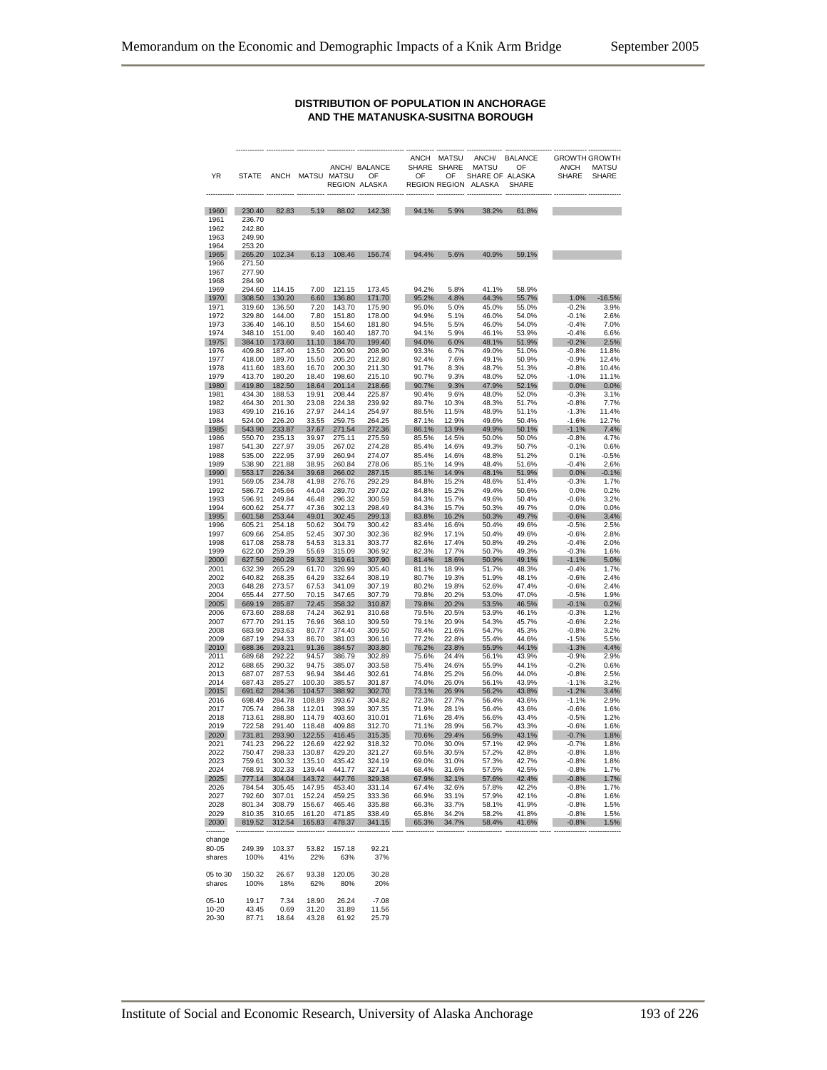## DISTRIBUTION OF POPULATION IN ANCHORAGE AND THE MATANUSKA-SUSITNA BOROUGH

| YR | STATE | ANCH | MATSU | ANCH/ MATSU REGION | BALANCE OF ALASKA | ANCH SHARE OF REGION | MATSU SHARE OF REGION | ANCH/ MATSU SHARE OF ALASKA | BALANCE OF ALASKA SHARE | GROWTH ANCH SHARE | GROWTH MATSU SHARE |
|---|---|---|---|---|---|---|---|---|---|---|---|
| 1960 | 230.40 | 82.83 | 5.19 | 88.02 | 142.38 | 94.1% | 5.9% | 38.2% | 61.8% | | |
| 1961 | 236.70 | | | | | | | | | | |
| 1962 | 242.80 | | | | | | | | | | |
| 1963 | 249.90 | | | | | | | | | | |
| 1964 | 253.20 | | | | | | | | | | |
| 1965 | 265.20 | 102.34 | 6.13 | 108.46 | 156.74 | 94.4% | 5.6% | 40.9% | 59.1% | | |
| 1966 | 271.50 | | | | | | | | | | |
| 1967 | 277.90 | | | | | | | | | | |
| 1968 | 284.90 | | | | | | | | | | |
| 1969 | 294.60 | 114.15 | 7.00 | 121.15 | 173.45 | 94.2% | 5.8% | 41.1% | 58.9% | | |
| 1970 | 308.50 | 130.20 | 6.60 | 136.80 | 171.70 | 95.2% | 4.8% | 44.3% | 55.7% | 1.0% | -16.5% |
| 1971 | 319.60 | 136.50 | 7.20 | 143.70 | 175.90 | 95.0% | 5.0% | 45.0% | 55.0% | -0.2% | 3.9% |
| 1972 | 329.80 | 144.00 | 7.80 | 151.80 | 178.00 | 94.9% | 5.1% | 46.0% | 54.0% | -0.1% | 2.6% |
| 1973 | 336.40 | 146.10 | 8.50 | 154.60 | 181.80 | 94.5% | 5.5% | 46.0% | 54.0% | -0.4% | 7.0% |
| 1974 | 348.10 | 151.00 | 9.40 | 160.40 | 187.70 | 94.1% | 5.9% | 46.1% | 53.9% | -0.4% | 6.6% |
| 1975 | 384.10 | 173.60 | 11.10 | 184.70 | 199.40 | 94.0% | 6.0% | 48.1% | 51.9% | -0.2% | 2.5% |
| 1976 | 409.80 | 187.40 | 13.50 | 200.90 | 208.90 | 93.3% | 6.7% | 49.0% | 51.0% | -0.8% | 11.8% |
| 1977 | 418.00 | 189.70 | 15.50 | 205.20 | 212.80 | 92.4% | 7.6% | 49.1% | 50.9% | -0.9% | 12.4% |
| 1978 | 411.60 | 183.60 | 16.70 | 200.30 | 211.30 | 91.7% | 8.3% | 48.7% | 51.3% | -0.8% | 10.4% |
| 1979 | 413.70 | 180.20 | 18.40 | 198.60 | 215.10 | 90.7% | 9.3% | 48.0% | 52.0% | -1.0% | 11.1% |
| 1980 | 419.80 | 182.50 | 18.64 | 201.14 | 218.66 | 90.7% | 9.3% | 47.9% | 52.1% | 0.0% | 0.0% |
| 1981 | 434.30 | 188.53 | 19.91 | 208.44 | 225.87 | 90.4% | 9.6% | 48.0% | 52.0% | -0.3% | 3.1% |
| 1982 | 464.30 | 201.30 | 23.08 | 224.38 | 239.92 | 89.7% | 10.3% | 48.3% | 51.7% | -0.8% | 7.7% |
| 1983 | 499.10 | 216.16 | 27.97 | 244.14 | 254.97 | 88.5% | 11.5% | 48.9% | 51.1% | -1.3% | 11.4% |
| 1984 | 524.00 | 226.20 | 33.55 | 259.75 | 264.25 | 87.1% | 12.9% | 49.6% | 50.4% | -1.6% | 12.7% |
| 1985 | 543.90 | 233.87 | 37.67 | 271.54 | 272.36 | 86.1% | 13.9% | 49.9% | 50.1% | -1.1% | 7.4% |
| 1986 | 550.70 | 235.13 | 39.97 | 275.11 | 275.59 | 85.5% | 14.5% | 50.0% | 50.0% | -0.8% | 4.7% |
| 1987 | 541.30 | 227.97 | 39.05 | 267.02 | 274.28 | 85.4% | 14.6% | 49.3% | 50.7% | -0.1% | 0.6% |
| 1988 | 535.00 | 222.95 | 37.99 | 260.94 | 274.07 | 85.4% | 14.6% | 48.8% | 51.2% | 0.1% | -0.5% |
| 1989 | 538.90 | 221.88 | 38.95 | 260.84 | 278.06 | 85.1% | 14.9% | 48.4% | 51.6% | -0.4% | 2.6% |
| 1990 | 553.17 | 226.34 | 39.68 | 266.02 | 287.15 | 85.1% | 14.9% | 48.1% | 51.9% | 0.0% | -0.1% |
| 1991 | 569.05 | 234.78 | 41.98 | 276.76 | 292.29 | 84.8% | 15.2% | 48.6% | 51.4% | -0.3% | 1.7% |
| 1992 | 586.72 | 245.66 | 44.04 | 289.70 | 297.02 | 84.8% | 15.2% | 49.4% | 50.6% | 0.0% | 0.2% |
| 1993 | 596.91 | 249.84 | 46.48 | 296.32 | 300.59 | 84.3% | 15.7% | 49.6% | 50.4% | -0.6% | 3.2% |
| 1994 | 600.62 | 254.77 | 47.36 | 302.13 | 298.49 | 84.3% | 15.7% | 50.3% | 49.7% | 0.0% | 0.0% |
| 1995 | 601.58 | 253.44 | 49.01 | 302.45 | 299.13 | 83.8% | 16.2% | 50.3% | 49.7% | -0.6% | 3.4% |
| 1996 | 605.21 | 254.18 | 50.62 | 304.79 | 300.42 | 83.4% | 16.6% | 50.4% | 49.6% | -0.5% | 2.5% |
| 1997 | 609.66 | 254.85 | 52.45 | 307.30 | 302.36 | 82.9% | 17.1% | 50.4% | 49.6% | -0.6% | 2.8% |
| 1998 | 617.08 | 258.78 | 54.53 | 313.31 | 303.77 | 82.6% | 17.4% | 50.8% | 49.2% | -0.4% | 2.0% |
| 1999 | 622.00 | 259.39 | 55.69 | 315.09 | 306.92 | 82.3% | 17.7% | 50.7% | 49.3% | -0.3% | 1.6% |
| 2000 | 627.50 | 260.28 | 59.32 | 319.61 | 307.90 | 81.4% | 18.6% | 50.9% | 49.1% | -1.1% | 5.0% |
| 2001 | 632.39 | 265.29 | 61.70 | 326.99 | 305.40 | 81.1% | 18.9% | 51.7% | 48.3% | -0.4% | 1.7% |
| 2002 | 640.82 | 268.35 | 64.29 | 332.64 | 308.19 | 80.7% | 19.3% | 51.9% | 48.1% | -0.6% | 2.4% |
| 2003 | 648.28 | 273.57 | 67.53 | 341.09 | 307.19 | 80.2% | 19.8% | 52.6% | 47.4% | -0.6% | 2.4% |
| 2004 | 655.44 | 277.50 | 70.15 | 347.65 | 307.79 | 79.8% | 20.2% | 53.0% | 47.0% | -0.5% | 1.9% |
| 2005 | 669.19 | 285.87 | 72.45 | 358.32 | 310.87 | 79.8% | 20.2% | 53.5% | 46.5% | -0.1% | 0.2% |
| 2006 | 673.60 | 288.68 | 74.24 | 362.91 | 310.68 | 79.5% | 20.5% | 53.9% | 46.1% | -0.3% | 1.2% |
| 2007 | 677.70 | 291.15 | 76.96 | 368.10 | 309.59 | 79.1% | 20.9% | 54.3% | 45.7% | -0.6% | 2.2% |
| 2008 | 683.90 | 293.63 | 80.77 | 374.40 | 309.50 | 78.4% | 21.6% | 54.7% | 45.3% | -0.8% | 3.2% |
| 2009 | 687.19 | 294.33 | 86.70 | 381.03 | 306.16 | 77.2% | 22.8% | 55.4% | 44.6% | -1.5% | 5.5% |
| 2010 | 688.36 | 293.21 | 91.36 | 384.57 | 303.80 | 76.2% | 23.8% | 55.9% | 44.1% | -1.3% | 4.4% |
| 2011 | 689.68 | 292.22 | 94.57 | 386.79 | 302.89 | 75.6% | 24.4% | 56.1% | 43.9% | -0.9% | 2.9% |
| 2012 | 688.65 | 290.32 | 94.75 | 385.07 | 303.58 | 75.4% | 24.6% | 55.9% | 44.1% | -0.2% | 0.6% |
| 2013 | 687.07 | 287.53 | 96.94 | 384.46 | 302.61 | 74.8% | 25.2% | 56.0% | 44.0% | -0.8% | 2.5% |
| 2014 | 687.43 | 285.27 | 100.30 | 385.57 | 301.87 | 74.0% | 26.0% | 56.1% | 43.9% | -1.1% | 3.2% |
| 2015 | 691.62 | 284.36 | 104.57 | 388.92 | 302.70 | 73.1% | 26.9% | 56.2% | 43.8% | -1.2% | 3.4% |
| 2016 | 698.49 | 284.78 | 108.89 | 393.67 | 304.82 | 72.3% | 27.7% | 56.4% | 43.6% | -1.1% | 2.9% |
| 2017 | 705.74 | 286.38 | 112.01 | 398.39 | 307.35 | 71.9% | 28.1% | 56.4% | 43.6% | -0.6% | 1.6% |
| 2018 | 713.61 | 288.80 | 114.79 | 403.60 | 310.01 | 71.6% | 28.4% | 56.6% | 43.4% | -0.5% | 1.2% |
| 2019 | 722.58 | 291.40 | 118.48 | 409.88 | 312.70 | 71.1% | 28.9% | 56.7% | 43.3% | -0.6% | 1.6% |
| 2020 | 731.81 | 293.90 | 122.55 | 416.45 | 315.35 | 70.6% | 29.4% | 56.9% | 43.1% | -0.7% | 1.8% |
| 2021 | 741.23 | 296.22 | 126.69 | 422.92 | 318.32 | 70.0% | 30.0% | 57.1% | 42.9% | -0.7% | 1.8% |
| 2022 | 750.47 | 298.33 | 130.87 | 429.20 | 321.27 | 69.5% | 30.5% | 57.2% | 42.8% | -0.8% | 1.8% |
| 2023 | 759.61 | 300.32 | 135.10 | 435.42 | 324.19 | 69.0% | 31.0% | 57.3% | 42.7% | -0.8% | 1.8% |
| 2024 | 768.91 | 302.33 | 139.44 | 441.77 | 327.14 | 68.4% | 31.6% | 57.5% | 42.5% | -0.8% | 1.7% |
| 2025 | 777.14 | 304.04 | 143.72 | 447.76 | 329.38 | 67.9% | 32.1% | 57.6% | 42.4% | -0.8% | 1.7% |
| 2026 | 784.54 | 305.45 | 147.95 | 453.40 | 331.14 | 67.4% | 32.6% | 57.8% | 42.2% | -0.8% | 1.7% |
| 2027 | 792.60 | 307.01 | 152.24 | 459.25 | 333.36 | 66.9% | 33.1% | 57.9% | 42.1% | -0.8% | 1.6% |
| 2028 | 801.34 | 308.79 | 156.67 | 465.46 | 335.88 | 66.3% | 33.7% | 58.1% | 41.9% | -0.8% | 1.5% |
| 2029 | 810.35 | 310.65 | 161.20 | 471.85 | 338.49 | 65.8% | 34.2% | 58.2% | 41.8% | -0.8% | 1.5% |
| 2030 | 819.52 | 312.54 | 165.83 | 478.37 | 341.15 | 65.3% | 34.7% | 58.4% | 41.6% | -0.8% | 1.5% |
| change | | | | | | | | | | | |
| 80-05 | 249.39 | 103.37 | 53.82 | 157.18 | 92.21 | | | | | | |
| shares | 100% | 41% | 22% | 63% | 37% | | | | | | |
| 05 to 30 | 150.32 | 26.67 | 93.38 | 120.05 | 30.28 | | | | | | |
| shares | 100% | 18% | 62% | 80% | 20% | | | | | | |
| 05-10 | 19.17 | 7.34 | 18.90 | 26.24 | -7.08 | | | | | | |
| 10-20 | 43.45 | 0.69 | 31.20 | 31.89 | 11.56 | | | | | | |
| 20-30 | 87.71 | 18.64 | 43.28 | 61.92 | 25.79 | | | | | | |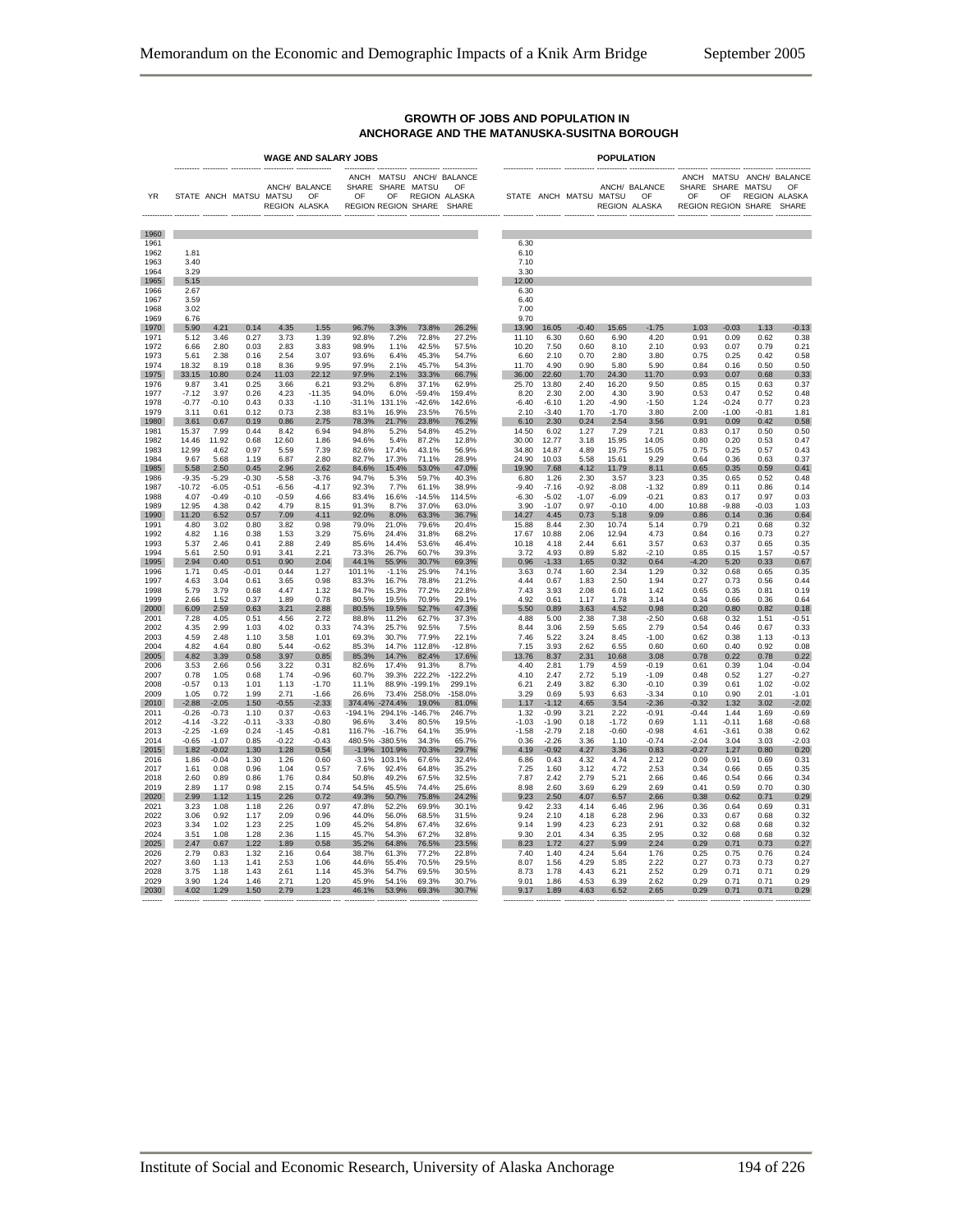## GROWTH OF JOBS AND POPULATION IN ANCHORAGE AND THE MATANUSKA-SUSITNA BOROUGH

| YR | WAGE AND SALARY JOBS | | | | | | | | | POPULATION | | | | | | | | |
|---|---|---|---|---|---|---|---|---|---|---|---|---|---|---|---|---|---|---|
| | STATE | ANCH | MATSU | ANCH/ MATSU REGION | BALANCE OF ALASKA | ANCH SHARE OF REGION | MATSU SHARE OF REGION | ANCH/ MATSU REGION SHARE | BALANCE OF ALASKA SHARE | STATE | ANCH | MATSU | ANCH/ MATSU REGION | BALANCE OF ALASKA | ANCH SHARE OF REGION | MATSU SHARE OF REGION | ANCH/ REGION SHARE | BALANCE OF ALASKA SHARE |
| 1960 | | | | | | | | | | | | | | | | | | |
| 1961 | | | | | | | | | | 6.30 | | | | | | | | |
| 1962 | 1.81 | | | | | | | | | 6.10 | | | | | | | | |
| 1963 | 3.40 | | | | | | | | | 7.10 | | | | | | | | |
| 1964 | 3.29 | | | | | | | | | 3.30 | | | | | | | | |
| 1965 | 5.15 | | | | | | | | | 12.00 | | | | | | | | |
| 1966 | 2.67 | | | | | | | | | 6.30 | | | | | | | | |
| 1967 | 3.59 | | | | | | | | | 6.40 | | | | | | | | |
| 1968 | 3.02 | | | | | | | | | 7.00 | | | | | | | | |
| 1969 | 6.76 | | | | | | | | | 9.70 | | | | | | | | |
| 1970 | 5.90 | 4.21 | 0.14 | 4.35 | 1.55 | 96.7% | 3.3% | 73.8% | 26.2% | 13.90 | 16.05 | -0.40 | 15.65 | -1.75 | 1.03 | -0.03 | 1.13 | -0.13 |
| 1971 | 5.12 | 3.46 | 0.27 | 3.73 | 1.39 | 92.8% | 7.2% | 72.8% | 27.2% | 11.10 | 6.30 | 0.60 | 6.90 | 4.20 | 0.91 | 0.09 | 0.62 | 0.38 |
| 1972 | 6.66 | 2.80 | 0.03 | 2.83 | 3.83 | 98.9% | 1.1% | 42.5% | 57.5% | 10.20 | 7.50 | 0.60 | 8.10 | 2.10 | 0.93 | 0.07 | 0.79 | 0.21 |
| 1973 | 5.61 | 2.38 | 0.16 | 2.54 | 3.07 | 93.6% | 6.4% | 45.3% | 54.7% | 6.60 | 2.10 | 0.70 | 2.80 | 3.80 | 0.75 | 0.25 | 0.42 | 0.58 |
| 1974 | 18.32 | 8.19 | 0.18 | 8.36 | 9.95 | 97.9% | 2.1% | 45.7% | 54.3% | 11.70 | 4.90 | 0.90 | 5.80 | 5.90 | 0.84 | 0.16 | 0.50 | 0.50 |
| 1975 | 33.15 | 10.80 | 0.24 | 11.03 | 22.12 | 97.9% | 2.1% | 33.3% | 66.7% | 36.00 | 22.60 | 1.70 | 24.30 | 11.70 | 0.93 | 0.07 | 0.68 | 0.33 |
| 1976 | 9.87 | 3.41 | 0.25 | 3.66 | 6.21 | 93.2% | 6.8% | 37.1% | 62.9% | 25.70 | 13.80 | 2.40 | 16.20 | 9.50 | 0.85 | 0.15 | 0.63 | 0.37 |
| 1977 | -7.12 | 3.97 | 0.26 | 4.23 | -11.35 | 94.0% | 6.0% | -59.4% | 159.4% | 8.20 | 2.30 | 2.00 | 4.30 | 3.90 | 0.53 | 0.47 | 0.52 | 0.48 |
| 1978 | -0.77 | -0.10 | 0.43 | 0.33 | -1.10 | -31.1% | 131.1% | -42.6% | 142.6% | -6.40 | -6.10 | 1.20 | -4.90 | -1.50 | 1.24 | -0.24 | 0.77 | 0.23 |
| 1979 | 3.11 | 0.61 | 0.12 | 0.73 | 2.38 | 83.1% | 16.9% | 23.5% | 76.5% | 2.10 | -3.40 | 1.70 | -1.70 | 3.80 | 2.00 | -1.00 | -0.81 | 1.81 |
| 1980 | 3.61 | 0.67 | 0.19 | 0.86 | 2.75 | 78.3% | 21.7% | 23.8% | 76.2% | 6.10 | 2.30 | 0.24 | 2.54 | 3.56 | 0.91 | 0.09 | 0.42 | 0.58 |
| 1981 | 15.37 | 7.99 | 0.44 | 8.42 | 6.94 | 94.8% | 5.2% | 54.8% | 45.2% | 14.50 | 6.02 | 1.27 | 7.29 | 7.21 | 0.83 | 0.17 | 0.50 | 0.50 |
| 1982 | 14.46 | 11.92 | 0.68 | 12.60 | 1.86 | 94.6% | 5.4% | 87.2% | 12.8% | 30.00 | 12.77 | 3.18 | 15.95 | 14.05 | 0.80 | 0.20 | 0.53 | 0.47 |
| 1983 | 12.99 | 4.62 | 0.97 | 5.59 | 7.39 | 82.6% | 17.4% | 43.1% | 56.9% | 34.80 | 14.87 | 4.89 | 19.75 | 15.05 | 0.75 | 0.25 | 0.57 | 0.43 |
| 1984 | 9.67 | 5.68 | 1.19 | 6.87 | 2.80 | 82.7% | 17.3% | 71.1% | 28.9% | 24.90 | 10.03 | 5.58 | 15.61 | 9.29 | 0.64 | 0.36 | 0.63 | 0.37 |
| 1985 | 5.58 | 2.50 | 0.45 | 2.96 | 2.62 | 84.6% | 15.4% | 53.0% | 47.0% | 19.90 | 7.68 | 4.12 | 11.79 | 8.11 | 0.65 | 0.35 | 0.59 | 0.41 |
| 1986 | -9.35 | -5.29 | -0.30 | -5.58 | -3.76 | 94.7% | 5.3% | 59.7% | 40.3% | 6.80 | 1.26 | 2.30 | 3.57 | 3.23 | 0.35 | 0.65 | 0.52 | 0.48 |
| 1987 | -10.72 | -6.05 | -0.51 | -6.56 | -4.17 | 92.3% | 7.7% | 61.1% | 38.9% | -9.40 | -7.16 | -0.92 | -8.08 | -1.32 | 0.89 | 0.11 | 0.86 | 0.14 |
| 1988 | 4.07 | -0.49 | -0.10 | -0.59 | 4.66 | 83.4% | 16.6% | -14.5% | 114.5% | -6.30 | -5.02 | -1.07 | -6.09 | -0.21 | 0.83 | 0.17 | 0.97 | 0.03 |
| 1989 | 12.95 | 4.38 | 0.42 | 4.79 | 8.15 | 91.3% | 8.7% | 37.0% | 63.0% | 3.90 | -1.07 | 0.97 | -0.10 | 4.00 | 10.88 | -9.88 | -0.03 | 1.03 |
| 1990 | 11.20 | 6.52 | 0.57 | 7.09 | 4.11 | 92.0% | 8.0% | 63.3% | 36.7% | 14.27 | 4.45 | 0.73 | 5.18 | 9.09 | 0.86 | 0.14 | 0.36 | 0.64 |
| 1991 | 4.80 | 3.02 | 0.80 | 3.82 | 0.98 | 79.0% | 21.0% | 79.6% | 20.4% | 15.88 | 8.44 | 2.30 | 10.74 | 5.14 | 0.79 | 0.21 | 0.68 | 0.32 |
| 1992 | 4.82 | 1.16 | 0.38 | 1.53 | 3.29 | 75.6% | 24.4% | 31.8% | 68.2% | 17.67 | 10.88 | 2.06 | 12.94 | 4.73 | 0.84 | 0.16 | 0.73 | 0.27 |
| 1993 | 5.37 | 2.46 | 0.41 | 2.88 | 2.49 | 85.6% | 14.4% | 53.6% | 46.4% | 10.18 | 4.18 | 2.44 | 6.61 | 3.57 | 0.63 | 0.37 | 0.65 | 0.35 |
| 1994 | 5.61 | 2.50 | 0.91 | 3.41 | 2.21 | 73.3% | 26.7% | 60.7% | 39.3% | 3.72 | 4.93 | 0.89 | 5.82 | -2.10 | 0.85 | 0.15 | 1.57 | -0.57 |
| 1995 | 2.94 | 0.40 | 0.51 | 0.90 | 2.04 | 44.1% | 55.9% | 30.7% | 69.3% | 0.96 | -1.33 | 1.65 | 0.32 | 0.64 | -4.20 | 5.20 | 0.33 | 0.67 |
| 1996 | 1.71 | 0.45 | -0.01 | 0.44 | 1.27 | 101.1% | -1.1% | 25.9% | 74.1% | 3.63 | 0.74 | 1.60 | 2.34 | 1.29 | 0.32 | 0.68 | 0.65 | 0.35 |
| 1997 | 4.63 | 3.04 | 0.61 | 3.65 | 0.98 | 83.3% | 16.7% | 78.8% | 21.2% | 4.44 | 0.67 | 1.83 | 2.50 | 1.94 | 0.27 | 0.73 | 0.56 | 0.44 |
| 1998 | 5.79 | 3.79 | 0.68 | 4.47 | 1.32 | 84.7% | 15.3% | 77.2% | 22.8% | 7.43 | 3.93 | 2.08 | 6.01 | 1.42 | 0.65 | 0.35 | 0.81 | 0.19 |
| 1999 | 2.66 | 1.52 | 0.37 | 1.89 | 0.78 | 80.5% | 19.5% | 70.9% | 29.1% | 4.92 | 0.61 | 1.17 | 1.78 | 3.14 | 0.34 | 0.66 | 0.36 | 0.64 |
| 2000 | 6.09 | 2.59 | 0.63 | 3.21 | 2.88 | 80.5% | 19.5% | 52.7% | 47.3% | 5.50 | 0.89 | 3.63 | 4.52 | 0.98 | 0.20 | 0.80 | 0.82 | 0.18 |
| 2001 | 7.28 | 4.05 | 0.51 | 4.56 | 2.72 | 88.8% | 11.2% | 62.7% | 37.3% | 4.88 | 5.00 | 2.38 | 7.38 | -2.50 | 0.68 | 0.32 | 1.51 | -0.51 |
| 2002 | 4.35 | 2.99 | 1.03 | 4.02 | 0.33 | 74.3% | 25.7% | 92.5% | 7.5% | 8.44 | 3.06 | 2.59 | 5.65 | 2.79 | 0.54 | 0.46 | 0.67 | 0.33 |
| 2003 | 4.59 | 2.48 | 1.10 | 3.58 | 1.01 | 69.3% | 30.7% | 77.9% | 22.1% | 7.46 | 5.22 | 3.24 | 8.45 | -1.00 | 0.62 | 0.38 | 1.13 | -0.13 |
| 2004 | 4.82 | 4.64 | 0.80 | 5.44 | -0.62 | 85.3% | 14.7% | 112.8% | -12.8% | 7.15 | 3.93 | 2.62 | 6.55 | 0.60 | 0.60 | 0.40 | 0.92 | 0.08 |
| 2005 | 4.82 | 3.39 | 0.58 | 3.97 | 0.85 | 85.3% | 14.7% | 82.4% | 17.6% | 13.76 | 8.37 | 2.31 | 10.68 | 3.08 | 0.78 | 0.22 | 0.78 | 0.22 |
| 2006 | 3.53 | 2.66 | 0.56 | 3.22 | 0.31 | 82.6% | 17.4% | 91.3% | 8.7% | 4.40 | 2.81 | 1.79 | 4.59 | -0.19 | 0.61 | 0.39 | 1.04 | -0.04 |
| 2007 | 0.78 | 1.05 | 0.68 | 1.74 | -0.96 | 60.7% | 39.3% | 222.2% | -122.2% | 4.10 | 2.47 | 2.72 | 5.19 | -1.09 | 0.48 | 0.52 | 1.27 | -0.27 |
| 2008 | -0.57 | 0.13 | 1.01 | 1.13 | -1.70 | 11.1% | 88.9% | -199.1% | 299.1% | 6.21 | 2.49 | 3.82 | 6.30 | -0.10 | 0.39 | 0.61 | 1.02 | -0.02 |
| 2009 | 1.05 | 0.72 | 1.99 | 2.71 | -1.66 | 26.6% | 73.4% | 258.0% | -158.0% | 3.29 | 0.69 | 5.93 | 6.63 | -3.34 | 0.10 | 0.90 | 2.01 | -1.01 |
| 2010 | -2.88 | -2.05 | 1.50 | -0.55 | -2.33 | 374.4% | -274.4% | 19.0% | 81.0% | 1.17 | -1.12 | 4.65 | 3.54 | -2.36 | -0.32 | 1.32 | 3.02 | -2.02 |
| 2011 | -0.26 | -0.73 | 1.10 | 0.37 | -0.63 | -194.1% | 294.1% | -146.7% | 246.7% | 1.32 | -0.99 | 3.21 | 2.22 | -0.91 | -0.44 | 1.44 | 1.69 | -0.69 |
| 2012 | -4.14 | -3.22 | -0.11 | -3.33 | -0.80 | 96.6% | 3.4% | 80.5% | 19.5% | -1.03 | -1.90 | 0.18 | -1.72 | 0.69 | 1.11 | -0.11 | 1.68 | -0.68 |
| 2013 | -2.25 | -1.69 | 0.24 | -1.45 | -0.81 | 116.7% | -16.7% | 64.1% | 35.9% | -1.58 | -2.79 | 2.18 | -0.60 | -0.98 | 4.61 | -3.61 | 0.38 | 0.62 |
| 2014 | -0.65 | -1.07 | 0.85 | -0.22 | -0.43 | 480.5% | -380.5% | 34.3% | 65.7% | 0.36 | -2.26 | 3.36 | 1.10 | -0.74 | -2.04 | 3.04 | 3.03 | -2.03 |
| 2015 | 1.82 | -0.02 | 1.30 | 1.28 | 0.54 | -1.9% | 101.9% | 70.3% | 29.7% | 4.19 | -0.92 | 4.27 | 3.36 | 0.83 | -0.27 | 1.27 | 0.80 | 0.20 |
| 2016 | 1.86 | -0.04 | 1.30 | 1.26 | 0.60 | -3.1% | 103.1% | 67.6% | 32.4% | 6.86 | 0.43 | 4.32 | 4.74 | 2.12 | 0.09 | 0.91 | 0.69 | 0.31 |
| 2017 | 1.61 | 0.08 | 0.96 | 1.04 | 0.57 | 7.6% | 92.4% | 64.8% | 35.2% | 7.25 | 1.60 | 3.12 | 4.72 | 2.53 | 0.34 | 0.66 | 0.65 | 0.35 |
| 2018 | 2.60 | 0.89 | 0.86 | 1.76 | 0.84 | 50.8% | 49.2% | 67.5% | 32.5% | 7.87 | 2.42 | 2.79 | 5.21 | 2.66 | 0.46 | 0.54 | 0.66 | 0.34 |
| 2019 | 2.89 | 1.17 | 0.98 | 2.15 | 0.74 | 54.5% | 45.5% | 74.4% | 25.6% | 8.98 | 2.60 | 3.69 | 6.29 | 2.69 | 0.41 | 0.59 | 0.70 | 0.30 |
| 2020 | 2.99 | 1.12 | 1.15 | 2.26 | 0.72 | 49.3% | 50.7% | 75.8% | 24.2% | 9.23 | 2.50 | 4.07 | 6.57 | 2.66 | 0.38 | 0.62 | 0.71 | 0.29 |
| 2021 | 3.23 | 1.08 | 1.18 | 2.26 | 0.97 | 47.8% | 52.2% | 69.9% | 30.1% | 9.42 | 2.33 | 4.14 | 6.46 | 2.96 | 0.36 | 0.64 | 0.69 | 0.31 |
| 2022 | 3.06 | 0.92 | 1.17 | 2.09 | 0.96 | 44.0% | 56.0% | 68.5% | 31.5% | 9.24 | 2.10 | 4.18 | 6.28 | 2.96 | 0.33 | 0.67 | 0.68 | 0.32 |
| 2023 | 3.34 | 1.02 | 1.23 | 2.25 | 1.09 | 45.2% | 54.8% | 67.4% | 32.6% | 9.14 | 1.99 | 4.23 | 6.23 | 2.91 | 0.32 | 0.68 | 0.68 | 0.32 |
| 2024 | 3.51 | 1.08 | 1.28 | 2.36 | 1.15 | 45.7% | 54.3% | 67.2% | 32.8% | 9.30 | 2.01 | 4.34 | 6.35 | 2.95 | 0.32 | 0.68 | 0.68 | 0.32 |
| 2025 | 2.47 | 0.67 | 1.22 | 1.89 | 0.58 | 35.2% | 64.8% | 76.5% | 23.5% | 8.23 | 1.72 | 4.27 | 5.99 | 2.24 | 0.29 | 0.71 | 0.73 | 0.27 |
| 2026 | 2.79 | 0.83 | 1.32 | 2.16 | 0.64 | 38.7% | 61.3% | 77.2% | 22.8% | 7.40 | 1.40 | 4.24 | 5.64 | 1.76 | 0.25 | 0.75 | 0.76 | 0.24 |
| 2027 | 3.60 | 1.13 | 1.41 | 2.53 | 1.06 | 44.6% | 55.4% | 70.5% | 29.5% | 8.07 | 1.56 | 4.29 | 5.85 | 2.22 | 0.27 | 0.73 | 0.73 | 0.27 |
| 2028 | 3.75 | 1.18 | 1.43 | 2.61 | 1.14 | 45.3% | 54.7% | 69.5% | 30.5% | 8.73 | 1.78 | 4.43 | 6.21 | 2.52 | 0.29 | 0.71 | 0.71 | 0.29 |
| 2029 | 3.90 | 1.24 | 1.46 | 2.71 | 1.20 | 45.9% | 54.1% | 69.3% | 30.7% | 9.01 | 1.86 | 4.53 | 6.39 | 2.62 | 0.29 | 0.71 | 0.71 | 0.29 |
| 2030 | 4.02 | 1.29 | 1.50 | 2.79 | 1.23 | 46.1% | 53.9% | 69.3% | 30.7% | 9.17 | 1.89 | 4.63 | 6.52 | 2.65 | 0.29 | 0.71 | 0.71 | 0.29 |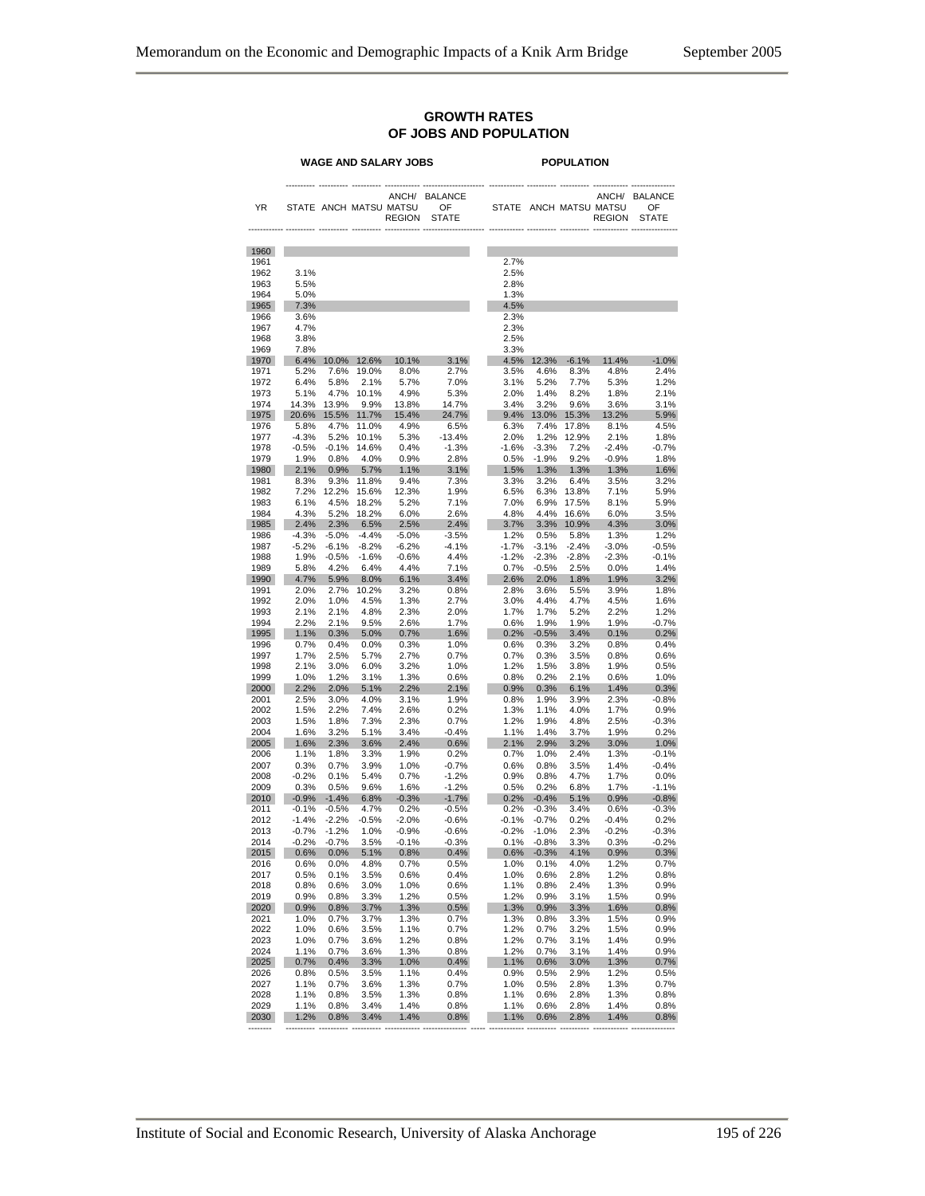**GROWTH RATES OF JOBS AND POPULATION**

| | WAGE AND SALARY JOBS | | | | | POPULATION | | | | |
|---|---|---|---|---|---|---|---|---|---|---|
| YR | STATE | ANCH | MATSU | ANCH/ MATSU REGION | BALANCE OF STATE | STATE | ANCH | MATSU | ANCH/ MATSU REGION | BALANCE OF STATE |
| 1960 | | | | | | | | | | |
| 1961 | | | | | | 2.7% | | | | |
| 1962 | 3.1% | | | | | 2.5% | | | | |
| 1963 | 5.5% | | | | | 2.8% | | | | |
| 1964 | 5.0% | | | | | 1.3% | | | | |
| 1965 | 7.3% | | | | | 4.5% | | | | |
| 1966 | 3.6% | | | | | 2.3% | | | | |
| 1967 | 4.7% | | | | | 2.3% | | | | |
| 1968 | 3.8% | | | | | 2.5% | | | | |
| 1969 | 7.8% | | | | | 3.3% | | | | |
| 1970 | 6.4% | 10.0% | 12.6% | 10.1% | 3.1% | 4.5% | 12.3% | -6.1% | 11.4% | -1.0% |
| 1971 | 5.2% | 7.6% | 19.0% | 8.0% | 2.7% | 3.5% | 4.6% | 8.3% | 4.8% | 2.4% |
| 1972 | 6.4% | 5.8% | 2.1% | 5.7% | 7.0% | 3.1% | 5.2% | 7.7% | 5.3% | 1.2% |
| 1973 | 5.1% | 4.7% | 10.1% | 4.9% | 5.3% | 2.0% | 1.4% | 8.2% | 1.8% | 2.1% |
| 1974 | 14.3% | 13.9% | 9.9% | 13.8% | 14.7% | 3.4% | 3.2% | 9.6% | 3.6% | 3.1% |
| 1975 | 20.6% | 15.5% | 11.7% | 15.4% | 24.7% | 9.4% | 13.0% | 15.3% | 13.2% | 5.9% |
| 1976 | 5.8% | 4.7% | 11.0% | 4.9% | 6.5% | 6.3% | 7.4% | 17.8% | 8.1% | 4.5% |
| 1977 | -4.3% | 5.2% | 10.1% | 5.3% | -13.4% | 2.0% | 1.2% | 12.9% | 2.1% | 1.8% |
| 1978 | -0.5% | -0.1% | 14.6% | 0.4% | -1.3% | -1.6% | -3.3% | 7.2% | -2.4% | -0.7% |
| 1979 | 1.9% | 0.8% | 4.0% | 0.9% | 2.8% | 0.5% | -1.9% | 9.2% | -0.9% | 1.8% |
| 1980 | 2.1% | 0.9% | 5.7% | 1.1% | 3.1% | 1.5% | 1.3% | 1.3% | 1.3% | 1.6% |
| 1981 | 8.3% | 9.3% | 11.8% | 9.4% | 7.3% | 3.3% | 3.2% | 6.4% | 3.5% | 3.2% |
| 1982 | 7.2% | 12.2% | 15.6% | 12.3% | 1.9% | 6.5% | 6.3% | 13.8% | 7.1% | 5.9% |
| 1983 | 6.1% | 4.5% | 18.2% | 5.2% | 7.1% | 7.0% | 6.9% | 17.5% | 8.1% | 5.9% |
| 1984 | 4.3% | 5.2% | 18.2% | 6.0% | 2.6% | 4.8% | 4.4% | 16.6% | 6.0% | 3.5% |
| 1985 | 2.4% | 2.3% | 6.5% | 2.5% | 2.4% | 3.7% | 3.3% | 10.9% | 4.3% | 3.0% |
| 1986 | -4.3% | -5.0% | -4.4% | -5.0% | -3.5% | 1.2% | 0.5% | 5.8% | 1.3% | 1.2% |
| 1987 | -5.2% | -6.1% | -8.2% | -6.2% | -4.1% | -1.7% | -3.1% | -2.4% | -3.0% | -0.5% |
| 1988 | 1.9% | -0.5% | -1.6% | -0.6% | 4.4% | -1.2% | -2.3% | -2.8% | -2.3% | -0.1% |
| 1989 | 5.8% | 4.2% | 6.4% | 4.4% | 7.1% | 0.7% | -0.5% | 2.5% | 0.0% | 1.4% |
| 1990 | 4.7% | 5.9% | 8.0% | 6.1% | 3.4% | 2.6% | 2.0% | 1.8% | 1.9% | 3.2% |
| 1991 | 2.0% | 2.7% | 10.2% | 3.2% | 0.8% | 2.8% | 3.6% | 5.5% | 3.9% | 1.8% |
| 1992 | 2.0% | 1.0% | 4.5% | 1.3% | 2.7% | 3.0% | 4.4% | 4.7% | 4.5% | 1.6% |
| 1993 | 2.1% | 2.1% | 4.8% | 2.3% | 2.0% | 1.7% | 1.7% | 5.2% | 2.2% | 1.2% |
| 1994 | 2.2% | 2.1% | 9.5% | 2.6% | 1.7% | 0.6% | 1.9% | 1.9% | 1.9% | -0.7% |
| 1995 | 1.1% | 0.3% | 5.0% | 0.7% | 1.6% | 0.2% | -0.5% | 3.4% | 0.1% | 0.2% |
| 1996 | 0.7% | 0.4% | 0.0% | 0.3% | 1.0% | 0.6% | 0.3% | 3.2% | 0.8% | 0.4% |
| 1997 | 1.7% | 2.5% | 5.7% | 2.7% | 0.7% | 0.7% | 0.3% | 3.5% | 0.8% | 0.6% |
| 1998 | 2.1% | 3.0% | 6.0% | 3.2% | 1.0% | 1.2% | 1.5% | 3.8% | 1.9% | 0.5% |
| 1999 | 1.0% | 1.2% | 3.1% | 1.3% | 0.6% | 0.8% | 0.2% | 2.1% | 0.6% | 1.0% |
| 2000 | 2.2% | 2.0% | 5.1% | 2.2% | 2.1% | 0.9% | 0.3% | 6.1% | 1.4% | 0.3% |
| 2001 | 2.5% | 3.0% | 4.0% | 3.1% | 1.9% | 0.8% | 1.9% | 3.9% | 2.3% | -0.8% |
| 2002 | 1.5% | 2.2% | 7.4% | 2.6% | 0.2% | 1.3% | 1.1% | 4.0% | 1.7% | 0.9% |
| 2003 | 1.5% | 1.8% | 7.3% | 2.3% | 0.7% | 1.2% | 1.9% | 4.8% | 2.5% | -0.3% |
| 2004 | 1.6% | 3.2% | 5.1% | 3.4% | -0.4% | 1.1% | 1.4% | 3.7% | 1.9% | 0.2% |
| 2005 | 1.6% | 2.3% | 3.6% | 2.4% | 0.6% | 2.1% | 2.9% | 3.2% | 3.0% | 1.0% |
| 2006 | 1.1% | 1.8% | 3.3% | 1.9% | 0.2% | 0.7% | 1.0% | 2.4% | 1.3% | -0.1% |
| 2007 | 0.3% | 0.7% | 3.9% | 1.0% | -0.7% | 0.6% | 0.8% | 3.5% | 1.4% | -0.4% |
| 2008 | -0.2% | 0.1% | 5.4% | 0.7% | -1.2% | 0.9% | 0.8% | 4.7% | 1.7% | 0.0% |
| 2009 | 0.3% | 0.5% | 9.6% | 1.6% | -1.2% | 0.5% | 0.2% | 6.8% | 1.7% | -1.1% |
| 2010 | -0.9% | -1.4% | 6.8% | -0.3% | -1.7% | 0.2% | -0.4% | 5.1% | 0.9% | -0.8% |
| 2011 | -0.1% | -0.5% | 4.7% | 0.2% | -0.5% | 0.2% | -0.3% | 3.4% | 0.6% | -0.3% |
| 2012 | -1.4% | -2.2% | -0.5% | -2.0% | -0.6% | -0.1% | -0.7% | 0.2% | -0.4% | 0.2% |
| 2013 | -0.7% | -1.2% | 1.0% | -0.9% | -0.6% | -0.2% | -1.0% | 2.3% | -0.2% | -0.3% |
| 2014 | -0.2% | -0.7% | 3.5% | -0.1% | -0.3% | 0.1% | -0.8% | 3.3% | 0.3% | -0.2% |
| 2015 | 0.6% | 0.0% | 5.1% | 0.8% | 0.4% | 0.6% | -0.3% | 4.1% | 0.9% | 0.3% |
| 2016 | 0.6% | 0.0% | 4.8% | 0.7% | 0.5% | 1.0% | 0.1% | 4.0% | 1.2% | 0.7% |
| 2017 | 0.5% | 0.1% | 3.5% | 0.6% | 0.4% | 1.0% | 0.6% | 2.8% | 1.2% | 0.8% |
| 2018 | 0.8% | 0.6% | 3.0% | 1.0% | 0.6% | 1.1% | 0.8% | 2.4% | 1.3% | 0.9% |
| 2019 | 0.9% | 0.8% | 3.3% | 1.2% | 0.5% | 1.2% | 0.9% | 3.1% | 1.5% | 0.9% |
| 2020 | 0.9% | 0.8% | 3.7% | 1.3% | 0.5% | 1.3% | 0.9% | 3.3% | 1.6% | 0.8% |
| 2021 | 1.0% | 0.7% | 3.7% | 1.3% | 0.7% | 1.3% | 0.8% | 3.3% | 1.5% | 0.9% |
| 2022 | 1.0% | 0.6% | 3.5% | 1.1% | 0.7% | 1.2% | 0.7% | 3.2% | 1.5% | 0.9% |
| 2023 | 1.0% | 0.7% | 3.6% | 1.2% | 0.8% | 1.2% | 0.7% | 3.1% | 1.4% | 0.9% |
| 2024 | 1.1% | 0.7% | 3.6% | 1.3% | 0.8% | 1.2% | 0.7% | 3.1% | 1.4% | 0.9% |
| 2025 | 0.7% | 0.4% | 3.3% | 1.0% | 0.4% | 1.1% | 0.6% | 3.0% | 1.3% | 0.7% |
| 2026 | 0.8% | 0.5% | 3.5% | 1.1% | 0.4% | 0.9% | 0.5% | 2.9% | 1.2% | 0.5% |
| 2027 | 1.1% | 0.7% | 3.6% | 1.3% | 0.7% | 1.0% | 0.5% | 2.8% | 1.3% | 0.7% |
| 2028 | 1.1% | 0.8% | 3.5% | 1.3% | 0.8% | 1.1% | 0.6% | 2.8% | 1.3% | 0.8% |
| 2029 | 1.1% | 0.8% | 3.4% | 1.4% | 0.8% | 1.1% | 0.6% | 2.8% | 1.4% | 0.8% |
| 2030 | 1.2% | 0.8% | 3.4% | 1.4% | 0.8% | 1.1% | 0.6% | 2.8% | 1.4% | 0.8% |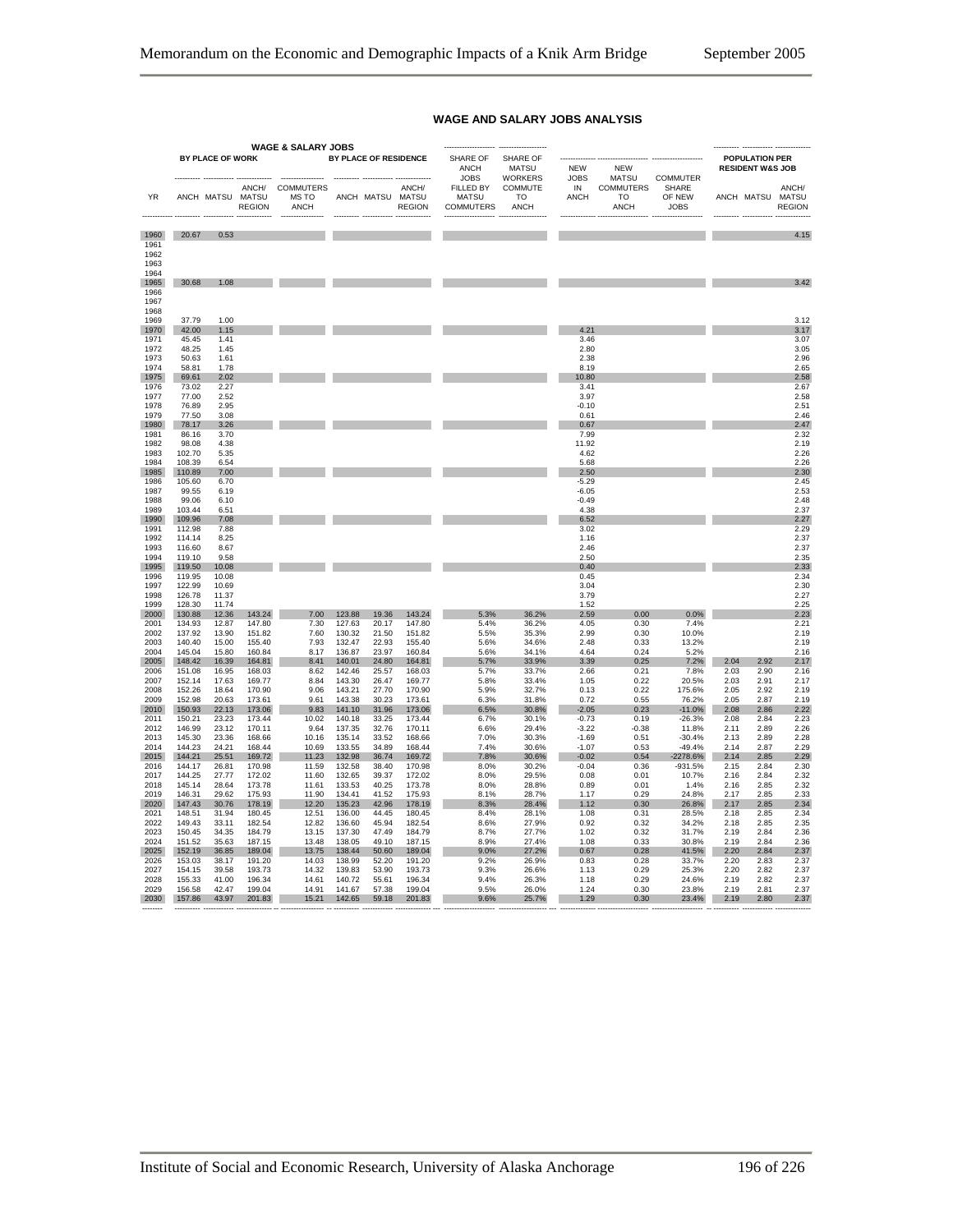## WAGE AND SALARY JOBS ANALYSIS

| | WAGE & SALARY JOBS BY PLACE OF WORK | | | | BY PLACE OF RESIDENCE | | | SHARE OF ANCH JOBS FILLED BY MATSU COMMUTERS | SHARE OF MATSU WORKERS COMMUTE TO ANCH | NEW JOBS IN ANCH | NEW MATSU COMMUTERS TO ANCH | COMMUTER SHARE OF NEW JOBS | POPULATION PER RESIDENT W&S JOB | | |
|---|---|---|---|---|---|---|---|---|---|---|---|---|---|---|---|
| YR | ANCH | MATSU | ANCH/ MATSU REGION | COMMUTERS TO ANCH | ANCH | MATSU | ANCH/ MATSU REGION | | | | | | ANCH | MATSU | ANCH/ MATSU REGION |
| 1960 | 20.67 | 0.53 | | | | | | | | | | | | | 4.15 |
| 1961 | | | | | | | | | | | | | | | |
| 1962 | | | | | | | | | | | | | | | |
| 1963 | | | | | | | | | | | | | | | |
| 1964 | | | | | | | | | | | | | | | |
| 1965 | 30.68 | 1.08 | | | | | | | | | | | | | 3.42 |
| 1966 | | | | | | | | | | | | | | | |
| 1967 | | | | | | | | | | | | | | | |
| 1968 | | | | | | | | | | | | | | | |
| 1969 | 37.79 | 1.00 | | | | | | | | | | | | | 3.12 |
| 1970 | 42.00 | 1.15 | | | | | | | | 4.21 | | | | | 3.17 |
| 1971 | 45.45 | 1.41 | | | | | | | | 3.46 | | | | | 3.07 |
| 1972 | 48.25 | 1.45 | | | | | | | | 2.80 | | | | | 3.05 |
| 1973 | 50.63 | 1.61 | | | | | | | | 2.38 | | | | | 2.96 |
| 1974 | 58.81 | 1.78 | | | | | | | | 8.19 | | | | | 2.65 |
| 1975 | 69.61 | 2.02 | | | | | | | | 10.80 | | | | | 2.58 |
| 1976 | 73.02 | 2.27 | | | | | | | | 3.41 | | | | | 2.67 |
| 1977 | 77.00 | 2.52 | | | | | | | | 3.97 | | | | | 2.58 |
| 1978 | 76.89 | 2.95 | | | | | | | | -0.10 | | | | | 2.51 |
| 1979 | 77.50 | 3.08 | | | | | | | | 0.61 | | | | | 2.46 |
| 1980 | 78.17 | 3.26 | | | | | | | | 0.67 | | | | | 2.47 |
| 1981 | 86.16 | 3.70 | | | | | | | | 7.99 | | | | | 2.32 |
| 1982 | 98.08 | 4.38 | | | | | | | | 11.92 | | | | | 2.19 |
| 1983 | 102.70 | 5.35 | | | | | | | | 4.62 | | | | | 2.26 |
| 1984 | 108.39 | 6.54 | | | | | | | | 5.68 | | | | | 2.26 |
| 1985 | 110.89 | 7.00 | | | | | | | | 2.50 | | | | | 2.30 |
| 1986 | 105.60 | 6.70 | | | | | | | | -5.29 | | | | | 2.45 |
| 1987 | 99.55 | 6.19 | | | | | | | | -6.05 | | | | | 2.53 |
| 1988 | 99.06 | 6.10 | | | | | | | | -0.49 | | | | | 2.48 |
| 1989 | 103.44 | 6.51 | | | | | | | | 4.38 | | | | | 2.37 |
| 1990 | 109.96 | 7.08 | | | | | | | | 6.52 | | | | | 2.27 |
| 1991 | 112.98 | 7.88 | | | | | | | | 3.02 | | | | | 2.29 |
| 1992 | 114.14 | 8.25 | | | | | | | | 1.16 | | | | | 2.37 |
| 1993 | 116.60 | 8.67 | | | | | | | | 2.46 | | | | | 2.37 |
| 1994 | 119.10 | 9.58 | | | | | | | | 2.50 | | | | | 2.35 |
| 1995 | 119.50 | 10.08 | | | | | | | | 0.40 | | | | | 2.33 |
| 1996 | 119.95 | 10.08 | | | | | | | | 0.45 | | | | | 2.34 |
| 1997 | 122.99 | 10.69 | | | | | | | | 3.04 | | | | | 2.30 |
| 1998 | 126.78 | 11.37 | | | | | | | | 3.79 | | | | | 2.27 |
| 1999 | 128.30 | 11.74 | | | | | | | | 1.52 | | | | | 2.25 |
| 2000 | 130.88 | 12.36 | 143.24 | 7.00 | 123.88 | 19.36 | 143.24 | 5.3% | 36.2% | 2.59 | 0.00 | 0.0% | | | 2.23 |
| 2001 | 134.93 | 12.87 | 147.80 | 7.30 | 127.63 | 20.17 | 147.80 | 5.4% | 36.2% | 4.05 | 0.30 | 7.4% | | | 2.21 |
| 2002 | 137.92 | 13.90 | 151.82 | 7.60 | 130.32 | 21.50 | 151.82 | 5.5% | 35.3% | 2.99 | 0.30 | 10.0% | | | 2.19 |
| 2003 | 140.40 | 15.00 | 155.40 | 7.93 | 132.47 | 22.93 | 155.40 | 5.6% | 34.6% | 2.48 | 0.33 | 13.2% | | | 2.19 |
| 2004 | 145.04 | 15.80 | 160.84 | 8.17 | 136.87 | 23.97 | 160.84 | 5.6% | 34.1% | 4.64 | 0.24 | 5.2% | | | 2.16 |
| 2005 | 148.42 | 16.39 | 164.81 | 8.41 | 140.01 | 24.80 | 164.81 | 5.7% | 33.9% | 3.39 | 0.25 | 7.2% | 2.04 | 2.92 | 2.17 |
| 2006 | 151.08 | 16.95 | 168.03 | 8.62 | 142.46 | 25.57 | 168.03 | 5.7% | 33.7% | 2.66 | 0.21 | 7.8% | 2.03 | 2.90 | 2.16 |
| 2007 | 152.14 | 17.63 | 169.77 | 8.84 | 143.30 | 26.47 | 169.77 | 5.8% | 33.4% | 1.05 | 0.22 | 20.5% | 2.03 | 2.91 | 2.17 |
| 2008 | 152.26 | 18.64 | 170.90 | 9.06 | 143.21 | 27.70 | 170.90 | 5.9% | 32.7% | 0.13 | 0.22 | 175.6% | 2.05 | 2.92 | 2.19 |
| 2009 | 152.98 | 20.63 | 173.61 | 9.61 | 143.38 | 30.23 | 173.61 | 6.3% | 31.8% | 0.72 | 0.55 | 76.2% | 2.05 | 2.87 | 2.19 |
| 2010 | 150.93 | 22.13 | 173.06 | 9.83 | 141.10 | 31.96 | 173.06 | 6.5% | 30.8% | -2.05 | 0.23 | -11.0% | 2.08 | 2.86 | 2.22 |
| 2011 | 150.21 | 23.23 | 173.44 | 10.02 | 140.18 | 33.25 | 173.44 | 6.7% | 30.1% | -0.73 | 0.19 | -26.3% | 2.08 | 2.84 | 2.23 |
| 2012 | 146.99 | 23.12 | 170.11 | 9.64 | 137.35 | 32.76 | 170.11 | 6.6% | 29.4% | -3.22 | -0.38 | 11.8% | 2.11 | 2.89 | 2.26 |
| 2013 | 145.30 | 23.36 | 168.66 | 10.16 | 135.14 | 33.52 | 168.66 | 7.0% | 30.3% | -1.69 | 0.51 | -30.4% | 2.13 | 2.89 | 2.28 |
| 2014 | 144.23 | 24.21 | 168.44 | 10.69 | 133.55 | 34.89 | 168.44 | 7.4% | 30.6% | -1.07 | 0.53 | -49.4% | 2.14 | 2.87 | 2.29 |
| 2015 | 144.21 | 25.51 | 169.72 | 11.23 | 132.98 | 36.74 | 169.72 | 7.8% | 30.6% | -0.02 | 0.54 | -2278.6% | 2.14 | 2.85 | 2.29 |
| 2016 | 144.17 | 26.81 | 170.98 | 11.59 | 132.58 | 38.40 | 170.98 | 8.0% | 30.2% | -0.04 | 0.36 | -931.5% | 2.15 | 2.84 | 2.30 |
| 2017 | 144.25 | 27.77 | 172.02 | 11.60 | 132.65 | 39.37 | 172.02 | 8.0% | 29.5% | 0.08 | 0.01 | 10.7% | 2.16 | 2.84 | 2.32 |
| 2018 | 145.14 | 28.64 | 173.78 | 11.61 | 133.53 | 40.25 | 173.78 | 8.0% | 28.8% | 0.89 | 0.01 | 1.4% | 2.16 | 2.85 | 2.32 |
| 2019 | 146.31 | 29.62 | 175.93 | 11.90 | 134.41 | 41.52 | 175.93 | 8.1% | 28.7% | 1.17 | 0.29 | 24.8% | 2.17 | 2.85 | 2.33 |
| 2020 | 147.43 | 30.76 | 178.19 | 12.20 | 135.23 | 42.96 | 178.19 | 8.3% | 28.4% | 1.12 | 0.30 | 26.8% | 2.17 | 2.85 | 2.34 |
| 2021 | 148.51 | 31.94 | 180.45 | 12.51 | 136.00 | 44.45 | 180.45 | 8.4% | 28.1% | 1.08 | 0.31 | 28.5% | 2.18 | 2.85 | 2.34 |
| 2022 | 149.43 | 33.11 | 182.54 | 12.82 | 136.60 | 45.94 | 182.54 | 8.6% | 27.9% | 0.92 | 0.32 | 34.2% | 2.18 | 2.85 | 2.35 |
| 2023 | 150.45 | 34.35 | 184.79 | 13.15 | 137.30 | 47.49 | 184.79 | 8.7% | 27.7% | 1.02 | 0.32 | 31.7% | 2.19 | 2.84 | 2.36 |
| 2024 | 151.52 | 35.63 | 187.15 | 13.48 | 138.05 | 49.10 | 187.15 | 8.9% | 27.4% | 1.08 | 0.33 | 30.8% | 2.19 | 2.84 | 2.36 |
| 2025 | 152.19 | 36.85 | 189.04 | 13.75 | 138.44 | 50.60 | 189.04 | 9.0% | 27.2% | 0.67 | 0.28 | 41.5% | 2.20 | 2.84 | 2.37 |
| 2026 | 153.03 | 38.17 | 191.20 | 14.03 | 138.99 | 52.20 | 191.20 | 9.2% | 26.9% | 0.83 | 0.28 | 33.7% | 2.20 | 2.83 | 2.37 |
| 2027 | 154.15 | 39.58 | 193.73 | 14.32 | 139.83 | 53.90 | 193.73 | 9.3% | 26.6% | 1.13 | 0.29 | 25.3% | 2.20 | 2.82 | 2.37 |
| 2028 | 155.33 | 41.00 | 196.34 | 14.61 | 140.72 | 55.61 | 196.34 | 9.4% | 26.3% | 1.18 | 0.29 | 24.6% | 2.19 | 2.82 | 2.37 |
| 2029 | 156.58 | 42.47 | 199.04 | 14.91 | 141.67 | 57.38 | 199.04 | 9.5% | 26.0% | 1.24 | 0.30 | 23.8% | 2.19 | 2.81 | 2.37 |
| 2030 | 157.86 | 43.97 | 201.83 | 15.21 | 142.65 | 59.18 | 201.83 | 9.6% | 25.7% | 1.29 | 0.30 | 23.4% | 2.19 | 2.80 | 2.37 |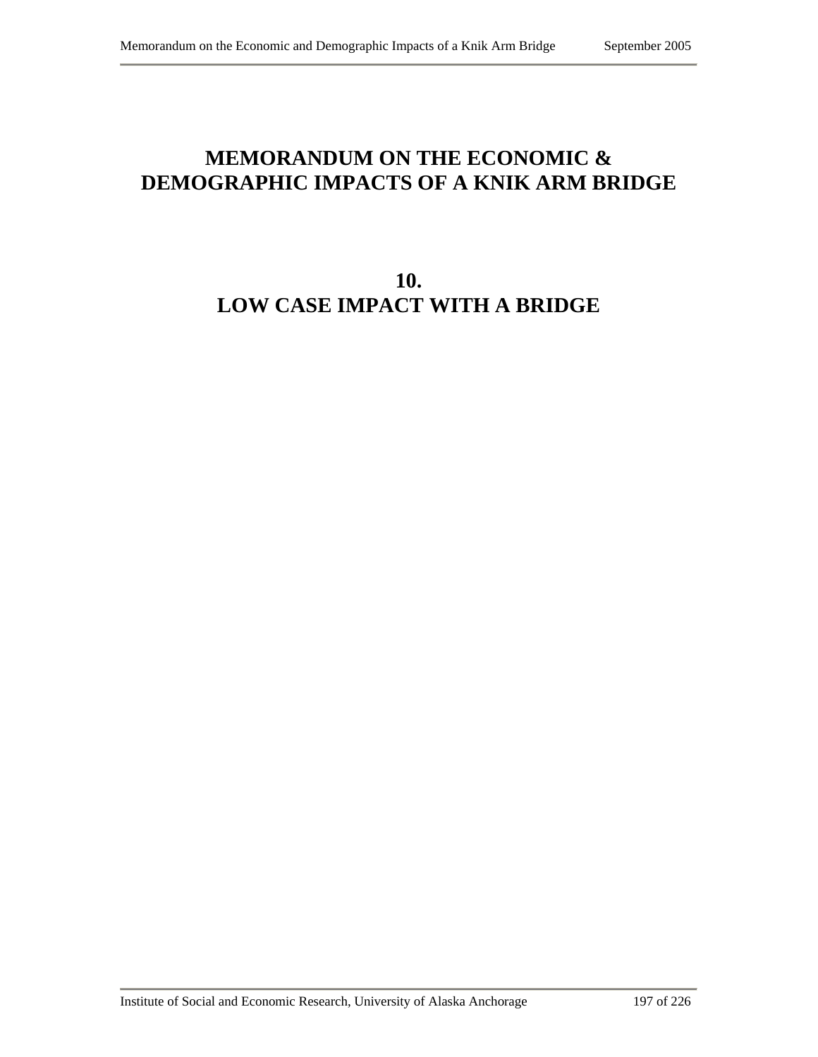# MEMORANDUM ON THE ECONOMIC & DEMOGRAPHIC IMPACTS OF A KNIK ARM BRIDGE

## 10.
## LOW CASE IMPACT WITH A BRIDGE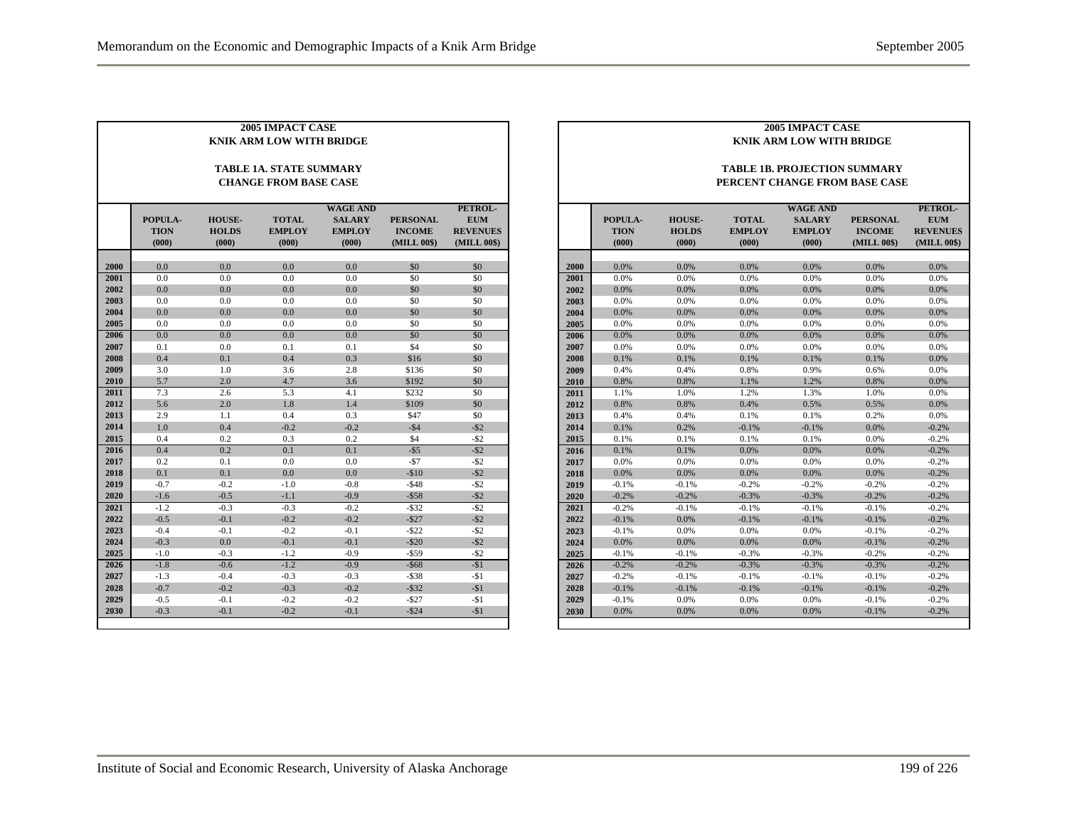**2005 IMPACT CASE**
**KNIK ARM LOW WITH BRIDGE**

**TABLE 1A. STATE SUMMARY**
**CHANGE FROM BASE CASE**

| | POPULA-TION (000) | HOUSE-HOLDS (000) | TOTAL EMPLOY (000) | WAGE AND SALARY EMPLOY (000) | PERSONAL INCOME (MILL 00$) | PETROL-EUM REVENUES (MILL 00$) |
|---|---|---|---|---|---|---|
| 2000 | 0.0 | 0.0 | 0.0 | 0.0 | $0 | $0 |
| 2001 | 0.0 | 0.0 | 0.0 | 0.0 | $0 | $0 |
| 2002 | 0.0 | 0.0 | 0.0 | 0.0 | $0 | $0 |
| 2003 | 0.0 | 0.0 | 0.0 | 0.0 | $0 | $0 |
| 2004 | 0.0 | 0.0 | 0.0 | 0.0 | $0 | $0 |
| 2005 | 0.0 | 0.0 | 0.0 | 0.0 | $0 | $0 |
| 2006 | 0.0 | 0.0 | 0.0 | 0.0 | $0 | $0 |
| 2007 | 0.1 | 0.0 | 0.1 | 0.1 | $4 | $0 |
| 2008 | 0.4 | 0.1 | 0.4 | 0.3 | $16 | $0 |
| 2009 | 3.0 | 1.0 | 3.6 | 2.8 | $136 | $0 |
| 2010 | 5.7 | 2.0 | 4.7 | 3.6 | $192 | $0 |
| 2011 | 7.3 | 2.6 | 5.3 | 4.1 | $232 | $0 |
| 2012 | 5.6 | 2.0 | 1.8 | 1.4 | $109 | $0 |
| 2013 | 2.9 | 1.1 | 0.4 | 0.3 | $47 | $0 |
| 2014 | 1.0 | 0.4 | -0.2 | -0.2 | -$4 | -$2 |
| 2015 | 0.4 | 0.2 | 0.3 | 0.2 | $4 | -$2 |
| 2016 | 0.4 | 0.2 | 0.1 | 0.1 | -$5 | -$2 |
| 2017 | 0.2 | 0.1 | 0.0 | 0.0 | -$7 | -$2 |
| 2018 | 0.1 | 0.1 | 0.0 | 0.0 | -$10 | -$2 |
| 2019 | -0.7 | -0.2 | -1.0 | -0.8 | -$48 | -$2 |
| 2020 | -1.6 | -0.5 | -1.1 | -0.9 | -$58 | -$2 |
| 2021 | -1.2 | -0.3 | -0.3 | -0.2 | -$32 | -$2 |
| 2022 | -0.5 | -0.1 | -0.2 | -0.2 | -$27 | -$2 |
| 2023 | -0.4 | -0.1 | -0.2 | -0.1 | -$22 | -$2 |
| 2024 | -0.3 | 0.0 | -0.1 | -0.1 | -$20 | -$2 |
| 2025 | -1.0 | -0.3 | -1.2 | -0.9 | -$59 | -$2 |
| 2026 | -1.8 | -0.6 | -1.2 | -0.9 | -$68 | -$1 |
| 2027 | -1.3 | -0.4 | -0.3 | -0.3 | -$38 | -$1 |
| 2028 | -0.7 | -0.2 | -0.3 | -0.2 | -$32 | -$1 |
| 2029 | -0.5 | -0.1 | -0.2 | -0.2 | -$27 | -$1 |
| 2030 | -0.3 | -0.1 | -0.2 | -0.1 | -$24 | -$1 |

**2005 IMPACT CASE**
**KNIK ARM LOW WITH BRIDGE**

**TABLE 1B. PROJECTION SUMMARY**
**PERCENT CHANGE FROM BASE CASE**

| | POPULA-TION (000) | HOUSE-HOLDS (000) | TOTAL EMPLOY (000) | WAGE AND SALARY EMPLOY (000) | PERSONAL INCOME (MILL 00$) | PETROL-EUM REVENUES (MILL 00$) |
|---|---|---|---|---|---|---|
| 2000 | 0.0% | 0.0% | 0.0% | 0.0% | 0.0% | 0.0% |
| 2001 | 0.0% | 0.0% | 0.0% | 0.0% | 0.0% | 0.0% |
| 2002 | 0.0% | 0.0% | 0.0% | 0.0% | 0.0% | 0.0% |
| 2003 | 0.0% | 0.0% | 0.0% | 0.0% | 0.0% | 0.0% |
| 2004 | 0.0% | 0.0% | 0.0% | 0.0% | 0.0% | 0.0% |
| 2005 | 0.0% | 0.0% | 0.0% | 0.0% | 0.0% | 0.0% |
| 2006 | 0.0% | 0.0% | 0.0% | 0.0% | 0.0% | 0.0% |
| 2007 | 0.0% | 0.0% | 0.0% | 0.0% | 0.0% | 0.0% |
| 2008 | 0.1% | 0.1% | 0.1% | 0.1% | 0.1% | 0.0% |
| 2009 | 0.4% | 0.4% | 0.8% | 0.9% | 0.6% | 0.0% |
| 2010 | 0.8% | 0.8% | 1.1% | 1.2% | 0.8% | 0.0% |
| 2011 | 1.1% | 1.0% | 1.2% | 1.3% | 1.0% | 0.0% |
| 2012 | 0.8% | 0.8% | 0.4% | 0.5% | 0.5% | 0.0% |
| 2013 | 0.4% | 0.4% | 0.1% | 0.1% | 0.2% | 0.0% |
| 2014 | 0.1% | 0.2% | -0.1% | -0.1% | 0.0% | -0.2% |
| 2015 | 0.1% | 0.1% | 0.1% | 0.1% | 0.0% | -0.2% |
| 2016 | 0.1% | 0.1% | 0.0% | 0.0% | 0.0% | -0.2% |
| 2017 | 0.0% | 0.0% | 0.0% | 0.0% | 0.0% | -0.2% |
| 2018 | 0.0% | 0.0% | 0.0% | 0.0% | 0.0% | -0.2% |
| 2019 | -0.1% | -0.1% | -0.2% | -0.2% | -0.2% | -0.2% |
| 2020 | -0.2% | -0.2% | -0.3% | -0.3% | -0.2% | -0.2% |
| 2021 | -0.2% | -0.1% | -0.1% | -0.1% | -0.1% | -0.2% |
| 2022 | -0.1% | 0.0% | -0.1% | -0.1% | -0.1% | -0.2% |
| 2023 | -0.1% | 0.0% | 0.0% | 0.0% | -0.1% | -0.2% |
| 2024 | 0.0% | 0.0% | 0.0% | 0.0% | -0.1% | -0.2% |
| 2025 | -0.1% | -0.1% | -0.3% | -0.3% | -0.2% | -0.2% |
| 2026 | -0.2% | -0.2% | -0.3% | -0.3% | -0.3% | -0.2% |
| 2027 | -0.2% | -0.1% | -0.1% | -0.1% | -0.1% | -0.2% |
| 2028 | -0.1% | -0.1% | -0.1% | -0.1% | -0.1% | -0.2% |
| 2029 | -0.1% | 0.0% | 0.0% | 0.0% | -0.1% | -0.2% |
| 2030 | 0.0% | 0.0% | 0.0% | 0.0% | -0.1% | -0.2% |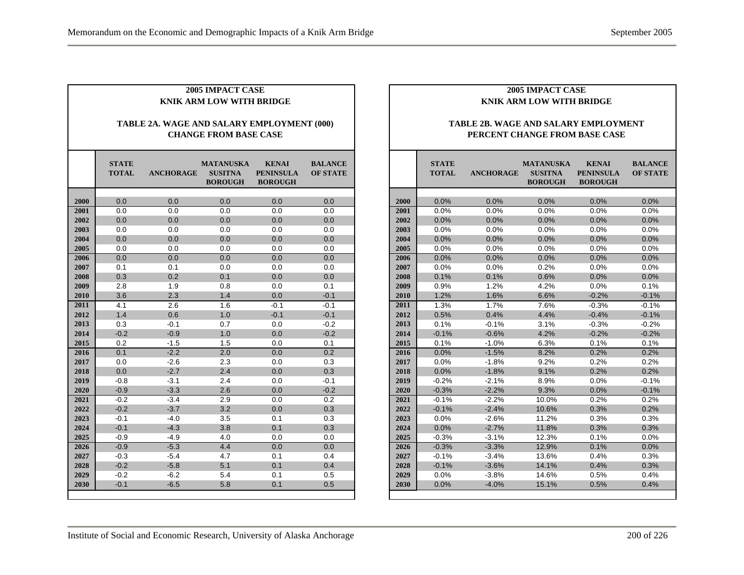**2005 IMPACT CASE**
**KNIK ARM LOW WITH BRIDGE**

**TABLE 2A. WAGE AND SALARY EMPLOYMENT (000)**
**CHANGE FROM BASE CASE**

| | STATE TOTAL | ANCHORAGE | MATANUSKA SUSITNA BOROUGH | KENAI PENINSULA BOROUGH | BALANCE OF STATE |
|---|---|---|---|---|---|
| 2000 | 0.0 | 0.0 | 0.0 | 0.0 | 0.0 |
| 2001 | 0.0 | 0.0 | 0.0 | 0.0 | 0.0 |
| 2002 | 0.0 | 0.0 | 0.0 | 0.0 | 0.0 |
| 2003 | 0.0 | 0.0 | 0.0 | 0.0 | 0.0 |
| 2004 | 0.0 | 0.0 | 0.0 | 0.0 | 0.0 |
| 2005 | 0.0 | 0.0 | 0.0 | 0.0 | 0.0 |
| 2006 | 0.0 | 0.0 | 0.0 | 0.0 | 0.0 |
| 2007 | 0.1 | 0.1 | 0.0 | 0.0 | 0.0 |
| 2008 | 0.3 | 0.2 | 0.1 | 0.0 | 0.0 |
| 2009 | 2.8 | 1.9 | 0.8 | 0.0 | 0.1 |
| 2010 | 3.6 | 2.3 | 1.4 | 0.0 | -0.1 |
| 2011 | 4.1 | 2.6 | 1.6 | -0.1 | -0.1 |
| 2012 | 1.4 | 0.6 | 1.0 | -0.1 | -0.1 |
| 2013 | 0.3 | -0.1 | 0.7 | 0.0 | -0.2 |
| 2014 | -0.2 | -0.9 | 1.0 | 0.0 | -0.2 |
| 2015 | 0.2 | -1.5 | 1.5 | 0.0 | 0.1 |
| 2016 | 0.1 | -2.2 | 2.0 | 0.0 | 0.2 |
| 2017 | 0.0 | -2.6 | 2.3 | 0.0 | 0.3 |
| 2018 | 0.0 | -2.7 | 2.4 | 0.0 | 0.3 |
| 2019 | -0.8 | -3.1 | 2.4 | 0.0 | -0.1 |
| 2020 | -0.9 | -3.3 | 2.6 | 0.0 | -0.2 |
| 2021 | -0.2 | -3.4 | 2.9 | 0.0 | 0.2 |
| 2022 | -0.2 | -3.7 | 3.2 | 0.0 | 0.3 |
| 2023 | -0.1 | -4.0 | 3.5 | 0.1 | 0.3 |
| 2024 | -0.1 | -4.3 | 3.8 | 0.1 | 0.3 |
| 2025 | -0.9 | -4.9 | 4.0 | 0.0 | 0.0 |
| 2026 | -0.9 | -5.3 | 4.4 | 0.0 | 0.0 |
| 2027 | -0.3 | -5.4 | 4.7 | 0.1 | 0.4 |
| 2028 | -0.2 | -5.8 | 5.1 | 0.1 | 0.4 |
| 2029 | -0.2 | -6.2 | 5.4 | 0.1 | 0.5 |
| 2030 | -0.1 | -6.5 | 5.8 | 0.1 | 0.5 |

**2005 IMPACT CASE**
**KNIK ARM LOW WITH BRIDGE**

**TABLE 2B. WAGE AND SALARY EMPLOYMENT**
**PERCENT CHANGE FROM BASE CASE**

| | STATE TOTAL | ANCHORAGE | MATANUSKA SUSITNA BOROUGH | KENAI PENINSULA BOROUGH | BALANCE OF STATE |
|---|---|---|---|---|---|
| 2000 | 0.0% | 0.0% | 0.0% | 0.0% | 0.0% |
| 2001 | 0.0% | 0.0% | 0.0% | 0.0% | 0.0% |
| 2002 | 0.0% | 0.0% | 0.0% | 0.0% | 0.0% |
| 2003 | 0.0% | 0.0% | 0.0% | 0.0% | 0.0% |
| 2004 | 0.0% | 0.0% | 0.0% | 0.0% | 0.0% |
| 2005 | 0.0% | 0.0% | 0.0% | 0.0% | 0.0% |
| 2006 | 0.0% | 0.0% | 0.0% | 0.0% | 0.0% |
| 2007 | 0.0% | 0.0% | 0.2% | 0.0% | 0.0% |
| 2008 | 0.1% | 0.1% | 0.6% | 0.0% | 0.0% |
| 2009 | 0.9% | 1.2% | 4.2% | 0.0% | 0.1% |
| 2010 | 1.2% | 1.6% | 6.6% | -0.2% | -0.1% |
| 2011 | 1.3% | 1.7% | 7.6% | -0.3% | -0.1% |
| 2012 | 0.5% | 0.4% | 4.4% | -0.4% | -0.1% |
| 2013 | 0.1% | -0.1% | 3.1% | -0.3% | -0.2% |
| 2014 | -0.1% | -0.6% | 4.2% | -0.2% | -0.2% |
| 2015 | 0.1% | -1.0% | 6.3% | 0.1% | 0.1% |
| 2016 | 0.0% | -1.5% | 8.2% | 0.2% | 0.2% |
| 2017 | 0.0% | -1.8% | 9.2% | 0.2% | 0.2% |
| 2018 | 0.0% | -1.8% | 9.1% | 0.2% | 0.2% |
| 2019 | -0.2% | -2.1% | 8.9% | 0.0% | -0.1% |
| 2020 | -0.3% | -2.2% | 9.3% | 0.0% | -0.1% |
| 2021 | -0.1% | -2.2% | 10.0% | 0.2% | 0.2% |
| 2022 | -0.1% | -2.4% | 10.6% | 0.3% | 0.2% |
| 2023 | 0.0% | -2.6% | 11.2% | 0.3% | 0.3% |
| 2024 | 0.0% | -2.7% | 11.8% | 0.3% | 0.3% |
| 2025 | -0.3% | -3.1% | 12.3% | 0.1% | 0.0% |
| 2026 | -0.3% | -3.3% | 12.9% | 0.1% | 0.0% |
| 2027 | -0.1% | -3.4% | 13.6% | 0.4% | 0.3% |
| 2028 | -0.1% | -3.6% | 14.1% | 0.4% | 0.3% |
| 2029 | 0.0% | -3.8% | 14.6% | 0.5% | 0.4% |
| 2030 | 0.0% | -4.0% | 15.1% | 0.5% | 0.4% |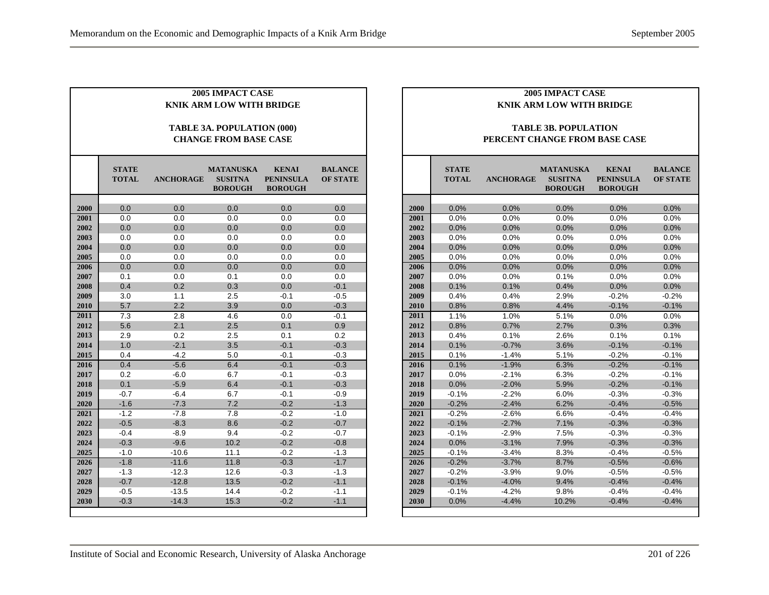**2005 IMPACT CASE**
**KNIK ARM LOW WITH BRIDGE**

**TABLE 3A. POPULATION (000)**
**CHANGE FROM BASE CASE**

| | STATE TOTAL | ANCHORAGE | MATANUSKA SUSITNA BOROUGH | KENAI PENINSULA BOROUGH | BALANCE OF STATE |
|---|---|---|---|---|---|
| 2000 | 0.0 | 0.0 | 0.0 | 0.0 | 0.0 |
| 2001 | 0.0 | 0.0 | 0.0 | 0.0 | 0.0 |
| 2002 | 0.0 | 0.0 | 0.0 | 0.0 | 0.0 |
| 2003 | 0.0 | 0.0 | 0.0 | 0.0 | 0.0 |
| 2004 | 0.0 | 0.0 | 0.0 | 0.0 | 0.0 |
| 2005 | 0.0 | 0.0 | 0.0 | 0.0 | 0.0 |
| 2006 | 0.0 | 0.0 | 0.0 | 0.0 | 0.0 |
| 2007 | 0.1 | 0.0 | 0.1 | 0.0 | 0.0 |
| 2008 | 0.4 | 0.2 | 0.3 | 0.0 | -0.1 |
| 2009 | 3.0 | 1.1 | 2.5 | -0.1 | -0.5 |
| 2010 | 5.7 | 2.2 | 3.9 | 0.0 | -0.3 |
| 2011 | 7.3 | 2.8 | 4.6 | 0.0 | -0.1 |
| 2012 | 5.6 | 2.1 | 2.5 | 0.1 | 0.9 |
| 2013 | 2.9 | 0.2 | 2.5 | 0.1 | 0.2 |
| 2014 | 1.0 | -2.1 | 3.5 | -0.1 | -0.3 |
| 2015 | 0.4 | -4.2 | 5.0 | -0.1 | -0.3 |
| 2016 | 0.4 | -5.6 | 6.4 | -0.1 | -0.3 |
| 2017 | 0.2 | -6.0 | 6.7 | -0.1 | -0.3 |
| 2018 | 0.1 | -5.9 | 6.4 | -0.1 | -0.3 |
| 2019 | -0.7 | -6.4 | 6.7 | -0.1 | -0.9 |
| 2020 | -1.6 | -7.3 | 7.2 | -0.2 | -1.3 |
| 2021 | -1.2 | -7.8 | 7.8 | -0.2 | -1.0 |
| 2022 | -0.5 | -8.3 | 8.6 | -0.2 | -0.7 |
| 2023 | -0.4 | -8.9 | 9.4 | -0.2 | -0.7 |
| 2024 | -0.3 | -9.6 | 10.2 | -0.2 | -0.8 |
| 2025 | -1.0 | -10.6 | 11.1 | -0.2 | -1.3 |
| 2026 | -1.8 | -11.6 | 11.8 | -0.3 | -1.7 |
| 2027 | -1.3 | -12.3 | 12.6 | -0.3 | -1.3 |
| 2028 | -0.7 | -12.8 | 13.5 | -0.2 | -1.1 |
| 2029 | -0.5 | -13.5 | 14.4 | -0.2 | -1.1 |
| 2030 | -0.3 | -14.3 | 15.3 | -0.2 | -1.1 |

**2005 IMPACT CASE**
**KNIK ARM LOW WITH BRIDGE**

**TABLE 3B. POPULATION**
**PERCENT CHANGE FROM BASE CASE**

| | STATE TOTAL | ANCHORAGE | MATANUSKA SUSITNA BOROUGH | KENAI PENINSULA BOROUGH | BALANCE OF STATE |
|---|---|---|---|---|---|
| 2000 | 0.0% | 0.0% | 0.0% | 0.0% | 0.0% |
| 2001 | 0.0% | 0.0% | 0.0% | 0.0% | 0.0% |
| 2002 | 0.0% | 0.0% | 0.0% | 0.0% | 0.0% |
| 2003 | 0.0% | 0.0% | 0.0% | 0.0% | 0.0% |
| 2004 | 0.0% | 0.0% | 0.0% | 0.0% | 0.0% |
| 2005 | 0.0% | 0.0% | 0.0% | 0.0% | 0.0% |
| 2006 | 0.0% | 0.0% | 0.0% | 0.0% | 0.0% |
| 2007 | 0.0% | 0.0% | 0.1% | 0.0% | 0.0% |
| 2008 | 0.1% | 0.1% | 0.4% | 0.0% | 0.0% |
| 2009 | 0.4% | 0.4% | 2.9% | -0.2% | -0.2% |
| 2010 | 0.8% | 0.8% | 4.4% | -0.1% | -0.1% |
| 2011 | 1.1% | 1.0% | 5.1% | 0.0% | 0.0% |
| 2012 | 0.8% | 0.7% | 2.7% | 0.3% | 0.3% |
| 2013 | 0.4% | 0.1% | 2.6% | 0.1% | 0.1% |
| 2014 | 0.1% | -0.7% | 3.6% | -0.1% | -0.1% |
| 2015 | 0.1% | -1.4% | 5.1% | -0.2% | -0.1% |
| 2016 | 0.1% | -1.9% | 6.3% | -0.2% | -0.1% |
| 2017 | 0.0% | -2.1% | 6.3% | -0.2% | -0.1% |
| 2018 | 0.0% | -2.0% | 5.9% | -0.2% | -0.1% |
| 2019 | -0.1% | -2.2% | 6.0% | -0.3% | -0.3% |
| 2020 | -0.2% | -2.4% | 6.2% | -0.4% | -0.5% |
| 2021 | -0.2% | -2.6% | 6.6% | -0.4% | -0.4% |
| 2022 | -0.1% | -2.7% | 7.1% | -0.3% | -0.3% |
| 2023 | -0.1% | -2.9% | 7.5% | -0.3% | -0.3% |
| 2024 | 0.0% | -3.1% | 7.9% | -0.3% | -0.3% |
| 2025 | -0.1% | -3.4% | 8.3% | -0.4% | -0.5% |
| 2026 | -0.2% | -3.7% | 8.7% | -0.5% | -0.6% |
| 2027 | -0.2% | -3.9% | 9.0% | -0.5% | -0.5% |
| 2028 | -0.1% | -4.0% | 9.4% | -0.4% | -0.4% |
| 2029 | -0.1% | -4.2% | 9.8% | -0.4% | -0.4% |
| 2030 | 0.0% | -4.4% | 10.2% | -0.4% | -0.4% |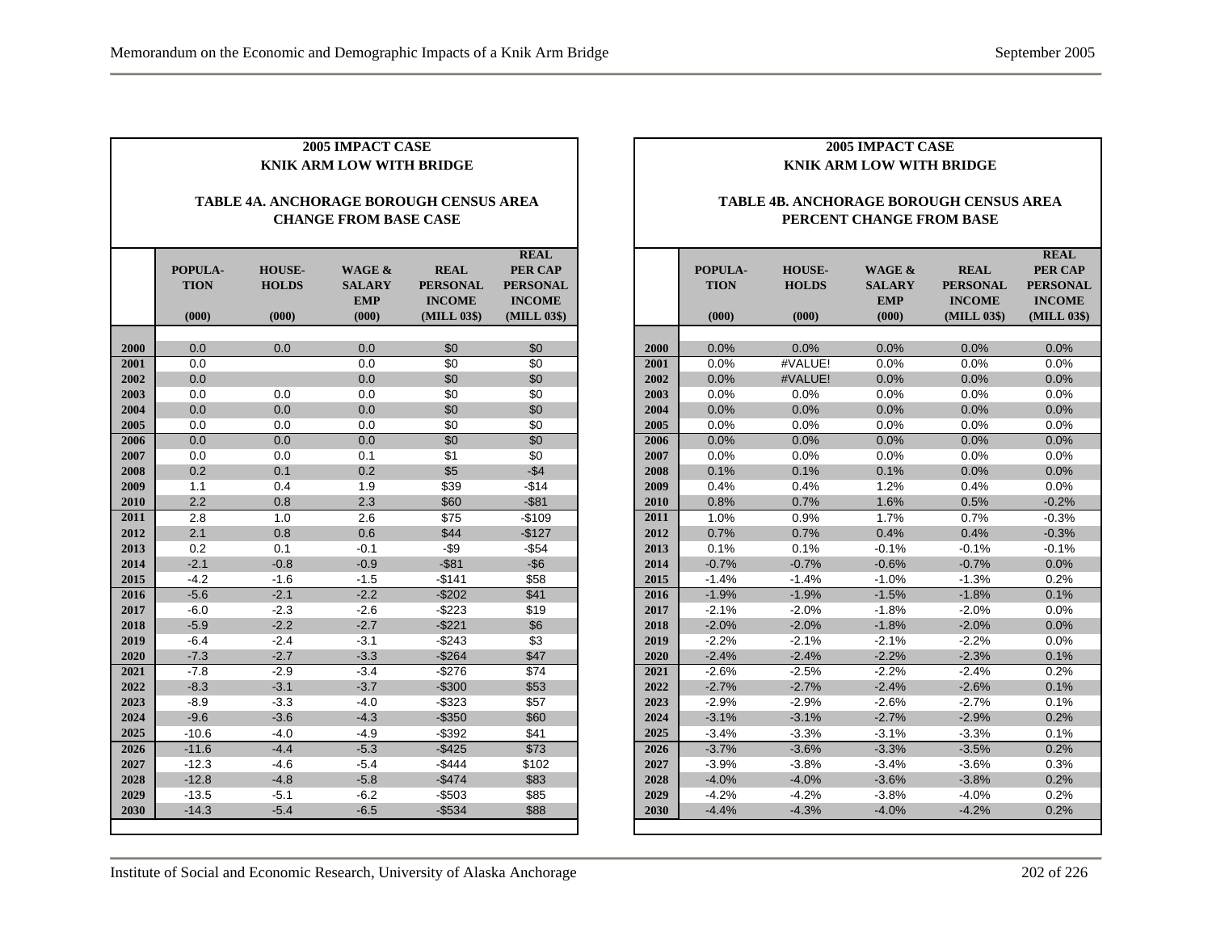**2005 IMPACT CASE**
**KNIK ARM LOW WITH BRIDGE**

**TABLE 4A. ANCHORAGE BOROUGH CENSUS AREA CHANGE FROM BASE CASE**

| | POPULA-TION (000) | HOUSE-HOLDS (000) | WAGE & SALARY EMP (000) | REAL PERSONAL INCOME (MILL 03$) | REAL PER CAP PERSONAL INCOME (MILL 03$) |
|---|---|---|---|---|---|
| 2000 | 0.0 | 0.0 | 0.0 | $0 | $0 |
| 2001 | 0.0 | | 0.0 | $0 | $0 |
| 2002 | 0.0 | | 0.0 | $0 | $0 |
| 2003 | 0.0 | 0.0 | 0.0 | $0 | $0 |
| 2004 | 0.0 | 0.0 | 0.0 | $0 | $0 |
| 2005 | 0.0 | 0.0 | 0.0 | $0 | $0 |
| 2006 | 0.0 | 0.0 | 0.0 | $0 | $0 |
| 2007 | 0.0 | 0.0 | 0.1 | $1 | $0 |
| 2008 | 0.2 | 0.1 | 0.2 | $5 | -$4 |
| 2009 | 1.1 | 0.4 | 1.9 | $39 | -$14 |
| 2010 | 2.2 | 0.8 | 2.3 | $60 | -$81 |
| 2011 | 2.8 | 1.0 | 2.6 | $75 | -$109 |
| 2012 | 2.1 | 0.8 | 0.6 | $44 | -$127 |
| 2013 | 0.2 | 0.1 | -0.1 | -$9 | -$54 |
| 2014 | -2.1 | -0.8 | -0.9 | -$81 | -$6 |
| 2015 | -4.2 | -1.6 | -1.5 | -$141 | $58 |
| 2016 | -5.6 | -2.1 | -2.2 | -$202 | $41 |
| 2017 | -6.0 | -2.3 | -2.6 | -$223 | $19 |
| 2018 | -5.9 | -2.2 | -2.7 | -$221 | $6 |
| 2019 | -6.4 | -2.4 | -3.1 | -$243 | $3 |
| 2020 | -7.3 | -2.7 | -3.3 | -$264 | $47 |
| 2021 | -7.8 | -2.9 | -3.4 | -$276 | $74 |
| 2022 | -8.3 | -3.1 | -3.7 | -$300 | $53 |
| 2023 | -8.9 | -3.3 | -4.0 | -$323 | $57 |
| 2024 | -9.6 | -3.6 | -4.3 | -$350 | $60 |
| 2025 | -10.6 | -4.0 | -4.9 | -$392 | $41 |
| 2026 | -11.6 | -4.4 | -5.3 | -$425 | $73 |
| 2027 | -12.3 | -4.6 | -5.4 | -$444 | $102 |
| 2028 | -12.8 | -4.8 | -5.8 | -$474 | $83 |
| 2029 | -13.5 | -5.1 | -6.2 | -$503 | $85 |
| 2030 | -14.3 | -5.4 | -6.5 | -$534 | $88 |

**2005 IMPACT CASE**
**KNIK ARM LOW WITH BRIDGE**

**TABLE 4B. ANCHORAGE BOROUGH CENSUS AREA PERCENT CHANGE FROM BASE**

| | POPULA-TION (000) | HOUSE-HOLDS (000) | WAGE & SALARY EMP (000) | REAL PERSONAL INCOME (MILL 03$) | REAL PER CAP PERSONAL INCOME (MILL 03$) |
|---|---|---|---|---|---|
| 2000 | 0.0% | 0.0% | 0.0% | 0.0% | 0.0% |
| 2001 | 0.0% | #VALUE! | 0.0% | 0.0% | 0.0% |
| 2002 | 0.0% | #VALUE! | 0.0% | 0.0% | 0.0% |
| 2003 | 0.0% | 0.0% | 0.0% | 0.0% | 0.0% |
| 2004 | 0.0% | 0.0% | 0.0% | 0.0% | 0.0% |
| 2005 | 0.0% | 0.0% | 0.0% | 0.0% | 0.0% |
| 2006 | 0.0% | 0.0% | 0.0% | 0.0% | 0.0% |
| 2007 | 0.0% | 0.0% | 0.0% | 0.0% | 0.0% |
| 2008 | 0.1% | 0.1% | 0.1% | 0.0% | 0.0% |
| 2009 | 0.4% | 0.4% | 1.2% | 0.4% | 0.0% |
| 2010 | 0.8% | 0.7% | 1.6% | 0.5% | -0.2% |
| 2011 | 1.0% | 0.9% | 1.7% | 0.7% | -0.3% |
| 2012 | 0.7% | 0.7% | 0.4% | 0.4% | -0.3% |
| 2013 | 0.1% | 0.1% | -0.1% | -0.1% | -0.1% |
| 2014 | -0.7% | -0.7% | -0.6% | -0.7% | 0.0% |
| 2015 | -1.4% | -1.4% | -1.0% | -1.3% | 0.2% |
| 2016 | -1.9% | -1.9% | -1.5% | -1.8% | 0.1% |
| 2017 | -2.1% | -2.0% | -1.8% | -2.0% | 0.0% |
| 2018 | -2.0% | -2.0% | -1.8% | -2.0% | 0.0% |
| 2019 | -2.2% | -2.1% | -2.1% | -2.2% | 0.0% |
| 2020 | -2.4% | -2.4% | -2.2% | -2.3% | 0.1% |
| 2021 | -2.6% | -2.5% | -2.2% | -2.4% | 0.2% |
| 2022 | -2.7% | -2.7% | -2.4% | -2.6% | 0.1% |
| 2023 | -2.9% | -2.9% | -2.6% | -2.7% | 0.1% |
| 2024 | -3.1% | -3.1% | -2.7% | -2.9% | 0.2% |
| 2025 | -3.4% | -3.3% | -3.1% | -3.3% | 0.1% |
| 2026 | -3.7% | -3.6% | -3.3% | -3.5% | 0.2% |
| 2027 | -3.9% | -3.8% | -3.4% | -3.6% | 0.3% |
| 2028 | -4.0% | -4.0% | -3.6% | -3.8% | 0.2% |
| 2029 | -4.2% | -4.2% | -3.8% | -4.0% | 0.2% |
| 2030 | -4.4% | -4.3% | -4.0% | -4.2% | 0.2% |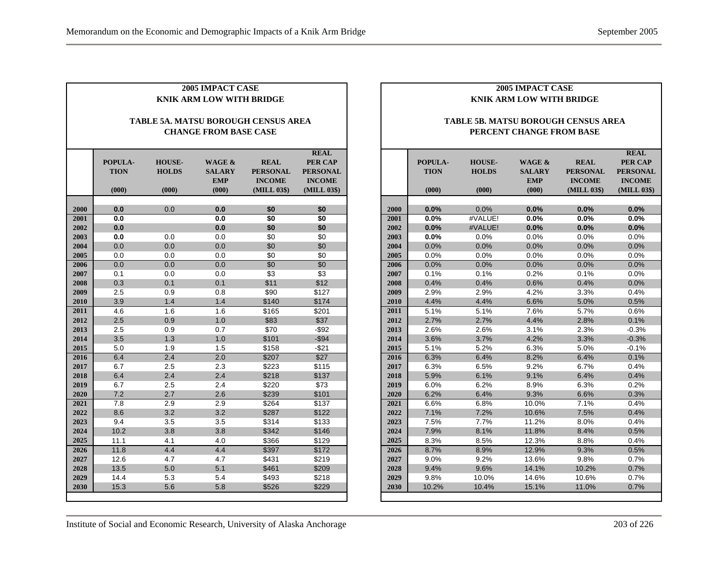**2005 IMPACT CASE**
**KNIK ARM LOW WITH BRIDGE**

**TABLE 5A. MATSU BOROUGH CENSUS AREA**
**CHANGE FROM BASE CASE**

| | POPULA-TION (000) | HOUSE-HOLDS (000) | WAGE & SALARY EMP (000) | REAL PERSONAL INCOME (MILL 03$) | REAL PER CAP PERSONAL INCOME (MILL 03$) |
|---|---|---|---|---|---|
| 2000 | **0.0** | 0.0 | **0.0** | **$0** | **$0** |
| 2001 | **0.0** | | **0.0** | **$0** | **$0** |
| 2002 | **0.0** | | **0.0** | **$0** | **$0** |
| 2003 | **0.0** | 0.0 | 0.0 | $0 | $0 |
| 2004 | 0.0 | 0.0 | 0.0 | $0 | $0 |
| 2005 | 0.0 | 0.0 | 0.0 | $0 | $0 |
| 2006 | 0.0 | 0.0 | 0.0 | $0 | $0 |
| 2007 | 0.1 | 0.0 | 0.0 | $3 | $3 |
| 2008 | 0.3 | 0.1 | 0.1 | $11 | $12 |
| 2009 | 2.5 | 0.9 | 0.8 | $90 | $127 |
| 2010 | 3.9 | 1.4 | 1.4 | $140 | $174 |
| 2011 | 4.6 | 1.6 | 1.6 | $165 | $201 |
| 2012 | 2.5 | 0.9 | 1.0 | $83 | $37 |
| 2013 | 2.5 | 0.9 | 0.7 | $70 | -$92 |
| 2014 | 3.5 | 1.3 | 1.0 | $101 | -$94 |
| 2015 | 5.0 | 1.9 | 1.5 | $158 | -$21 |
| 2016 | 6.4 | 2.4 | 2.0 | $207 | $27 |
| 2017 | 6.7 | 2.5 | 2.3 | $223 | $115 |
| 2018 | 6.4 | 2.4 | 2.4 | $218 | $137 |
| 2019 | 6.7 | 2.5 | 2.4 | $220 | $73 |
| 2020 | 7.2 | 2.7 | 2.6 | $239 | $101 |
| 2021 | 7.8 | 2.9 | 2.9 | $264 | $137 |
| 2022 | 8.6 | 3.2 | 3.2 | $287 | $122 |
| 2023 | 9.4 | 3.5 | 3.5 | $314 | $133 |
| 2024 | 10.2 | 3.8 | 3.8 | $342 | $146 |
| 2025 | 11.1 | 4.1 | 4.0 | $366 | $129 |
| 2026 | 11.8 | 4.4 | 4.4 | $397 | $172 |
| 2027 | 12.6 | 4.7 | 4.7 | $431 | $219 |
| 2028 | 13.5 | 5.0 | 5.1 | $461 | $209 |
| 2029 | 14.4 | 5.3 | 5.4 | $493 | $218 |
| 2030 | 15.3 | 5.6 | 5.8 | $526 | $229 |

**2005 IMPACT CASE**
**KNIK ARM LOW WITH BRIDGE**

**TABLE 5B. MATSU BOROUGH CENSUS AREA**
**PERCENT CHANGE FROM BASE**

| | POPULA-TION (000) | HOUSE-HOLDS (000) | WAGE & SALARY EMP (000) | REAL PERSONAL INCOME (MILL 03$) | REAL PER CAP PERSONAL INCOME (MILL 03$) |
|---|---|---|---|---|---|
| 2000 | **0.0%** | 0.0% | **0.0%** | **0.0%** | **0.0%** |
| 2001 | **0.0%** | #VALUE! | **0.0%** | **0.0%** | **0.0%** |
| 2002 | **0.0%** | #VALUE! | **0.0%** | **0.0%** | **0.0%** |
| 2003 | **0.0%** | 0.0% | 0.0% | 0.0% | 0.0% |
| 2004 | 0.0% | 0.0% | 0.0% | 0.0% | 0.0% |
| 2005 | 0.0% | 0.0% | 0.0% | 0.0% | 0.0% |
| 2006 | 0.0% | 0.0% | 0.0% | 0.0% | 0.0% |
| 2007 | 0.1% | 0.1% | 0.2% | 0.1% | 0.0% |
| 2008 | 0.4% | 0.4% | 0.6% | 0.4% | 0.0% |
| 2009 | 2.9% | 2.9% | 4.2% | 3.3% | 0.4% |
| 2010 | 4.4% | 4.4% | 6.6% | 5.0% | 0.5% |
| 2011 | 5.1% | 5.1% | 7.6% | 5.7% | 0.6% |
| 2012 | 2.7% | 2.7% | 4.4% | 2.8% | 0.1% |
| 2013 | 2.6% | 2.6% | 3.1% | 2.3% | -0.3% |
| 2014 | 3.6% | 3.7% | 4.2% | 3.3% | -0.3% |
| 2015 | 5.1% | 5.2% | 6.3% | 5.0% | -0.1% |
| 2016 | 6.3% | 6.4% | 8.2% | 6.4% | 0.1% |
| 2017 | 6.3% | 6.5% | 9.2% | 6.7% | 0.4% |
| 2018 | 5.9% | 6.1% | 9.1% | 6.4% | 0.4% |
| 2019 | 6.0% | 6.2% | 8.9% | 6.3% | 0.2% |
| 2020 | 6.2% | 6.4% | 9.3% | 6.6% | 0.3% |
| 2021 | 6.6% | 6.8% | 10.0% | 7.1% | 0.4% |
| 2022 | 7.1% | 7.2% | 10.6% | 7.5% | 0.4% |
| 2023 | 7.5% | 7.7% | 11.2% | 8.0% | 0.4% |
| 2024 | 7.9% | 8.1% | 11.8% | 8.4% | 0.5% |
| 2025 | 8.3% | 8.5% | 12.3% | 8.8% | 0.4% |
| 2026 | 8.7% | 8.9% | 12.9% | 9.3% | 0.5% |
| 2027 | 9.0% | 9.2% | 13.6% | 9.8% | 0.7% |
| 2028 | 9.4% | 9.6% | 14.1% | 10.2% | 0.7% |
| 2029 | 9.8% | 10.0% | 14.6% | 10.6% | 0.7% |
| 2030 | 10.2% | 10.4% | 15.1% | 11.0% | 0.7% |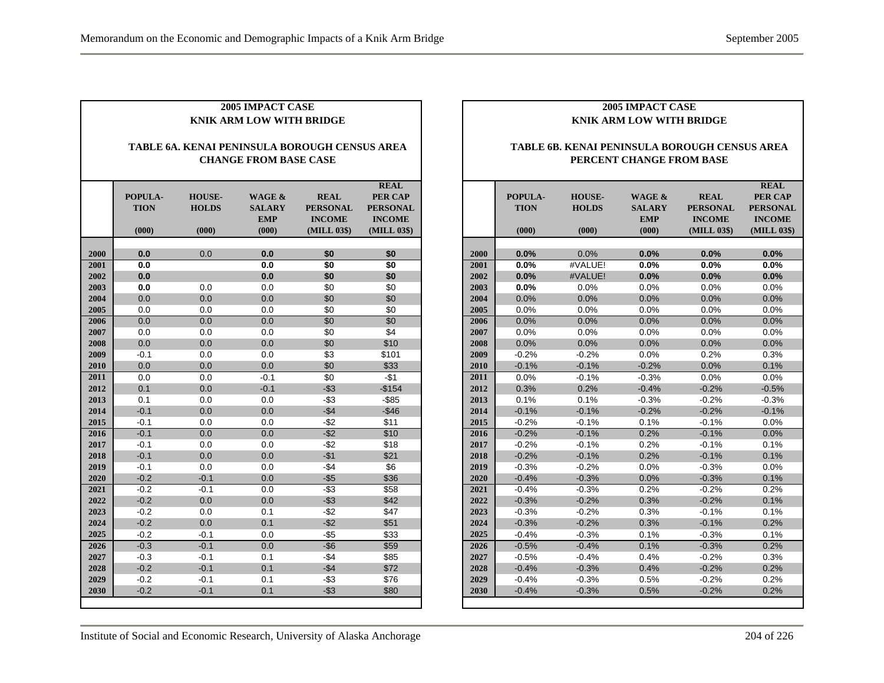### 2005 IMPACT CASE
### KNIK ARM LOW WITH BRIDGE

#### TABLE 6A. KENAI PENINSULA BOROUGH CENSUS AREA CHANGE FROM BASE CASE

| | POPULA-TION (000) | HOUSE-HOLDS (000) | WAGE & SALARY EMP (000) | REAL PERSONAL INCOME (MILL 03$) | REAL PER CAP PERSONAL INCOME (MILL 03$) |
|---|---|---|---|---|---|
| 2000 | **0.0** | 0.0 | **0.0** | **$0** | **$0** |
| 2001 | **0.0** | | **0.0** | **$0** | **$0** |
| 2002 | **0.0** | | **0.0** | **$0** | **$0** |
| 2003 | **0.0** | 0.0 | 0.0 | $0 | $0 |
| 2004 | 0.0 | 0.0 | 0.0 | $0 | $0 |
| 2005 | 0.0 | 0.0 | 0.0 | $0 | $0 |
| 2006 | 0.0 | 0.0 | 0.0 | $0 | $0 |
| 2007 | 0.0 | 0.0 | 0.0 | $0 | $4 |
| 2008 | 0.0 | 0.0 | 0.0 | $0 | $10 |
| 2009 | -0.1 | 0.0 | 0.0 | $3 | $101 |
| 2010 | 0.0 | 0.0 | 0.0 | $0 | $33 |
| 2011 | 0.0 | 0.0 | -0.1 | $0 | -$1 |
| 2012 | 0.1 | 0.0 | -0.1 | -$3 | -$154 |
| 2013 | 0.1 | 0.0 | 0.0 | -$3 | -$85 |
| 2014 | -0.1 | 0.0 | 0.0 | -$4 | -$46 |
| 2015 | -0.1 | 0.0 | 0.0 | -$2 | $11 |
| 2016 | -0.1 | 0.0 | 0.0 | -$2 | $10 |
| 2017 | -0.1 | 0.0 | 0.0 | -$2 | $18 |
| 2018 | -0.1 | 0.0 | 0.0 | -$1 | $21 |
| 2019 | -0.1 | 0.0 | 0.0 | -$4 | $6 |
| 2020 | -0.2 | -0.1 | 0.0 | -$5 | $36 |
| 2021 | -0.2 | -0.1 | 0.0 | -$3 | $58 |
| 2022 | -0.2 | 0.0 | 0.0 | -$3 | $42 |
| 2023 | -0.2 | 0.0 | 0.1 | -$2 | $47 |
| 2024 | -0.2 | 0.0 | 0.1 | -$2 | $51 |
| 2025 | -0.2 | -0.1 | 0.0 | -$5 | $33 |
| 2026 | -0.3 | -0.1 | 0.0 | -$6 | $59 |
| 2027 | -0.3 | -0.1 | 0.1 | -$4 | $85 |
| 2028 | -0.2 | -0.1 | 0.1 | -$4 | $72 |
| 2029 | -0.2 | -0.1 | 0.1 | -$3 | $76 |
| 2030 | -0.2 | -0.1 | 0.1 | -$3 | $80 |

### 2005 IMPACT CASE
### KNIK ARM LOW WITH BRIDGE

#### TABLE 6B. KENAI PENINSULA BOROUGH CENSUS AREA PERCENT CHANGE FROM BASE

| | POPULA-TION (000) | HOUSE-HOLDS (000) | WAGE & SALARY EMP (000) | REAL PERSONAL INCOME (MILL 03$) | REAL PER CAP PERSONAL INCOME (MILL 03$) |
|---|---|---|---|---|---|
| 2000 | **0.0%** | 0.0% | **0.0%** | **0.0%** | **0.0%** |
| 2001 | **0.0%** | #VALUE! | **0.0%** | **0.0%** | **0.0%** |
| 2002 | **0.0%** | #VALUE! | **0.0%** | **0.0%** | **0.0%** |
| 2003 | **0.0%** | 0.0% | 0.0% | 0.0% | 0.0% |
| 2004 | 0.0% | 0.0% | 0.0% | 0.0% | 0.0% |
| 2005 | 0.0% | 0.0% | 0.0% | 0.0% | 0.0% |
| 2006 | 0.0% | 0.0% | 0.0% | 0.0% | 0.0% |
| 2007 | 0.0% | 0.0% | 0.0% | 0.0% | 0.0% |
| 2008 | 0.0% | 0.0% | 0.0% | 0.0% | 0.0% |
| 2009 | -0.2% | -0.2% | 0.0% | 0.2% | 0.3% |
| 2010 | -0.1% | -0.1% | -0.2% | 0.0% | 0.1% |
| 2011 | 0.0% | -0.1% | -0.3% | 0.0% | 0.0% |
| 2012 | 0.3% | 0.2% | -0.4% | -0.2% | -0.5% |
| 2013 | 0.1% | 0.1% | -0.3% | -0.2% | -0.3% |
| 2014 | -0.1% | -0.1% | -0.2% | -0.2% | -0.1% |
| 2015 | -0.2% | -0.1% | 0.1% | -0.1% | 0.0% |
| 2016 | -0.2% | -0.1% | 0.2% | -0.1% | 0.0% |
| 2017 | -0.2% | -0.1% | 0.2% | -0.1% | 0.1% |
| 2018 | -0.2% | -0.1% | 0.2% | -0.1% | 0.1% |
| 2019 | -0.3% | -0.2% | 0.0% | -0.3% | 0.0% |
| 2020 | -0.4% | -0.3% | 0.0% | -0.3% | 0.1% |
| 2021 | -0.4% | -0.3% | 0.2% | -0.2% | 0.2% |
| 2022 | -0.3% | -0.2% | 0.3% | -0.2% | 0.1% |
| 2023 | -0.3% | -0.2% | 0.3% | -0.1% | 0.1% |
| 2024 | -0.3% | -0.2% | 0.3% | -0.1% | 0.2% |
| 2025 | -0.4% | -0.3% | 0.1% | -0.3% | 0.1% |
| 2026 | -0.5% | -0.4% | 0.1% | -0.3% | 0.2% |
| 2027 | -0.5% | -0.4% | 0.4% | -0.2% | 0.3% |
| 2028 | -0.4% | -0.3% | 0.4% | -0.2% | 0.2% |
| 2029 | -0.4% | -0.3% | 0.5% | -0.2% | 0.2% |
| 2030 | -0.4% | -0.3% | 0.5% | -0.2% | 0.2% |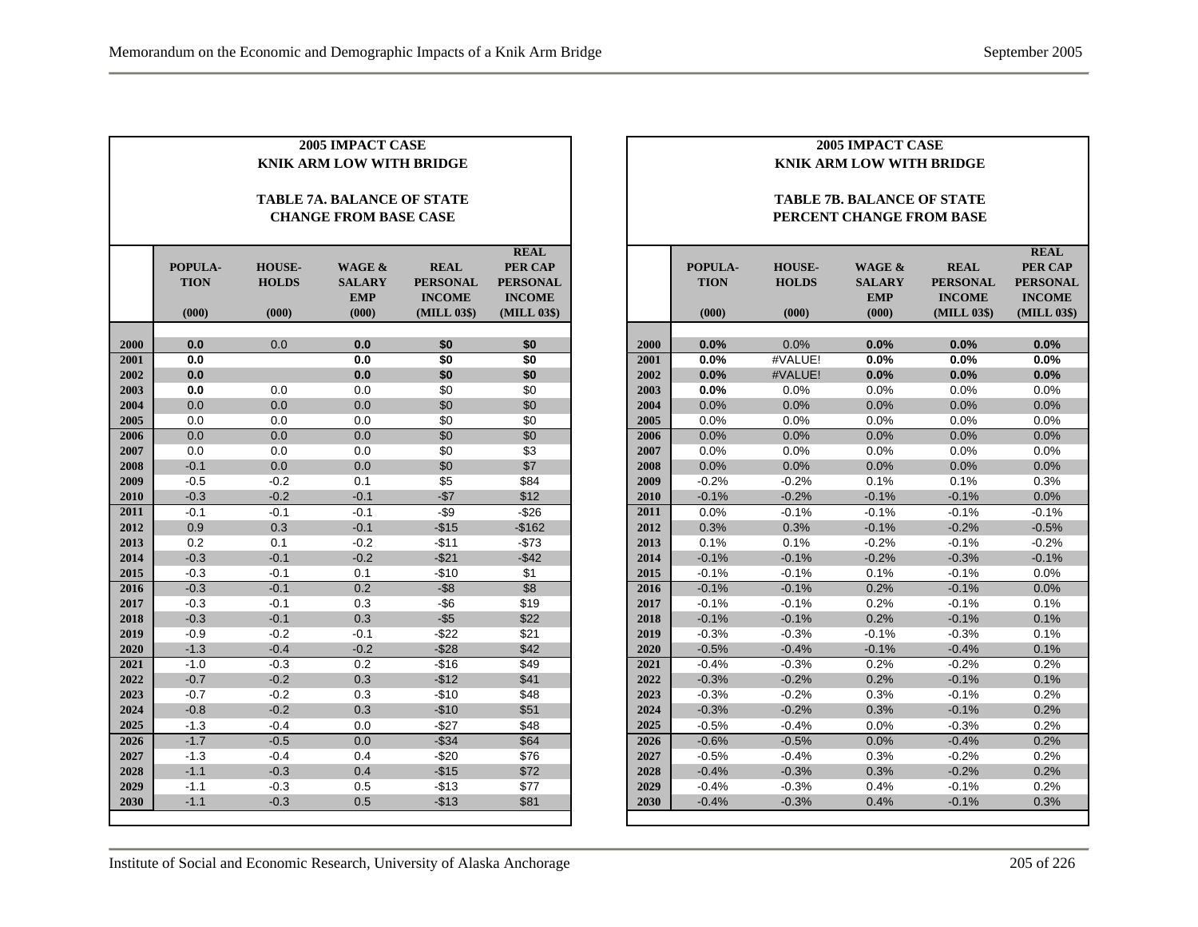**2005 IMPACT CASE**
**KNIK ARM LOW WITH BRIDGE**

**TABLE 7A. BALANCE OF STATE**
**CHANGE FROM BASE CASE**

| | POPULA-TION (000) | HOUSE-HOLDS (000) | WAGE & SALARY EMP (000) | REAL PERSONAL INCOME (MILL 03$) | REAL PER CAP PERSONAL INCOME (MILL 03$) |
|---|---|---|---|---|---|
| 2000 | **0.0** | 0.0 | **0.0** | **$0** | **$0** |
| 2001 | **0.0** | | **0.0** | **$0** | **$0** |
| 2002 | **0.0** | | **0.0** | **$0** | **$0** |
| 2003 | **0.0** | 0.0 | 0.0 | $0 | $0 |
| 2004 | 0.0 | 0.0 | 0.0 | $0 | $0 |
| 2005 | 0.0 | 0.0 | 0.0 | $0 | $0 |
| 2006 | 0.0 | 0.0 | 0.0 | $0 | $0 |
| 2007 | 0.0 | 0.0 | 0.0 | $0 | $3 |
| 2008 | -0.1 | 0.0 | 0.0 | $0 | $7 |
| 2009 | -0.5 | -0.2 | 0.1 | $5 | $84 |
| 2010 | -0.3 | -0.2 | -0.1 | -$7 | $12 |
| 2011 | -0.1 | -0.1 | -0.1 | -$9 | -$26 |
| 2012 | 0.9 | 0.3 | -0.1 | -$15 | -$162 |
| 2013 | 0.2 | 0.1 | -0.2 | -$11 | -$73 |
| 2014 | -0.3 | -0.1 | -0.2 | -$21 | -$42 |
| 2015 | -0.3 | -0.1 | 0.1 | -$10 | $1 |
| 2016 | -0.3 | -0.1 | 0.2 | -$8 | $8 |
| 2017 | -0.3 | -0.1 | 0.3 | -$6 | $19 |
| 2018 | -0.3 | -0.1 | 0.3 | -$5 | $22 |
| 2019 | -0.9 | -0.2 | -0.1 | -$22 | $21 |
| 2020 | -1.3 | -0.4 | -0.2 | -$28 | $42 |
| 2021 | -1.0 | -0.3 | 0.2 | -$16 | $49 |
| 2022 | -0.7 | -0.2 | 0.3 | -$12 | $41 |
| 2023 | -0.7 | -0.2 | 0.3 | -$10 | $48 |
| 2024 | -0.8 | -0.2 | 0.3 | -$10 | $51 |
| 2025 | -1.3 | -0.4 | 0.0 | -$27 | $48 |
| 2026 | -1.7 | -0.5 | 0.0 | -$34 | $64 |
| 2027 | -1.3 | -0.4 | 0.4 | -$20 | $76 |
| 2028 | -1.1 | -0.3 | 0.4 | -$15 | $72 |
| 2029 | -1.1 | -0.3 | 0.5 | -$13 | $77 |
| 2030 | -1.1 | -0.3 | 0.5 | -$13 | $81 |

**2005 IMPACT CASE**
**KNIK ARM LOW WITH BRIDGE**

**TABLE 7B. BALANCE OF STATE**
**PERCENT CHANGE FROM BASE**

| | POPULA-TION (000) | HOUSE-HOLDS (000) | WAGE & SALARY EMP (000) | REAL PERSONAL INCOME (MILL 03$) | REAL PER CAP PERSONAL INCOME (MILL 03$) |
|---|---|---|---|---|---|
| 2000 | **0.0%** | 0.0% | **0.0%** | **0.0%** | **0.0%** |
| 2001 | **0.0%** | #VALUE! | **0.0%** | **0.0%** | **0.0%** |
| 2002 | **0.0%** | #VALUE! | **0.0%** | **0.0%** | **0.0%** |
| 2003 | **0.0%** | 0.0% | 0.0% | 0.0% | 0.0% |
| 2004 | 0.0% | 0.0% | 0.0% | 0.0% | 0.0% |
| 2005 | 0.0% | 0.0% | 0.0% | 0.0% | 0.0% |
| 2006 | 0.0% | 0.0% | 0.0% | 0.0% | 0.0% |
| 2007 | 0.0% | 0.0% | 0.0% | 0.0% | 0.0% |
| 2008 | 0.0% | 0.0% | 0.0% | 0.0% | 0.0% |
| 2009 | -0.2% | -0.2% | 0.1% | 0.1% | 0.3% |
| 2010 | -0.1% | -0.2% | -0.1% | -0.1% | 0.0% |
| 2011 | 0.0% | -0.1% | -0.1% | -0.1% | -0.1% |
| 2012 | 0.3% | 0.3% | -0.1% | -0.2% | -0.5% |
| 2013 | 0.1% | 0.1% | -0.2% | -0.1% | -0.2% |
| 2014 | -0.1% | -0.1% | -0.2% | -0.3% | -0.1% |
| 2015 | -0.1% | -0.1% | 0.1% | -0.1% | 0.0% |
| 2016 | -0.1% | -0.1% | 0.2% | -0.1% | 0.0% |
| 2017 | -0.1% | -0.1% | 0.2% | -0.1% | 0.1% |
| 2018 | -0.1% | -0.1% | 0.2% | -0.1% | 0.1% |
| 2019 | -0.3% | -0.3% | -0.1% | -0.3% | 0.1% |
| 2020 | -0.5% | -0.4% | -0.1% | -0.4% | 0.1% |
| 2021 | -0.4% | -0.3% | 0.2% | -0.2% | 0.2% |
| 2022 | -0.3% | -0.2% | 0.2% | -0.1% | 0.1% |
| 2023 | -0.3% | -0.2% | 0.3% | -0.1% | 0.2% |
| 2024 | -0.3% | -0.2% | 0.3% | -0.1% | 0.2% |
| 2025 | -0.5% | -0.4% | 0.0% | -0.3% | 0.2% |
| 2026 | -0.6% | -0.5% | 0.0% | -0.4% | 0.2% |
| 2027 | -0.5% | -0.4% | 0.3% | -0.2% | 0.2% |
| 2028 | -0.4% | -0.3% | 0.3% | -0.2% | 0.2% |
| 2029 | -0.4% | -0.3% | 0.4% | -0.1% | 0.2% |
| 2030 | -0.4% | -0.3% | 0.4% | -0.1% | 0.3% |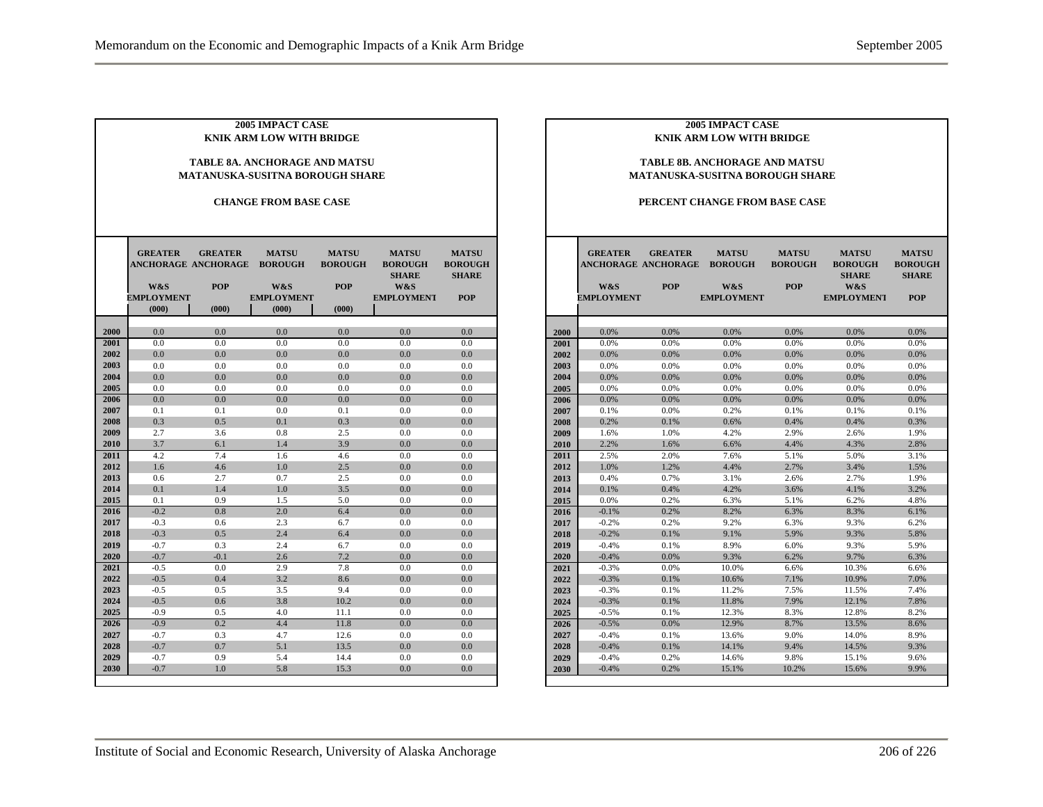**2005 IMPACT CASE**
**KNIK ARM LOW WITH BRIDGE**

**TABLE 8A. ANCHORAGE AND MATSU**
**MATANUSKA-SUSITNA BOROUGH SHARE**

**CHANGE FROM BASE CASE**

| | GREATER ANCHORAGE W&S EMPLOYMENT (000) | GREATER ANCHORAGE POP (000) | MATSU BOROUGH W&S EMPLOYMENT (000) | MATSU BOROUGH POP (000) | MATSU BOROUGH SHARE W&S EMPLOYMENT | MATSU BOROUGH SHARE POP |
|---|---|---|---|---|---|---|
| 2000 | 0.0 | 0.0 | 0.0 | 0.0 | 0.0 | 0.0 |
| 2001 | 0.0 | 0.0 | 0.0 | 0.0 | 0.0 | 0.0 |
| 2002 | 0.0 | 0.0 | 0.0 | 0.0 | 0.0 | 0.0 |
| 2003 | 0.0 | 0.0 | 0.0 | 0.0 | 0.0 | 0.0 |
| 2004 | 0.0 | 0.0 | 0.0 | 0.0 | 0.0 | 0.0 |
| 2005 | 0.0 | 0.0 | 0.0 | 0.0 | 0.0 | 0.0 |
| 2006 | 0.0 | 0.0 | 0.0 | 0.0 | 0.0 | 0.0 |
| 2007 | 0.1 | 0.1 | 0.0 | 0.1 | 0.0 | 0.0 |
| 2008 | 0.3 | 0.5 | 0.1 | 0.3 | 0.0 | 0.0 |
| 2009 | 2.7 | 3.6 | 0.8 | 2.5 | 0.0 | 0.0 |
| 2010 | 3.7 | 6.1 | 1.4 | 3.9 | 0.0 | 0.0 |
| 2011 | 4.2 | 7.4 | 1.6 | 4.6 | 0.0 | 0.0 |
| 2012 | 1.6 | 4.6 | 1.0 | 2.5 | 0.0 | 0.0 |
| 2013 | 0.6 | 2.7 | 0.7 | 2.5 | 0.0 | 0.0 |
| 2014 | 0.1 | 1.4 | 1.0 | 3.5 | 0.0 | 0.0 |
| 2015 | 0.1 | 0.9 | 1.5 | 5.0 | 0.0 | 0.0 |
| 2016 | -0.2 | 0.8 | 2.0 | 6.4 | 0.0 | 0.0 |
| 2017 | -0.3 | 0.6 | 2.3 | 6.7 | 0.0 | 0.0 |
| 2018 | -0.3 | 0.5 | 2.4 | 6.4 | 0.0 | 0.0 |
| 2019 | -0.7 | 0.3 | 2.4 | 6.7 | 0.0 | 0.0 |
| 2020 | -0.7 | -0.1 | 2.6 | 7.2 | 0.0 | 0.0 |
| 2021 | -0.5 | 0.0 | 2.9 | 7.8 | 0.0 | 0.0 |
| 2022 | -0.5 | 0.4 | 3.2 | 8.6 | 0.0 | 0.0 |
| 2023 | -0.5 | 0.5 | 3.5 | 9.4 | 0.0 | 0.0 |
| 2024 | -0.5 | 0.6 | 3.8 | 10.2 | 0.0 | 0.0 |
| 2025 | -0.9 | 0.5 | 4.0 | 11.1 | 0.0 | 0.0 |
| 2026 | -0.9 | 0.2 | 4.4 | 11.8 | 0.0 | 0.0 |
| 2027 | -0.7 | 0.3 | 4.7 | 12.6 | 0.0 | 0.0 |
| 2028 | -0.7 | 0.7 | 5.1 | 13.5 | 0.0 | 0.0 |
| 2029 | -0.7 | 0.9 | 5.4 | 14.4 | 0.0 | 0.0 |
| 2030 | -0.7 | 1.0 | 5.8 | 15.3 | 0.0 | 0.0 |

**2005 IMPACT CASE**
**KNIK ARM LOW WITH BRIDGE**

**TABLE 8B. ANCHORAGE AND MATSU**
**MATANUSKA-SUSITNA BOROUGH SHARE**

**PERCENT CHANGE FROM BASE CASE**

| | GREATER ANCHORAGE W&S EMPLOYMENT | GREATER ANCHORAGE POP | MATSU BOROUGH W&S EMPLOYMENT | MATSU BOROUGH POP | MATSU BOROUGH SHARE W&S EMPLOYMENT | MATSU BOROUGH SHARE POP |
|---|---|---|---|---|---|---|
| 2000 | 0.0% | 0.0% | 0.0% | 0.0% | 0.0% | 0.0% |
| 2001 | 0.0% | 0.0% | 0.0% | 0.0% | 0.0% | 0.0% |
| 2002 | 0.0% | 0.0% | 0.0% | 0.0% | 0.0% | 0.0% |
| 2003 | 0.0% | 0.0% | 0.0% | 0.0% | 0.0% | 0.0% |
| 2004 | 0.0% | 0.0% | 0.0% | 0.0% | 0.0% | 0.0% |
| 2005 | 0.0% | 0.0% | 0.0% | 0.0% | 0.0% | 0.0% |
| 2006 | 0.0% | 0.0% | 0.0% | 0.0% | 0.0% | 0.0% |
| 2007 | 0.1% | 0.0% | 0.2% | 0.1% | 0.1% | 0.1% |
| 2008 | 0.2% | 0.1% | 0.6% | 0.4% | 0.4% | 0.3% |
| 2009 | 1.6% | 1.0% | 4.2% | 2.9% | 2.6% | 1.9% |
| 2010 | 2.2% | 1.6% | 6.6% | 4.4% | 4.3% | 2.8% |
| 2011 | 2.5% | 2.0% | 7.6% | 5.1% | 5.0% | 3.1% |
| 2012 | 1.0% | 1.2% | 4.4% | 2.7% | 3.4% | 1.5% |
| 2013 | 0.4% | 0.7% | 3.1% | 2.6% | 2.7% | 1.9% |
| 2014 | 0.1% | 0.4% | 4.2% | 3.6% | 4.1% | 3.2% |
| 2015 | 0.0% | 0.2% | 6.3% | 5.1% | 6.2% | 4.8% |
| 2016 | -0.1% | 0.2% | 8.2% | 6.3% | 8.3% | 6.1% |
| 2017 | -0.2% | 0.2% | 9.2% | 6.3% | 9.3% | 6.2% |
| 2018 | -0.2% | 0.1% | 9.1% | 5.9% | 9.3% | 5.8% |
| 2019 | -0.4% | 0.1% | 8.9% | 6.0% | 9.3% | 5.9% |
| 2020 | -0.4% | 0.0% | 9.3% | 6.2% | 9.7% | 6.3% |
| 2021 | -0.3% | 0.0% | 10.0% | 6.6% | 10.3% | 6.6% |
| 2022 | -0.3% | 0.1% | 10.6% | 7.1% | 10.9% | 7.0% |
| 2023 | -0.3% | 0.1% | 11.2% | 7.5% | 11.5% | 7.4% |
| 2024 | -0.3% | 0.1% | 11.8% | 7.9% | 12.1% | 7.8% |
| 2025 | -0.5% | 0.1% | 12.3% | 8.3% | 12.8% | 8.2% |
| 2026 | -0.5% | 0.0% | 12.9% | 8.7% | 13.5% | 8.6% |
| 2027 | -0.4% | 0.1% | 13.6% | 9.0% | 14.0% | 8.9% |
| 2028 | -0.4% | 0.1% | 14.1% | 9.4% | 14.5% | 9.3% |
| 2029 | -0.4% | 0.2% | 14.6% | 9.8% | 15.1% | 9.6% |
| 2030 | -0.4% | 0.2% | 15.1% | 10.2% | 15.6% | 9.9% |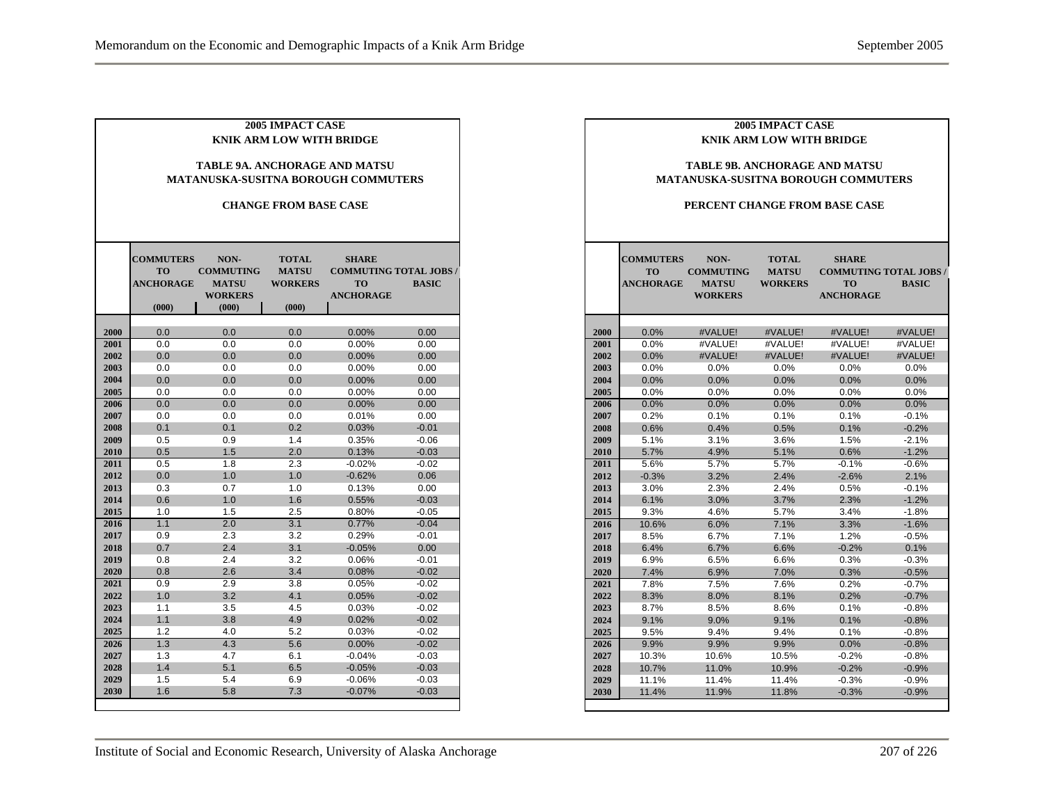**2005 IMPACT CASE**
**KNIK ARM LOW WITH BRIDGE**

**TABLE 9A. ANCHORAGE AND MATSU MATANUSKA-SUSITNA BOROUGH COMMUTERS**

**CHANGE FROM BASE CASE**

| | COMMUTERS TO ANCHORAGE (000) | NON-COMMUTING MATSU WORKERS (000) | TOTAL MATSU WORKERS (000) | SHARE COMMUTING TO ANCHORAGE | TOTAL JOBS / BASIC |
|---|---|---|---|---|---|
| 2000 | 0.0 | 0.0 | 0.0 | 0.00% | 0.00 |
| 2001 | 0.0 | 0.0 | 0.0 | 0.00% | 0.00 |
| 2002 | 0.0 | 0.0 | 0.0 | 0.00% | 0.00 |
| 2003 | 0.0 | 0.0 | 0.0 | 0.00% | 0.00 |
| 2004 | 0.0 | 0.0 | 0.0 | 0.00% | 0.00 |
| 2005 | 0.0 | 0.0 | 0.0 | 0.00% | 0.00 |
| 2006 | 0.0 | 0.0 | 0.0 | 0.00% | 0.00 |
| 2007 | 0.0 | 0.0 | 0.0 | 0.01% | 0.00 |
| 2008 | 0.1 | 0.1 | 0.2 | 0.03% | -0.01 |
| 2009 | 0.5 | 0.9 | 1.4 | 0.35% | -0.06 |
| 2010 | 0.5 | 1.5 | 2.0 | 0.13% | -0.03 |
| 2011 | 0.5 | 1.8 | 2.3 | -0.02% | -0.02 |
| 2012 | 0.0 | 1.0 | 1.0 | -0.62% | 0.06 |
| 2013 | 0.3 | 0.7 | 1.0 | 0.13% | 0.00 |
| 2014 | 0.6 | 1.0 | 1.6 | 0.55% | -0.03 |
| 2015 | 1.0 | 1.5 | 2.5 | 0.80% | -0.05 |
| 2016 | 1.1 | 2.0 | 3.1 | 0.77% | -0.04 |
| 2017 | 0.9 | 2.3 | 3.2 | 0.29% | -0.01 |
| 2018 | 0.7 | 2.4 | 3.1 | -0.05% | 0.00 |
| 2019 | 0.8 | 2.4 | 3.2 | 0.06% | -0.01 |
| 2020 | 0.8 | 2.6 | 3.4 | 0.08% | -0.02 |
| 2021 | 0.9 | 2.9 | 3.8 | 0.05% | -0.02 |
| 2022 | 1.0 | 3.2 | 4.1 | 0.05% | -0.02 |
| 2023 | 1.1 | 3.5 | 4.5 | 0.03% | -0.02 |
| 2024 | 1.1 | 3.8 | 4.9 | 0.02% | -0.02 |
| 2025 | 1.2 | 4.0 | 5.2 | 0.03% | -0.02 |
| 2026 | 1.3 | 4.3 | 5.6 | 0.00% | -0.02 |
| 2027 | 1.3 | 4.7 | 6.1 | -0.04% | -0.03 |
| 2028 | 1.4 | 5.1 | 6.5 | -0.05% | -0.03 |
| 2029 | 1.5 | 5.4 | 6.9 | -0.06% | -0.03 |
| 2030 | 1.6 | 5.8 | 7.3 | -0.07% | -0.03 |

**2005 IMPACT CASE**
**KNIK ARM LOW WITH BRIDGE**

**TABLE 9B. ANCHORAGE AND MATSU MATANUSKA-SUSITNA BOROUGH COMMUTERS**

**PERCENT CHANGE FROM BASE CASE**

| | COMMUTERS TO ANCHORAGE | NON-COMMUTING MATSU WORKERS | TOTAL MATSU WORKERS | SHARE COMMUTING TO ANCHORAGE | TOTAL JOBS / BASIC |
|---|---|---|---|---|---|
| 2000 | 0.0% | #VALUE! | #VALUE! | #VALUE! | #VALUE! |
| 2001 | 0.0% | #VALUE! | #VALUE! | #VALUE! | #VALUE! |
| 2002 | 0.0% | #VALUE! | #VALUE! | #VALUE! | #VALUE! |
| 2003 | 0.0% | 0.0% | 0.0% | 0.0% | 0.0% |
| 2004 | 0.0% | 0.0% | 0.0% | 0.0% | 0.0% |
| 2005 | 0.0% | 0.0% | 0.0% | 0.0% | 0.0% |
| 2006 | 0.0% | 0.0% | 0.0% | 0.0% | 0.0% |
| 2007 | 0.2% | 0.1% | 0.1% | 0.1% | -0.1% |
| 2008 | 0.6% | 0.4% | 0.5% | 0.1% | -0.2% |
| 2009 | 5.1% | 3.1% | 3.6% | 1.5% | -2.1% |
| 2010 | 5.7% | 4.9% | 5.1% | 0.6% | -1.2% |
| 2011 | 5.6% | 5.7% | 5.7% | -0.1% | -0.6% |
| 2012 | -0.3% | 3.2% | 2.4% | -2.6% | 2.1% |
| 2013 | 3.0% | 2.3% | 2.4% | 0.5% | -0.1% |
| 2014 | 6.1% | 3.0% | 3.7% | 2.3% | -1.2% |
| 2015 | 9.3% | 4.6% | 5.7% | 3.4% | -1.8% |
| 2016 | 10.6% | 6.0% | 7.1% | 3.3% | -1.6% |
| 2017 | 8.5% | 6.7% | 7.1% | 1.2% | -0.5% |
| 2018 | 6.4% | 6.7% | 6.6% | -0.2% | 0.1% |
| 2019 | 6.9% | 6.5% | 6.6% | 0.3% | -0.3% |
| 2020 | 7.4% | 6.9% | 7.0% | 0.3% | -0.5% |
| 2021 | 7.8% | 7.5% | 7.6% | 0.2% | -0.7% |
| 2022 | 8.3% | 8.0% | 8.1% | 0.2% | -0.7% |
| 2023 | 8.7% | 8.5% | 8.6% | 0.1% | -0.8% |
| 2024 | 9.1% | 9.0% | 9.1% | 0.1% | -0.8% |
| 2025 | 9.5% | 9.4% | 9.4% | 0.1% | -0.8% |
| 2026 | 9.9% | 9.9% | 9.9% | 0.0% | -0.8% |
| 2027 | 10.3% | 10.6% | 10.5% | -0.2% | -0.8% |
| 2028 | 10.7% | 11.0% | 10.9% | -0.2% | -0.9% |
| 2029 | 11.1% | 11.4% | 11.4% | -0.3% | -0.9% |
| 2030 | 11.4% | 11.9% | 11.8% | -0.3% | -0.9% |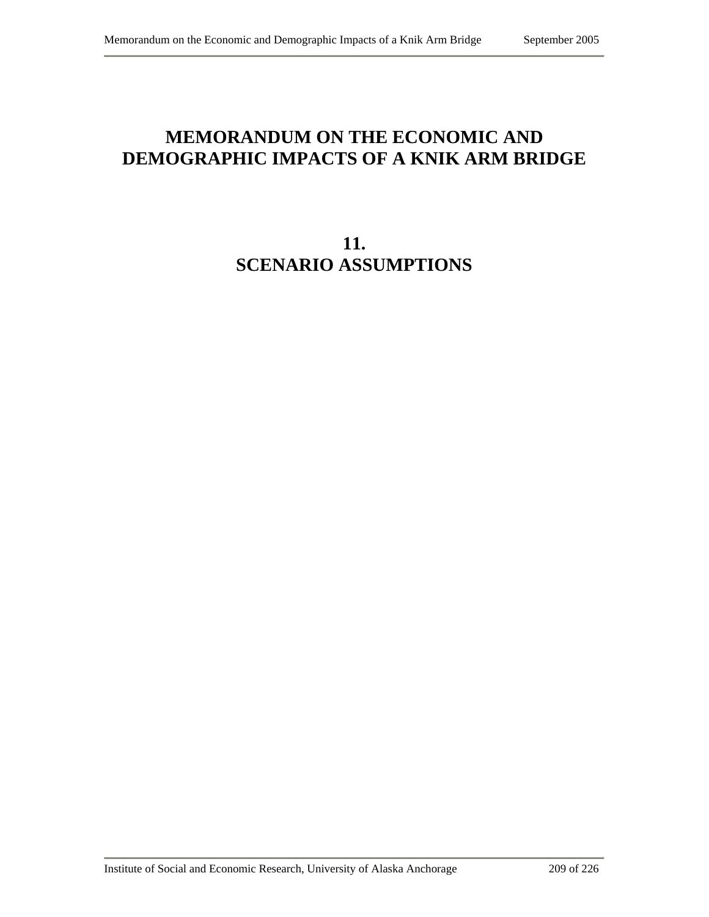# MEMORANDUM ON THE ECONOMIC AND DEMOGRAPHIC IMPACTS OF A KNIK ARM BRIDGE

## 11.
## SCENARIO ASSUMPTIONS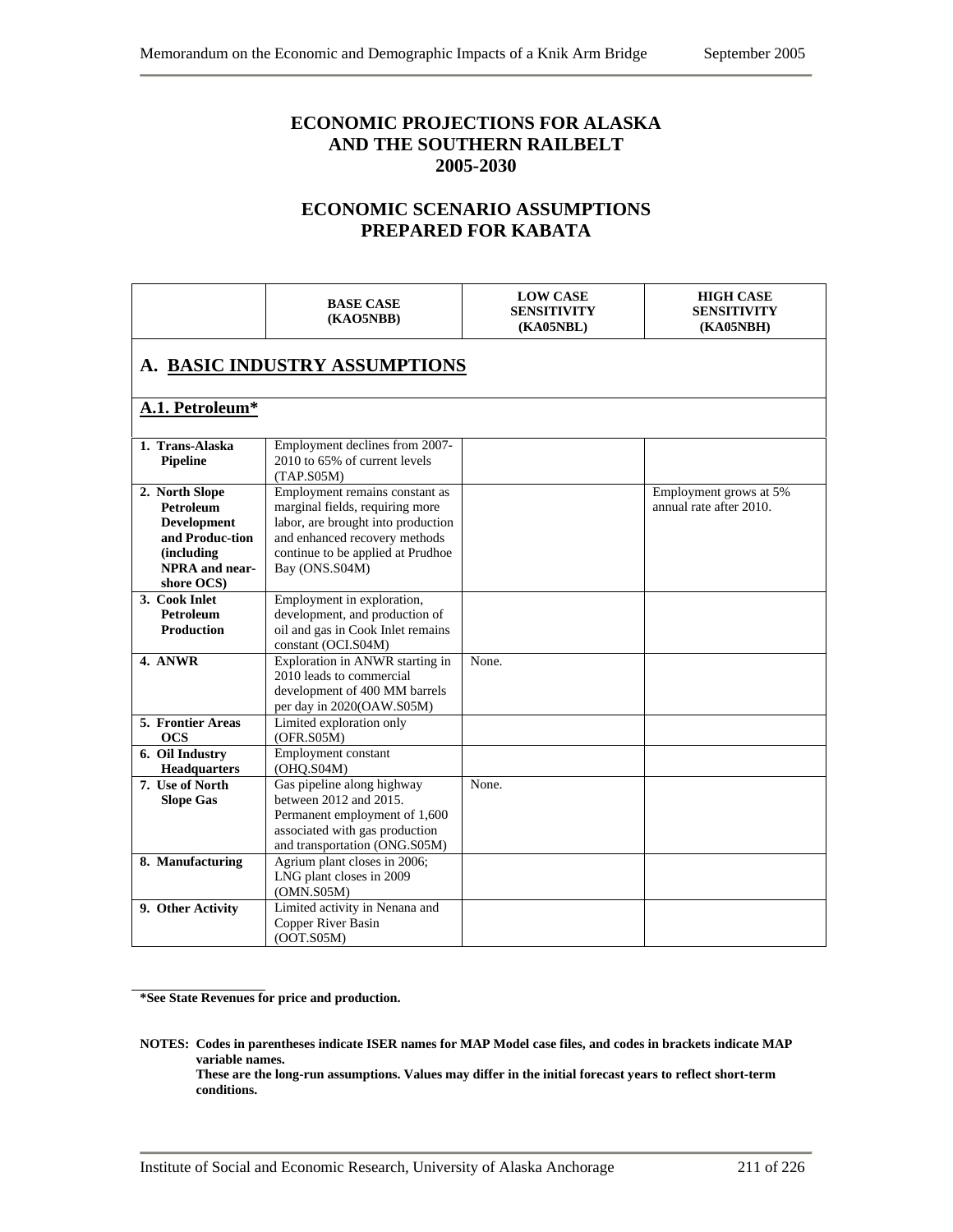# ECONOMIC PROJECTIONS FOR ALASKA AND THE SOUTHERN RAILBELT 2005-2030

## ECONOMIC SCENARIO ASSUMPTIONS PREPARED FOR KABATA

| | BASE CASE (KAO5NBB) | LOW CASE SENSITIVITY (KA05NBL) | HIGH CASE SENSITIVITY (KA05NBH) |
|---|---|---|---|
| **A. BASIC INDUSTRY ASSUMPTIONS** | | | |
| **A.1. Petroleum*** | | | |
| **1. Trans-Alaska Pipeline** | Employment declines from 2007-2010 to 65% of current levels (TAP.S05M) | | |
| **2. North Slope Petroleum Development and Produc-tion (including NPRA and near-shore OCS)** | Employment remains constant as marginal fields, requiring more labor, are brought into production and enhanced recovery methods continue to be applied at Prudhoe Bay (ONS.S04M) | | Employment grows at 5% annual rate after 2010. |
| **3. Cook Inlet Petroleum Production** | Employment in exploration, development, and production of oil and gas in Cook Inlet remains constant (OCI.S04M) | | |
| **4. ANWR** | Exploration in ANWR starting in 2010 leads to commercial development of 400 MM barrels per day in 2020(OAW.S05M) | None. | |
| **5. Frontier Areas OCS** | Limited exploration only (OFR.S05M) | | |
| **6. Oil Industry Headquarters** | Employment constant (OHQ.S04M) | | |
| **7. Use of North Slope Gas** | Gas pipeline along highway between 2012 and 2015. Permanent employment of 1,600 associated with gas production and transportation (ONG.S05M) | None. | |
| **8. Manufacturing** | Agrium plant closes in 2006; LNG plant closes in 2009 (OMN.S05M) | | |
| **9. Other Activity** | Limited activity in Nenana and Copper River Basin (OOT.S05M) | | |

**\*See State Revenues for price and production.**

**NOTES: Codes in parentheses indicate ISER names for MAP Model case files, and codes in brackets indicate MAP variable names.**
**These are the long-run assumptions. Values may differ in the initial forecast years to reflect short-term conditions.**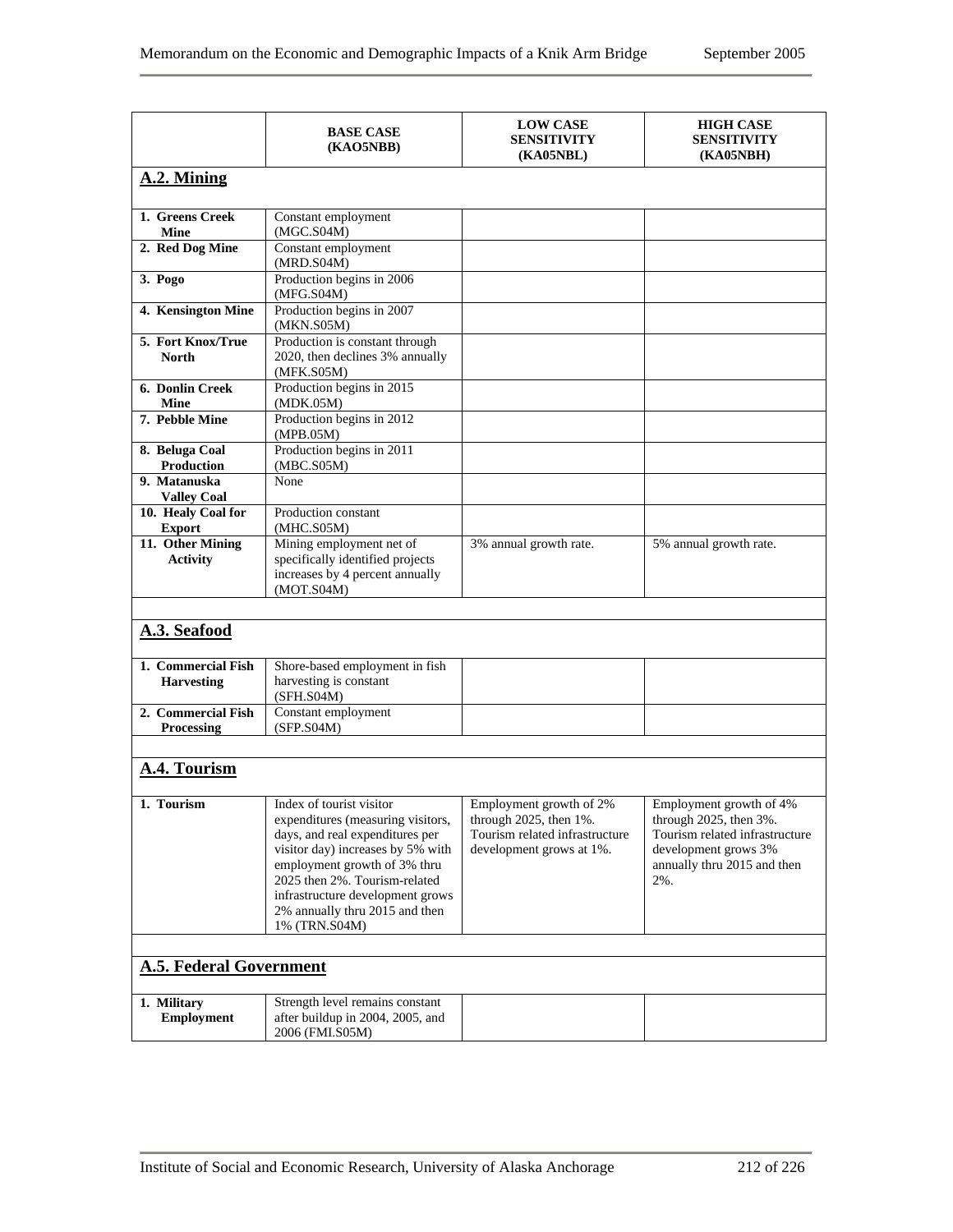| | BASE CASE (KAO5NBB) | LOW CASE SENSITIVITY (KA05NBL) | HIGH CASE SENSITIVITY (KA05NBH) |
|---|---|---|---|
| **A.2. Mining** | | | |
| **1. Greens Creek Mine** | Constant employment (MGC.S04M) | | |
| **2. Red Dog Mine** | Constant employment (MRD.S04M) | | |
| **3. Pogo** | Production begins in 2006 (MFG.S04M) | | |
| **4. Kensington Mine** | Production begins in 2007 (MKN.S05M) | | |
| **5. Fort Knox/True North** | Production is constant through 2020, then declines 3% annually (MFK.S05M) | | |
| **6. Donlin Creek Mine** | Production begins in 2015 (MDK.05M) | | |
| **7. Pebble Mine** | Production begins in 2012 (MPB.05M) | | |
| **8. Beluga Coal Production** | Production begins in 2011 (MBC.S05M) | | |
| **9. Matanuska Valley Coal** | None | | |
| **10. Healy Coal for Export** | Production constant (MHC.S05M) | | |
| **11. Other Mining Activity** | Mining employment net of specifically identified projects increases by 4 percent annually (MOT.S04M) | 3% annual growth rate. | 5% annual growth rate. |
| | | | |
| **A.3. Seafood** | | | |
| **1. Commercial Fish Harvesting** | Shore-based employment in fish harvesting is constant (SFH.S04M) | | |
| **2. Commercial Fish Processing** | Constant employment (SFP.S04M) | | |
| | | | |
| **A.4. Tourism** | | | |
| **1. Tourism** | Index of tourist visitor expenditures (measuring visitors, days, and real expenditures per visitor day) increases by 5% with employment growth of 3% thru 2025 then 2%. Tourism-related infrastructure development grows 2% annually thru 2015 and then 1% (TRN.S04M) | Employment growth of 2% through 2025, then 1%. Tourism related infrastructure development grows at 1%. | Employment growth of 4% through 2025, then 3%. Tourism related infrastructure development grows 3% annually thru 2015 and then 2%. |
| | | | |
| **A.5. Federal Government** | | | |
| **1. Military Employment** | Strength level remains constant after buildup in 2004, 2005, and 2006 (FMI.S05M) | | |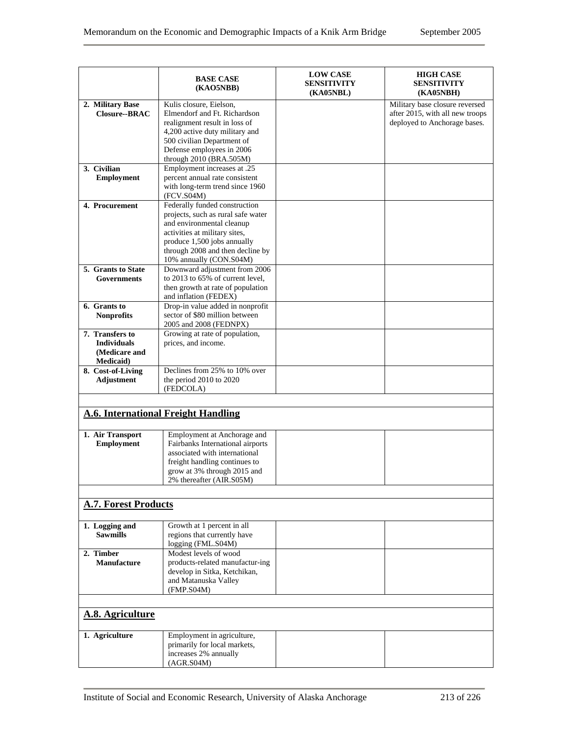| | BASE CASE (KAO5NBB) | LOW CASE SENSITIVITY (KA05NBL) | HIGH CASE SENSITIVITY (KA05NBH) |
|---|---|---|---|
| **2. Military Base Closure--BRAC** | Kulis closure, Eielson, Elmendorf and Ft. Richardson realignment result in loss of 4,200 active duty military and 500 civilian Department of Defense employees in 2006 through 2010 (BRA.505M) | | Military base closure reversed after 2015, with all new troops deployed to Anchorage bases. |
| **3. Civilian Employment** | Employment increases at .25 percent annual rate consistent with long-term trend since 1960 (FCV.S04M) | | |
| **4. Procurement** | Federally funded construction projects, such as rural safe water and environmental cleanup activities at military sites, produce 1,500 jobs annually through 2008 and then decline by 10% annually (CON.S04M) | | |
| **5. Grants to State Governments** | Downward adjustment from 2006 to 2013 to 65% of current level, then growth at rate of population and inflation (FEDEX) | | |
| **6. Grants to Nonprofits** | Drop-in value added in nonprofit sector of $80 million between 2005 and 2008 (FEDNPX) | | |
| **7. Transfers to Individuals (Medicare and Medicaid)** | Growing at rate of population, prices, and income. | | |
| **8. Cost-of-Living Adjustment** | Declines from 25% to 10% over the period 2010 to 2020 (FEDCOLA) | | |
| | | | |
| **A.6. International Freight Handling** | | | |
| **1. Air Transport Employment** | Employment at Anchorage and Fairbanks International airports associated with international freight handling continues to grow at 3% through 2015 and 2% thereafter (AIR.S05M) | | |
| | | | |
| **A.7. Forest Products** | | | |
| **1. Logging and Sawmills** | Growth at 1 percent in all regions that currently have logging (FML.S04M) | | |
| **2. Timber Manufacture** | Modest levels of wood products-related manufactur-ing develop in Sitka, Ketchikan, and Matanuska Valley (FMP.S04M) | | |
| | | | |
| **A.8. Agriculture** | | | |
| **1. Agriculture** | Employment in agriculture, primarily for local markets, increases 2% annually (AGR.S04M) | | |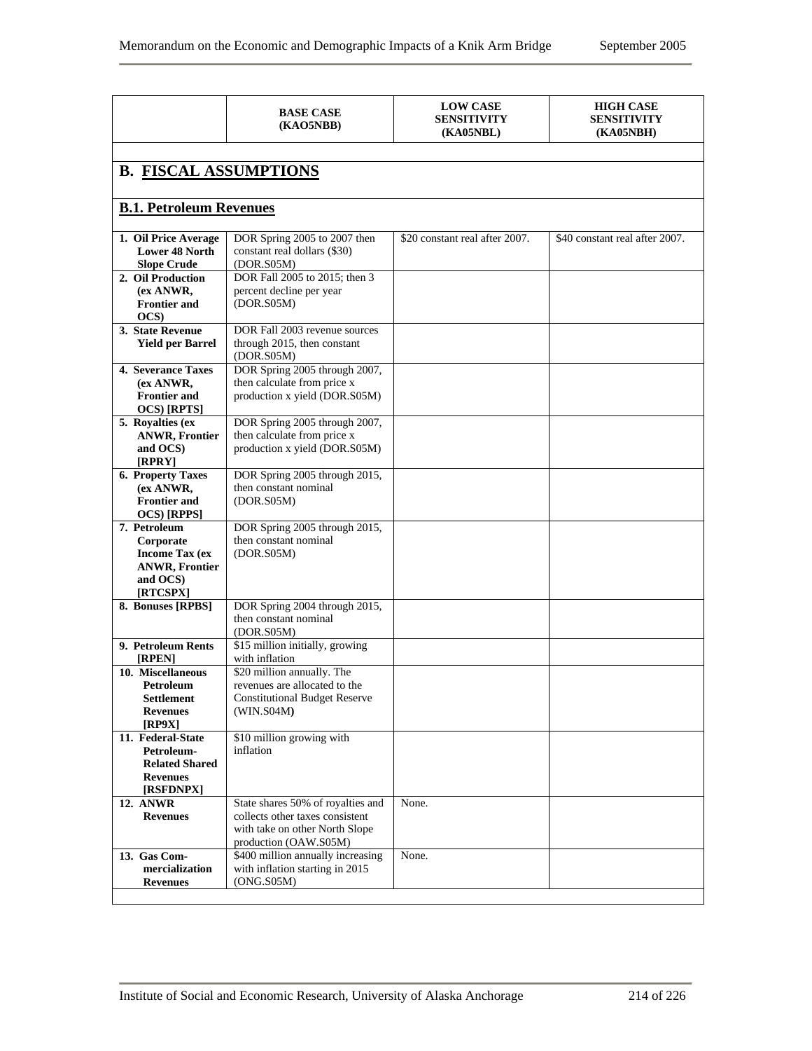| | BASE CASE (KAO5NBB) | LOW CASE SENSITIVITY (KA05NBL) | HIGH CASE SENSITIVITY (KA05NBH) |
|---|---|---|---|
| **B. FISCAL ASSUMPTIONS** | | | |
| **B.1. Petroleum Revenues** | | | |
| **1. Oil Price Average Lower 48 North Slope Crude** | DOR Spring 2005 to 2007 then constant real dollars ($30) (DOR.S05M) | $20 constant real after 2007. | $40 constant real after 2007. |
| **2. Oil Production (ex ANWR, Frontier and OCS)** | DOR Fall 2005 to 2015; then 3 percent decline per year (DOR.S05M) | | |
| **3. State Revenue Yield per Barrel** | DOR Fall 2003 revenue sources through 2015, then constant (DOR.S05M) | | |
| **4. Severance Taxes (ex ANWR, Frontier and OCS) [RPTS]** | DOR Spring 2005 through 2007, then calculate from price x production x yield (DOR.S05M) | | |
| **5. Royalties (ex ANWR, Frontier and OCS) [RPRY]** | DOR Spring 2005 through 2007, then calculate from price x production x yield (DOR.S05M) | | |
| **6. Property Taxes (ex ANWR, Frontier and OCS) [RPPS]** | DOR Spring 2005 through 2015, then constant nominal (DOR.S05M) | | |
| **7. Petroleum Corporate Income Tax (ex ANWR, Frontier and OCS) [RTCSPX]** | DOR Spring 2005 through 2015, then constant nominal (DOR.S05M) | | |
| **8. Bonuses [RPBS]** | DOR Spring 2004 through 2015, then constant nominal (DOR.S05M) | | |
| **9. Petroleum Rents [RPEN]** | $15 million initially, growing with inflation | | |
| **10. Miscellaneous Petroleum Settlement Revenues [RP9X]** | $20 million annually. The revenues are allocated to the Constitutional Budget Reserve (WIN.S04M**)** | | |
| **11. Federal-State Petroleum-Related Shared Revenues [RSFDNPX]** | $10 million growing with inflation | | |
| **12. ANWR Revenues** | State shares 50% of royalties and collects other taxes consistent with take on other North Slope production (OAW.S05M) | None. | |
| **13. Gas Commercialization Revenues** | $400 million annually increasing with inflation starting in 2015 (ONG.S05M) | None. | |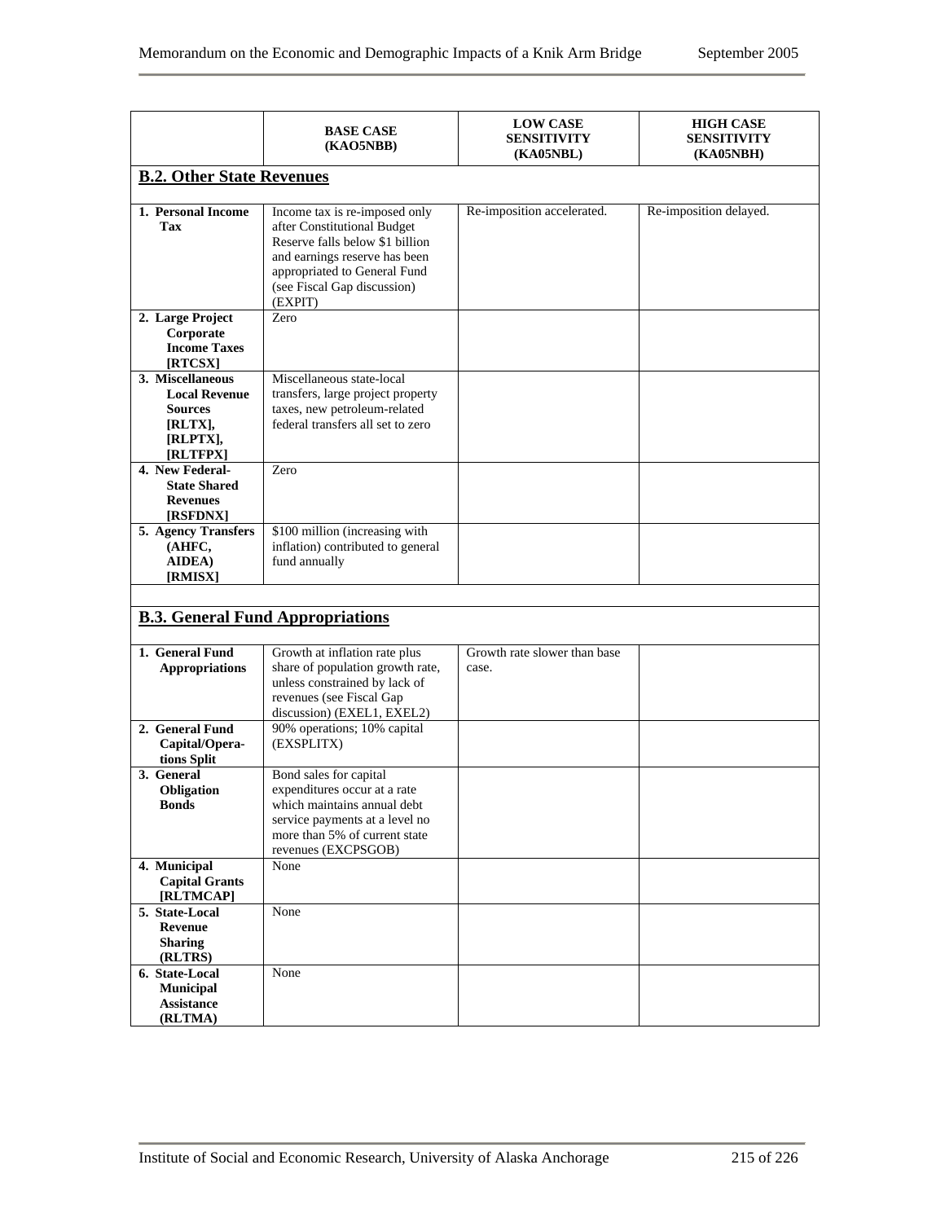| | BASE CASE (KAO5NBB) | LOW CASE SENSITIVITY (KA05NBL) | HIGH CASE SENSITIVITY (KA05NBH) |
|---|---|---|---|
| **B.2. Other State Revenues** | | | |
| **1. Personal Income Tax** | Income tax is re-imposed only after Constitutional Budget Reserve falls below $1 billion and earnings reserve has been appropriated to General Fund (see Fiscal Gap discussion) (EXPIT) | Re-imposition accelerated. | Re-imposition delayed. |
| **2. Large Project Corporate Income Taxes [RTCSX]** | Zero | | |
| **3. Miscellaneous Local Revenue Sources [RLTX], [RLPTX], [RLTFPX]** | Miscellaneous state-local transfers, large project property taxes, new petroleum-related federal transfers all set to zero | | |
| **4. New Federal-State Shared Revenues [RSFDNX]** | Zero | | |
| **5. Agency Transfers (AHFC, AIDEA) [RMISX]** | $100 million (increasing with inflation) contributed to general fund annually | | |
| | | | |
| **B.3. General Fund Appropriations** | | | |
| **1. General Fund Appropriations** | Growth at inflation rate plus share of population growth rate, unless constrained by lack of revenues (see Fiscal Gap discussion) (EXEL1, EXEL2) | Growth rate slower than base case. | |
| **2. General Fund Capital/Operations Split** | 90% operations; 10% capital (EXSPLITX) | | |
| **3. General Obligation Bonds** | Bond sales for capital expenditures occur at a rate which maintains annual debt service payments at a level no more than 5% of current state revenues (EXCPSGOB) | | |
| **4. Municipal Capital Grants [RLTMCAP]** | None | | |
| **5. State-Local Revenue Sharing (RLTRS)** | None | | |
| **6. State-Local Municipal Assistance (RLTMA)** | None | | |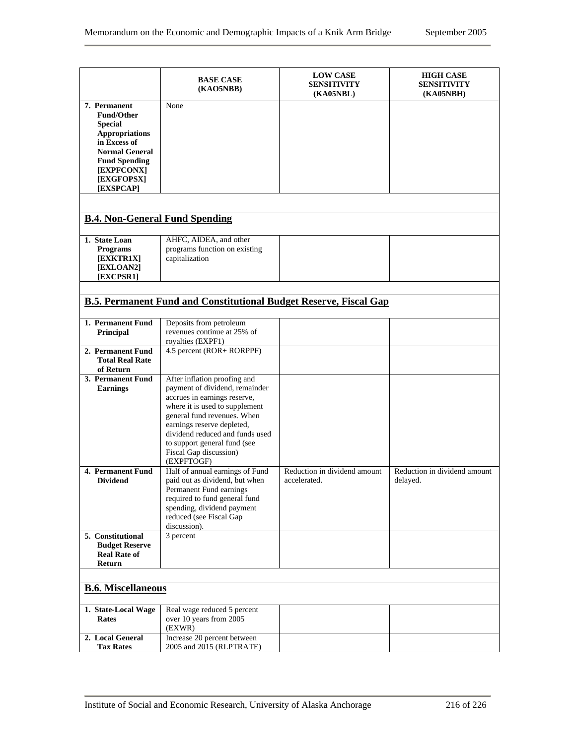| | BASE CASE (KAO5NBB) | LOW CASE SENSITIVITY (KA05NBL) | HIGH CASE SENSITIVITY (KA05NBH) |
|---|---|---|---|
| **7. Permanent Fund/Other Special Appropriations in Excess of Normal General Fund Spending [EXPFCONX] [EXGFOPSX] [EXSPCAP]** | None | | |
| | | | |
| **B.4. Non-General Fund Spending** | | | |
| **1. State Loan Programs [EXKTR1X] [EXLOAN2] [EXCPSR1]** | AHFC, AIDEA, and other programs function on existing capitalization | | |
| | | | |
| **B.5. Permanent Fund and Constitutional Budget Reserve, Fiscal Gap** | | | |
| **1. Permanent Fund Principal** | Deposits from petroleum revenues continue at 25% of royalties (EXPF1) | | |
| **2. Permanent Fund Total Real Rate of Return** | 4.5 percent (ROR+ RORPPF) | | |
| **3. Permanent Fund Earnings** | After inflation proofing and payment of dividend, remainder accrues in earnings reserve, where it is used to supplement general fund revenues. When earnings reserve depleted, dividend reduced and funds used to support general fund (see Fiscal Gap discussion) (EXPFTOGF) | | |
| **4. Permanent Fund Dividend** | Half of annual earnings of Fund paid out as dividend, but when Permanent Fund earnings required to fund general fund spending, dividend payment reduced (see Fiscal Gap discussion). | Reduction in dividend amount accelerated. | Reduction in dividend amount delayed. |
| **5. Constitutional Budget Reserve Real Rate of Return** | 3 percent | | |
| | | | |
| **B.6. Miscellaneous** | | | |
| **1. State-Local Wage Rates** | Real wage reduced 5 percent over 10 years from 2005 (EXWR) | | |
| **2. Local General Tax Rates** | Increase 20 percent between 2005 and 2015 (RLPTRATE) | | |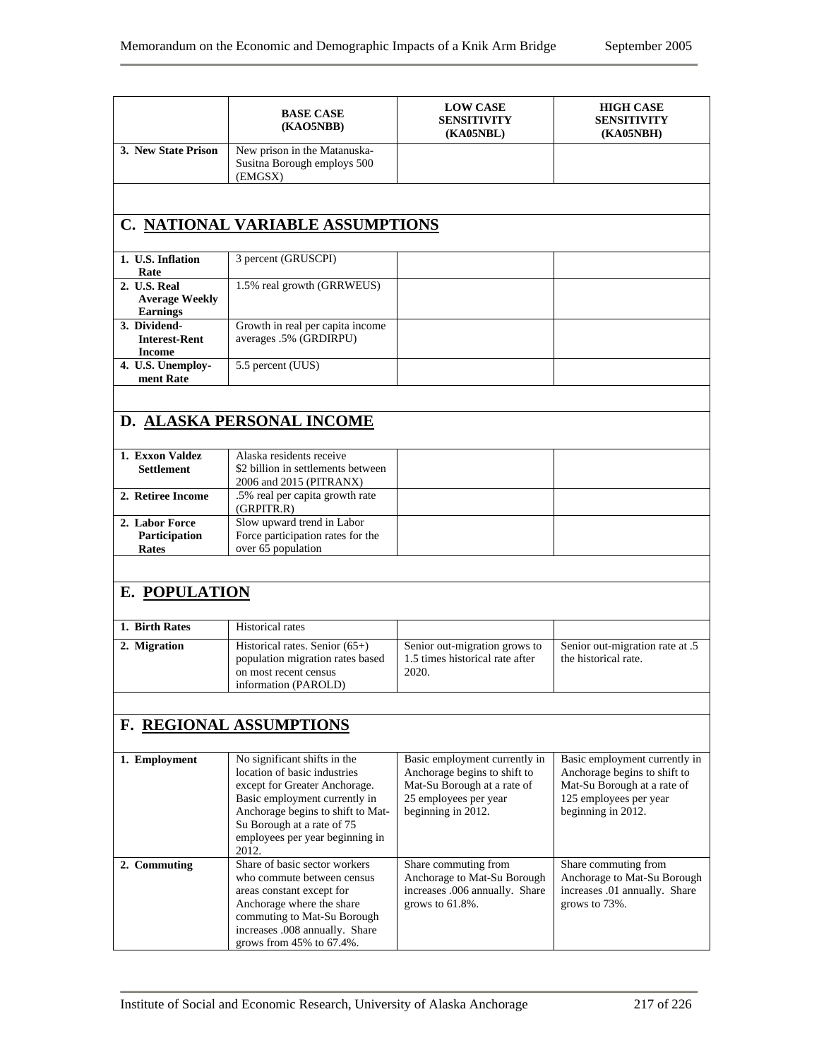| | BASE CASE (KAO5NBB) | LOW CASE SENSITIVITY (KA05NBL) | HIGH CASE SENSITIVITY (KA05NBH) |
|---|---|---|---|
| **3. New State Prison** | New prison in the Matanuska-Susitna Borough employs 500 (EMGSX) | | |
| | | | |
| **C. NATIONAL VARIABLE ASSUMPTIONS** | | | |
| **1. U.S. Inflation Rate** | 3 percent (GRUSCPI) | | |
| **2. U.S. Real Average Weekly Earnings** | 1.5% real growth (GRRWEUS) | | |
| **3. Dividend-Interest-Rent Income** | Growth in real per capita income averages .5% (GRDIRPU) | | |
| **4. U.S. Unemployment Rate** | 5.5 percent (UUS) | | |
| | | | |
| **D. ALASKA PERSONAL INCOME** | | | |
| **1. Exxon Valdez Settlement** | Alaska residents receive $2 billion in settlements between 2006 and 2015 (PITRANX) | | |
| **2. Retiree Income** | .5% real per capita growth rate (GRPITR.R) | | |
| **2. Labor Force Participation Rates** | Slow upward trend in Labor Force participation rates for the over 65 population | | |
| | | | |
| **E. POPULATION** | | | |
| **1. Birth Rates** | Historical rates | | |
| **2. Migration** | Historical rates. Senior (65+) population migration rates based on most recent census information (PAROLD) | Senior out-migration grows to 1.5 times historical rate after 2020. | Senior out-migration rate at .5 the historical rate. |
| | | | |
| **F. REGIONAL ASSUMPTIONS** | | | |
| **1. Employment** | No significant shifts in the location of basic industries except for Greater Anchorage. Basic employment currently in Anchorage begins to shift to Mat-Su Borough at a rate of 75 employees per year beginning in 2012. | Basic employment currently in Anchorage begins to shift to Mat-Su Borough at a rate of 25 employees per year beginning in 2012. | Basic employment currently in Anchorage begins to shift to Mat-Su Borough at a rate of 125 employees per year beginning in 2012. |
| **2. Commuting** | Share of basic sector workers who commute between census areas constant except for Anchorage where the share commuting to Mat-Su Borough increases .008 annually. Share grows from 45% to 67.4%. | Share commuting from Anchorage to Mat-Su Borough increases .006 annually. Share grows to 61.8%. | Share commuting from Anchorage to Mat-Su Borough increases .01 annually. Share grows to 73%. |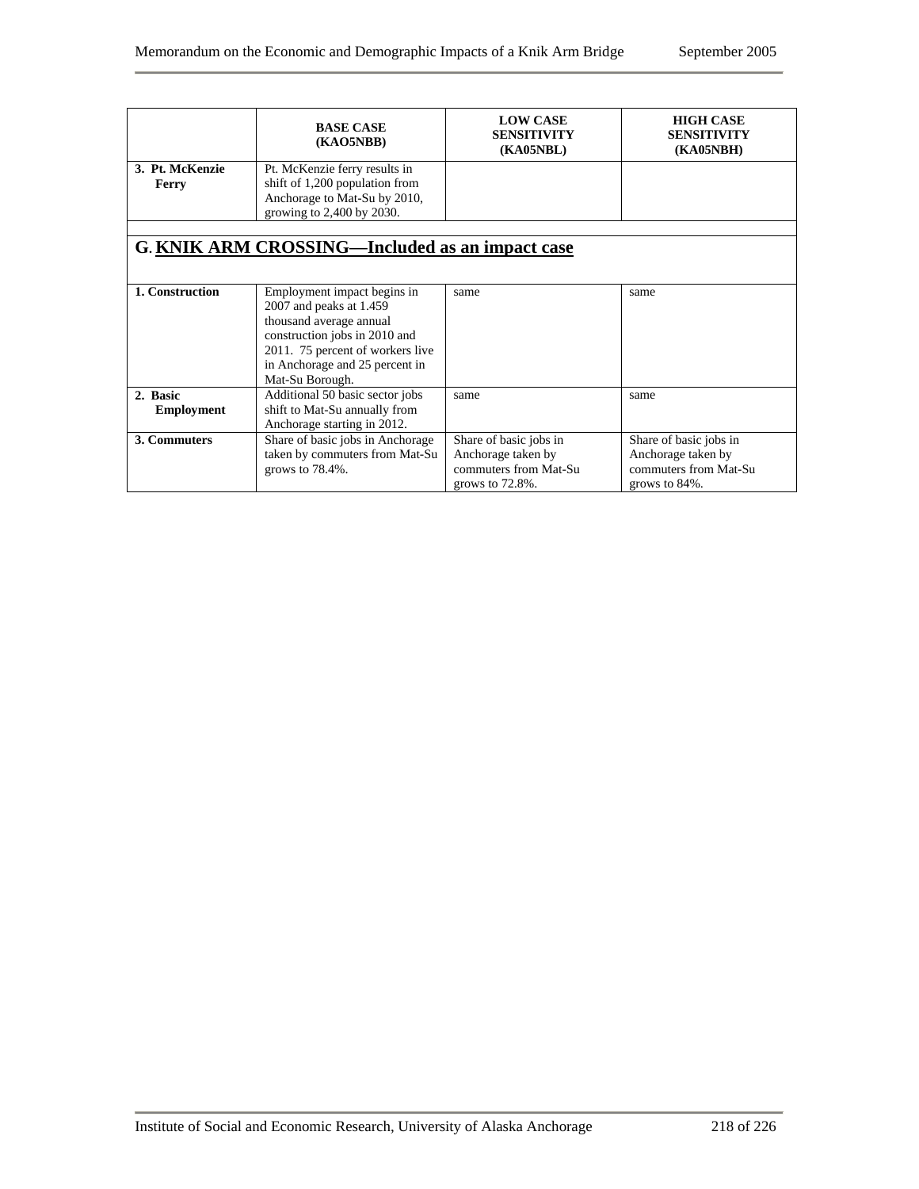| | BASE CASE (KAO5NBB) | LOW CASE SENSITIVITY (KA05NBL) | HIGH CASE SENSITIVITY (KA05NBH) |
|---|---|---|---|
| **3. Pt. McKenzie Ferry** | Pt. McKenzie ferry results in shift of 1,200 population from Anchorage to Mat-Su by 2010, growing to 2,400 by 2030. | | |

## G. KNIK ARM CROSSING—Included as an impact case

| | BASE CASE (KAO5NBB) | LOW CASE SENSITIVITY (KA05NBL) | HIGH CASE SENSITIVITY (KA05NBH) |
|---|---|---|---|
| **1. Construction** | Employment impact begins in 2007 and peaks at 1.459 thousand average annual construction jobs in 2010 and 2011. 75 percent of workers live in Anchorage and 25 percent in Mat-Su Borough. | same | same |
| **2. Basic Employment** | Additional 50 basic sector jobs shift to Mat-Su annually from Anchorage starting in 2012. | same | same |
| **3. Commuters** | Share of basic jobs in Anchorage taken by commuters from Mat-Su grows to 78.4%. | Share of basic jobs in Anchorage taken by commuters from Mat-Su grows to 72.8%. | Share of basic jobs in Anchorage taken by commuters from Mat-Su grows to 84%. |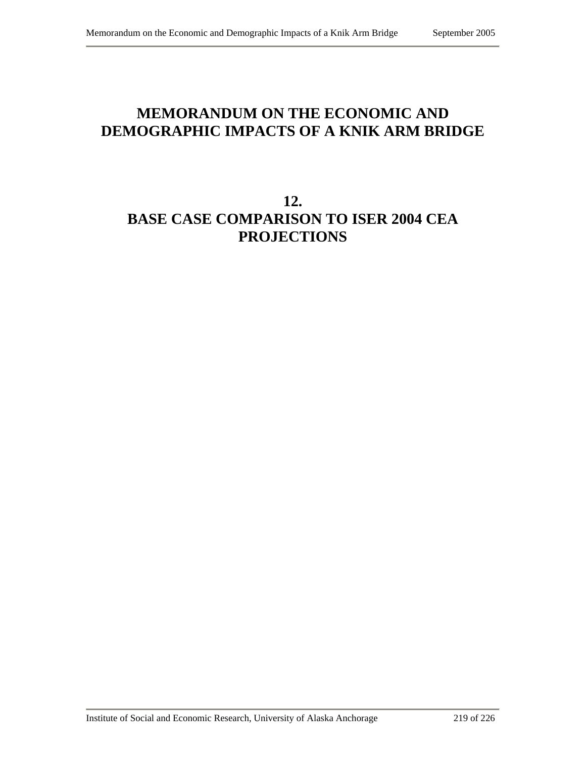# MEMORANDUM ON THE ECONOMIC AND DEMOGRAPHIC IMPACTS OF A KNIK ARM BRIDGE

## 12. BASE CASE COMPARISON TO ISER 2004 CEA PROJECTIONS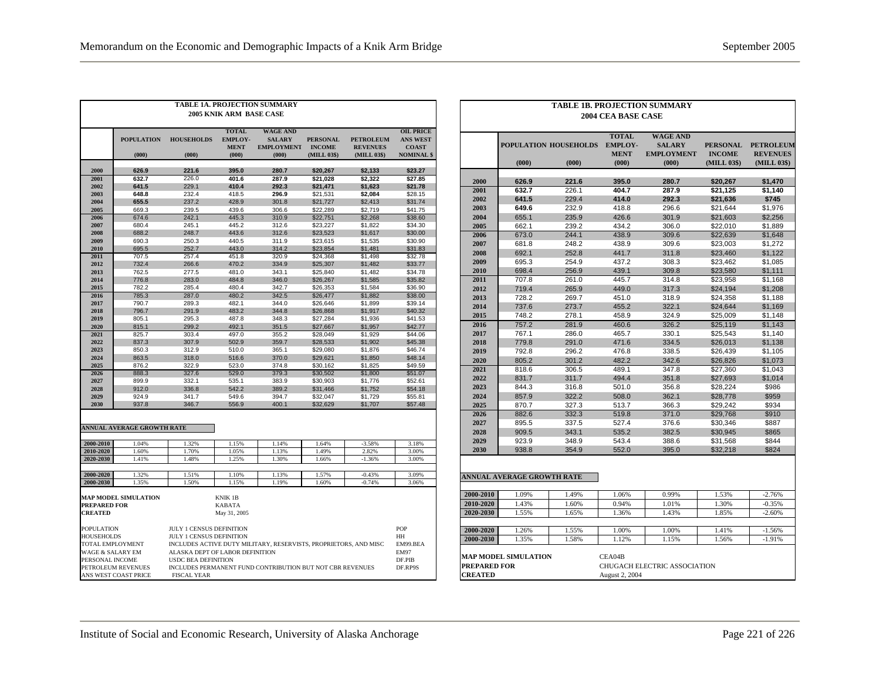**TABLE 1A. PROJECTION SUMMARY**
**2005 KNIK ARM BASE CASE**

| | POPULATION (000) | HOUSEHOLDS (000) | TOTAL EMPLOY-MENT (000) | WAGE AND SALARY EMPLOYMENT (000) | PERSONAL INCOME (MILL 03$) | PETROLEUM REVENUES (MILL 03$) | OIL PRICE ANS WEST COAST NOMINAL $ |
|---|---|---|---|---|---|---|---|
| **2000** | **626.9** | **221.6** | **395.0** | **280.7** | **$20,267** | **$2,133** | **$23.27** |
| **2001** | **632.7** | 226.0 | **401.6** | **287.9** | **$21,028** | **$2,322** | **$27.85** |
| **2002** | **641.5** | 229.1 | **410.4** | **292.3** | **$21,471** | **$1,623** | **$21.78** |
| **2003** | **648.8** | 232.4 | 418.5 | **296.9** | $21,531 | **$2,084** | $28.15 |
| **2004** | **655.5** | 237.2 | 428.9 | 301.8 | $21,727 | $2,413 | $31.74 |
| **2005** | 669.3 | 239.5 | 439.6 | 306.6 | $22,289 | $2,719 | $41.75 |
| **2006** | 674.6 | 242.1 | 445.3 | 310.9 | $22,751 | $2,268 | $38.60 |
| **2007** | 680.4 | 245.1 | 445.2 | 312.6 | $23,227 | $1,822 | $34.30 |
| **2008** | 688.2 | 248.7 | 443.6 | 312.6 | $23,523 | $1,617 | $30.00 |
| **2009** | 690.3 | 250.3 | 440.5 | 311.9 | $23,615 | $1,535 | $30.90 |
| **2010** | 695.5 | 252.7 | 443.0 | 314.2 | $23,854 | $1,481 | $31.83 |
| **2011** | 707.5 | 257.4 | 451.8 | 320.9 | $24,368 | $1,498 | $32.78 |
| **2012** | 732.4 | 266.6 | 470.2 | 334.9 | $25,307 | $1,482 | $33.77 |
| **2013** | 762.5 | 277.5 | 481.0 | 343.1 | $25,840 | $1,482 | $34.78 |
| **2014** | 776.8 | 283.0 | 484.8 | 346.0 | $26,267 | $1,585 | $35.82 |
| **2015** | 782.2 | 285.4 | 480.4 | 342.7 | $26,353 | $1,584 | $36.90 |
| **2016** | 785.3 | 287.0 | 480.2 | 342.5 | $26,477 | $1,882 | $38.00 |
| **2017** | 790.7 | 289.3 | 482.1 | 344.0 | $26,646 | $1,899 | $39.14 |
| **2018** | 796.7 | 291.9 | 483.2 | 344.8 | $26,868 | $1,917 | $40.32 |
| **2019** | 805.1 | 295.3 | 487.8 | 348.3 | $27,284 | $1,936 | $41.53 |
| **2020** | 815.1 | 299.2 | 492.1 | 351.5 | $27,667 | $1,957 | $42.77 |
| **2021** | 825.7 | 303.4 | 497.0 | 355.2 | $28,049 | $1,929 | $44.06 |
| **2022** | 837.3 | 307.9 | 502.9 | 359.7 | $28,533 | $1,902 | $45.38 |
| **2023** | 850.3 | 312.9 | 510.0 | 365.1 | $29,080 | $1,876 | $46.74 |
| **2024** | 863.5 | 318.0 | 516.6 | 370.0 | $29,621 | $1,850 | $48.14 |
| **2025** | 876.2 | 322.9 | 523.0 | 374.8 | $30,162 | $1,825 | $49.59 |
| **2026** | 888.3 | 327.6 | 529.0 | 379.3 | $30,502 | $1,800 | $51.07 |
| **2027** | 899.9 | 332.1 | 535.1 | 383.9 | $30,903 | $1,776 | $52.61 |
| **2028** | 912.0 | 336.8 | 542.2 | 389.2 | $31,466 | $1,752 | $54.18 |
| **2029** | 924.9 | 341.7 | 549.6 | 394.7 | $32,047 | $1,729 | $55.81 |
| **2030** | 937.8 | 346.7 | 556.9 | 400.1 | $32,629 | $1,707 | $57.48 |

**ANNUAL AVERAGE GROWTH RATE**

| | POPULATION | HOUSEHOLDS | TOTAL EMPLOYMENT | WAGE AND SALARY EMPLOYMENT | PERSONAL INCOME | PETROLEUM REVENUES | OIL PRICE |
|---|---|---|---|---|---|---|---|
| **2000-2010** | 1.04% | 1.32% | 1.15% | 1.14% | 1.64% | -3.58% | 3.18% |
| **2010-2020** | 1.60% | 1.70% | 1.05% | 1.13% | 1.49% | 2.82% | 3.00% |
| **2020-2030** | 1.41% | 1.48% | 1.25% | 1.30% | 1.66% | -1.36% | 3.00% |
| **2000-2020** | 1.32% | 1.51% | 1.10% | 1.13% | 1.57% | -0.43% | 3.09% |
| **2000-2030** | 1.35% | 1.50% | 1.15% | 1.19% | 1.60% | -0.74% | 3.06% |

**MAP MODEL SIMULATION** KNIK 1B
**PREPARED FOR** KABATA
**CREATED** May 31, 2005

| | | |
|---|---|---|
| POPULATION | JULY 1 CENSUS DEFINITION | POP |
| HOUSEHOLDS | JULY 1 CENSUS DEFINITION | HH |
| TOTAL EMPLOYMENT | INCLUDES ACTIVE DUTY MILITARY, RESERVISTS, PROPRIETORS, AND MISC | EM99.BEA |
| WAGE & SALARY EM | ALASKA DEPT OF LABOR DEFINITION | EM97 |
| PERSONAL INCOME | USDC BEA DEFINITION | DF.PIB |
| PETROLEUM REVENUES | INCLUDES PERMANENT FUND CONTRIBUTION BUT NOT CBR REVENUES | DF.RP9S |
| ANS WEST COAST PRICE | FISCAL YEAR | |

**TABLE 1B. PROJECTION SUMMARY**
**2004 CEA BASE CASE**

| | POPULATION (000) | HOUSEHOLDS (000) | TOTAL EMPLOY-MENT (000) | WAGE AND SALARY EMPLOYMENT (000) | PERSONAL INCOME (MILL 03$) | PETROLEUM REVENUES (MILL 03$) |
|---|---|---|---|---|---|---|
| **2000** | **626.9** | **221.6** | **395.0** | **280.7** | **$20,267** | **$1,470** |
| **2001** | **632.7** | 226.1 | **404.7** | **287.9** | **$21,125** | **$1,140** |
| **2002** | **641.5** | 229.4 | **414.0** | **292.3** | **$21,636** | **$745** |
| **2003** | **649.6** | 232.9 | 418.8 | 296.6 | $21,644 | $1,976 |
| **2004** | 655.1 | 235.9 | 426.6 | 301.9 | $21,603 | $2,256 |
| **2005** | 662.1 | 239.2 | 434.2 | 306.0 | $22,010 | $1,889 |
| **2006** | 673.0 | 244.1 | 438.9 | 309.6 | $22,639 | $1,648 |
| **2007** | 681.8 | 248.2 | 438.9 | 309.6 | $23,003 | $1,272 |
| **2008** | 692.1 | 252.8 | 441.7 | 311.8 | $23,460 | $1,122 |
| **2009** | 695.3 | 254.9 | 437.2 | 308.3 | $23,462 | $1,085 |
| **2010** | 698.4 | 256.9 | 439.1 | 309.8 | $23,580 | $1,111 |
| **2011** | 707.8 | 261.0 | 445.7 | 314.8 | $23,958 | $1,168 |
| **2012** | 719.4 | 265.9 | 449.0 | 317.3 | $24,194 | $1,208 |
| **2013** | 728.2 | 269.7 | 451.0 | 318.9 | $24,358 | $1,188 |
| **2014** | 737.6 | 273.7 | 455.2 | 322.1 | $24,644 | $1,169 |
| **2015** | 748.2 | 278.1 | 458.9 | 324.9 | $25,009 | $1,148 |
| **2016** | 757.2 | 281.9 | 460.6 | 326.2 | $25,119 | $1,143 |
| **2017** | 767.1 | 286.0 | 465.7 | 330.1 | $25,543 | $1,140 |
| **2018** | 779.8 | 291.0 | 471.6 | 334.5 | $26,013 | $1,138 |
| **2019** | 792.8 | 296.2 | 476.8 | 338.5 | $26,439 | $1,105 |
| **2020** | 805.2 | 301.2 | 482.2 | 342.6 | $26,826 | $1,073 |
| **2021** | 818.6 | 306.5 | 489.1 | 347.8 | $27,360 | $1,043 |
| **2022** | 831.7 | 311.7 | 494.4 | 351.8 | $27,693 | $1,014 |
| **2023** | 844.3 | 316.8 | 501.0 | 356.8 | $28,224 | $986 |
| **2024** | 857.9 | 322.2 | 508.0 | 362.1 | $28,778 | $959 |
| **2025** | 870.7 | 327.3 | 513.7 | 366.3 | $29,242 | $934 |
| **2026** | 882.6 | 332.3 | 519.8 | 371.0 | $29,768 | $910 |
| **2027** | 895.5 | 337.5 | 527.4 | 376.6 | $30,346 | $887 |
| **2028** | 909.5 | 343.1 | 535.2 | 382.5 | $30,945 | $865 |
| **2029** | 923.9 | 348.9 | 543.4 | 388.6 | $31,568 | $844 |
| **2030** | 938.8 | 354.9 | 552.0 | 395.0 | $32,218 | $824 |

**ANNUAL AVERAGE GROWTH RATE**

| | POPULATION | HOUSEHOLDS | TOTAL EMPLOYMENT | WAGE AND SALARY EMPLOYMENT | PERSONAL INCOME | PETROLEUM REVENUES |
|---|---|---|---|---|---|---|
| **2000-2010** | 1.09% | 1.49% | 1.06% | 0.99% | 1.53% | -2.76% |
| **2010-2020** | 1.43% | 1.60% | 0.94% | 1.01% | 1.30% | -0.35% |
| **2020-2030** | 1.55% | 1.65% | 1.36% | 1.43% | 1.85% | -2.60% |
| **2000-2020** | 1.26% | 1.55% | 1.00% | 1.00% | 1.41% | -1.56% |
| **2000-2030** | 1.35% | 1.58% | 1.12% | 1.15% | 1.56% | -1.91% |

**MAP MODEL SIMULATION** CEA04B
**PREPARED FOR** CHUGACH ELECTRIC ASSOCIATION
**CREATED** August 2, 2004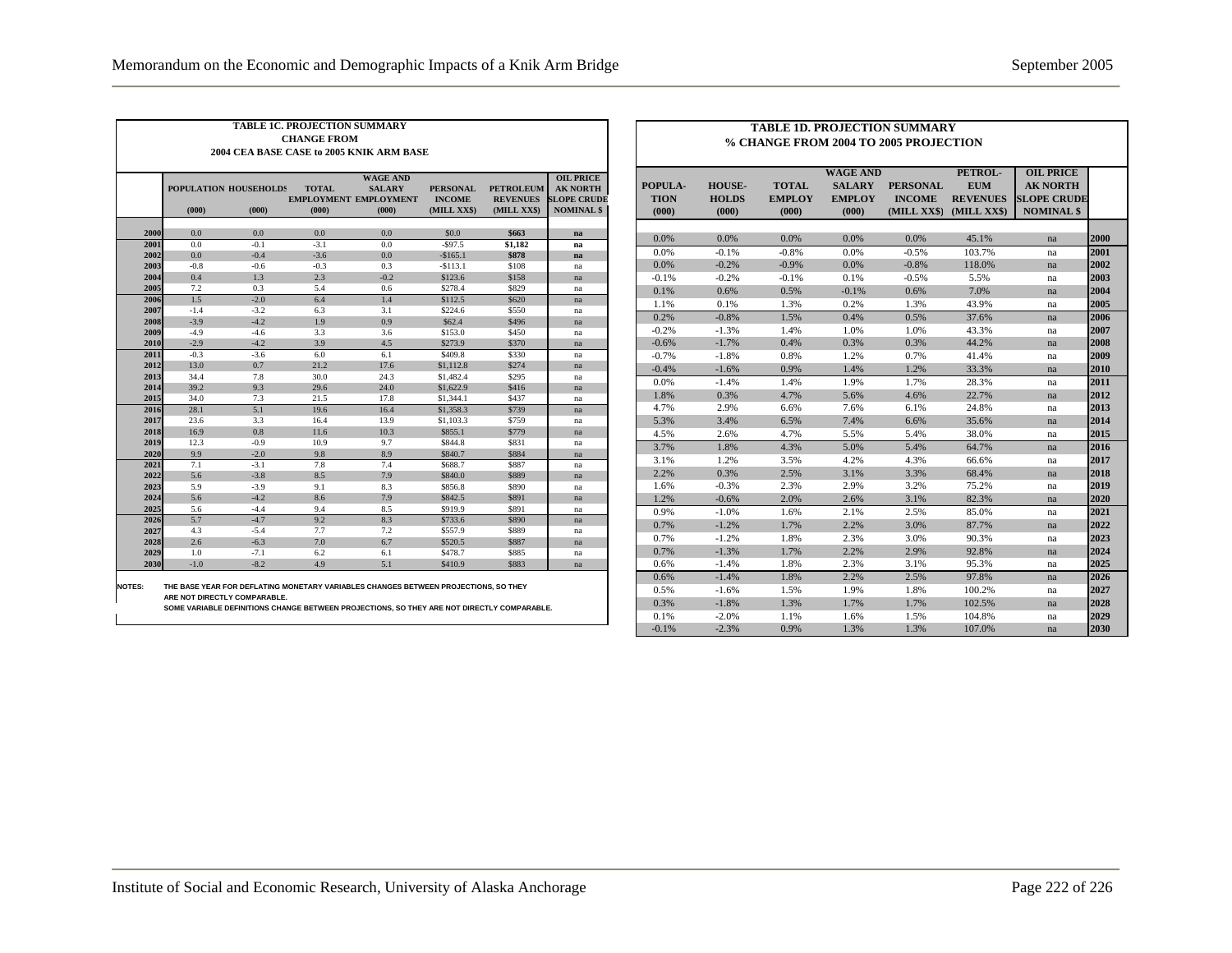## TABLE 1C. PROJECTION SUMMARY
### CHANGE FROM
### 2004 CEA BASE CASE to 2005 KNIK ARM BASE

| | POPULATION (000) | HOUSEHOLDS (000) | TOTAL EMPLOYMENT (000) | WAGE AND SALARY EMPLOYMENT (000) | PERSONAL INCOME (MILL XX$) | PETROLEUM REVENUES (MILL XX$) | OIL PRICE AK NORTH SLOPE CRUDE NOMINAL $ |
|---|---|---|---|---|---|---|---|
| 2000 | 0.0 | 0.0 | 0.0 | 0.0 | $0.0 | $663 | na |
| 2001 | 0.0 | -0.1 | -3.1 | 0.0 | -$97.5 | $1,182 | na |
| 2002 | 0.0 | -0.4 | -3.6 | 0.0 | -$165.1 | $878 | na |
| 2003 | -0.8 | -0.6 | -0.3 | 0.3 | -$113.1 | $108 | na |
| 2004 | 0.4 | 1.3 | 2.3 | -0.2 | $123.6 | $158 | na |
| 2005 | 7.2 | 0.3 | 5.4 | 0.6 | $278.4 | $829 | na |
| 2006 | 1.5 | -2.0 | 6.4 | 1.4 | $112.5 | $620 | na |
| 2007 | -1.4 | -3.2 | 6.3 | 3.1 | $224.6 | $550 | na |
| 2008 | -3.9 | -4.2 | 1.9 | 0.9 | $62.4 | $496 | na |
| 2009 | -4.9 | -4.6 | 3.3 | 3.6 | $153.0 | $450 | na |
| 2010 | -2.9 | -4.2 | 3.9 | 4.5 | $273.9 | $370 | na |
| 2011 | -0.3 | -3.6 | 6.0 | 6.1 | $409.8 | $330 | na |
| 2012 | 13.0 | 0.7 | 21.2 | 17.6 | $1,112.8 | $274 | na |
| 2013 | 34.4 | 7.8 | 30.0 | 24.3 | $1,482.4 | $295 | na |
| 2014 | 39.2 | 9.3 | 29.6 | 24.0 | $1,622.9 | $416 | na |
| 2015 | 34.0 | 7.3 | 21.5 | 17.8 | $1,344.1 | $437 | na |
| 2016 | 28.1 | 5.1 | 19.6 | 16.4 | $1,358.3 | $739 | na |
| 2017 | 23.6 | 3.3 | 16.4 | 13.9 | $1,103.3 | $759 | na |
| 2018 | 16.9 | 0.8 | 11.6 | 10.3 | $855.1 | $779 | na |
| 2019 | 12.3 | -0.9 | 10.9 | 9.7 | $844.8 | $831 | na |
| 2020 | 9.9 | -2.0 | 9.8 | 8.9 | $840.7 | $884 | na |
| 2021 | 7.1 | -3.1 | 7.8 | 7.4 | $688.7 | $887 | na |
| 2022 | 5.6 | -3.8 | 8.5 | 7.9 | $840.0 | $889 | na |
| 2023 | 5.9 | -3.9 | 9.1 | 8.3 | $856.8 | $890 | na |
| 2024 | 5.6 | -4.2 | 8.6 | 7.9 | $842.5 | $891 | na |
| 2025 | 5.6 | -4.4 | 9.4 | 8.5 | $919.9 | $891 | na |
| 2026 | 5.7 | -4.7 | 9.2 | 8.3 | $733.6 | $890 | na |
| 2027 | 4.3 | -5.4 | 7.7 | 7.2 | $557.9 | $889 | na |
| 2028 | 2.6 | -6.3 | 7.0 | 6.7 | $520.5 | $887 | na |
| 2029 | 1.0 | -7.1 | 6.2 | 6.1 | $478.7 | $885 | na |
| 2030 | -1.0 | -8.2 | 4.9 | 5.1 | $410.9 | $883 | na |

NOTES: THE BASE YEAR FOR DEFLATING MONETARY VARIABLES CHANGES BETWEEN PROJECTIONS, SO THEY ARE NOT DIRECTLY COMPARABLE.
SOME VARIABLE DEFINITIONS CHANGE BETWEEN PROJECTIONS, SO THEY ARE NOT DIRECTLY COMPARABLE.

## TABLE 1D. PROJECTION SUMMARY
### % CHANGE FROM 2004 TO 2005 PROJECTION

| POPULATION (000) | HOUSEHOLDS (000) | TOTAL EMPLOY (000) | WAGE AND SALARY EMPLOY (000) | PERSONAL INCOME (MILL XX$) | PETROLEUM REVENUES (MILL XX$) | OIL PRICE AK NORTH SLOPE CRUDE NOMINAL $ | |
|---|---|---|---|---|---|---|---|
| 0.0% | 0.0% | 0.0% | 0.0% | 0.0% | 45.1% | na | 2000 |
| 0.0% | -0.1% | -0.8% | 0.0% | -0.5% | 103.7% | na | 2001 |
| 0.0% | -0.2% | -0.9% | 0.0% | -0.8% | 118.0% | na | 2002 |
| -0.1% | -0.2% | -0.1% | 0.1% | -0.5% | 5.5% | na | 2003 |
| 0.1% | 0.6% | 0.5% | -0.1% | 0.6% | 7.0% | na | 2004 |
| 1.1% | 0.1% | 1.3% | 0.2% | 1.3% | 43.9% | na | 2005 |
| 0.2% | -0.8% | 1.5% | 0.4% | 0.5% | 37.6% | na | 2006 |
| -0.2% | -1.3% | 1.4% | 1.0% | 1.0% | 43.3% | na | 2007 |
| -0.6% | -1.7% | 0.4% | 0.3% | 0.3% | 44.2% | na | 2008 |
| -0.7% | -1.8% | 0.8% | 1.2% | 0.7% | 41.4% | na | 2009 |
| -0.4% | -1.6% | 0.9% | 1.4% | 1.2% | 33.3% | na | 2010 |
| 0.0% | -1.4% | 1.4% | 1.9% | 1.7% | 28.3% | na | 2011 |
| 1.8% | 0.3% | 4.7% | 5.6% | 4.6% | 22.7% | na | 2012 |
| 4.7% | 2.9% | 6.6% | 7.6% | 6.1% | 24.8% | na | 2013 |
| 5.3% | 3.4% | 6.5% | 7.4% | 6.6% | 35.6% | na | 2014 |
| 4.5% | 2.6% | 4.7% | 5.5% | 5.4% | 38.0% | na | 2015 |
| 3.7% | 1.8% | 4.3% | 5.0% | 5.4% | 64.7% | na | 2016 |
| 3.1% | 1.2% | 3.5% | 4.2% | 4.3% | 66.6% | na | 2017 |
| 2.2% | 0.3% | 2.5% | 3.1% | 3.3% | 68.4% | na | 2018 |
| 1.6% | -0.3% | 2.3% | 2.9% | 3.2% | 75.2% | na | 2019 |
| 1.2% | -0.6% | 2.0% | 2.6% | 3.1% | 82.3% | na | 2020 |
| 0.9% | -1.0% | 1.6% | 2.1% | 2.5% | 85.0% | na | 2021 |
| 0.7% | -1.2% | 1.7% | 2.2% | 3.0% | 87.7% | na | 2022 |
| 0.7% | -1.2% | 1.8% | 2.3% | 3.0% | 90.3% | na | 2023 |
| 0.7% | -1.3% | 1.7% | 2.2% | 2.9% | 92.8% | na | 2024 |
| 0.6% | -1.4% | 1.8% | 2.3% | 3.1% | 95.3% | na | 2025 |
| 0.6% | -1.4% | 1.8% | 2.2% | 2.5% | 97.8% | na | 2026 |
| 0.5% | -1.6% | 1.5% | 1.9% | 1.8% | 100.2% | na | 2027 |
| 0.3% | -1.8% | 1.3% | 1.7% | 1.7% | 102.5% | na | 2028 |
| 0.1% | -2.0% | 1.1% | 1.6% | 1.5% | 104.8% | na | 2029 |
| -0.1% | -2.3% | 0.9% | 1.3% | 1.3% | 107.0% | na | 2030 |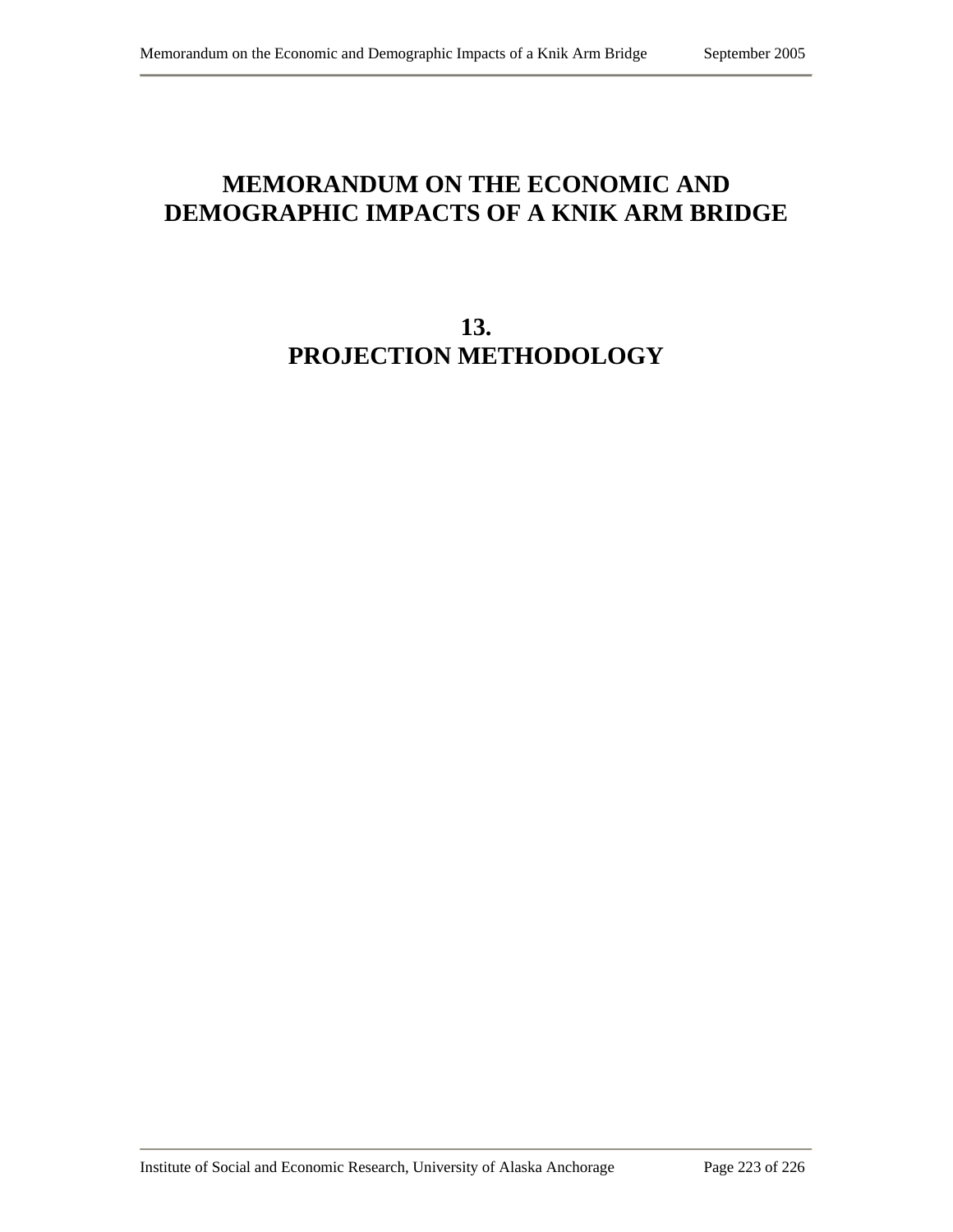# MEMORANDUM ON THE ECONOMIC AND DEMOGRAPHIC IMPACTS OF A KNIK ARM BRIDGE

## 13. PROJECTION METHODOLOGY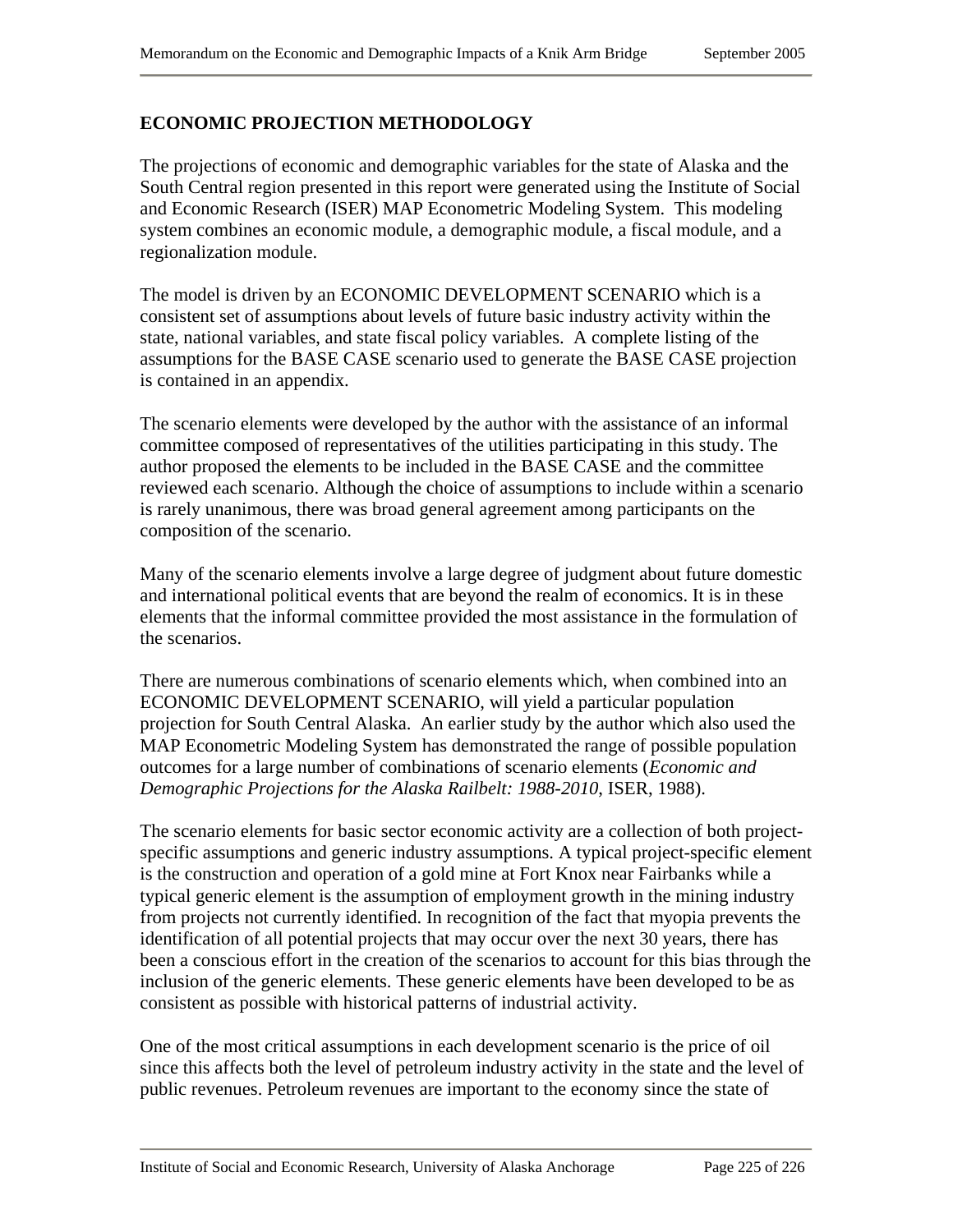## ECONOMIC PROJECTION METHODOLOGY

The projections of economic and demographic variables for the state of Alaska and the South Central region presented in this report were generated using the Institute of Social and Economic Research (ISER) MAP Econometric Modeling System. This modeling system combines an economic module, a demographic module, a fiscal module, and a regionalization module.

The model is driven by an ECONOMIC DEVELOPMENT SCENARIO which is a consistent set of assumptions about levels of future basic industry activity within the state, national variables, and state fiscal policy variables. A complete listing of the assumptions for the BASE CASE scenario used to generate the BASE CASE projection is contained in an appendix.

The scenario elements were developed by the author with the assistance of an informal committee composed of representatives of the utilities participating in this study. The author proposed the elements to be included in the BASE CASE and the committee reviewed each scenario. Although the choice of assumptions to include within a scenario is rarely unanimous, there was broad general agreement among participants on the composition of the scenario.

Many of the scenario elements involve a large degree of judgment about future domestic and international political events that are beyond the realm of economics. It is in these elements that the informal committee provided the most assistance in the formulation of the scenarios.

There are numerous combinations of scenario elements which, when combined into an ECONOMIC DEVELOPMENT SCENARIO, will yield a particular population projection for South Central Alaska. An earlier study by the author which also used the MAP Econometric Modeling System has demonstrated the range of possible population outcomes for a large number of combinations of scenario elements (*Economic and Demographic Projections for the Alaska Railbelt: 1988-2010*, ISER, 1988).

The scenario elements for basic sector economic activity are a collection of both project-specific assumptions and generic industry assumptions. A typical project-specific element is the construction and operation of a gold mine at Fort Knox near Fairbanks while a typical generic element is the assumption of employment growth in the mining industry from projects not currently identified. In recognition of the fact that myopia prevents the identification of all potential projects that may occur over the next 30 years, there has been a conscious effort in the creation of the scenarios to account for this bias through the inclusion of the generic elements. These generic elements have been developed to be as consistent as possible with historical patterns of industrial activity.

One of the most critical assumptions in each development scenario is the price of oil since this affects both the level of petroleum industry activity in the state and the level of public revenues. Petroleum revenues are important to the economy since the state of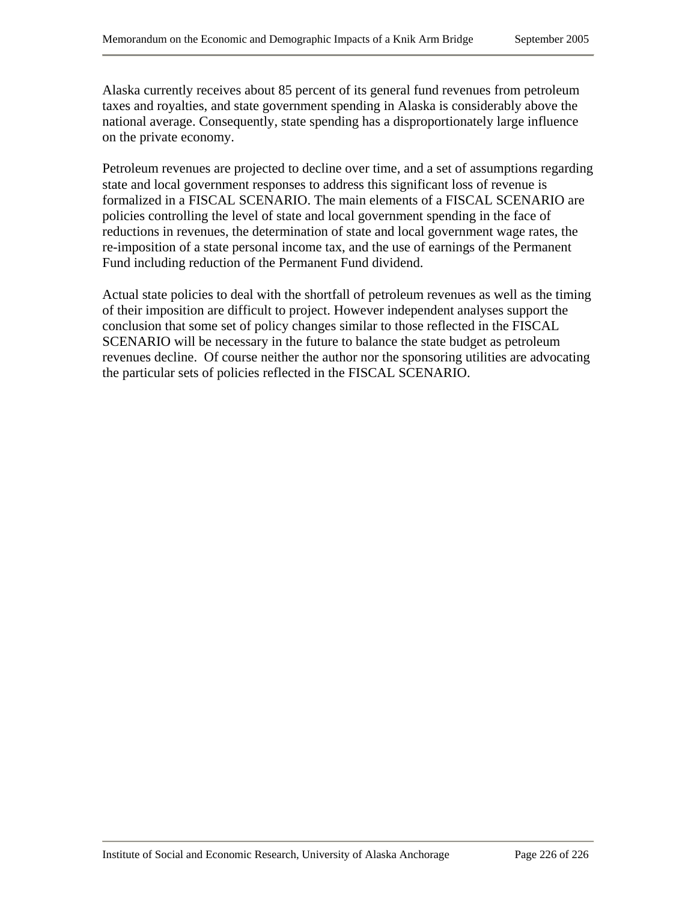Alaska currently receives about 85 percent of its general fund revenues from petroleum taxes and royalties, and state government spending in Alaska is considerably above the national average. Consequently, state spending has a disproportionately large influence on the private economy.

Petroleum revenues are projected to decline over time, and a set of assumptions regarding state and local government responses to address this significant loss of revenue is formalized in a FISCAL SCENARIO. The main elements of a FISCAL SCENARIO are policies controlling the level of state and local government spending in the face of reductions in revenues, the determination of state and local government wage rates, the re-imposition of a state personal income tax, and the use of earnings of the Permanent Fund including reduction of the Permanent Fund dividend.

Actual state policies to deal with the shortfall of petroleum revenues as well as the timing of their imposition are difficult to project. However independent analyses support the conclusion that some set of policy changes similar to those reflected in the FISCAL SCENARIO will be necessary in the future to balance the state budget as petroleum revenues decline. Of course neither the author nor the sponsoring utilities are advocating the particular sets of policies reflected in the FISCAL SCENARIO.